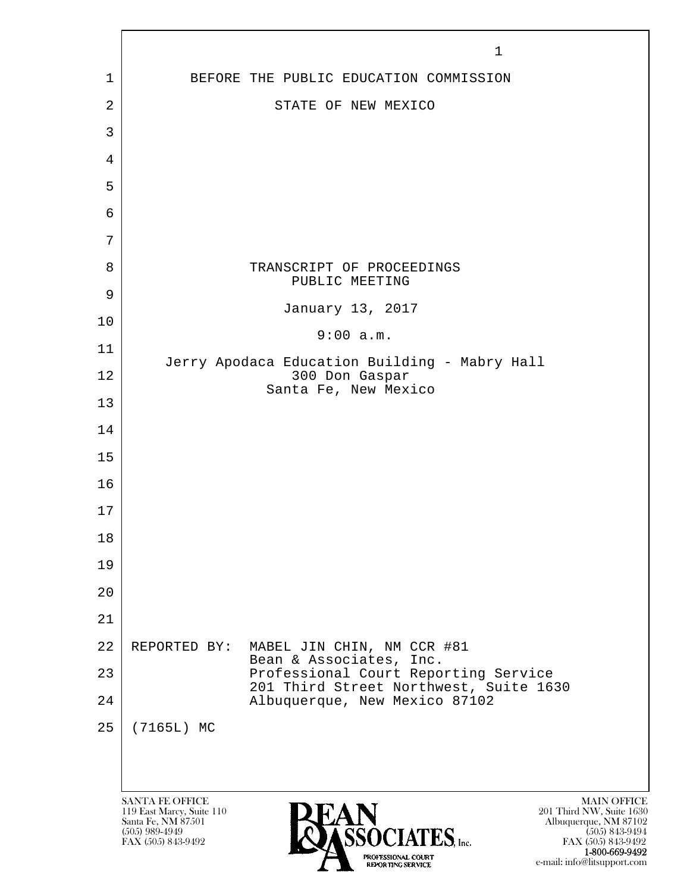BEFORE THE PUBLIC EDUCATION COMMISSION

STATE OF NEW MEXICO

TRANSCRIPT OF PROCEEDINGS
PUBLIC MEETING

January 13, 2017

9:00 a.m.

Jerry Apodaca Education Building - Mabry Hall
300 Don Gaspar
Santa Fe, New Mexico

REPORTED BY: MABEL JIN CHIN, NM CCR #81
Bean & Associates, Inc.
Professional Court Reporting Service
201 Third Street Northwest, Suite 1630
Albuquerque, New Mexico 87102

(7165L) MC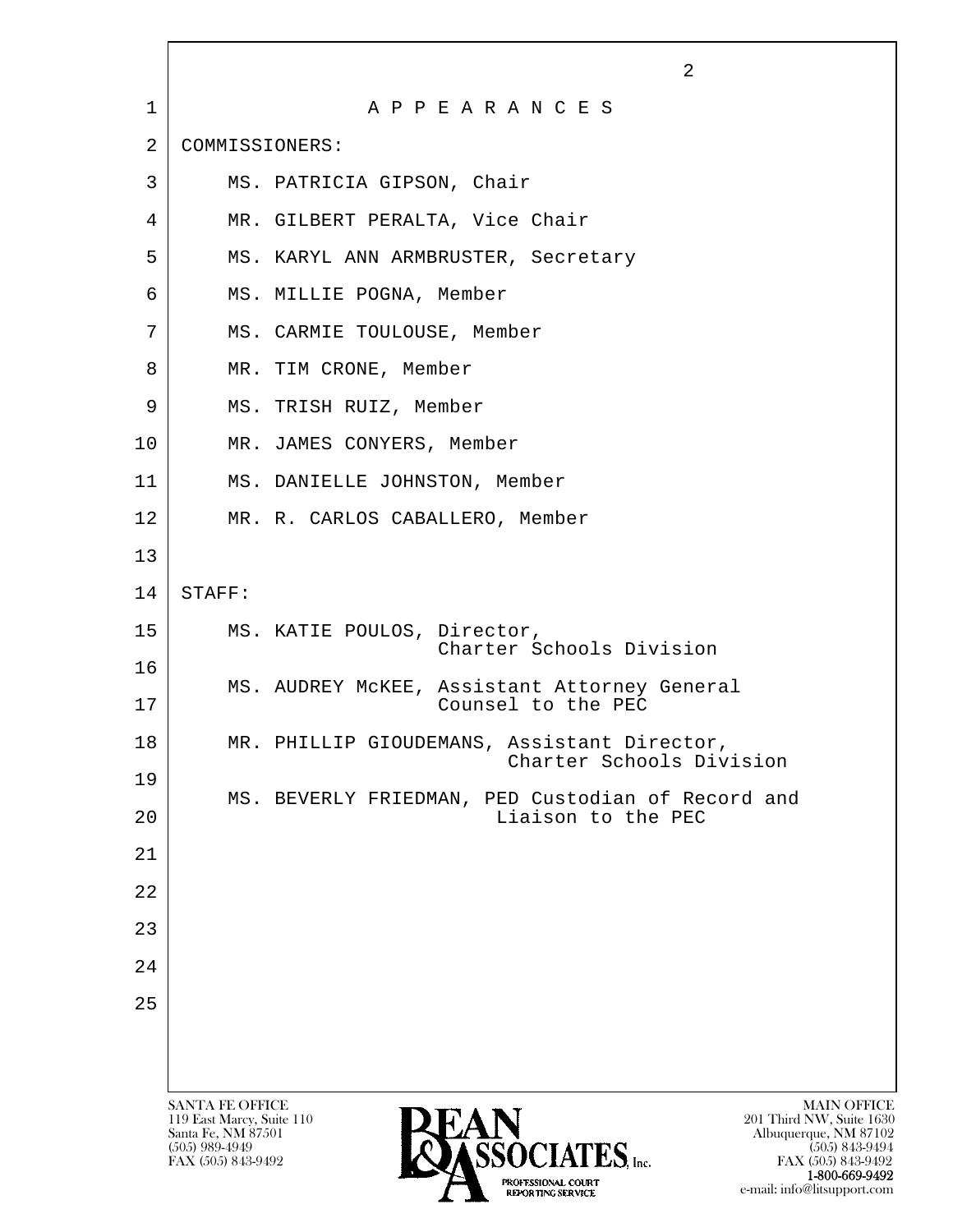# A P P E A R A N C E S

COMMISSIONERS:

- MS. PATRICIA GIPSON, Chair
- MR. GILBERT PERALTA, Vice Chair
- MS. KARYL ANN ARMBRUSTER, Secretary
- MS. MILLIE POGNA, Member
- MS. CARMIE TOULOUSE, Member
- MR. TIM CRONE, Member
- MS. TRISH RUIZ, Member
- MR. JAMES CONYERS, Member
- MS. DANIELLE JOHNSTON, Member
- MR. R. CARLOS CABALLERO, Member

STAFF:

- MS. KATIE POULOS, Director, Charter Schools Division
- MS. AUDREY McKEE, Assistant Attorney General Counsel to the PEC
- MR. PHILLIP GIOUDEMANS, Assistant Director, Charter Schools Division
- MS. BEVERLY FRIEDMAN, PED Custodian of Record and Liaison to the PEC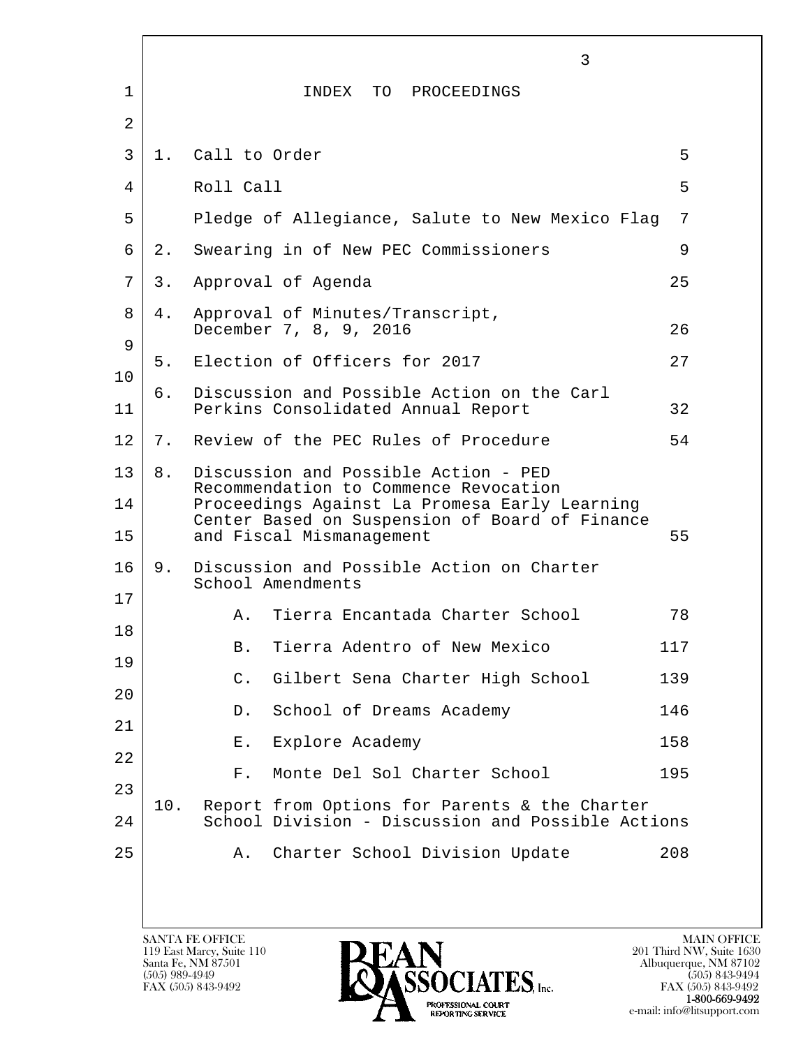# INDEX TO PROCEEDINGS

| | | Page |
|---|---|---|
| 1. | Call to Order | 5 |
| | Roll Call | 5 |
| | Pledge of Allegiance, Salute to New Mexico Flag | 7 |
| 2. | Swearing in of New PEC Commissioners | 9 |
| 3. | Approval of Agenda | 25 |
| 4. | Approval of Minutes/Transcript, December 7, 8, 9, 2016 | 26 |
| 5. | Election of Officers for 2017 | 27 |
| 6. | Discussion and Possible Action on the Carl Perkins Consolidated Annual Report | 32 |
| 7. | Review of the PEC Rules of Procedure | 54 |
| 8. | Discussion and Possible Action - PED Recommendation to Commence Revocation Proceedings Against La Promesa Early Learning Center Based on Suspension of Board of Finance and Fiscal Mismanagement | 55 |
| 9. | Discussion and Possible Action on Charter School Amendments | |
| | A. Tierra Encantada Charter School | 78 |
| | B. Tierra Adentro of New Mexico | 117 |
| | C. Gilbert Sena Charter High School | 139 |
| | D. School of Dreams Academy | 146 |
| | E. Explore Academy | 158 |
| | F. Monte Del Sol Charter School | 195 |
| 10. | Report from Options for Parents & the Charter School Division - Discussion and Possible Actions | |
| | A. Charter School Division Update | 208 |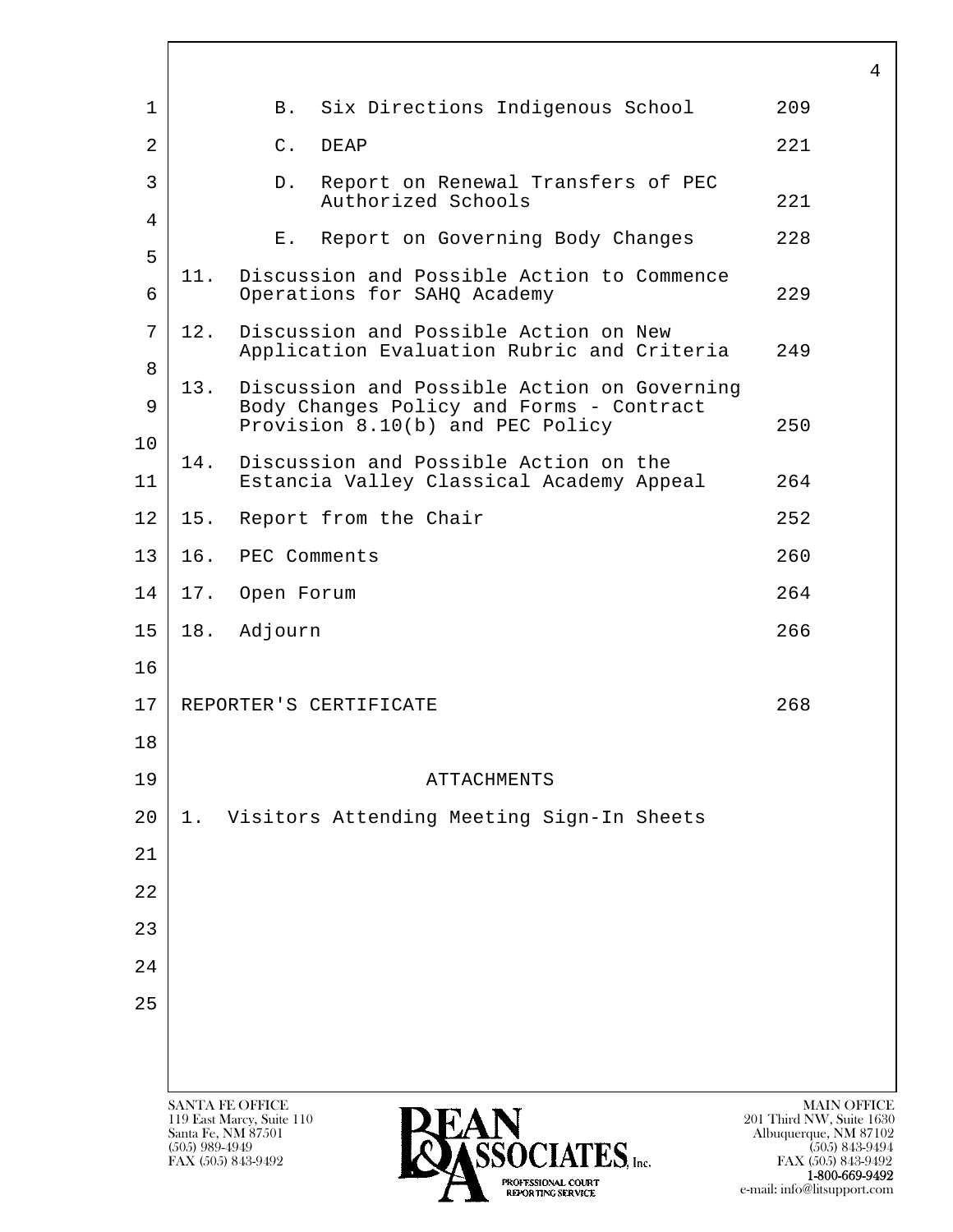| | | |
|---|---|---|
| | B. Six Directions Indigenous School | 209 |
| | C. DEAP | 221 |
| | D. Report on Renewal Transfers of PEC Authorized Schools | 221 |
| | E. Report on Governing Body Changes | 228 |
| 11. | Discussion and Possible Action to Commence Operations for SAHQ Academy | 229 |
| 12. | Discussion and Possible Action on New Application Evaluation Rubric and Criteria | 249 |
| 13. | Discussion and Possible Action on Governing Body Changes Policy and Forms - Contract Provision 8.10(b) and PEC Policy | 250 |
| 14. | Discussion and Possible Action on the Estancia Valley Classical Academy Appeal | 264 |
| 15. | Report from the Chair | 252 |
| 16. | PEC Comments | 260 |
| 17. | Open Forum | 264 |
| 18. | Adjourn | 266 |

REPORTER'S CERTIFICATE 268

ATTACHMENTS

1. Visitors Attending Meeting Sign-In Sheets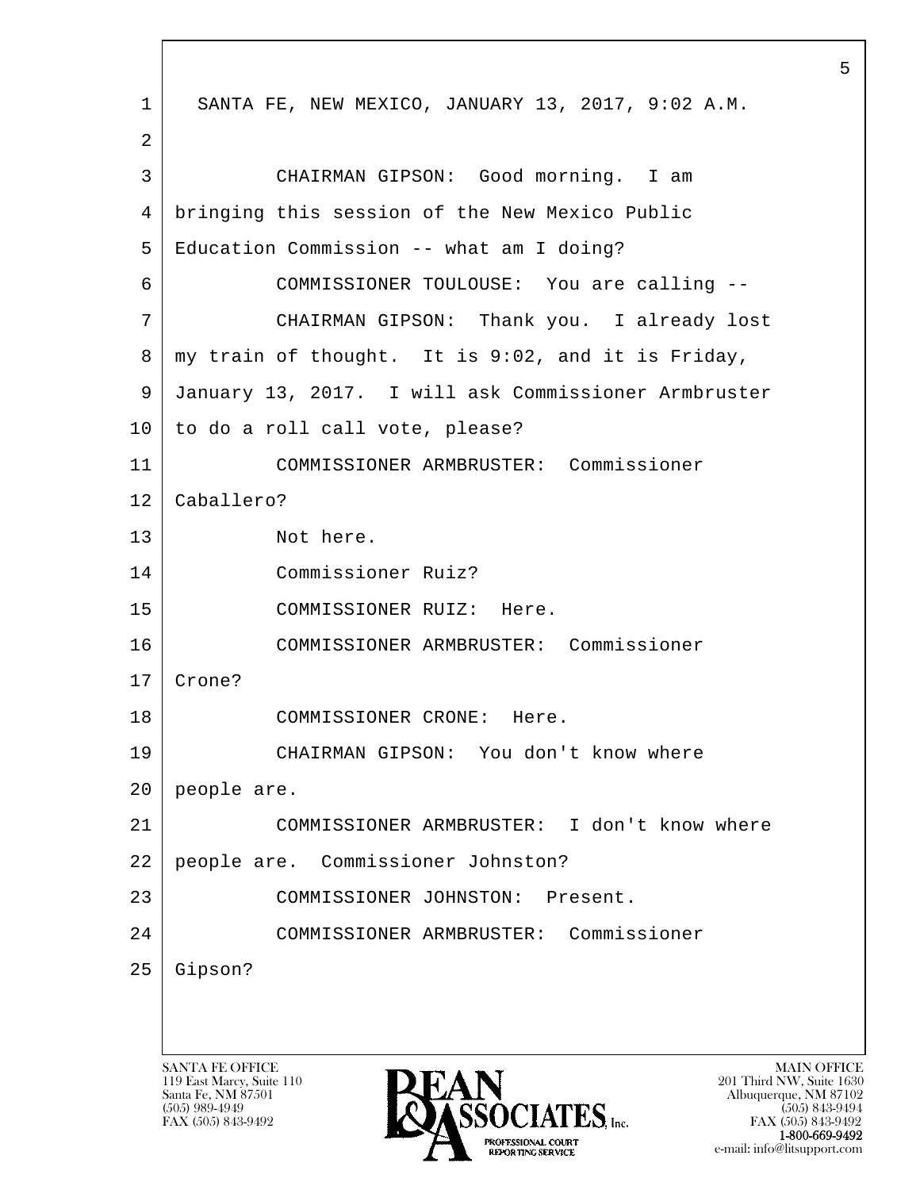SANTA FE, NEW MEXICO, JANUARY 13, 2017, 9:02 A.M.

CHAIRMAN GIPSON: Good morning. I am bringing this session of the New Mexico Public Education Commission -- what am I doing?

COMMISSIONER TOULOUSE: You are calling --

CHAIRMAN GIPSON: Thank you. I already lost my train of thought. It is 9:02, and it is Friday, January 13, 2017. I will ask Commissioner Armbruster to do a roll call vote, please?

COMMISSIONER ARMBRUSTER: Commissioner Caballero?

Not here.

Commissioner Ruiz?

COMMISSIONER RUIZ: Here.

COMMISSIONER ARMBRUSTER: Commissioner Crone?

COMMISSIONER CRONE: Here.

CHAIRMAN GIPSON: You don't know where people are.

COMMISSIONER ARMBRUSTER: I don't know where people are. Commissioner Johnston?

COMMISSIONER JOHNSTON: Present.

COMMISSIONER ARMBRUSTER: Commissioner Gipson?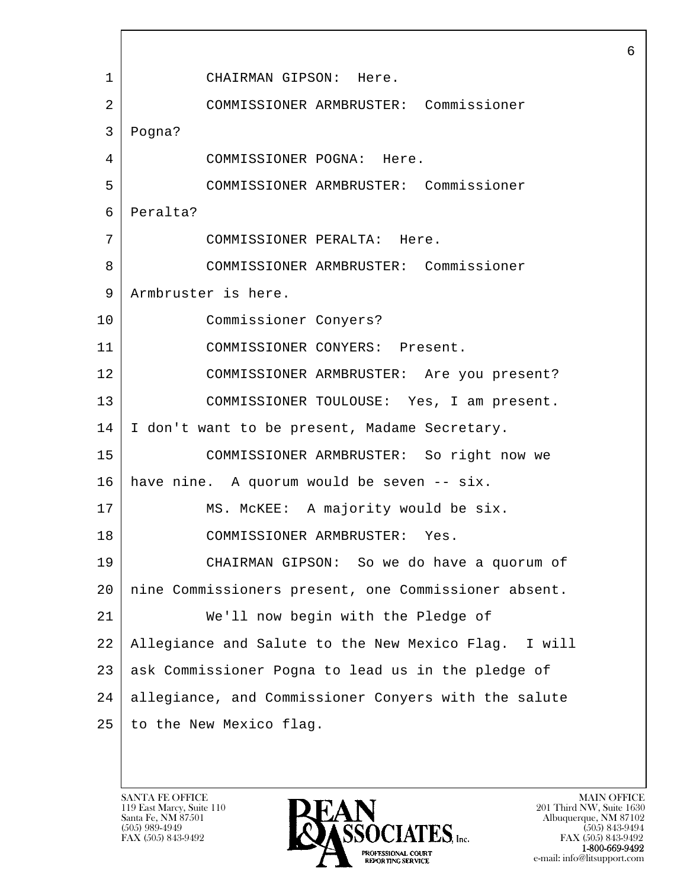CHAIRMAN GIPSON: Here.

COMMISSIONER ARMBRUSTER: Commissioner Pogna?

COMMISSIONER POGNA: Here.

COMMISSIONER ARMBRUSTER: Commissioner Peralta?

COMMISSIONER PERALTA: Here.

COMMISSIONER ARMBRUSTER: Commissioner Armbruster is here.

Commissioner Conyers?

COMMISSIONER CONYERS: Present.

COMMISSIONER ARMBRUSTER: Are you present?

COMMISSIONER TOULOUSE: Yes, I am present. I don't want to be present, Madame Secretary.

COMMISSIONER ARMBRUSTER: So right now we have nine. A quorum would be seven -- six.

MS. McKEE: A majority would be six.

COMMISSIONER ARMBRUSTER: Yes.

CHAIRMAN GIPSON: So we do have a quorum of nine Commissioners present, one Commissioner absent.

We'll now begin with the Pledge of Allegiance and Salute to the New Mexico Flag. I will ask Commissioner Pogna to lead us in the pledge of allegiance, and Commissioner Conyers with the salute to the New Mexico flag.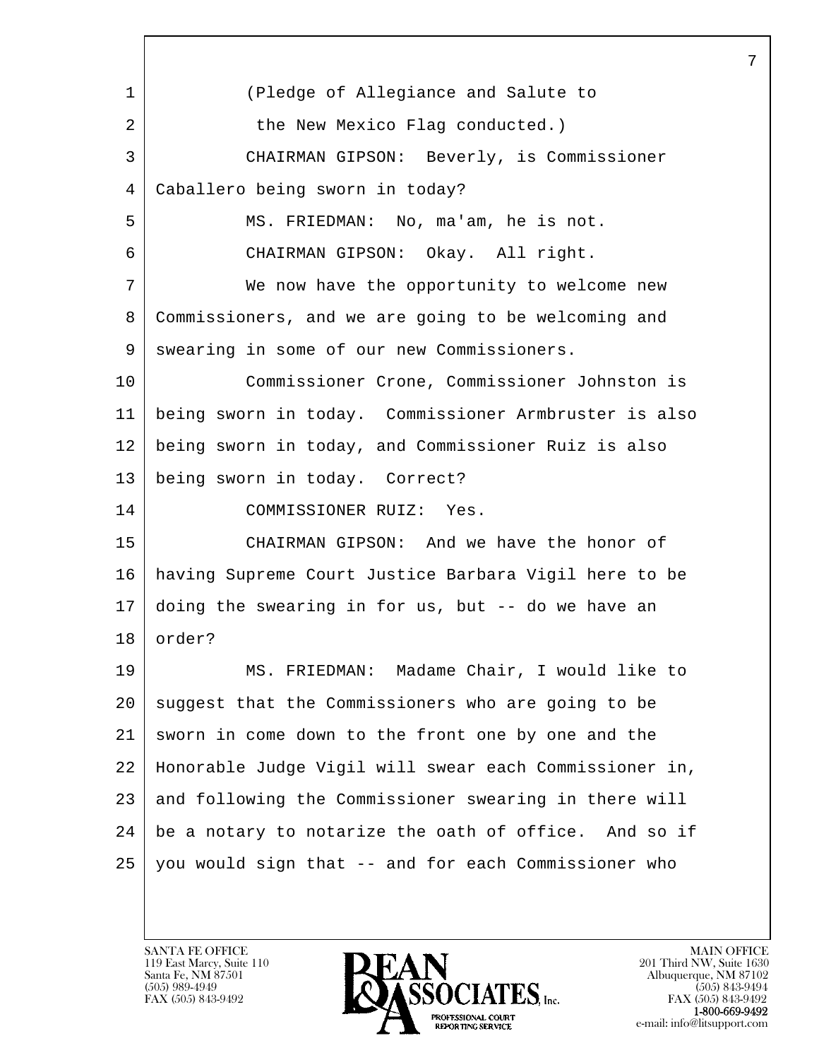(Pledge of Allegiance and Salute to the New Mexico Flag conducted.)

CHAIRMAN GIPSON: Beverly, is Commissioner Caballero being sworn in today?

MS. FRIEDMAN: No, ma'am, he is not.

CHAIRMAN GIPSON: Okay. All right.

We now have the opportunity to welcome new Commissioners, and we are going to be welcoming and swearing in some of our new Commissioners.

Commissioner Crone, Commissioner Johnston is being sworn in today. Commissioner Armbruster is also being sworn in today, and Commissioner Ruiz is also being sworn in today. Correct?

COMMISSIONER RUIZ: Yes.

CHAIRMAN GIPSON: And we have the honor of having Supreme Court Justice Barbara Vigil here to be doing the swearing in for us, but -- do we have an order?

MS. FRIEDMAN: Madame Chair, I would like to suggest that the Commissioners who are going to be sworn in come down to the front one by one and the Honorable Judge Vigil will swear each Commissioner in, and following the Commissioner swearing in there will be a notary to notarize the oath of office. And so if you would sign that -- and for each Commissioner who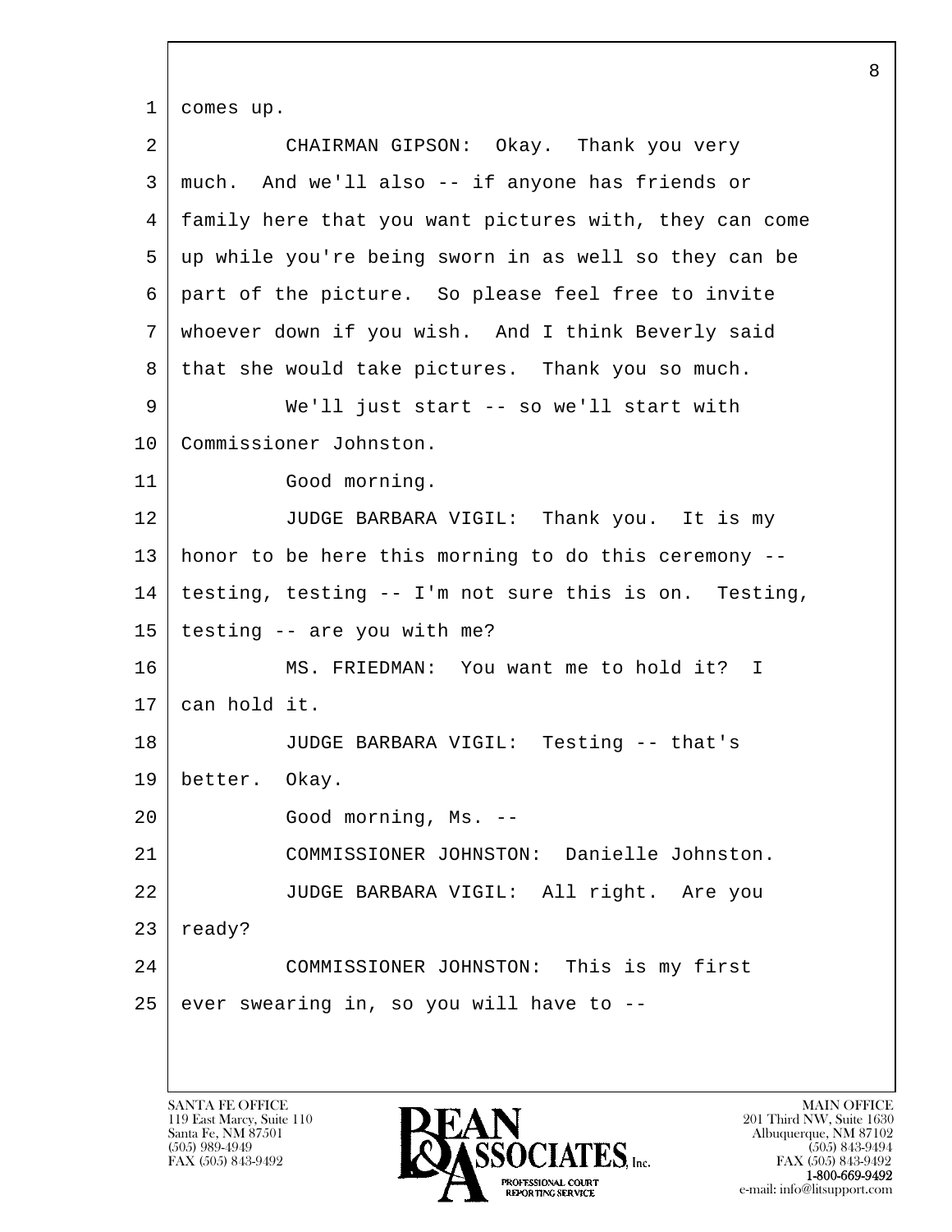comes up.

CHAIRMAN GIPSON: Okay. Thank you very much. And we'll also -- if anyone has friends or family here that you want pictures with, they can come up while you're being sworn in as well so they can be part of the picture. So please feel free to invite whoever down if you wish. And I think Beverly said that she would take pictures. Thank you so much.

We'll just start -- so we'll start with Commissioner Johnston.

Good morning.

JUDGE BARBARA VIGIL: Thank you. It is my honor to be here this morning to do this ceremony -- testing, testing -- I'm not sure this is on. Testing, testing -- are you with me?

MS. FRIEDMAN: You want me to hold it? I can hold it.

JUDGE BARBARA VIGIL: Testing -- that's better. Okay.

Good morning, Ms. --

COMMISSIONER JOHNSTON: Danielle Johnston.

JUDGE BARBARA VIGIL: All right. Are you ready?

COMMISSIONER JOHNSTON: This is my first ever swearing in, so you will have to --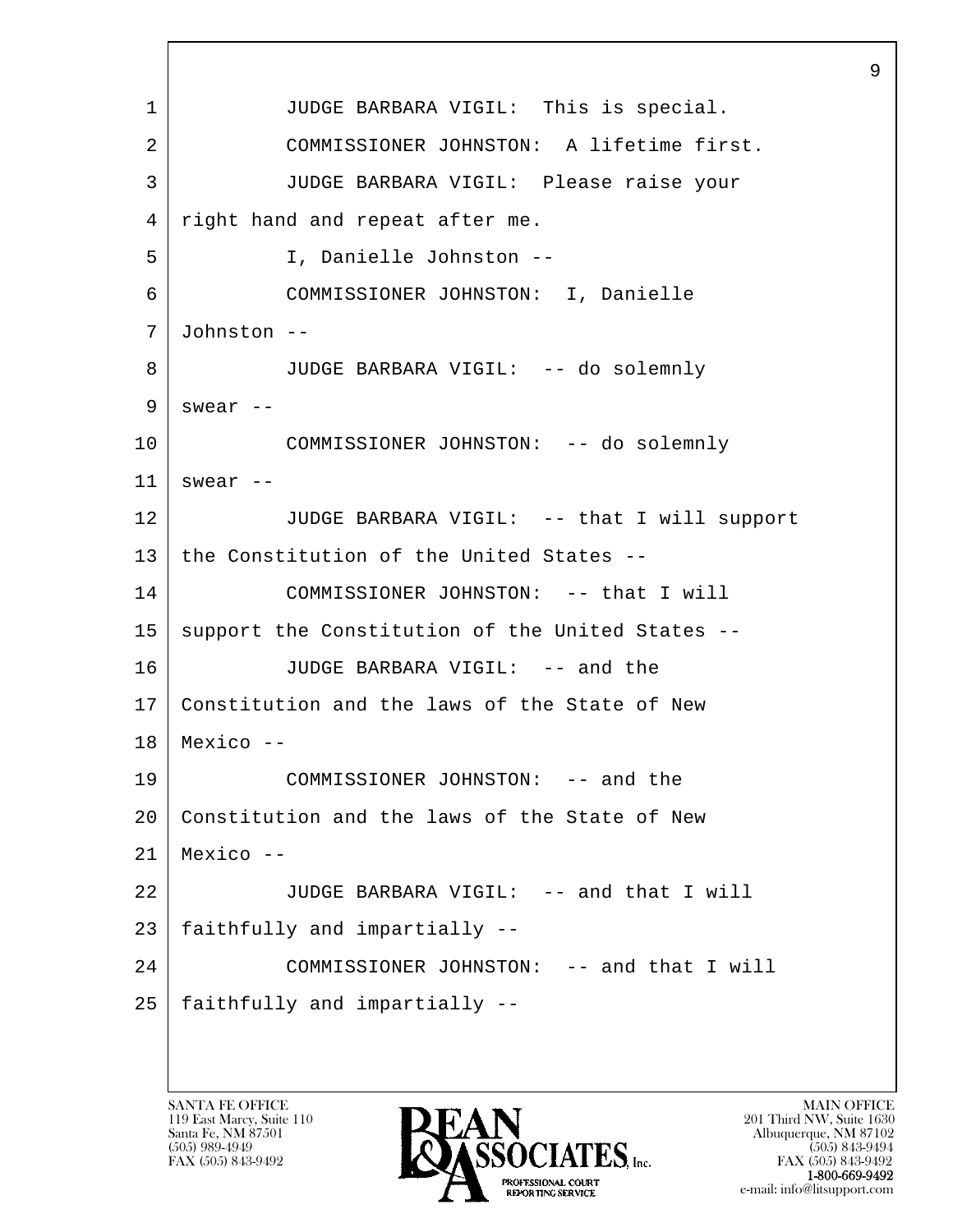JUDGE BARBARA VIGIL: This is special.

COMMISSIONER JOHNSTON: A lifetime first.

JUDGE BARBARA VIGIL: Please raise your right hand and repeat after me.

I, Danielle Johnston --

COMMISSIONER JOHNSTON: I, Danielle Johnston --

JUDGE BARBARA VIGIL: -- do solemnly swear --

COMMISSIONER JOHNSTON: -- do solemnly swear --

JUDGE BARBARA VIGIL: -- that I will support the Constitution of the United States --

COMMISSIONER JOHNSTON: -- that I will support the Constitution of the United States --

JUDGE BARBARA VIGIL: -- and the Constitution and the laws of the State of New Mexico --

COMMISSIONER JOHNSTON: -- and the Constitution and the laws of the State of New Mexico --

JUDGE BARBARA VIGIL: -- and that I will faithfully and impartially --

COMMISSIONER JOHNSTON: -- and that I will faithfully and impartially --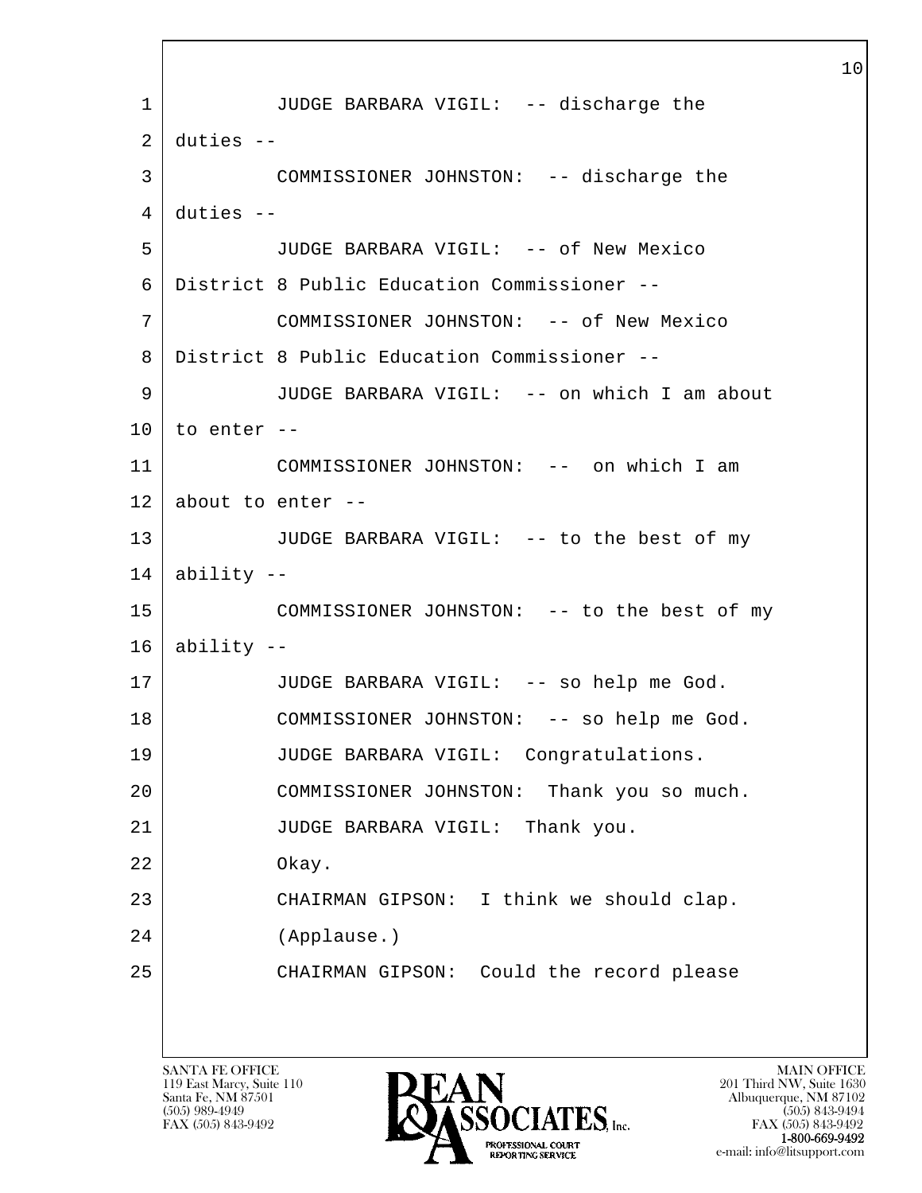JUDGE BARBARA VIGIL: -- discharge the duties --

COMMISSIONER JOHNSTON: -- discharge the duties --

JUDGE BARBARA VIGIL: -- of New Mexico District 8 Public Education Commissioner --

COMMISSIONER JOHNSTON: -- of New Mexico District 8 Public Education Commissioner --

JUDGE BARBARA VIGIL: -- on which I am about to enter --

COMMISSIONER JOHNSTON: -- on which I am about to enter --

JUDGE BARBARA VIGIL: -- to the best of my ability --

COMMISSIONER JOHNSTON: -- to the best of my ability --

JUDGE BARBARA VIGIL: -- so help me God.

COMMISSIONER JOHNSTON: -- so help me God.

JUDGE BARBARA VIGIL: Congratulations.

COMMISSIONER JOHNSTON: Thank you so much.

JUDGE BARBARA VIGIL: Thank you.

Okay.

CHAIRMAN GIPSON: I think we should clap.

(Applause.)

CHAIRMAN GIPSON: Could the record please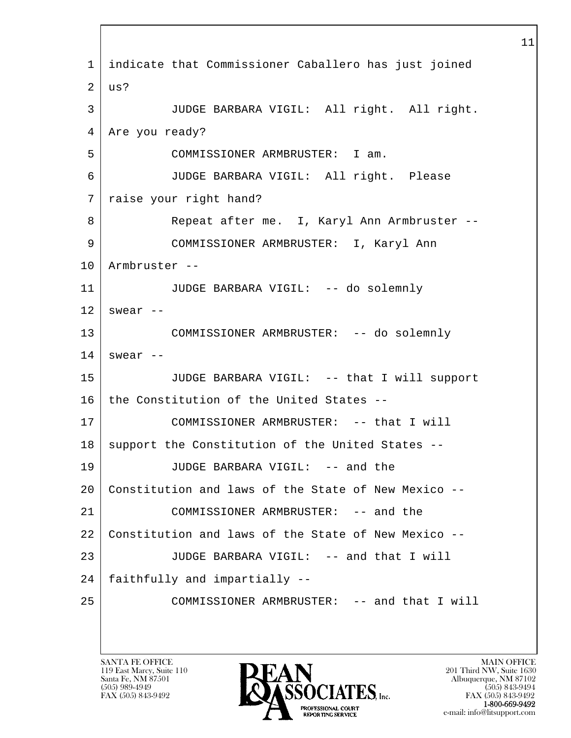1 indicate that Commissioner Caballero has just joined
2 us?
3 JUDGE BARBARA VIGIL: All right. All right.
4 Are you ready?
5 COMMISSIONER ARMBRUSTER: I am.
6 JUDGE BARBARA VIGIL: All right. Please
7 raise your right hand?
8 Repeat after me. I, Karyl Ann Armbruster --
9 COMMISSIONER ARMBRUSTER: I, Karyl Ann
10 Armbruster --
11 JUDGE BARBARA VIGIL: -- do solemnly
12 swear --
13 COMMISSIONER ARMBRUSTER: -- do solemnly
14 swear --
15 JUDGE BARBARA VIGIL: -- that I will support
16 the Constitution of the United States --
17 COMMISSIONER ARMBRUSTER: -- that I will
18 support the Constitution of the United States --
19 JUDGE BARBARA VIGIL: -- and the
20 Constitution and laws of the State of New Mexico --
21 COMMISSIONER ARMBRUSTER: -- and the
22 Constitution and laws of the State of New Mexico --
23 JUDGE BARBARA VIGIL: -- and that I will
24 faithfully and impartially --
25 COMMISSIONER ARMBRUSTER: -- and that I will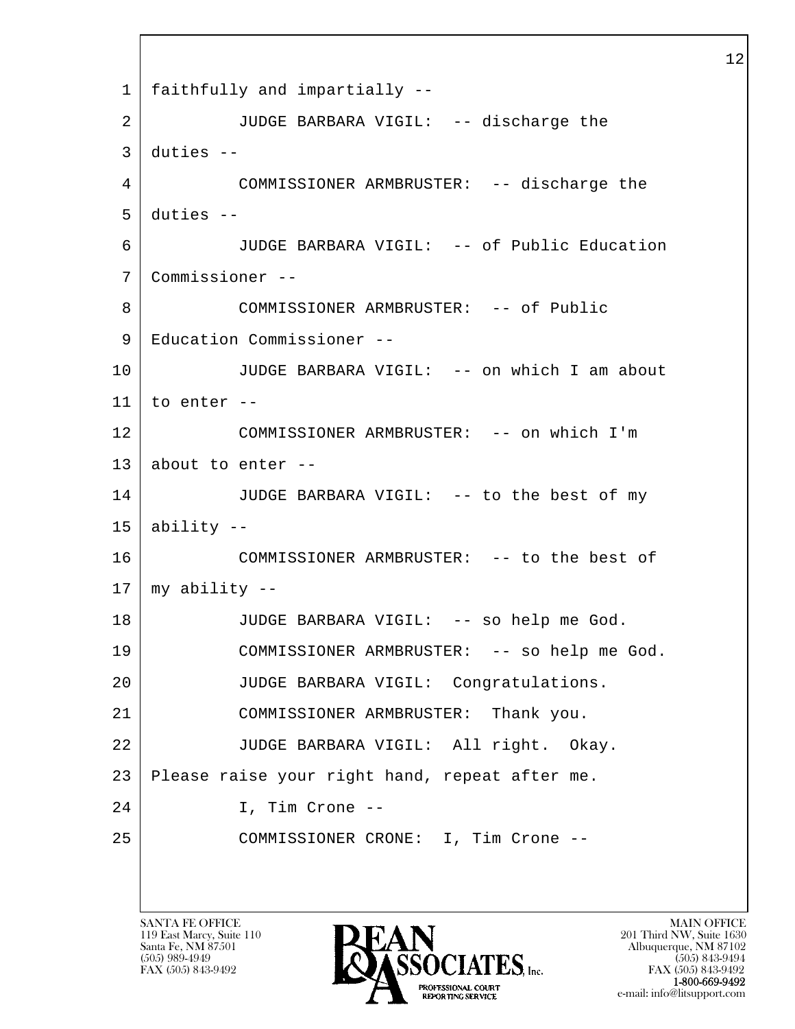faithfully and impartially --

JUDGE BARBARA VIGIL: -- discharge the duties --

COMMISSIONER ARMBRUSTER: -- discharge the duties --

JUDGE BARBARA VIGIL: -- of Public Education Commissioner --

COMMISSIONER ARMBRUSTER: -- of Public Education Commissioner --

JUDGE BARBARA VIGIL: -- on which I am about to enter --

COMMISSIONER ARMBRUSTER: -- on which I'm about to enter --

JUDGE BARBARA VIGIL: -- to the best of my ability --

COMMISSIONER ARMBRUSTER: -- to the best of my ability --

JUDGE BARBARA VIGIL: -- so help me God.

COMMISSIONER ARMBRUSTER: -- so help me God.

JUDGE BARBARA VIGIL: Congratulations.

COMMISSIONER ARMBRUSTER: Thank you.

JUDGE BARBARA VIGIL: All right. Okay. Please raise your right hand, repeat after me.

I, Tim Crone --

COMMISSIONER CRONE: I, Tim Crone --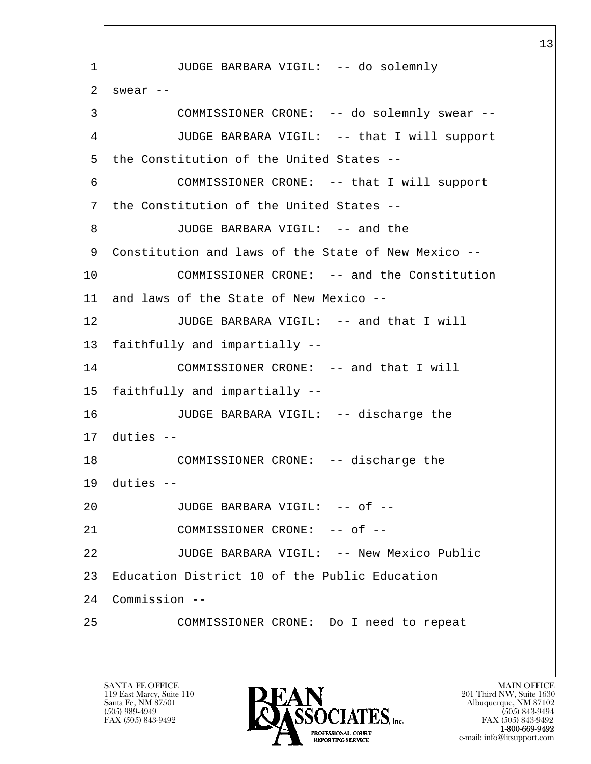1 JUDGE BARBARA VIGIL: -- do solemnly
2 swear --
3 COMMISSIONER CRONE: -- do solemnly swear --
4 JUDGE BARBARA VIGIL: -- that I will support
5 the Constitution of the United States --
6 COMMISSIONER CRONE: -- that I will support
7 the Constitution of the United States --
8 JUDGE BARBARA VIGIL: -- and the
9 Constitution and laws of the State of New Mexico --
10 COMMISSIONER CRONE: -- and the Constitution
11 and laws of the State of New Mexico --
12 JUDGE BARBARA VIGIL: -- and that I will
13 faithfully and impartially --
14 COMMISSIONER CRONE: -- and that I will
15 faithfully and impartially --
16 JUDGE BARBARA VIGIL: -- discharge the
17 duties --
18 COMMISSIONER CRONE: -- discharge the
19 duties --
20 JUDGE BARBARA VIGIL: -- of --
21 COMMISSIONER CRONE: -- of --
22 JUDGE BARBARA VIGIL: -- New Mexico Public
23 Education District 10 of the Public Education
24 Commission --
25 COMMISSIONER CRONE: Do I need to repeat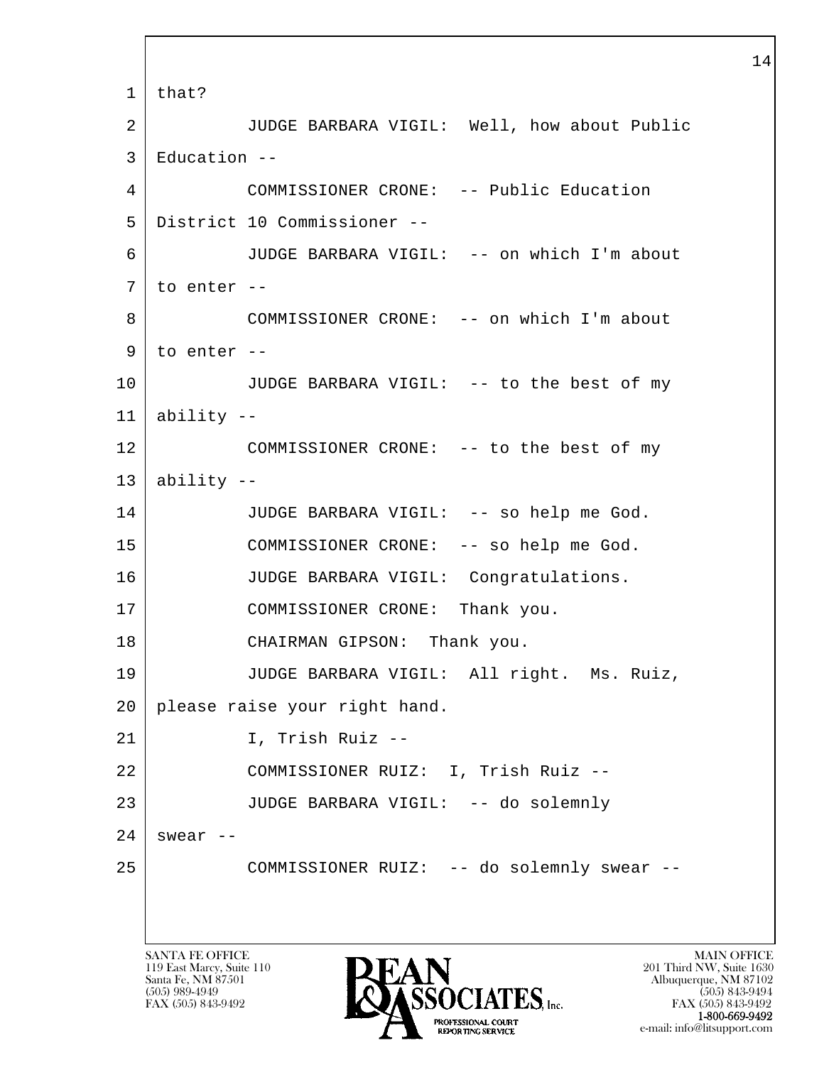1 that?

2 JUDGE BARBARA VIGIL: Well, how about Public

3 Education --

4 COMMISSIONER CRONE: -- Public Education

5 District 10 Commissioner --

6 JUDGE BARBARA VIGIL: -- on which I'm about

7 to enter --

8 COMMISSIONER CRONE: -- on which I'm about

9 to enter --

10 JUDGE BARBARA VIGIL: -- to the best of my

11 ability --

12 COMMISSIONER CRONE: -- to the best of my

13 ability --

14 JUDGE BARBARA VIGIL: -- so help me God.

15 COMMISSIONER CRONE: -- so help me God.

16 JUDGE BARBARA VIGIL: Congratulations.

17 COMMISSIONER CRONE: Thank you.

18 CHAIRMAN GIPSON: Thank you.

19 JUDGE BARBARA VIGIL: All right. Ms. Ruiz,

20 please raise your right hand.

21 I, Trish Ruiz --

22 COMMISSIONER RUIZ: I, Trish Ruiz --

23 JUDGE BARBARA VIGIL: -- do solemnly

24 swear --

25 COMMISSIONER RUIZ: -- do solemnly swear --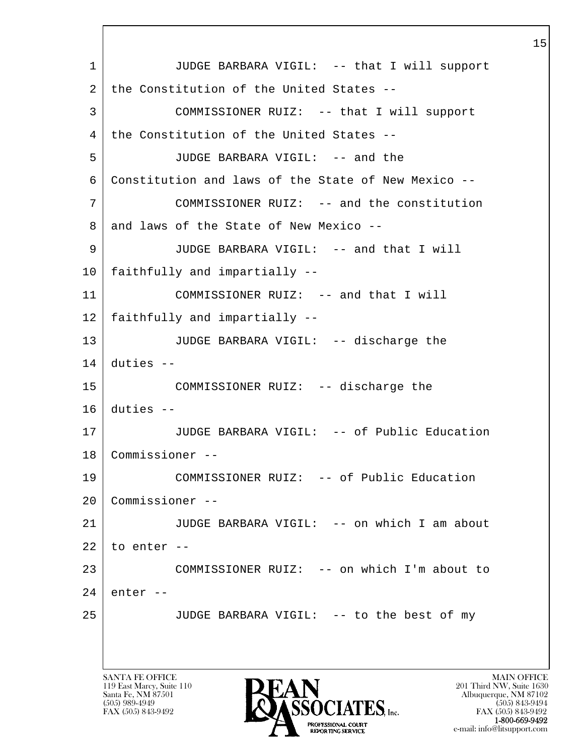JUDGE BARBARA VIGIL: -- that I will support the Constitution of the United States --

COMMISSIONER RUIZ: -- that I will support the Constitution of the United States --

JUDGE BARBARA VIGIL: -- and the Constitution and laws of the State of New Mexico --

COMMISSIONER RUIZ: -- and the constitution and laws of the State of New Mexico --

JUDGE BARBARA VIGIL: -- and that I will faithfully and impartially --

COMMISSIONER RUIZ: -- and that I will faithfully and impartially --

JUDGE BARBARA VIGIL: -- discharge the duties --

COMMISSIONER RUIZ: -- discharge the duties --

JUDGE BARBARA VIGIL: -- of Public Education Commissioner --

COMMISSIONER RUIZ: -- of Public Education Commissioner --

JUDGE BARBARA VIGIL: -- on which I am about to enter --

COMMISSIONER RUIZ: -- on which I'm about to enter --

JUDGE BARBARA VIGIL: -- to the best of my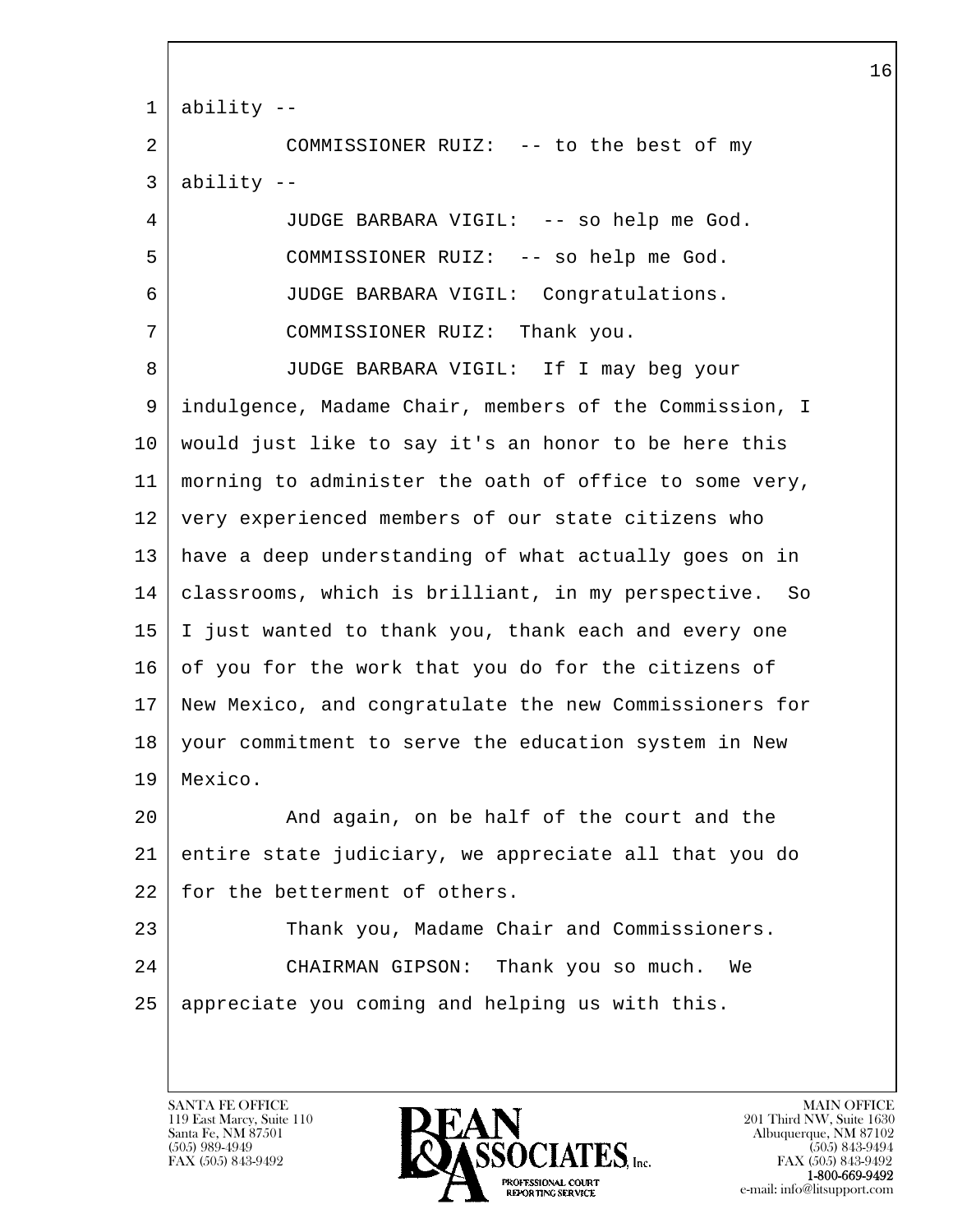ability --

COMMISSIONER RUIZ: -- to the best of my ability --

JUDGE BARBARA VIGIL: -- so help me God.

COMMISSIONER RUIZ: -- so help me God.

JUDGE BARBARA VIGIL: Congratulations.

COMMISSIONER RUIZ: Thank you.

JUDGE BARBARA VIGIL: If I may beg your indulgence, Madame Chair, members of the Commission, I would just like to say it's an honor to be here this morning to administer the oath of office to some very, very experienced members of our state citizens who have a deep understanding of what actually goes on in classrooms, which is brilliant, in my perspective. So I just wanted to thank you, thank each and every one of you for the work that you do for the citizens of New Mexico, and congratulate the new Commissioners for your commitment to serve the education system in New Mexico.

And again, on be half of the court and the entire state judiciary, we appreciate all that you do for the betterment of others.

Thank you, Madame Chair and Commissioners.

CHAIRMAN GIPSON: Thank you so much. We appreciate you coming and helping us with this.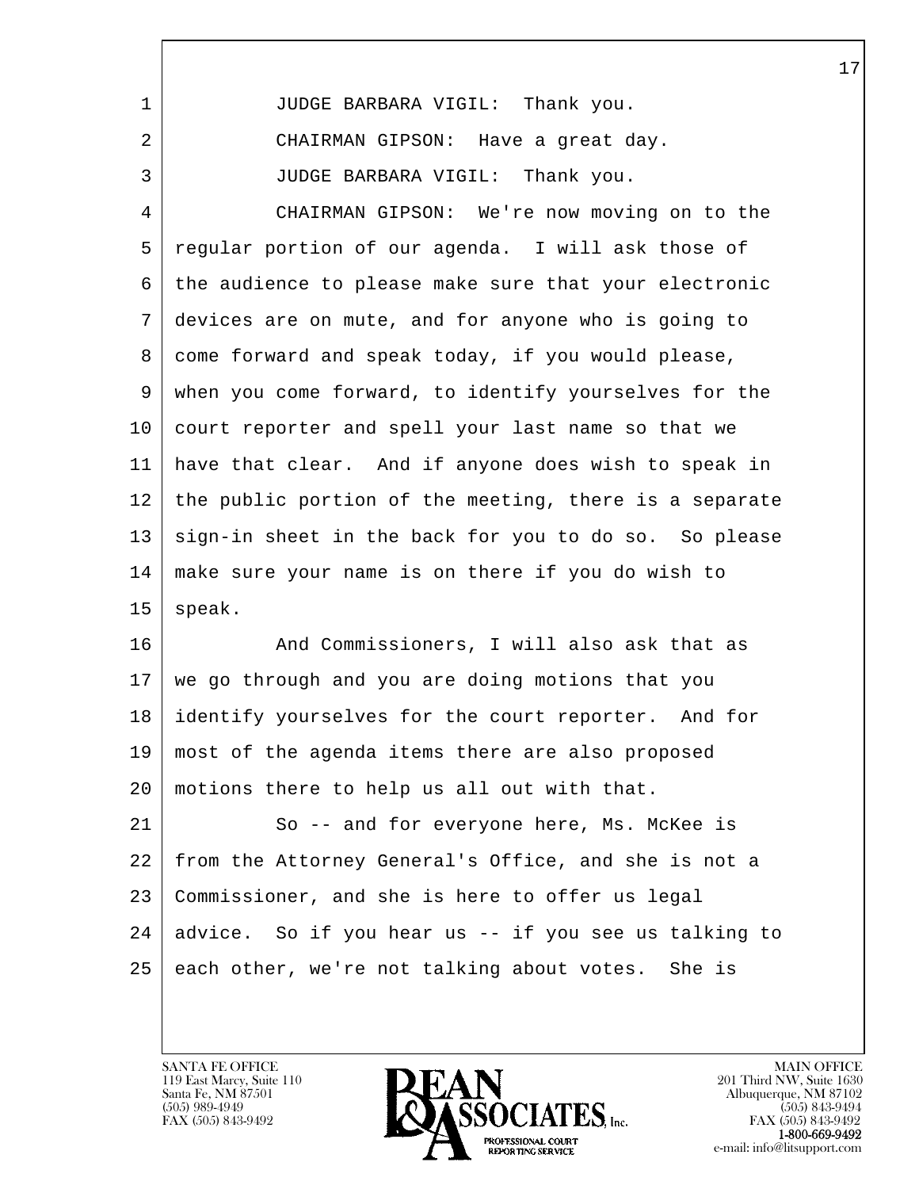JUDGE BARBARA VIGIL: Thank you.

CHAIRMAN GIPSON: Have a great day.

JUDGE BARBARA VIGIL: Thank you.

CHAIRMAN GIPSON: We're now moving on to the regular portion of our agenda. I will ask those of the audience to please make sure that your electronic devices are on mute, and for anyone who is going to come forward and speak today, if you would please, when you come forward, to identify yourselves for the court reporter and spell your last name so that we have that clear. And if anyone does wish to speak in the public portion of the meeting, there is a separate sign-in sheet in the back for you to do so. So please make sure your name is on there if you do wish to speak.

And Commissioners, I will also ask that as we go through and you are doing motions that you identify yourselves for the court reporter. And for most of the agenda items there are also proposed motions there to help us all out with that.

So -- and for everyone here, Ms. McKee is from the Attorney General's Office, and she is not a Commissioner, and she is here to offer us legal advice. So if you hear us -- if you see us talking to each other, we're not talking about votes. She is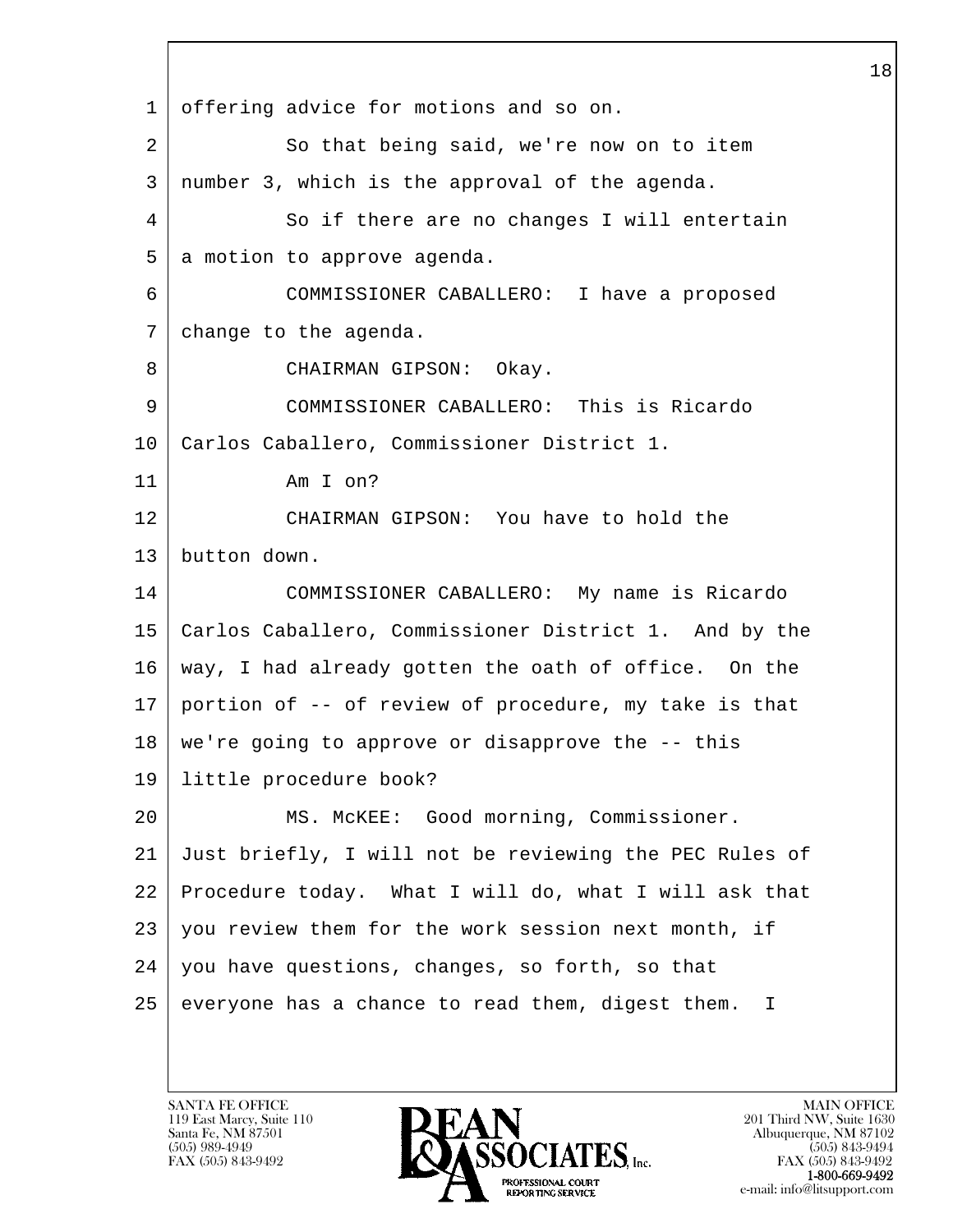offering advice for motions and so on.

So that being said, we're now on to item number 3, which is the approval of the agenda.

So if there are no changes I will entertain a motion to approve agenda.

COMMISSIONER CABALLERO: I have a proposed change to the agenda.

CHAIRMAN GIPSON: Okay.

COMMISSIONER CABALLERO: This is Ricardo Carlos Caballero, Commissioner District 1.

Am I on?

CHAIRMAN GIPSON: You have to hold the button down.

COMMISSIONER CABALLERO: My name is Ricardo Carlos Caballero, Commissioner District 1. And by the way, I had already gotten the oath of office. On the portion of -- of review of procedure, my take is that we're going to approve or disapprove the -- this little procedure book?

MS. McKEE: Good morning, Commissioner. Just briefly, I will not be reviewing the PEC Rules of Procedure today. What I will do, what I will ask that you review them for the work session next month, if you have questions, changes, so forth, so that everyone has a chance to read them, digest them. I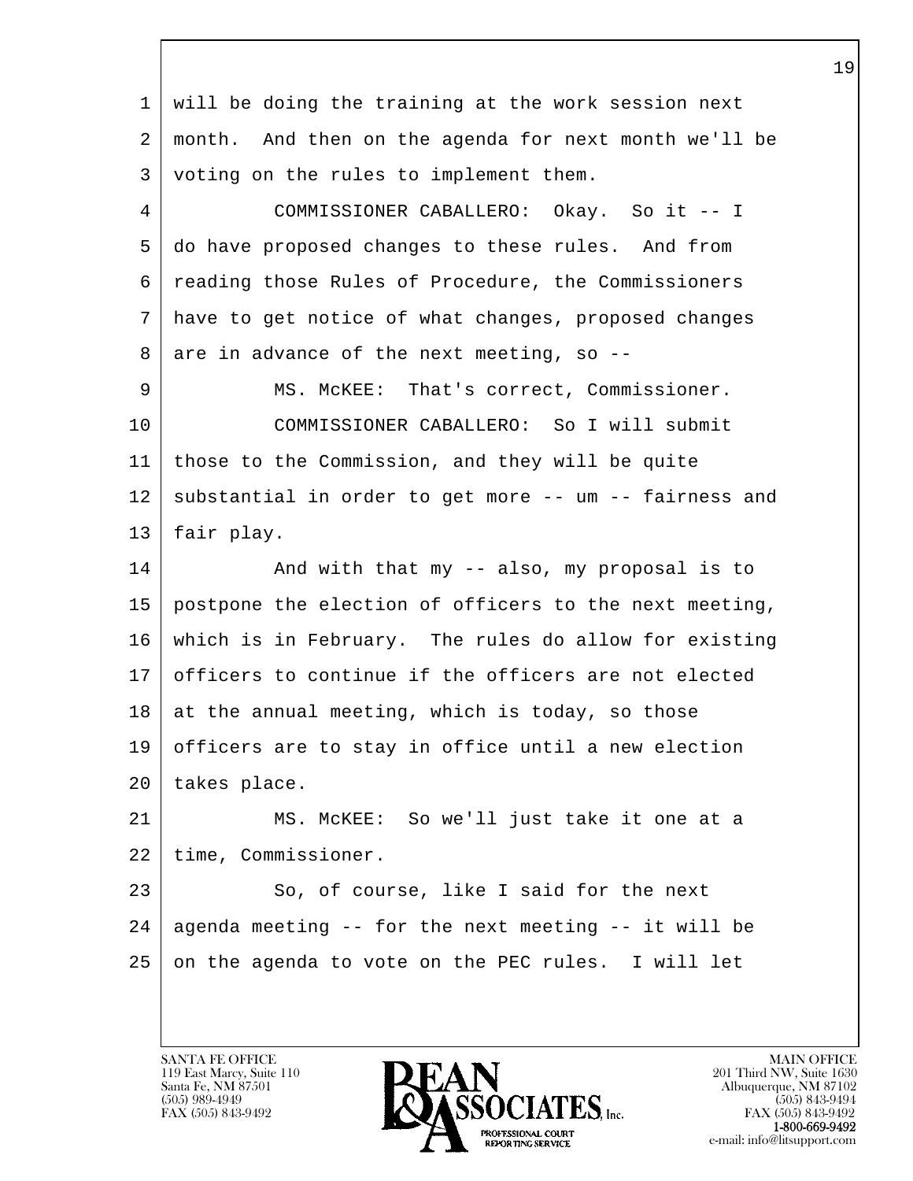1 will be doing the training at the work session next
2 month. And then on the agenda for next month we'll be
3 voting on the rules to implement them.
4 COMMISSIONER CABALLERO: Okay. So it -- I
5 do have proposed changes to these rules. And from
6 reading those Rules of Procedure, the Commissioners
7 have to get notice of what changes, proposed changes
8 are in advance of the next meeting, so --
9 MS. McKEE: That's correct, Commissioner.
10 COMMISSIONER CABALLERO: So I will submit
11 those to the Commission, and they will be quite
12 substantial in order to get more -- um -- fairness and
13 fair play.
14 And with that my -- also, my proposal is to
15 postpone the election of officers to the next meeting,
16 which is in February. The rules do allow for existing
17 officers to continue if the officers are not elected
18 at the annual meeting, which is today, so those
19 officers are to stay in office until a new election
20 takes place.
21 MS. McKEE: So we'll just take it one at a
22 time, Commissioner.
23 So, of course, like I said for the next
24 agenda meeting -- for the next meeting -- it will be
25 on the agenda to vote on the PEC rules. I will let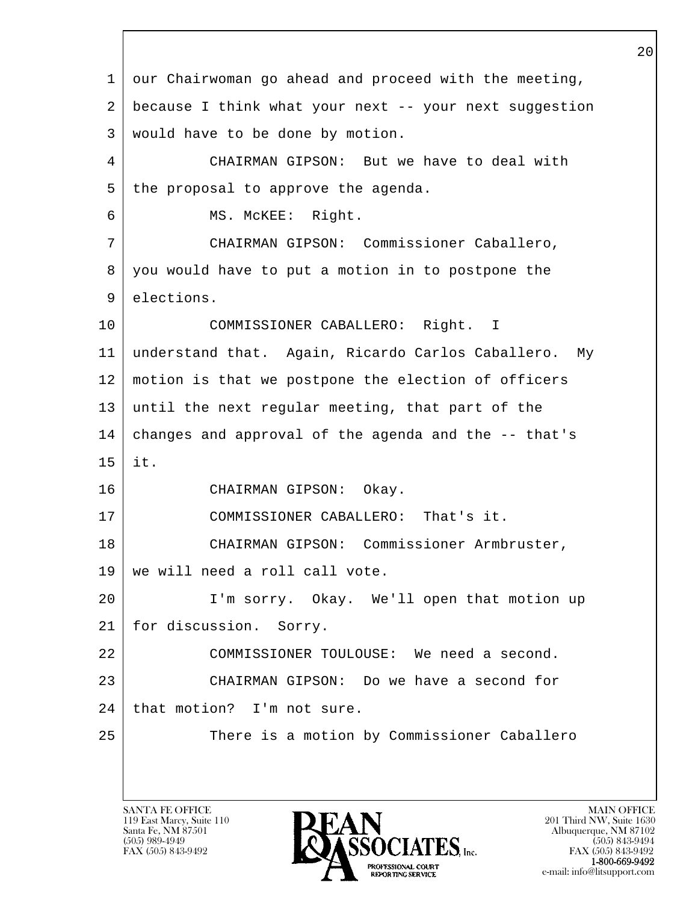our Chairwoman go ahead and proceed with the meeting, because I think what your next -- your next suggestion would have to be done by motion.

CHAIRMAN GIPSON: But we have to deal with the proposal to approve the agenda.

MS. McKEE: Right.

CHAIRMAN GIPSON: Commissioner Caballero, you would have to put a motion in to postpone the elections.

COMMISSIONER CABALLERO: Right. I understand that. Again, Ricardo Carlos Caballero. My motion is that we postpone the election of officers until the next regular meeting, that part of the changes and approval of the agenda and the -- that's it.

CHAIRMAN GIPSON: Okay.

COMMISSIONER CABALLERO: That's it.

CHAIRMAN GIPSON: Commissioner Armbruster, we will need a roll call vote.

I'm sorry. Okay. We'll open that motion up for discussion. Sorry.

COMMISSIONER TOULOUSE: We need a second.

CHAIRMAN GIPSON: Do we have a second for that motion? I'm not sure.

There is a motion by Commissioner Caballero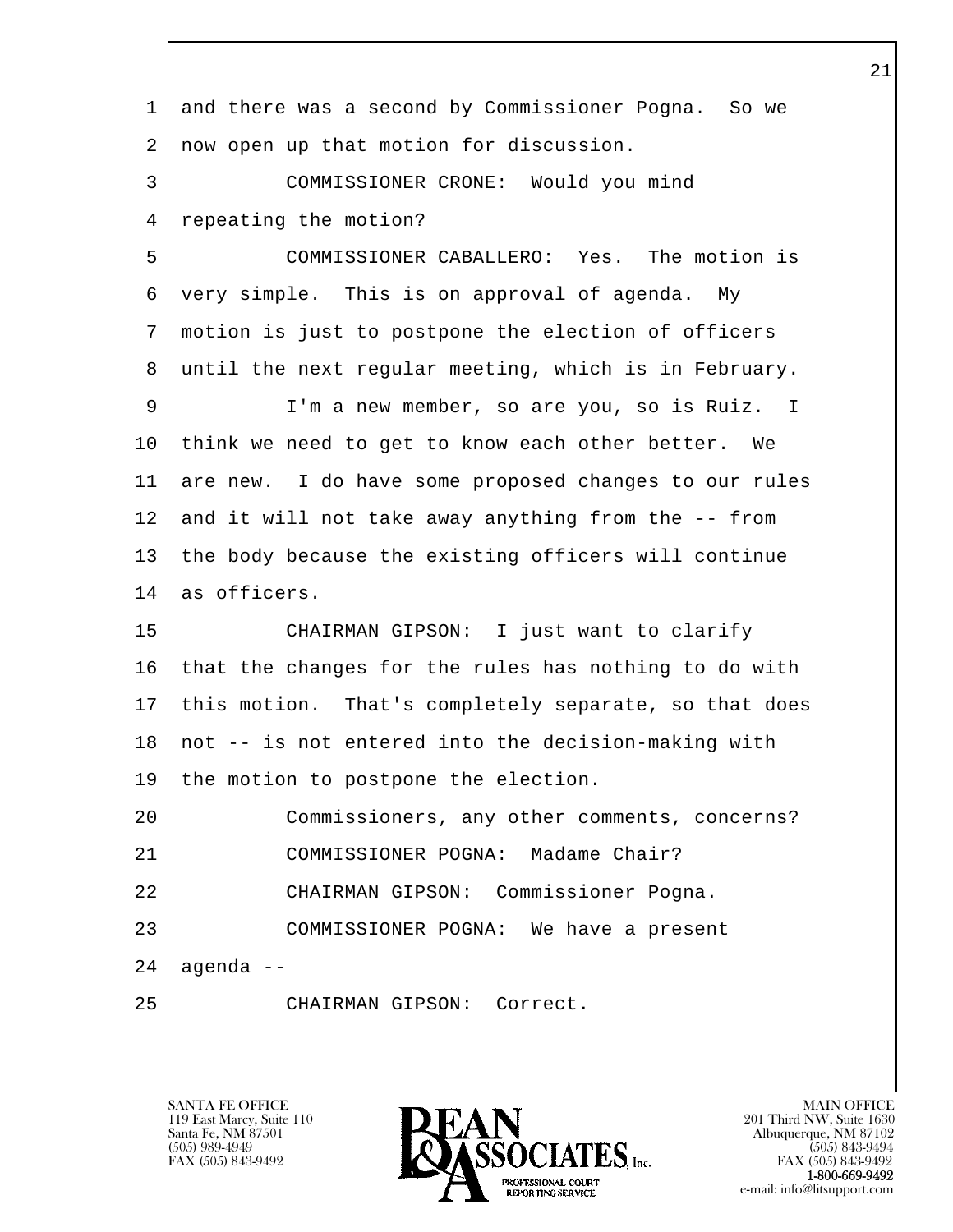and there was a second by Commissioner Pogna. So we now open up that motion for discussion.

COMMISSIONER CRONE: Would you mind repeating the motion?

COMMISSIONER CABALLERO: Yes. The motion is very simple. This is on approval of agenda. My motion is just to postpone the election of officers until the next regular meeting, which is in February.

I'm a new member, so are you, so is Ruiz. I think we need to get to know each other better. We are new. I do have some proposed changes to our rules and it will not take away anything from the -- from the body because the existing officers will continue as officers.

CHAIRMAN GIPSON: I just want to clarify that the changes for the rules has nothing to do with this motion. That's completely separate, so that does not -- is not entered into the decision-making with the motion to postpone the election.

Commissioners, any other comments, concerns?

COMMISSIONER POGNA: Madame Chair?

CHAIRMAN GIPSON: Commissioner Pogna.

COMMISSIONER POGNA: We have a present agenda --

CHAIRMAN GIPSON: Correct.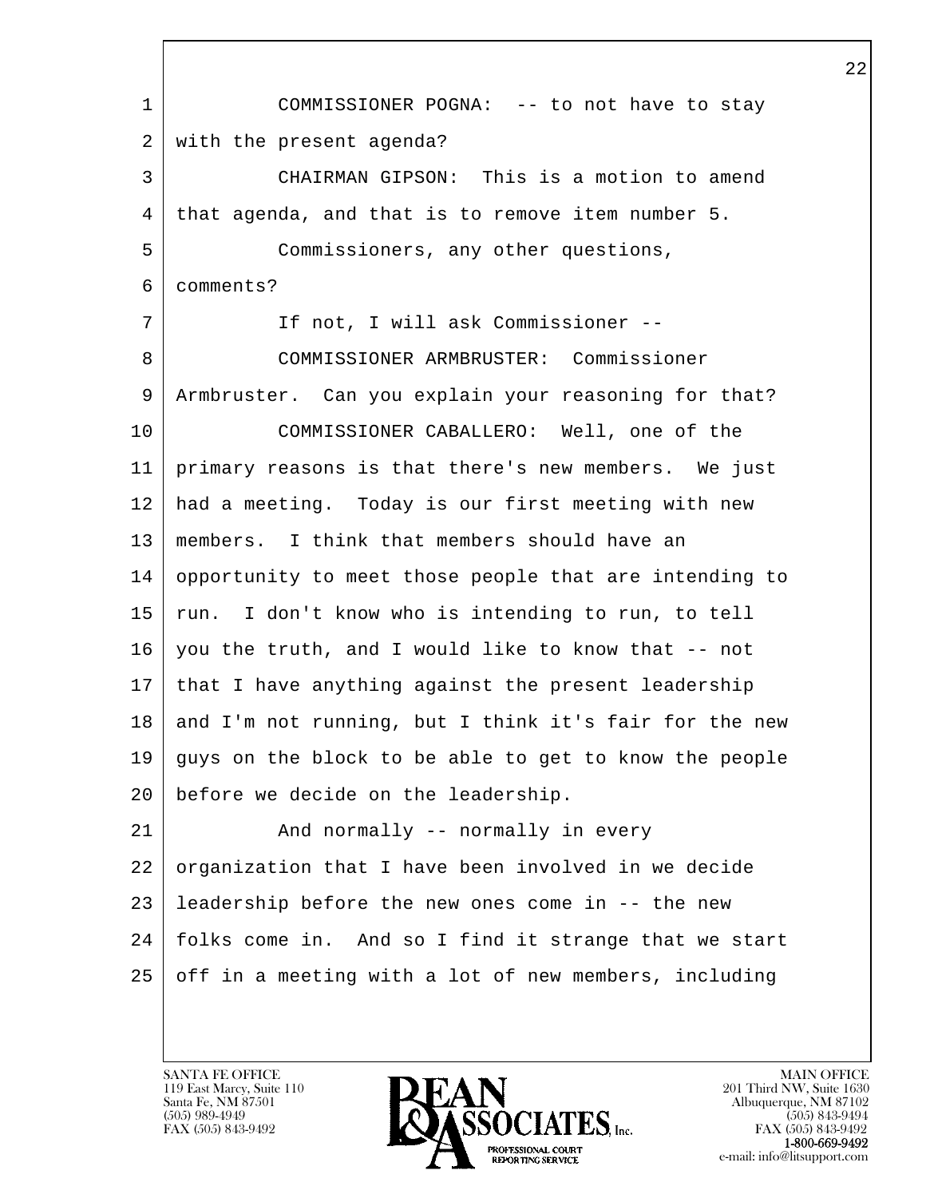COMMISSIONER POGNA: -- to not have to stay with the present agenda?

CHAIRMAN GIPSON: This is a motion to amend that agenda, and that is to remove item number 5.

Commissioners, any other questions, comments?

If not, I will ask Commissioner --

COMMISSIONER ARMBRUSTER: Commissioner Armbruster. Can you explain your reasoning for that?

COMMISSIONER CABALLERO: Well, one of the primary reasons is that there's new members. We just had a meeting. Today is our first meeting with new members. I think that members should have an opportunity to meet those people that are intending to run. I don't know who is intending to run, to tell you the truth, and I would like to know that -- not that I have anything against the present leadership and I'm not running, but I think it's fair for the new guys on the block to be able to get to know the people before we decide on the leadership.

And normally -- normally in every organization that I have been involved in we decide leadership before the new ones come in -- the new folks come in. And so I find it strange that we start off in a meeting with a lot of new members, including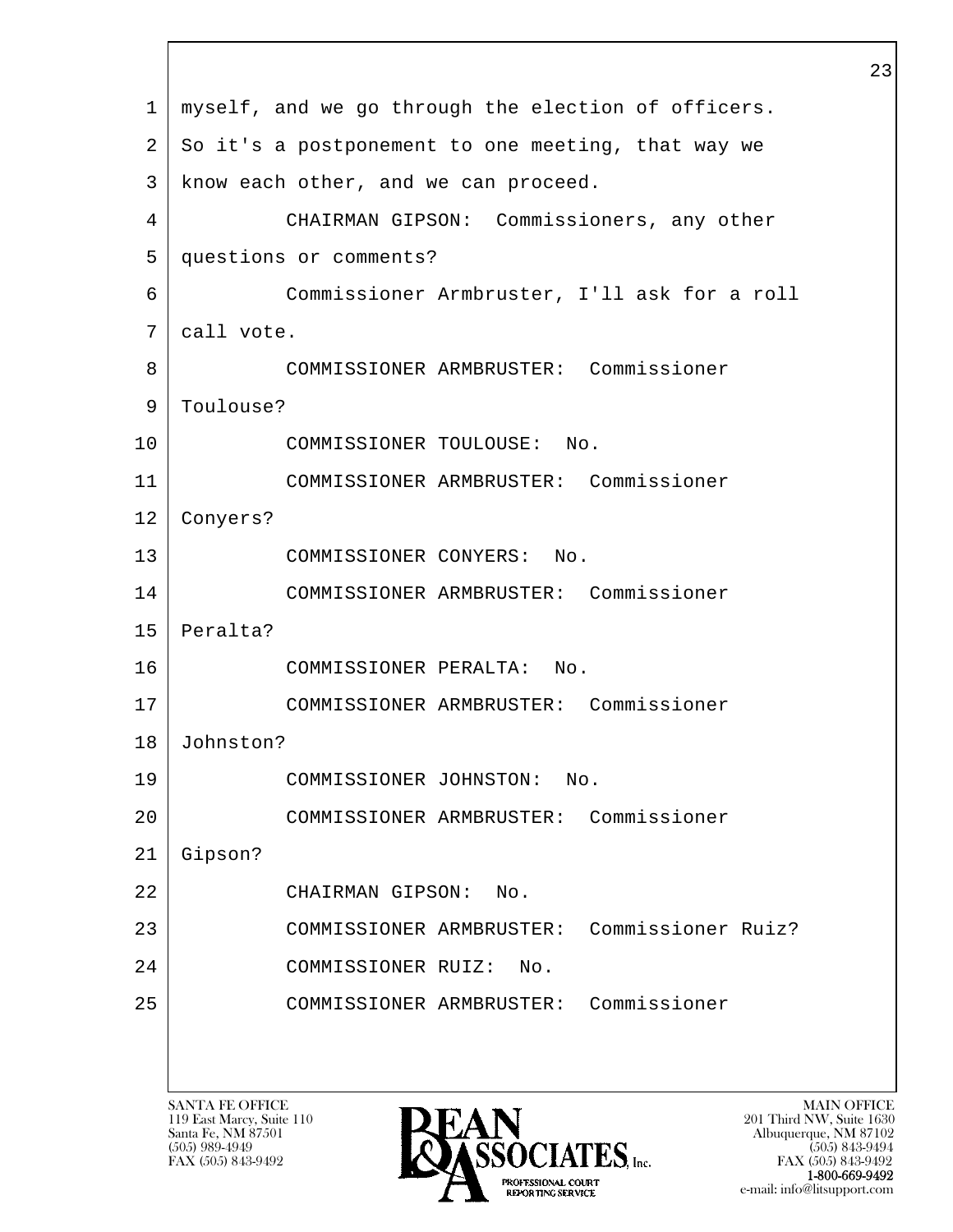1 myself, and we go through the election of officers.
2 So it's a postponement to one meeting, that way we
3 know each other, and we can proceed.
4 CHAIRMAN GIPSON: Commissioners, any other
5 questions or comments?
6 Commissioner Armbruster, I'll ask for a roll
7 call vote.
8 COMMISSIONER ARMBRUSTER: Commissioner
9 Toulouse?
10 COMMISSIONER TOULOUSE: No.
11 COMMISSIONER ARMBRUSTER: Commissioner
12 Conyers?
13 COMMISSIONER CONYERS: No.
14 COMMISSIONER ARMBRUSTER: Commissioner
15 Peralta?
16 COMMISSIONER PERALTA: No.
17 COMMISSIONER ARMBRUSTER: Commissioner
18 Johnston?
19 COMMISSIONER JOHNSTON: No.
20 COMMISSIONER ARMBRUSTER: Commissioner
21 Gipson?
22 CHAIRMAN GIPSON: No.
23 COMMISSIONER ARMBRUSTER: Commissioner Ruiz?
24 COMMISSIONER RUIZ: No.
25 COMMISSIONER ARMBRUSTER: Commissioner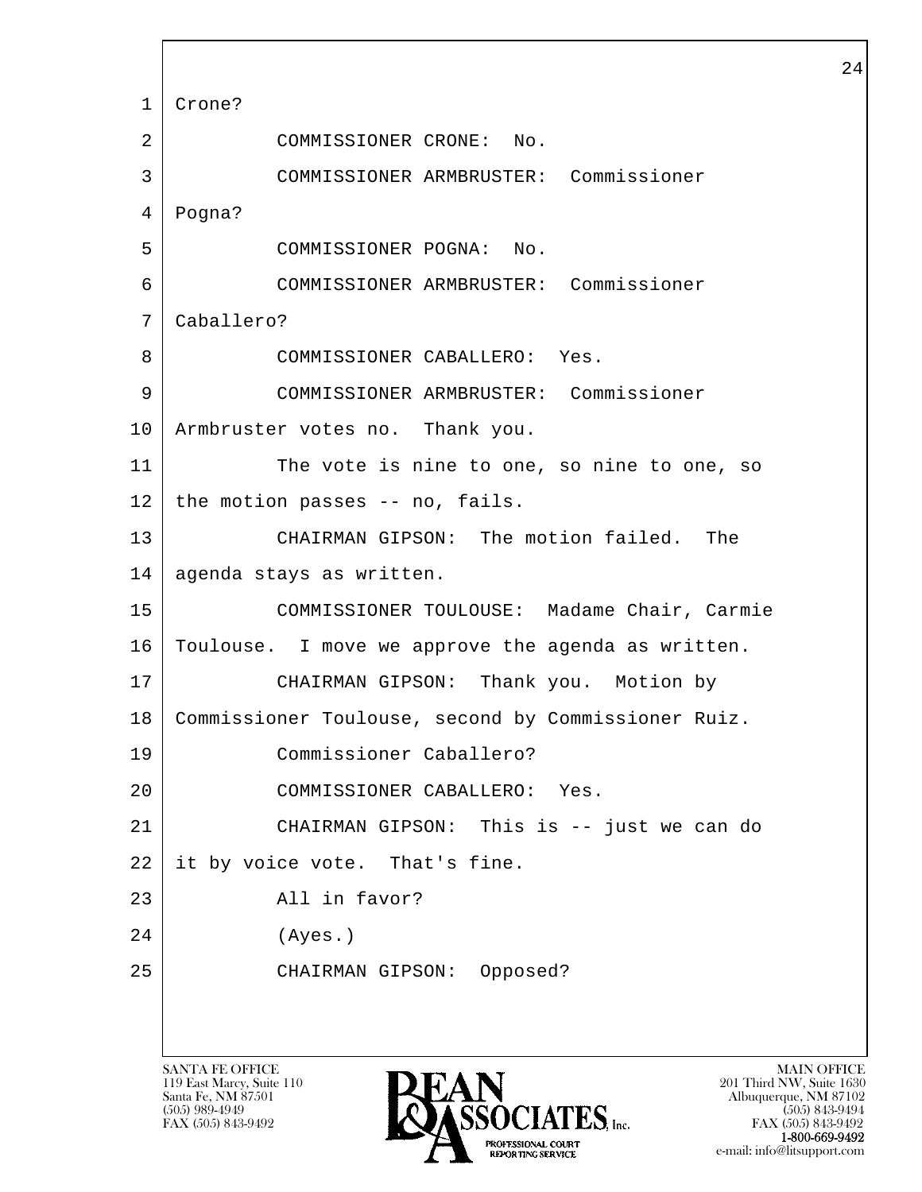Crone?

COMMISSIONER CRONE: No.

COMMISSIONER ARMBRUSTER: Commissioner Pogna?

COMMISSIONER POGNA: No.

COMMISSIONER ARMBRUSTER: Commissioner Caballero?

COMMISSIONER CABALLERO: Yes.

COMMISSIONER ARMBRUSTER: Commissioner Armbruster votes no. Thank you.

The vote is nine to one, so nine to one, so the motion passes -- no, fails.

CHAIRMAN GIPSON: The motion failed. The agenda stays as written.

COMMISSIONER TOULOUSE: Madame Chair, Carmie Toulouse. I move we approve the agenda as written.

CHAIRMAN GIPSON: Thank you. Motion by Commissioner Toulouse, second by Commissioner Ruiz.

Commissioner Caballero?

COMMISSIONER CABALLERO: Yes.

CHAIRMAN GIPSON: This is -- just we can do it by voice vote. That's fine.

All in favor?

(Ayes.)

CHAIRMAN GIPSON: Opposed?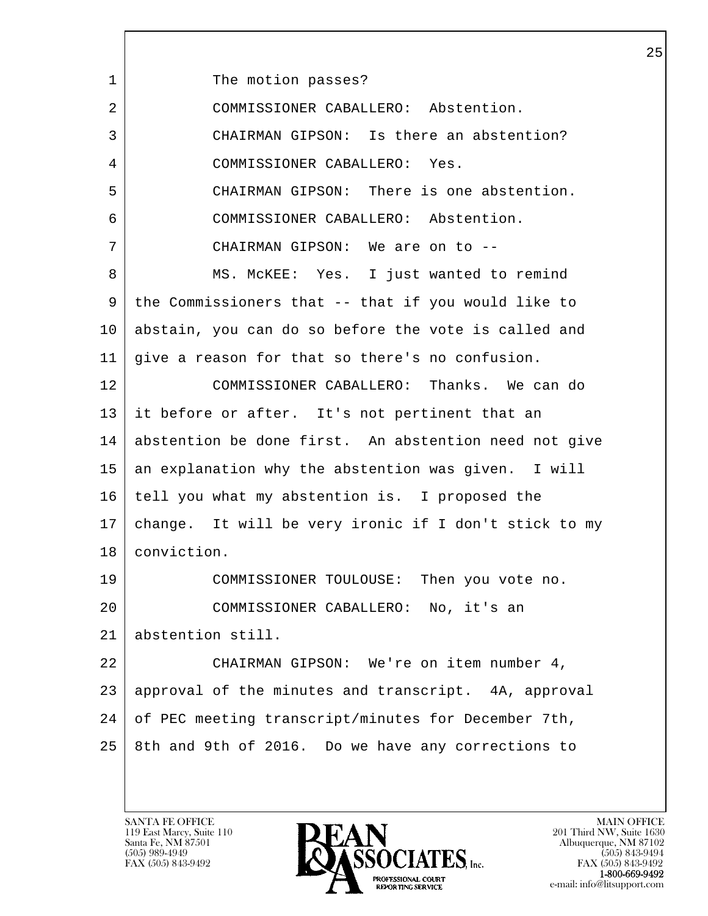1 The motion passes?

2 COMMISSIONER CABALLERO: Abstention.

3 CHAIRMAN GIPSON: Is there an abstention?

4 COMMISSIONER CABALLERO: Yes.

5 CHAIRMAN GIPSON: There is one abstention.

6 COMMISSIONER CABALLERO: Abstention.

7 CHAIRMAN GIPSON: We are on to --

8 MS. McKEE: Yes. I just wanted to remind
9 the Commissioners that -- that if you would like to
10 abstain, you can do so before the vote is called and
11 give a reason for that so there's no confusion.

12 COMMISSIONER CABALLERO: Thanks. We can do
13 it before or after. It's not pertinent that an
14 abstention be done first. An abstention need not give
15 an explanation why the abstention was given. I will
16 tell you what my abstention is. I proposed the
17 change. It will be very ironic if I don't stick to my
18 conviction.

19 COMMISSIONER TOULOUSE: Then you vote no.

20 COMMISSIONER CABALLERO: No, it's an
21 abstention still.

22 CHAIRMAN GIPSON: We're on item number 4,
23 approval of the minutes and transcript. 4A, approval
24 of PEC meeting transcript/minutes for December 7th,
25 8th and 9th of 2016. Do we have any corrections to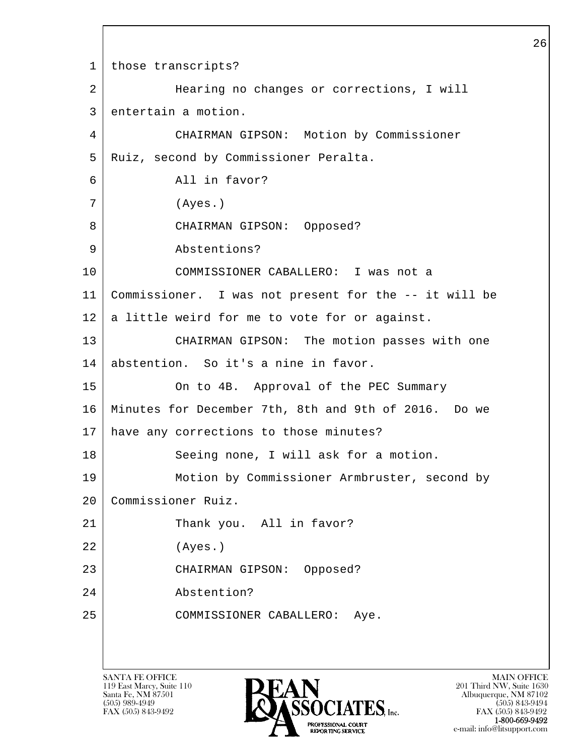1 those transcripts?

2 Hearing no changes or corrections, I will

3 entertain a motion.

4 CHAIRMAN GIPSON: Motion by Commissioner

5 Ruiz, second by Commissioner Peralta.

6 All in favor?

7 (Ayes.)

8 CHAIRMAN GIPSON: Opposed?

9 Abstentions?

10 COMMISSIONER CABALLERO: I was not a

11 Commissioner. I was not present for the -- it will be

12 a little weird for me to vote for or against.

13 CHAIRMAN GIPSON: The motion passes with one

14 abstention. So it's a nine in favor.

15 On to 4B. Approval of the PEC Summary

16 Minutes for December 7th, 8th and 9th of 2016. Do we

17 have any corrections to those minutes?

18 Seeing none, I will ask for a motion.

19 Motion by Commissioner Armbruster, second by

20 Commissioner Ruiz.

21 Thank you. All in favor?

22 (Ayes.)

23 CHAIRMAN GIPSON: Opposed?

24 Abstention?

25 COMMISSIONER CABALLERO: Aye.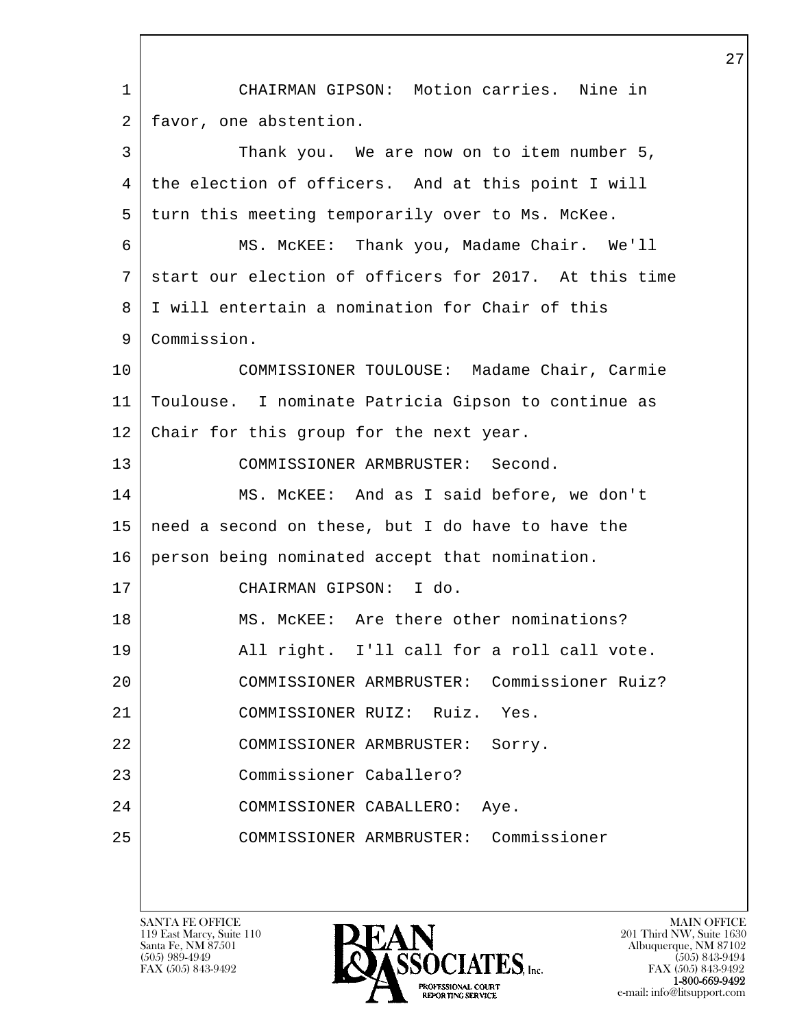1 CHAIRMAN GIPSON: Motion carries. Nine in
2 favor, one abstention.
3 Thank you. We are now on to item number 5,
4 the election of officers. And at this point I will
5 turn this meeting temporarily over to Ms. McKee.
6 MS. McKEE: Thank you, Madame Chair. We'll
7 start our election of officers for 2017. At this time
8 I will entertain a nomination for Chair of this
9 Commission.
10 COMMISSIONER TOULOUSE: Madame Chair, Carmie
11 Toulouse. I nominate Patricia Gipson to continue as
12 Chair for this group for the next year.
13 COMMISSIONER ARMBRUSTER: Second.
14 MS. McKEE: And as I said before, we don't
15 need a second on these, but I do have to have the
16 person being nominated accept that nomination.
17 CHAIRMAN GIPSON: I do.
18 MS. McKEE: Are there other nominations?
19 All right. I'll call for a roll call vote.
20 COMMISSIONER ARMBRUSTER: Commissioner Ruiz?
21 COMMISSIONER RUIZ: Ruiz. Yes.
22 COMMISSIONER ARMBRUSTER: Sorry.
23 Commissioner Caballero?
24 COMMISSIONER CABALLERO: Aye.
25 COMMISSIONER ARMBRUSTER: Commissioner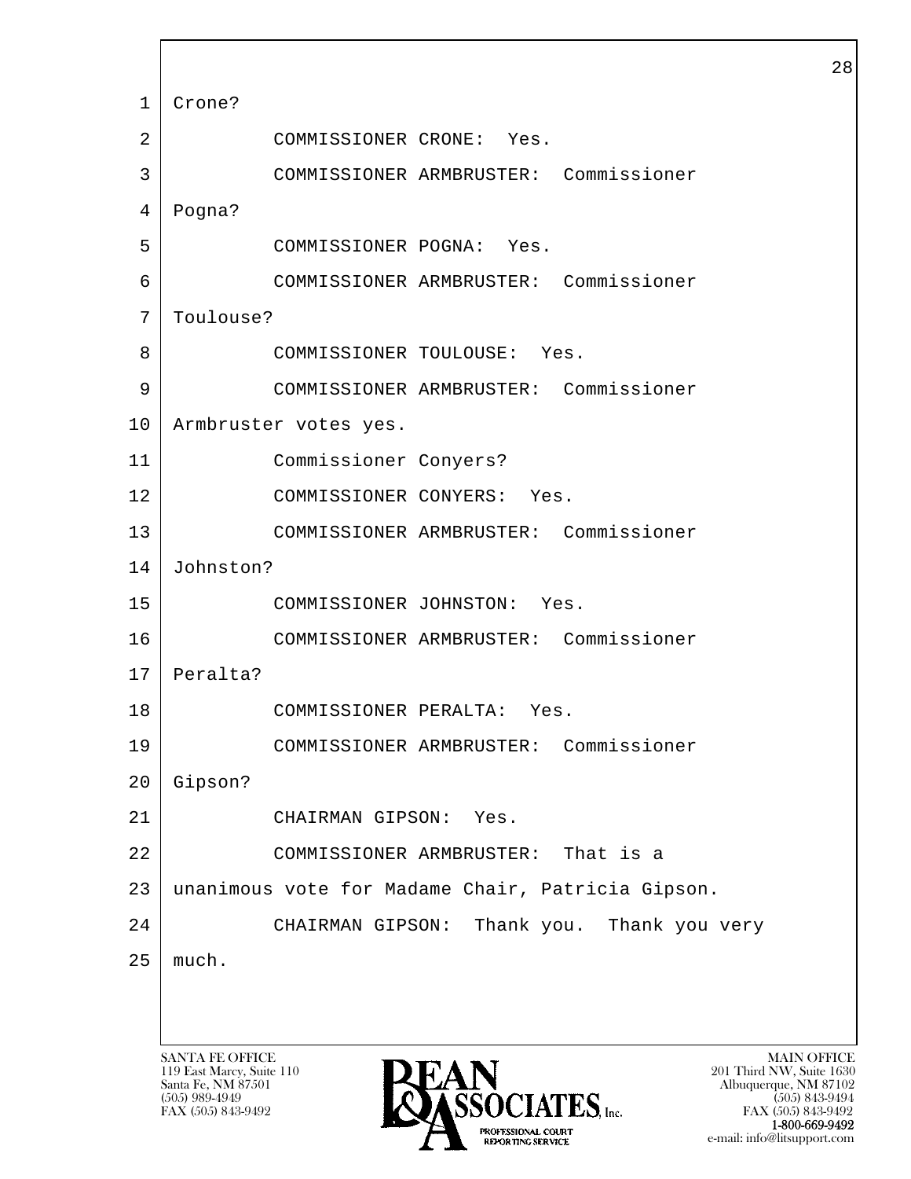1 Crone?

2 COMMISSIONER CRONE: Yes.

3 COMMISSIONER ARMBRUSTER: Commissioner

4 Pogna?

5 COMMISSIONER POGNA: Yes.

6 COMMISSIONER ARMBRUSTER: Commissioner

7 Toulouse?

8 COMMISSIONER TOULOUSE: Yes.

9 COMMISSIONER ARMBRUSTER: Commissioner

10 Armbruster votes yes.

11 Commissioner Conyers?

12 COMMISSIONER CONYERS: Yes.

13 COMMISSIONER ARMBRUSTER: Commissioner

14 Johnston?

15 COMMISSIONER JOHNSTON: Yes.

16 COMMISSIONER ARMBRUSTER: Commissioner

17 Peralta?

18 COMMISSIONER PERALTA: Yes.

19 COMMISSIONER ARMBRUSTER: Commissioner

20 Gipson?

21 CHAIRMAN GIPSON: Yes.

22 COMMISSIONER ARMBRUSTER: That is a

23 unanimous vote for Madame Chair, Patricia Gipson.

24 CHAIRMAN GIPSON: Thank you. Thank you very

25 much.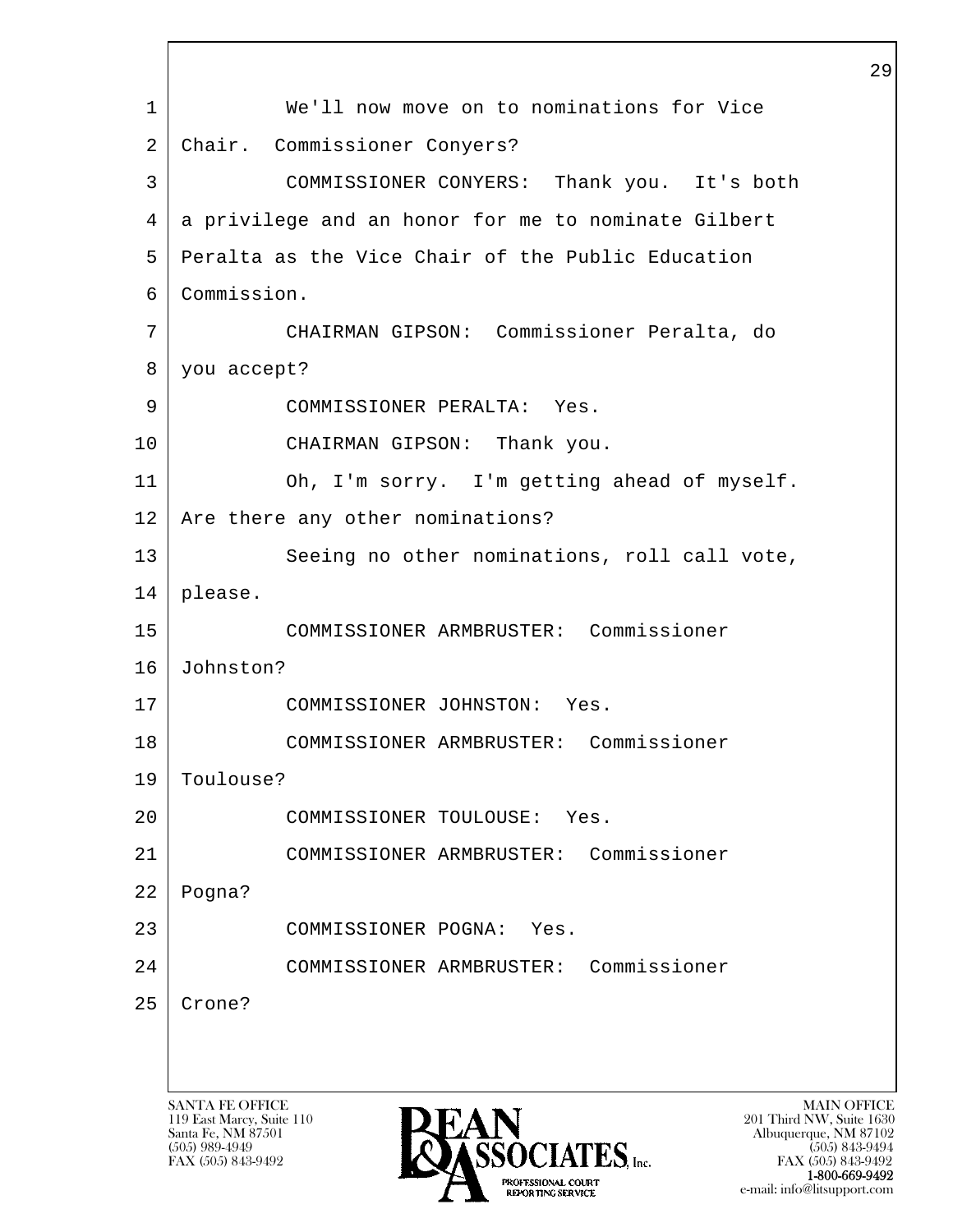We'll now move on to nominations for Vice Chair. Commissioner Conyers?

COMMISSIONER CONYERS: Thank you. It's both a privilege and an honor for me to nominate Gilbert Peralta as the Vice Chair of the Public Education Commission.

CHAIRMAN GIPSON: Commissioner Peralta, do you accept?

COMMISSIONER PERALTA: Yes.

CHAIRMAN GIPSON: Thank you.

Oh, I'm sorry. I'm getting ahead of myself. Are there any other nominations?

Seeing no other nominations, roll call vote, please.

COMMISSIONER ARMBRUSTER: Commissioner Johnston?

COMMISSIONER JOHNSTON: Yes.

COMMISSIONER ARMBRUSTER: Commissioner Toulouse?

COMMISSIONER TOULOUSE: Yes.

COMMISSIONER ARMBRUSTER: Commissioner Pogna?

COMMISSIONER POGNA: Yes.

COMMISSIONER ARMBRUSTER: Commissioner Crone?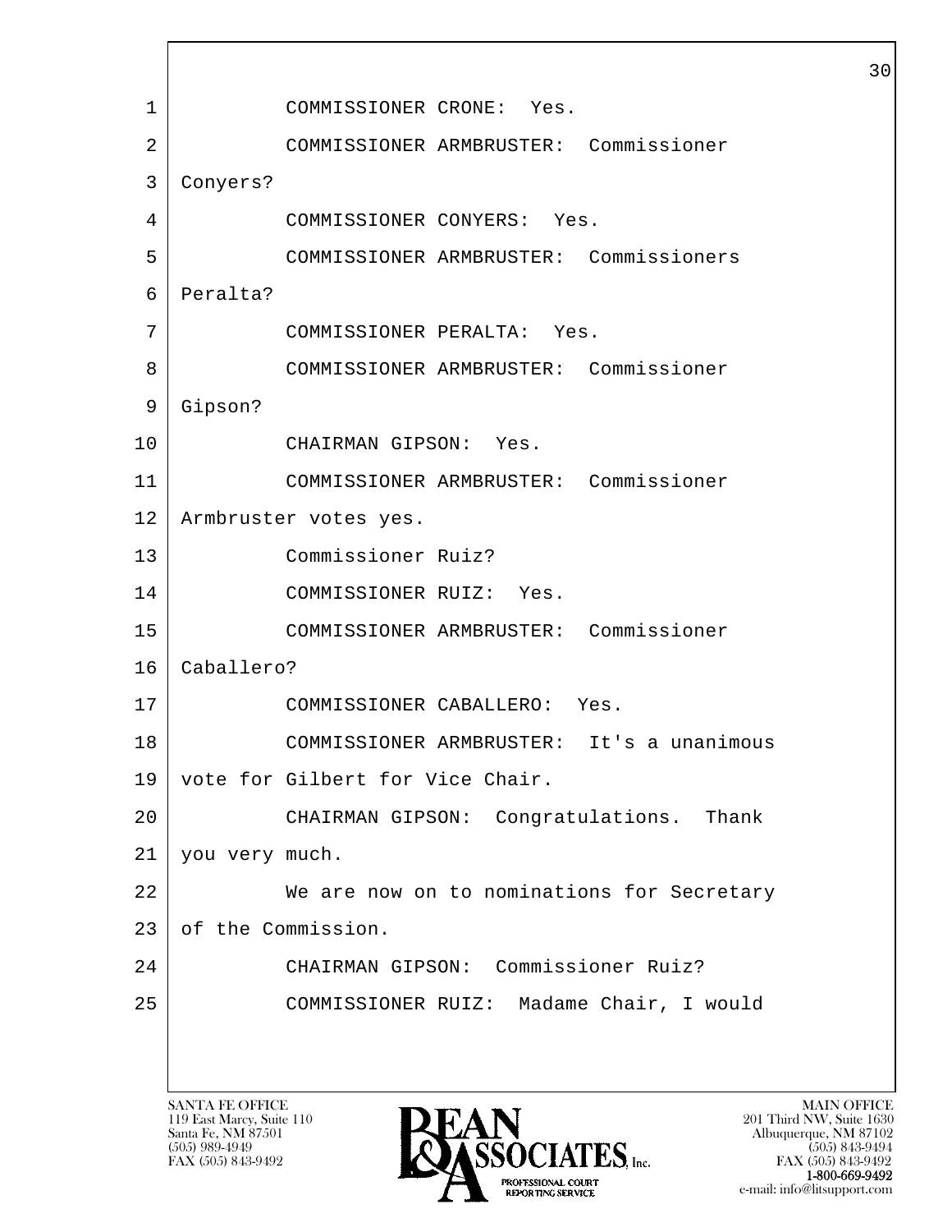COMMISSIONER CRONE: Yes.

COMMISSIONER ARMBRUSTER: Commissioner Conyers?

COMMISSIONER CONYERS: Yes.

COMMISSIONER ARMBRUSTER: Commissioners Peralta?

COMMISSIONER PERALTA: Yes.

COMMISSIONER ARMBRUSTER: Commissioner Gipson?

CHAIRMAN GIPSON: Yes.

COMMISSIONER ARMBRUSTER: Commissioner Armbruster votes yes.

Commissioner Ruiz?

COMMISSIONER RUIZ: Yes.

COMMISSIONER ARMBRUSTER: Commissioner Caballero?

COMMISSIONER CABALLERO: Yes.

COMMISSIONER ARMBRUSTER: It's a unanimous vote for Gilbert for Vice Chair.

CHAIRMAN GIPSON: Congratulations. Thank you very much.

We are now on to nominations for Secretary of the Commission.

CHAIRMAN GIPSON: Commissioner Ruiz?

COMMISSIONER RUIZ: Madame Chair, I would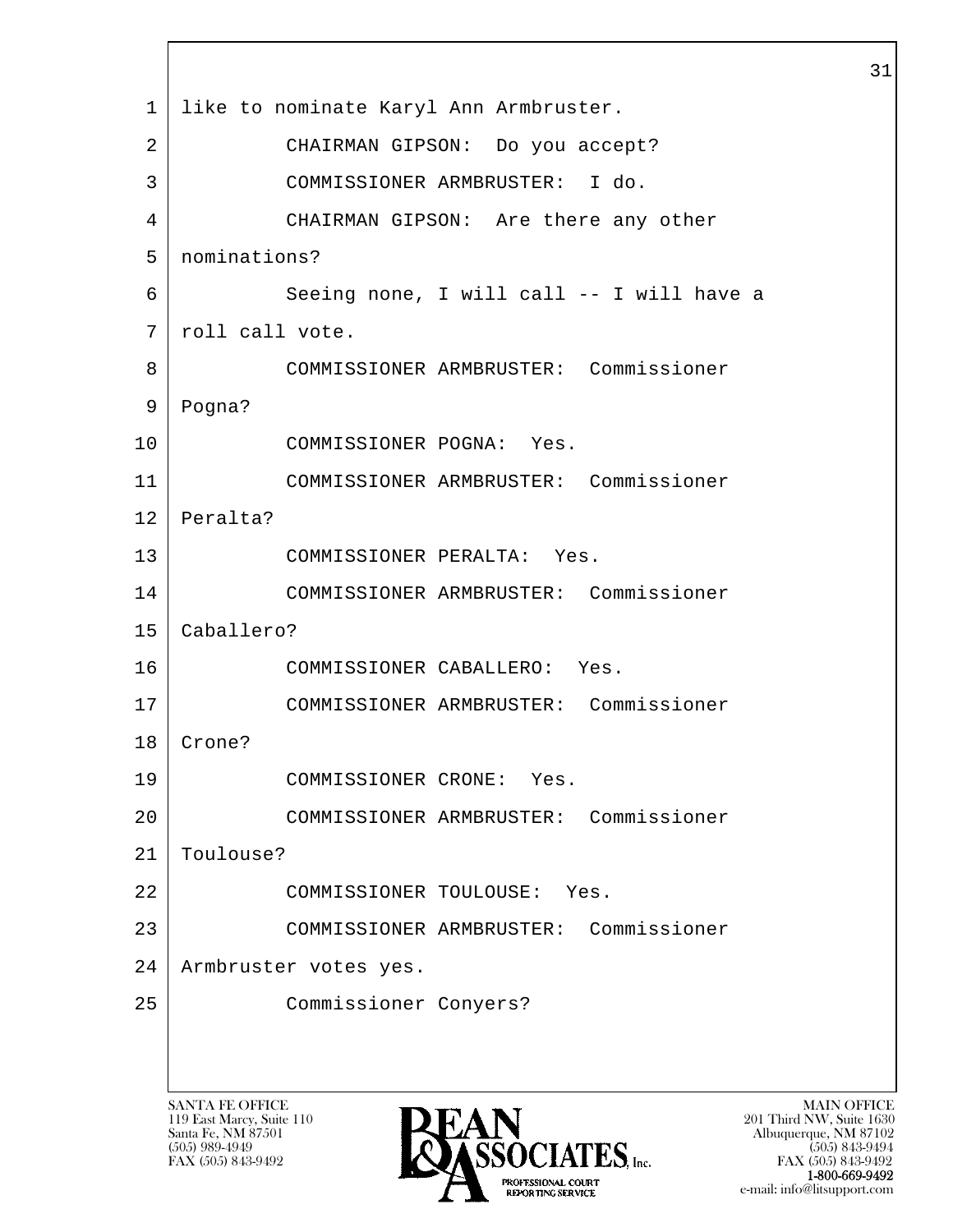1 like to nominate Karyl Ann Armbruster.

2 CHAIRMAN GIPSON: Do you accept?

3 COMMISSIONER ARMBRUSTER: I do.

4 CHAIRMAN GIPSON: Are there any other

5 nominations?

6 Seeing none, I will call -- I will have a

7 roll call vote.

8 COMMISSIONER ARMBRUSTER: Commissioner

9 Pogna?

10 COMMISSIONER POGNA: Yes.

11 COMMISSIONER ARMBRUSTER: Commissioner

12 Peralta?

13 COMMISSIONER PERALTA: Yes.

14 COMMISSIONER ARMBRUSTER: Commissioner

15 Caballero?

16 COMMISSIONER CABALLERO: Yes.

17 COMMISSIONER ARMBRUSTER: Commissioner

18 Crone?

19 COMMISSIONER CRONE: Yes.

20 COMMISSIONER ARMBRUSTER: Commissioner

21 Toulouse?

22 COMMISSIONER TOULOUSE: Yes.

23 COMMISSIONER ARMBRUSTER: Commissioner

24 Armbruster votes yes.

25 Commissioner Conyers?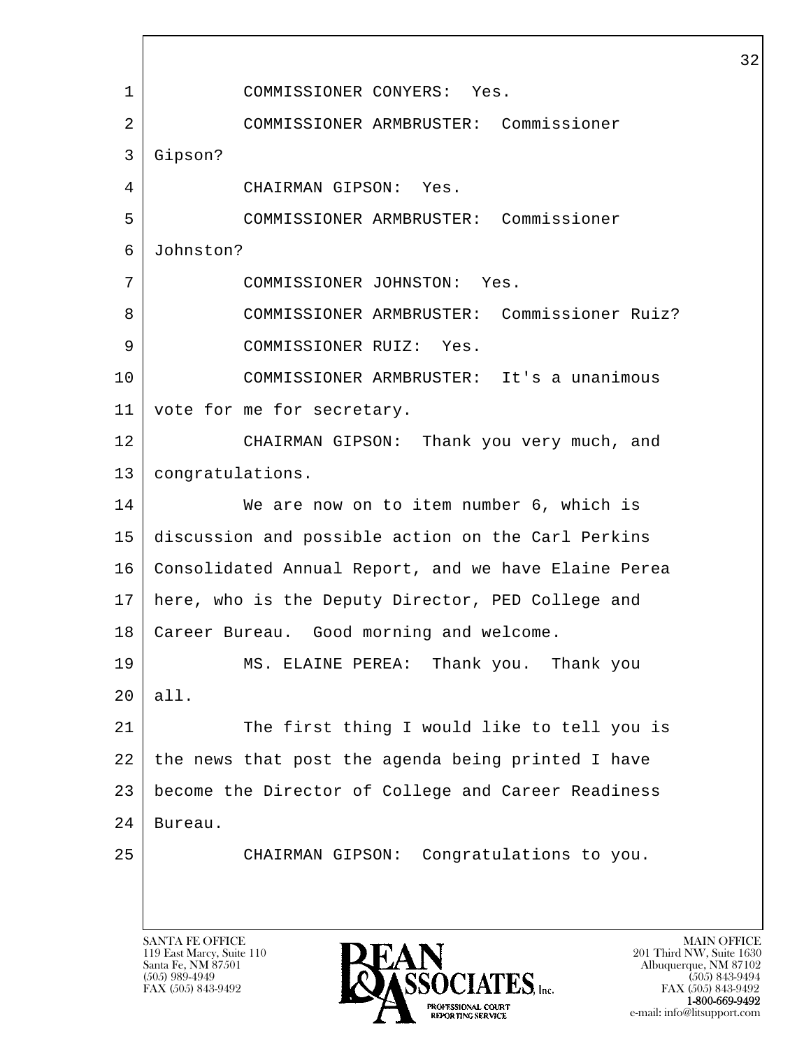1 COMMISSIONER CONYERS: Yes.

2 COMMISSIONER ARMBRUSTER: Commissioner

3 Gipson?

4 CHAIRMAN GIPSON: Yes.

5 COMMISSIONER ARMBRUSTER: Commissioner

6 Johnston?

7 COMMISSIONER JOHNSTON: Yes.

8 COMMISSIONER ARMBRUSTER: Commissioner Ruiz?

9 COMMISSIONER RUIZ: Yes.

10 COMMISSIONER ARMBRUSTER: It's a unanimous

11 vote for me for secretary.

12 CHAIRMAN GIPSON: Thank you very much, and

13 congratulations.

14 We are now on to item number 6, which is

15 discussion and possible action on the Carl Perkins

16 Consolidated Annual Report, and we have Elaine Perea

17 here, who is the Deputy Director, PED College and

18 Career Bureau. Good morning and welcome.

19 MS. ELAINE PEREA: Thank you. Thank you

20 all.

21 The first thing I would like to tell you is

22 the news that post the agenda being printed I have

23 become the Director of College and Career Readiness

24 Bureau.

25 CHAIRMAN GIPSON: Congratulations to you.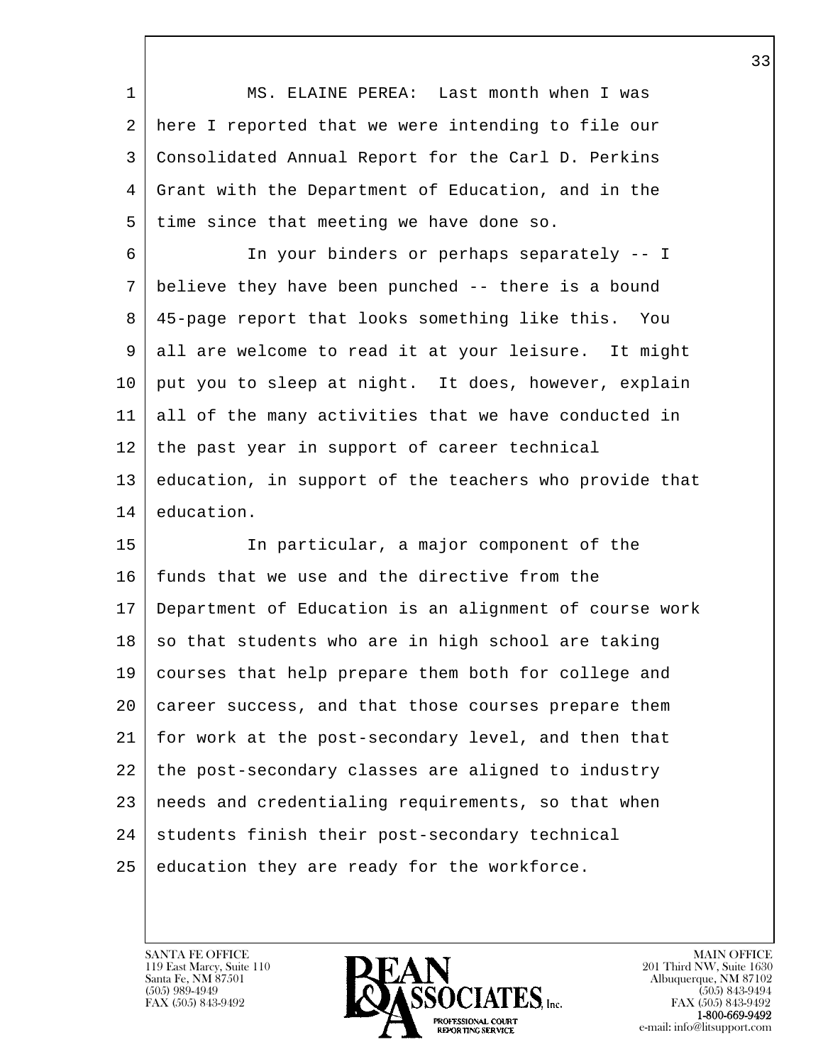MS. ELAINE PEREA: Last month when I was here I reported that we were intending to file our Consolidated Annual Report for the Carl D. Perkins Grant with the Department of Education, and in the time since that meeting we have done so.

In your binders or perhaps separately -- I believe they have been punched -- there is a bound 45-page report that looks something like this. You all are welcome to read it at your leisure. It might put you to sleep at night. It does, however, explain all of the many activities that we have conducted in the past year in support of career technical education, in support of the teachers who provide that education.

In particular, a major component of the funds that we use and the directive from the Department of Education is an alignment of course work so that students who are in high school are taking courses that help prepare them both for college and career success, and that those courses prepare them for work at the post-secondary level, and then that the post-secondary classes are aligned to industry needs and credentialing requirements, so that when students finish their post-secondary technical education they are ready for the workforce.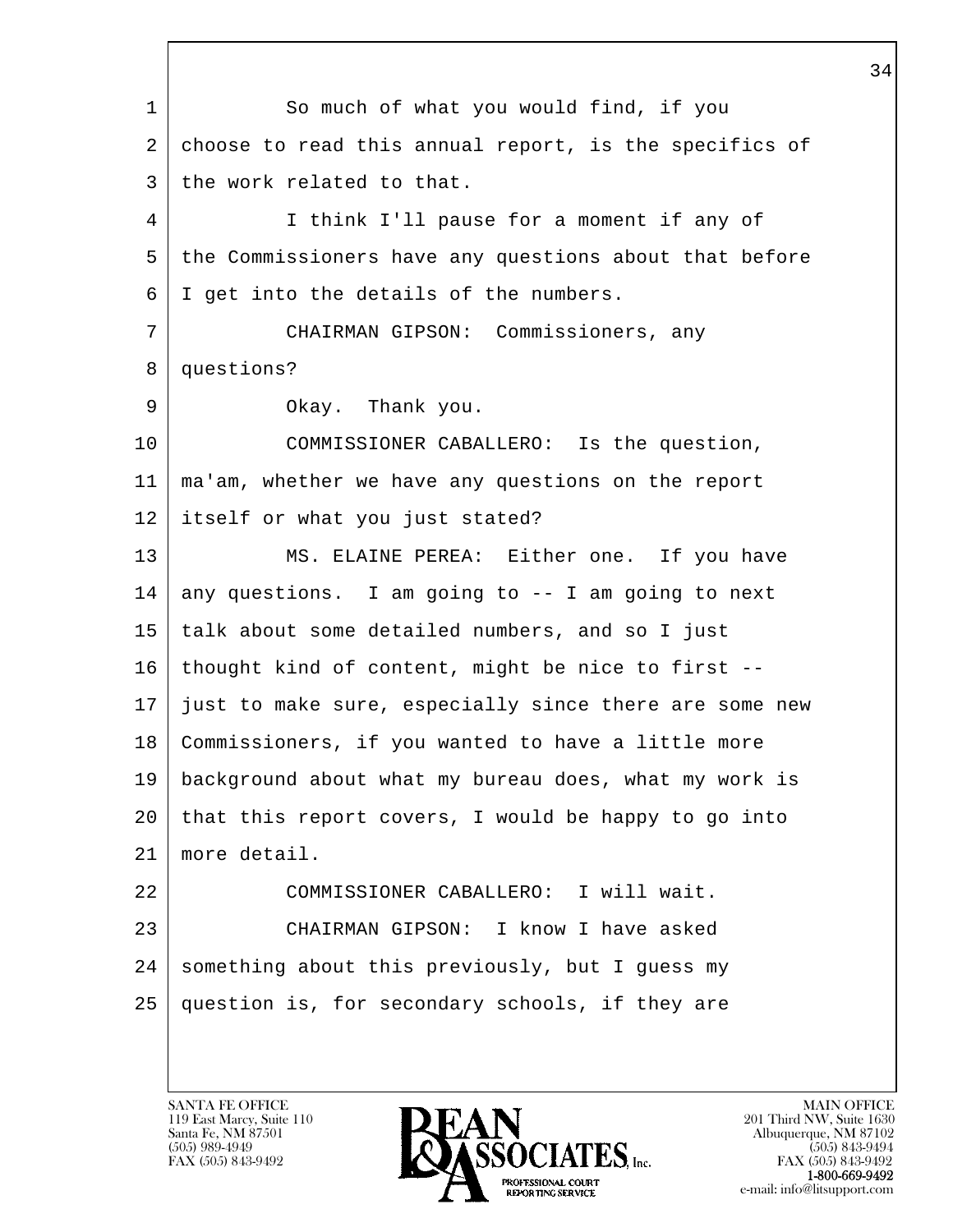1 So much of what you would find, if you
2 choose to read this annual report, is the specifics of
3 the work related to that.
4 I think I'll pause for a moment if any of
5 the Commissioners have any questions about that before
6 I get into the details of the numbers.
7 CHAIRMAN GIPSON: Commissioners, any
8 questions?
9 Okay. Thank you.
10 COMMISSIONER CABALLERO: Is the question,
11 ma'am, whether we have any questions on the report
12 itself or what you just stated?
13 MS. ELAINE PEREA: Either one. If you have
14 any questions. I am going to -- I am going to next
15 talk about some detailed numbers, and so I just
16 thought kind of content, might be nice to first --
17 just to make sure, especially since there are some new
18 Commissioners, if you wanted to have a little more
19 background about what my bureau does, what my work is
20 that this report covers, I would be happy to go into
21 more detail.
22 COMMISSIONER CABALLERO: I will wait.
23 CHAIRMAN GIPSON: I know I have asked
24 something about this previously, but I guess my
25 question is, for secondary schools, if they are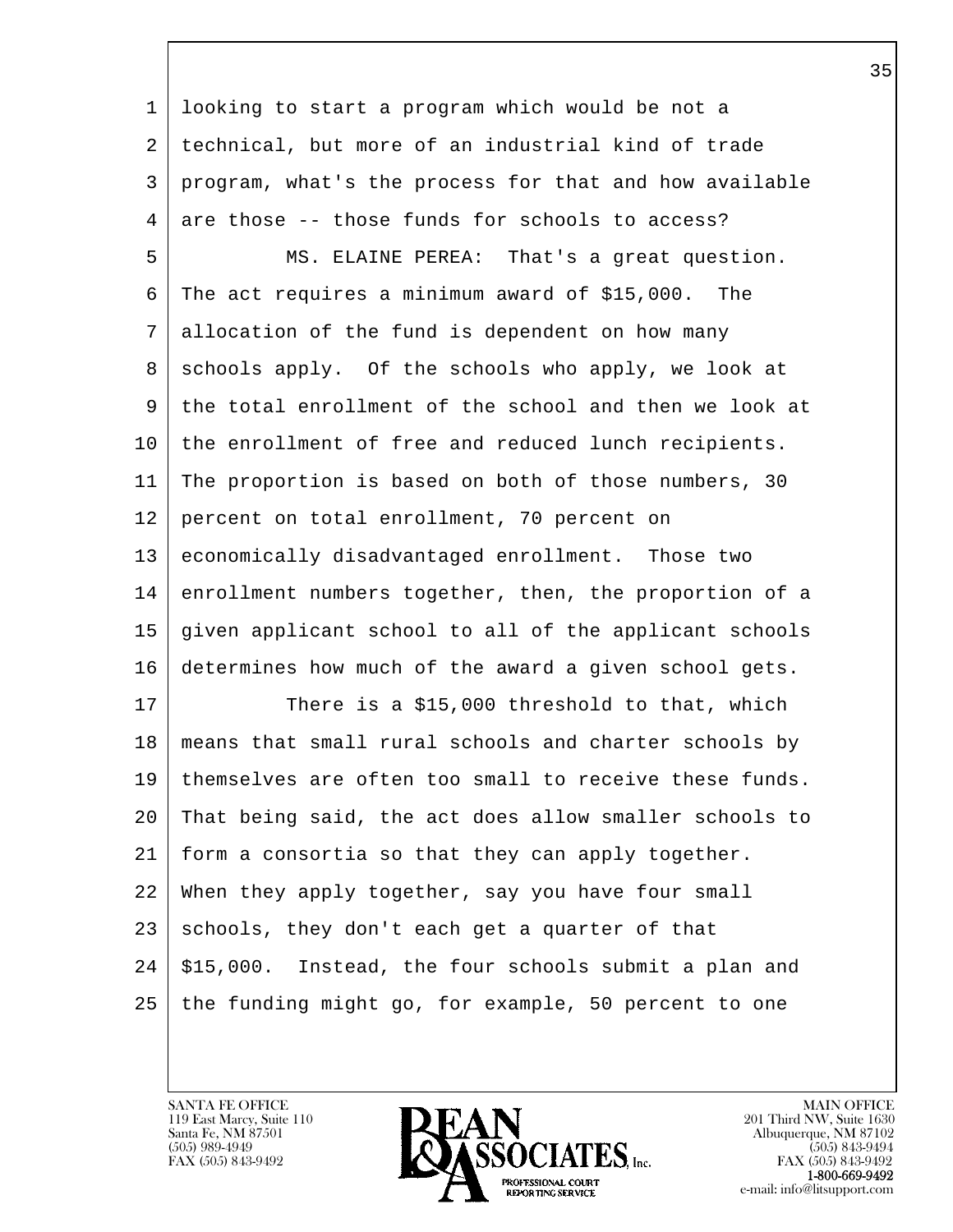looking to start a program which would be not a technical, but more of an industrial kind of trade program, what's the process for that and how available are those -- those funds for schools to access?

MS. ELAINE PEREA: That's a great question. The act requires a minimum award of $15,000. The allocation of the fund is dependent on how many schools apply. Of the schools who apply, we look at the total enrollment of the school and then we look at the enrollment of free and reduced lunch recipients. The proportion is based on both of those numbers, 30 percent on total enrollment, 70 percent on economically disadvantaged enrollment. Those two enrollment numbers together, then, the proportion of a given applicant school to all of the applicant schools determines how much of the award a given school gets.

There is a $15,000 threshold to that, which means that small rural schools and charter schools by themselves are often too small to receive these funds. That being said, the act does allow smaller schools to form a consortia so that they can apply together. When they apply together, say you have four small schools, they don't each get a quarter of that $15,000. Instead, the four schools submit a plan and the funding might go, for example, 50 percent to one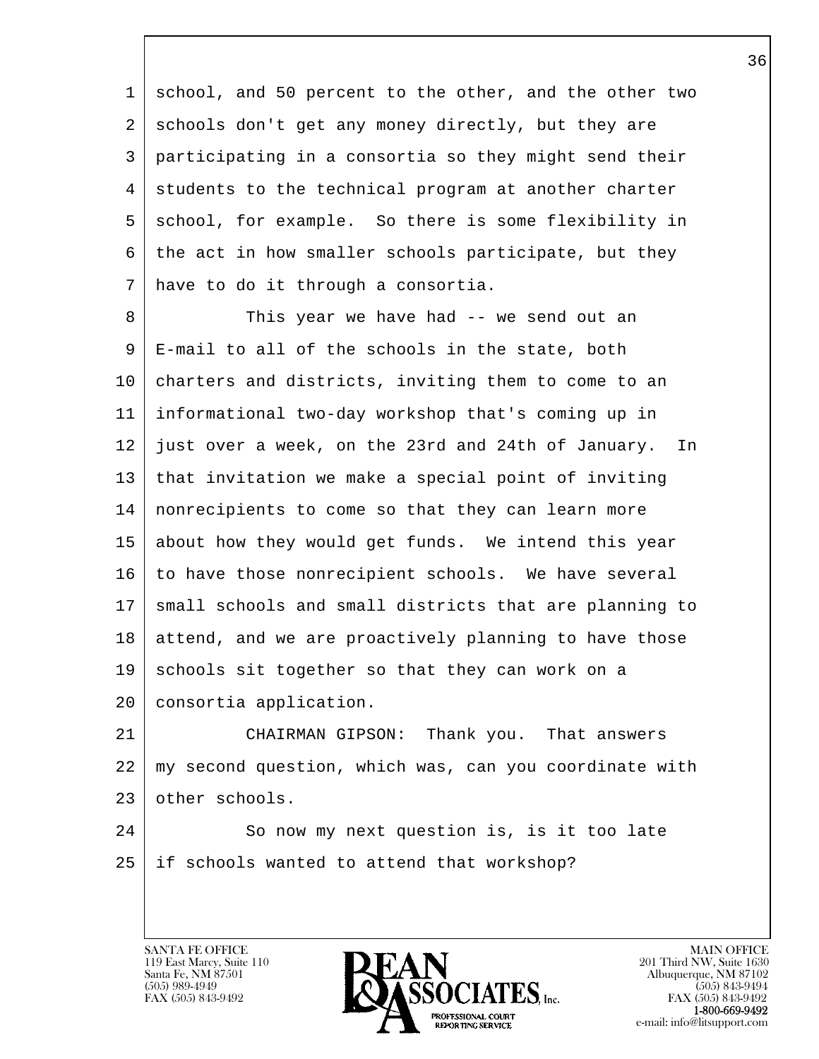school, and 50 percent to the other, and the other two schools don't get any money directly, but they are participating in a consortia so they might send their students to the technical program at another charter school, for example. So there is some flexibility in the act in how smaller schools participate, but they have to do it through a consortia.

This year we have had -- we send out an E-mail to all of the schools in the state, both charters and districts, inviting them to come to an informational two-day workshop that's coming up in just over a week, on the 23rd and 24th of January. In that invitation we make a special point of inviting nonrecipients to come so that they can learn more about how they would get funds. We intend this year to have those nonrecipient schools. We have several small schools and small districts that are planning to attend, and we are proactively planning to have those schools sit together so that they can work on a consortia application.

CHAIRMAN GIPSON: Thank you. That answers my second question, which was, can you coordinate with other schools.

So now my next question is, is it too late if schools wanted to attend that workshop?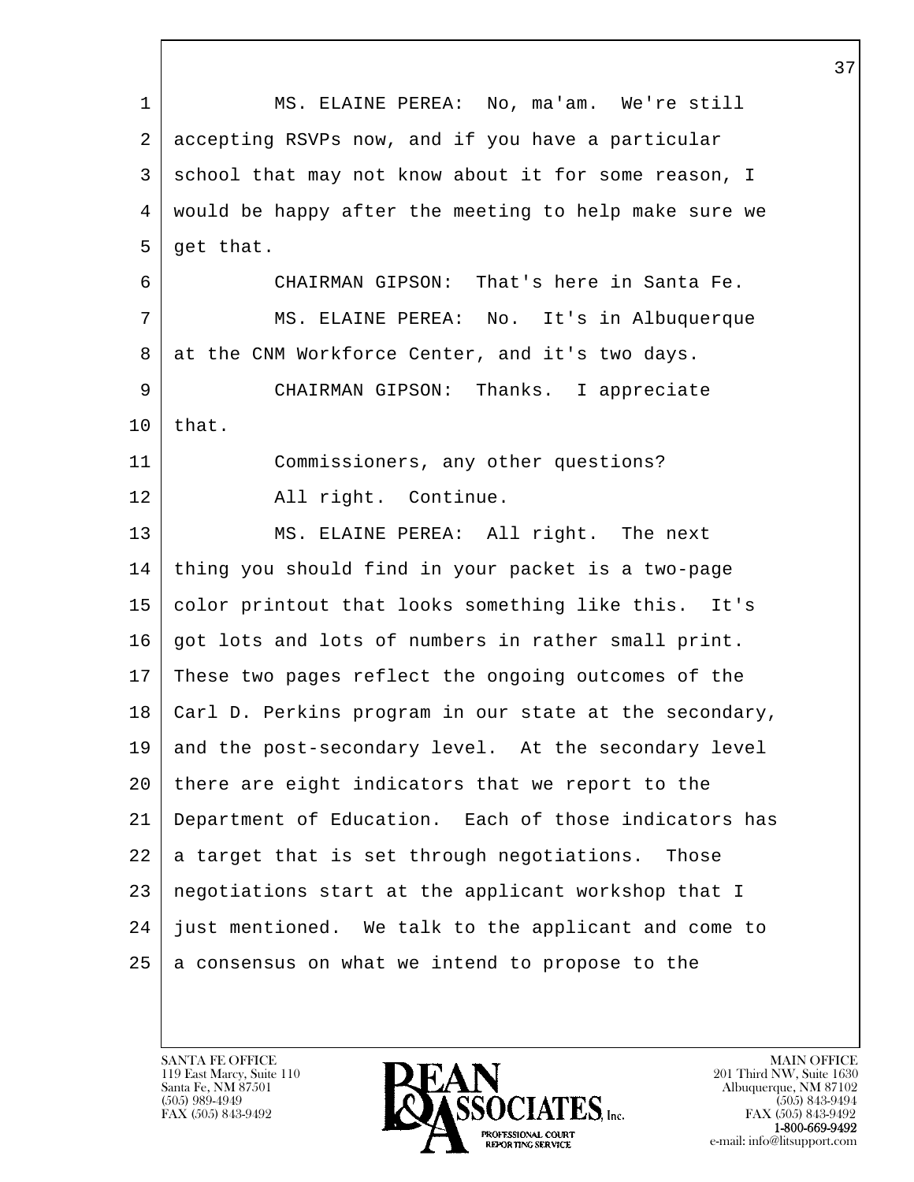MS. ELAINE PEREA: No, ma'am. We're still accepting RSVPs now, and if you have a particular school that may not know about it for some reason, I would be happy after the meeting to help make sure we get that.

CHAIRMAN GIPSON: That's here in Santa Fe.

MS. ELAINE PEREA: No. It's in Albuquerque at the CNM Workforce Center, and it's two days.

CHAIRMAN GIPSON: Thanks. I appreciate that.

Commissioners, any other questions?

All right. Continue.

MS. ELAINE PEREA: All right. The next thing you should find in your packet is a two-page color printout that looks something like this. It's got lots and lots of numbers in rather small print. These two pages reflect the ongoing outcomes of the Carl D. Perkins program in our state at the secondary, and the post-secondary level. At the secondary level there are eight indicators that we report to the Department of Education. Each of those indicators has a target that is set through negotiations. Those negotiations start at the applicant workshop that I just mentioned. We talk to the applicant and come to a consensus on what we intend to propose to the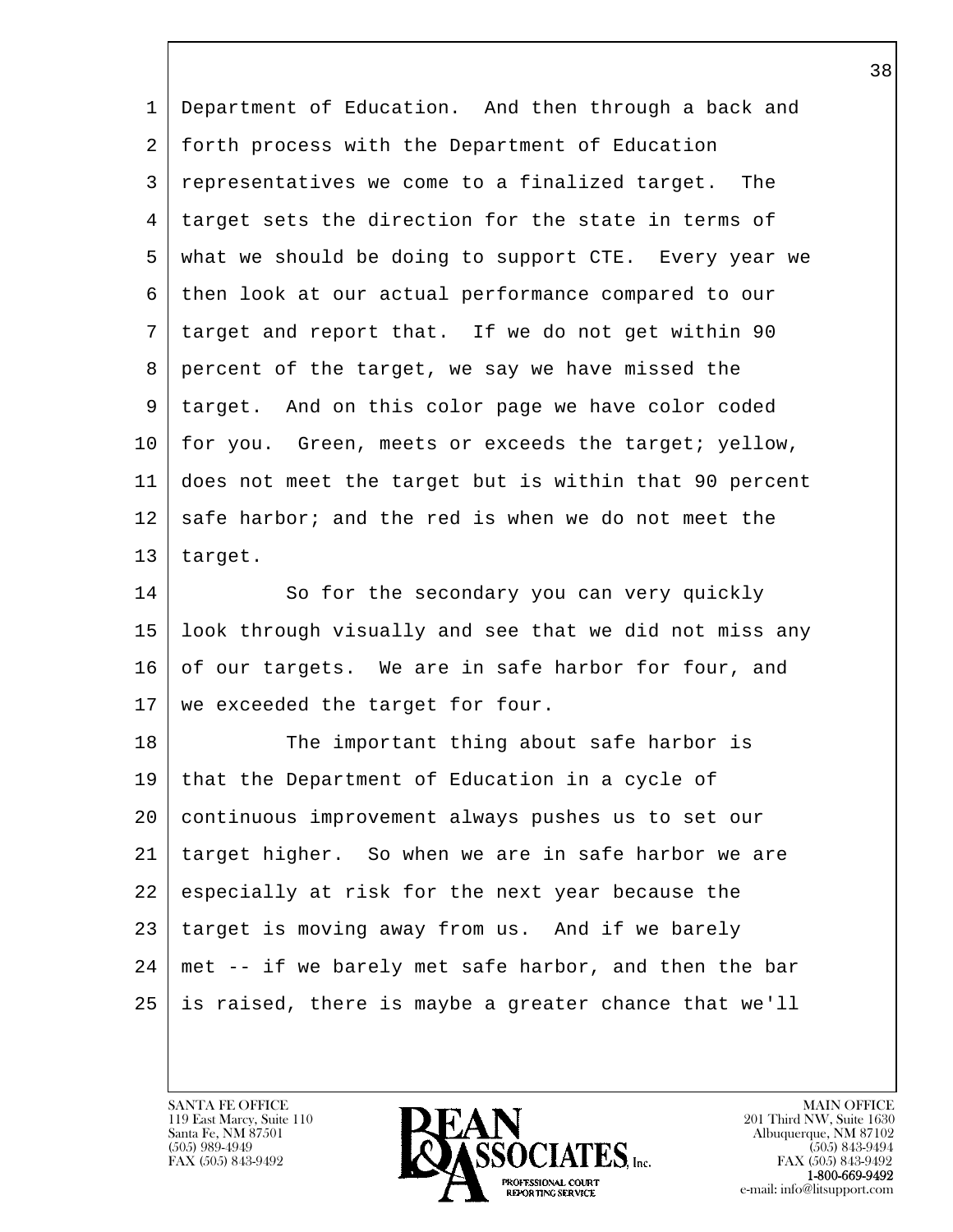Department of Education. And then through a back and forth process with the Department of Education representatives we come to a finalized target. The target sets the direction for the state in terms of what we should be doing to support CTE. Every year we then look at our actual performance compared to our target and report that. If we do not get within 90 percent of the target, we say we have missed the target. And on this color page we have color coded for you. Green, meets or exceeds the target; yellow, does not meet the target but is within that 90 percent safe harbor; and the red is when we do not meet the target.

So for the secondary you can very quickly look through visually and see that we did not miss any of our targets. We are in safe harbor for four, and we exceeded the target for four.

The important thing about safe harbor is that the Department of Education in a cycle of continuous improvement always pushes us to set our target higher. So when we are in safe harbor we are especially at risk for the next year because the target is moving away from us. And if we barely met -- if we barely met safe harbor, and then the bar is raised, there is maybe a greater chance that we'll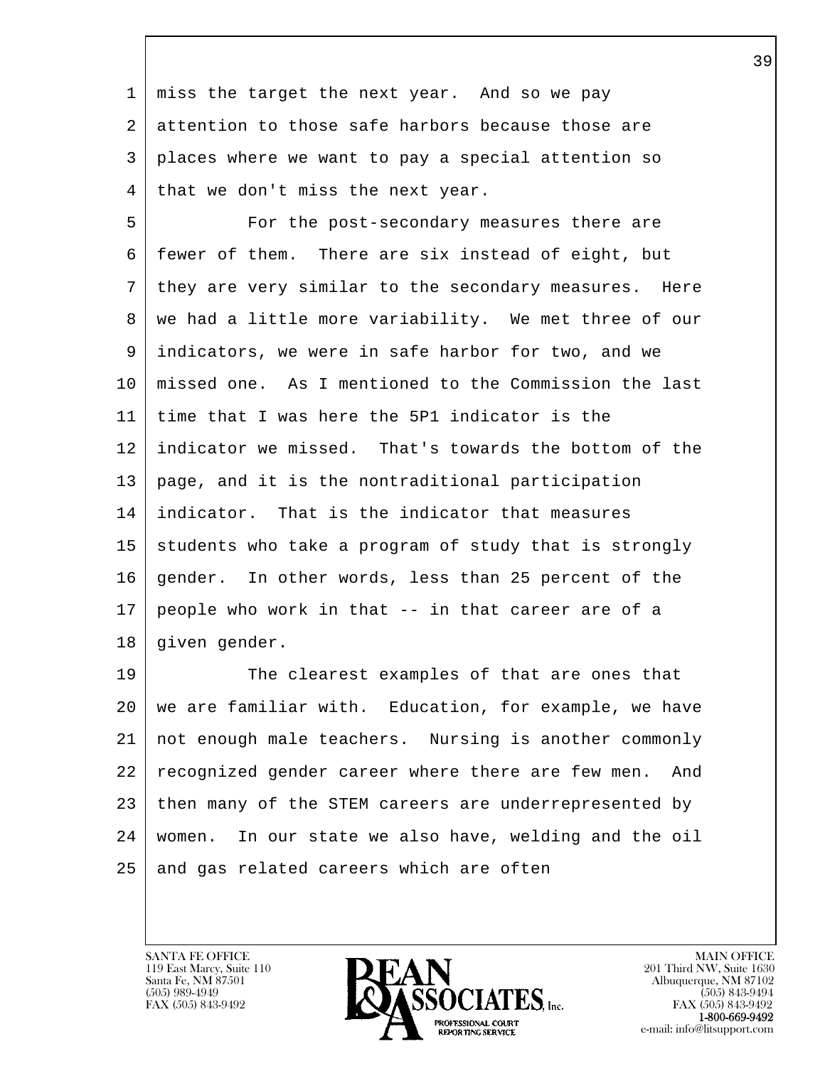miss the target the next year. And so we pay attention to those safe harbors because those are places where we want to pay a special attention so that we don't miss the next year.

For the post-secondary measures there are fewer of them. There are six instead of eight, but they are very similar to the secondary measures. Here we had a little more variability. We met three of our indicators, we were in safe harbor for two, and we missed one. As I mentioned to the Commission the last time that I was here the 5P1 indicator is the indicator we missed. That's towards the bottom of the page, and it is the nontraditional participation indicator. That is the indicator that measures students who take a program of study that is strongly gender. In other words, less than 25 percent of the people who work in that -- in that career are of a given gender.

The clearest examples of that are ones that we are familiar with. Education, for example, we have not enough male teachers. Nursing is another commonly recognized gender career where there are few men. And then many of the STEM careers are underrepresented by women. In our state we also have, welding and the oil and gas related careers which are often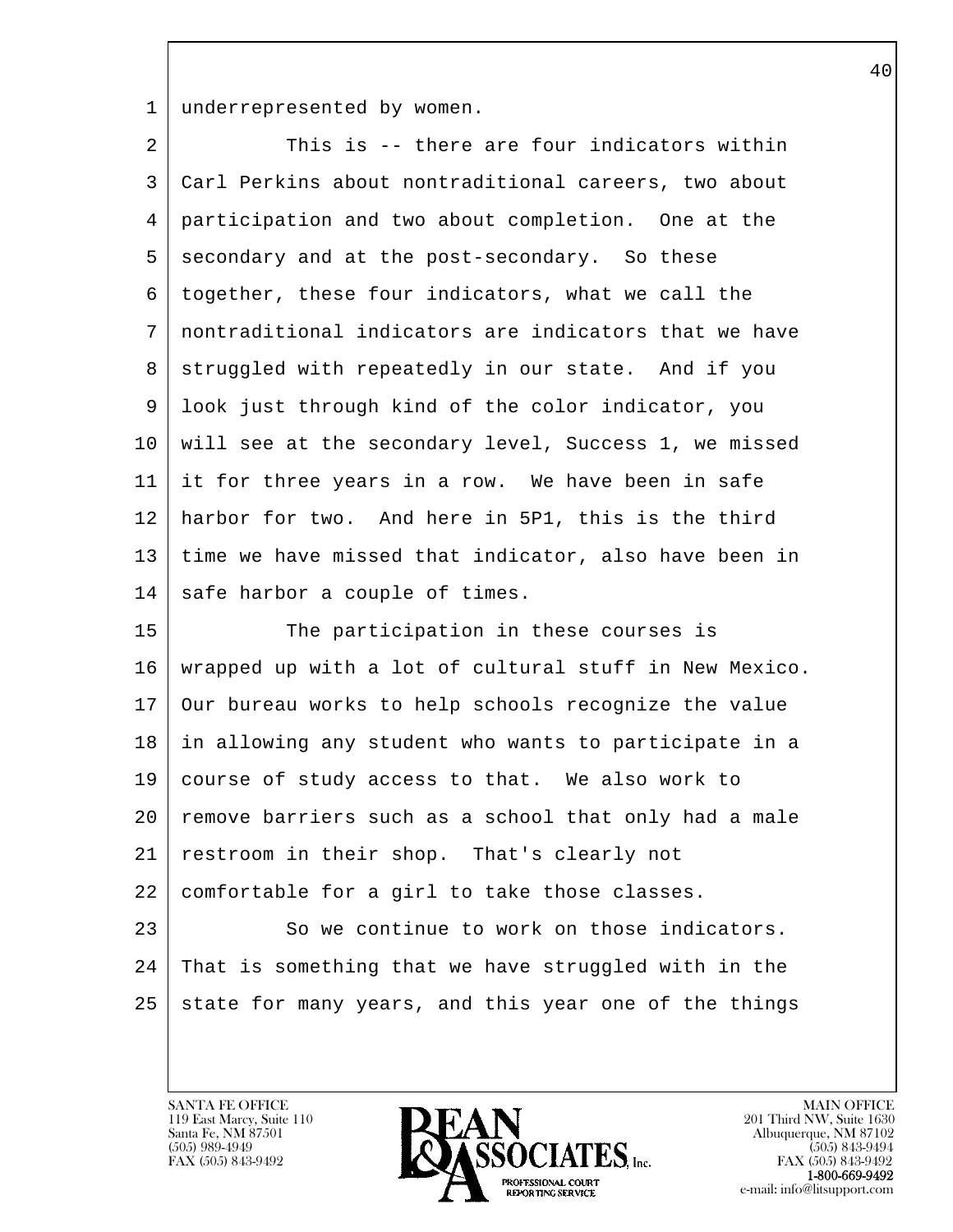underrepresented by women.

This is -- there are four indicators within Carl Perkins about nontraditional careers, two about participation and two about completion. One at the secondary and at the post-secondary. So these together, these four indicators, what we call the nontraditional indicators are indicators that we have struggled with repeatedly in our state. And if you look just through kind of the color indicator, you will see at the secondary level, Success 1, we missed it for three years in a row. We have been in safe harbor for two. And here in 5P1, this is the third time we have missed that indicator, also have been in safe harbor a couple of times.

The participation in these courses is wrapped up with a lot of cultural stuff in New Mexico. Our bureau works to help schools recognize the value in allowing any student who wants to participate in a course of study access to that. We also work to remove barriers such as a school that only had a male restroom in their shop. That's clearly not comfortable for a girl to take those classes.

So we continue to work on those indicators. That is something that we have struggled with in the state for many years, and this year one of the things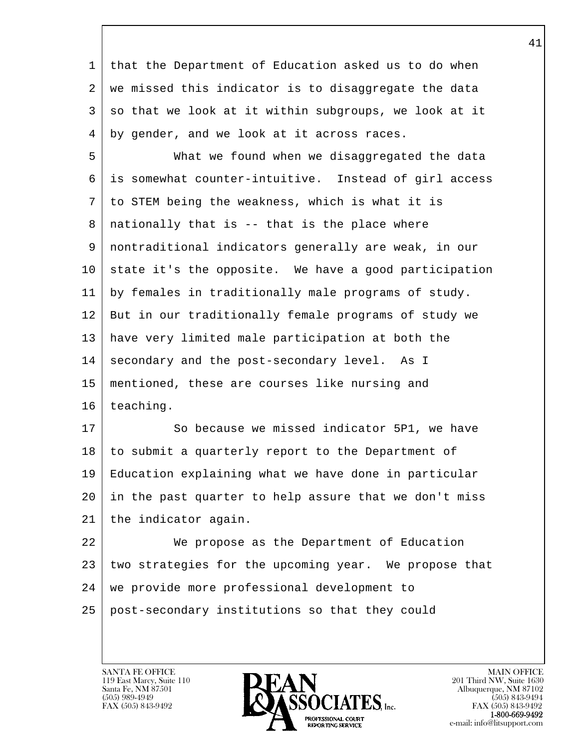that the Department of Education asked us to do when we missed this indicator is to disaggregate the data so that we look at it within subgroups, we look at it by gender, and we look at it across races.

What we found when we disaggregated the data is somewhat counter-intuitive. Instead of girl access to STEM being the weakness, which is what it is nationally that is -- that is the place where nontraditional indicators generally are weak, in our state it's the opposite. We have a good participation by females in traditionally male programs of study. But in our traditionally female programs of study we have very limited male participation at both the secondary and the post-secondary level. As I mentioned, these are courses like nursing and teaching.

So because we missed indicator 5P1, we have to submit a quarterly report to the Department of Education explaining what we have done in particular in the past quarter to help assure that we don't miss the indicator again.

We propose as the Department of Education two strategies for the upcoming year. We propose that we provide more professional development to post-secondary institutions so that they could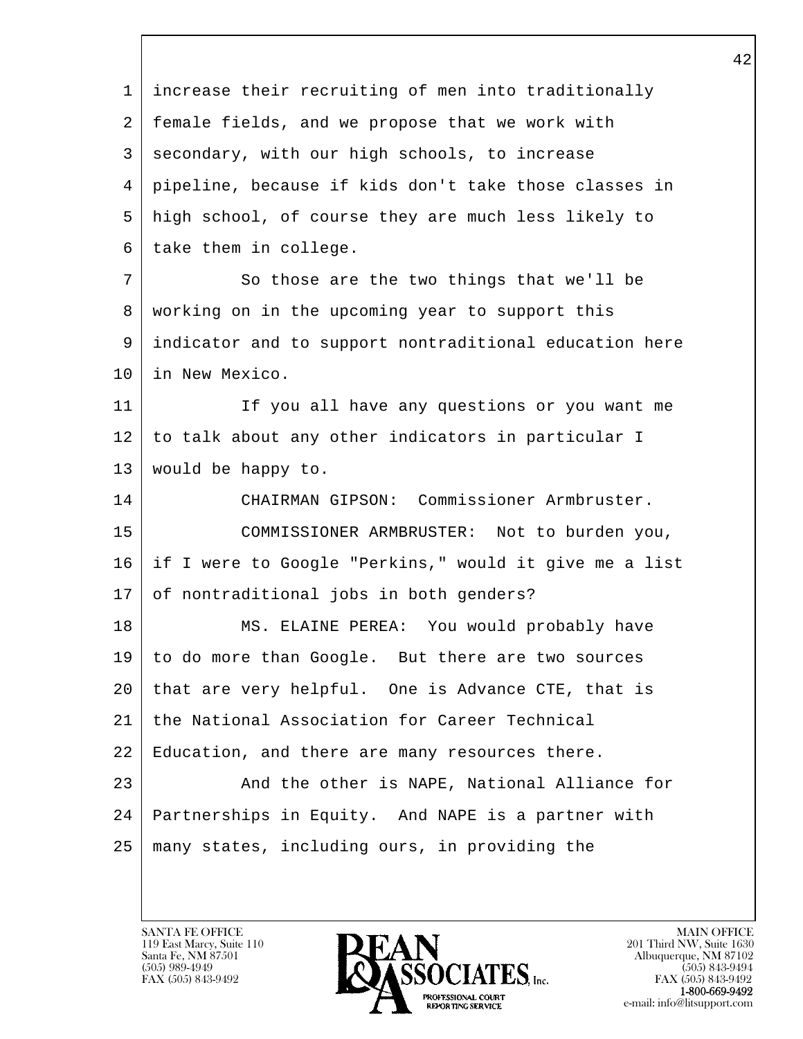increase their recruiting of men into traditionally female fields, and we propose that we work with secondary, with our high schools, to increase pipeline, because if kids don't take those classes in high school, of course they are much less likely to take them in college.

So those are the two things that we'll be working on in the upcoming year to support this indicator and to support nontraditional education here in New Mexico.

If you all have any questions or you want me to talk about any other indicators in particular I would be happy to.

CHAIRMAN GIPSON: Commissioner Armbruster.

COMMISSIONER ARMBRUSTER: Not to burden you, if I were to Google "Perkins," would it give me a list of nontraditional jobs in both genders?

MS. ELAINE PEREA: You would probably have to do more than Google. But there are two sources that are very helpful. One is Advance CTE, that is the National Association for Career Technical Education, and there are many resources there.

And the other is NAPE, National Alliance for Partnerships in Equity. And NAPE is a partner with many states, including ours, in providing the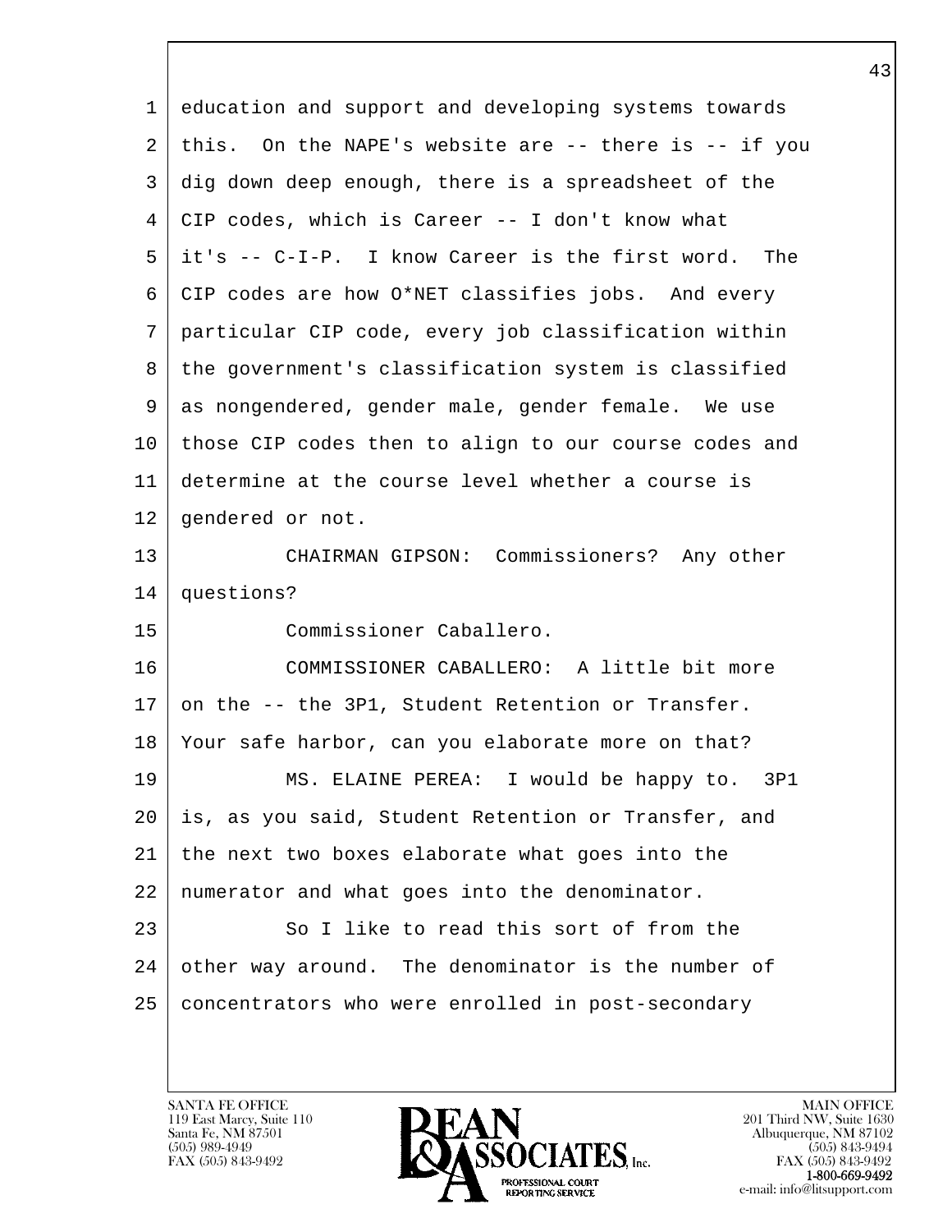education and support and developing systems towards this. On the NAPE's website are -- there is -- if you dig down deep enough, there is a spreadsheet of the CIP codes, which is Career -- I don't know what it's -- C-I-P. I know Career is the first word. The CIP codes are how O*NET classifies jobs. And every particular CIP code, every job classification within the government's classification system is classified as nongendered, gender male, gender female. We use those CIP codes then to align to our course codes and determine at the course level whether a course is gendered or not.

CHAIRMAN GIPSON: Commissioners? Any other questions?

Commissioner Caballero.

COMMISSIONER CABALLERO: A little bit more on the -- the 3P1, Student Retention or Transfer. Your safe harbor, can you elaborate more on that?

MS. ELAINE PEREA: I would be happy to. 3P1 is, as you said, Student Retention or Transfer, and the next two boxes elaborate what goes into the numerator and what goes into the denominator.

So I like to read this sort of from the other way around. The denominator is the number of concentrators who were enrolled in post-secondary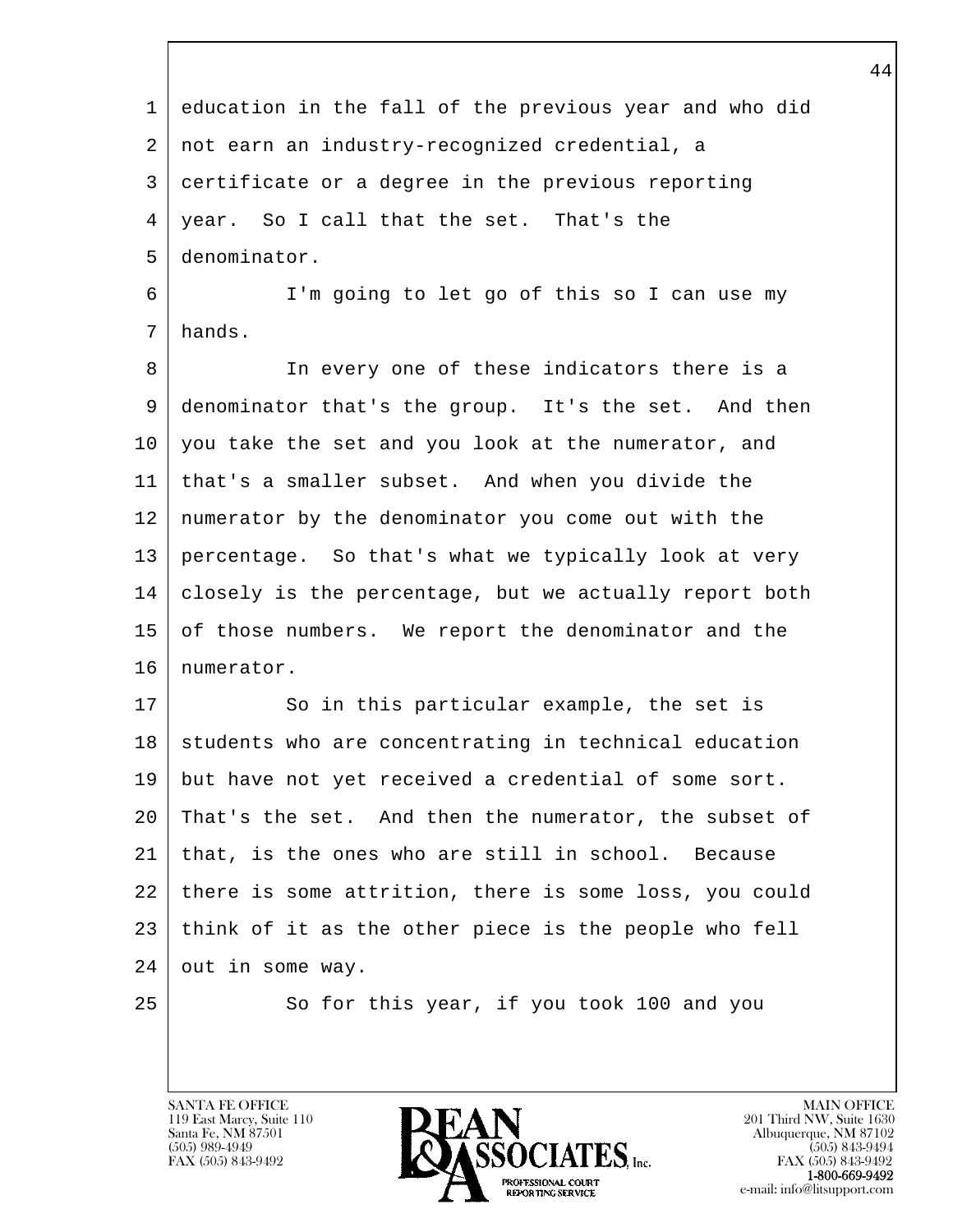education in the fall of the previous year and who did not earn an industry-recognized credential, a certificate or a degree in the previous reporting year. So I call that the set. That's the denominator.

I'm going to let go of this so I can use my hands.

In every one of these indicators there is a denominator that's the group. It's the set. And then you take the set and you look at the numerator, and that's a smaller subset. And when you divide the numerator by the denominator you come out with the percentage. So that's what we typically look at very closely is the percentage, but we actually report both of those numbers. We report the denominator and the numerator.

So in this particular example, the set is students who are concentrating in technical education but have not yet received a credential of some sort. That's the set. And then the numerator, the subset of that, is the ones who are still in school. Because there is some attrition, there is some loss, you could think of it as the other piece is the people who fell out in some way.

So for this year, if you took 100 and you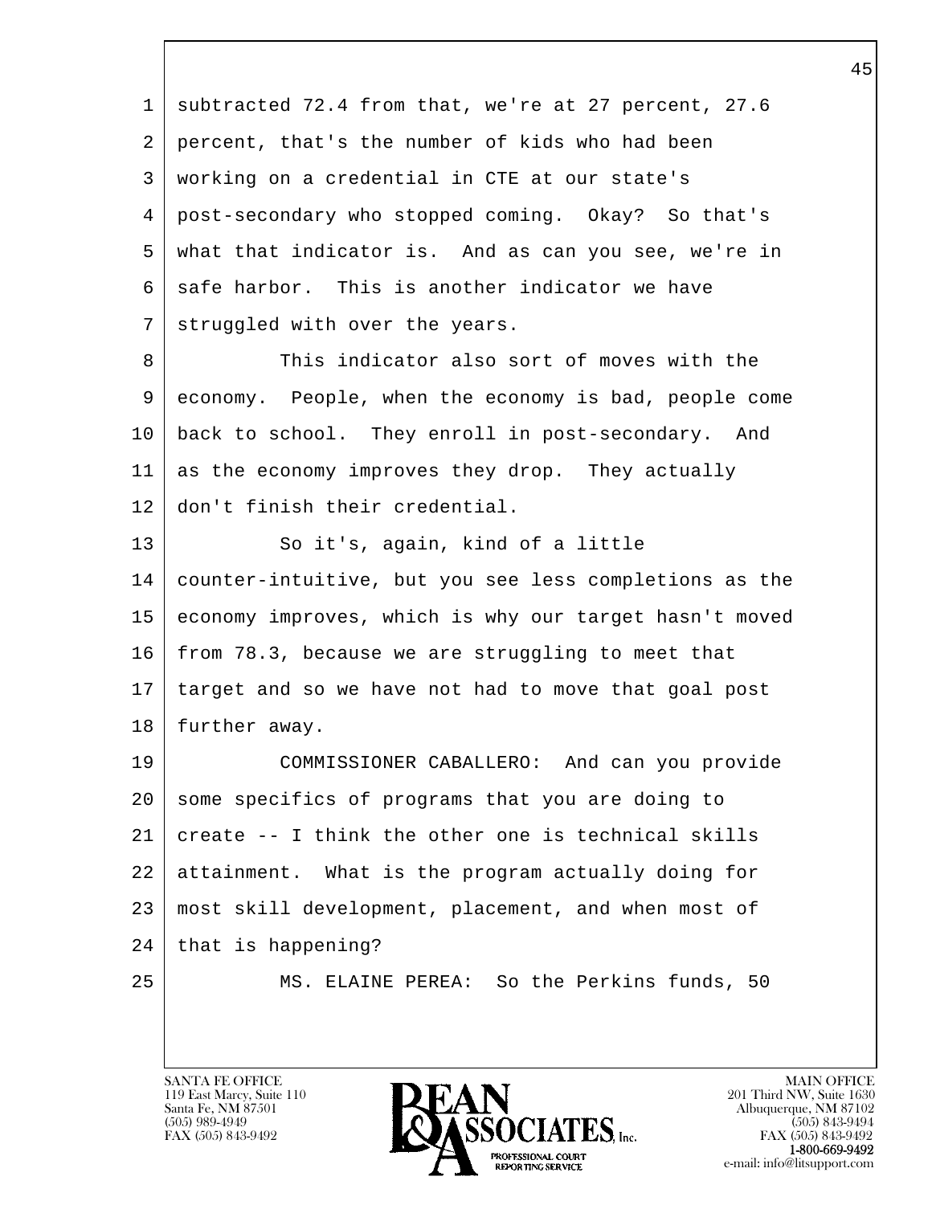subtracted 72.4 from that, we're at 27 percent, 27.6 percent, that's the number of kids who had been working on a credential in CTE at our state's post-secondary who stopped coming. Okay? So that's what that indicator is. And as can you see, we're in safe harbor. This is another indicator we have struggled with over the years.

This indicator also sort of moves with the economy. People, when the economy is bad, people come back to school. They enroll in post-secondary. And as the economy improves they drop. They actually don't finish their credential.

So it's, again, kind of a little counter-intuitive, but you see less completions as the economy improves, which is why our target hasn't moved from 78.3, because we are struggling to meet that target and so we have not had to move that goal post further away.

COMMISSIONER CABALLERO: And can you provide some specifics of programs that you are doing to create -- I think the other one is technical skills attainment. What is the program actually doing for most skill development, placement, and when most of that is happening?

MS. ELAINE PEREA: So the Perkins funds, 50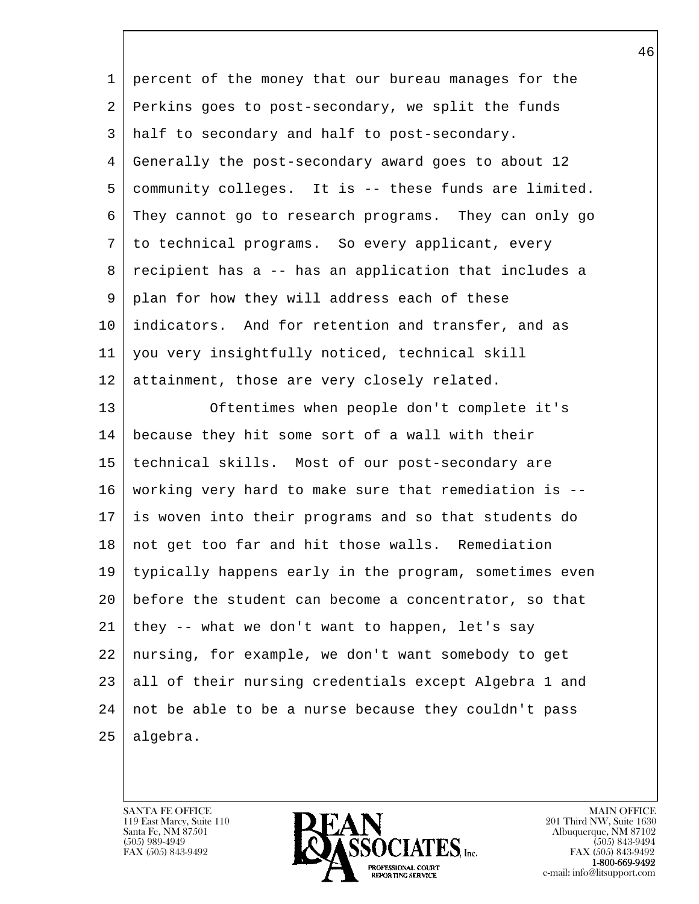percent of the money that our bureau manages for the Perkins goes to post-secondary, we split the funds half to secondary and half to post-secondary. Generally the post-secondary award goes to about 12 community colleges. It is -- these funds are limited. They cannot go to research programs. They can only go to technical programs. So every applicant, every recipient has a -- has an application that includes a plan for how they will address each of these indicators. And for retention and transfer, and as you very insightfully noticed, technical skill attainment, those are very closely related.

Oftentimes when people don't complete it's because they hit some sort of a wall with their technical skills. Most of our post-secondary are working very hard to make sure that remediation is -- is woven into their programs and so that students do not get too far and hit those walls. Remediation typically happens early in the program, sometimes even before the student can become a concentrator, so that they -- what we don't want to happen, let's say nursing, for example, we don't want somebody to get all of their nursing credentials except Algebra 1 and not be able to be a nurse because they couldn't pass algebra.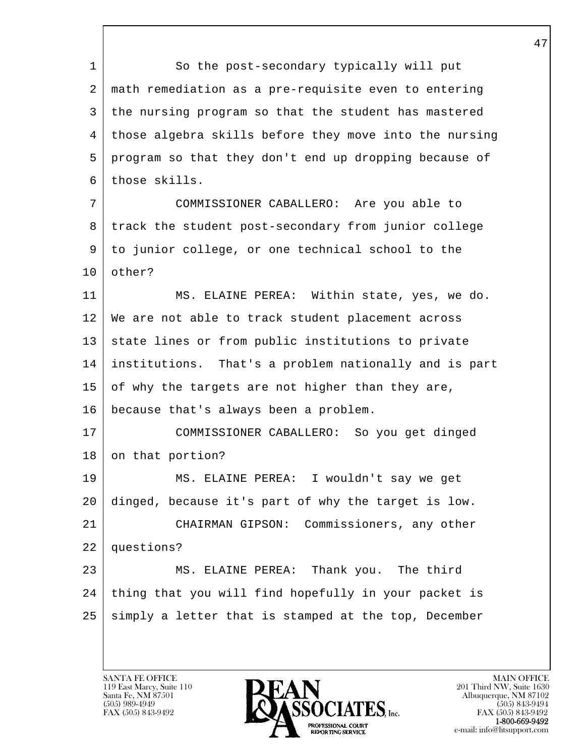So the post-secondary typically will put math remediation as a pre-requisite even to entering the nursing program so that the student has mastered those algebra skills before they move into the nursing program so that they don't end up dropping because of those skills.

COMMISSIONER CABALLERO: Are you able to track the student post-secondary from junior college to junior college, or one technical school to the other?

MS. ELAINE PEREA: Within state, yes, we do. We are not able to track student placement across state lines or from public institutions to private institutions. That's a problem nationally and is part of why the targets are not higher than they are, because that's always been a problem.

COMMISSIONER CABALLERO: So you get dinged on that portion?

MS. ELAINE PEREA: I wouldn't say we get dinged, because it's part of why the target is low.

CHAIRMAN GIPSON: Commissioners, any other questions?

MS. ELAINE PEREA: Thank you. The third thing that you will find hopefully in your packet is simply a letter that is stamped at the top, December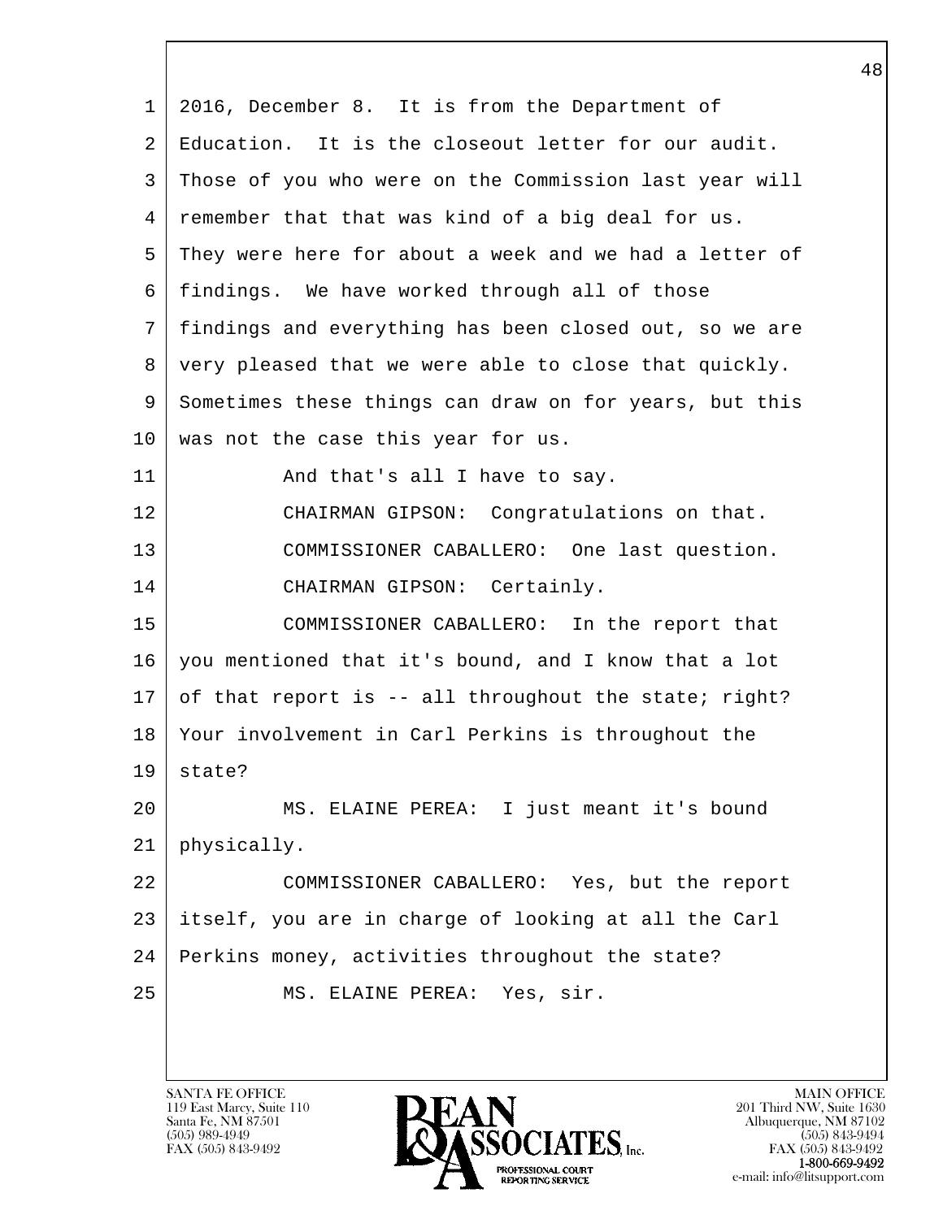2016, December 8. It is from the Department of Education. It is the closeout letter for our audit. Those of you who were on the Commission last year will remember that that was kind of a big deal for us. They were here for about a week and we had a letter of findings. We have worked through all of those findings and everything has been closed out, so we are very pleased that we were able to close that quickly. Sometimes these things can draw on for years, but this was not the case this year for us.

And that's all I have to say.

CHAIRMAN GIPSON: Congratulations on that.

COMMISSIONER CABALLERO: One last question.

CHAIRMAN GIPSON: Certainly.

COMMISSIONER CABALLERO: In the report that you mentioned that it's bound, and I know that a lot of that report is -- all throughout the state; right? Your involvement in Carl Perkins is throughout the state?

MS. ELAINE PEREA: I just meant it's bound physically.

COMMISSIONER CABALLERO: Yes, but the report itself, you are in charge of looking at all the Carl Perkins money, activities throughout the state?

MS. ELAINE PEREA: Yes, sir.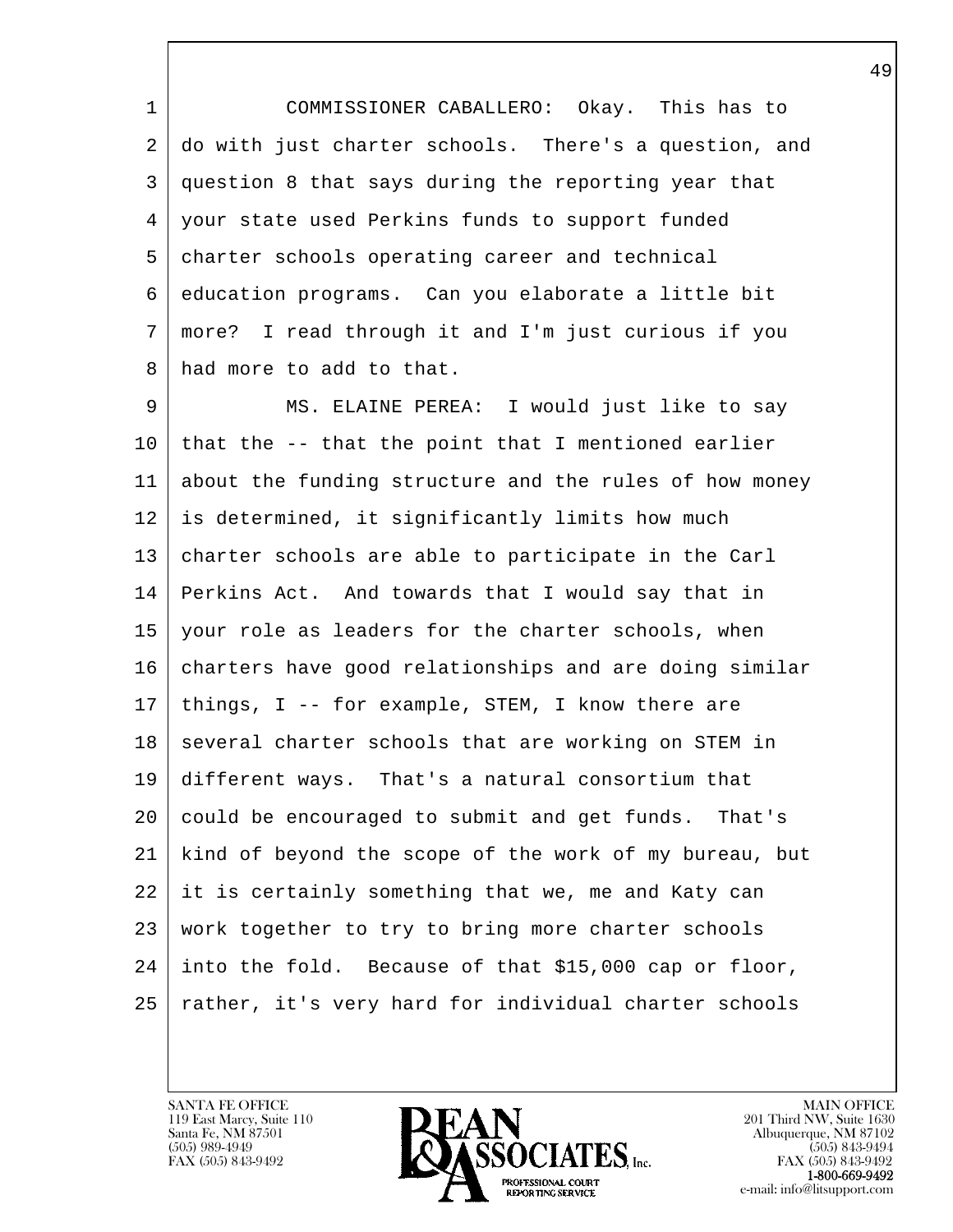COMMISSIONER CABALLERO: Okay. This has to do with just charter schools. There's a question, and question 8 that says during the reporting year that your state used Perkins funds to support funded charter schools operating career and technical education programs. Can you elaborate a little bit more? I read through it and I'm just curious if you had more to add to that.

MS. ELAINE PEREA: I would just like to say that the -- that the point that I mentioned earlier about the funding structure and the rules of how money is determined, it significantly limits how much charter schools are able to participate in the Carl Perkins Act. And towards that I would say that in your role as leaders for the charter schools, when charters have good relationships and are doing similar things, I -- for example, STEM, I know there are several charter schools that are working on STEM in different ways. That's a natural consortium that could be encouraged to submit and get funds. That's kind of beyond the scope of the work of my bureau, but it is certainly something that we, me and Katy can work together to try to bring more charter schools into the fold. Because of that $15,000 cap or floor, rather, it's very hard for individual charter schools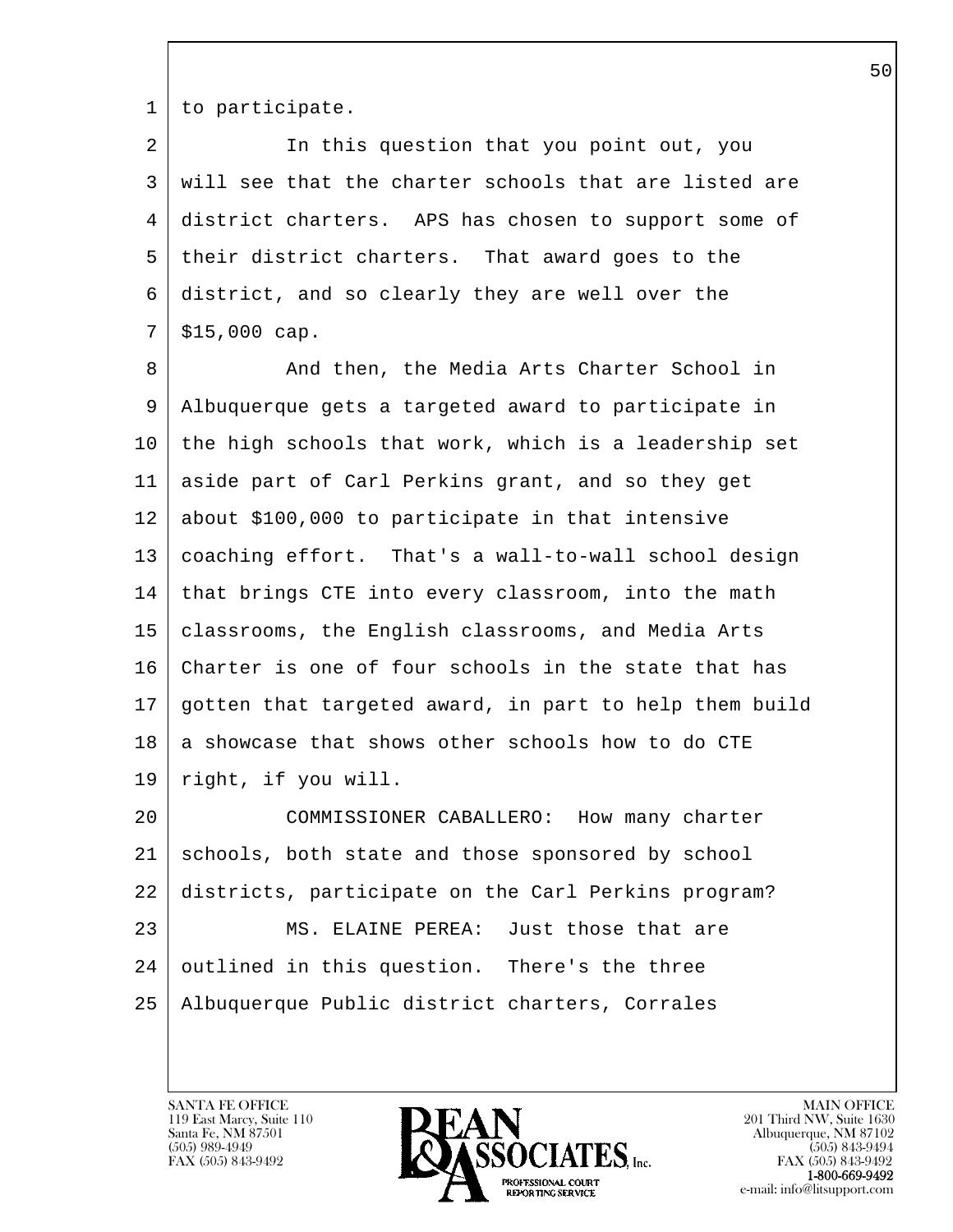to participate.

In this question that you point out, you will see that the charter schools that are listed are district charters. APS has chosen to support some of their district charters. That award goes to the district, and so clearly they are well over the $15,000 cap.

And then, the Media Arts Charter School in Albuquerque gets a targeted award to participate in the high schools that work, which is a leadership set aside part of Carl Perkins grant, and so they get about $100,000 to participate in that intensive coaching effort. That's a wall-to-wall school design that brings CTE into every classroom, into the math classrooms, the English classrooms, and Media Arts Charter is one of four schools in the state that has gotten that targeted award, in part to help them build a showcase that shows other schools how to do CTE right, if you will.

COMMISSIONER CABALLERO: How many charter schools, both state and those sponsored by school districts, participate on the Carl Perkins program?

MS. ELAINE PEREA: Just those that are outlined in this question. There's the three Albuquerque Public district charters, Corrales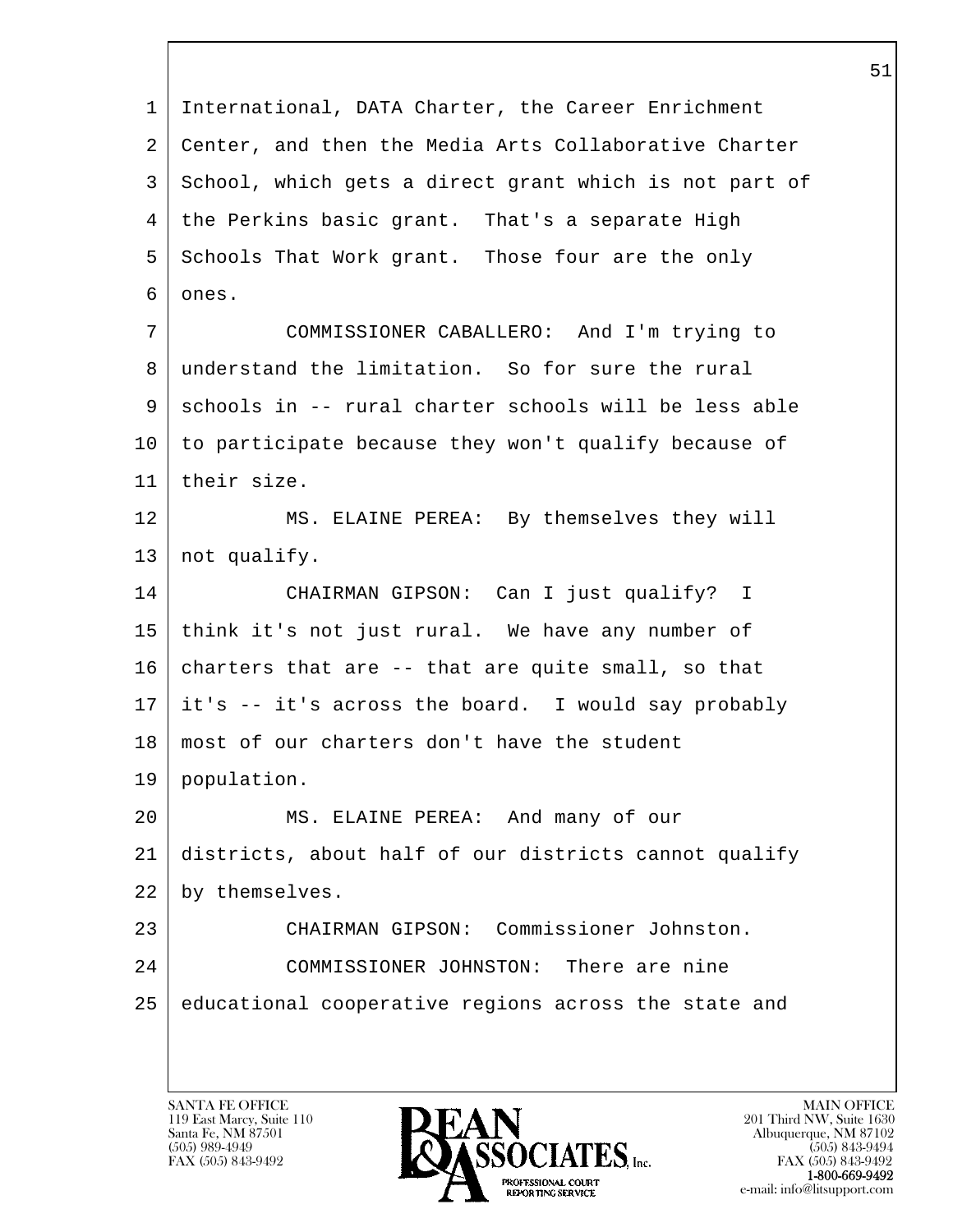International, DATA Charter, the Career Enrichment Center, and then the Media Arts Collaborative Charter School, which gets a direct grant which is not part of the Perkins basic grant. That's a separate High Schools That Work grant. Those four are the only ones.

COMMISSIONER CABALLERO: And I'm trying to understand the limitation. So for sure the rural schools in -- rural charter schools will be less able to participate because they won't qualify because of their size.

MS. ELAINE PEREA: By themselves they will not qualify.

CHAIRMAN GIPSON: Can I just qualify? I think it's not just rural. We have any number of charters that are -- that are quite small, so that it's -- it's across the board. I would say probably most of our charters don't have the student population.

MS. ELAINE PEREA: And many of our districts, about half of our districts cannot qualify by themselves.

CHAIRMAN GIPSON: Commissioner Johnston.

COMMISSIONER JOHNSTON: There are nine educational cooperative regions across the state and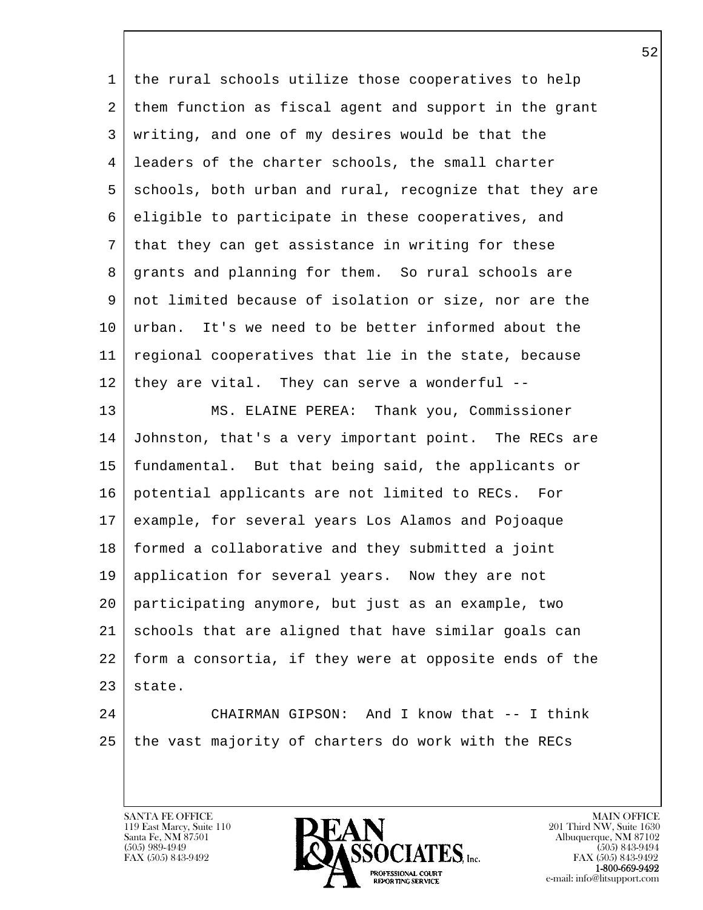the rural schools utilize those cooperatives to help them function as fiscal agent and support in the grant writing, and one of my desires would be that the leaders of the charter schools, the small charter schools, both urban and rural, recognize that they are eligible to participate in these cooperatives, and that they can get assistance in writing for these grants and planning for them. So rural schools are not limited because of isolation or size, nor are the urban. It's we need to be better informed about the regional cooperatives that lie in the state, because they are vital. They can serve a wonderful --

MS. ELAINE PEREA: Thank you, Commissioner Johnston, that's a very important point. The RECs are fundamental. But that being said, the applicants or potential applicants are not limited to RECs. For example, for several years Los Alamos and Pojoaque formed a collaborative and they submitted a joint application for several years. Now they are not participating anymore, but just as an example, two schools that are aligned that have similar goals can form a consortia, if they were at opposite ends of the state.

CHAIRMAN GIPSON: And I know that -- I think the vast majority of charters do work with the RECs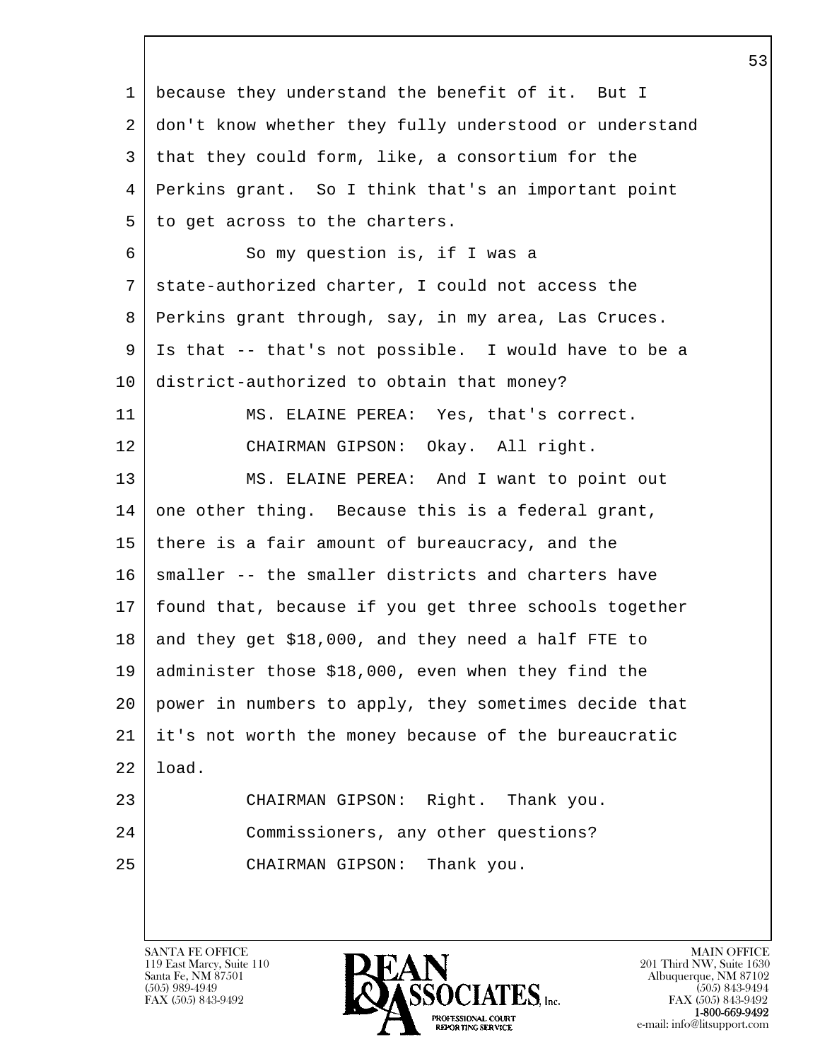because they understand the benefit of it. But I don't know whether they fully understood or understand that they could form, like, a consortium for the Perkins grant. So I think that's an important point to get across to the charters.

So my question is, if I was a state-authorized charter, I could not access the Perkins grant through, say, in my area, Las Cruces. Is that -- that's not possible. I would have to be a district-authorized to obtain that money?

MS. ELAINE PEREA: Yes, that's correct.

CHAIRMAN GIPSON: Okay. All right.

MS. ELAINE PEREA: And I want to point out one other thing. Because this is a federal grant, there is a fair amount of bureaucracy, and the smaller -- the smaller districts and charters have found that, because if you get three schools together and they get $18,000, and they need a half FTE to administer those $18,000, even when they find the power in numbers to apply, they sometimes decide that it's not worth the money because of the bureaucratic load.

CHAIRMAN GIPSON: Right. Thank you.

Commissioners, any other questions?

CHAIRMAN GIPSON: Thank you.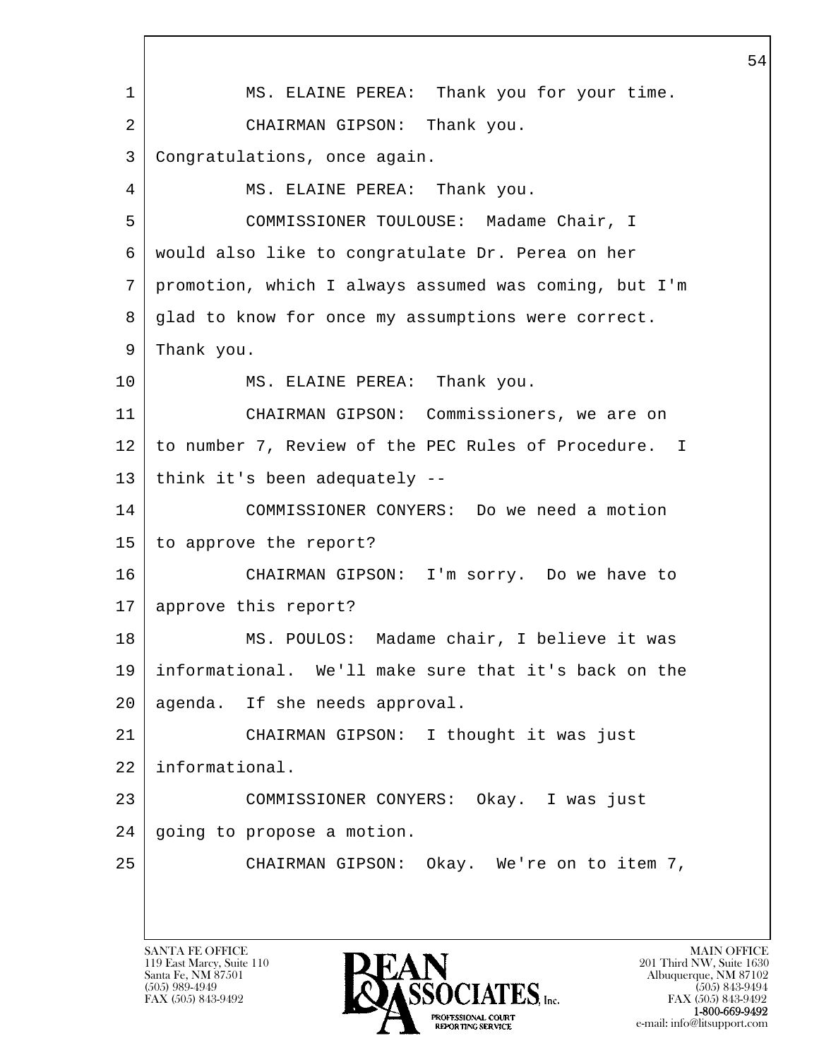1 MS. ELAINE PEREA: Thank you for your time.

2 CHAIRMAN GIPSON: Thank you.

3 Congratulations, once again.

4 MS. ELAINE PEREA: Thank you.

5 COMMISSIONER TOULOUSE: Madame Chair, I

6 would also like to congratulate Dr. Perea on her

7 promotion, which I always assumed was coming, but I'm

8 glad to know for once my assumptions were correct.

9 Thank you.

10 MS. ELAINE PEREA: Thank you.

11 CHAIRMAN GIPSON: Commissioners, we are on

12 to number 7, Review of the PEC Rules of Procedure. I

13 think it's been adequately --

14 COMMISSIONER CONYERS: Do we need a motion

15 to approve the report?

16 CHAIRMAN GIPSON: I'm sorry. Do we have to

17 approve this report?

18 MS. POULOS: Madame chair, I believe it was

19 informational. We'll make sure that it's back on the

20 agenda. If she needs approval.

21 CHAIRMAN GIPSON: I thought it was just

22 informational.

23 COMMISSIONER CONYERS: Okay. I was just

24 going to propose a motion.

25 CHAIRMAN GIPSON: Okay. We're on to item 7,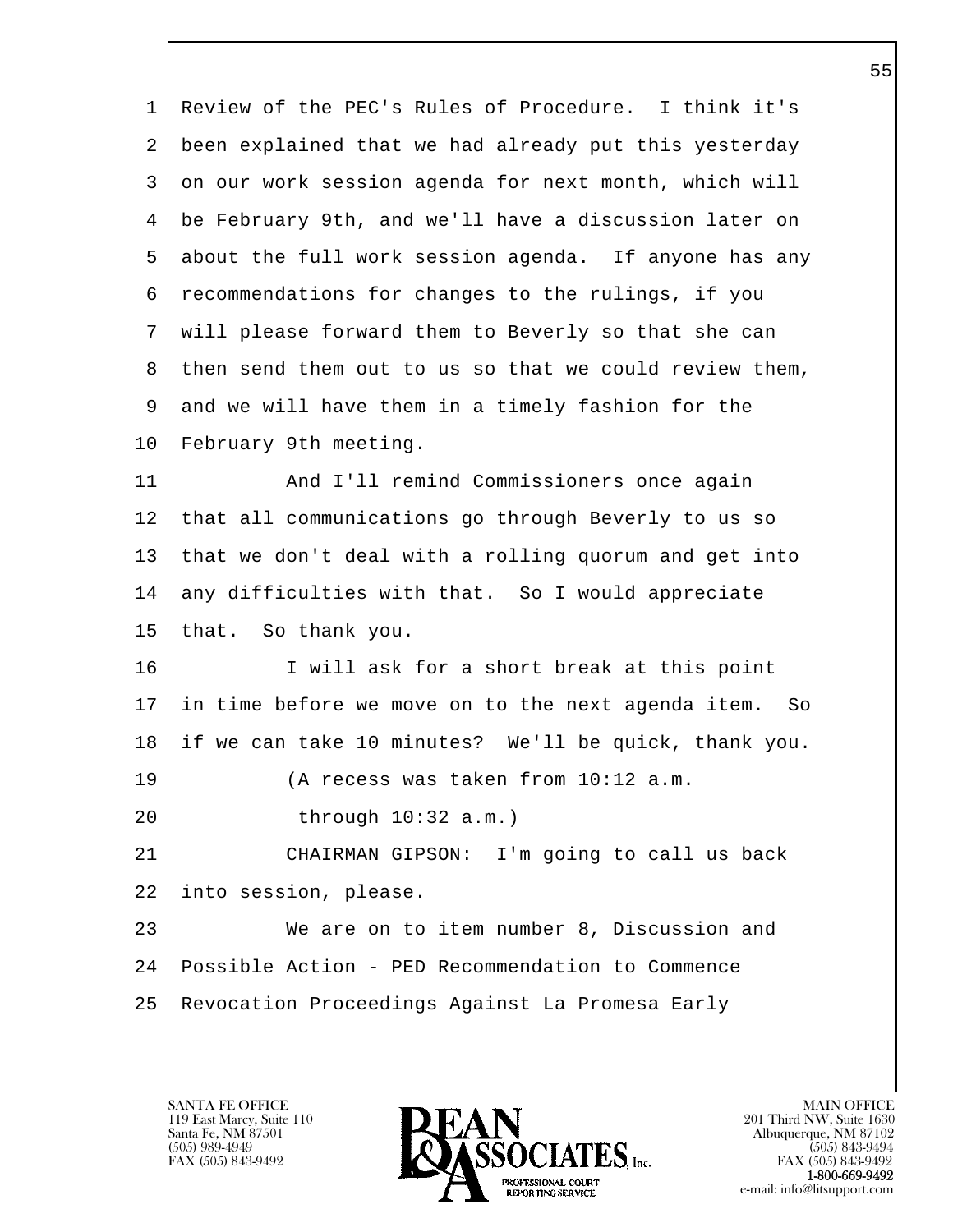Review of the PEC's Rules of Procedure. I think it's been explained that we had already put this yesterday on our work session agenda for next month, which will be February 9th, and we'll have a discussion later on about the full work session agenda. If anyone has any recommendations for changes to the rulings, if you will please forward them to Beverly so that she can then send them out to us so that we could review them, and we will have them in a timely fashion for the February 9th meeting.

And I'll remind Commissioners once again that all communications go through Beverly to us so that we don't deal with a rolling quorum and get into any difficulties with that. So I would appreciate that. So thank you.

I will ask for a short break at this point in time before we move on to the next agenda item. So if we can take 10 minutes? We'll be quick, thank you.

(A recess was taken from 10:12 a.m. through 10:32 a.m.)

CHAIRMAN GIPSON: I'm going to call us back into session, please.

We are on to item number 8, Discussion and Possible Action - PED Recommendation to Commence Revocation Proceedings Against La Promesa Early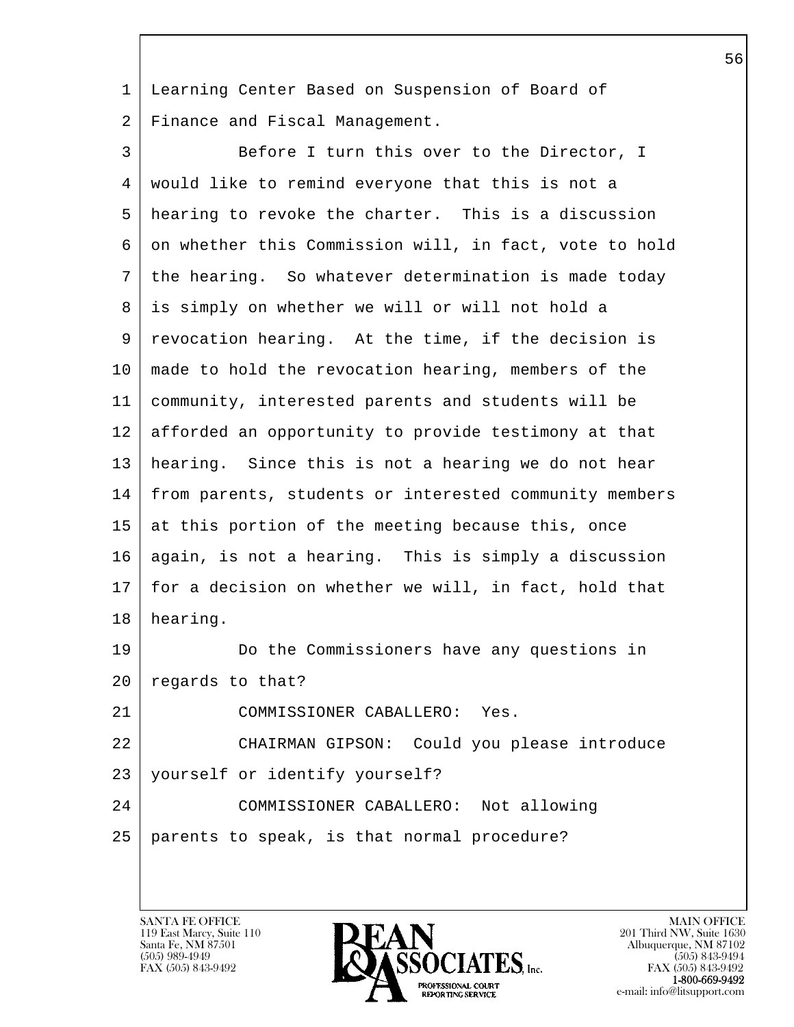Learning Center Based on Suspension of Board of Finance and Fiscal Management.

Before I turn this over to the Director, I would like to remind everyone that this is not a hearing to revoke the charter. This is a discussion on whether this Commission will, in fact, vote to hold the hearing. So whatever determination is made today is simply on whether we will or will not hold a revocation hearing. At the time, if the decision is made to hold the revocation hearing, members of the community, interested parents and students will be afforded an opportunity to provide testimony at that hearing. Since this is not a hearing we do not hear from parents, students or interested community members at this portion of the meeting because this, once again, is not a hearing. This is simply a discussion for a decision on whether we will, in fact, hold that hearing.

Do the Commissioners have any questions in regards to that?

COMMISSIONER CABALLERO: Yes.

CHAIRMAN GIPSON: Could you please introduce yourself or identify yourself?

COMMISSIONER CABALLERO: Not allowing parents to speak, is that normal procedure?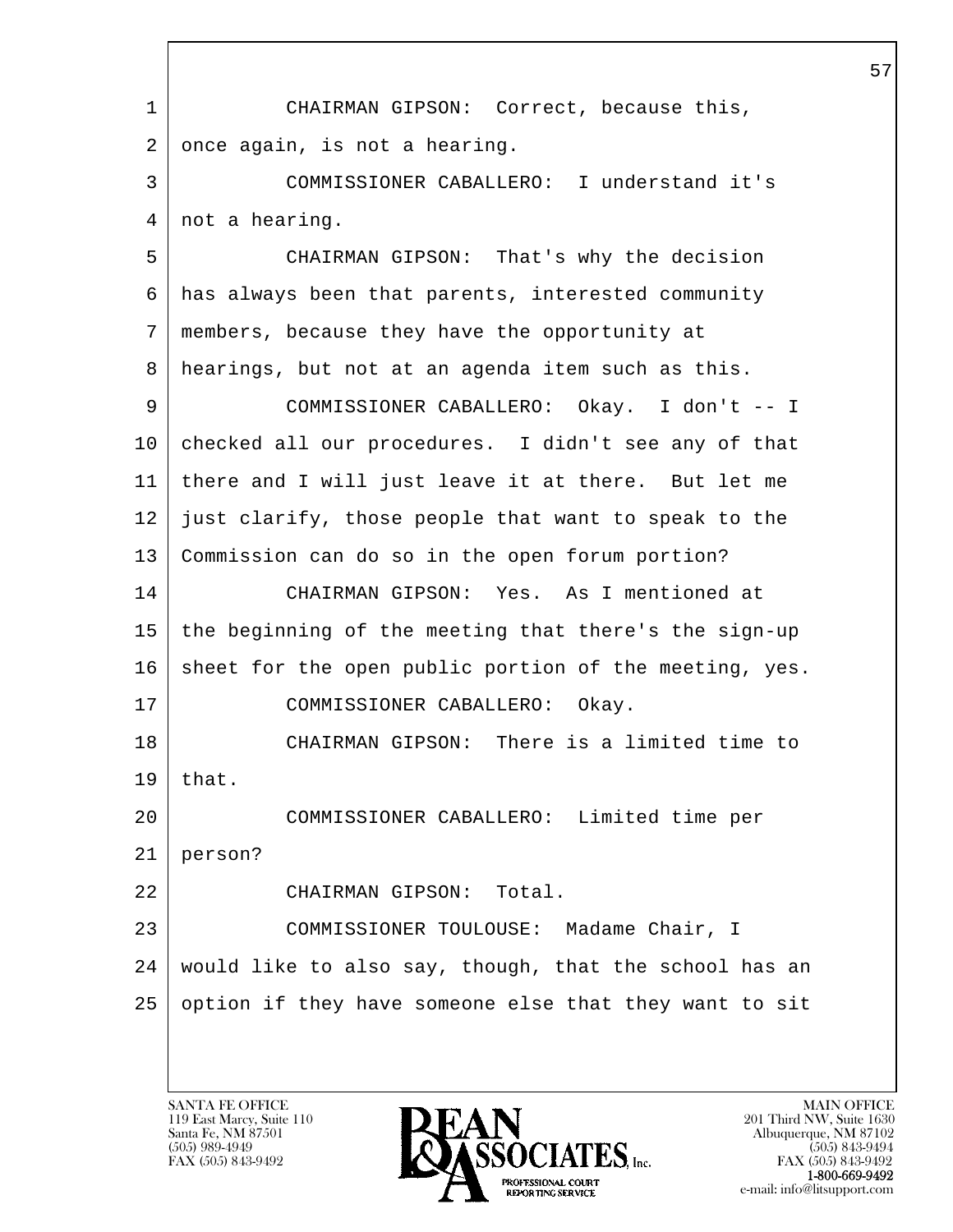CHAIRMAN GIPSON: Correct, because this, once again, is not a hearing.

COMMISSIONER CABALLERO: I understand it's not a hearing.

CHAIRMAN GIPSON: That's why the decision has always been that parents, interested community members, because they have the opportunity at hearings, but not at an agenda item such as this.

COMMISSIONER CABALLERO: Okay. I don't -- I checked all our procedures. I didn't see any of that there and I will just leave it at there. But let me just clarify, those people that want to speak to the Commission can do so in the open forum portion?

CHAIRMAN GIPSON: Yes. As I mentioned at the beginning of the meeting that there's the sign-up sheet for the open public portion of the meeting, yes.

COMMISSIONER CABALLERO: Okay.

CHAIRMAN GIPSON: There is a limited time to that.

COMMISSIONER CABALLERO: Limited time per person?

CHAIRMAN GIPSON: Total.

COMMISSIONER TOULOUSE: Madame Chair, I would like to also say, though, that the school has an option if they have someone else that they want to sit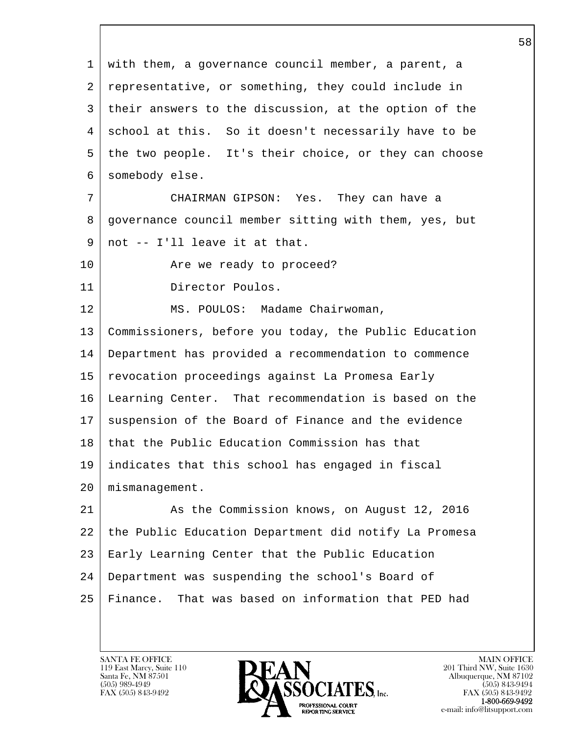with them, a governance council member, a parent, a representative, or something, they could include in their answers to the discussion, at the option of the school at this. So it doesn't necessarily have to be the two people. It's their choice, or they can choose somebody else.

CHAIRMAN GIPSON: Yes. They can have a governance council member sitting with them, yes, but not -- I'll leave it at that.

Are we ready to proceed?

Director Poulos.

MS. POULOS: Madame Chairwoman, Commissioners, before you today, the Public Education Department has provided a recommendation to commence revocation proceedings against La Promesa Early Learning Center. That recommendation is based on the suspension of the Board of Finance and the evidence that the Public Education Commission has that indicates that this school has engaged in fiscal mismanagement.

As the Commission knows, on August 12, 2016 the Public Education Department did notify La Promesa Early Learning Center that the Public Education Department was suspending the school's Board of Finance. That was based on information that PED had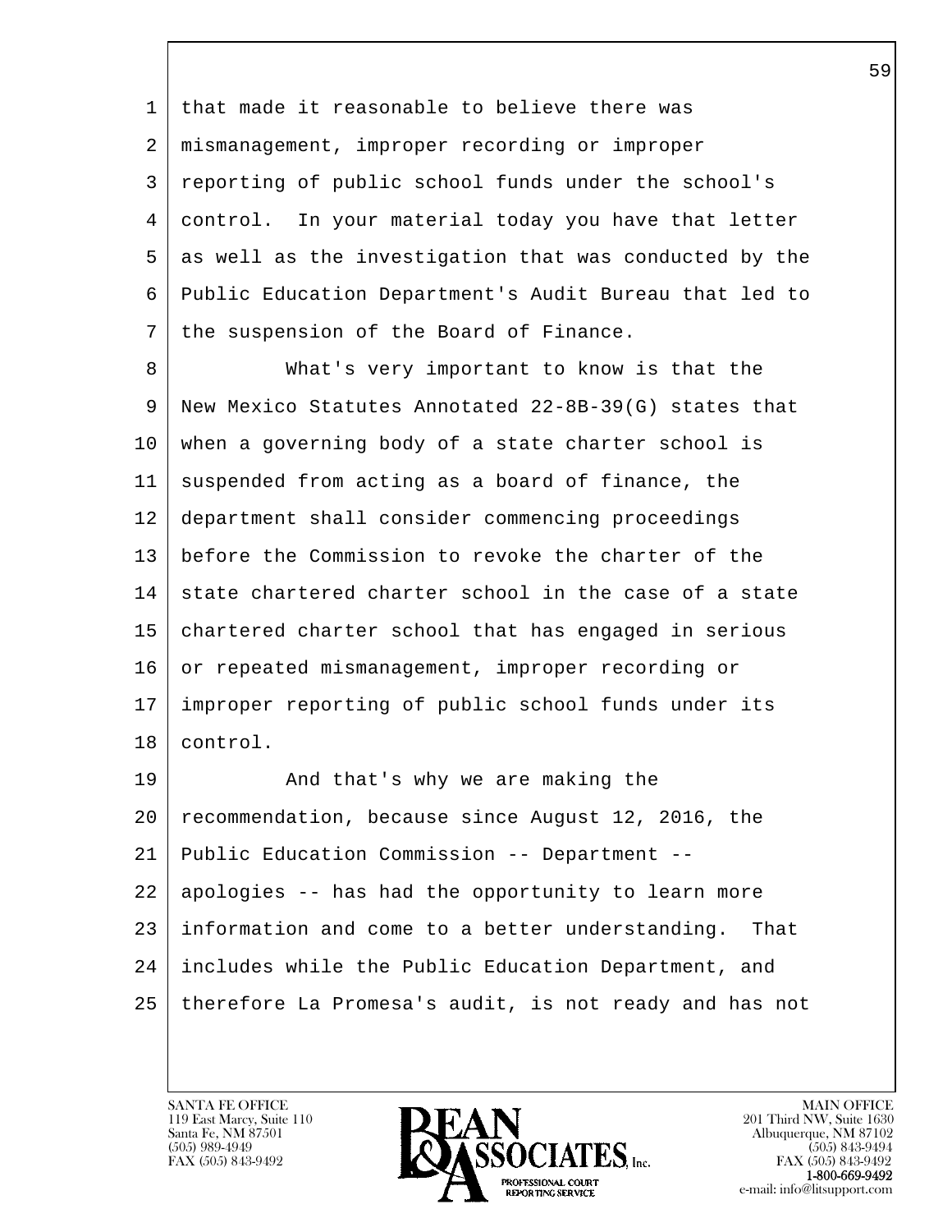that made it reasonable to believe there was mismanagement, improper recording or improper reporting of public school funds under the school's control. In your material today you have that letter as well as the investigation that was conducted by the Public Education Department's Audit Bureau that led to the suspension of the Board of Finance.

What's very important to know is that the New Mexico Statutes Annotated 22-8B-39(G) states that when a governing body of a state charter school is suspended from acting as a board of finance, the department shall consider commencing proceedings before the Commission to revoke the charter of the state chartered charter school in the case of a state chartered charter school that has engaged in serious or repeated mismanagement, improper recording or improper reporting of public school funds under its control.

And that's why we are making the recommendation, because since August 12, 2016, the Public Education Commission -- Department -- apologies -- has had the opportunity to learn more information and come to a better understanding. That includes while the Public Education Department, and therefore La Promesa's audit, is not ready and has not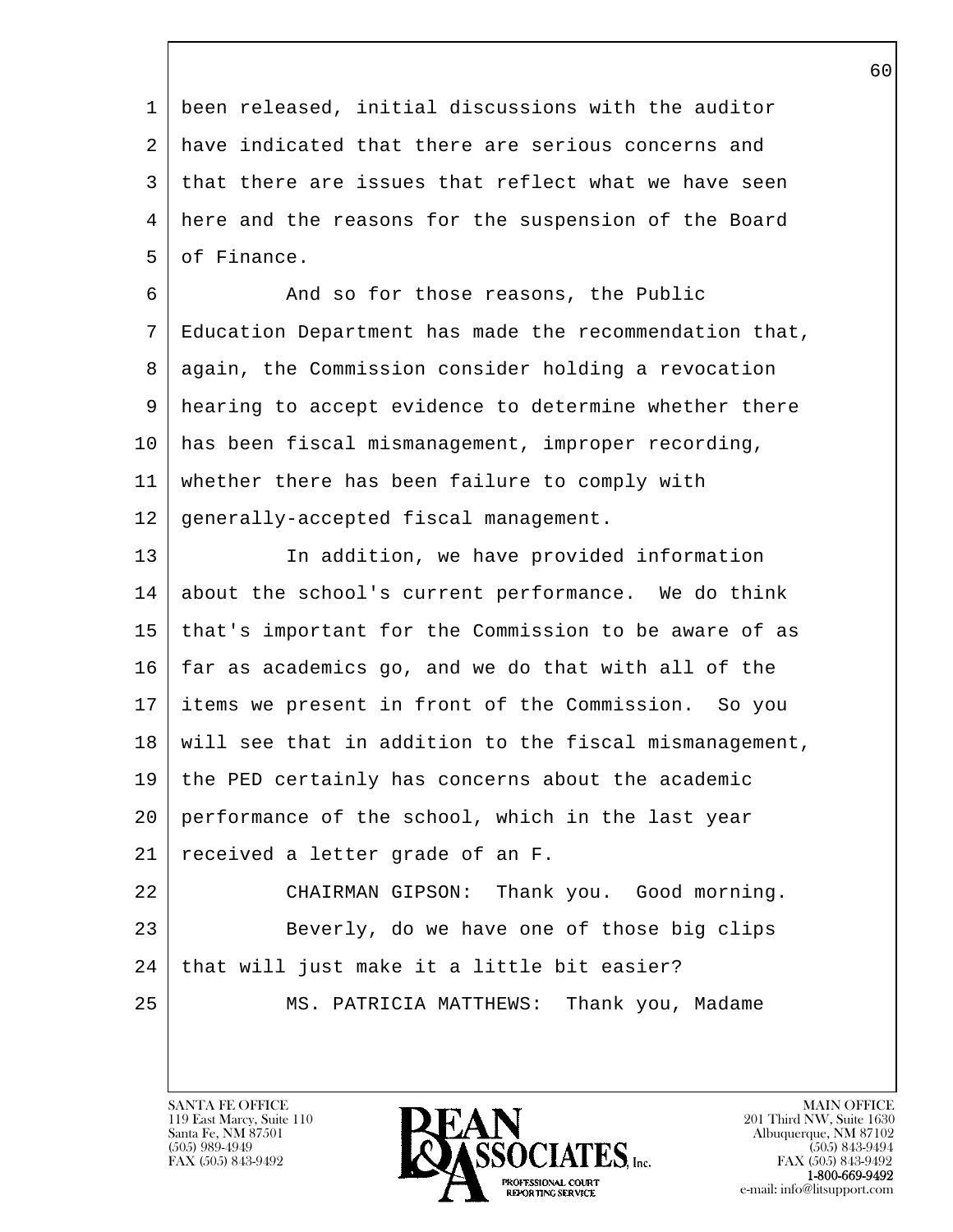been released, initial discussions with the auditor have indicated that there are serious concerns and that there are issues that reflect what we have seen here and the reasons for the suspension of the Board of Finance.

And so for those reasons, the Public Education Department has made the recommendation that, again, the Commission consider holding a revocation hearing to accept evidence to determine whether there has been fiscal mismanagement, improper recording, whether there has been failure to comply with generally-accepted fiscal management.

In addition, we have provided information about the school's current performance. We do think that's important for the Commission to be aware of as far as academics go, and we do that with all of the items we present in front of the Commission. So you will see that in addition to the fiscal mismanagement, the PED certainly has concerns about the academic performance of the school, which in the last year received a letter grade of an F.

CHAIRMAN GIPSON: Thank you. Good morning.

Beverly, do we have one of those big clips that will just make it a little bit easier?

MS. PATRICIA MATTHEWS: Thank you, Madame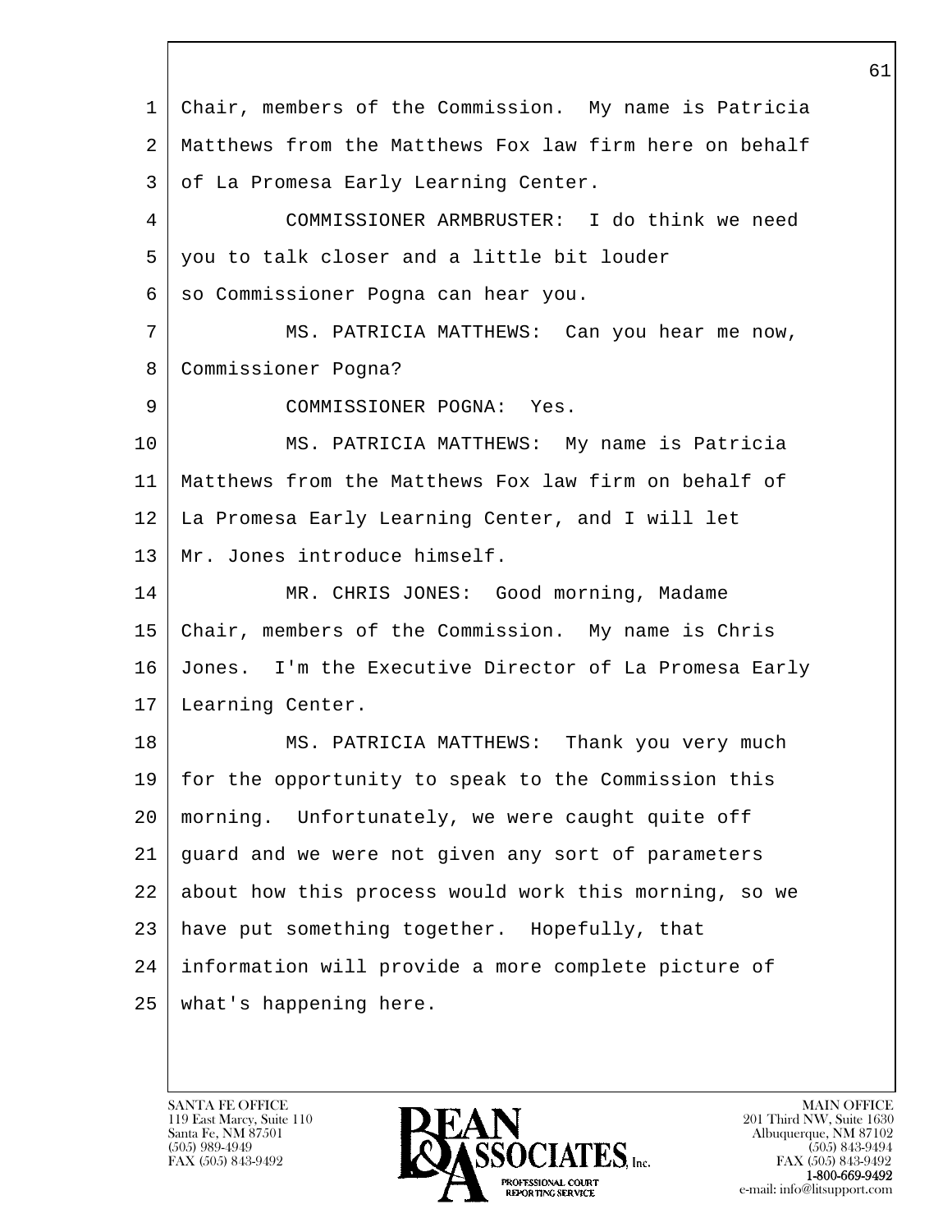1 Chair, members of the Commission. My name is Patricia
2 Matthews from the Matthews Fox law firm here on behalf
3 of La Promesa Early Learning Center.
4 COMMISSIONER ARMBRUSTER: I do think we need
5 you to talk closer and a little bit louder
6 so Commissioner Pogna can hear you.
7 MS. PATRICIA MATTHEWS: Can you hear me now,
8 Commissioner Pogna?
9 COMMISSIONER POGNA: Yes.
10 MS. PATRICIA MATTHEWS: My name is Patricia
11 Matthews from the Matthews Fox law firm on behalf of
12 La Promesa Early Learning Center, and I will let
13 Mr. Jones introduce himself.
14 MR. CHRIS JONES: Good morning, Madame
15 Chair, members of the Commission. My name is Chris
16 Jones. I'm the Executive Director of La Promesa Early
17 Learning Center.
18 MS. PATRICIA MATTHEWS: Thank you very much
19 for the opportunity to speak to the Commission this
20 morning. Unfortunately, we were caught quite off
21 guard and we were not given any sort of parameters
22 about how this process would work this morning, so we
23 have put something together. Hopefully, that
24 information will provide a more complete picture of
25 what's happening here.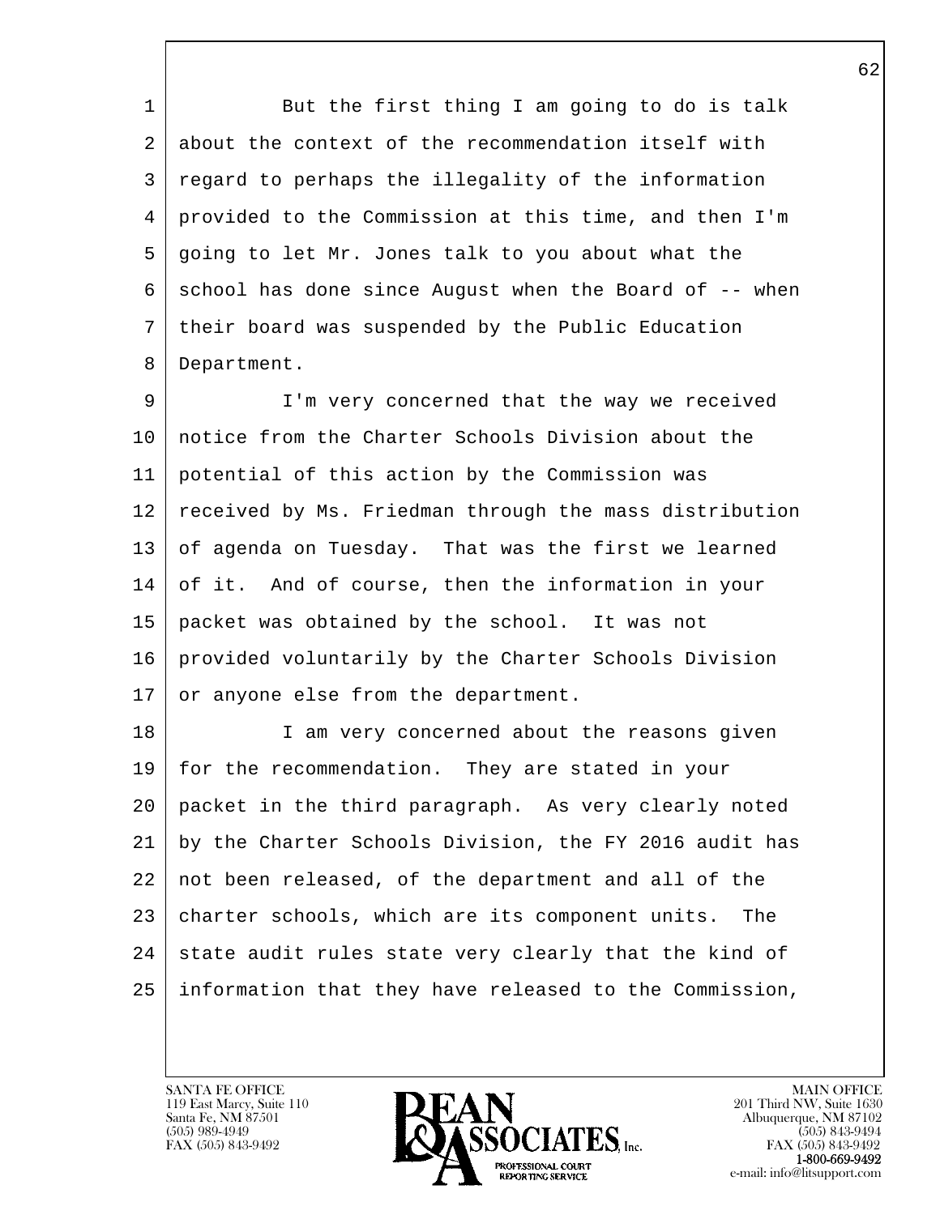But the first thing I am going to do is talk about the context of the recommendation itself with regard to perhaps the illegality of the information provided to the Commission at this time, and then I'm going to let Mr. Jones talk to you about what the school has done since August when the Board of -- when their board was suspended by the Public Education Department.

I'm very concerned that the way we received notice from the Charter Schools Division about the potential of this action by the Commission was received by Ms. Friedman through the mass distribution of agenda on Tuesday. That was the first we learned of it. And of course, then the information in your packet was obtained by the school. It was not provided voluntarily by the Charter Schools Division or anyone else from the department.

I am very concerned about the reasons given for the recommendation. They are stated in your packet in the third paragraph. As very clearly noted by the Charter Schools Division, the FY 2016 audit has not been released, of the department and all of the charter schools, which are its component units. The state audit rules state very clearly that the kind of information that they have released to the Commission,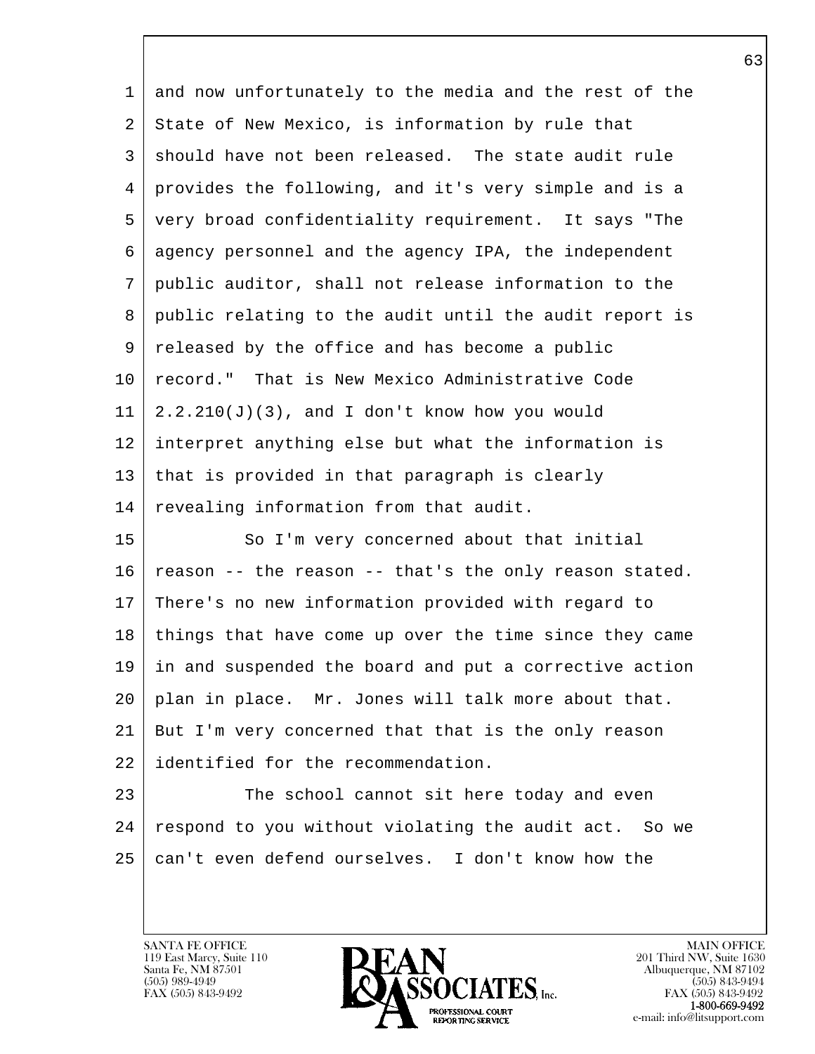and now unfortunately to the media and the rest of the State of New Mexico, is information by rule that should have not been released. The state audit rule provides the following, and it's very simple and is a very broad confidentiality requirement. It says "The agency personnel and the agency IPA, the independent public auditor, shall not release information to the public relating to the audit until the audit report is released by the office and has become a public record." That is New Mexico Administrative Code 2.2.210(J)(3), and I don't know how you would interpret anything else but what the information is that is provided in that paragraph is clearly revealing information from that audit.

So I'm very concerned about that initial reason -- the reason -- that's the only reason stated. There's no new information provided with regard to things that have come up over the time since they came in and suspended the board and put a corrective action plan in place. Mr. Jones will talk more about that. But I'm very concerned that that is the only reason identified for the recommendation.

The school cannot sit here today and even respond to you without violating the audit act. So we can't even defend ourselves. I don't know how the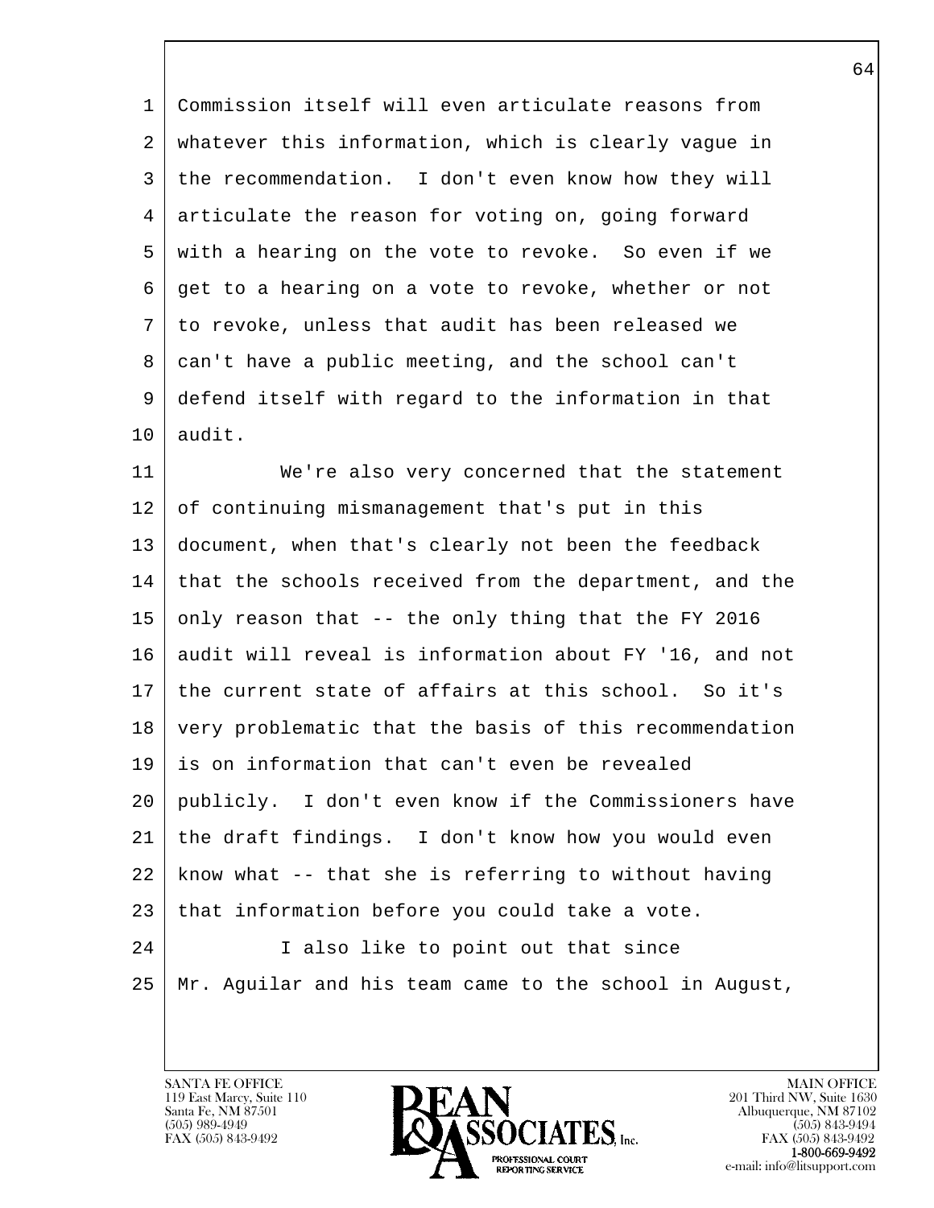Commission itself will even articulate reasons from whatever this information, which is clearly vague in the recommendation. I don't even know how they will articulate the reason for voting on, going forward with a hearing on the vote to revoke. So even if we get to a hearing on a vote to revoke, whether or not to revoke, unless that audit has been released we can't have a public meeting, and the school can't defend itself with regard to the information in that audit.

We're also very concerned that the statement of continuing mismanagement that's put in this document, when that's clearly not been the feedback that the schools received from the department, and the only reason that -- the only thing that the FY 2016 audit will reveal is information about FY '16, and not the current state of affairs at this school. So it's very problematic that the basis of this recommendation is on information that can't even be revealed publicly. I don't even know if the Commissioners have the draft findings. I don't know how you would even know what -- that she is referring to without having that information before you could take a vote.

I also like to point out that since Mr. Aguilar and his team came to the school in August,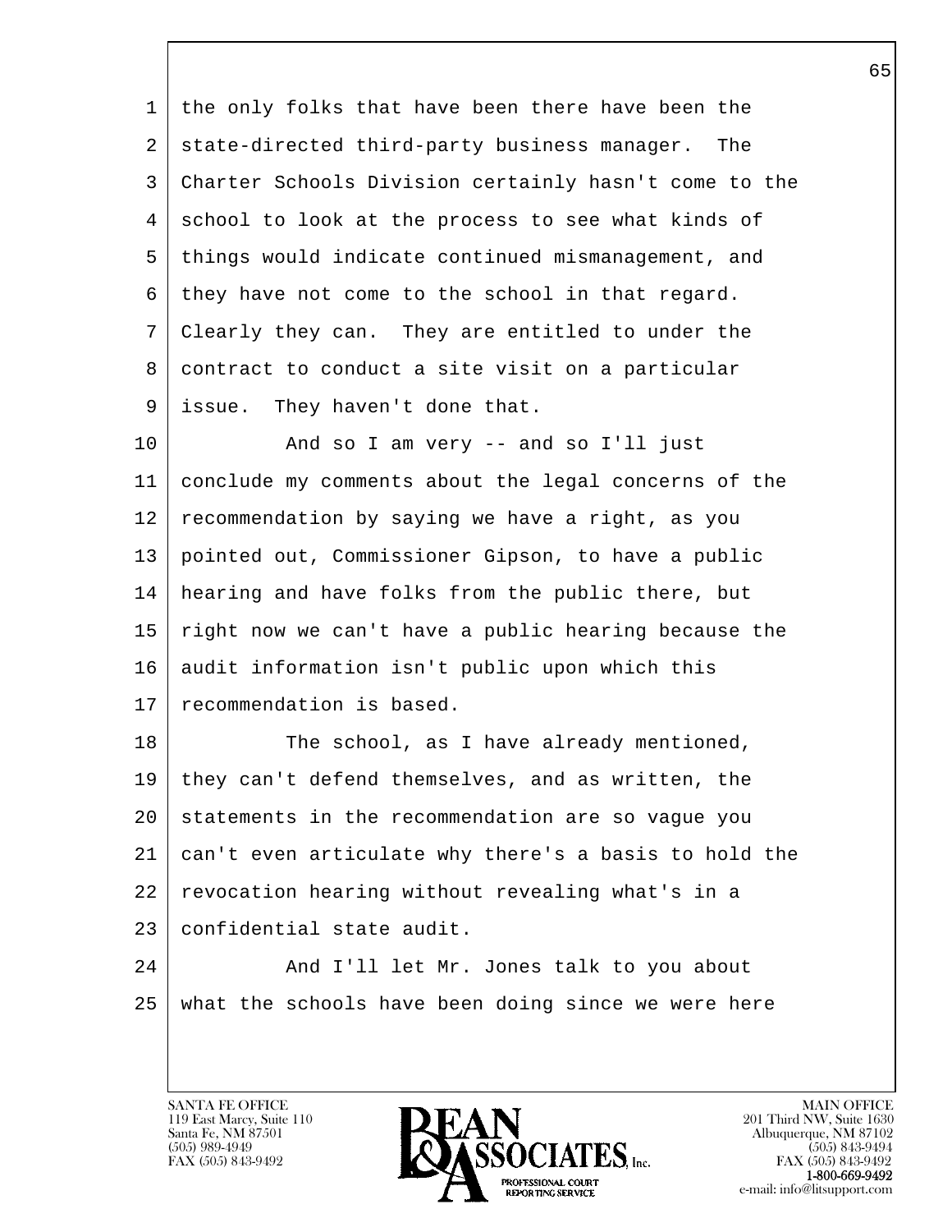the only folks that have been there have been the state-directed third-party business manager. The Charter Schools Division certainly hasn't come to the school to look at the process to see what kinds of things would indicate continued mismanagement, and they have not come to the school in that regard. Clearly they can. They are entitled to under the contract to conduct a site visit on a particular issue. They haven't done that.

And so I am very -- and so I'll just conclude my comments about the legal concerns of the recommendation by saying we have a right, as you pointed out, Commissioner Gipson, to have a public hearing and have folks from the public there, but right now we can't have a public hearing because the audit information isn't public upon which this recommendation is based.

The school, as I have already mentioned, they can't defend themselves, and as written, the statements in the recommendation are so vague you can't even articulate why there's a basis to hold the revocation hearing without revealing what's in a confidential state audit.

And I'll let Mr. Jones talk to you about what the schools have been doing since we were here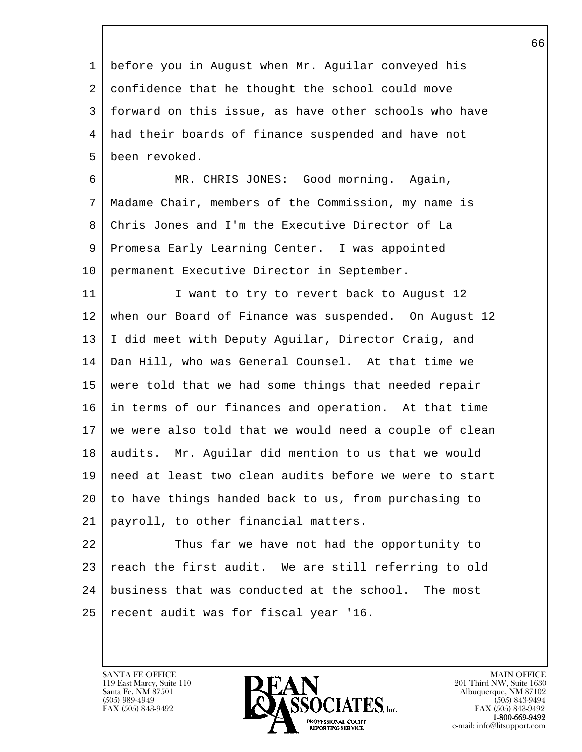before you in August when Mr. Aguilar conveyed his confidence that he thought the school could move forward on this issue, as have other schools who have had their boards of finance suspended and have not been revoked.

MR. CHRIS JONES: Good morning. Again, Madame Chair, members of the Commission, my name is Chris Jones and I'm the Executive Director of La Promesa Early Learning Center. I was appointed permanent Executive Director in September.

I want to try to revert back to August 12 when our Board of Finance was suspended. On August 12 I did meet with Deputy Aguilar, Director Craig, and Dan Hill, who was General Counsel. At that time we were told that we had some things that needed repair in terms of our finances and operation. At that time we were also told that we would need a couple of clean audits. Mr. Aguilar did mention to us that we would need at least two clean audits before we were to start to have things handed back to us, from purchasing to payroll, to other financial matters.

Thus far we have not had the opportunity to reach the first audit. We are still referring to old business that was conducted at the school. The most recent audit was for fiscal year '16.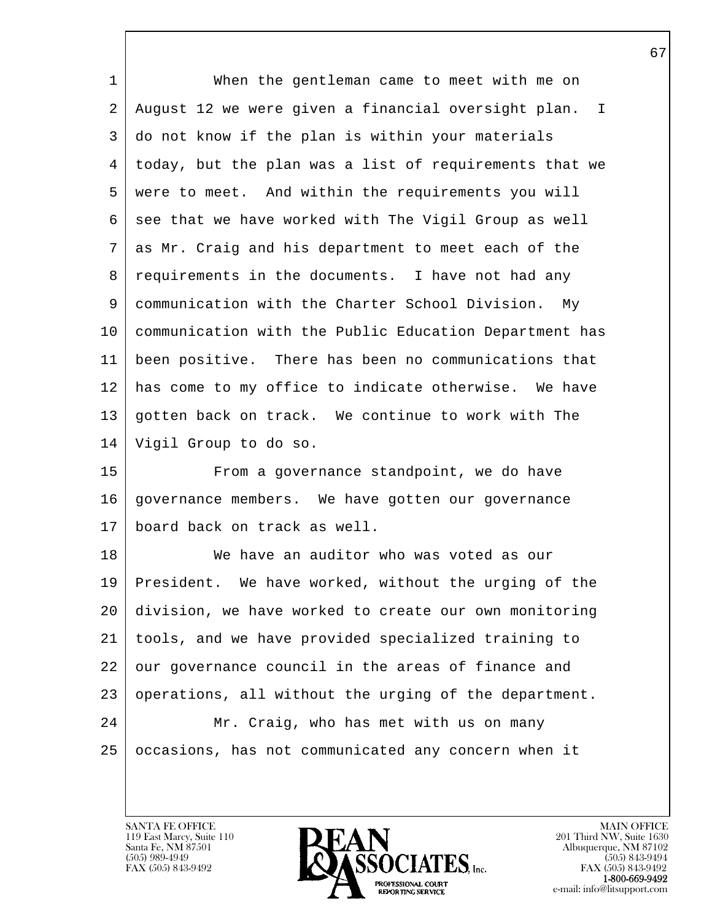When the gentleman came to meet with me on August 12 we were given a financial oversight plan. I do not know if the plan is within your materials today, but the plan was a list of requirements that we were to meet. And within the requirements you will see that we have worked with The Vigil Group as well as Mr. Craig and his department to meet each of the requirements in the documents. I have not had any communication with the Charter School Division. My communication with the Public Education Department has been positive. There has been no communications that has come to my office to indicate otherwise. We have gotten back on track. We continue to work with The Vigil Group to do so.

From a governance standpoint, we do have governance members. We have gotten our governance board back on track as well.

We have an auditor who was voted as our President. We have worked, without the urging of the division, we have worked to create our own monitoring tools, and we have provided specialized training to our governance council in the areas of finance and operations, all without the urging of the department.

Mr. Craig, who has met with us on many occasions, has not communicated any concern when it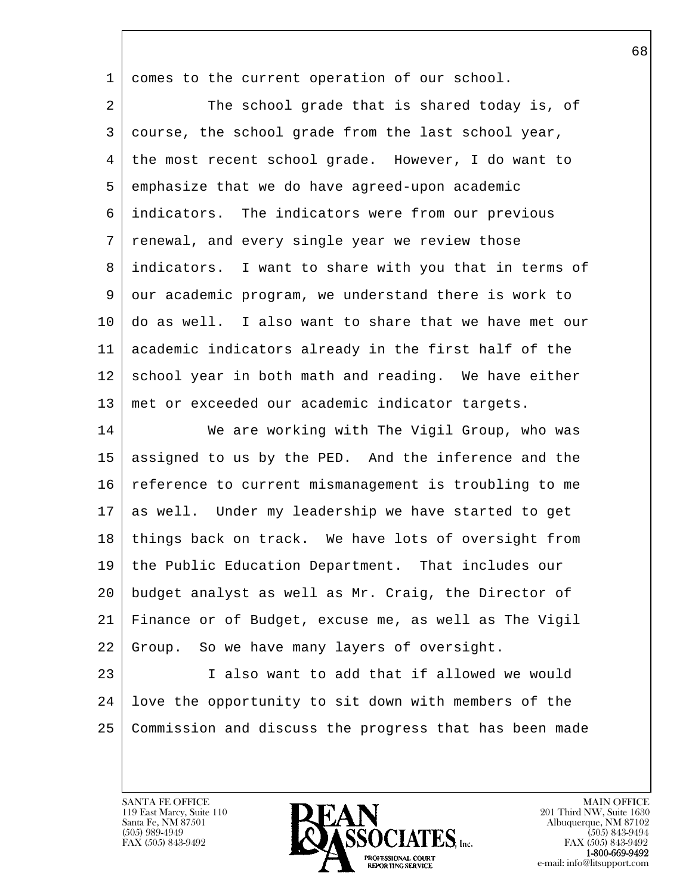comes to the current operation of our school.

The school grade that is shared today is, of course, the school grade from the last school year, the most recent school grade. However, I do want to emphasize that we do have agreed-upon academic indicators. The indicators were from our previous renewal, and every single year we review those indicators. I want to share with you that in terms of our academic program, we understand there is work to do as well. I also want to share that we have met our academic indicators already in the first half of the school year in both math and reading. We have either met or exceeded our academic indicator targets.

We are working with The Vigil Group, who was assigned to us by the PED. And the inference and the reference to current mismanagement is troubling to me as well. Under my leadership we have started to get things back on track. We have lots of oversight from the Public Education Department. That includes our budget analyst as well as Mr. Craig, the Director of Finance or of Budget, excuse me, as well as The Vigil Group. So we have many layers of oversight.

I also want to add that if allowed we would love the opportunity to sit down with members of the Commission and discuss the progress that has been made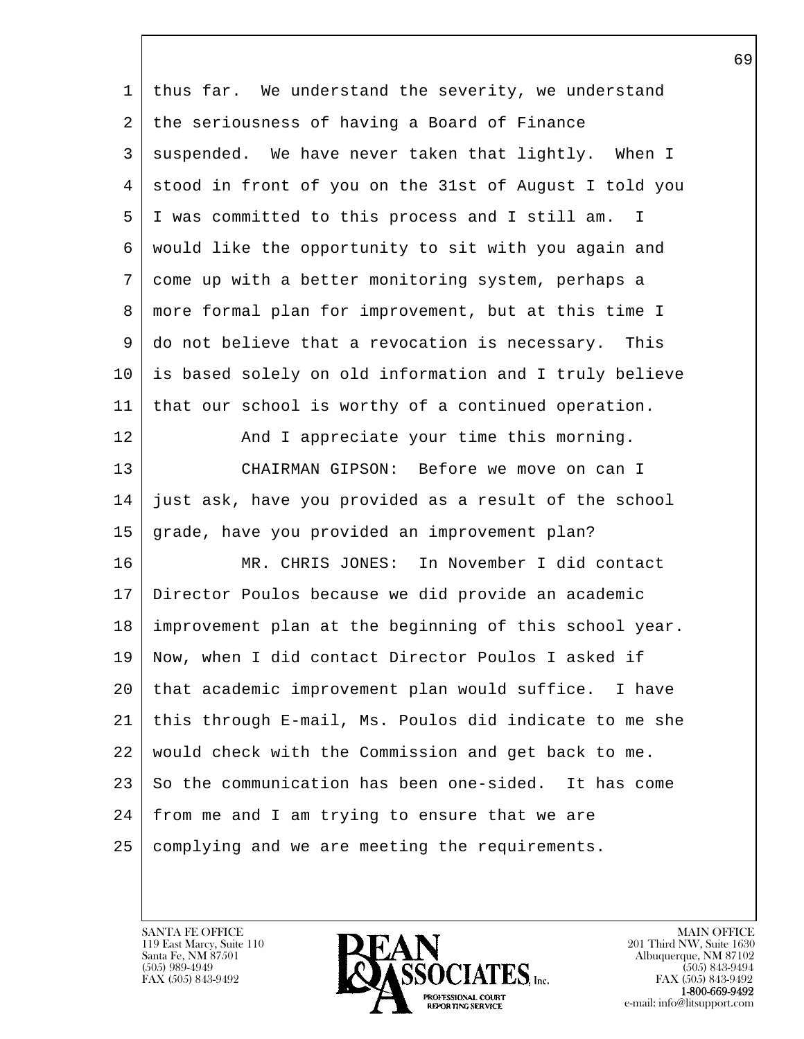thus far. We understand the severity, we understand the seriousness of having a Board of Finance suspended. We have never taken that lightly. When I stood in front of you on the 31st of August I told you I was committed to this process and I still am. I would like the opportunity to sit with you again and come up with a better monitoring system, perhaps a more formal plan for improvement, but at this time I do not believe that a revocation is necessary. This is based solely on old information and I truly believe that our school is worthy of a continued operation.

And I appreciate your time this morning.

CHAIRMAN GIPSON: Before we move on can I just ask, have you provided as a result of the school grade, have you provided an improvement plan?

MR. CHRIS JONES: In November I did contact Director Poulos because we did provide an academic improvement plan at the beginning of this school year. Now, when I did contact Director Poulos I asked if that academic improvement plan would suffice. I have this through E-mail, Ms. Poulos did indicate to me she would check with the Commission and get back to me. So the communication has been one-sided. It has come from me and I am trying to ensure that we are complying and we are meeting the requirements.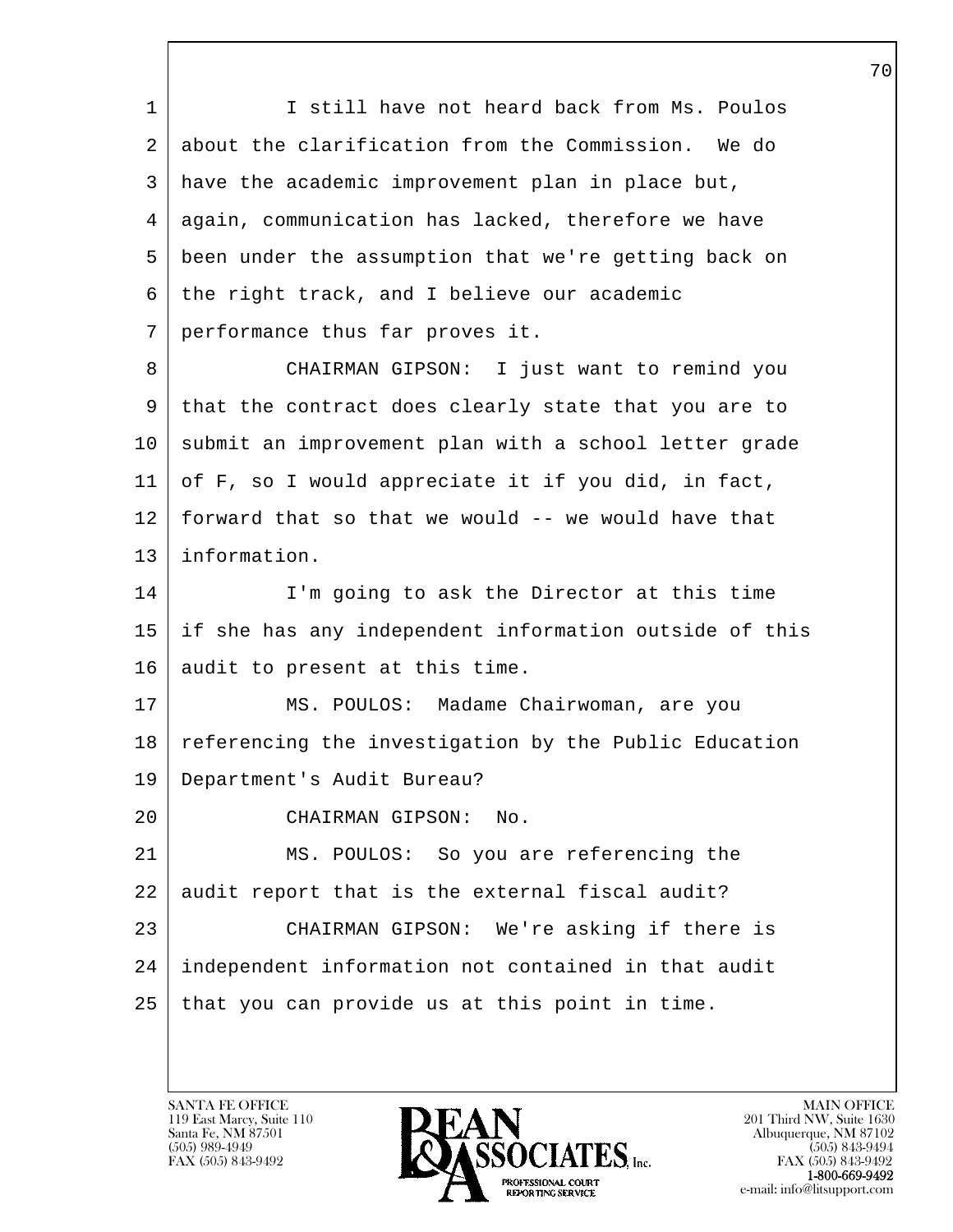I still have not heard back from Ms. Poulos about the clarification from the Commission. We do have the academic improvement plan in place but, again, communication has lacked, therefore we have been under the assumption that we're getting back on the right track, and I believe our academic performance thus far proves it.

CHAIRMAN GIPSON: I just want to remind you that the contract does clearly state that you are to submit an improvement plan with a school letter grade of F, so I would appreciate it if you did, in fact, forward that so that we would -- we would have that information.

I'm going to ask the Director at this time if she has any independent information outside of this audit to present at this time.

MS. POULOS: Madame Chairwoman, are you referencing the investigation by the Public Education Department's Audit Bureau?

CHAIRMAN GIPSON: No.

MS. POULOS: So you are referencing the audit report that is the external fiscal audit?

CHAIRMAN GIPSON: We're asking if there is independent information not contained in that audit that you can provide us at this point in time.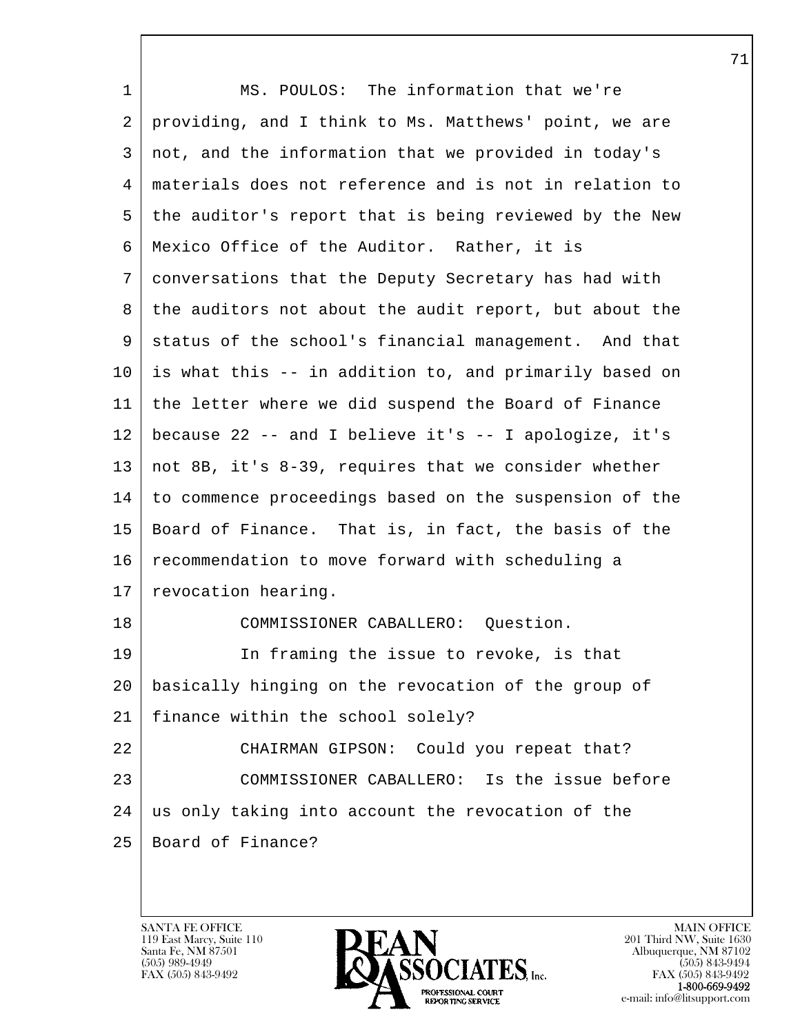MS. POULOS: The information that we're providing, and I think to Ms. Matthews' point, we are not, and the information that we provided in today's materials does not reference and is not in relation to the auditor's report that is being reviewed by the New Mexico Office of the Auditor. Rather, it is conversations that the Deputy Secretary has had with the auditors not about the audit report, but about the status of the school's financial management. And that is what this -- in addition to, and primarily based on the letter where we did suspend the Board of Finance because 22 -- and I believe it's -- I apologize, it's not 8B, it's 8-39, requires that we consider whether to commence proceedings based on the suspension of the Board of Finance. That is, in fact, the basis of the recommendation to move forward with scheduling a revocation hearing.

COMMISSIONER CABALLERO: Question.

In framing the issue to revoke, is that basically hinging on the revocation of the group of finance within the school solely?

CHAIRMAN GIPSON: Could you repeat that?

COMMISSIONER CABALLERO: Is the issue before us only taking into account the revocation of the Board of Finance?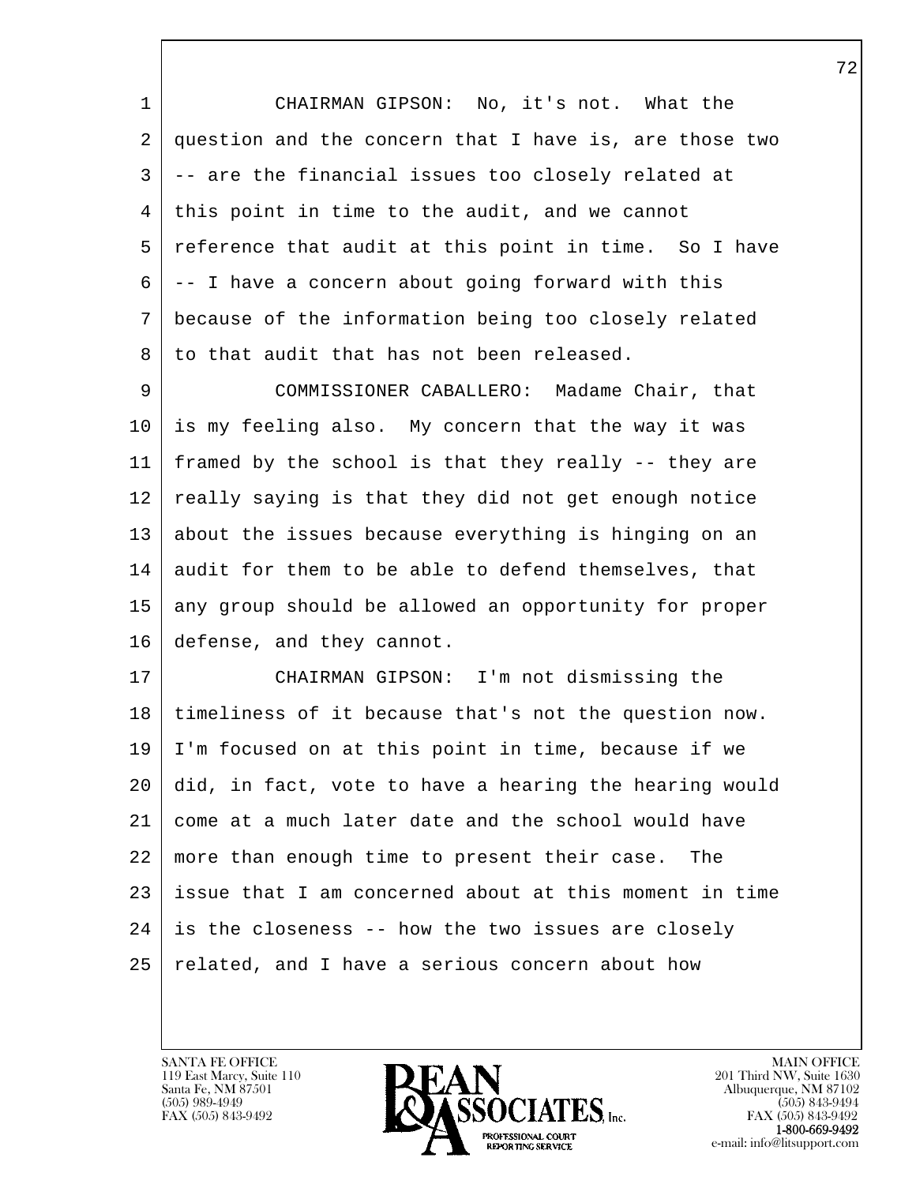CHAIRMAN GIPSON: No, it's not. What the question and the concern that I have is, are those two -- are the financial issues too closely related at this point in time to the audit, and we cannot reference that audit at this point in time. So I have -- I have a concern about going forward with this because of the information being too closely related to that audit that has not been released.

COMMISSIONER CABALLERO: Madame Chair, that is my feeling also. My concern that the way it was framed by the school is that they really -- they are really saying is that they did not get enough notice about the issues because everything is hinging on an audit for them to be able to defend themselves, that any group should be allowed an opportunity for proper defense, and they cannot.

CHAIRMAN GIPSON: I'm not dismissing the timeliness of it because that's not the question now. I'm focused on at this point in time, because if we did, in fact, vote to have a hearing the hearing would come at a much later date and the school would have more than enough time to present their case. The issue that I am concerned about at this moment in time is the closeness -- how the two issues are closely related, and I have a serious concern about how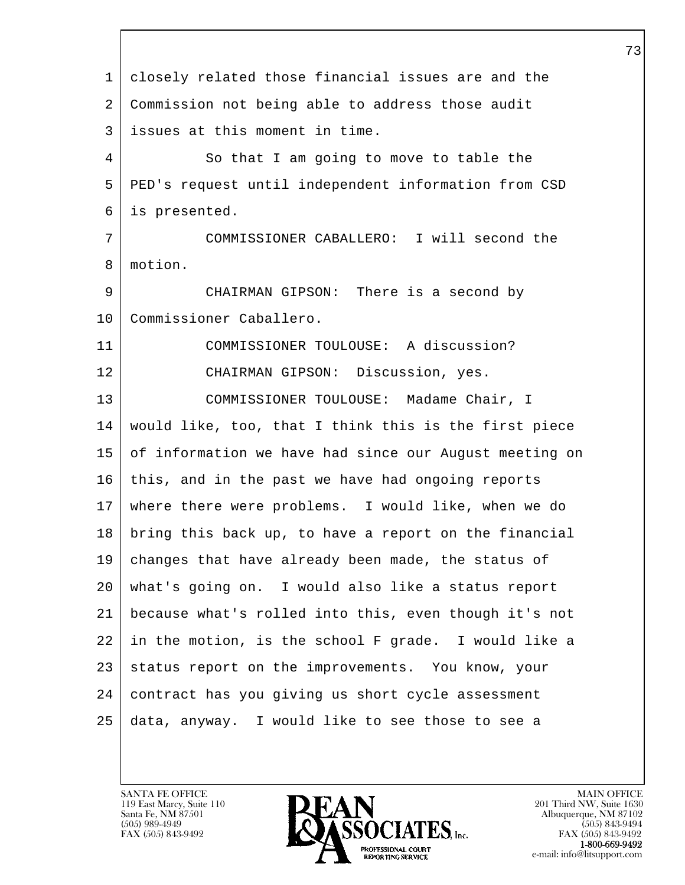closely related those financial issues are and the Commission not being able to address those audit issues at this moment in time.

So that I am going to move to table the PED's request until independent information from CSD is presented.

COMMISSIONER CABALLERO: I will second the motion.

CHAIRMAN GIPSON: There is a second by Commissioner Caballero.

COMMISSIONER TOULOUSE: A discussion?

CHAIRMAN GIPSON: Discussion, yes.

COMMISSIONER TOULOUSE: Madame Chair, I would like, too, that I think this is the first piece of information we have had since our August meeting on this, and in the past we have had ongoing reports where there were problems. I would like, when we do bring this back up, to have a report on the financial changes that have already been made, the status of what's going on. I would also like a status report because what's rolled into this, even though it's not in the motion, is the school F grade. I would like a status report on the improvements. You know, your contract has you giving us short cycle assessment data, anyway. I would like to see those to see a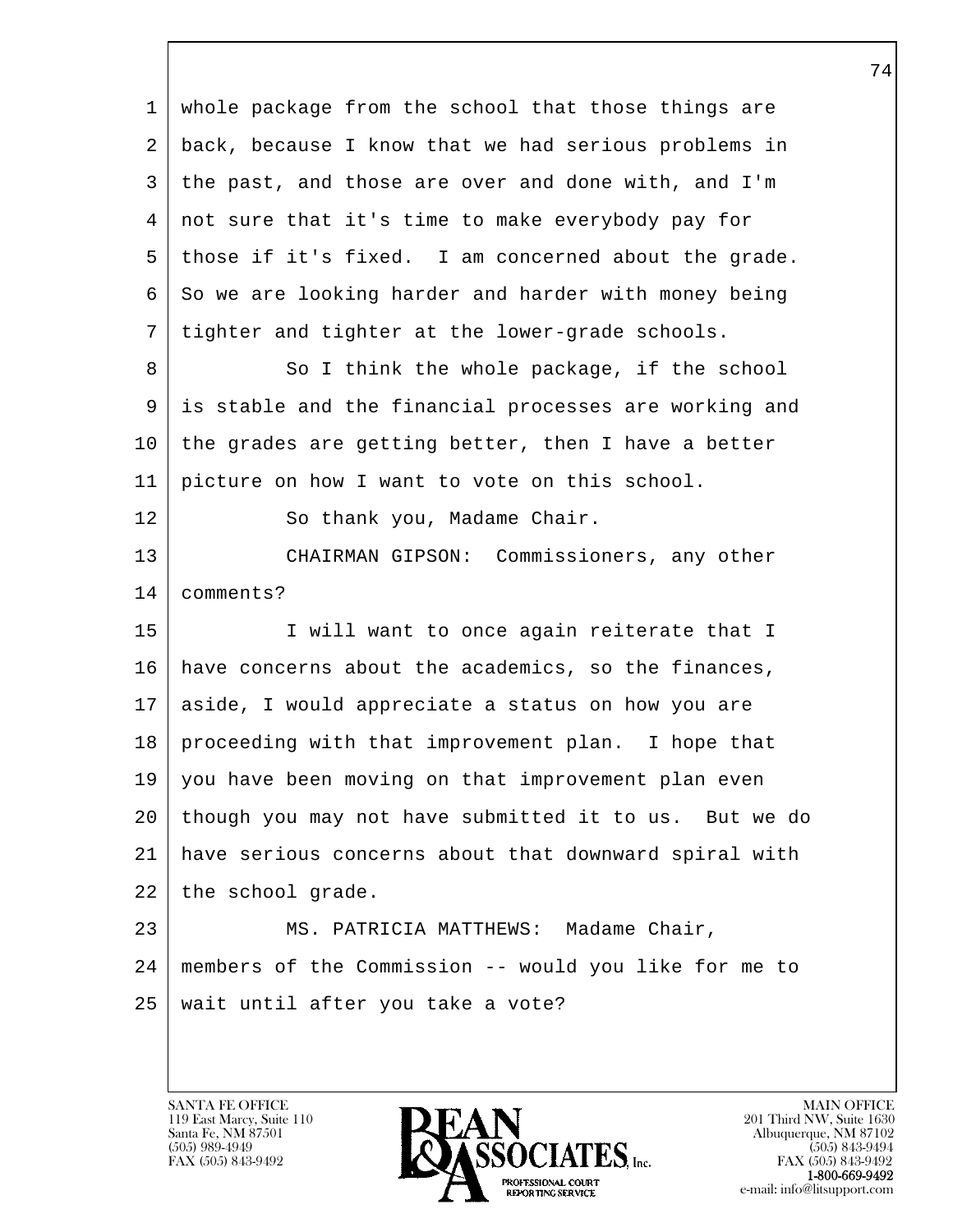whole package from the school that those things are back, because I know that we had serious problems in the past, and those are over and done with, and I'm not sure that it's time to make everybody pay for those if it's fixed. I am concerned about the grade. So we are looking harder and harder with money being tighter and tighter at the lower-grade schools.

So I think the whole package, if the school is stable and the financial processes are working and the grades are getting better, then I have a better picture on how I want to vote on this school.

So thank you, Madame Chair.

CHAIRMAN GIPSON: Commissioners, any other comments?

I will want to once again reiterate that I have concerns about the academics, so the finances, aside, I would appreciate a status on how you are proceeding with that improvement plan. I hope that you have been moving on that improvement plan even though you may not have submitted it to us. But we do have serious concerns about that downward spiral with the school grade.

MS. PATRICIA MATTHEWS: Madame Chair, members of the Commission -- would you like for me to wait until after you take a vote?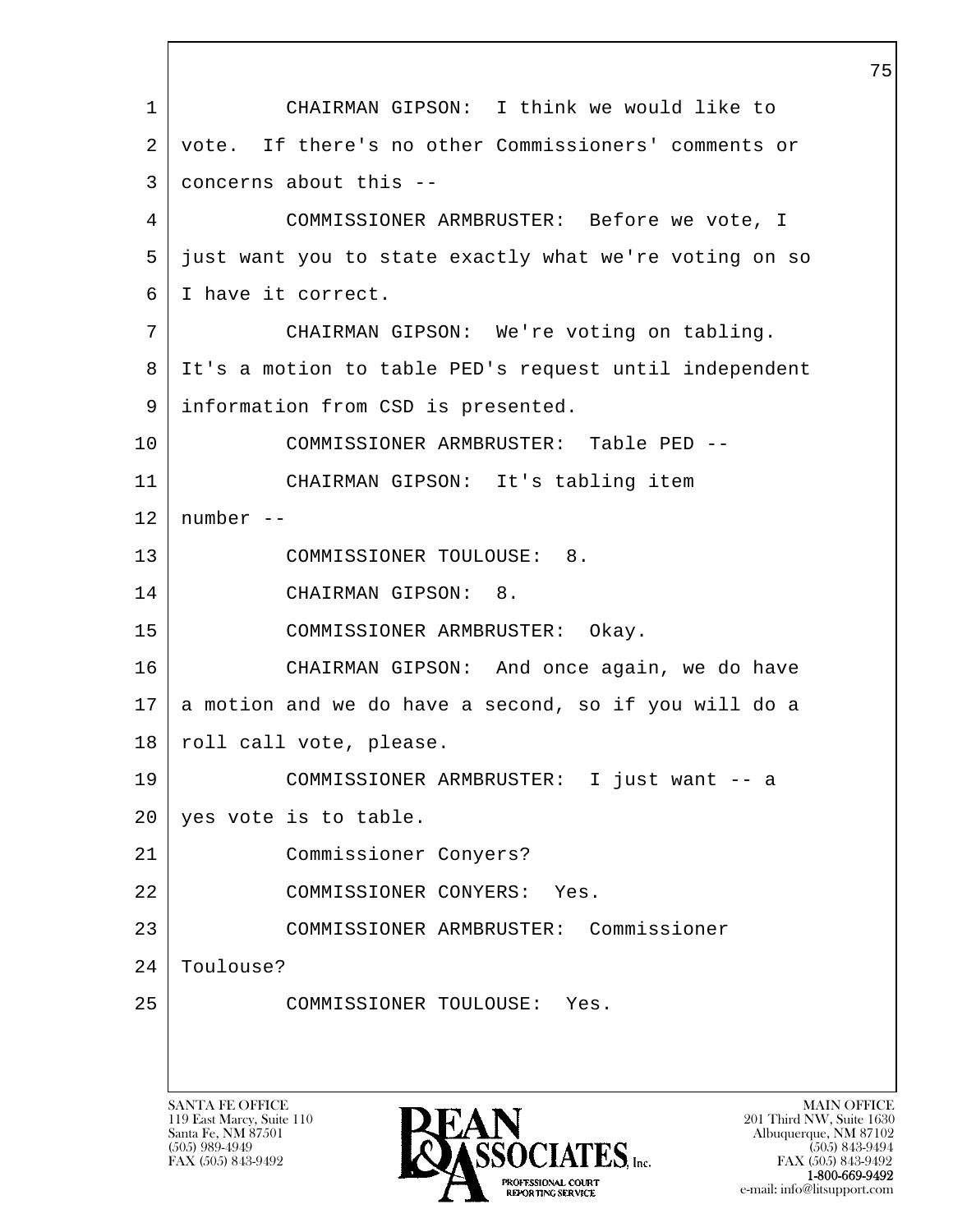1 CHAIRMAN GIPSON: I think we would like to
2 vote. If there's no other Commissioners' comments or
3 concerns about this --
4 COMMISSIONER ARMBRUSTER: Before we vote, I
5 just want you to state exactly what we're voting on so
6 I have it correct.
7 CHAIRMAN GIPSON: We're voting on tabling.
8 It's a motion to table PED's request until independent
9 information from CSD is presented.
10 COMMISSIONER ARMBRUSTER: Table PED --
11 CHAIRMAN GIPSON: It's tabling item
12 number --
13 COMMISSIONER TOULOUSE: 8.
14 CHAIRMAN GIPSON: 8.
15 COMMISSIONER ARMBRUSTER: Okay.
16 CHAIRMAN GIPSON: And once again, we do have
17 a motion and we do have a second, so if you will do a
18 roll call vote, please.
19 COMMISSIONER ARMBRUSTER: I just want -- a
20 yes vote is to table.
21 Commissioner Conyers?
22 COMMISSIONER CONYERS: Yes.
23 COMMISSIONER ARMBRUSTER: Commissioner
24 Toulouse?
25 COMMISSIONER TOULOUSE: Yes.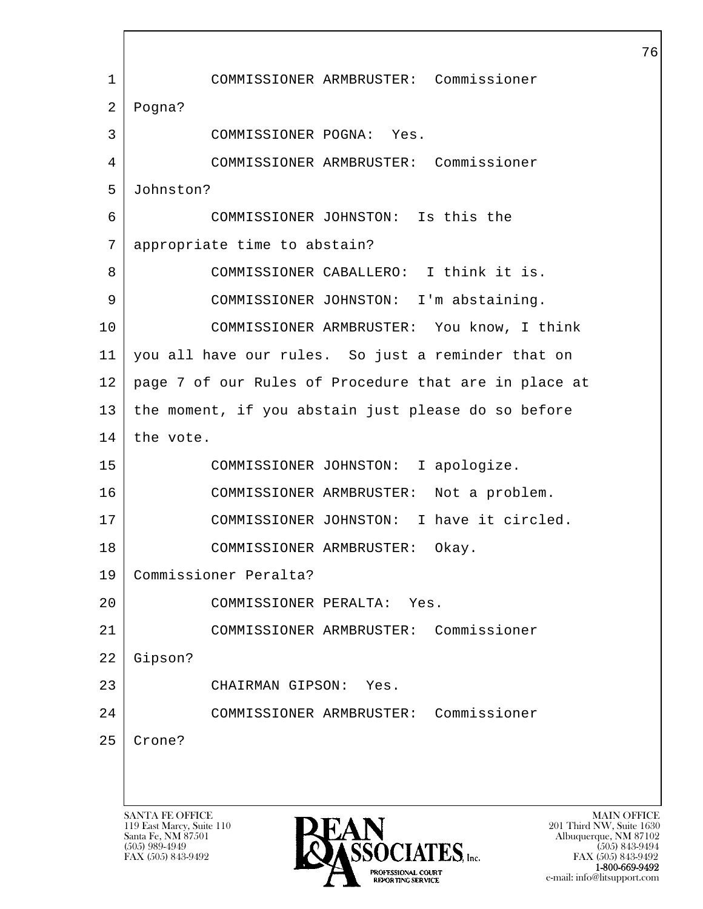COMMISSIONER ARMBRUSTER: Commissioner Pogna?

COMMISSIONER POGNA: Yes.

COMMISSIONER ARMBRUSTER: Commissioner Johnston?

COMMISSIONER JOHNSTON: Is this the appropriate time to abstain?

COMMISSIONER CABALLERO: I think it is.

COMMISSIONER JOHNSTON: I'm abstaining.

COMMISSIONER ARMBRUSTER: You know, I think you all have our rules. So just a reminder that on page 7 of our Rules of Procedure that are in place at the moment, if you abstain just please do so before the vote.

COMMISSIONER JOHNSTON: I apologize.

COMMISSIONER ARMBRUSTER: Not a problem.

COMMISSIONER JOHNSTON: I have it circled.

COMMISSIONER ARMBRUSTER: Okay. Commissioner Peralta?

COMMISSIONER PERALTA: Yes.

COMMISSIONER ARMBRUSTER: Commissioner Gipson?

CHAIRMAN GIPSON: Yes.

COMMISSIONER ARMBRUSTER: Commissioner Crone?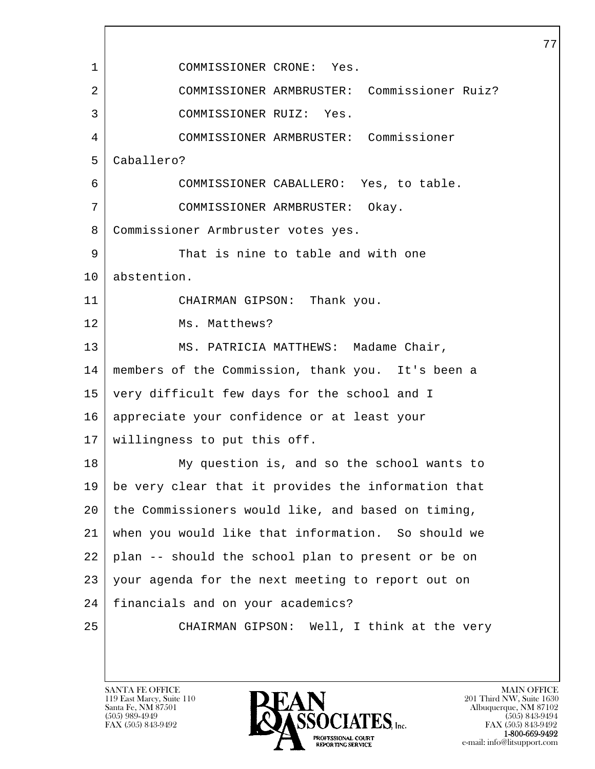1 COMMISSIONER CRONE: Yes.

2 COMMISSIONER ARMBRUSTER: Commissioner Ruiz?

3 COMMISSIONER RUIZ: Yes.

4 COMMISSIONER ARMBRUSTER: Commissioner

5 Caballero?

6 COMMISSIONER CABALLERO: Yes, to table.

7 COMMISSIONER ARMBRUSTER: Okay.

8 Commissioner Armbruster votes yes.

9 That is nine to table and with one

10 abstention.

11 CHAIRMAN GIPSON: Thank you.

12 Ms. Matthews?

13 MS. PATRICIA MATTHEWS: Madame Chair,

14 members of the Commission, thank you. It's been a

15 very difficult few days for the school and I

16 appreciate your confidence or at least your

17 willingness to put this off.

18 My question is, and so the school wants to

19 be very clear that it provides the information that

20 the Commissioners would like, and based on timing,

21 when you would like that information. So should we

22 plan -- should the school plan to present or be on

23 your agenda for the next meeting to report out on

24 financials and on your academics?

25 CHAIRMAN GIPSON: Well, I think at the very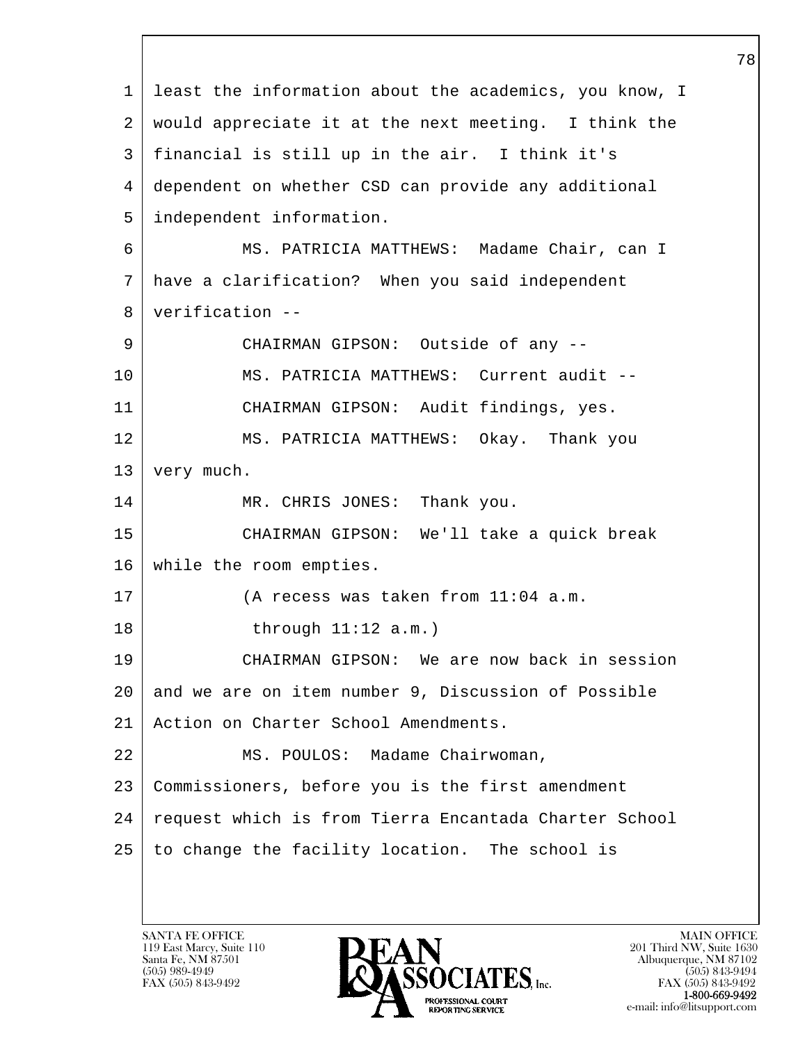least the information about the academics, you know, I would appreciate it at the next meeting. I think the financial is still up in the air. I think it's dependent on whether CSD can provide any additional independent information.

MS. PATRICIA MATTHEWS: Madame Chair, can I have a clarification? When you said independent verification --

CHAIRMAN GIPSON: Outside of any --

MS. PATRICIA MATTHEWS: Current audit --

CHAIRMAN GIPSON: Audit findings, yes.

MS. PATRICIA MATTHEWS: Okay. Thank you very much.

MR. CHRIS JONES: Thank you.

CHAIRMAN GIPSON: We'll take a quick break while the room empties.

(A recess was taken from 11:04 a.m. through 11:12 a.m.)

CHAIRMAN GIPSON: We are now back in session and we are on item number 9, Discussion of Possible Action on Charter School Amendments.

MS. POULOS: Madame Chairwoman, Commissioners, before you is the first amendment request which is from Tierra Encantada Charter School to change the facility location. The school is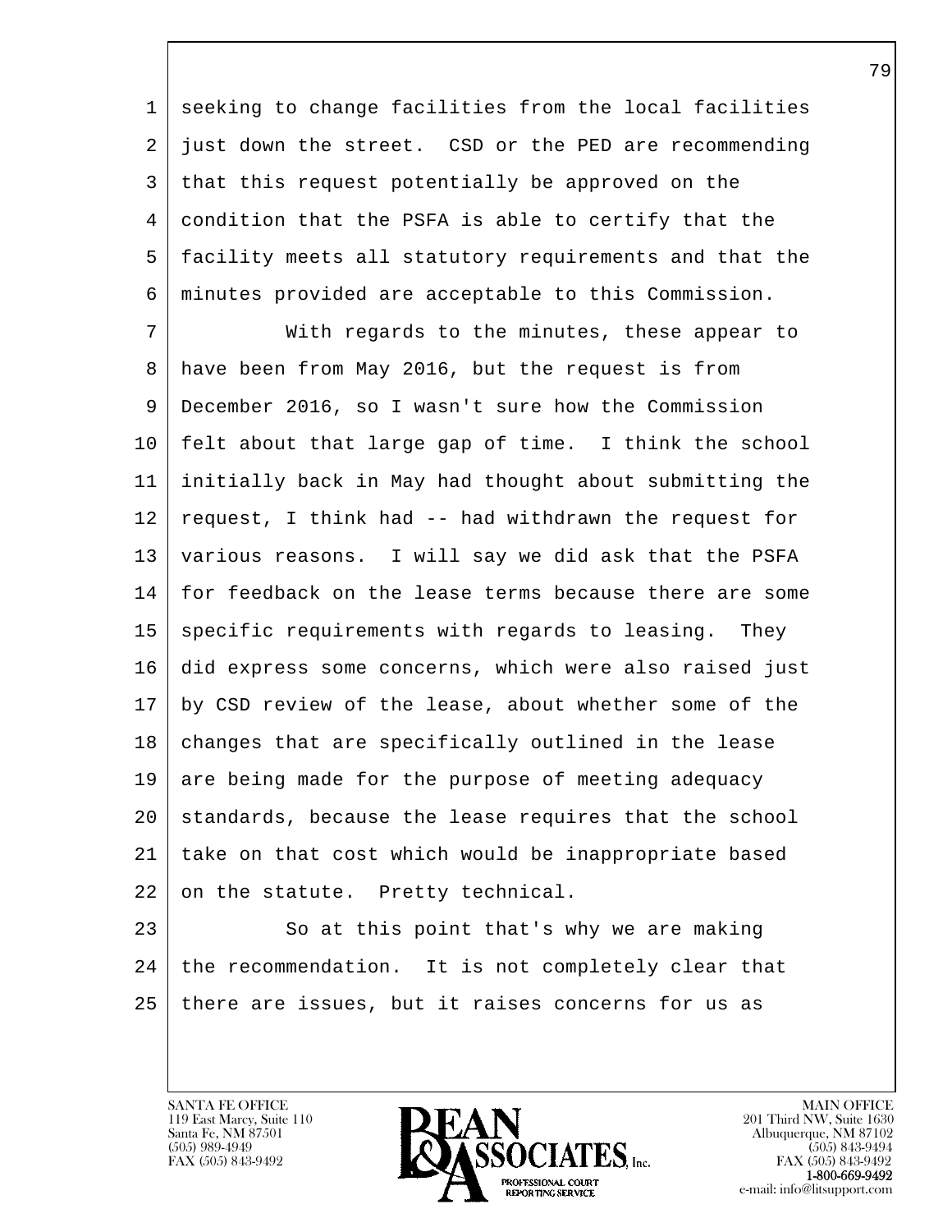seeking to change facilities from the local facilities just down the street. CSD or the PED are recommending that this request potentially be approved on the condition that the PSFA is able to certify that the facility meets all statutory requirements and that the minutes provided are acceptable to this Commission.

With regards to the minutes, these appear to have been from May 2016, but the request is from December 2016, so I wasn't sure how the Commission felt about that large gap of time. I think the school initially back in May had thought about submitting the request, I think had -- had withdrawn the request for various reasons. I will say we did ask that the PSFA for feedback on the lease terms because there are some specific requirements with regards to leasing. They did express some concerns, which were also raised just by CSD review of the lease, about whether some of the changes that are specifically outlined in the lease are being made for the purpose of meeting adequacy standards, because the lease requires that the school take on that cost which would be inappropriate based on the statute. Pretty technical.

So at this point that's why we are making the recommendation. It is not completely clear that there are issues, but it raises concerns for us as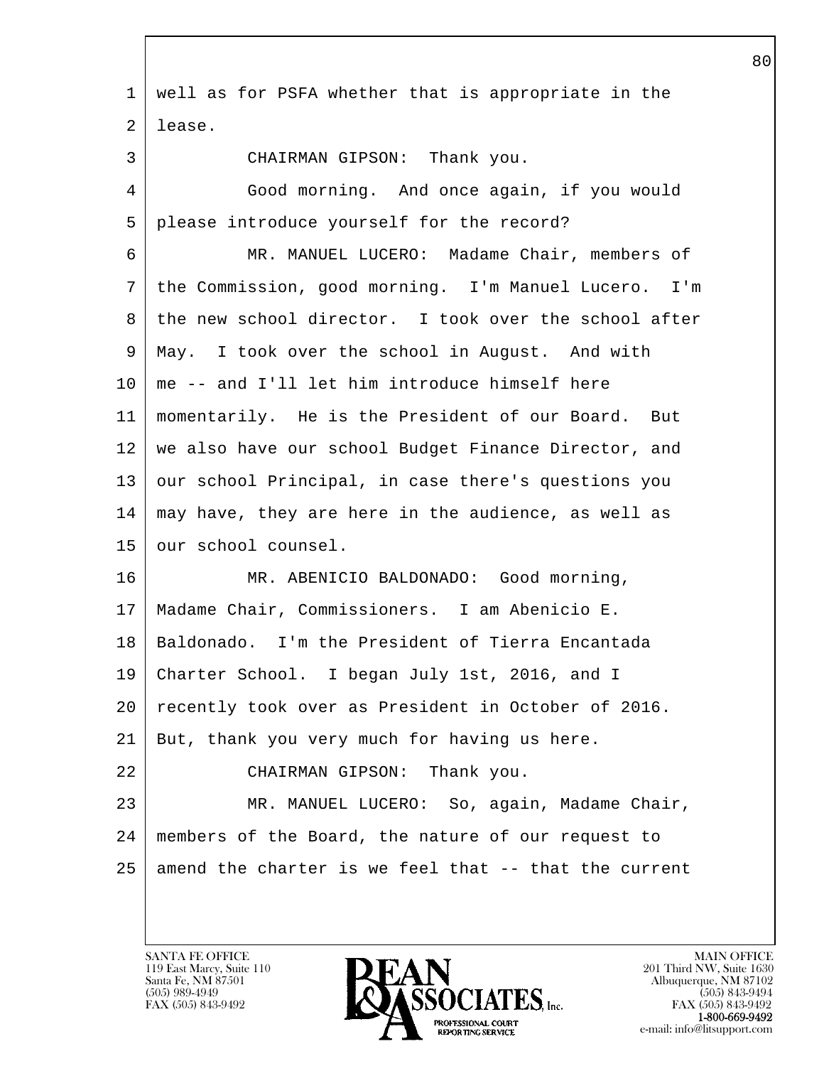well as for PSFA whether that is appropriate in the lease.

CHAIRMAN GIPSON: Thank you.

Good morning. And once again, if you would please introduce yourself for the record?

MR. MANUEL LUCERO: Madame Chair, members of the Commission, good morning. I'm Manuel Lucero. I'm the new school director. I took over the school after May. I took over the school in August. And with me -- and I'll let him introduce himself here momentarily. He is the President of our Board. But we also have our school Budget Finance Director, and our school Principal, in case there's questions you may have, they are here in the audience, as well as our school counsel.

MR. ABENICIO BALDONADO: Good morning, Madame Chair, Commissioners. I am Abenicio E. Baldonado. I'm the President of Tierra Encantada Charter School. I began July 1st, 2016, and I recently took over as President in October of 2016. But, thank you very much for having us here.

CHAIRMAN GIPSON: Thank you.

MR. MANUEL LUCERO: So, again, Madame Chair, members of the Board, the nature of our request to amend the charter is we feel that -- that the current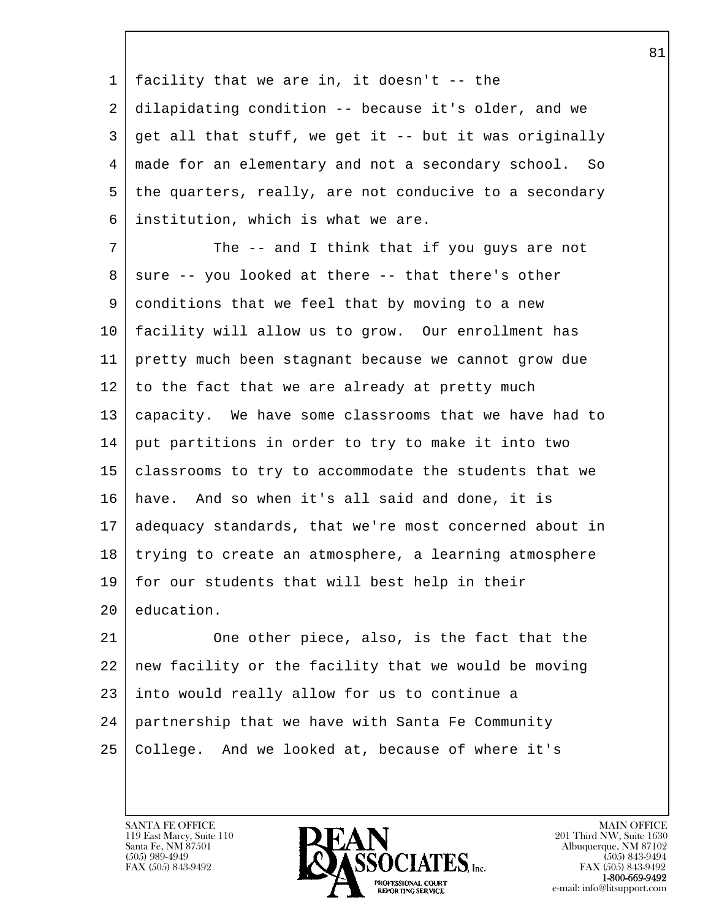facility that we are in, it doesn't -- the dilapidating condition -- because it's older, and we get all that stuff, we get it -- but it was originally made for an elementary and not a secondary school. So the quarters, really, are not conducive to a secondary institution, which is what we are.

The -- and I think that if you guys are not sure -- you looked at there -- that there's other conditions that we feel that by moving to a new facility will allow us to grow. Our enrollment has pretty much been stagnant because we cannot grow due to the fact that we are already at pretty much capacity. We have some classrooms that we have had to put partitions in order to try to make it into two classrooms to try to accommodate the students that we have. And so when it's all said and done, it is adequacy standards, that we're most concerned about in trying to create an atmosphere, a learning atmosphere for our students that will best help in their education.

One other piece, also, is the fact that the new facility or the facility that we would be moving into would really allow for us to continue a partnership that we have with Santa Fe Community College. And we looked at, because of where it's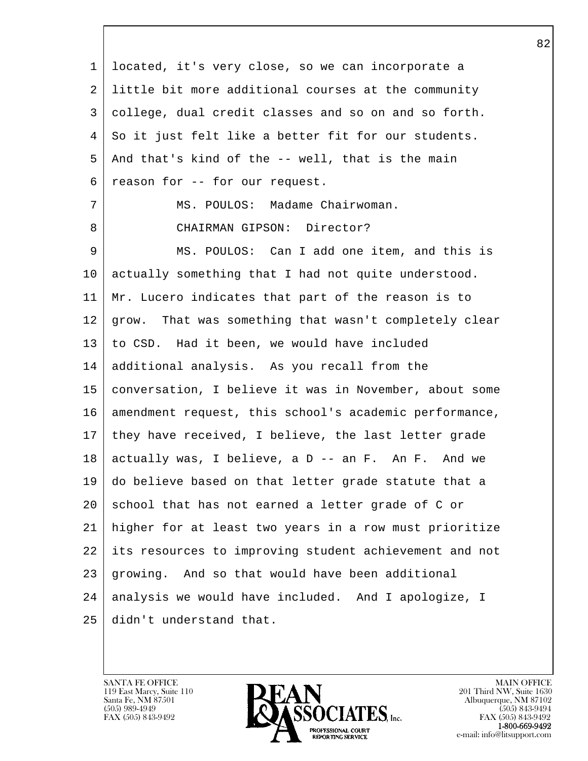located, it's very close, so we can incorporate a little bit more additional courses at the community college, dual credit classes and so on and so forth. So it just felt like a better fit for our students. And that's kind of the -- well, that is the main reason for -- for our request.

MS. POULOS: Madame Chairwoman.

CHAIRMAN GIPSON: Director?

MS. POULOS: Can I add one item, and this is actually something that I had not quite understood. Mr. Lucero indicates that part of the reason is to grow. That was something that wasn't completely clear to CSD. Had it been, we would have included additional analysis. As you recall from the conversation, I believe it was in November, about some amendment request, this school's academic performance, they have received, I believe, the last letter grade actually was, I believe, a D -- an F. An F. And we do believe based on that letter grade statute that a school that has not earned a letter grade of C or higher for at least two years in a row must prioritize its resources to improving student achievement and not growing. And so that would have been additional analysis we would have included. And I apologize, I didn't understand that.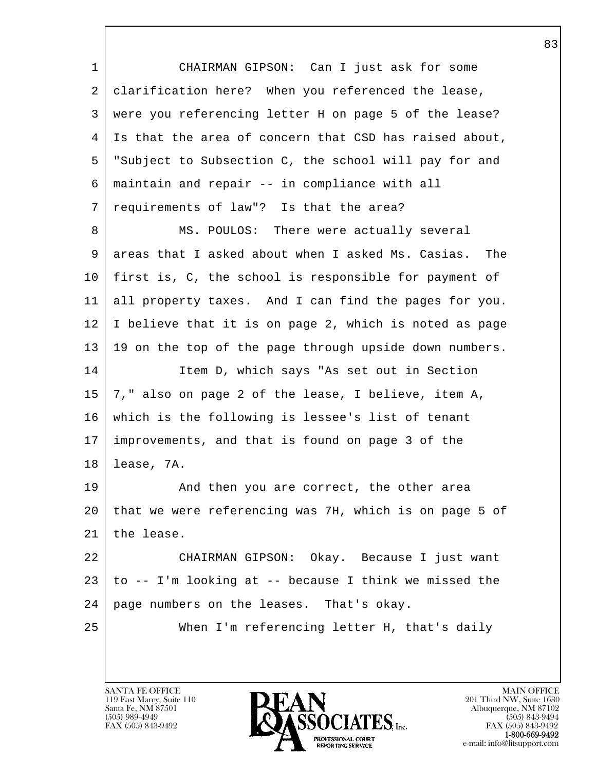CHAIRMAN GIPSON: Can I just ask for some clarification here? When you referenced the lease, were you referencing letter H on page 5 of the lease? Is that the area of concern that CSD has raised about, "Subject to Subsection C, the school will pay for and maintain and repair -- in compliance with all requirements of law"? Is that the area?

MS. POULOS: There were actually several areas that I asked about when I asked Ms. Casias. The first is, C, the school is responsible for payment of all property taxes. And I can find the pages for you. I believe that it is on page 2, which is noted as page 19 on the top of the page through upside down numbers.

Item D, which says "As set out in Section 7," also on page 2 of the lease, I believe, item A, which is the following is lessee's list of tenant improvements, and that is found on page 3 of the lease, 7A.

And then you are correct, the other area that we were referencing was 7H, which is on page 5 of the lease.

CHAIRMAN GIPSON: Okay. Because I just want to -- I'm looking at -- because I think we missed the page numbers on the leases. That's okay.

When I'm referencing letter H, that's daily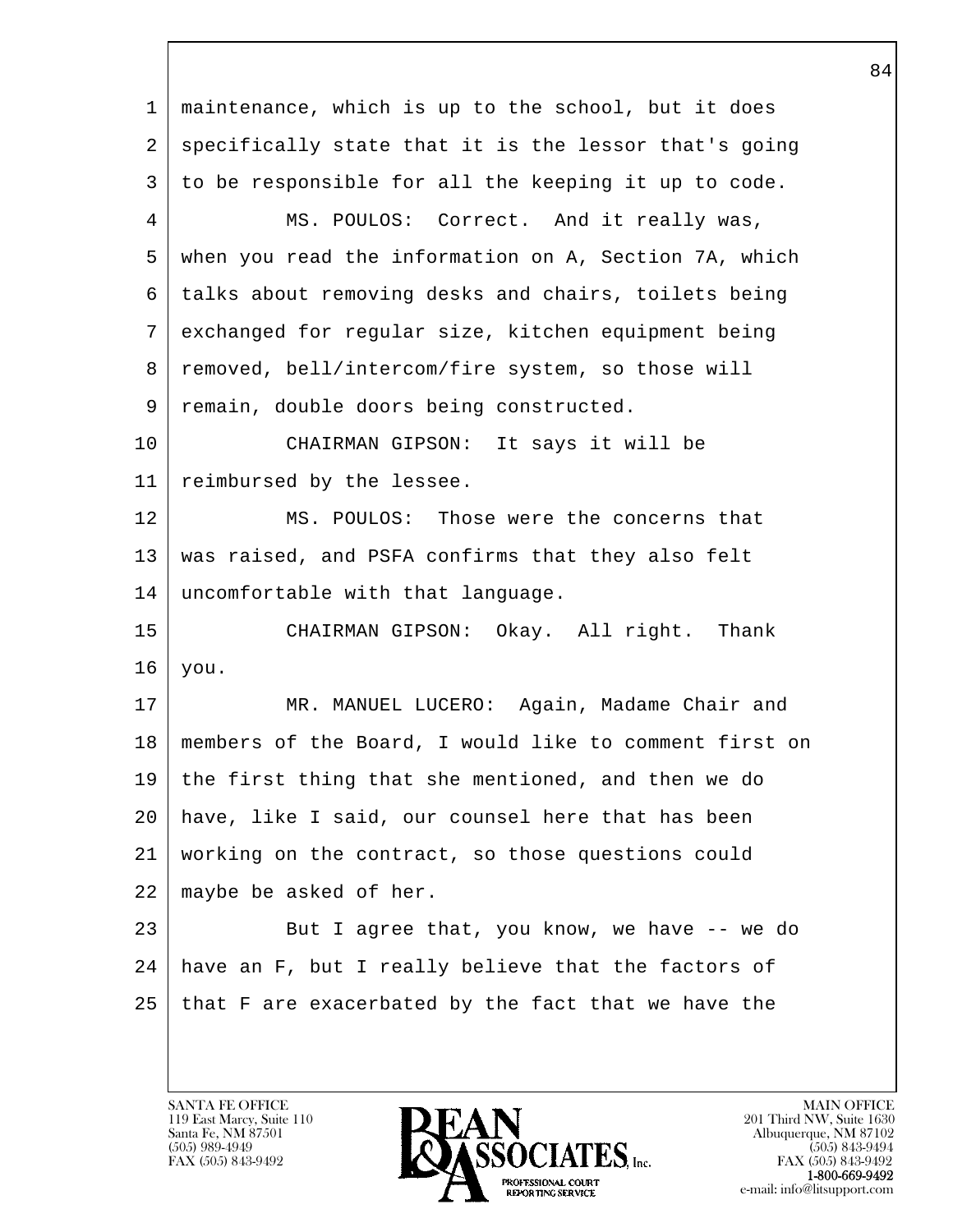maintenance, which is up to the school, but it does specifically state that it is the lessor that's going to be responsible for all the keeping it up to code.

MS. POULOS: Correct. And it really was, when you read the information on A, Section 7A, which talks about removing desks and chairs, toilets being exchanged for regular size, kitchen equipment being removed, bell/intercom/fire system, so those will remain, double doors being constructed.

CHAIRMAN GIPSON: It says it will be reimbursed by the lessee.

MS. POULOS: Those were the concerns that was raised, and PSFA confirms that they also felt uncomfortable with that language.

CHAIRMAN GIPSON: Okay. All right. Thank you.

MR. MANUEL LUCERO: Again, Madame Chair and members of the Board, I would like to comment first on the first thing that she mentioned, and then we do have, like I said, our counsel here that has been working on the contract, so those questions could maybe be asked of her.

But I agree that, you know, we have -- we do have an F, but I really believe that the factors of that F are exacerbated by the fact that we have the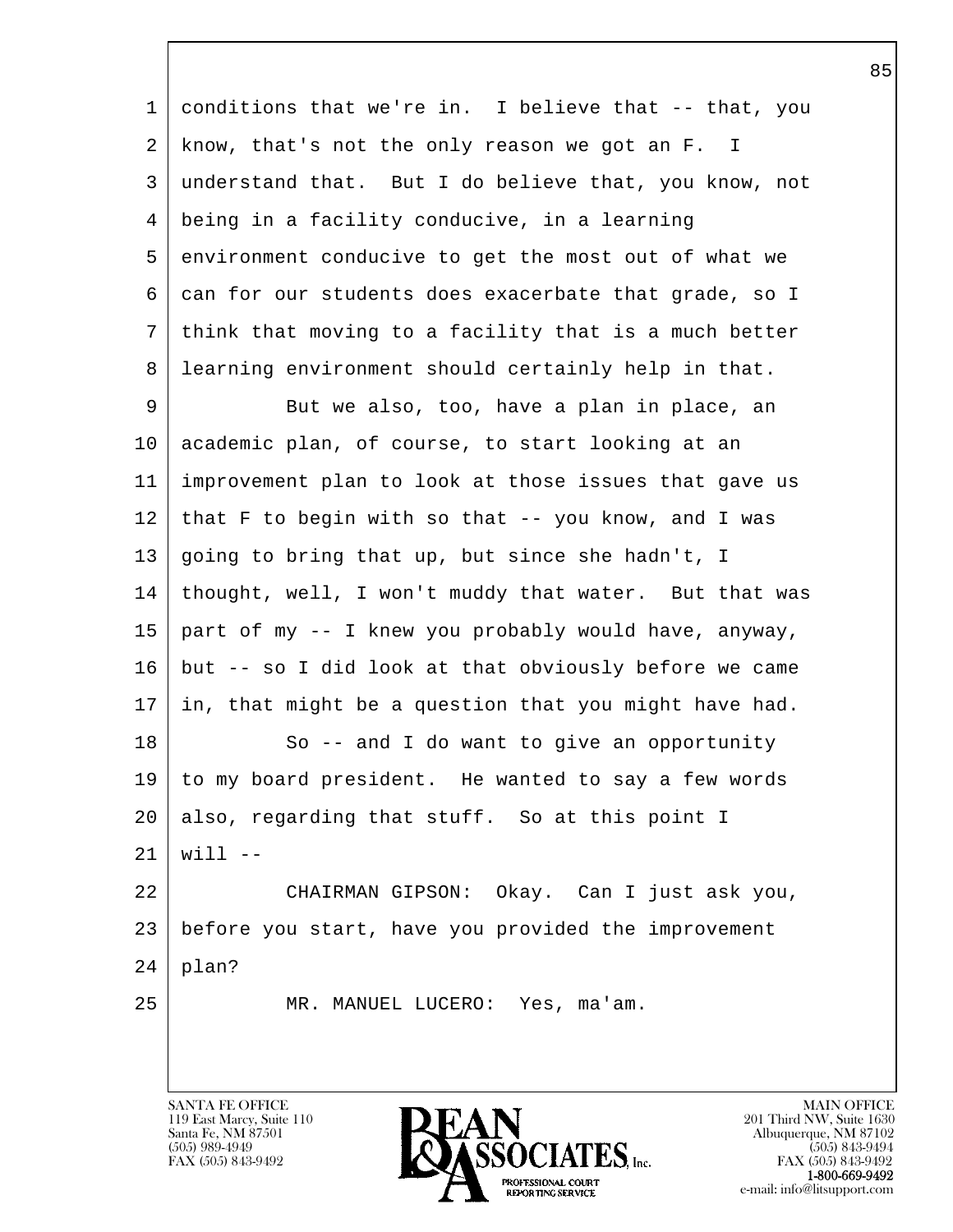conditions that we're in. I believe that -- that, you know, that's not the only reason we got an F. I understand that. But I do believe that, you know, not being in a facility conducive, in a learning environment conducive to get the most out of what we can for our students does exacerbate that grade, so I think that moving to a facility that is a much better learning environment should certainly help in that.

But we also, too, have a plan in place, an academic plan, of course, to start looking at an improvement plan to look at those issues that gave us that F to begin with so that -- you know, and I was going to bring that up, but since she hadn't, I thought, well, I won't muddy that water. But that was part of my -- I knew you probably would have, anyway, but -- so I did look at that obviously before we came in, that might be a question that you might have had.

So -- and I do want to give an opportunity to my board president. He wanted to say a few words also, regarding that stuff. So at this point I will --

CHAIRMAN GIPSON: Okay. Can I just ask you, before you start, have you provided the improvement plan?

MR. MANUEL LUCERO: Yes, ma'am.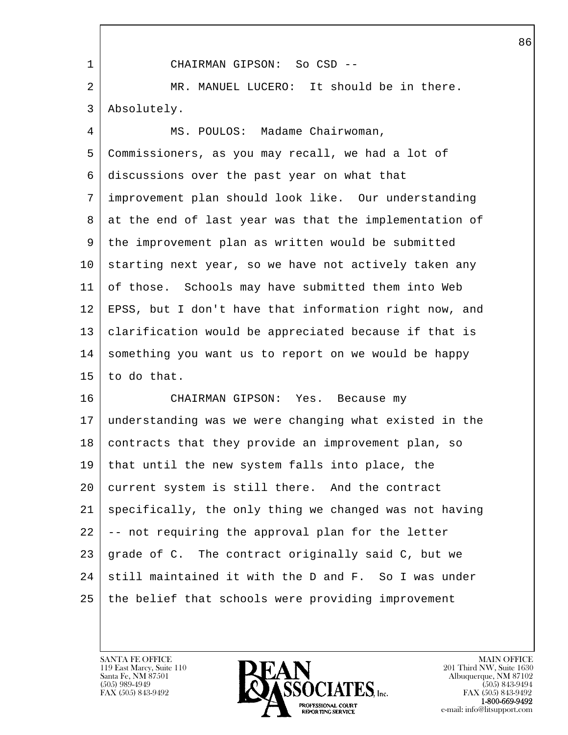CHAIRMAN GIPSON: So CSD --

MR. MANUEL LUCERO: It should be in there. Absolutely.

MS. POULOS: Madame Chairwoman, Commissioners, as you may recall, we had a lot of discussions over the past year on what that improvement plan should look like. Our understanding at the end of last year was that the implementation of the improvement plan as written would be submitted starting next year, so we have not actively taken any of those. Schools may have submitted them into Web EPSS, but I don't have that information right now, and clarification would be appreciated because if that is something you want us to report on we would be happy to do that.

CHAIRMAN GIPSON: Yes. Because my understanding was we were changing what existed in the contracts that they provide an improvement plan, so that until the new system falls into place, the current system is still there. And the contract specifically, the only thing we changed was not having -- not requiring the approval plan for the letter grade of C. The contract originally said C, but we still maintained it with the D and F. So I was under the belief that schools were providing improvement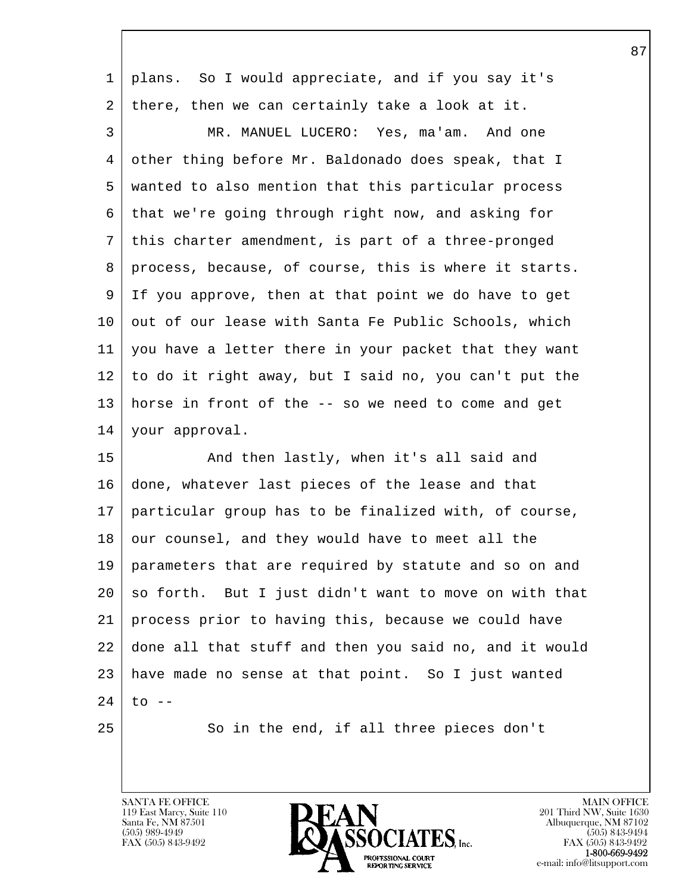plans. So I would appreciate, and if you say it's there, then we can certainly take a look at it.

MR. MANUEL LUCERO: Yes, ma'am. And one other thing before Mr. Baldonado does speak, that I wanted to also mention that this particular process that we're going through right now, and asking for this charter amendment, is part of a three-pronged process, because, of course, this is where it starts. If you approve, then at that point we do have to get out of our lease with Santa Fe Public Schools, which you have a letter there in your packet that they want to do it right away, but I said no, you can't put the horse in front of the -- so we need to come and get your approval.

And then lastly, when it's all said and done, whatever last pieces of the lease and that particular group has to be finalized with, of course, our counsel, and they would have to meet all the parameters that are required by statute and so on and so forth. But I just didn't want to move on with that process prior to having this, because we could have done all that stuff and then you said no, and it would have made no sense at that point. So I just wanted to --

So in the end, if all three pieces don't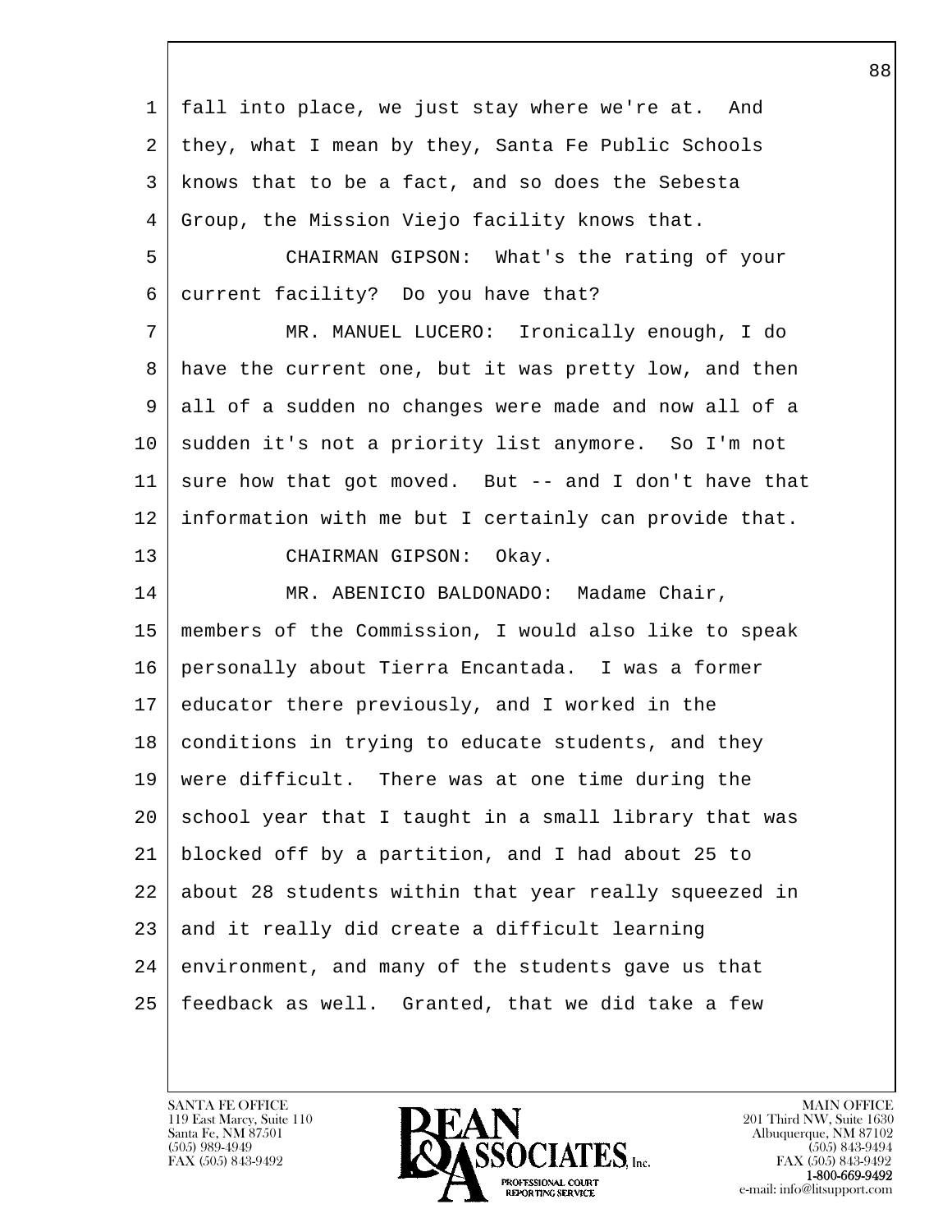fall into place, we just stay where we're at. And they, what I mean by they, Santa Fe Public Schools knows that to be a fact, and so does the Sebesta Group, the Mission Viejo facility knows that.

CHAIRMAN GIPSON: What's the rating of your current facility? Do you have that?

MR. MANUEL LUCERO: Ironically enough, I do have the current one, but it was pretty low, and then all of a sudden no changes were made and now all of a sudden it's not a priority list anymore. So I'm not sure how that got moved. But -- and I don't have that information with me but I certainly can provide that.

CHAIRMAN GIPSON: Okay.

MR. ABENICIO BALDONADO: Madame Chair, members of the Commission, I would also like to speak personally about Tierra Encantada. I was a former educator there previously, and I worked in the conditions in trying to educate students, and they were difficult. There was at one time during the school year that I taught in a small library that was blocked off by a partition, and I had about 25 to about 28 students within that year really squeezed in and it really did create a difficult learning environment, and many of the students gave us that feedback as well. Granted, that we did take a few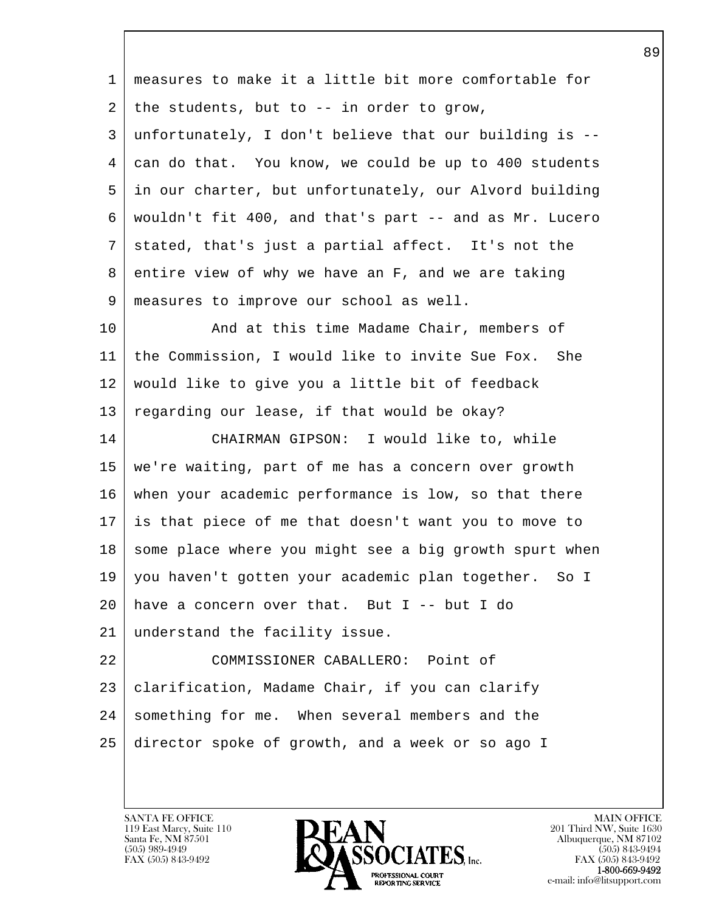1 measures to make it a little bit more comfortable for
2 the students, but to -- in order to grow,
3 unfortunately, I don't believe that our building is --
4 can do that.  You know, we could be up to 400 students
5 in our charter, but unfortunately, our Alvord building
6 wouldn't fit 400, and that's part -- and as Mr. Lucero
7 stated, that's just a partial affect.  It's not the
8 entire view of why we have an F, and we are taking
9 measures to improve our school as well.
10           And at this time Madame Chair, members of
11 the Commission, I would like to invite Sue Fox.  She
12 would like to give you a little bit of feedback
13 regarding our lease, if that would be okay?
14           CHAIRMAN GIPSON:  I would like to, while
15 we're waiting, part of me has a concern over growth
16 when your academic performance is low, so that there
17 is that piece of me that doesn't want you to move to
18 some place where you might see a big growth spurt when
19 you haven't gotten your academic plan together.  So I
20 have a concern over that.  But I -- but I do
21 understand the facility issue.
22           COMMISSIONER CABALLERO:  Point of
23 clarification, Madame Chair, if you can clarify
24 something for me.  When several members and the
25 director spoke of growth, and a week or so ago I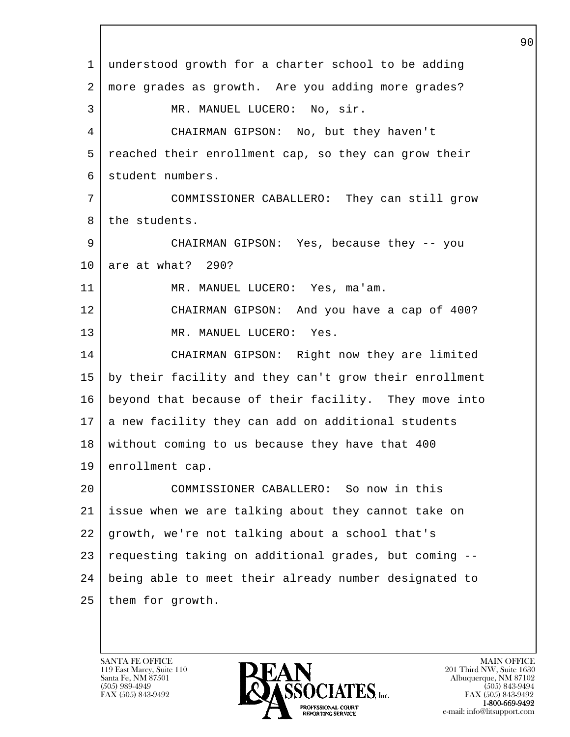understood growth for a charter school to be adding more grades as growth. Are you adding more grades?

MR. MANUEL LUCERO: No, sir.

CHAIRMAN GIPSON: No, but they haven't reached their enrollment cap, so they can grow their student numbers.

COMMISSIONER CABALLERO: They can still grow the students.

CHAIRMAN GIPSON: Yes, because they -- you are at what? 290?

MR. MANUEL LUCERO: Yes, ma'am.

CHAIRMAN GIPSON: And you have a cap of 400?

MR. MANUEL LUCERO: Yes.

CHAIRMAN GIPSON: Right now they are limited by their facility and they can't grow their enrollment beyond that because of their facility. They move into a new facility they can add on additional students without coming to us because they have that 400 enrollment cap.

COMMISSIONER CABALLERO: So now in this issue when we are talking about they cannot take on growth, we're not talking about a school that's requesting taking on additional grades, but coming -- being able to meet their already number designated to them for growth.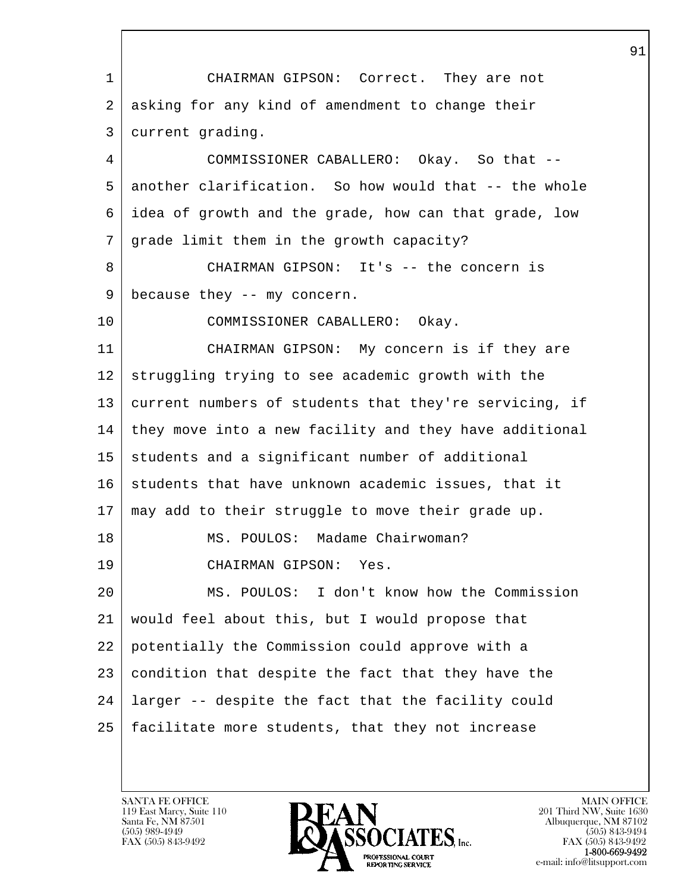CHAIRMAN GIPSON: Correct. They are not asking for any kind of amendment to change their current grading.

COMMISSIONER CABALLERO: Okay. So that -- another clarification. So how would that -- the whole idea of growth and the grade, how can that grade, low grade limit them in the growth capacity?

CHAIRMAN GIPSON: It's -- the concern is because they -- my concern.

COMMISSIONER CABALLERO: Okay.

CHAIRMAN GIPSON: My concern is if they are struggling trying to see academic growth with the current numbers of students that they're servicing, if they move into a new facility and they have additional students and a significant number of additional students that have unknown academic issues, that it may add to their struggle to move their grade up.

MS. POULOS: Madame Chairwoman?

CHAIRMAN GIPSON: Yes.

MS. POULOS: I don't know how the Commission would feel about this, but I would propose that potentially the Commission could approve with a condition that despite the fact that they have the larger -- despite the fact that the facility could facilitate more students, that they not increase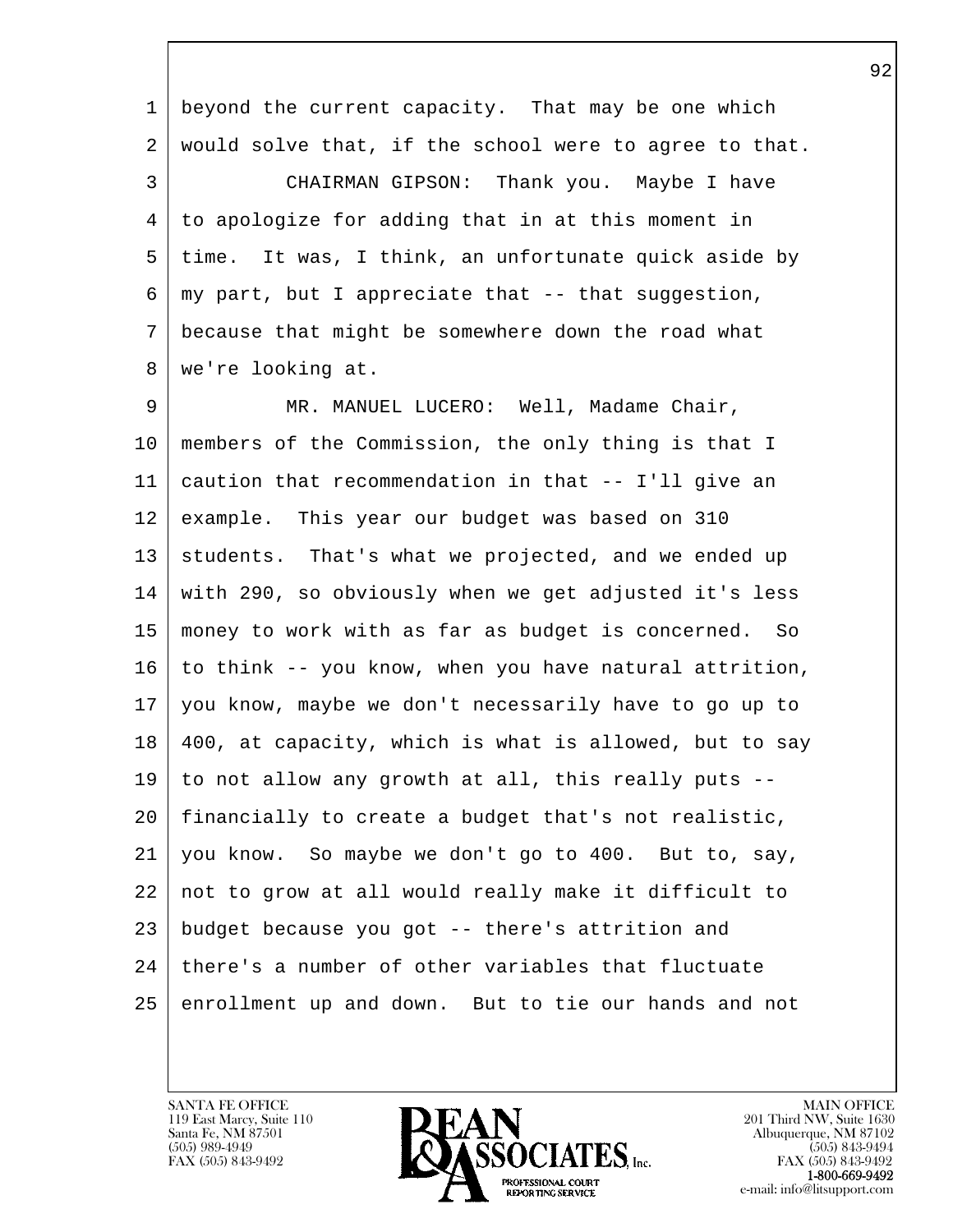1 beyond the current capacity. That may be one which
2 would solve that, if the school were to agree to that.
3 CHAIRMAN GIPSON: Thank you. Maybe I have
4 to apologize for adding that in at this moment in
5 time. It was, I think, an unfortunate quick aside by
6 my part, but I appreciate that -- that suggestion,
7 because that might be somewhere down the road what
8 we're looking at.
9 MR. MANUEL LUCERO: Well, Madame Chair,
10 members of the Commission, the only thing is that I
11 caution that recommendation in that -- I'll give an
12 example. This year our budget was based on 310
13 students. That's what we projected, and we ended up
14 with 290, so obviously when we get adjusted it's less
15 money to work with as far as budget is concerned. So
16 to think -- you know, when you have natural attrition,
17 you know, maybe we don't necessarily have to go up to
18 400, at capacity, which is what is allowed, but to say
19 to not allow any growth at all, this really puts --
20 financially to create a budget that's not realistic,
21 you know. So maybe we don't go to 400. But to, say,
22 not to grow at all would really make it difficult to
23 budget because you got -- there's attrition and
24 there's a number of other variables that fluctuate
25 enrollment up and down. But to tie our hands and not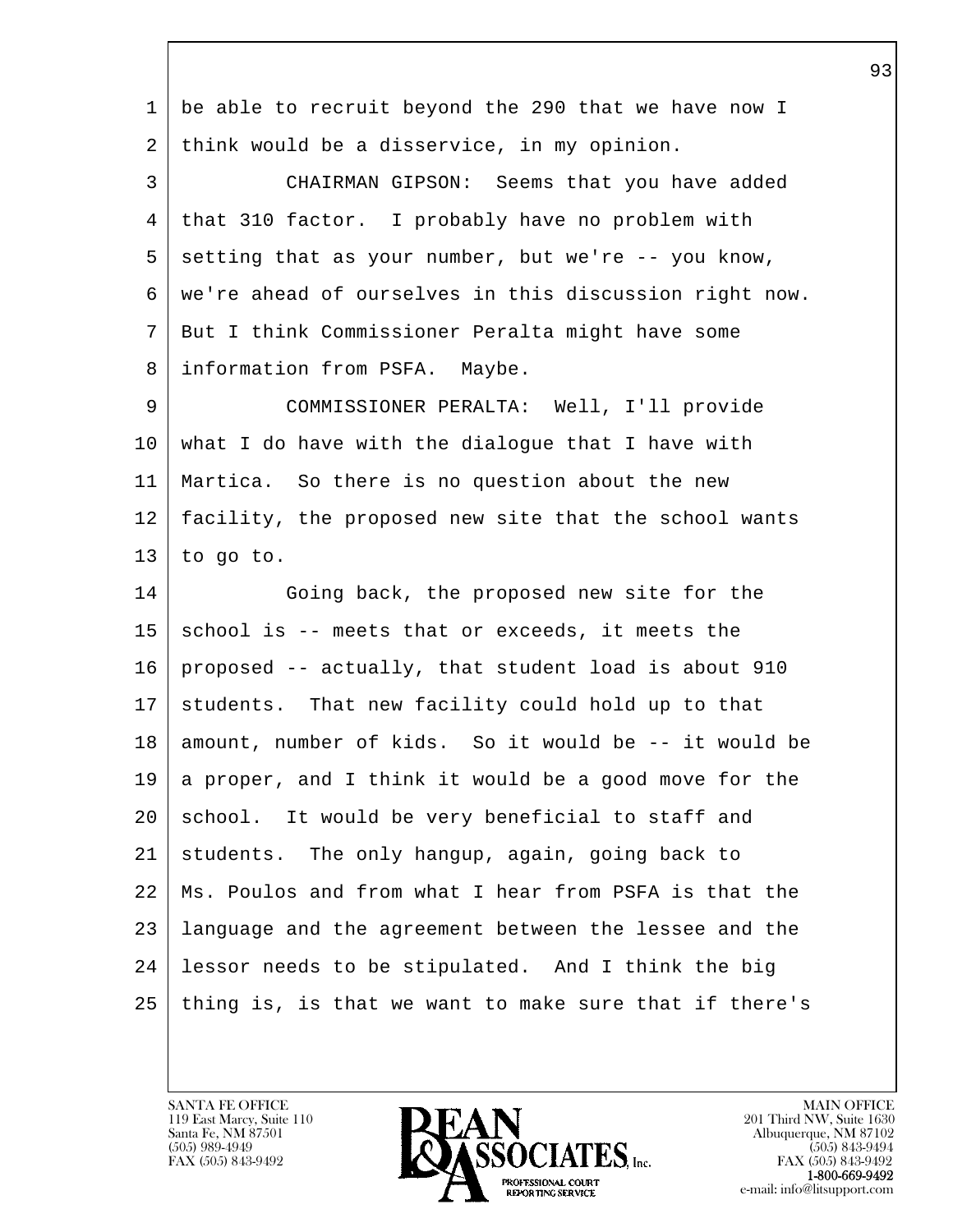be able to recruit beyond the 290 that we have now I think would be a disservice, in my opinion.

CHAIRMAN GIPSON: Seems that you have added that 310 factor. I probably have no problem with setting that as your number, but we're -- you know, we're ahead of ourselves in this discussion right now. But I think Commissioner Peralta might have some information from PSFA. Maybe.

COMMISSIONER PERALTA: Well, I'll provide what I do have with the dialogue that I have with Martica. So there is no question about the new facility, the proposed new site that the school wants to go to.

Going back, the proposed new site for the school is -- meets that or exceeds, it meets the proposed -- actually, that student load is about 910 students. That new facility could hold up to that amount, number of kids. So it would be -- it would be a proper, and I think it would be a good move for the school. It would be very beneficial to staff and students. The only hangup, again, going back to Ms. Poulos and from what I hear from PSFA is that the language and the agreement between the lessee and the lessor needs to be stipulated. And I think the big thing is, is that we want to make sure that if there's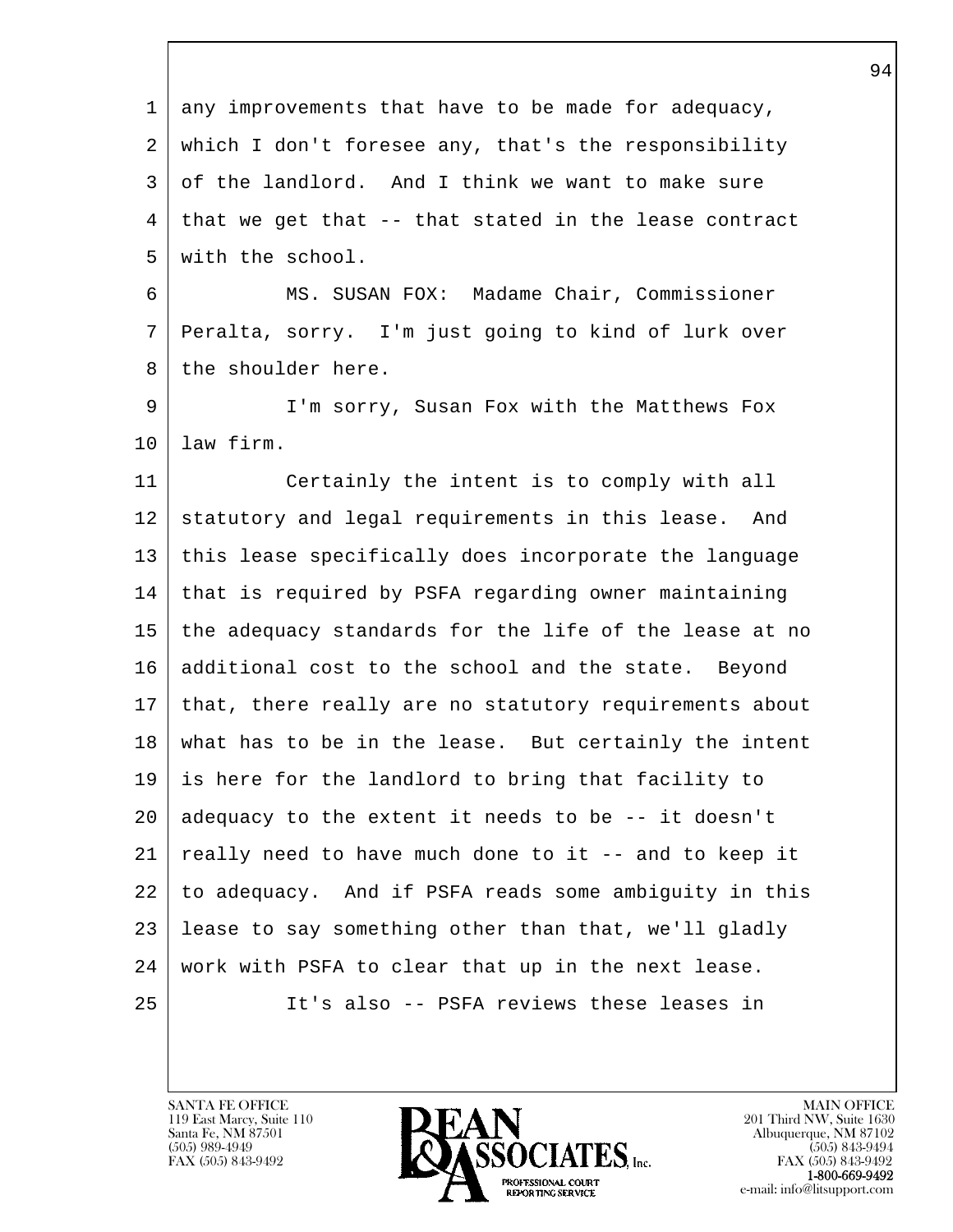any improvements that have to be made for adequacy, which I don't foresee any, that's the responsibility of the landlord. And I think we want to make sure that we get that -- that stated in the lease contract with the school.

MS. SUSAN FOX: Madame Chair, Commissioner Peralta, sorry. I'm just going to kind of lurk over the shoulder here.

I'm sorry, Susan Fox with the Matthews Fox law firm.

Certainly the intent is to comply with all statutory and legal requirements in this lease. And this lease specifically does incorporate the language that is required by PSFA regarding owner maintaining the adequacy standards for the life of the lease at no additional cost to the school and the state. Beyond that, there really are no statutory requirements about what has to be in the lease. But certainly the intent is here for the landlord to bring that facility to adequacy to the extent it needs to be -- it doesn't really need to have much done to it -- and to keep it to adequacy. And if PSFA reads some ambiguity in this lease to say something other than that, we'll gladly work with PSFA to clear that up in the next lease.

It's also -- PSFA reviews these leases in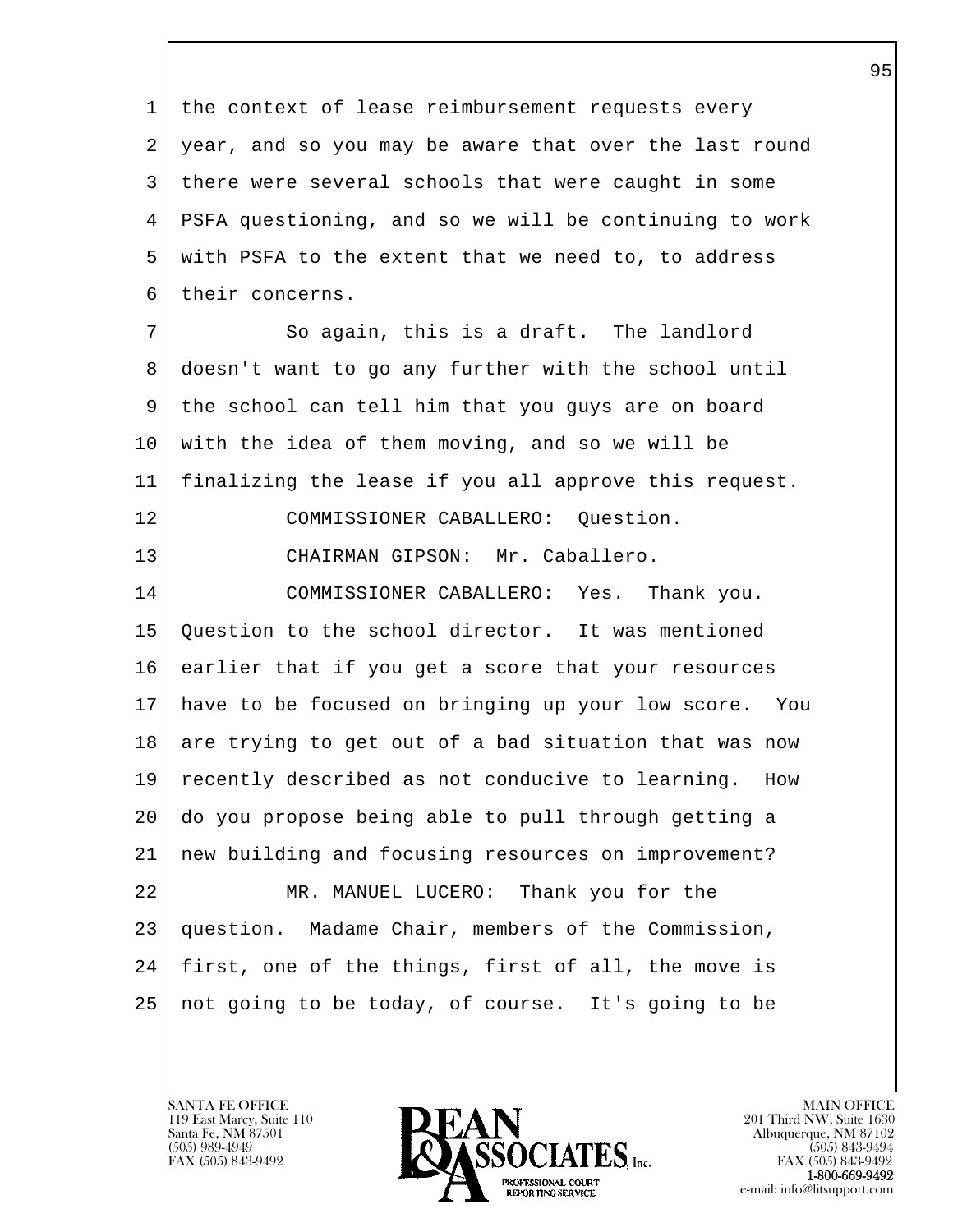the context of lease reimbursement requests every year, and so you may be aware that over the last round there were several schools that were caught in some PSFA questioning, and so we will be continuing to work with PSFA to the extent that we need to, to address their concerns.

So again, this is a draft. The landlord doesn't want to go any further with the school until the school can tell him that you guys are on board with the idea of them moving, and so we will be finalizing the lease if you all approve this request.

COMMISSIONER CABALLERO: Question.

CHAIRMAN GIPSON: Mr. Caballero.

COMMISSIONER CABALLERO: Yes. Thank you. Question to the school director. It was mentioned earlier that if you get a score that your resources have to be focused on bringing up your low score. You are trying to get out of a bad situation that was now recently described as not conducive to learning. How do you propose being able to pull through getting a new building and focusing resources on improvement?

MR. MANUEL LUCERO: Thank you for the question. Madame Chair, members of the Commission, first, one of the things, first of all, the move is not going to be today, of course. It's going to be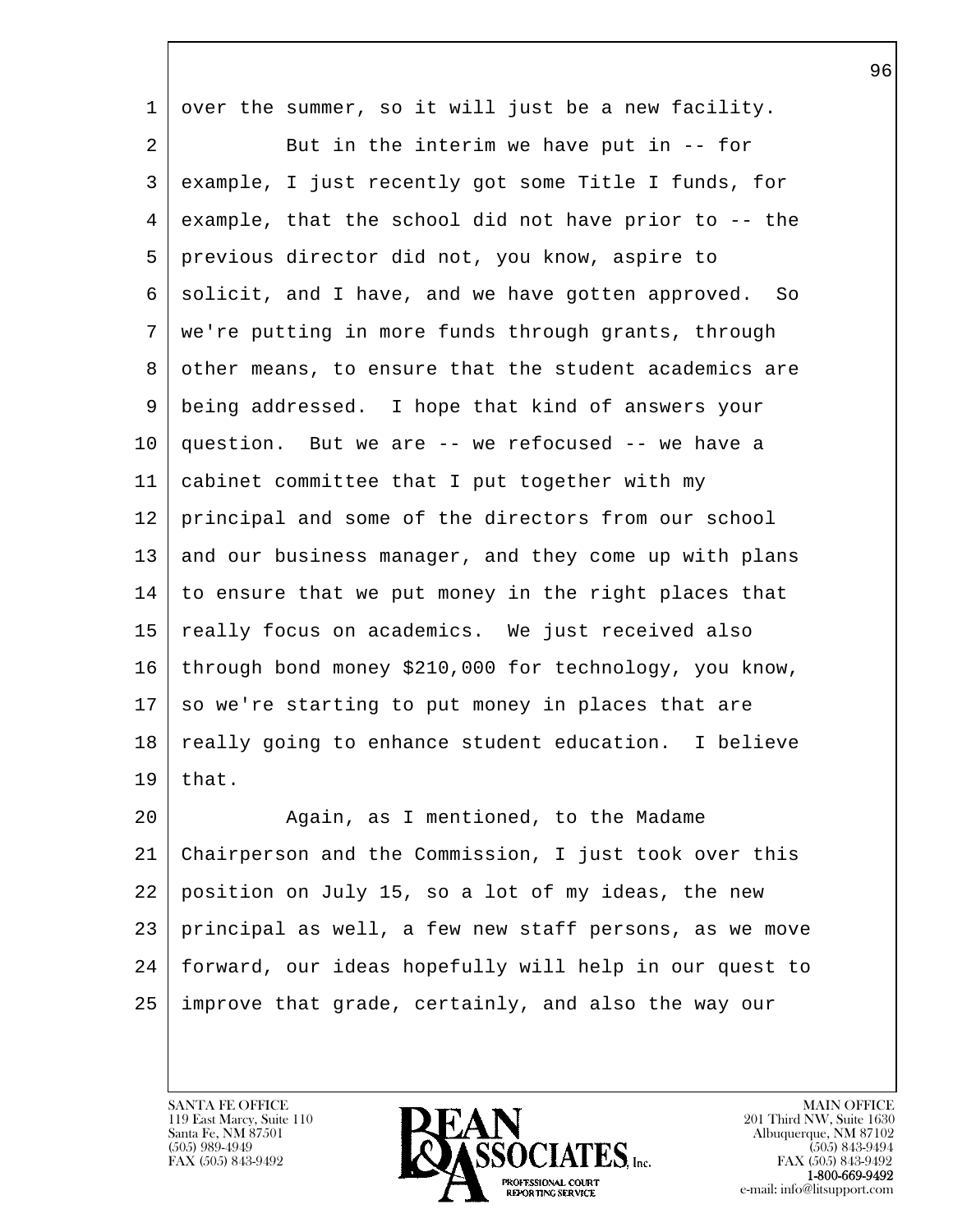over the summer, so it will just be a new facility.

But in the interim we have put in -- for example, I just recently got some Title I funds, for example, that the school did not have prior to -- the previous director did not, you know, aspire to solicit, and I have, and we have gotten approved. So we're putting in more funds through grants, through other means, to ensure that the student academics are being addressed. I hope that kind of answers your question. But we are -- we refocused -- we have a cabinet committee that I put together with my principal and some of the directors from our school and our business manager, and they come up with plans to ensure that we put money in the right places that really focus on academics. We just received also through bond money $210,000 for technology, you know, so we're starting to put money in places that are really going to enhance student education. I believe that.

Again, as I mentioned, to the Madame Chairperson and the Commission, I just took over this position on July 15, so a lot of my ideas, the new principal as well, a few new staff persons, as we move forward, our ideas hopefully will help in our quest to improve that grade, certainly, and also the way our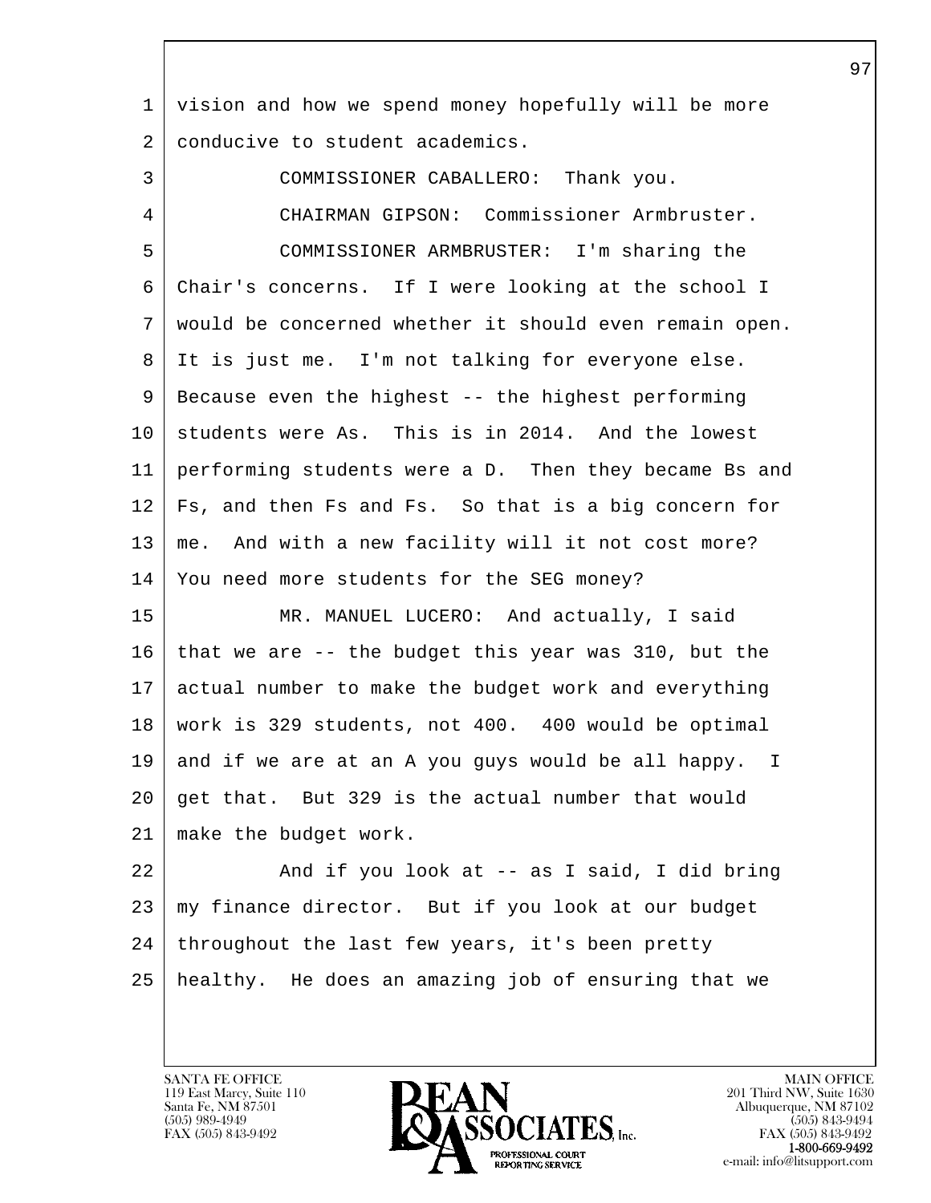vision and how we spend money hopefully will be more conducive to student academics.

COMMISSIONER CABALLERO: Thank you.

CHAIRMAN GIPSON: Commissioner Armbruster.

COMMISSIONER ARMBRUSTER: I'm sharing the Chair's concerns. If I were looking at the school I would be concerned whether it should even remain open. It is just me. I'm not talking for everyone else. Because even the highest -- the highest performing students were As. This is in 2014. And the lowest performing students were a D. Then they became Bs and Fs, and then Fs and Fs. So that is a big concern for me. And with a new facility will it not cost more? You need more students for the SEG money?

MR. MANUEL LUCERO: And actually, I said that we are -- the budget this year was 310, but the actual number to make the budget work and everything work is 329 students, not 400. 400 would be optimal and if we are at an A you guys would be all happy. I get that. But 329 is the actual number that would make the budget work.

And if you look at -- as I said, I did bring my finance director. But if you look at our budget throughout the last few years, it's been pretty healthy. He does an amazing job of ensuring that we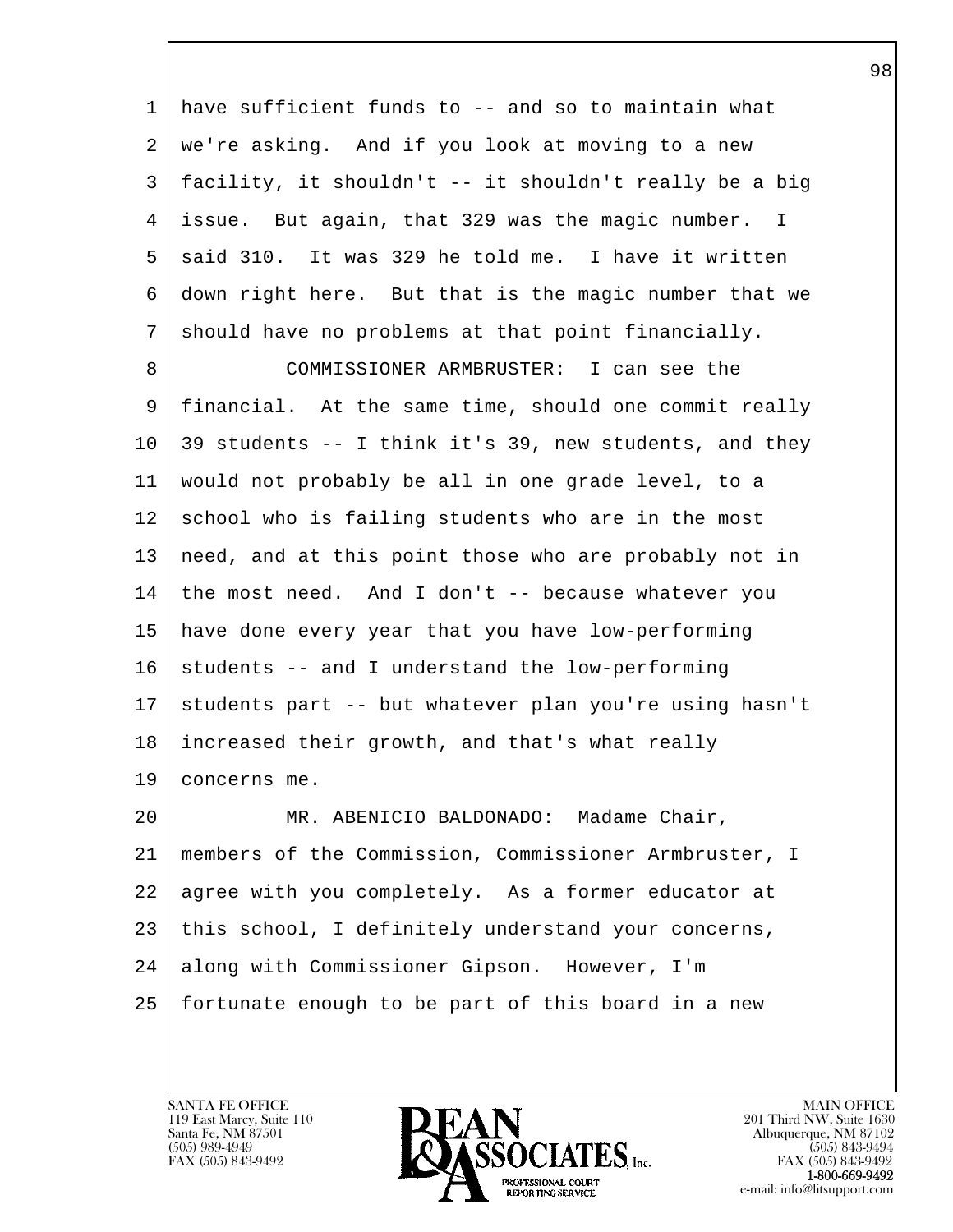have sufficient funds to -- and so to maintain what we're asking. And if you look at moving to a new facility, it shouldn't -- it shouldn't really be a big issue. But again, that 329 was the magic number. I said 310. It was 329 he told me. I have it written down right here. But that is the magic number that we should have no problems at that point financially.

COMMISSIONER ARMBRUSTER: I can see the financial. At the same time, should one commit really 39 students -- I think it's 39, new students, and they would not probably be all in one grade level, to a school who is failing students who are in the most need, and at this point those who are probably not in the most need. And I don't -- because whatever you have done every year that you have low-performing students -- and I understand the low-performing students part -- but whatever plan you're using hasn't increased their growth, and that's what really concerns me.

MR. ABENICIO BALDONADO: Madame Chair, members of the Commission, Commissioner Armbruster, I agree with you completely. As a former educator at this school, I definitely understand your concerns, along with Commissioner Gipson. However, I'm fortunate enough to be part of this board in a new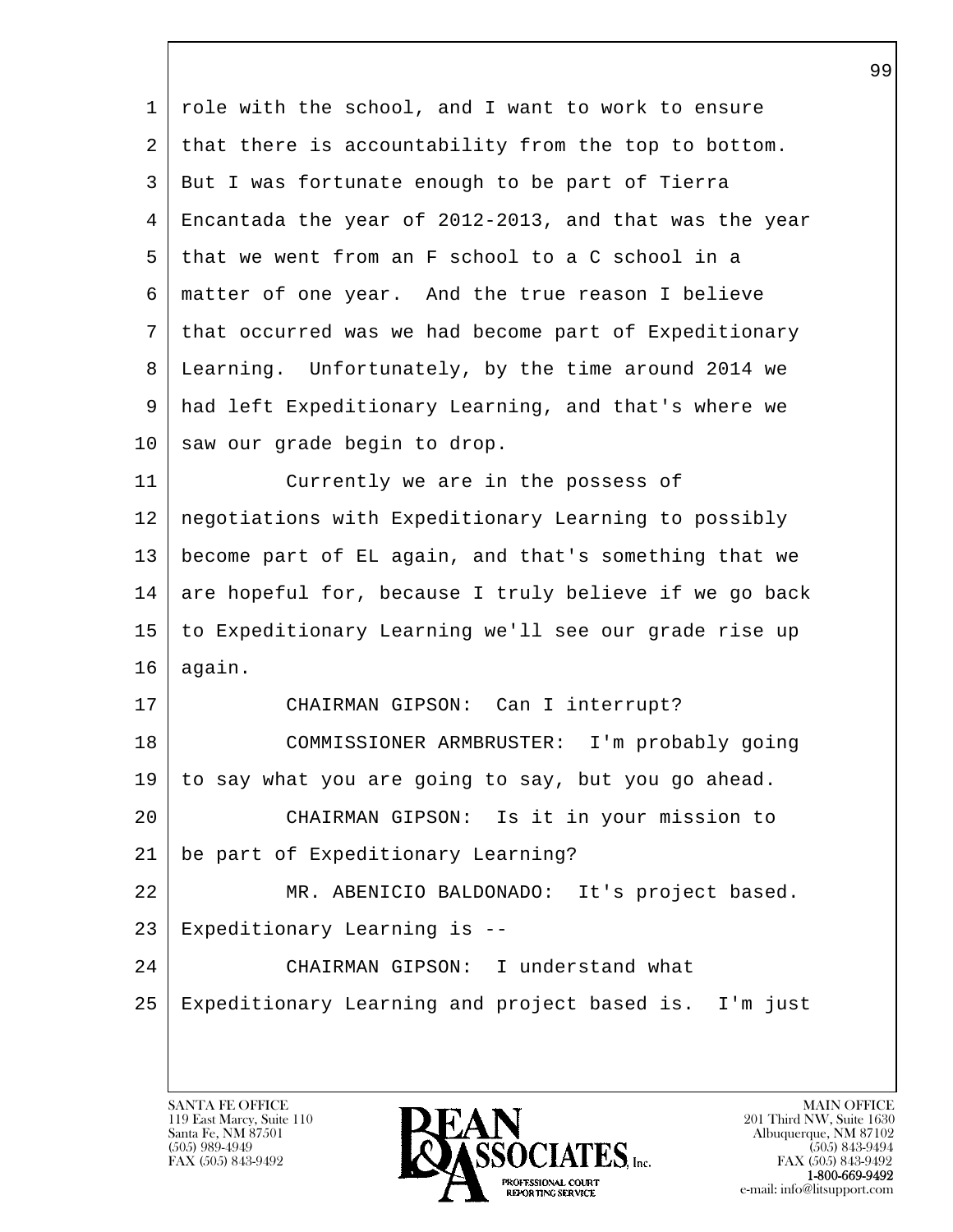role with the school, and I want to work to ensure that there is accountability from the top to bottom. But I was fortunate enough to be part of Tierra Encantada the year of 2012-2013, and that was the year that we went from an F school to a C school in a matter of one year. And the true reason I believe that occurred was we had become part of Expeditionary Learning. Unfortunately, by the time around 2014 we had left Expeditionary Learning, and that's where we saw our grade begin to drop.

Currently we are in the possess of negotiations with Expeditionary Learning to possibly become part of EL again, and that's something that we are hopeful for, because I truly believe if we go back to Expeditionary Learning we'll see our grade rise up again.

CHAIRMAN GIPSON: Can I interrupt?

COMMISSIONER ARMBRUSTER: I'm probably going to say what you are going to say, but you go ahead.

CHAIRMAN GIPSON: Is it in your mission to be part of Expeditionary Learning?

MR. ABENICIO BALDONADO: It's project based. Expeditionary Learning is --

CHAIRMAN GIPSON: I understand what Expeditionary Learning and project based is. I'm just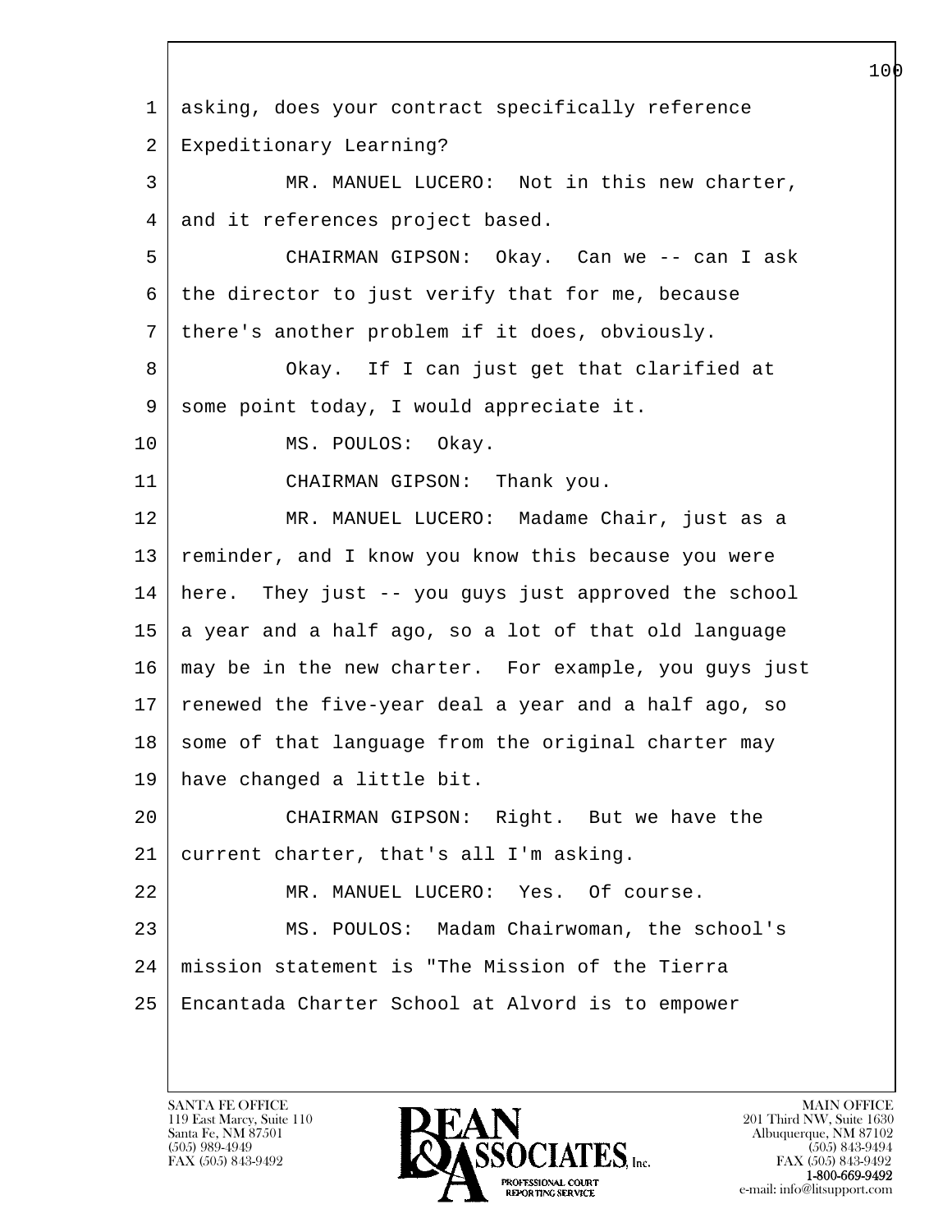asking, does your contract specifically reference Expeditionary Learning?

MR. MANUEL LUCERO: Not in this new charter, and it references project based.

CHAIRMAN GIPSON: Okay. Can we -- can I ask the director to just verify that for me, because there's another problem if it does, obviously.

Okay. If I can just get that clarified at some point today, I would appreciate it.

MS. POULOS: Okay.

CHAIRMAN GIPSON: Thank you.

MR. MANUEL LUCERO: Madame Chair, just as a reminder, and I know you know this because you were here. They just -- you guys just approved the school a year and a half ago, so a lot of that old language may be in the new charter. For example, you guys just renewed the five-year deal a year and a half ago, so some of that language from the original charter may have changed a little bit.

CHAIRMAN GIPSON: Right. But we have the current charter, that's all I'm asking.

MR. MANUEL LUCERO: Yes. Of course.

MS. POULOS: Madam Chairwoman, the school's mission statement is "The Mission of the Tierra Encantada Charter School at Alvord is to empower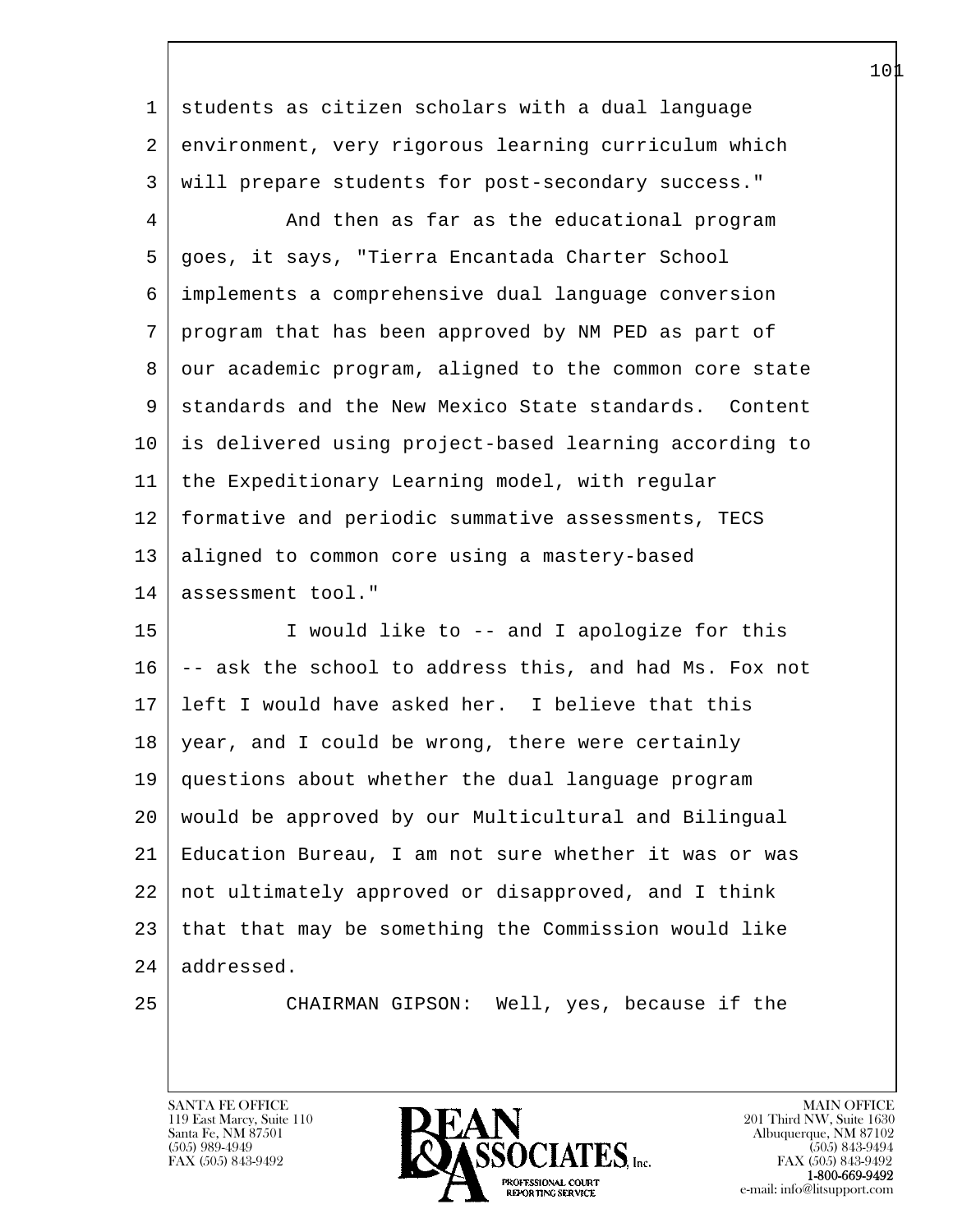students as citizen scholars with a dual language environment, very rigorous learning curriculum which will prepare students for post-secondary success."

And then as far as the educational program goes, it says, "Tierra Encantada Charter School implements a comprehensive dual language conversion program that has been approved by NM PED as part of our academic program, aligned to the common core state standards and the New Mexico State standards. Content is delivered using project-based learning according to the Expeditionary Learning model, with regular formative and periodic summative assessments, TECS aligned to common core using a mastery-based assessment tool."

I would like to -- and I apologize for this -- ask the school to address this, and had Ms. Fox not left I would have asked her. I believe that this year, and I could be wrong, there were certainly questions about whether the dual language program would be approved by our Multicultural and Bilingual Education Bureau, I am not sure whether it was or was not ultimately approved or disapproved, and I think that that may be something the Commission would like addressed.

CHAIRMAN GIPSON: Well, yes, because if the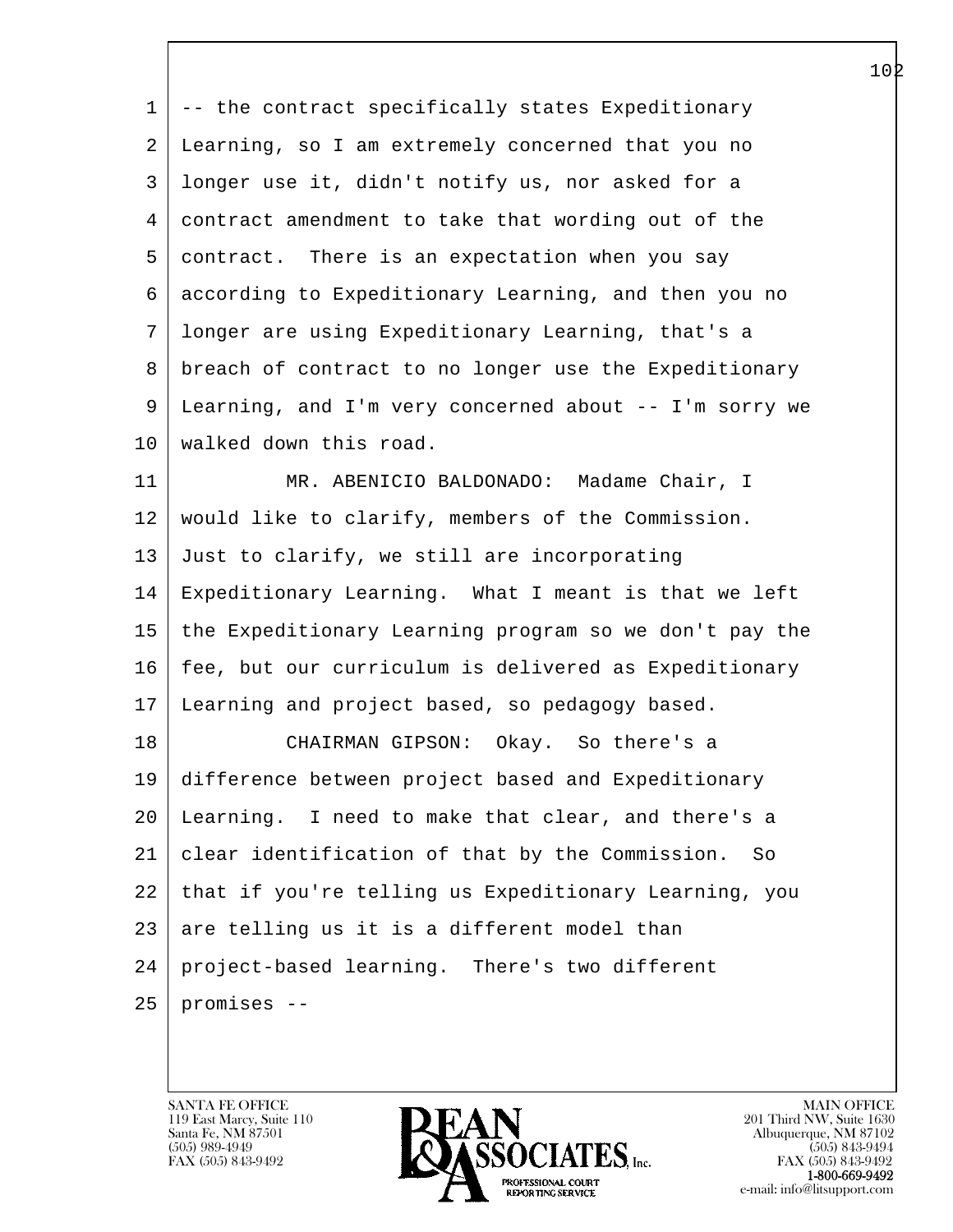-- the contract specifically states Expeditionary Learning, so I am extremely concerned that you no longer use it, didn't notify us, nor asked for a contract amendment to take that wording out of the contract. There is an expectation when you say according to Expeditionary Learning, and then you no longer are using Expeditionary Learning, that's a breach of contract to no longer use the Expeditionary Learning, and I'm very concerned about -- I'm sorry we walked down this road.

MR. ABENICIO BALDONADO: Madame Chair, I would like to clarify, members of the Commission. Just to clarify, we still are incorporating Expeditionary Learning. What I meant is that we left the Expeditionary Learning program so we don't pay the fee, but our curriculum is delivered as Expeditionary Learning and project based, so pedagogy based.

CHAIRMAN GIPSON: Okay. So there's a difference between project based and Expeditionary Learning. I need to make that clear, and there's a clear identification of that by the Commission. So that if you're telling us Expeditionary Learning, you are telling us it is a different model than project-based learning. There's two different promises --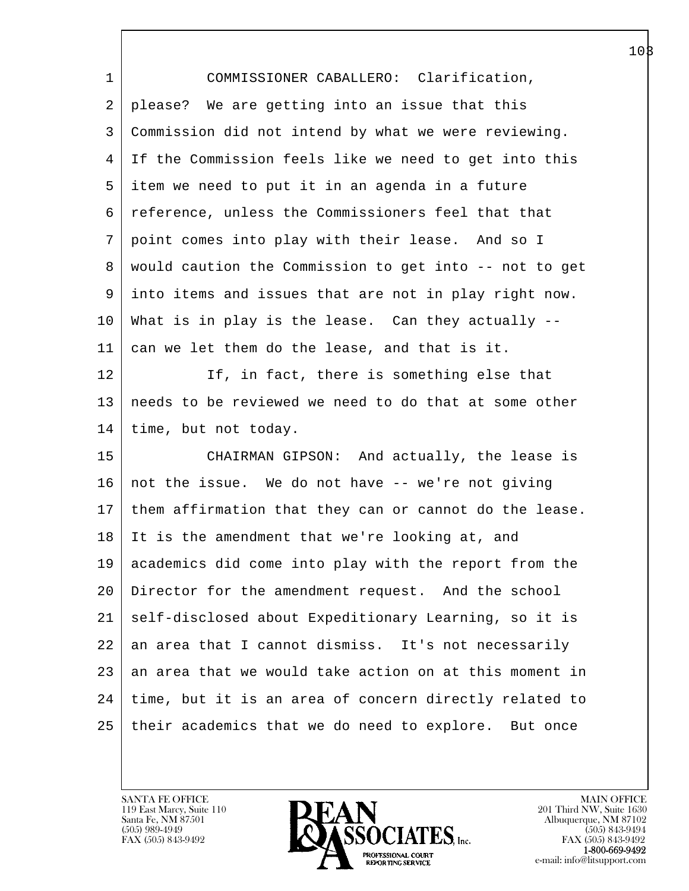COMMISSIONER CABALLERO: Clarification, please? We are getting into an issue that this Commission did not intend by what we were reviewing. If the Commission feels like we need to get into this item we need to put it in an agenda in a future reference, unless the Commissioners feel that that point comes into play with their lease. And so I would caution the Commission to get into -- not to get into items and issues that are not in play right now. What is in play is the lease. Can they actually -- can we let them do the lease, and that is it.

If, in fact, there is something else that needs to be reviewed we need to do that at some other time, but not today.

CHAIRMAN GIPSON: And actually, the lease is not the issue. We do not have -- we're not giving them affirmation that they can or cannot do the lease. It is the amendment that we're looking at, and academics did come into play with the report from the Director for the amendment request. And the school self-disclosed about Expeditionary Learning, so it is an area that I cannot dismiss. It's not necessarily an area that we would take action on at this moment in time, but it is an area of concern directly related to their academics that we do need to explore. But once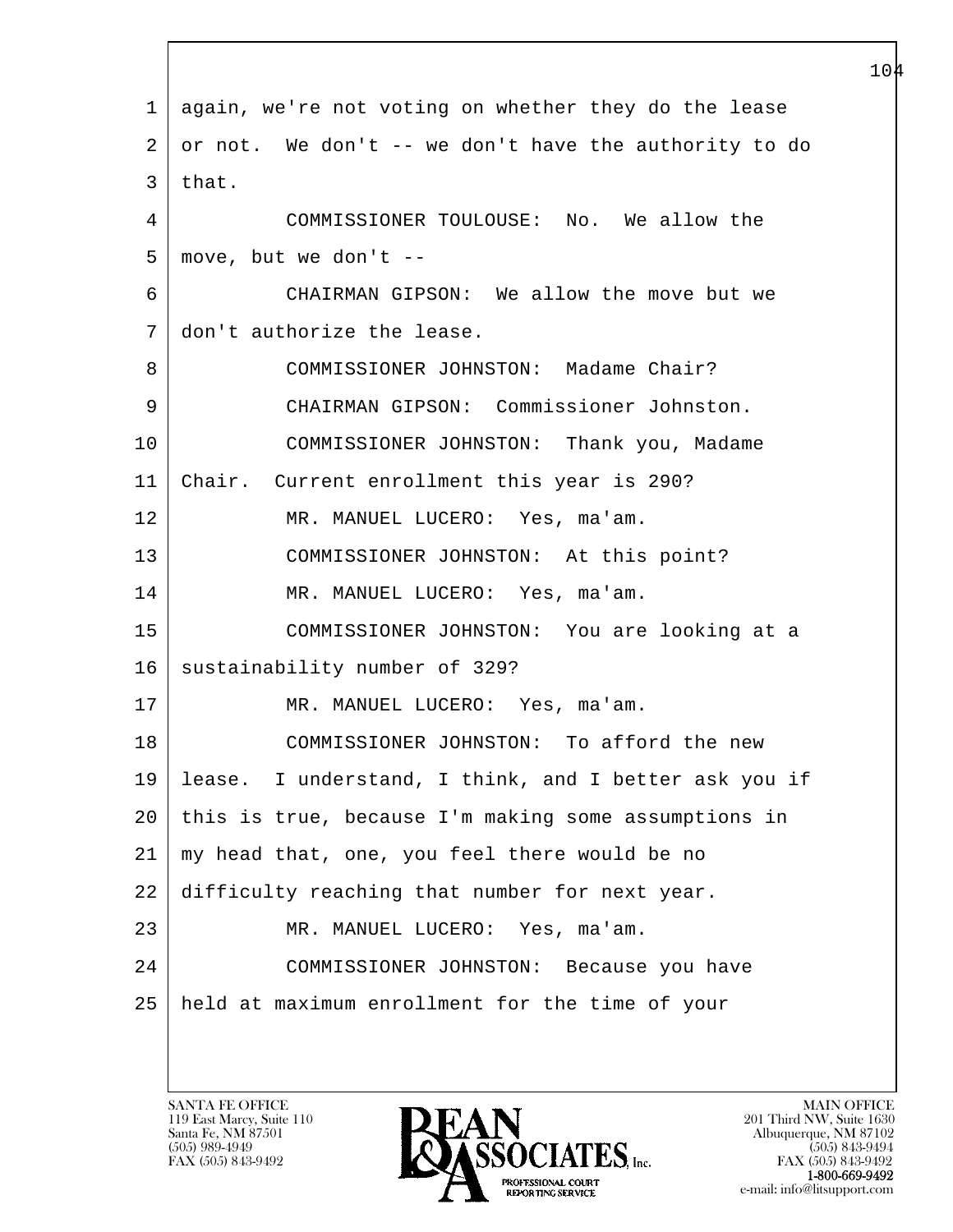again, we're not voting on whether they do the lease or not. We don't -- we don't have the authority to do that.

COMMISSIONER TOULOUSE: No. We allow the move, but we don't --

CHAIRMAN GIPSON: We allow the move but we don't authorize the lease.

COMMISSIONER JOHNSTON: Madame Chair?

CHAIRMAN GIPSON: Commissioner Johnston.

COMMISSIONER JOHNSTON: Thank you, Madame Chair. Current enrollment this year is 290?

MR. MANUEL LUCERO: Yes, ma'am.

COMMISSIONER JOHNSTON: At this point?

MR. MANUEL LUCERO: Yes, ma'am.

COMMISSIONER JOHNSTON: You are looking at a sustainability number of 329?

MR. MANUEL LUCERO: Yes, ma'am.

COMMISSIONER JOHNSTON: To afford the new lease. I understand, I think, and I better ask you if this is true, because I'm making some assumptions in my head that, one, you feel there would be no difficulty reaching that number for next year.

MR. MANUEL LUCERO: Yes, ma'am.

COMMISSIONER JOHNSTON: Because you have held at maximum enrollment for the time of your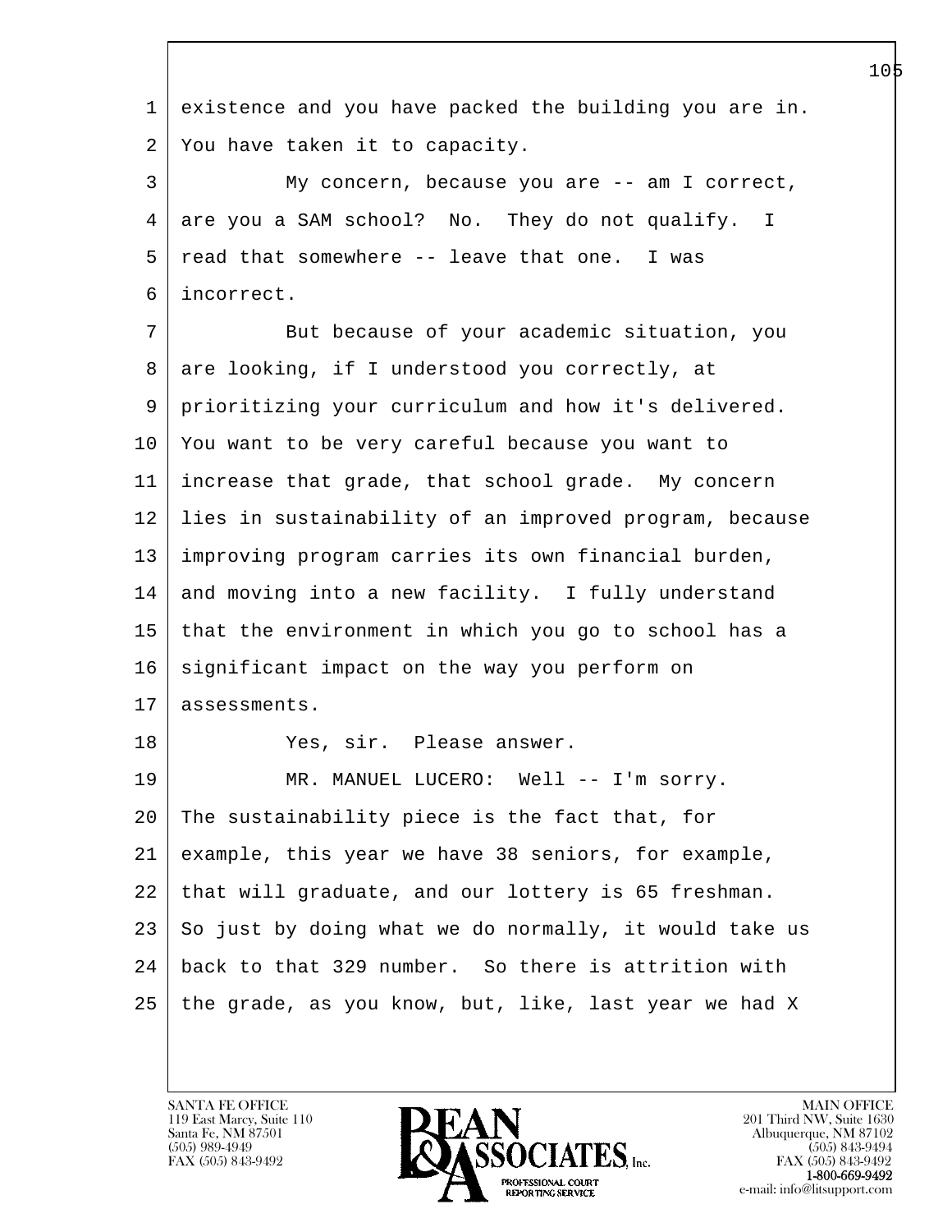existence and you have packed the building you are in. You have taken it to capacity.

My concern, because you are -- am I correct, are you a SAM school? No. They do not qualify. I read that somewhere -- leave that one. I was incorrect.

But because of your academic situation, you are looking, if I understood you correctly, at prioritizing your curriculum and how it's delivered. You want to be very careful because you want to increase that grade, that school grade. My concern lies in sustainability of an improved program, because improving program carries its own financial burden, and moving into a new facility. I fully understand that the environment in which you go to school has a significant impact on the way you perform on assessments.

Yes, sir. Please answer.

MR. MANUEL LUCERO: Well -- I'm sorry. The sustainability piece is the fact that, for example, this year we have 38 seniors, for example, that will graduate, and our lottery is 65 freshman. So just by doing what we do normally, it would take us back to that 329 number. So there is attrition with the grade, as you know, but, like, last year we had X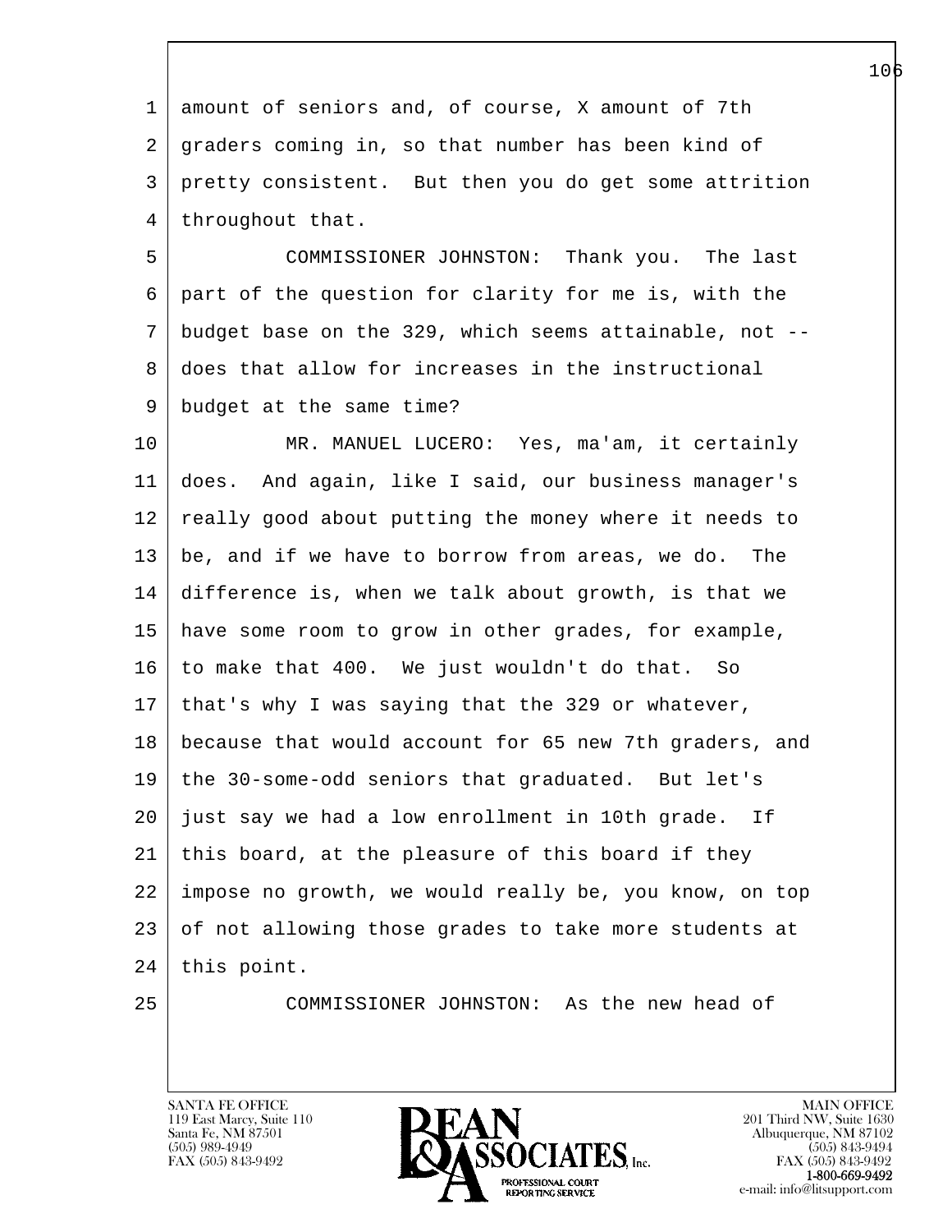amount of seniors and, of course, X amount of 7th graders coming in, so that number has been kind of pretty consistent. But then you do get some attrition throughout that.

COMMISSIONER JOHNSTON: Thank you. The last part of the question for clarity for me is, with the budget base on the 329, which seems attainable, not -- does that allow for increases in the instructional budget at the same time?

MR. MANUEL LUCERO: Yes, ma'am, it certainly does. And again, like I said, our business manager's really good about putting the money where it needs to be, and if we have to borrow from areas, we do. The difference is, when we talk about growth, is that we have some room to grow in other grades, for example, to make that 400. We just wouldn't do that. So that's why I was saying that the 329 or whatever, because that would account for 65 new 7th graders, and the 30-some-odd seniors that graduated. But let's just say we had a low enrollment in 10th grade. If this board, at the pleasure of this board if they impose no growth, we would really be, you know, on top of not allowing those grades to take more students at this point.

COMMISSIONER JOHNSTON: As the new head of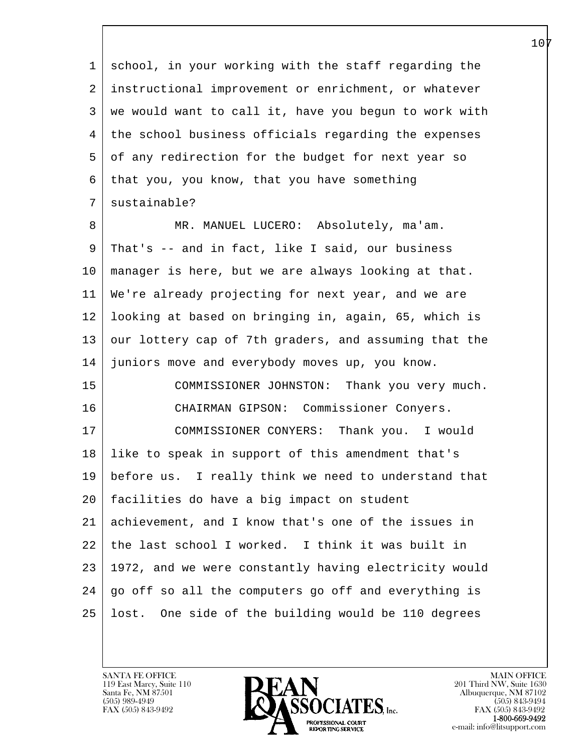school, in your working with the staff regarding the instructional improvement or enrichment, or whatever we would want to call it, have you begun to work with the school business officials regarding the expenses of any redirection for the budget for next year so that you, you know, that you have something sustainable?

MR. MANUEL LUCERO: Absolutely, ma'am. That's -- and in fact, like I said, our business manager is here, but we are always looking at that. We're already projecting for next year, and we are looking at based on bringing in, again, 65, which is our lottery cap of 7th graders, and assuming that the juniors move and everybody moves up, you know.

COMMISSIONER JOHNSTON: Thank you very much.

CHAIRMAN GIPSON: Commissioner Conyers.

COMMISSIONER CONYERS: Thank you. I would like to speak in support of this amendment that's before us. I really think we need to understand that facilities do have a big impact on student achievement, and I know that's one of the issues in the last school I worked. I think it was built in 1972, and we were constantly having electricity would go off so all the computers go off and everything is lost. One side of the building would be 110 degrees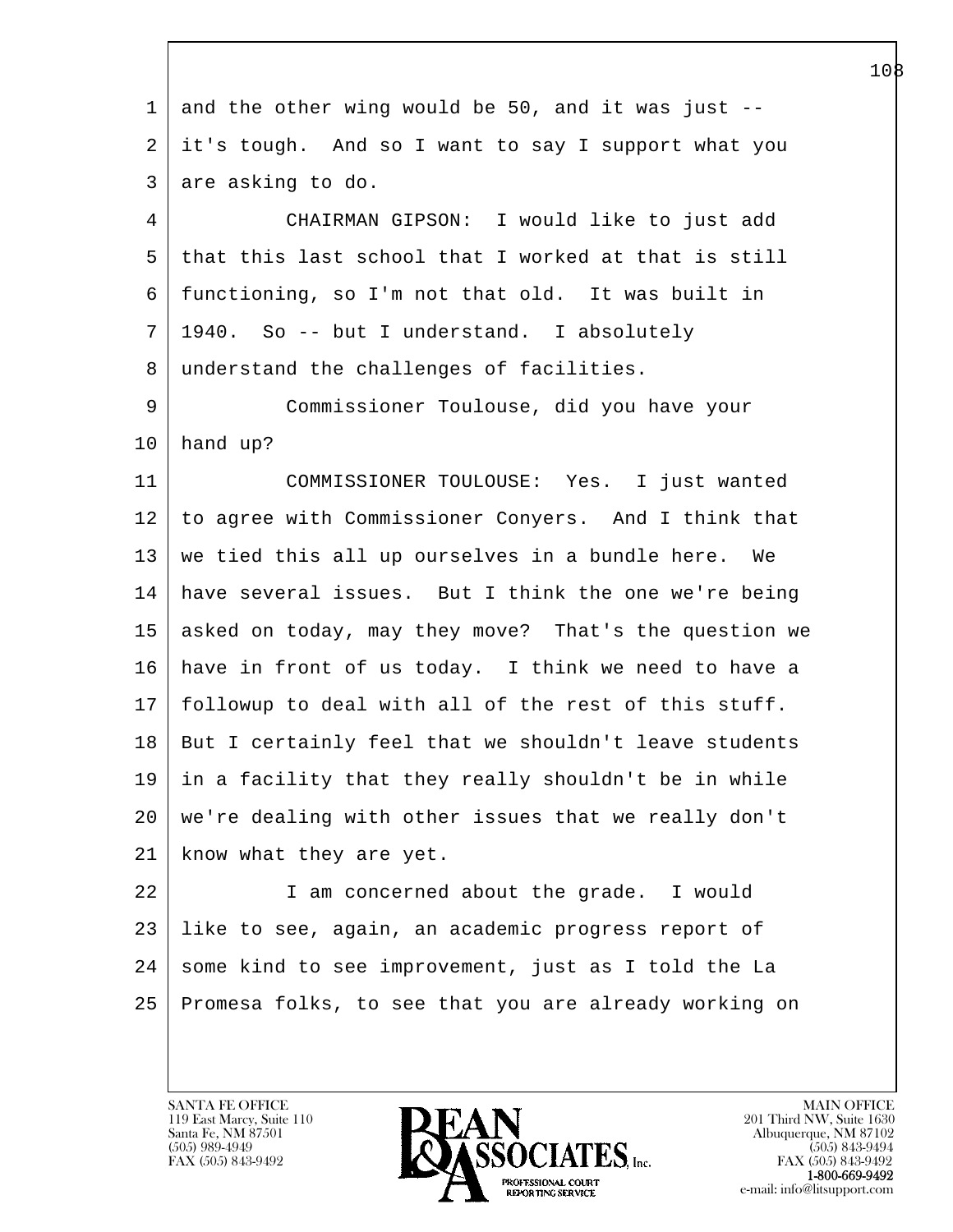and the other wing would be 50, and it was just -- it's tough. And so I want to say I support what you are asking to do.

CHAIRMAN GIPSON: I would like to just add that this last school that I worked at that is still functioning, so I'm not that old. It was built in 1940. So -- but I understand. I absolutely understand the challenges of facilities.

Commissioner Toulouse, did you have your hand up?

COMMISSIONER TOULOUSE: Yes. I just wanted to agree with Commissioner Conyers. And I think that we tied this all up ourselves in a bundle here. We have several issues. But I think the one we're being asked on today, may they move? That's the question we have in front of us today. I think we need to have a followup to deal with all of the rest of this stuff. But I certainly feel that we shouldn't leave students in a facility that they really shouldn't be in while we're dealing with other issues that we really don't know what they are yet.

I am concerned about the grade. I would like to see, again, an academic progress report of some kind to see improvement, just as I told the La Promesa folks, to see that you are already working on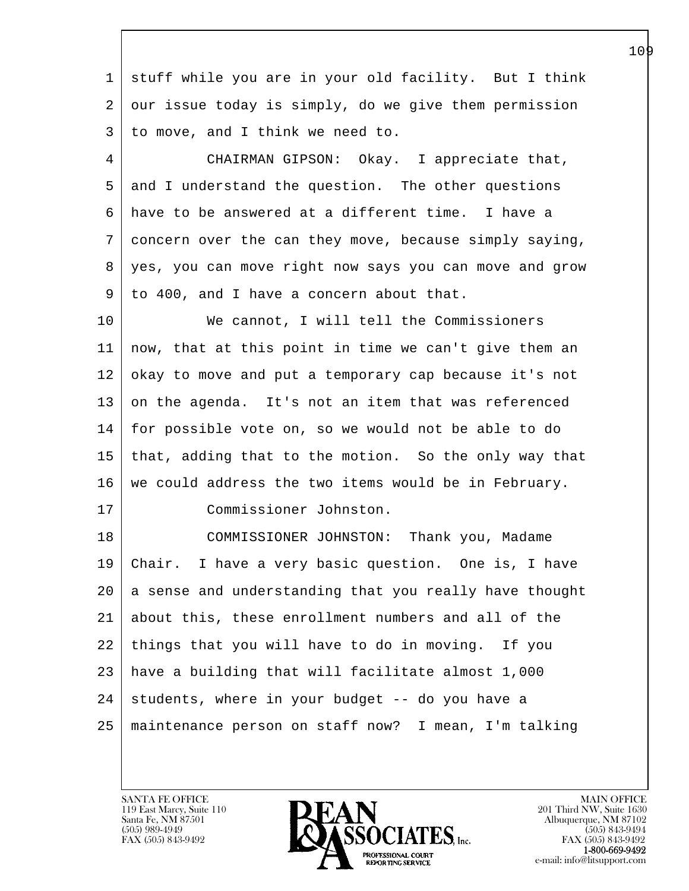stuff while you are in your old facility. But I think our issue today is simply, do we give them permission to move, and I think we need to.

CHAIRMAN GIPSON: Okay. I appreciate that, and I understand the question. The other questions have to be answered at a different time. I have a concern over the can they move, because simply saying, yes, you can move right now says you can move and grow to 400, and I have a concern about that.

We cannot, I will tell the Commissioners now, that at this point in time we can't give them an okay to move and put a temporary cap because it's not on the agenda. It's not an item that was referenced for possible vote on, so we would not be able to do that, adding that to the motion. So the only way that we could address the two items would be in February.

Commissioner Johnston.

COMMISSIONER JOHNSTON: Thank you, Madame Chair. I have a very basic question. One is, I have a sense and understanding that you really have thought about this, these enrollment numbers and all of the things that you will have to do in moving. If you have a building that will facilitate almost 1,000 students, where in your budget -- do you have a maintenance person on staff now? I mean, I'm talking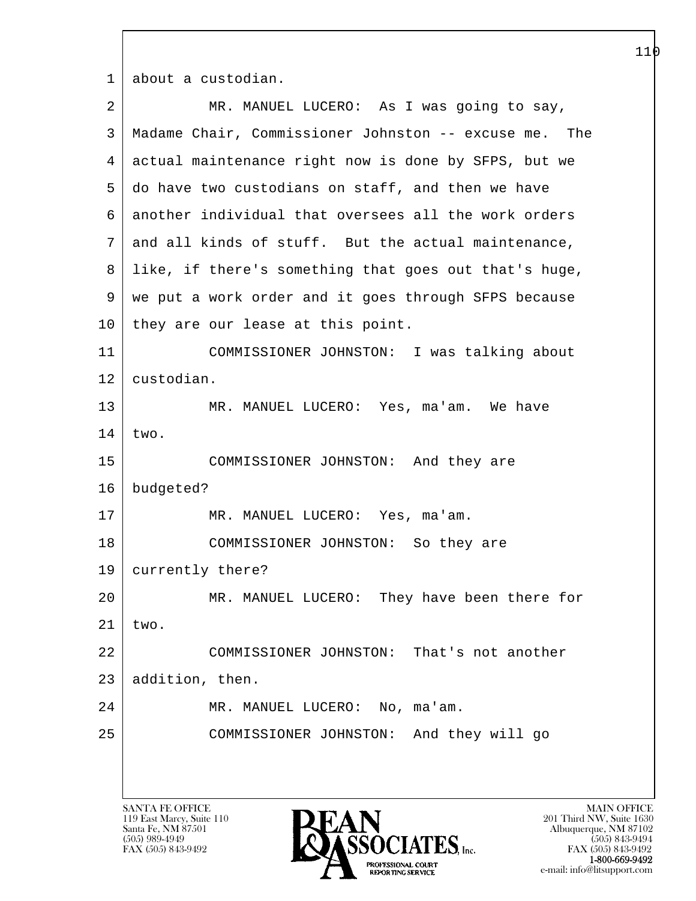about a custodian.

MR. MANUEL LUCERO: As I was going to say, Madame Chair, Commissioner Johnston -- excuse me. The actual maintenance right now is done by SFPS, but we do have two custodians on staff, and then we have another individual that oversees all the work orders and all kinds of stuff. But the actual maintenance, like, if there's something that goes out that's huge, we put a work order and it goes through SFPS because they are our lease at this point.

COMMISSIONER JOHNSTON: I was talking about custodian.

MR. MANUEL LUCERO: Yes, ma'am. We have two.

COMMISSIONER JOHNSTON: And they are budgeted?

MR. MANUEL LUCERO: Yes, ma'am.

COMMISSIONER JOHNSTON: So they are currently there?

MR. MANUEL LUCERO: They have been there for two.

COMMISSIONER JOHNSTON: That's not another addition, then.

MR. MANUEL LUCERO: No, ma'am.

COMMISSIONER JOHNSTON: And they will go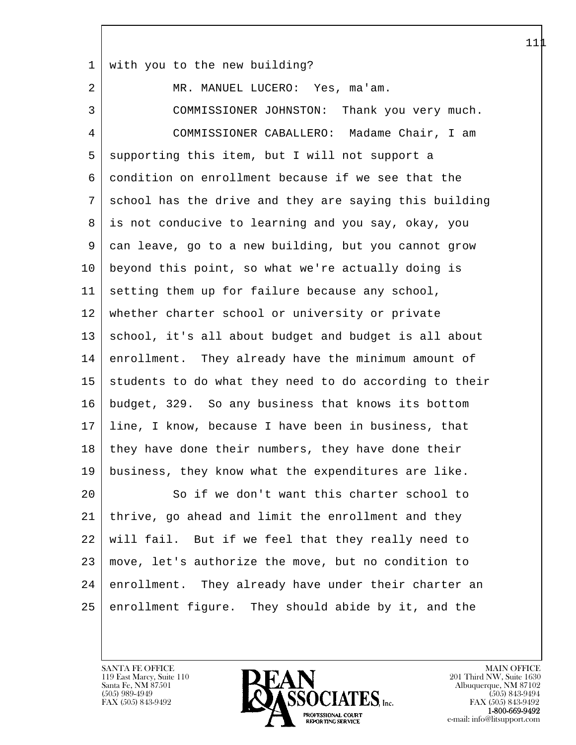with you to the new building?

MR. MANUEL LUCERO: Yes, ma'am.

COMMISSIONER JOHNSTON: Thank you very much.

COMMISSIONER CABALLERO: Madame Chair, I am supporting this item, but I will not support a condition on enrollment because if we see that the school has the drive and they are saying this building is not conducive to learning and you say, okay, you can leave, go to a new building, but you cannot grow beyond this point, so what we're actually doing is setting them up for failure because any school, whether charter school or university or private school, it's all about budget and budget is all about enrollment. They already have the minimum amount of students to do what they need to do according to their budget, 329. So any business that knows its bottom line, I know, because I have been in business, that they have done their numbers, they have done their business, they know what the expenditures are like.

So if we don't want this charter school to thrive, go ahead and limit the enrollment and they will fail. But if we feel that they really need to move, let's authorize the move, but no condition to enrollment. They already have under their charter an enrollment figure. They should abide by it, and the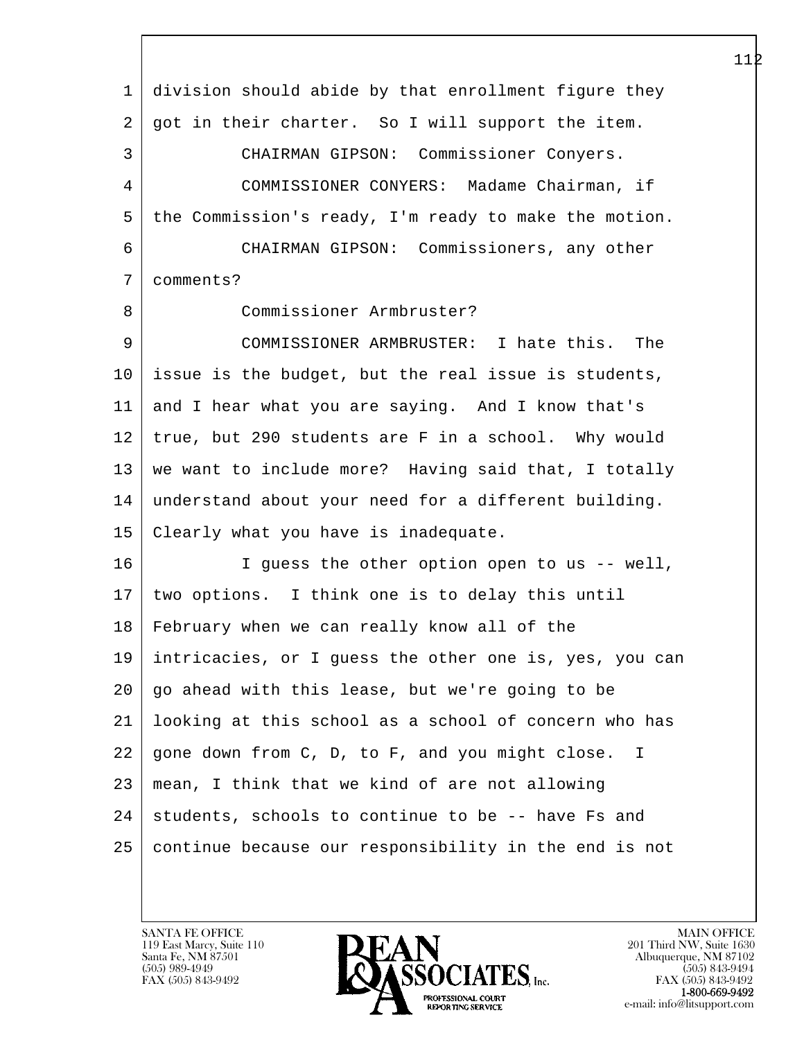division should abide by that enrollment figure they got in their charter. So I will support the item.

CHAIRMAN GIPSON: Commissioner Conyers.

COMMISSIONER CONYERS: Madame Chairman, if the Commission's ready, I'm ready to make the motion.

CHAIRMAN GIPSON: Commissioners, any other comments?

Commissioner Armbruster?

COMMISSIONER ARMBRUSTER: I hate this. The issue is the budget, but the real issue is students, and I hear what you are saying. And I know that's true, but 290 students are F in a school. Why would we want to include more? Having said that, I totally understand about your need for a different building. Clearly what you have is inadequate.

I guess the other option open to us -- well, two options. I think one is to delay this until February when we can really know all of the intricacies, or I guess the other one is, yes, you can go ahead with this lease, but we're going to be looking at this school as a school of concern who has gone down from C, D, to F, and you might close. I mean, I think that we kind of are not allowing students, schools to continue to be -- have Fs and continue because our responsibility in the end is not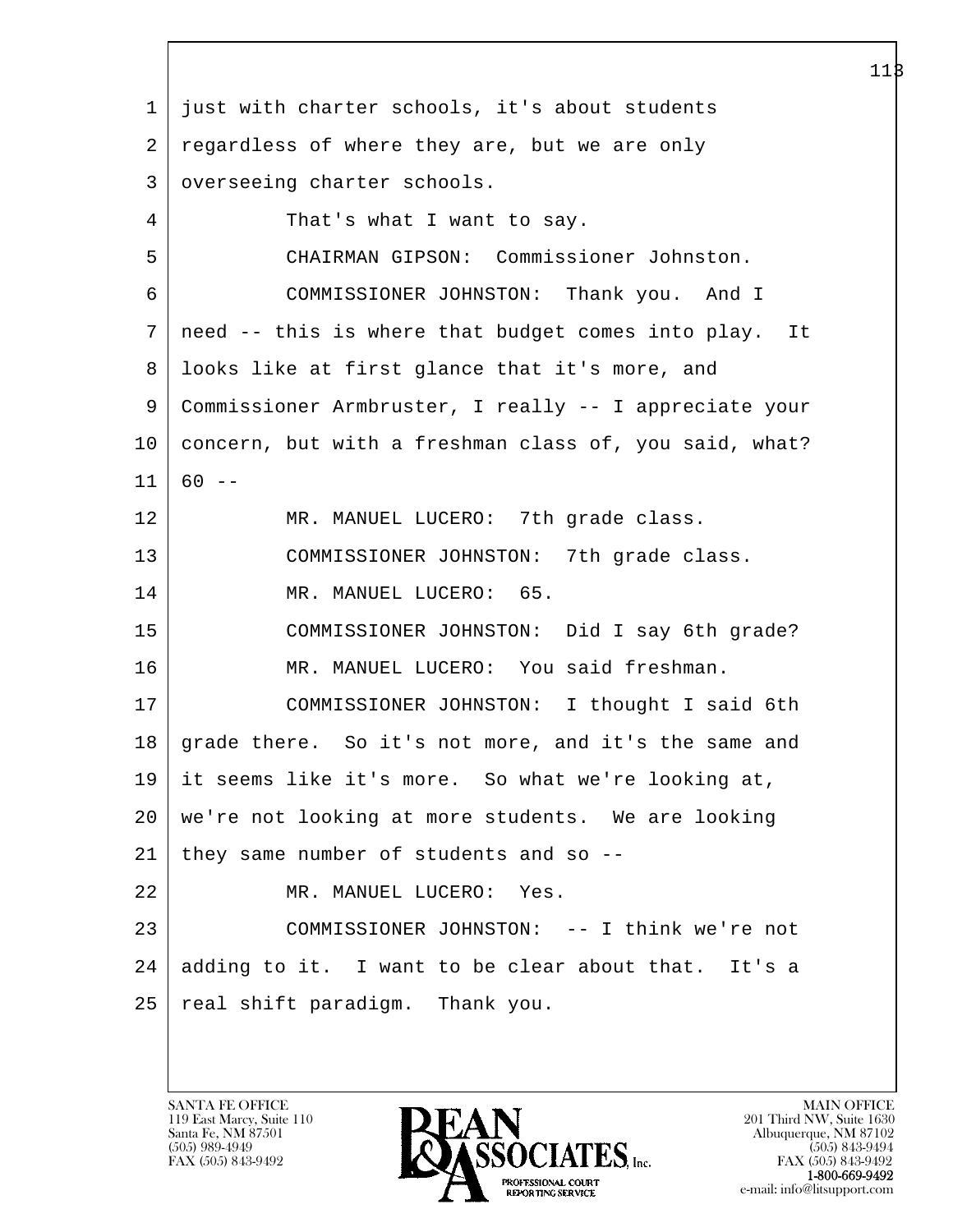1 just with charter schools, it's about students
2 regardless of where they are, but we are only
3 overseeing charter schools.
4 That's what I want to say.
5 CHAIRMAN GIPSON: Commissioner Johnston.
6 COMMISSIONER JOHNSTON: Thank you. And I
7 need -- this is where that budget comes into play. It
8 looks like at first glance that it's more, and
9 Commissioner Armbruster, I really -- I appreciate your
10 concern, but with a freshman class of, you said, what?
11 60 --
12 MR. MANUEL LUCERO: 7th grade class.
13 COMMISSIONER JOHNSTON: 7th grade class.
14 MR. MANUEL LUCERO: 65.
15 COMMISSIONER JOHNSTON: Did I say 6th grade?
16 MR. MANUEL LUCERO: You said freshman.
17 COMMISSIONER JOHNSTON: I thought I said 6th
18 grade there. So it's not more, and it's the same and
19 it seems like it's more. So what we're looking at,
20 we're not looking at more students. We are looking
21 they same number of students and so --
22 MR. MANUEL LUCERO: Yes.
23 COMMISSIONER JOHNSTON: -- I think we're not
24 adding to it. I want to be clear about that. It's a
25 real shift paradigm. Thank you.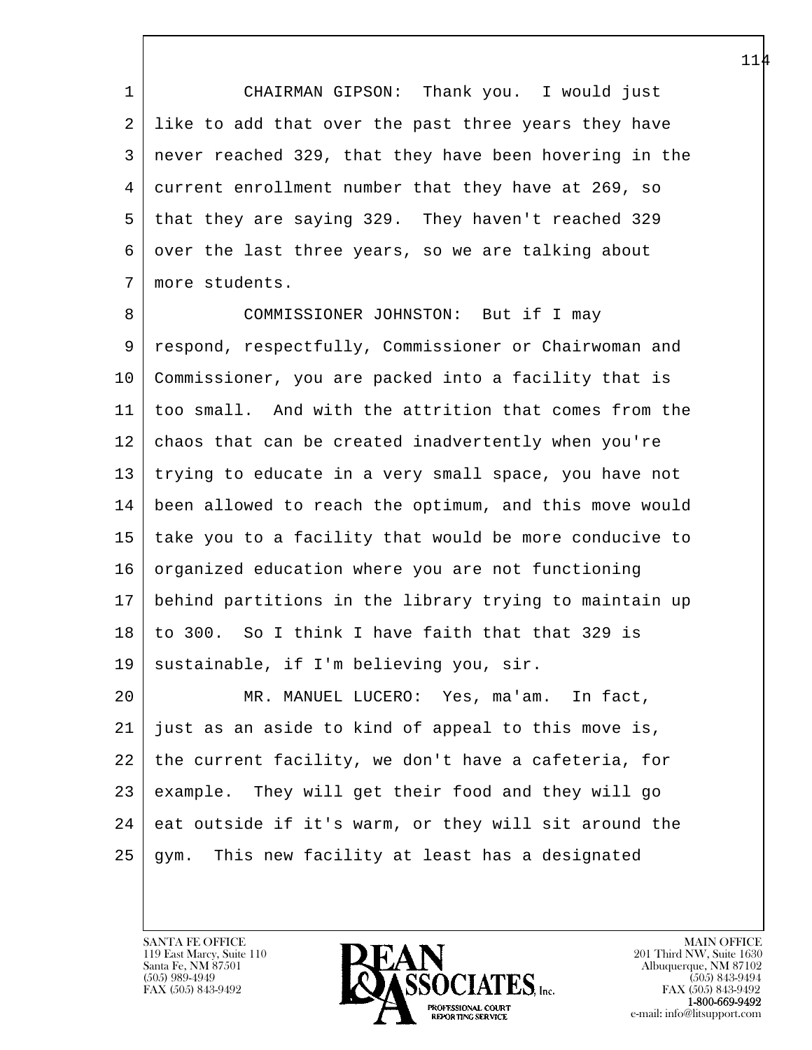CHAIRMAN GIPSON: Thank you. I would just like to add that over the past three years they have never reached 329, that they have been hovering in the current enrollment number that they have at 269, so that they are saying 329. They haven't reached 329 over the last three years, so we are talking about more students.

COMMISSIONER JOHNSTON: But if I may respond, respectfully, Commissioner or Chairwoman and Commissioner, you are packed into a facility that is too small. And with the attrition that comes from the chaos that can be created inadvertently when you're trying to educate in a very small space, you have not been allowed to reach the optimum, and this move would take you to a facility that would be more conducive to organized education where you are not functioning behind partitions in the library trying to maintain up to 300. So I think I have faith that that 329 is sustainable, if I'm believing you, sir.

MR. MANUEL LUCERO: Yes, ma'am. In fact, just as an aside to kind of appeal to this move is, the current facility, we don't have a cafeteria, for example. They will get their food and they will go eat outside if it's warm, or they will sit around the gym. This new facility at least has a designated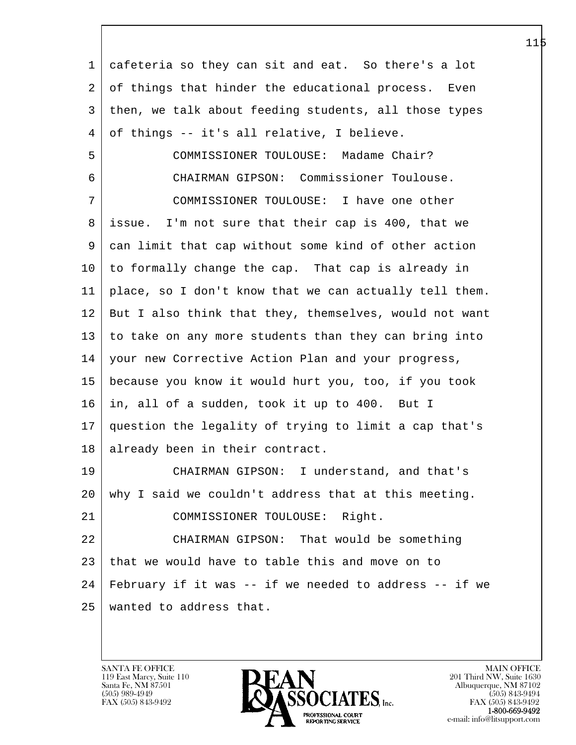cafeteria so they can sit and eat. So there's a lot of things that hinder the educational process. Even then, we talk about feeding students, all those types of things -- it's all relative, I believe.

COMMISSIONER TOULOUSE: Madame Chair?

CHAIRMAN GIPSON: Commissioner Toulouse.

COMMISSIONER TOULOUSE: I have one other issue. I'm not sure that their cap is 400, that we can limit that cap without some kind of other action to formally change the cap. That cap is already in place, so I don't know that we can actually tell them. But I also think that they, themselves, would not want to take on any more students than they can bring into your new Corrective Action Plan and your progress, because you know it would hurt you, too, if you took in, all of a sudden, took it up to 400. But I question the legality of trying to limit a cap that's already been in their contract.

CHAIRMAN GIPSON: I understand, and that's why I said we couldn't address that at this meeting.

COMMISSIONER TOULOUSE: Right.

CHAIRMAN GIPSON: That would be something that we would have to table this and move on to February if it was -- if we needed to address -- if we wanted to address that.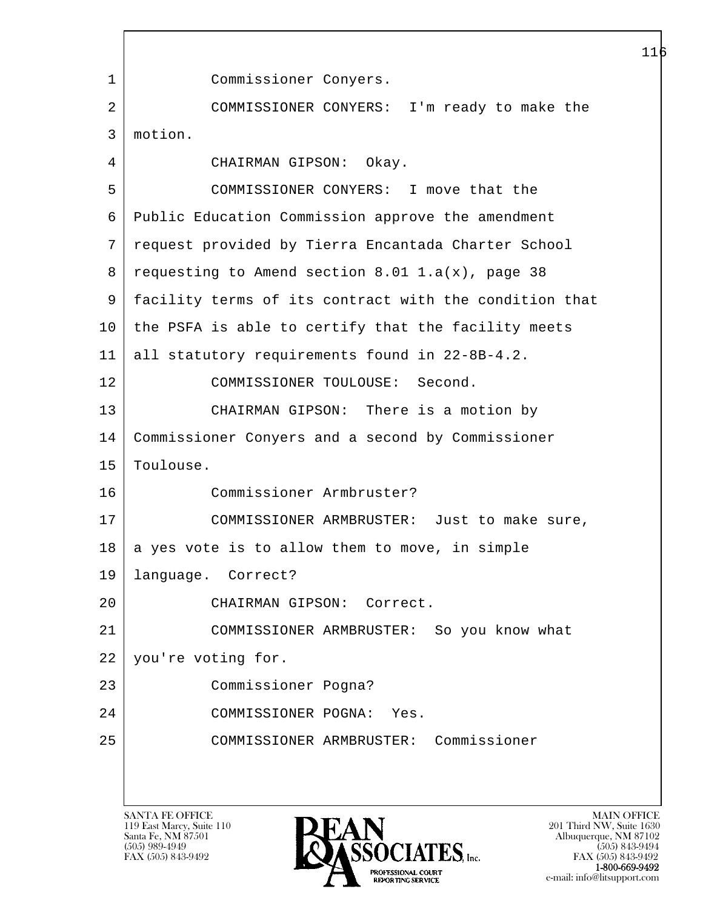Commissioner Conyers.

COMMISSIONER CONYERS: I'm ready to make the motion.

CHAIRMAN GIPSON: Okay.

COMMISSIONER CONYERS: I move that the Public Education Commission approve the amendment request provided by Tierra Encantada Charter School requesting to Amend section 8.01 1.a(x), page 38 facility terms of its contract with the condition that the PSFA is able to certify that the facility meets all statutory requirements found in 22-8B-4.2.

COMMISSIONER TOULOUSE: Second.

CHAIRMAN GIPSON: There is a motion by Commissioner Conyers and a second by Commissioner Toulouse.

Commissioner Armbruster?

COMMISSIONER ARMBRUSTER: Just to make sure, a yes vote is to allow them to move, in simple language. Correct?

CHAIRMAN GIPSON: Correct.

COMMISSIONER ARMBRUSTER: So you know what you're voting for.

Commissioner Pogna?

COMMISSIONER POGNA: Yes.

COMMISSIONER ARMBRUSTER: Commissioner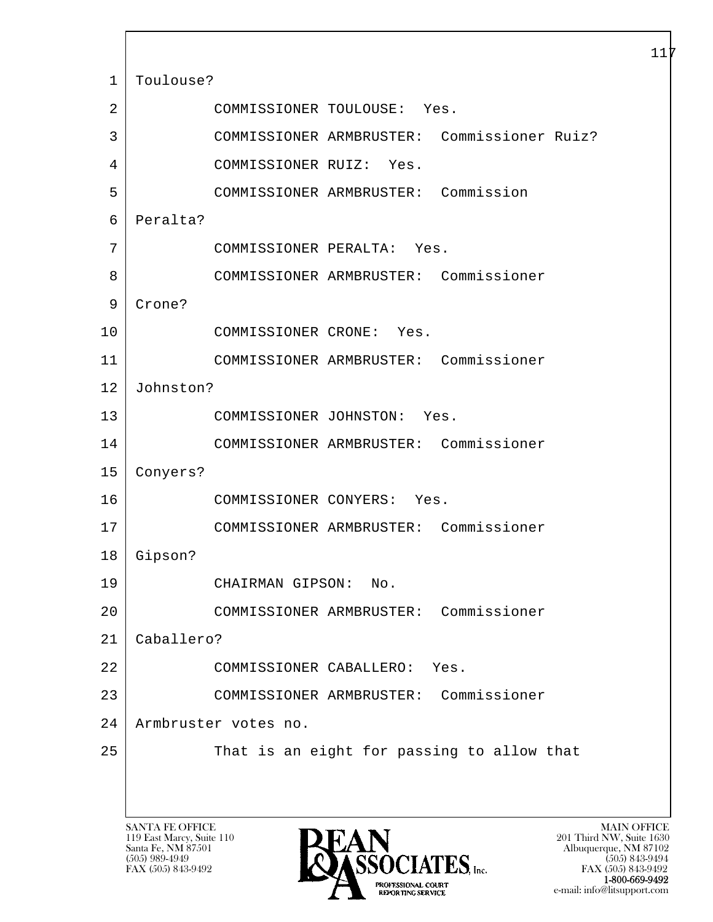1 Toulouse?

2 COMMISSIONER TOULOUSE: Yes.

3 COMMISSIONER ARMBRUSTER: Commissioner Ruiz?

4 COMMISSIONER RUIZ: Yes.

5 COMMISSIONER ARMBRUSTER: Commission

6 Peralta?

7 COMMISSIONER PERALTA: Yes.

8 COMMISSIONER ARMBRUSTER: Commissioner

9 Crone?

10 COMMISSIONER CRONE: Yes.

11 COMMISSIONER ARMBRUSTER: Commissioner

12 Johnston?

13 COMMISSIONER JOHNSTON: Yes.

14 COMMISSIONER ARMBRUSTER: Commissioner

15 Conyers?

16 COMMISSIONER CONYERS: Yes.

17 COMMISSIONER ARMBRUSTER: Commissioner

18 Gipson?

19 CHAIRMAN GIPSON: No.

20 COMMISSIONER ARMBRUSTER: Commissioner

21 Caballero?

22 COMMISSIONER CABALLERO: Yes.

23 COMMISSIONER ARMBRUSTER: Commissioner

24 Armbruster votes no.

25 That is an eight for passing to allow that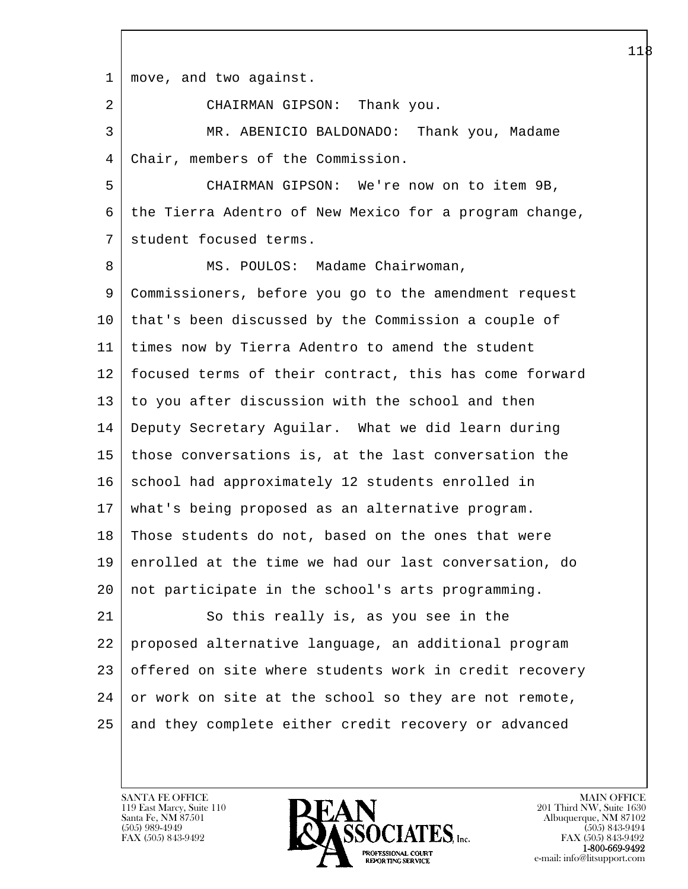move, and two against.

CHAIRMAN GIPSON: Thank you.

MR. ABENICIO BALDONADO: Thank you, Madame Chair, members of the Commission.

CHAIRMAN GIPSON: We're now on to item 9B, the Tierra Adentro of New Mexico for a program change, student focused terms.

MS. POULOS: Madame Chairwoman, Commissioners, before you go to the amendment request that's been discussed by the Commission a couple of times now by Tierra Adentro to amend the student focused terms of their contract, this has come forward to you after discussion with the school and then Deputy Secretary Aguilar. What we did learn during those conversations is, at the last conversation the school had approximately 12 students enrolled in what's being proposed as an alternative program. Those students do not, based on the ones that were enrolled at the time we had our last conversation, do not participate in the school's arts programming.

So this really is, as you see in the proposed alternative language, an additional program offered on site where students work in credit recovery or work on site at the school so they are not remote, and they complete either credit recovery or advanced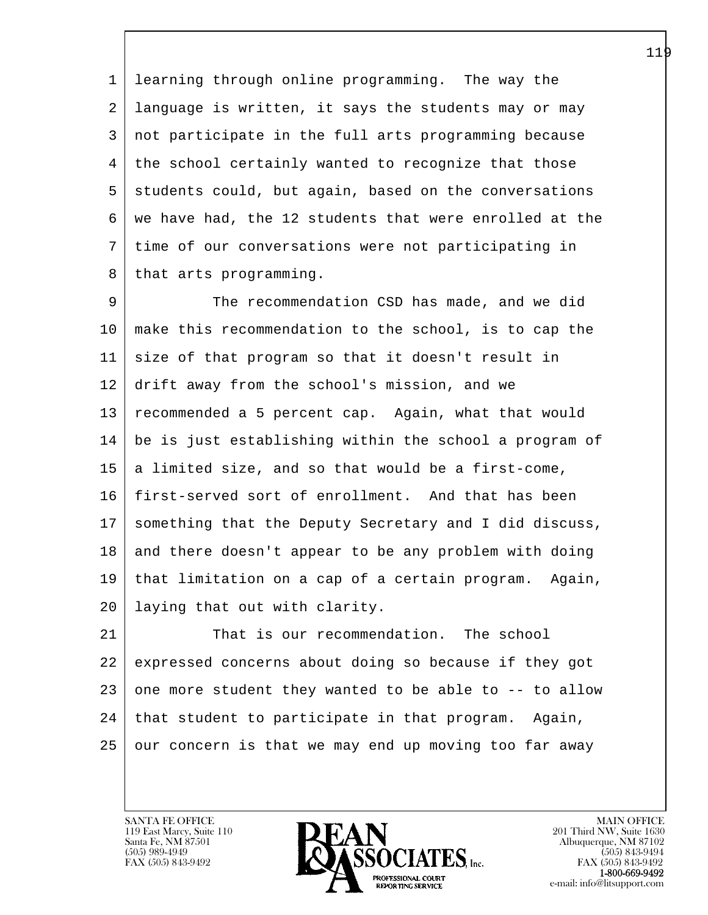learning through online programming. The way the language is written, it says the students may or may not participate in the full arts programming because the school certainly wanted to recognize that those students could, but again, based on the conversations we have had, the 12 students that were enrolled at the time of our conversations were not participating in that arts programming.

The recommendation CSD has made, and we did make this recommendation to the school, is to cap the size of that program so that it doesn't result in drift away from the school's mission, and we recommended a 5 percent cap. Again, what that would be is just establishing within the school a program of a limited size, and so that would be a first-come, first-served sort of enrollment. And that has been something that the Deputy Secretary and I did discuss, and there doesn't appear to be any problem with doing that limitation on a cap of a certain program. Again, laying that out with clarity.

That is our recommendation. The school expressed concerns about doing so because if they got one more student they wanted to be able to -- to allow that student to participate in that program. Again, our concern is that we may end up moving too far away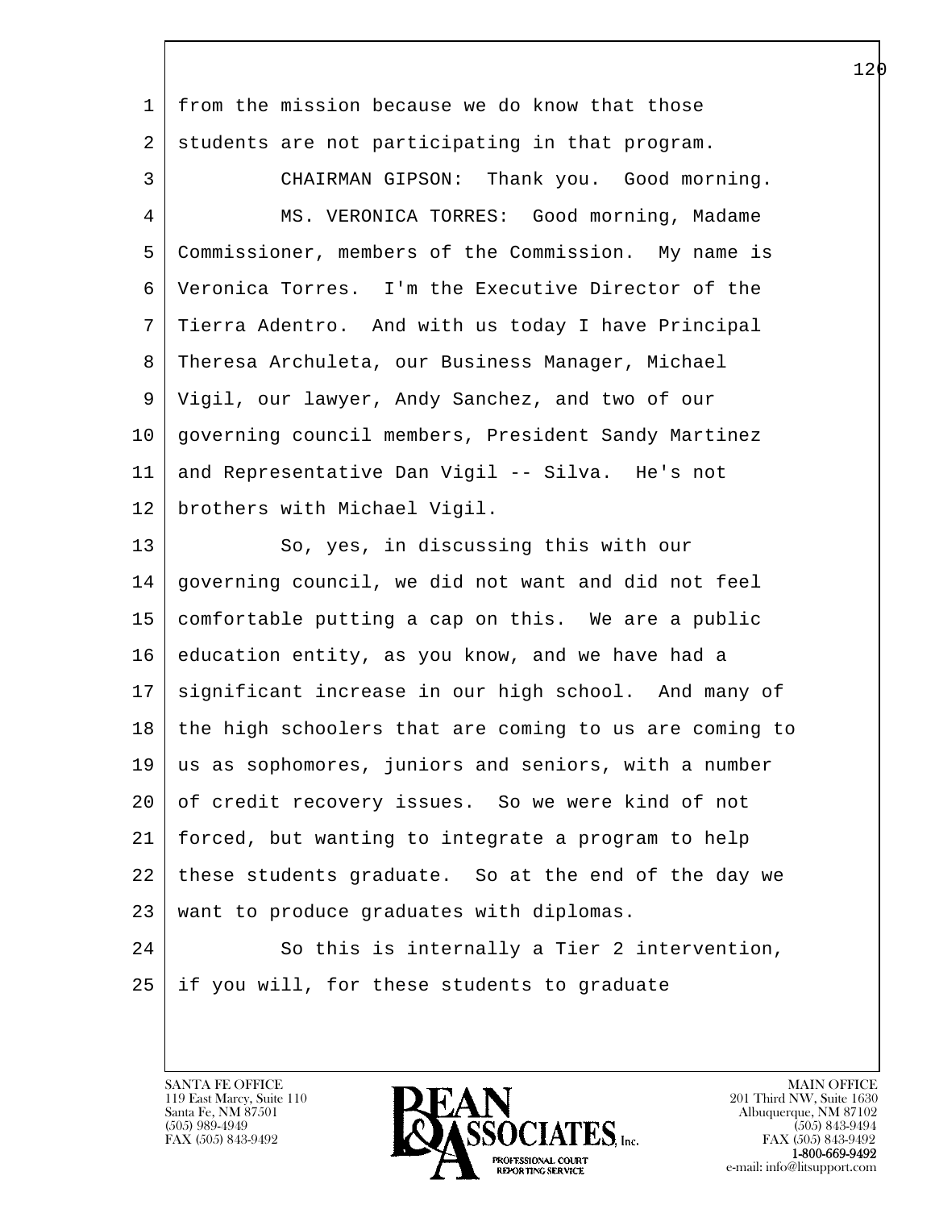from the mission because we do know that those students are not participating in that program.

CHAIRMAN GIPSON: Thank you. Good morning.

MS. VERONICA TORRES: Good morning, Madame Commissioner, members of the Commission. My name is Veronica Torres. I'm the Executive Director of the Tierra Adentro. And with us today I have Principal Theresa Archuleta, our Business Manager, Michael Vigil, our lawyer, Andy Sanchez, and two of our governing council members, President Sandy Martinez and Representative Dan Vigil -- Silva. He's not brothers with Michael Vigil.

So, yes, in discussing this with our governing council, we did not want and did not feel comfortable putting a cap on this. We are a public education entity, as you know, and we have had a significant increase in our high school. And many of the high schoolers that are coming to us are coming to us as sophomores, juniors and seniors, with a number of credit recovery issues. So we were kind of not forced, but wanting to integrate a program to help these students graduate. So at the end of the day we want to produce graduates with diplomas.

So this is internally a Tier 2 intervention, if you will, for these students to graduate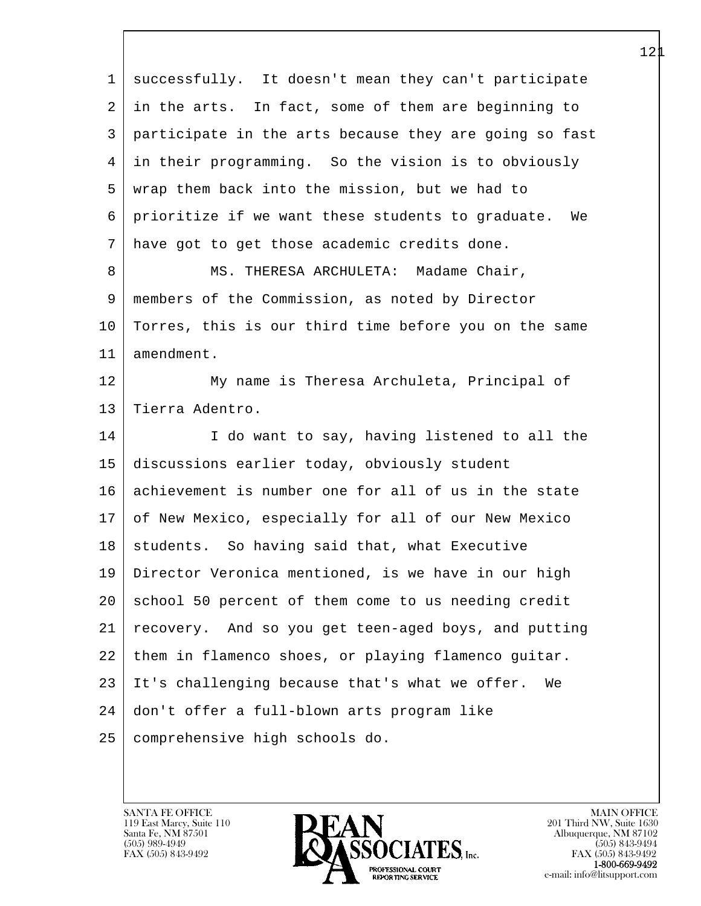successfully. It doesn't mean they can't participate in the arts. In fact, some of them are beginning to participate in the arts because they are going so fast in their programming. So the vision is to obviously wrap them back into the mission, but we had to prioritize if we want these students to graduate. We have got to get those academic credits done.

MS. THERESA ARCHULETA: Madame Chair, members of the Commission, as noted by Director Torres, this is our third time before you on the same amendment.

My name is Theresa Archuleta, Principal of Tierra Adentro.

I do want to say, having listened to all the discussions earlier today, obviously student achievement is number one for all of us in the state of New Mexico, especially for all of our New Mexico students. So having said that, what Executive Director Veronica mentioned, is we have in our high school 50 percent of them come to us needing credit recovery. And so you get teen-aged boys, and putting them in flamenco shoes, or playing flamenco guitar. It's challenging because that's what we offer. We don't offer a full-blown arts program like comprehensive high schools do.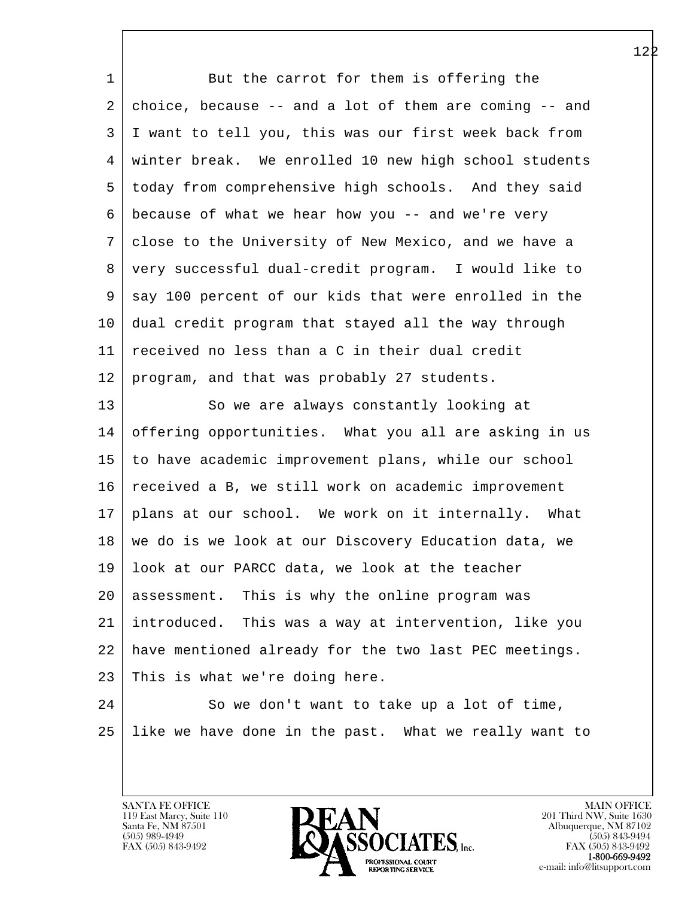But the carrot for them is offering the choice, because -- and a lot of them are coming -- and I want to tell you, this was our first week back from winter break. We enrolled 10 new high school students today from comprehensive high schools. And they said because of what we hear how you -- and we're very close to the University of New Mexico, and we have a very successful dual-credit program. I would like to say 100 percent of our kids that were enrolled in the dual credit program that stayed all the way through received no less than a C in their dual credit program, and that was probably 27 students.

So we are always constantly looking at offering opportunities. What you all are asking in us to have academic improvement plans, while our school received a B, we still work on academic improvement plans at our school. We work on it internally. What we do is we look at our Discovery Education data, we look at our PARCC data, we look at the teacher assessment. This is why the online program was introduced. This was a way at intervention, like you have mentioned already for the two last PEC meetings. This is what we're doing here.

So we don't want to take up a lot of time, like we have done in the past. What we really want to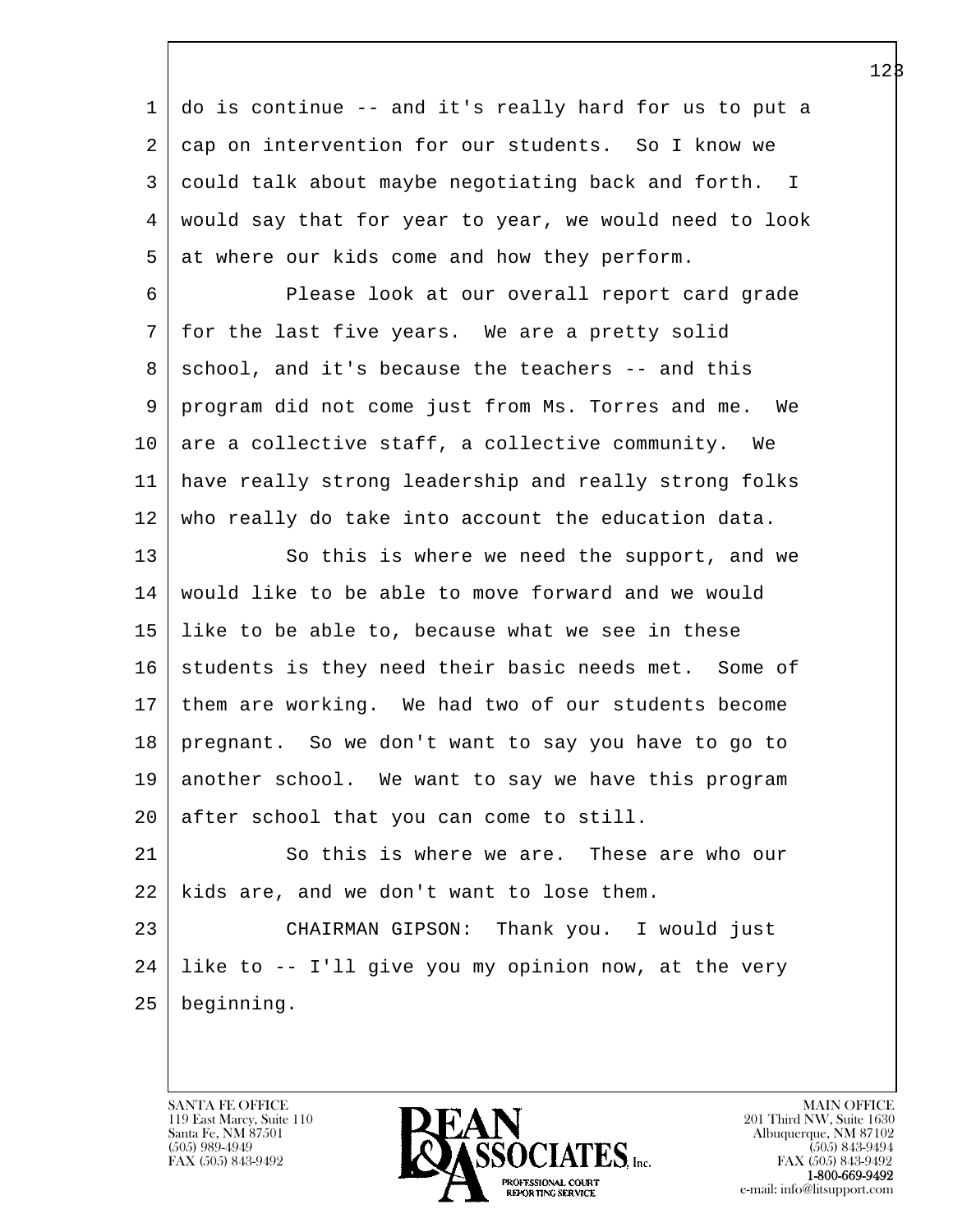do is continue -- and it's really hard for us to put a cap on intervention for our students. So I know we could talk about maybe negotiating back and forth. I would say that for year to year, we would need to look at where our kids come and how they perform.

Please look at our overall report card grade for the last five years. We are a pretty solid school, and it's because the teachers -- and this program did not come just from Ms. Torres and me. We are a collective staff, a collective community. We have really strong leadership and really strong folks who really do take into account the education data.

So this is where we need the support, and we would like to be able to move forward and we would like to be able to, because what we see in these students is they need their basic needs met. Some of them are working. We had two of our students become pregnant. So we don't want to say you have to go to another school. We want to say we have this program after school that you can come to still.

So this is where we are. These are who our kids are, and we don't want to lose them.

CHAIRMAN GIPSON: Thank you. I would just like to -- I'll give you my opinion now, at the very beginning.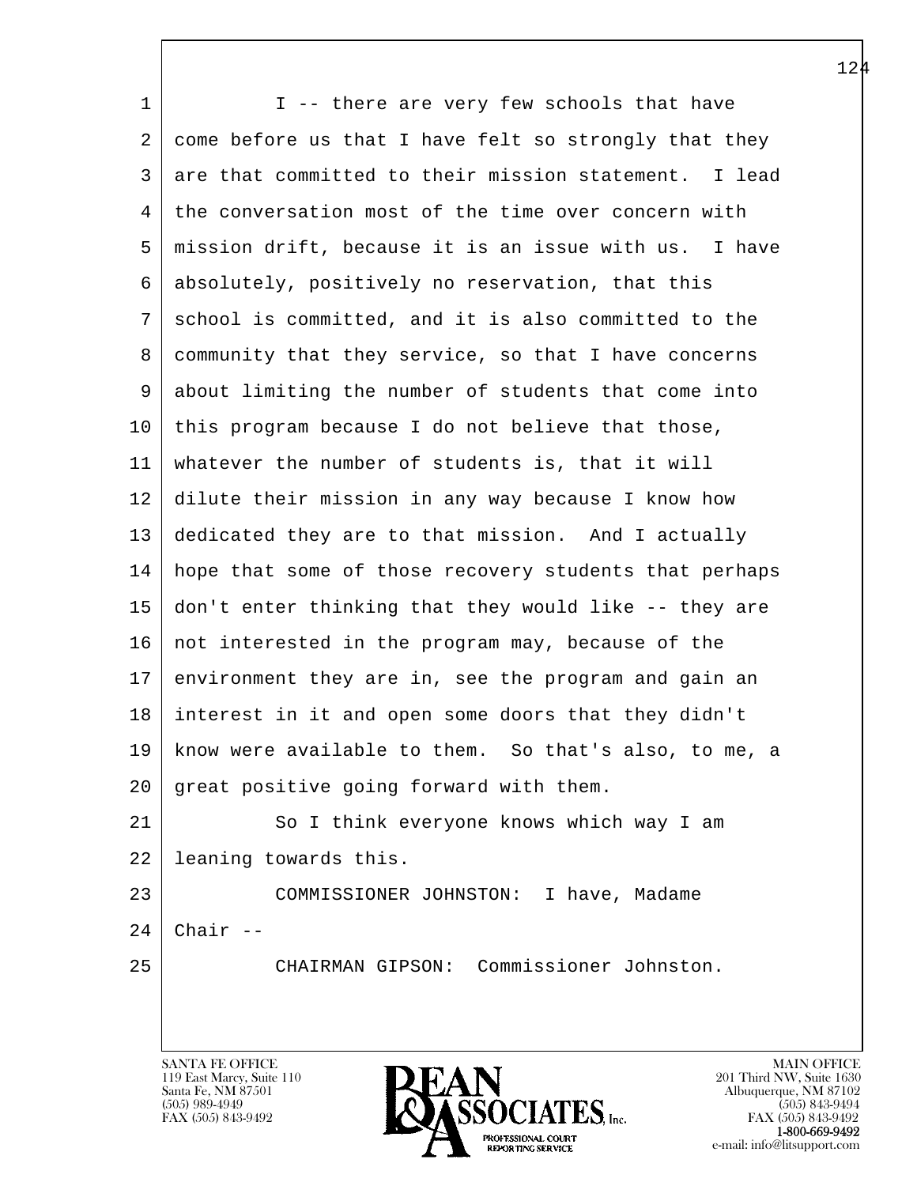I -- there are very few schools that have come before us that I have felt so strongly that they are that committed to their mission statement. I lead the conversation most of the time over concern with mission drift, because it is an issue with us. I have absolutely, positively no reservation, that this school is committed, and it is also committed to the community that they service, so that I have concerns about limiting the number of students that come into this program because I do not believe that those, whatever the number of students is, that it will dilute their mission in any way because I know how dedicated they are to that mission. And I actually hope that some of those recovery students that perhaps don't enter thinking that they would like -- they are not interested in the program may, because of the environment they are in, see the program and gain an interest in it and open some doors that they didn't know were available to them. So that's also, to me, a great positive going forward with them.

So I think everyone knows which way I am leaning towards this.

COMMISSIONER JOHNSTON: I have, Madame Chair --

CHAIRMAN GIPSON: Commissioner Johnston.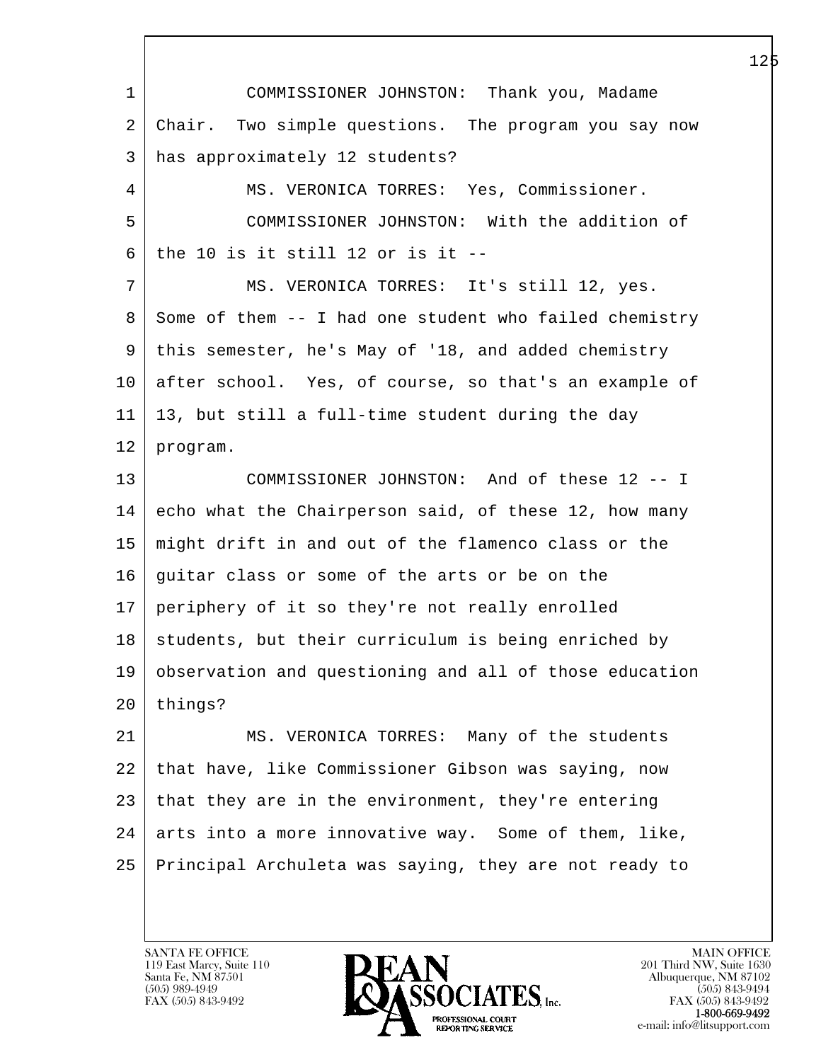COMMISSIONER JOHNSTON: Thank you, Madame Chair. Two simple questions. The program you say now has approximately 12 students?

MS. VERONICA TORRES: Yes, Commissioner.

COMMISSIONER JOHNSTON: With the addition of the 10 is it still 12 or is it --

MS. VERONICA TORRES: It's still 12, yes. Some of them -- I had one student who failed chemistry this semester, he's May of '18, and added chemistry after school. Yes, of course, so that's an example of 13, but still a full-time student during the day program.

COMMISSIONER JOHNSTON: And of these 12 -- I echo what the Chairperson said, of these 12, how many might drift in and out of the flamenco class or the guitar class or some of the arts or be on the periphery of it so they're not really enrolled students, but their curriculum is being enriched by observation and questioning and all of those education things?

MS. VERONICA TORRES: Many of the students that have, like Commissioner Gibson was saying, now that they are in the environment, they're entering arts into a more innovative way. Some of them, like, Principal Archuleta was saying, they are not ready to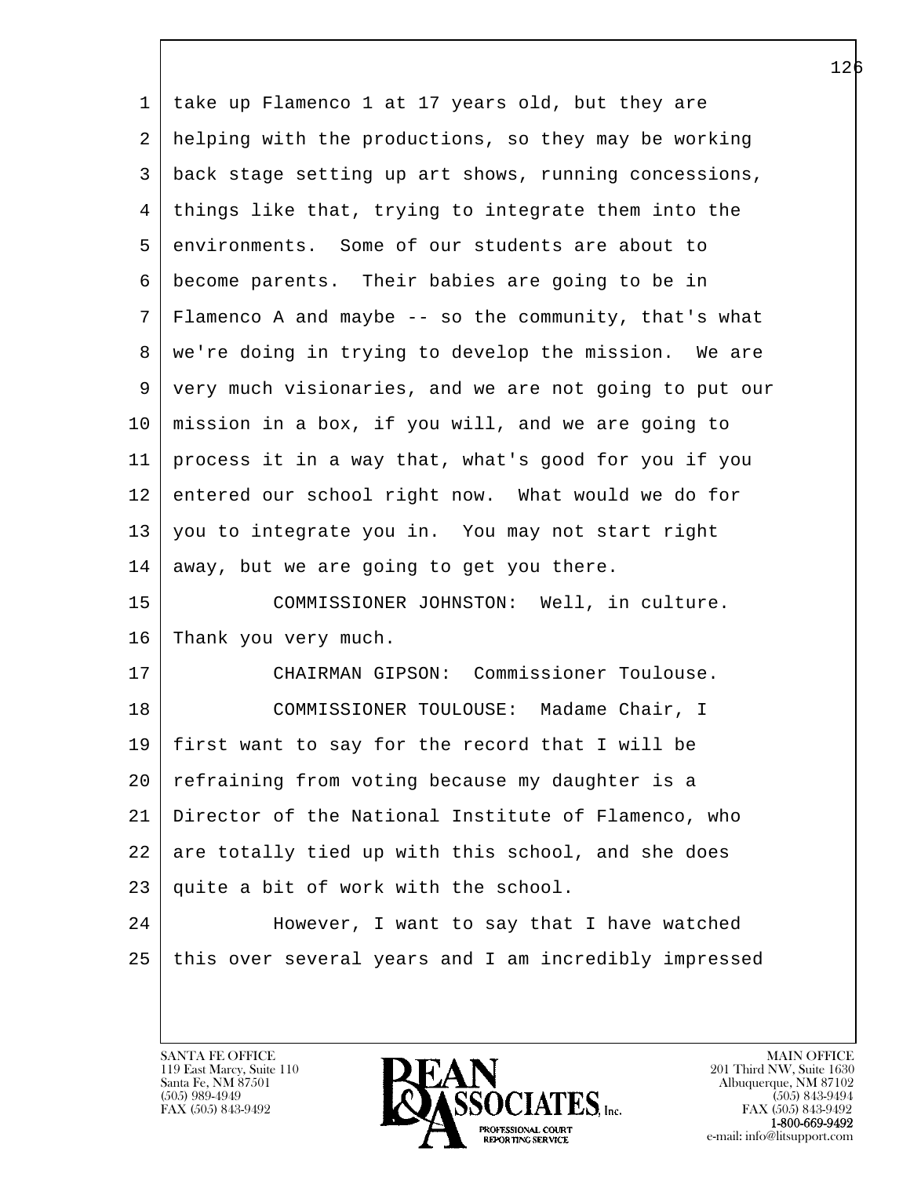take up Flamenco 1 at 17 years old, but they are helping with the productions, so they may be working back stage setting up art shows, running concessions, things like that, trying to integrate them into the environments. Some of our students are about to become parents. Their babies are going to be in Flamenco A and maybe -- so the community, that's what we're doing in trying to develop the mission. We are very much visionaries, and we are not going to put our mission in a box, if you will, and we are going to process it in a way that, what's good for you if you entered our school right now. What would we do for you to integrate you in. You may not start right away, but we are going to get you there.

COMMISSIONER JOHNSTON: Well, in culture. Thank you very much.

CHAIRMAN GIPSON: Commissioner Toulouse.

COMMISSIONER TOULOUSE: Madame Chair, I first want to say for the record that I will be refraining from voting because my daughter is a Director of the National Institute of Flamenco, who are totally tied up with this school, and she does quite a bit of work with the school.

However, I want to say that I have watched this over several years and I am incredibly impressed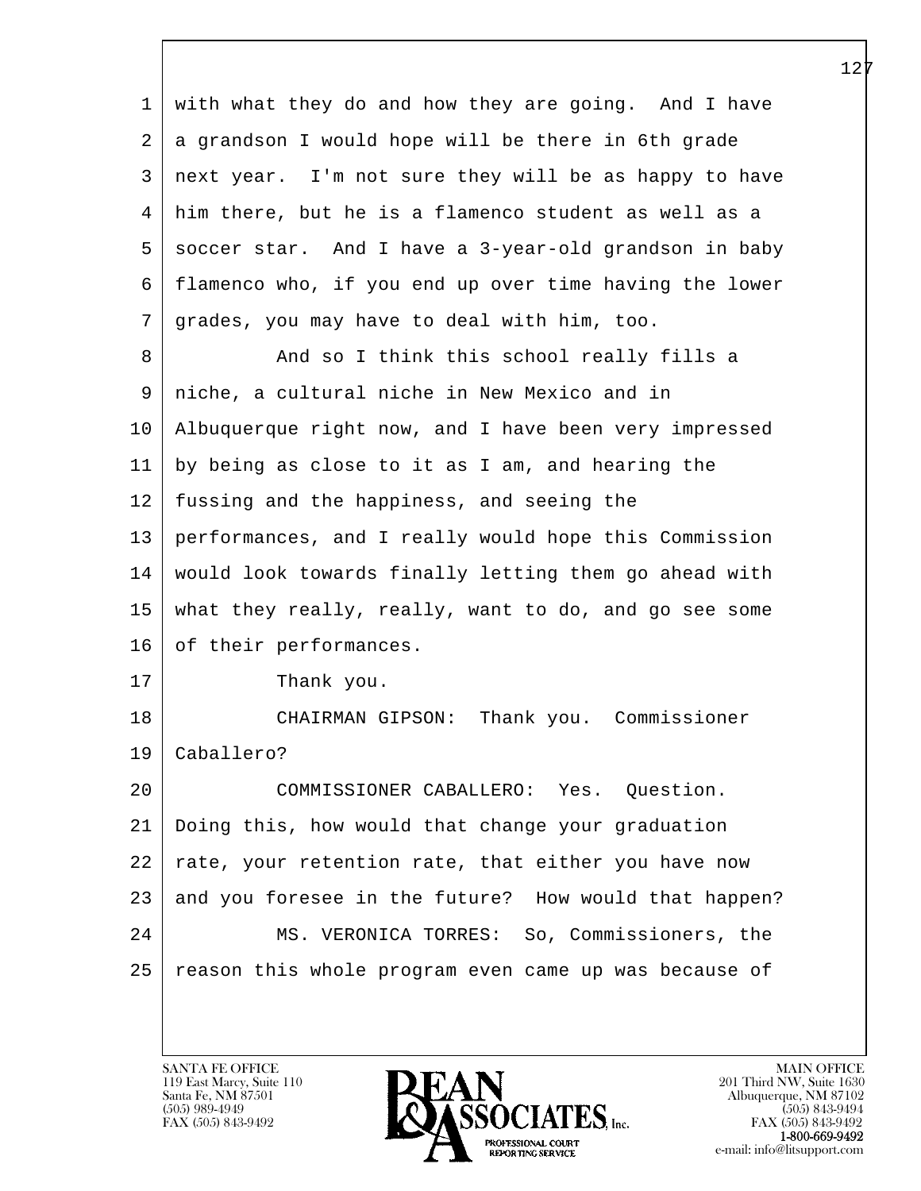with what they do and how they are going. And I have a grandson I would hope will be there in 6th grade next year. I'm not sure they will be as happy to have him there, but he is a flamenco student as well as a soccer star. And I have a 3-year-old grandson in baby flamenco who, if you end up over time having the lower grades, you may have to deal with him, too.

And so I think this school really fills a niche, a cultural niche in New Mexico and in Albuquerque right now, and I have been very impressed by being as close to it as I am, and hearing the fussing and the happiness, and seeing the performances, and I really would hope this Commission would look towards finally letting them go ahead with what they really, really, want to do, and go see some of their performances.

Thank you.

CHAIRMAN GIPSON: Thank you. Commissioner Caballero?

COMMISSIONER CABALLERO: Yes. Question. Doing this, how would that change your graduation rate, your retention rate, that either you have now and you foresee in the future? How would that happen?

MS. VERONICA TORRES: So, Commissioners, the reason this whole program even came up was because of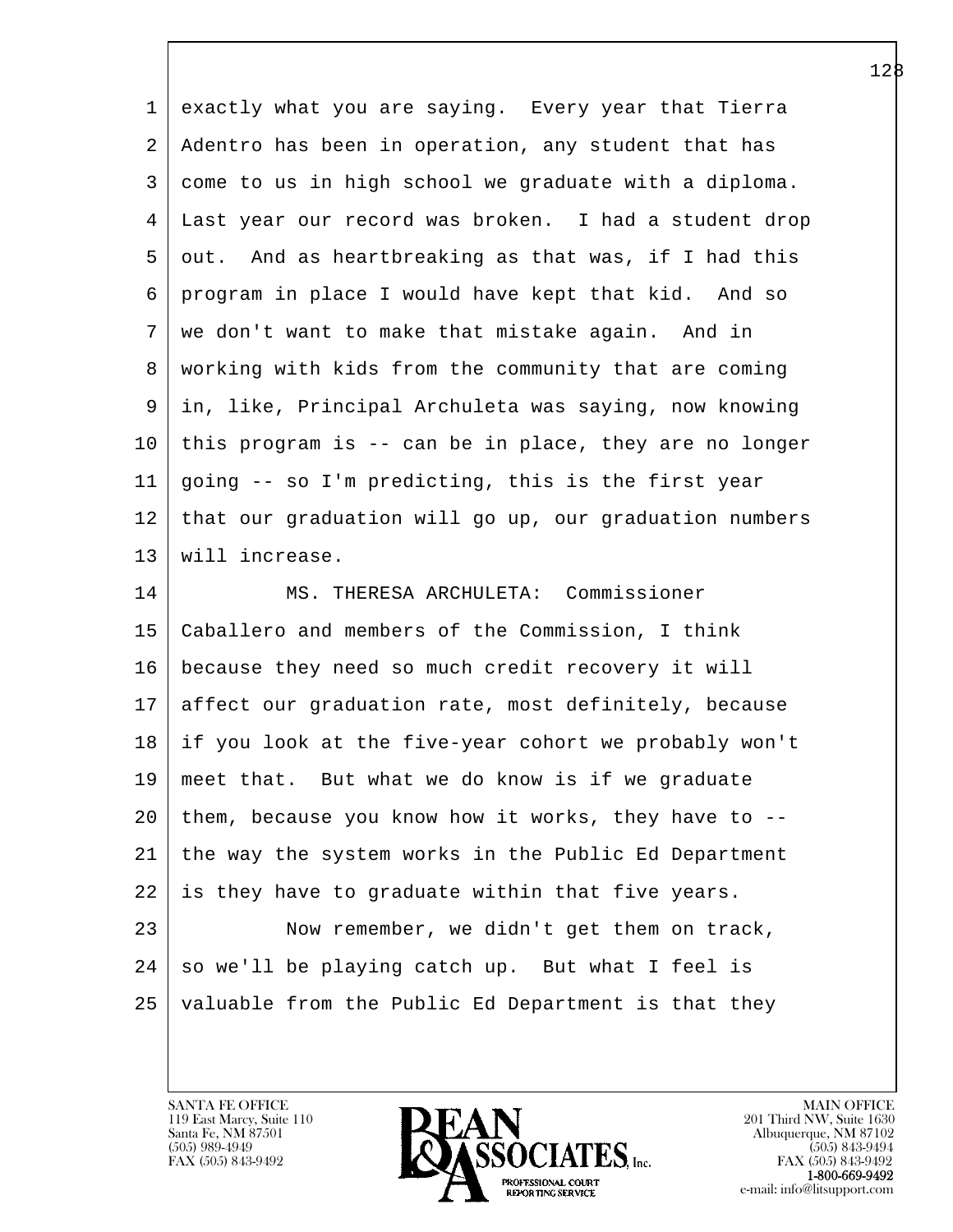exactly what you are saying. Every year that Tierra Adentro has been in operation, any student that has come to us in high school we graduate with a diploma. Last year our record was broken. I had a student drop out. And as heartbreaking as that was, if I had this program in place I would have kept that kid. And so we don't want to make that mistake again. And in working with kids from the community that are coming in, like, Principal Archuleta was saying, now knowing this program is -- can be in place, they are no longer going -- so I'm predicting, this is the first year that our graduation will go up, our graduation numbers will increase.

MS. THERESA ARCHULETA: Commissioner Caballero and members of the Commission, I think because they need so much credit recovery it will affect our graduation rate, most definitely, because if you look at the five-year cohort we probably won't meet that. But what we do know is if we graduate them, because you know how it works, they have to -- the way the system works in the Public Ed Department is they have to graduate within that five years.

Now remember, we didn't get them on track, so we'll be playing catch up. But what I feel is valuable from the Public Ed Department is that they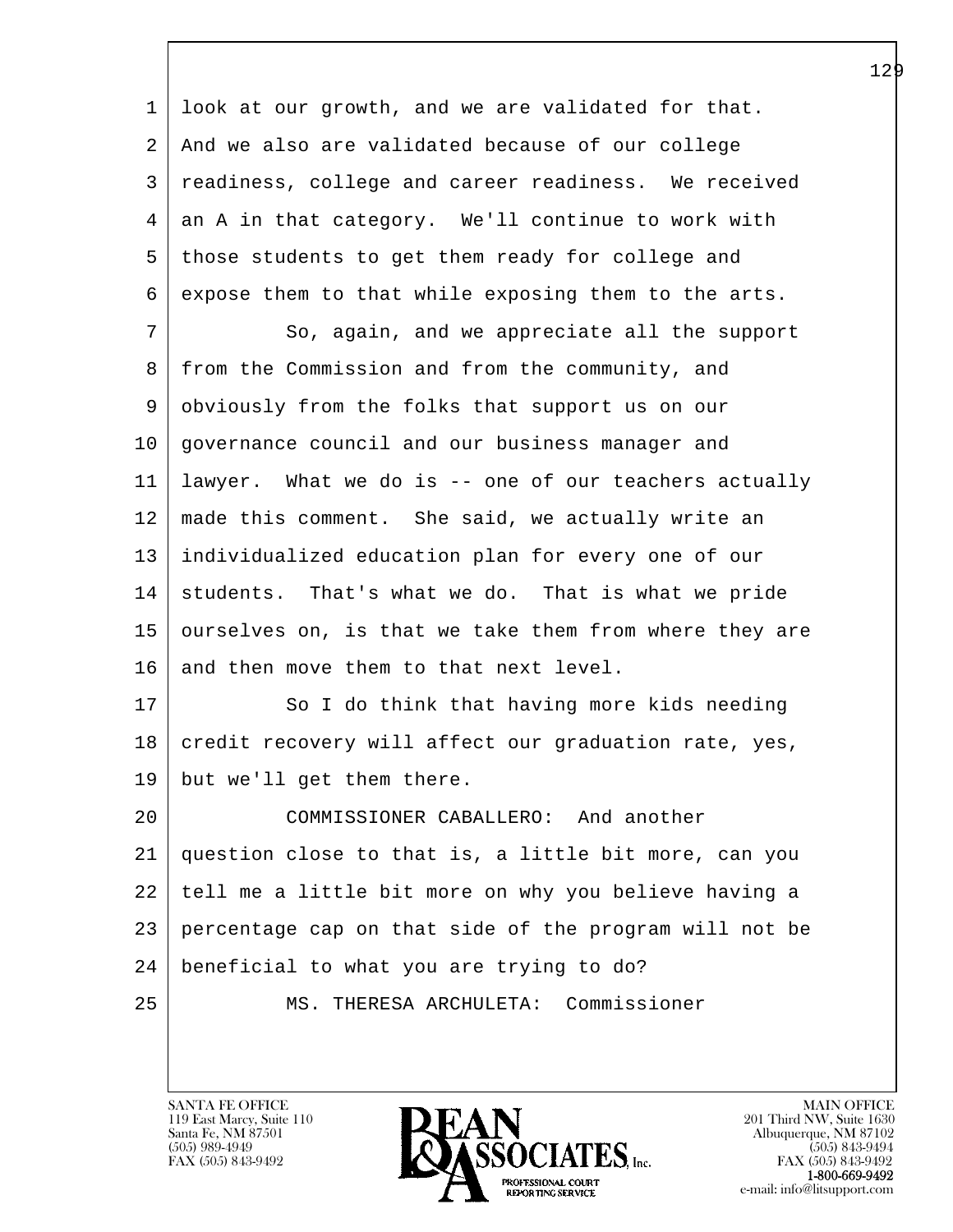look at our growth, and we are validated for that. And we also are validated because of our college readiness, college and career readiness. We received an A in that category. We'll continue to work with those students to get them ready for college and expose them to that while exposing them to the arts.

So, again, and we appreciate all the support from the Commission and from the community, and obviously from the folks that support us on our governance council and our business manager and lawyer. What we do is -- one of our teachers actually made this comment. She said, we actually write an individualized education plan for every one of our students. That's what we do. That is what we pride ourselves on, is that we take them from where they are and then move them to that next level.

So I do think that having more kids needing credit recovery will affect our graduation rate, yes, but we'll get them there.

COMMISSIONER CABALLERO: And another question close to that is, a little bit more, can you tell me a little bit more on why you believe having a percentage cap on that side of the program will not be beneficial to what you are trying to do?

MS. THERESA ARCHULETA: Commissioner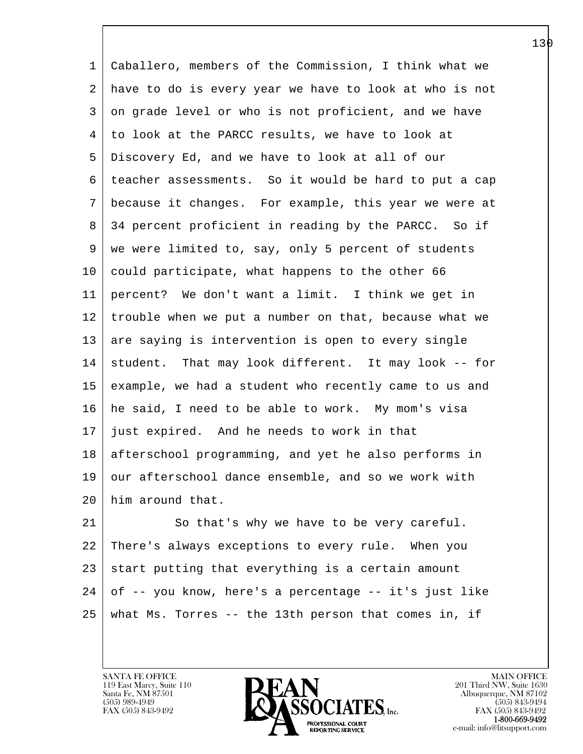Caballero, members of the Commission, I think what we have to do is every year we have to look at who is not on grade level or who is not proficient, and we have to look at the PARCC results, we have to look at Discovery Ed, and we have to look at all of our teacher assessments. So it would be hard to put a cap because it changes. For example, this year we were at 34 percent proficient in reading by the PARCC. So if we were limited to, say, only 5 percent of students could participate, what happens to the other 66 percent? We don't want a limit. I think we get in trouble when we put a number on that, because what we are saying is intervention is open to every single student. That may look different. It may look -- for example, we had a student who recently came to us and he said, I need to be able to work. My mom's visa just expired. And he needs to work in that afterschool programming, and yet he also performs in our afterschool dance ensemble, and so we work with him around that.

So that's why we have to be very careful. There's always exceptions to every rule. When you start putting that everything is a certain amount of -- you know, here's a percentage -- it's just like what Ms. Torres -- the 13th person that comes in, if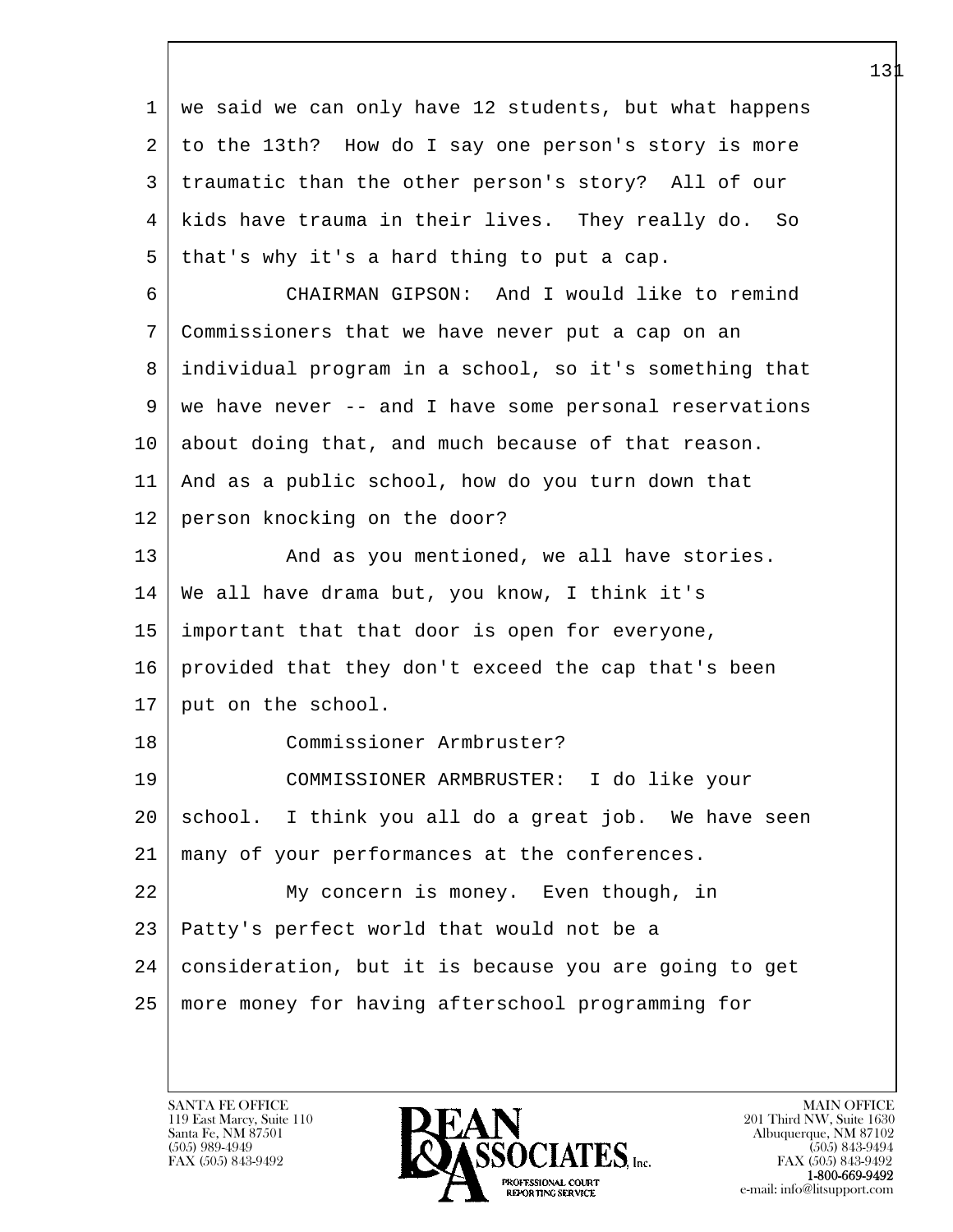we said we can only have 12 students, but what happens to the 13th? How do I say one person's story is more traumatic than the other person's story? All of our kids have trauma in their lives. They really do. So that's why it's a hard thing to put a cap.

CHAIRMAN GIPSON: And I would like to remind Commissioners that we have never put a cap on an individual program in a school, so it's something that we have never -- and I have some personal reservations about doing that, and much because of that reason. And as a public school, how do you turn down that person knocking on the door?

And as you mentioned, we all have stories. We all have drama but, you know, I think it's important that that door is open for everyone, provided that they don't exceed the cap that's been put on the school.

Commissioner Armbruster?

COMMISSIONER ARMBRUSTER: I do like your school. I think you all do a great job. We have seen many of your performances at the conferences.

My concern is money. Even though, in Patty's perfect world that would not be a consideration, but it is because you are going to get more money for having afterschool programming for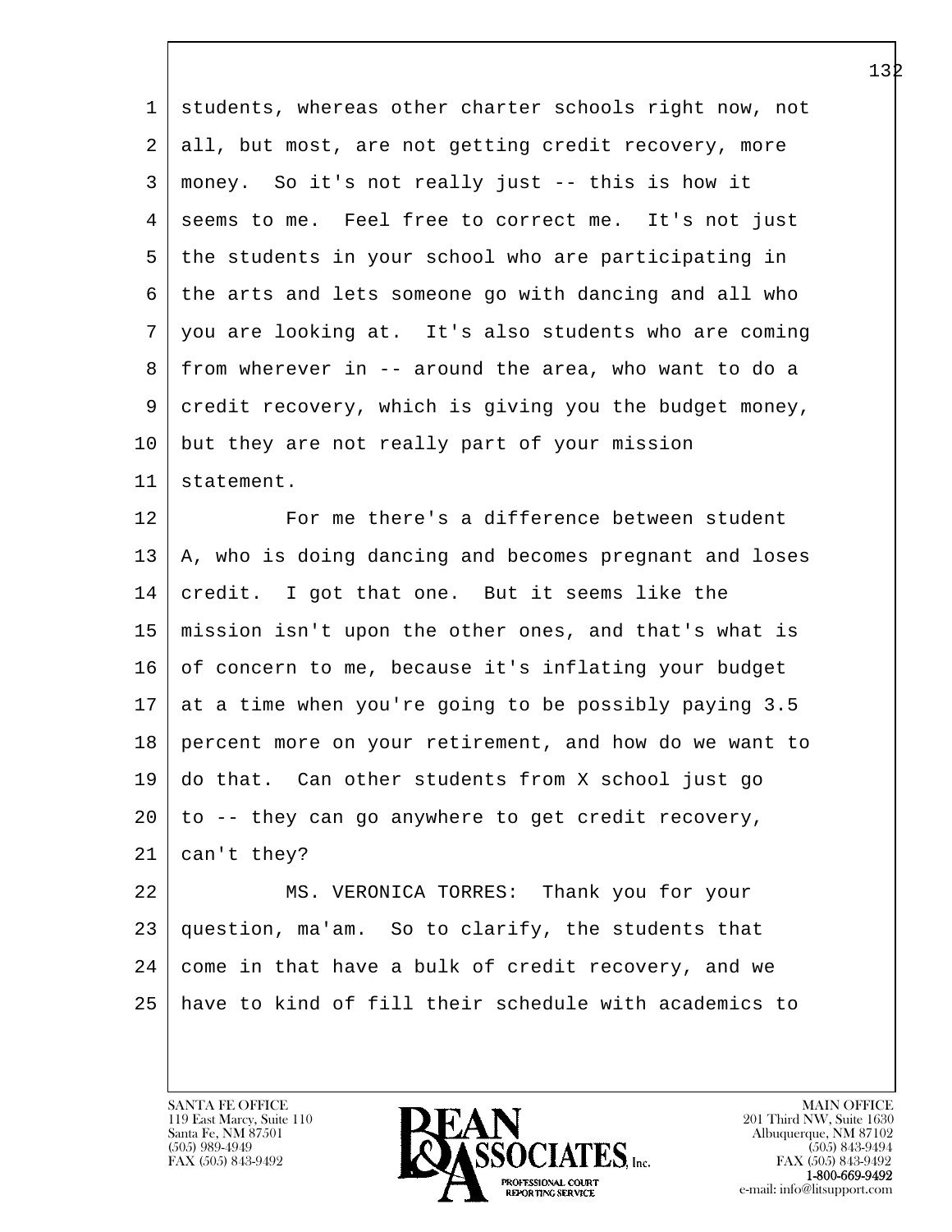students, whereas other charter schools right now, not all, but most, are not getting credit recovery, more money. So it's not really just -- this is how it seems to me. Feel free to correct me. It's not just the students in your school who are participating in the arts and lets someone go with dancing and all who you are looking at. It's also students who are coming from wherever in -- around the area, who want to do a credit recovery, which is giving you the budget money, but they are not really part of your mission statement.

For me there's a difference between student A, who is doing dancing and becomes pregnant and loses credit. I got that one. But it seems like the mission isn't upon the other ones, and that's what is of concern to me, because it's inflating your budget at a time when you're going to be possibly paying 3.5 percent more on your retirement, and how do we want to do that. Can other students from X school just go to -- they can go anywhere to get credit recovery, can't they?

MS. VERONICA TORRES: Thank you for your question, ma'am. So to clarify, the students that come in that have a bulk of credit recovery, and we have to kind of fill their schedule with academics to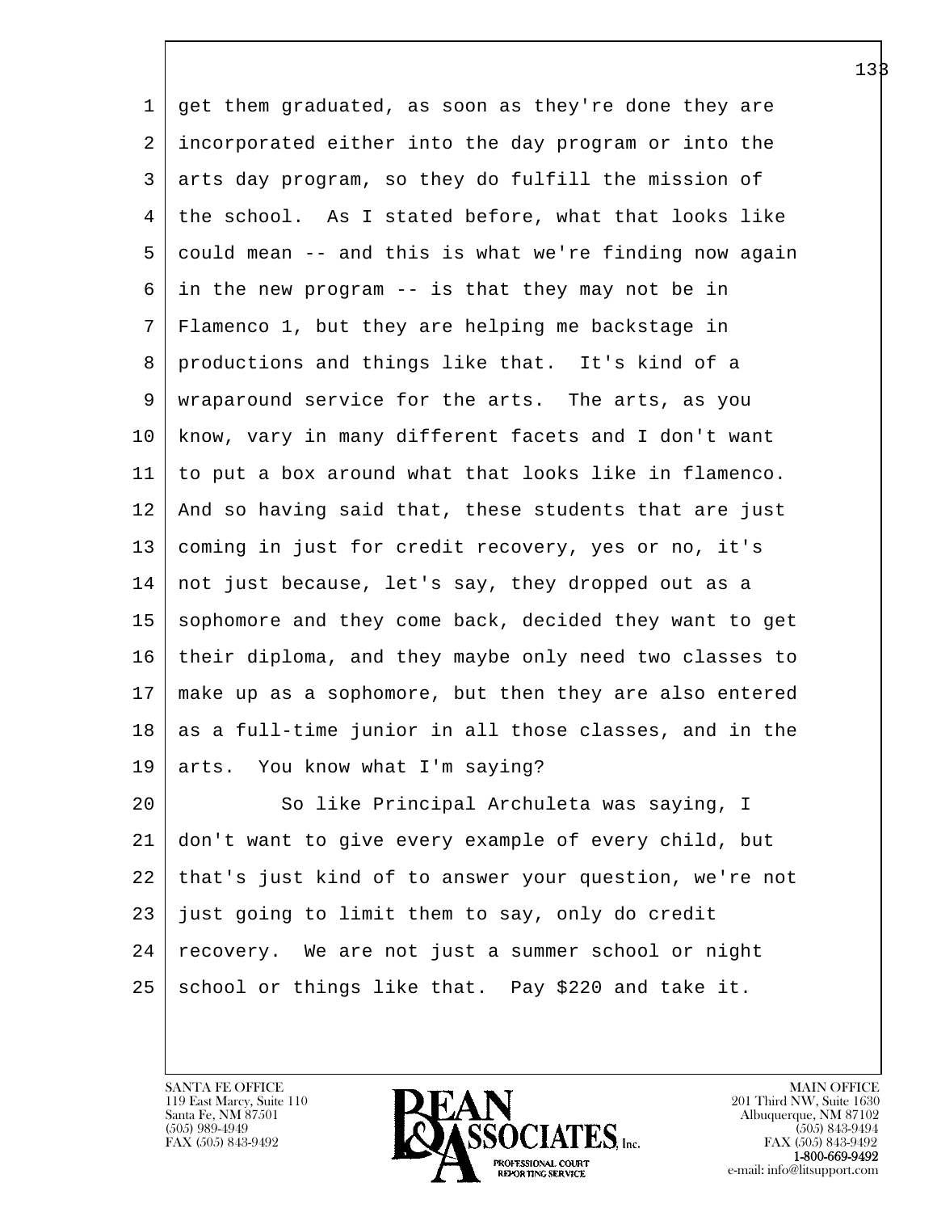get them graduated, as soon as they're done they are incorporated either into the day program or into the arts day program, so they do fulfill the mission of the school. As I stated before, what that looks like could mean -- and this is what we're finding now again in the new program -- is that they may not be in Flamenco 1, but they are helping me backstage in productions and things like that. It's kind of a wraparound service for the arts. The arts, as you know, vary in many different facets and I don't want to put a box around what that looks like in flamenco. And so having said that, these students that are just coming in just for credit recovery, yes or no, it's not just because, let's say, they dropped out as a sophomore and they come back, decided they want to get their diploma, and they maybe only need two classes to make up as a sophomore, but then they are also entered as a full-time junior in all those classes, and in the arts. You know what I'm saying?

So like Principal Archuleta was saying, I don't want to give every example of every child, but that's just kind of to answer your question, we're not just going to limit them to say, only do credit recovery. We are not just a summer school or night school or things like that. Pay $220 and take it.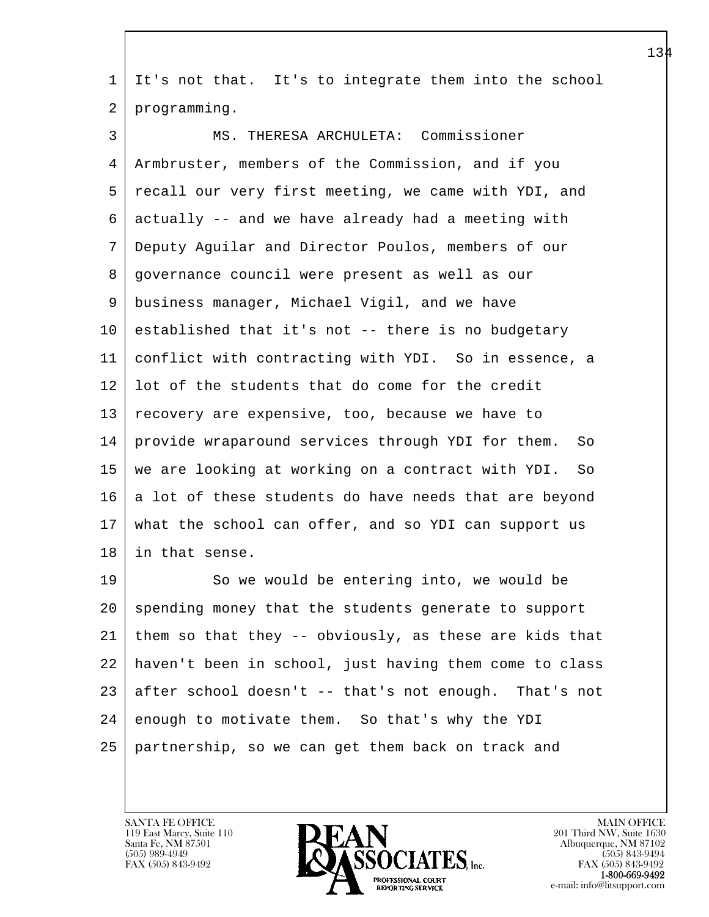It's not that. It's to integrate them into the school programming.

MS. THERESA ARCHULETA: Commissioner Armbruster, members of the Commission, and if you recall our very first meeting, we came with YDI, and actually -- and we have already had a meeting with Deputy Aguilar and Director Poulos, members of our governance council were present as well as our business manager, Michael Vigil, and we have established that it's not -- there is no budgetary conflict with contracting with YDI. So in essence, a lot of the students that do come for the credit recovery are expensive, too, because we have to provide wraparound services through YDI for them. So we are looking at working on a contract with YDI. So a lot of these students do have needs that are beyond what the school can offer, and so YDI can support us in that sense.

So we would be entering into, we would be spending money that the students generate to support them so that they -- obviously, as these are kids that haven't been in school, just having them come to class after school doesn't -- that's not enough. That's not enough to motivate them. So that's why the YDI partnership, so we can get them back on track and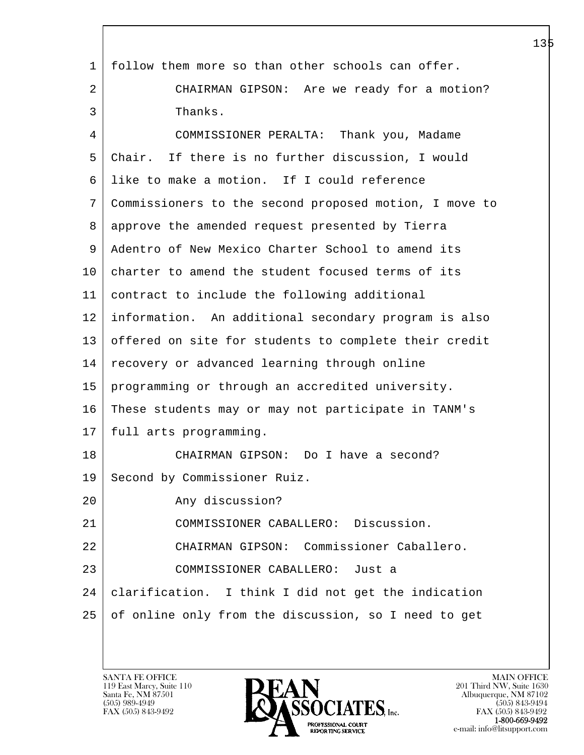follow them more so than other schools can offer.

CHAIRMAN GIPSON: Are we ready for a motion? Thanks.

COMMISSIONER PERALTA: Thank you, Madame Chair. If there is no further discussion, I would like to make a motion. If I could reference Commissioners to the second proposed motion, I move to approve the amended request presented by Tierra Adentro of New Mexico Charter School to amend its charter to amend the student focused terms of its contract to include the following additional information. An additional secondary program is also offered on site for students to complete their credit recovery or advanced learning through online programming or through an accredited university. These students may or may not participate in TANM's full arts programming.

CHAIRMAN GIPSON: Do I have a second? Second by Commissioner Ruiz.

Any discussion?

COMMISSIONER CABALLERO: Discussion.

CHAIRMAN GIPSON: Commissioner Caballero.

COMMISSIONER CABALLERO: Just a clarification. I think I did not get the indication of online only from the discussion, so I need to get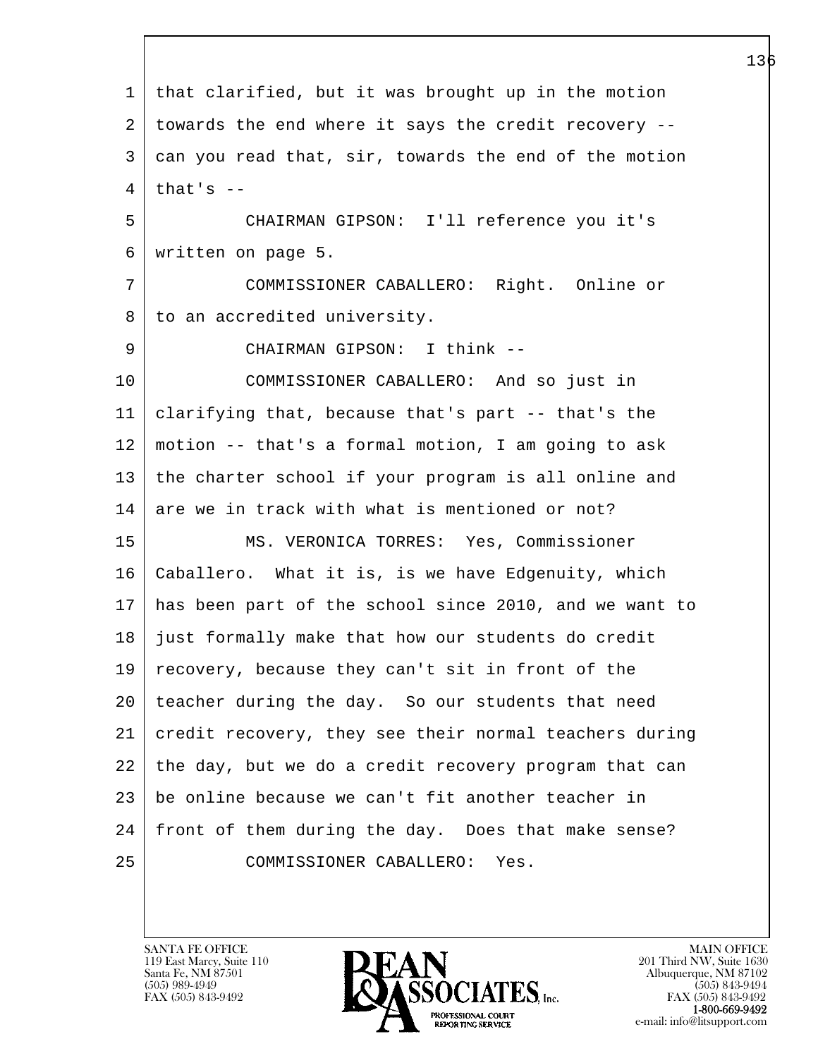that clarified, but it was brought up in the motion towards the end where it says the credit recovery -- can you read that, sir, towards the end of the motion that's --

CHAIRMAN GIPSON: I'll reference you it's written on page 5.

COMMISSIONER CABALLERO: Right. Online or to an accredited university.

CHAIRMAN GIPSON: I think --

COMMISSIONER CABALLERO: And so just in clarifying that, because that's part -- that's the motion -- that's a formal motion, I am going to ask the charter school if your program is all online and are we in track with what is mentioned or not?

MS. VERONICA TORRES: Yes, Commissioner Caballero. What it is, is we have Edgenuity, which has been part of the school since 2010, and we want to just formally make that how our students do credit recovery, because they can't sit in front of the teacher during the day. So our students that need credit recovery, they see their normal teachers during the day, but we do a credit recovery program that can be online because we can't fit another teacher in front of them during the day. Does that make sense?

COMMISSIONER CABALLERO: Yes.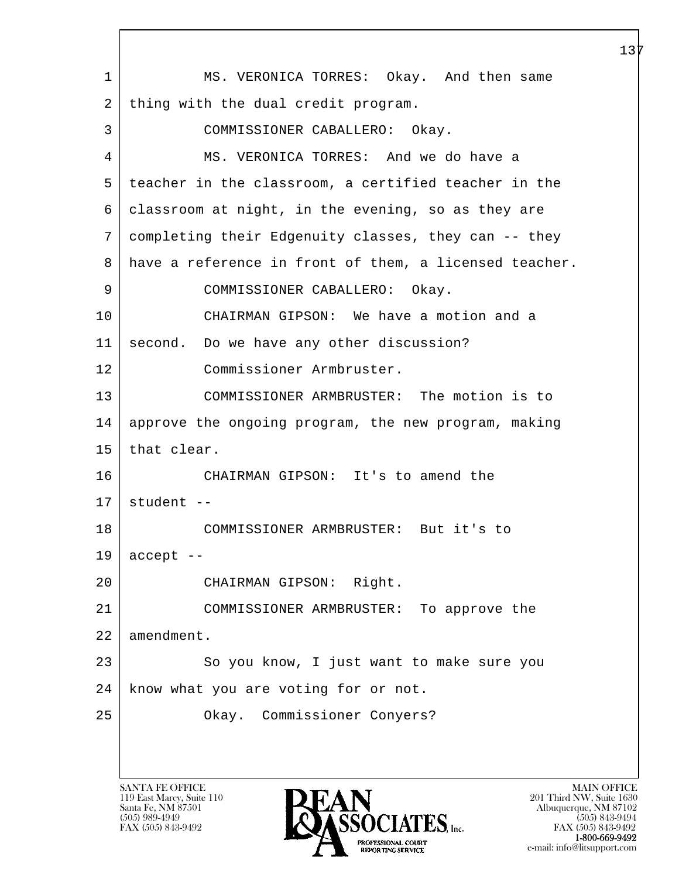1 MS. VERONICA TORRES: Okay. And then same
2 thing with the dual credit program.
3 COMMISSIONER CABALLERO: Okay.
4 MS. VERONICA TORRES: And we do have a
5 teacher in the classroom, a certified teacher in the
6 classroom at night, in the evening, so as they are
7 completing their Edgenuity classes, they can -- they
8 have a reference in front of them, a licensed teacher.
9 COMMISSIONER CABALLERO: Okay.
10 CHAIRMAN GIPSON: We have a motion and a
11 second. Do we have any other discussion?
12 Commissioner Armbruster.
13 COMMISSIONER ARMBRUSTER: The motion is to
14 approve the ongoing program, the new program, making
15 that clear.
16 CHAIRMAN GIPSON: It's to amend the
17 student --
18 COMMISSIONER ARMBRUSTER: But it's to
19 accept --
20 CHAIRMAN GIPSON: Right.
21 COMMISSIONER ARMBRUSTER: To approve the
22 amendment.
23 So you know, I just want to make sure you
24 know what you are voting for or not.
25 Okay. Commissioner Conyers?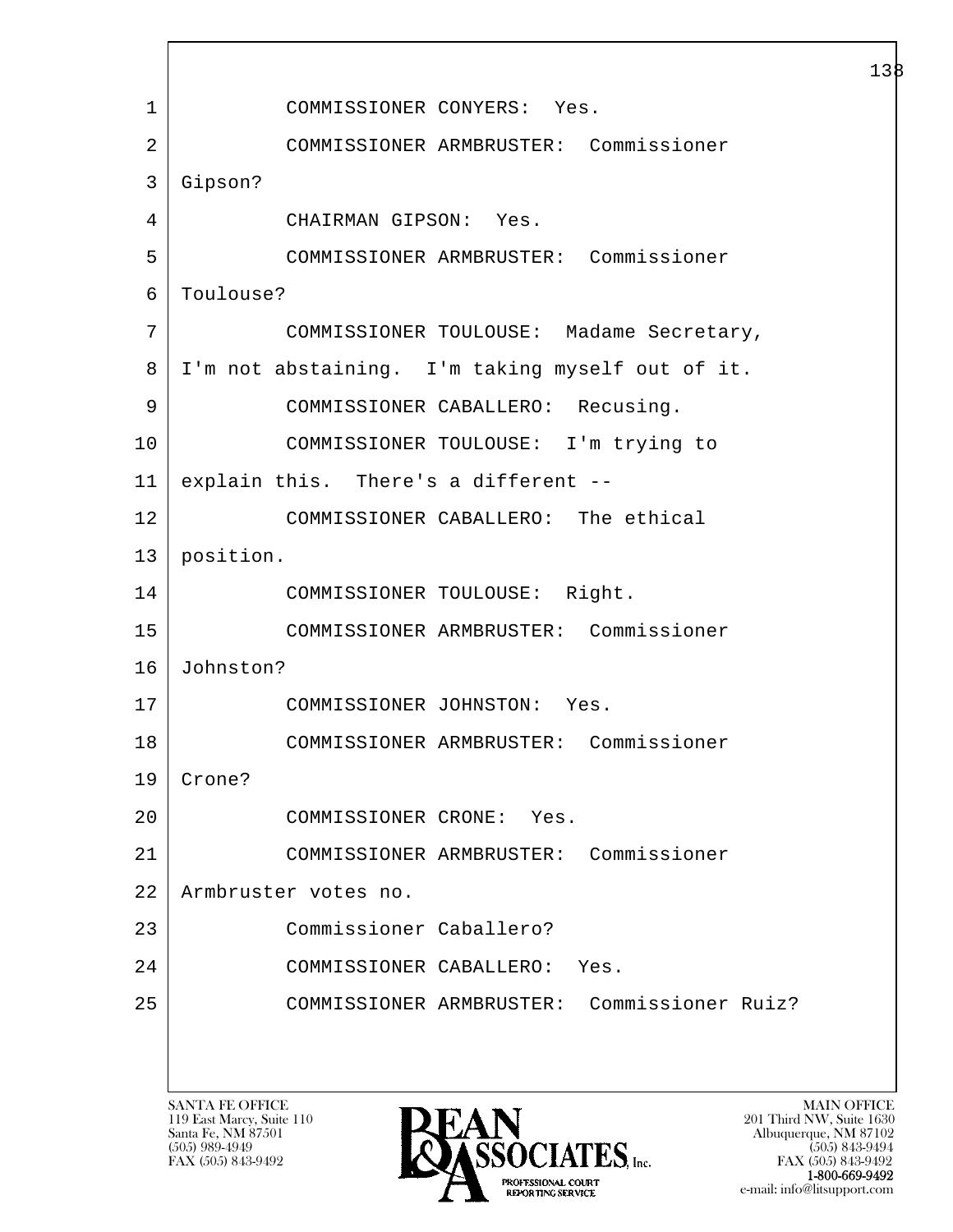1 COMMISSIONER CONYERS: Yes.

2 COMMISSIONER ARMBRUSTER: Commissioner

3 Gipson?

4 CHAIRMAN GIPSON: Yes.

5 COMMISSIONER ARMBRUSTER: Commissioner

6 Toulouse?

7 COMMISSIONER TOULOUSE: Madame Secretary,

8 I'm not abstaining. I'm taking myself out of it.

9 COMMISSIONER CABALLERO: Recusing.

10 COMMISSIONER TOULOUSE: I'm trying to

11 explain this. There's a different --

12 COMMISSIONER CABALLERO: The ethical

13 position.

14 COMMISSIONER TOULOUSE: Right.

15 COMMISSIONER ARMBRUSTER: Commissioner

16 Johnston?

17 COMMISSIONER JOHNSTON: Yes.

18 COMMISSIONER ARMBRUSTER: Commissioner

19 Crone?

20 COMMISSIONER CRONE: Yes.

21 COMMISSIONER ARMBRUSTER: Commissioner

22 Armbruster votes no.

23 Commissioner Caballero?

24 COMMISSIONER CABALLERO: Yes.

25 COMMISSIONER ARMBRUSTER: Commissioner Ruiz?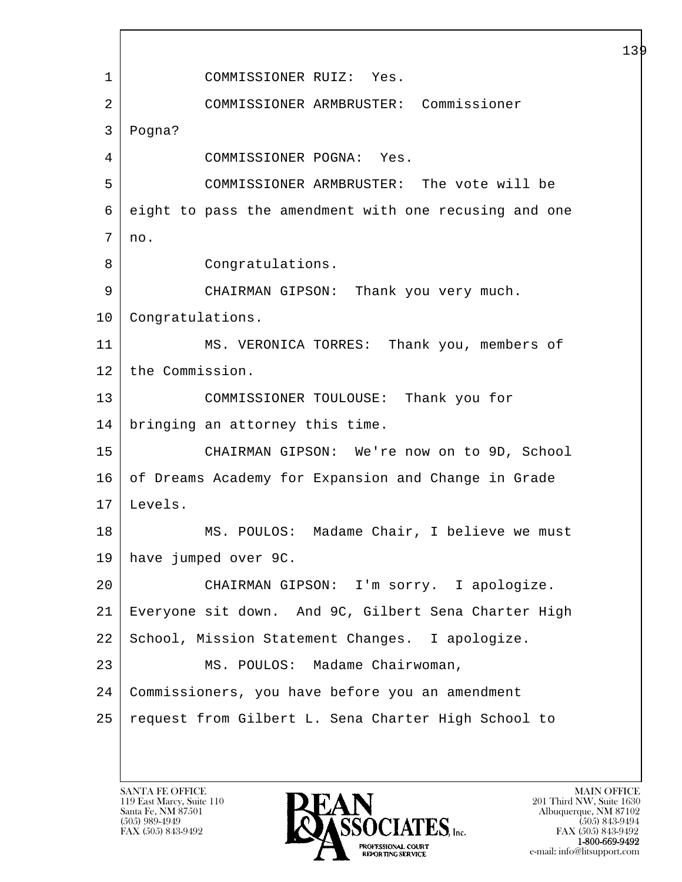COMMISSIONER RUIZ: Yes.

COMMISSIONER ARMBRUSTER: Commissioner Pogna?

COMMISSIONER POGNA: Yes.

COMMISSIONER ARMBRUSTER: The vote will be eight to pass the amendment with one recusing and one no.

Congratulations.

CHAIRMAN GIPSON: Thank you very much. Congratulations.

MS. VERONICA TORRES: Thank you, members of the Commission.

COMMISSIONER TOULOUSE: Thank you for bringing an attorney this time.

CHAIRMAN GIPSON: We're now on to 9D, School of Dreams Academy for Expansion and Change in Grade Levels.

MS. POULOS: Madame Chair, I believe we must have jumped over 9C.

CHAIRMAN GIPSON: I'm sorry. I apologize. Everyone sit down. And 9C, Gilbert Sena Charter High School, Mission Statement Changes. I apologize.

MS. POULOS: Madame Chairwoman, Commissioners, you have before you an amendment request from Gilbert L. Sena Charter High School to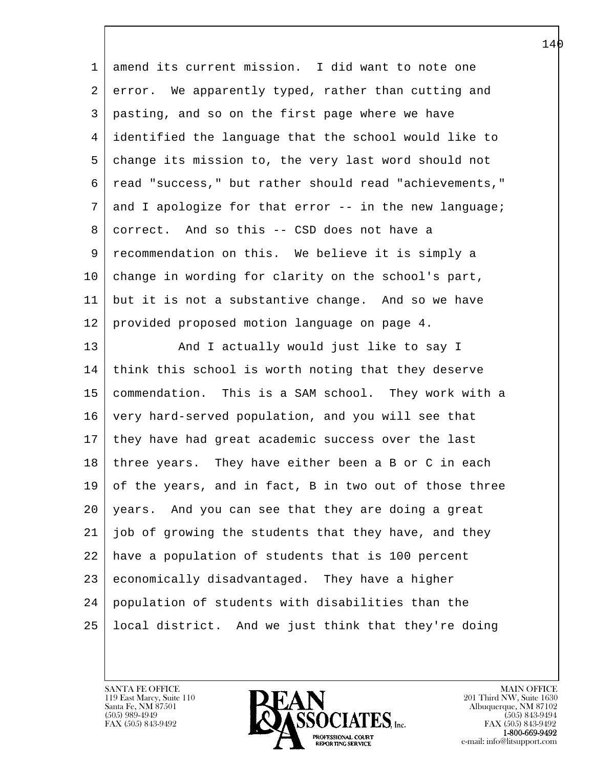amend its current mission. I did want to note one error. We apparently typed, rather than cutting and pasting, and so on the first page where we have identified the language that the school would like to change its mission to, the very last word should not read "success," but rather should read "achievements," and I apologize for that error -- in the new language; correct. And so this -- CSD does not have a recommendation on this. We believe it is simply a change in wording for clarity on the school's part, but it is not a substantive change. And so we have provided proposed motion language on page 4.

And I actually would just like to say I think this school is worth noting that they deserve commendation. This is a SAM school. They work with a very hard-served population, and you will see that they have had great academic success over the last three years. They have either been a B or C in each of the years, and in fact, B in two out of those three years. And you can see that they are doing a great job of growing the students that they have, and they have a population of students that is 100 percent economically disadvantaged. They have a higher population of students with disabilities than the local district. And we just think that they're doing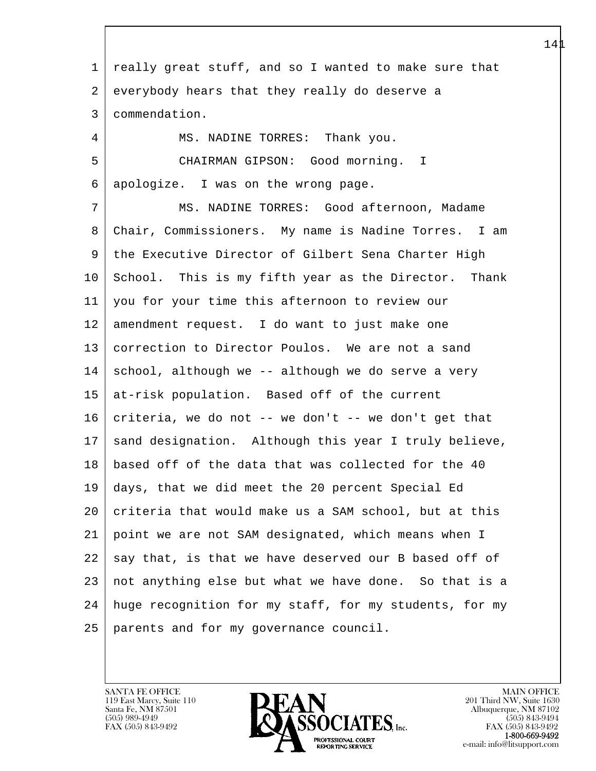1 really great stuff, and so I wanted to make sure that
2 everybody hears that they really do deserve a
3 commendation.

4 MS. NADINE TORRES: Thank you.

5 CHAIRMAN GIPSON: Good morning. I
6 apologize. I was on the wrong page.

7 MS. NADINE TORRES: Good afternoon, Madame
8 Chair, Commissioners. My name is Nadine Torres. I am
9 the Executive Director of Gilbert Sena Charter High
10 School. This is my fifth year as the Director. Thank
11 you for your time this afternoon to review our
12 amendment request. I do want to just make one
13 correction to Director Poulos. We are not a sand
14 school, although we -- although we do serve a very
15 at-risk population. Based off of the current
16 criteria, we do not -- we don't -- we don't get that
17 sand designation. Although this year I truly believe,
18 based off of the data that was collected for the 40
19 days, that we did meet the 20 percent Special Ed
20 criteria that would make us a SAM school, but at this
21 point we are not SAM designated, which means when I
22 say that, is that we have deserved our B based off of
23 not anything else but what we have done. So that is a
24 huge recognition for my staff, for my students, for my
25 parents and for my governance council.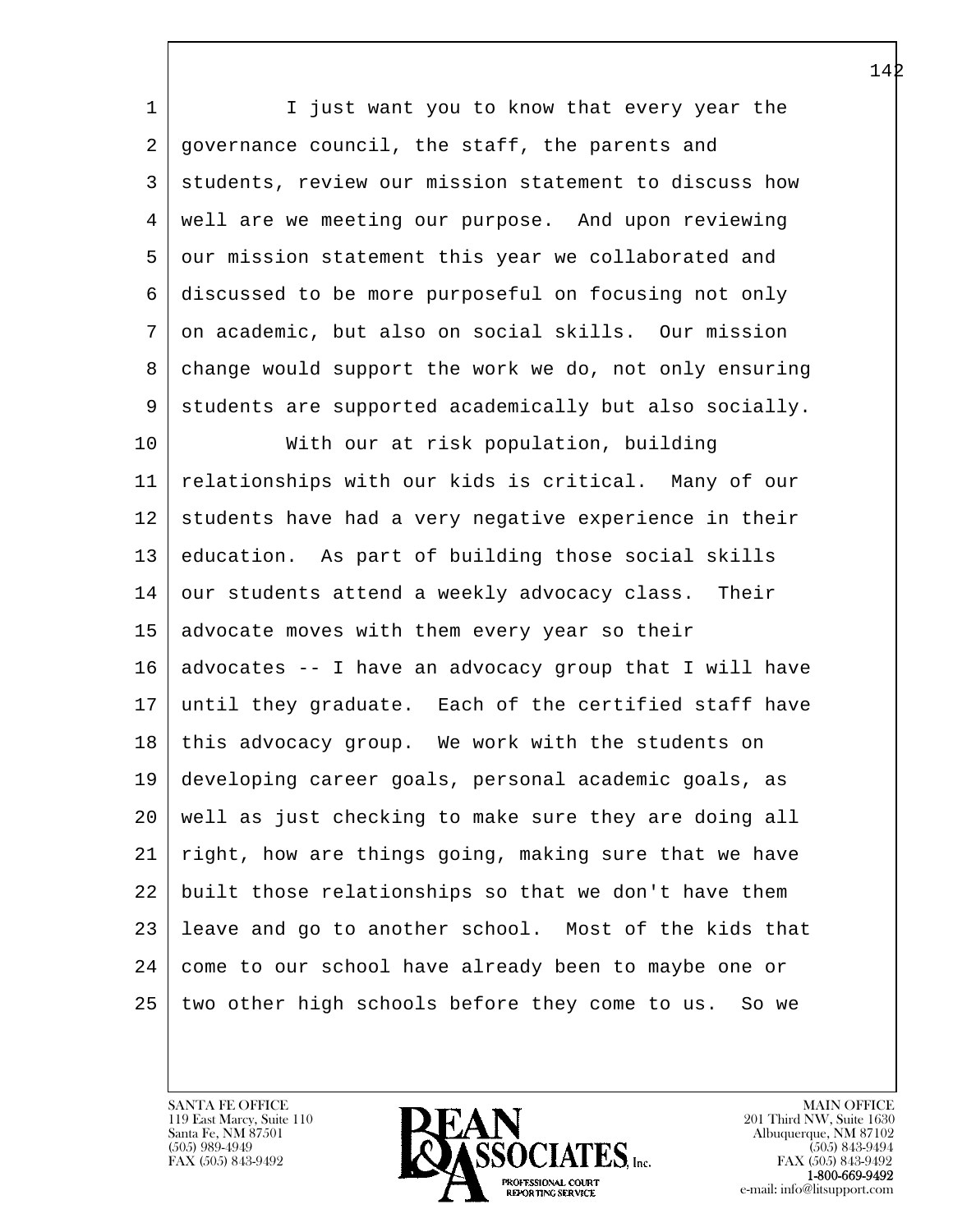I just want you to know that every year the governance council, the staff, the parents and students, review our mission statement to discuss how well are we meeting our purpose. And upon reviewing our mission statement this year we collaborated and discussed to be more purposeful on focusing not only on academic, but also on social skills. Our mission change would support the work we do, not only ensuring students are supported academically but also socially.

With our at risk population, building relationships with our kids is critical. Many of our students have had a very negative experience in their education. As part of building those social skills our students attend a weekly advocacy class. Their advocate moves with them every year so their advocates -- I have an advocacy group that I will have until they graduate. Each of the certified staff have this advocacy group. We work with the students on developing career goals, personal academic goals, as well as just checking to make sure they are doing all right, how are things going, making sure that we have built those relationships so that we don't have them leave and go to another school. Most of the kids that come to our school have already been to maybe one or two other high schools before they come to us. So we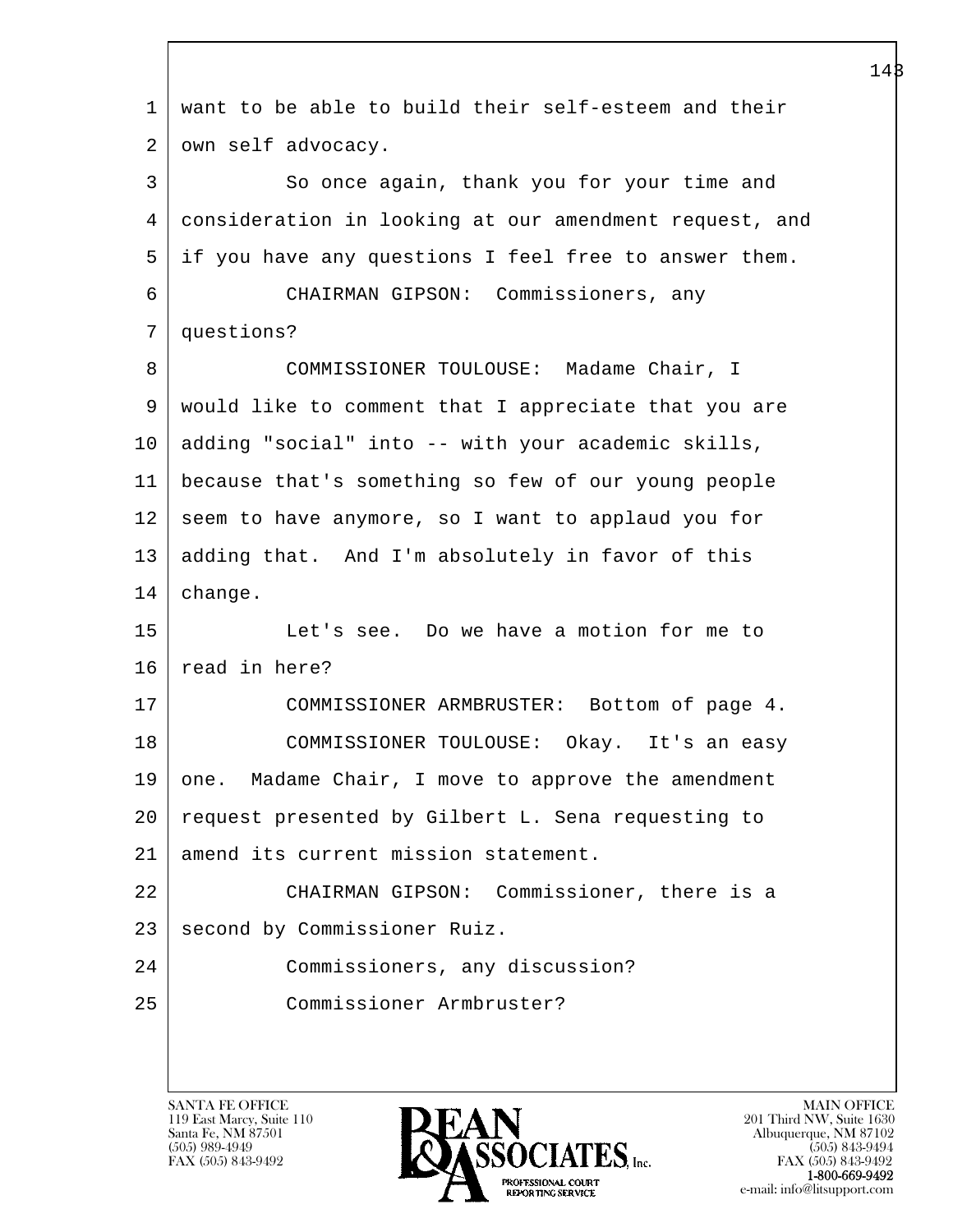1 want to be able to build their self-esteem and their
2 own self advocacy.
3 So once again, thank you for your time and
4 consideration in looking at our amendment request, and
5 if you have any questions I feel free to answer them.
6 CHAIRMAN GIPSON: Commissioners, any
7 questions?
8 COMMISSIONER TOULOUSE: Madame Chair, I
9 would like to comment that I appreciate that you are
10 adding "social" into -- with your academic skills,
11 because that's something so few of our young people
12 seem to have anymore, so I want to applaud you for
13 adding that. And I'm absolutely in favor of this
14 change.
15 Let's see. Do we have a motion for me to
16 read in here?
17 COMMISSIONER ARMBRUSTER: Bottom of page 4.
18 COMMISSIONER TOULOUSE: Okay. It's an easy
19 one. Madame Chair, I move to approve the amendment
20 request presented by Gilbert L. Sena requesting to
21 amend its current mission statement.
22 CHAIRMAN GIPSON: Commissioner, there is a
23 second by Commissioner Ruiz.
24 Commissioners, any discussion?
25 Commissioner Armbruster?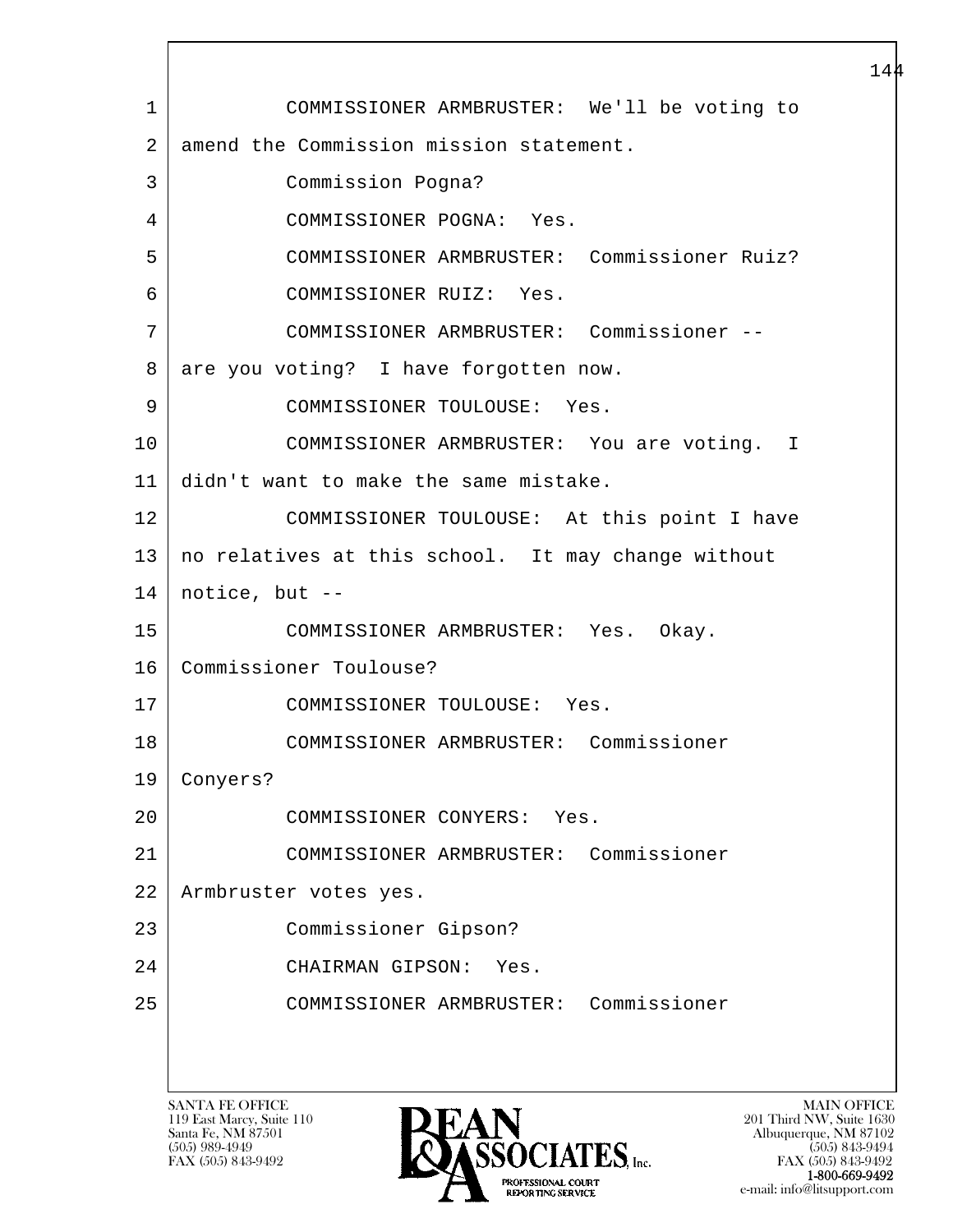1 COMMISSIONER ARMBRUSTER: We'll be voting to
2 amend the Commission mission statement.
3 Commission Pogna?
4 COMMISSIONER POGNA: Yes.
5 COMMISSIONER ARMBRUSTER: Commissioner Ruiz?
6 COMMISSIONER RUIZ: Yes.
7 COMMISSIONER ARMBRUSTER: Commissioner --
8 are you voting? I have forgotten now.
9 COMMISSIONER TOULOUSE: Yes.
10 COMMISSIONER ARMBRUSTER: You are voting. I
11 didn't want to make the same mistake.
12 COMMISSIONER TOULOUSE: At this point I have
13 no relatives at this school. It may change without
14 notice, but --
15 COMMISSIONER ARMBRUSTER: Yes. Okay.
16 Commissioner Toulouse?
17 COMMISSIONER TOULOUSE: Yes.
18 COMMISSIONER ARMBRUSTER: Commissioner
19 Conyers?
20 COMMISSIONER CONYERS: Yes.
21 COMMISSIONER ARMBRUSTER: Commissioner
22 Armbruster votes yes.
23 Commissioner Gipson?
24 CHAIRMAN GIPSON: Yes.
25 COMMISSIONER ARMBRUSTER: Commissioner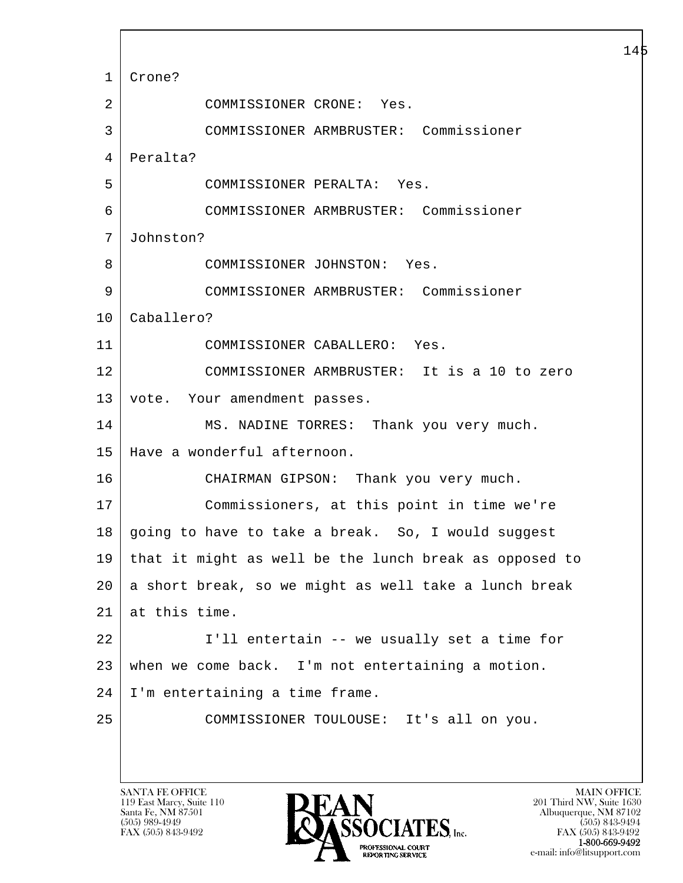1 Crone?

2 COMMISSIONER CRONE: Yes.

3 COMMISSIONER ARMBRUSTER: Commissioner

4 Peralta?

5 COMMISSIONER PERALTA: Yes.

6 COMMISSIONER ARMBRUSTER: Commissioner

7 Johnston?

8 COMMISSIONER JOHNSTON: Yes.

9 COMMISSIONER ARMBRUSTER: Commissioner

10 Caballero?

11 COMMISSIONER CABALLERO: Yes.

12 COMMISSIONER ARMBRUSTER: It is a 10 to zero

13 vote. Your amendment passes.

14 MS. NADINE TORRES: Thank you very much.

15 Have a wonderful afternoon.

16 CHAIRMAN GIPSON: Thank you very much.

17 Commissioners, at this point in time we're

18 going to have to take a break. So, I would suggest

19 that it might as well be the lunch break as opposed to

20 a short break, so we might as well take a lunch break

21 at this time.

22 I'll entertain -- we usually set a time for

23 when we come back. I'm not entertaining a motion.

24 I'm entertaining a time frame.

25 COMMISSIONER TOULOUSE: It's all on you.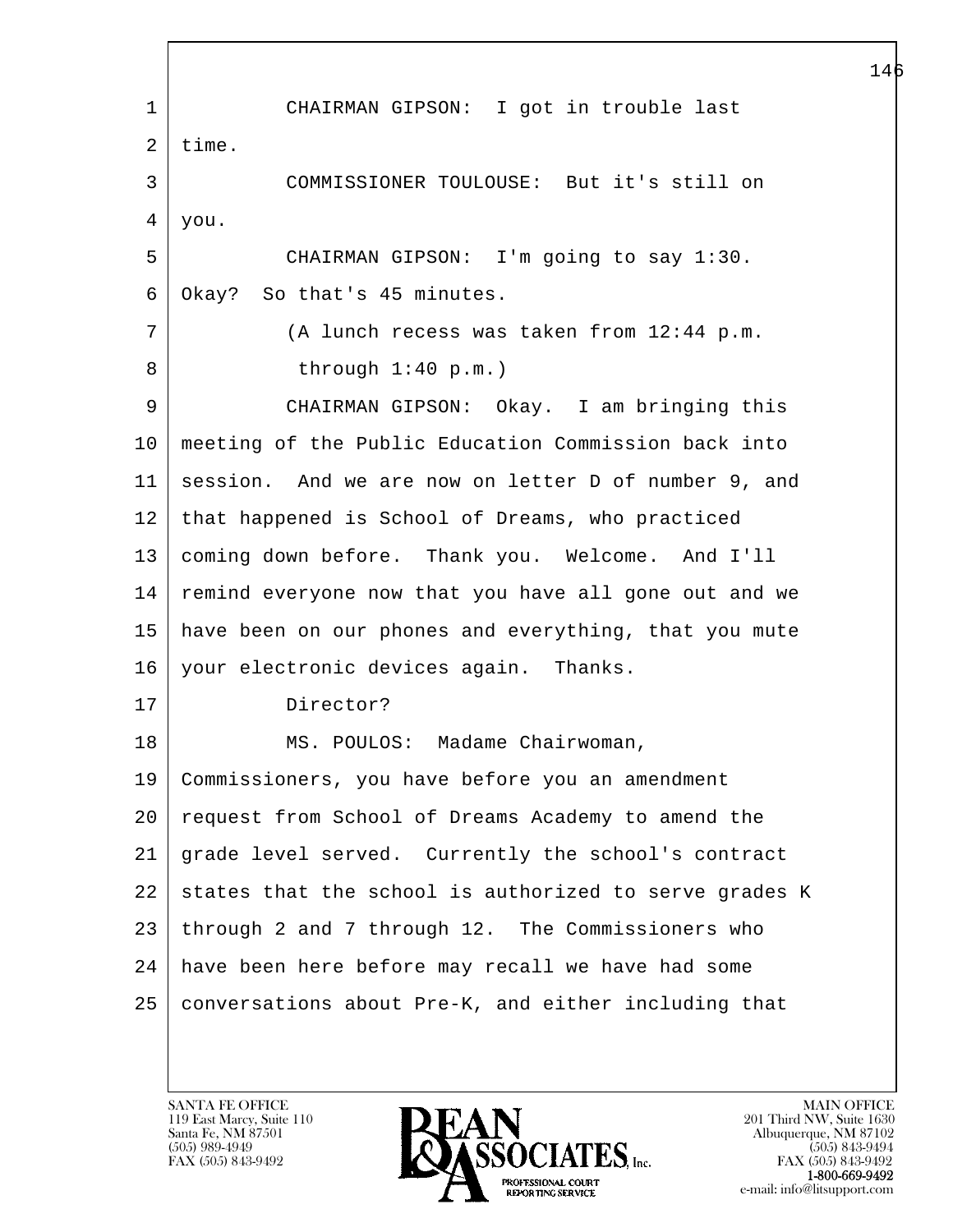1 CHAIRMAN GIPSON: I got in trouble last
2 time.
3 COMMISSIONER TOULOUSE: But it's still on
4 you.
5 CHAIRMAN GIPSON: I'm going to say 1:30.
6 Okay? So that's 45 minutes.
7 (A lunch recess was taken from 12:44 p.m.
8 through 1:40 p.m.)
9 CHAIRMAN GIPSON: Okay. I am bringing this
10 meeting of the Public Education Commission back into
11 session. And we are now on letter D of number 9, and
12 that happened is School of Dreams, who practiced
13 coming down before. Thank you. Welcome. And I'll
14 remind everyone now that you have all gone out and we
15 have been on our phones and everything, that you mute
16 your electronic devices again. Thanks.
17 Director?
18 MS. POULOS: Madame Chairwoman,
19 Commissioners, you have before you an amendment
20 request from School of Dreams Academy to amend the
21 grade level served. Currently the school's contract
22 states that the school is authorized to serve grades K
23 through 2 and 7 through 12. The Commissioners who
24 have been here before may recall we have had some
25 conversations about Pre-K, and either including that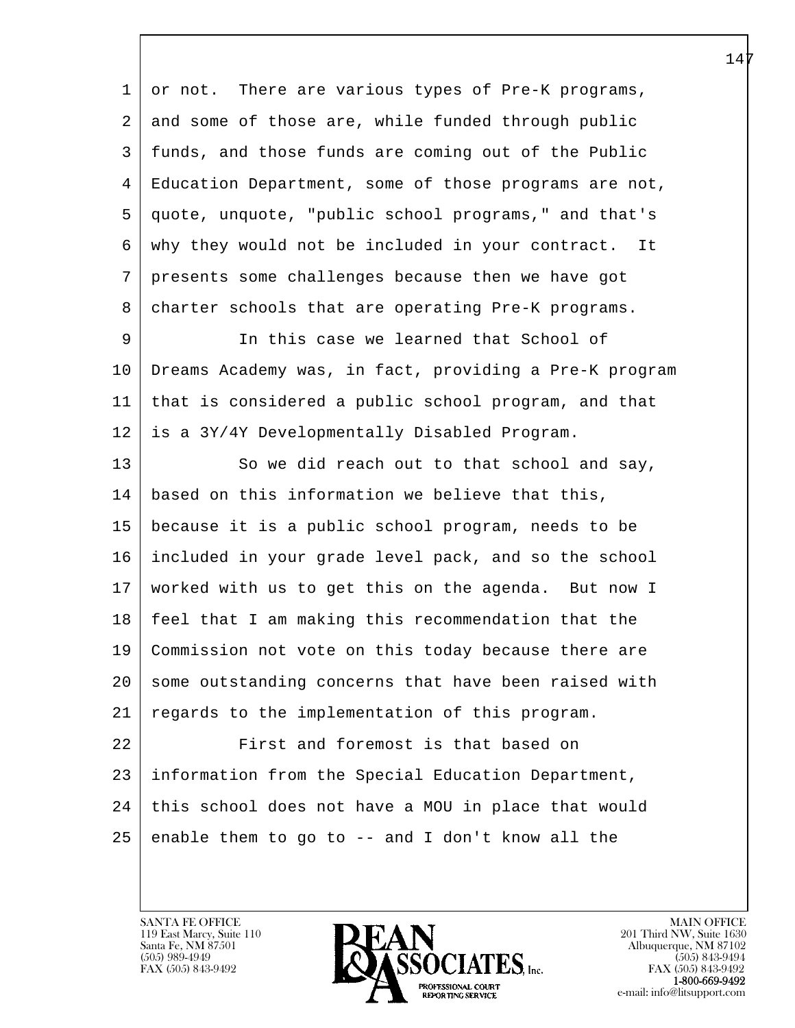or not. There are various types of Pre-K programs, and some of those are, while funded through public funds, and those funds are coming out of the Public Education Department, some of those programs are not, quote, unquote, "public school programs," and that's why they would not be included in your contract. It presents some challenges because then we have got charter schools that are operating Pre-K programs.

In this case we learned that School of Dreams Academy was, in fact, providing a Pre-K program that is considered a public school program, and that is a 3Y/4Y Developmentally Disabled Program.

So we did reach out to that school and say, based on this information we believe that this, because it is a public school program, needs to be included in your grade level pack, and so the school worked with us to get this on the agenda. But now I feel that I am making this recommendation that the Commission not vote on this today because there are some outstanding concerns that have been raised with regards to the implementation of this program.

First and foremost is that based on information from the Special Education Department, this school does not have a MOU in place that would enable them to go to -- and I don't know all the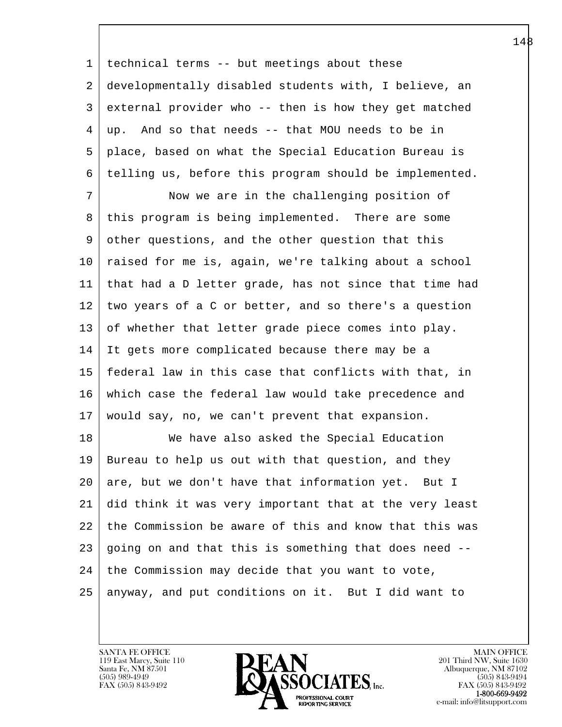technical terms -- but meetings about these developmentally disabled students with, I believe, an external provider who -- then is how they get matched up. And so that needs -- that MOU needs to be in place, based on what the Special Education Bureau is telling us, before this program should be implemented.

Now we are in the challenging position of this program is being implemented. There are some other questions, and the other question that this raised for me is, again, we're talking about a school that had a D letter grade, has not since that time had two years of a C or better, and so there's a question of whether that letter grade piece comes into play. It gets more complicated because there may be a federal law in this case that conflicts with that, in which case the federal law would take precedence and would say, no, we can't prevent that expansion.

We have also asked the Special Education Bureau to help us out with that question, and they are, but we don't have that information yet. But I did think it was very important that at the very least the Commission be aware of this and know that this was going on and that this is something that does need -- the Commission may decide that you want to vote, anyway, and put conditions on it. But I did want to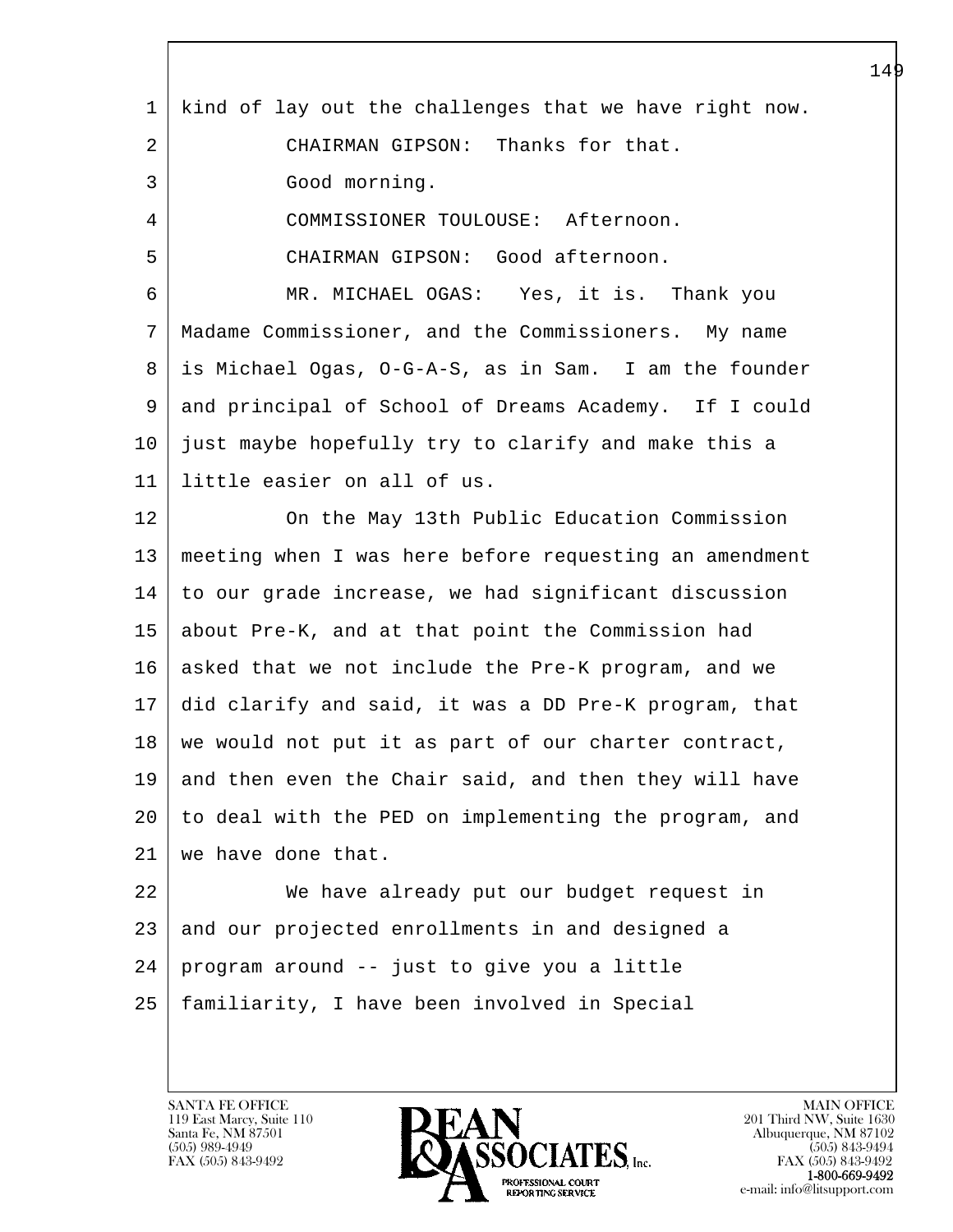kind of lay out the challenges that we have right now.

CHAIRMAN GIPSON: Thanks for that.

Good morning.

COMMISSIONER TOULOUSE: Afternoon.

CHAIRMAN GIPSON: Good afternoon.

MR. MICHAEL OGAS: Yes, it is. Thank you Madame Commissioner, and the Commissioners. My name is Michael Ogas, O-G-A-S, as in Sam. I am the founder and principal of School of Dreams Academy. If I could just maybe hopefully try to clarify and make this a little easier on all of us.

On the May 13th Public Education Commission meeting when I was here before requesting an amendment to our grade increase, we had significant discussion about Pre-K, and at that point the Commission had asked that we not include the Pre-K program, and we did clarify and said, it was a DD Pre-K program, that we would not put it as part of our charter contract, and then even the Chair said, and then they will have to deal with the PED on implementing the program, and we have done that.

We have already put our budget request in and our projected enrollments in and designed a program around -- just to give you a little familiarity, I have been involved in Special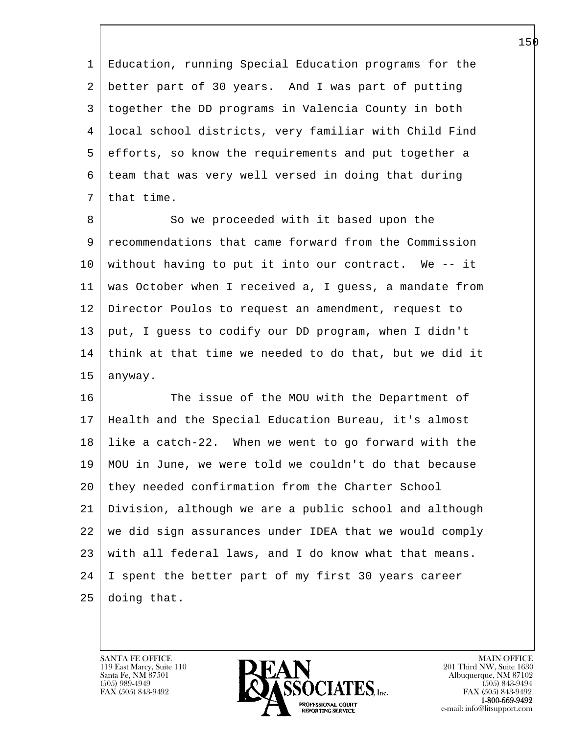Education, running Special Education programs for the better part of 30 years. And I was part of putting together the DD programs in Valencia County in both local school districts, very familiar with Child Find efforts, so know the requirements and put together a team that was very well versed in doing that during that time.

So we proceeded with it based upon the recommendations that came forward from the Commission without having to put it into our contract. We -- it was October when I received a, I guess, a mandate from Director Poulos to request an amendment, request to put, I guess to codify our DD program, when I didn't think at that time we needed to do that, but we did it anyway.

The issue of the MOU with the Department of Health and the Special Education Bureau, it's almost like a catch-22. When we went to go forward with the MOU in June, we were told we couldn't do that because they needed confirmation from the Charter School Division, although we are a public school and although we did sign assurances under IDEA that we would comply with all federal laws, and I do know what that means. I spent the better part of my first 30 years career doing that.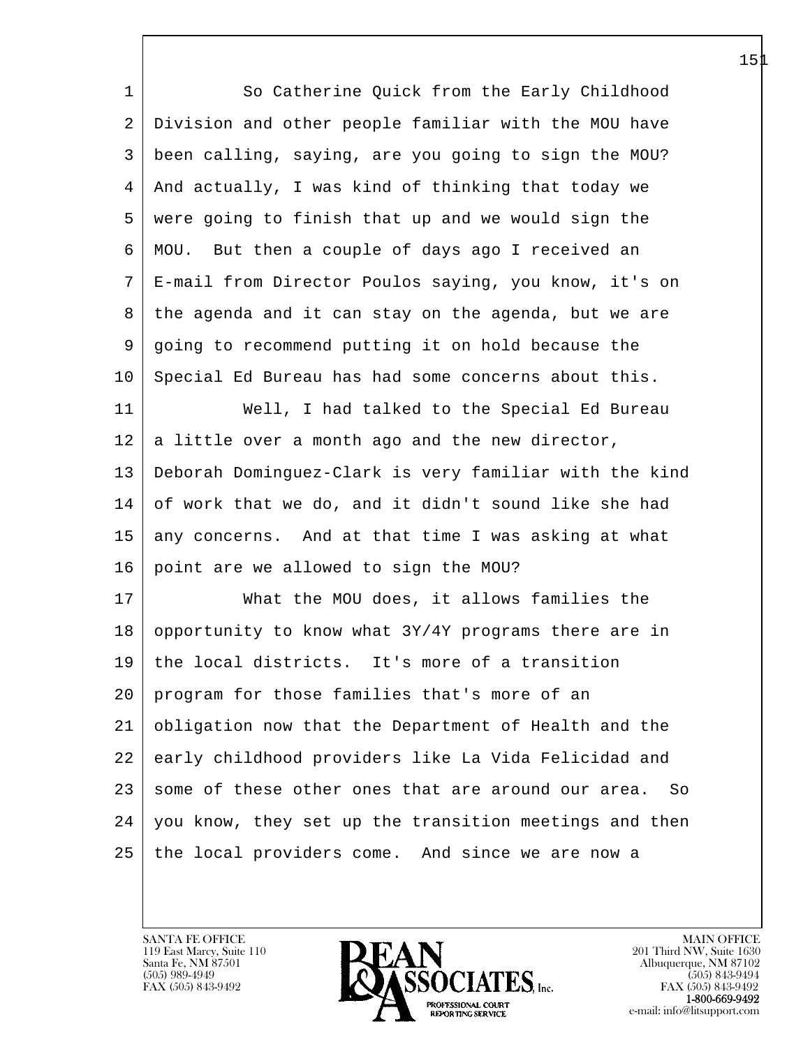So Catherine Quick from the Early Childhood Division and other people familiar with the MOU have been calling, saying, are you going to sign the MOU? And actually, I was kind of thinking that today we were going to finish that up and we would sign the MOU. But then a couple of days ago I received an E-mail from Director Poulos saying, you know, it's on the agenda and it can stay on the agenda, but we are going to recommend putting it on hold because the Special Ed Bureau has had some concerns about this.

Well, I had talked to the Special Ed Bureau a little over a month ago and the new director, Deborah Dominguez-Clark is very familiar with the kind of work that we do, and it didn't sound like she had any concerns. And at that time I was asking at what point are we allowed to sign the MOU?

What the MOU does, it allows families the opportunity to know what 3Y/4Y programs there are in the local districts. It's more of a transition program for those families that's more of an obligation now that the Department of Health and the early childhood providers like La Vida Felicidad and some of these other ones that are around our area. So you know, they set up the transition meetings and then the local providers come. And since we are now a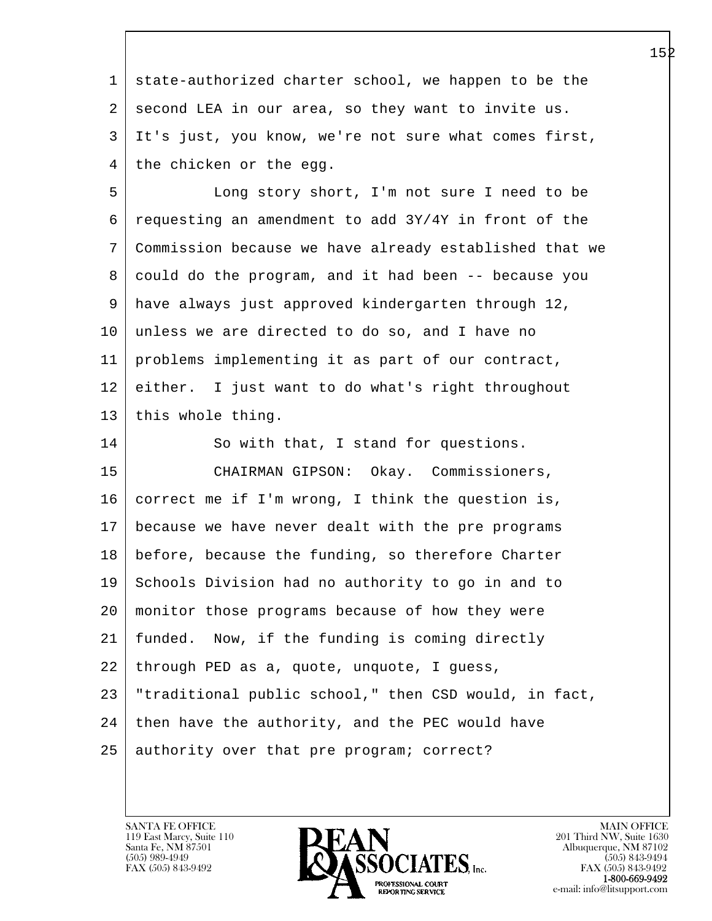state-authorized charter school, we happen to be the second LEA in our area, so they want to invite us. It's just, you know, we're not sure what comes first, the chicken or the egg.

Long story short, I'm not sure I need to be requesting an amendment to add 3Y/4Y in front of the Commission because we have already established that we could do the program, and it had been -- because you have always just approved kindergarten through 12, unless we are directed to do so, and I have no problems implementing it as part of our contract, either. I just want to do what's right throughout this whole thing.

So with that, I stand for questions.

CHAIRMAN GIPSON: Okay. Commissioners, correct me if I'm wrong, I think the question is, because we have never dealt with the pre programs before, because the funding, so therefore Charter Schools Division had no authority to go in and to monitor those programs because of how they were funded. Now, if the funding is coming directly through PED as a, quote, unquote, I guess, "traditional public school," then CSD would, in fact, then have the authority, and the PEC would have authority over that pre program; correct?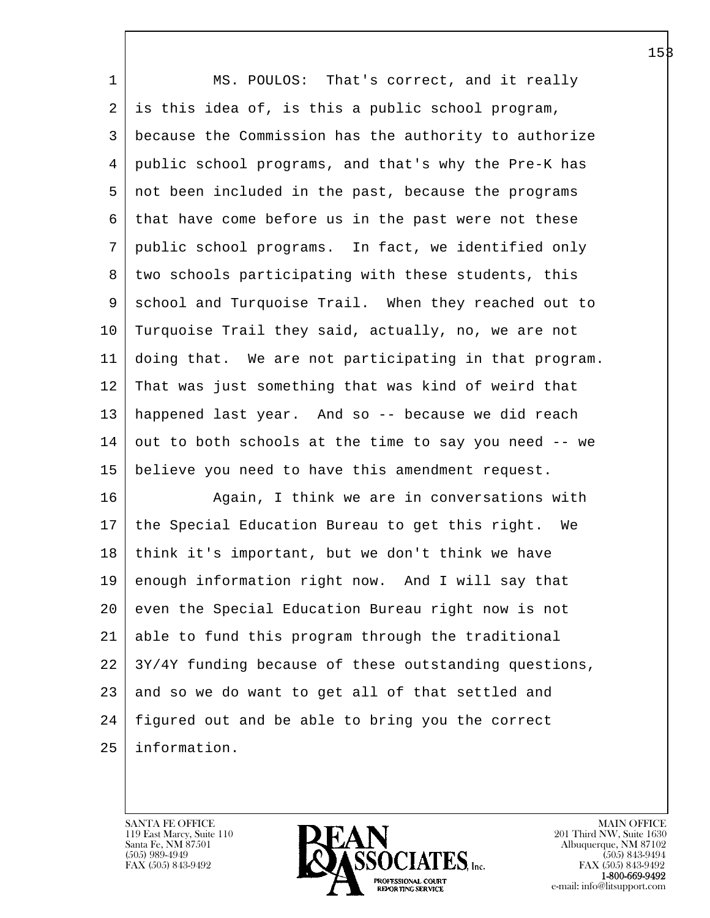MS. POULOS: That's correct, and it really is this idea of, is this a public school program, because the Commission has the authority to authorize public school programs, and that's why the Pre-K has not been included in the past, because the programs that have come before us in the past were not these public school programs. In fact, we identified only two schools participating with these students, this school and Turquoise Trail. When they reached out to Turquoise Trail they said, actually, no, we are not doing that. We are not participating in that program. That was just something that was kind of weird that happened last year. And so -- because we did reach out to both schools at the time to say you need -- we believe you need to have this amendment request.

Again, I think we are in conversations with the Special Education Bureau to get this right. We think it's important, but we don't think we have enough information right now. And I will say that even the Special Education Bureau right now is not able to fund this program through the traditional 3Y/4Y funding because of these outstanding questions, and so we do want to get all of that settled and figured out and be able to bring you the correct information.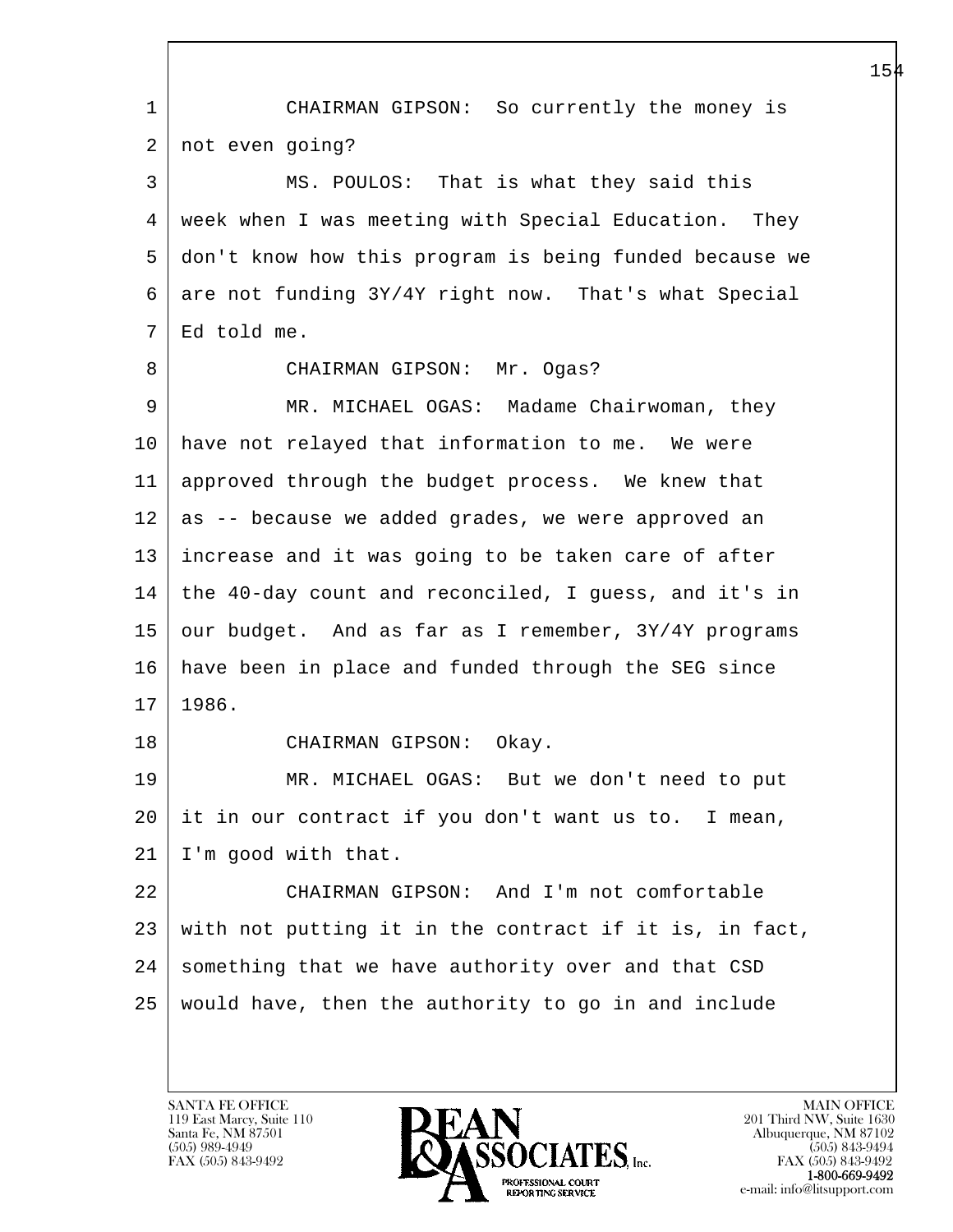CHAIRMAN GIPSON: So currently the money is not even going?

MS. POULOS: That is what they said this week when I was meeting with Special Education. They don't know how this program is being funded because we are not funding 3Y/4Y right now. That's what Special Ed told me.

CHAIRMAN GIPSON: Mr. Ogas?

MR. MICHAEL OGAS: Madame Chairwoman, they have not relayed that information to me. We were approved through the budget process. We knew that as -- because we added grades, we were approved an increase and it was going to be taken care of after the 40-day count and reconciled, I guess, and it's in our budget. And as far as I remember, 3Y/4Y programs have been in place and funded through the SEG since 1986.

CHAIRMAN GIPSON: Okay.

MR. MICHAEL OGAS: But we don't need to put it in our contract if you don't want us to. I mean, I'm good with that.

CHAIRMAN GIPSON: And I'm not comfortable with not putting it in the contract if it is, in fact, something that we have authority over and that CSD would have, then the authority to go in and include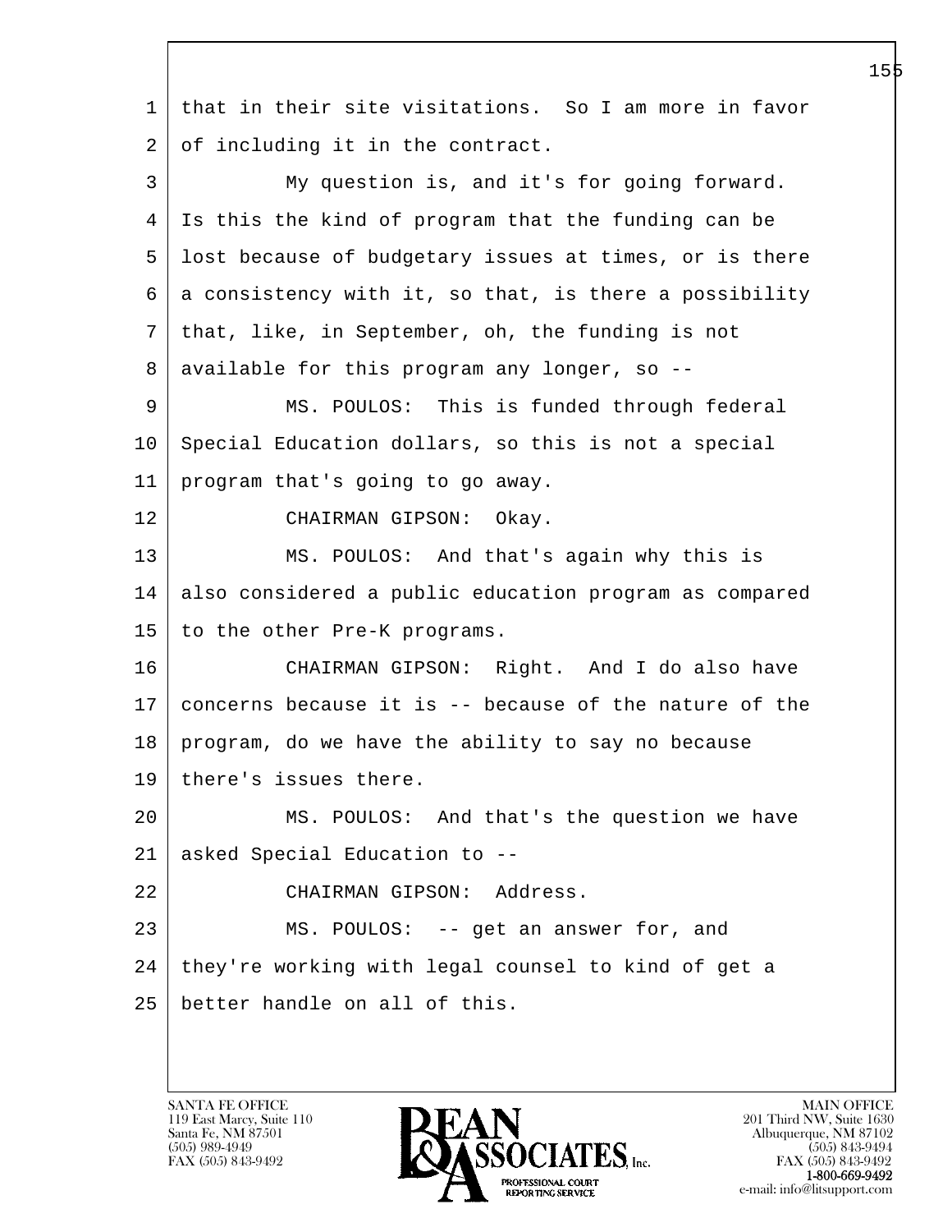that in their site visitations. So I am more in favor of including it in the contract.

My question is, and it's for going forward. Is this the kind of program that the funding can be lost because of budgetary issues at times, or is there a consistency with it, so that, is there a possibility that, like, in September, oh, the funding is not available for this program any longer, so --

MS. POULOS: This is funded through federal Special Education dollars, so this is not a special program that's going to go away.

CHAIRMAN GIPSON: Okay.

MS. POULOS: And that's again why this is also considered a public education program as compared to the other Pre-K programs.

CHAIRMAN GIPSON: Right. And I do also have concerns because it is -- because of the nature of the program, do we have the ability to say no because there's issues there.

MS. POULOS: And that's the question we have asked Special Education to --

CHAIRMAN GIPSON: Address.

MS. POULOS: -- get an answer for, and they're working with legal counsel to kind of get a better handle on all of this.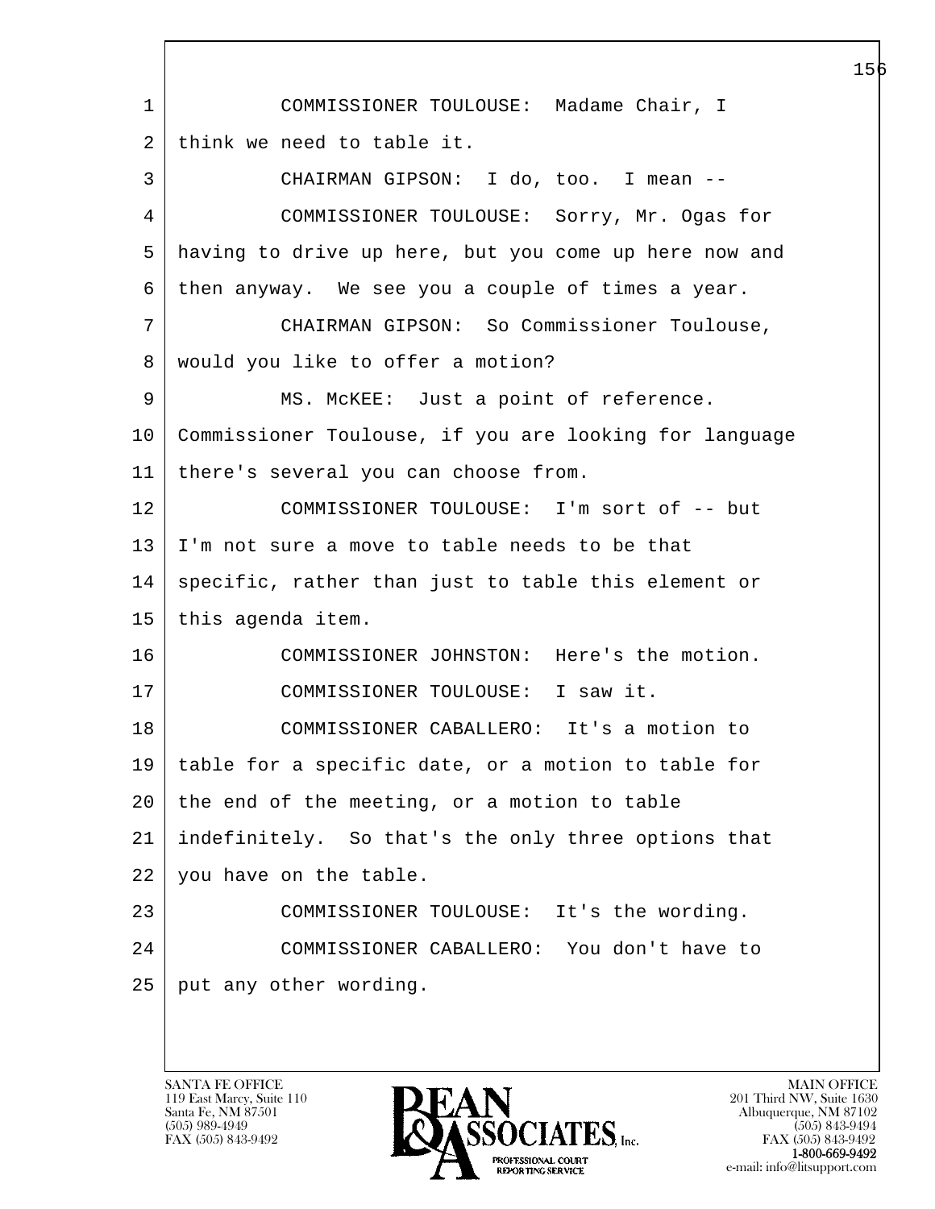COMMISSIONER TOULOUSE: Madame Chair, I think we need to table it.

CHAIRMAN GIPSON: I do, too. I mean --

COMMISSIONER TOULOUSE: Sorry, Mr. Ogas for having to drive up here, but you come up here now and then anyway. We see you a couple of times a year.

CHAIRMAN GIPSON: So Commissioner Toulouse, would you like to offer a motion?

MS. McKEE: Just a point of reference. Commissioner Toulouse, if you are looking for language there's several you can choose from.

COMMISSIONER TOULOUSE: I'm sort of -- but I'm not sure a move to table needs to be that specific, rather than just to table this element or this agenda item.

COMMISSIONER JOHNSTON: Here's the motion.

COMMISSIONER TOULOUSE: I saw it.

COMMISSIONER CABALLERO: It's a motion to table for a specific date, or a motion to table for the end of the meeting, or a motion to table indefinitely. So that's the only three options that you have on the table.

COMMISSIONER TOULOUSE: It's the wording.

COMMISSIONER CABALLERO: You don't have to put any other wording.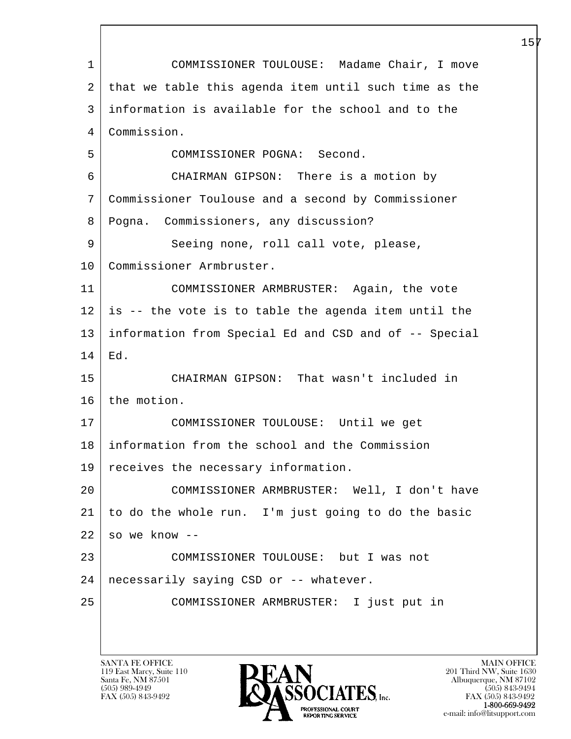COMMISSIONER TOULOUSE: Madame Chair, I move that we table this agenda item until such time as the information is available for the school and to the Commission.

COMMISSIONER POGNA: Second.

CHAIRMAN GIPSON: There is a motion by Commissioner Toulouse and a second by Commissioner Pogna. Commissioners, any discussion?

Seeing none, roll call vote, please, Commissioner Armbruster.

COMMISSIONER ARMBRUSTER: Again, the vote is -- the vote is to table the agenda item until the information from Special Ed and CSD and of -- Special Ed.

CHAIRMAN GIPSON: That wasn't included in the motion.

COMMISSIONER TOULOUSE: Until we get information from the school and the Commission receives the necessary information.

COMMISSIONER ARMBRUSTER: Well, I don't have to do the whole run. I'm just going to do the basic so we know --

COMMISSIONER TOULOUSE: but I was not necessarily saying CSD or -- whatever.

COMMISSIONER ARMBRUSTER: I just put in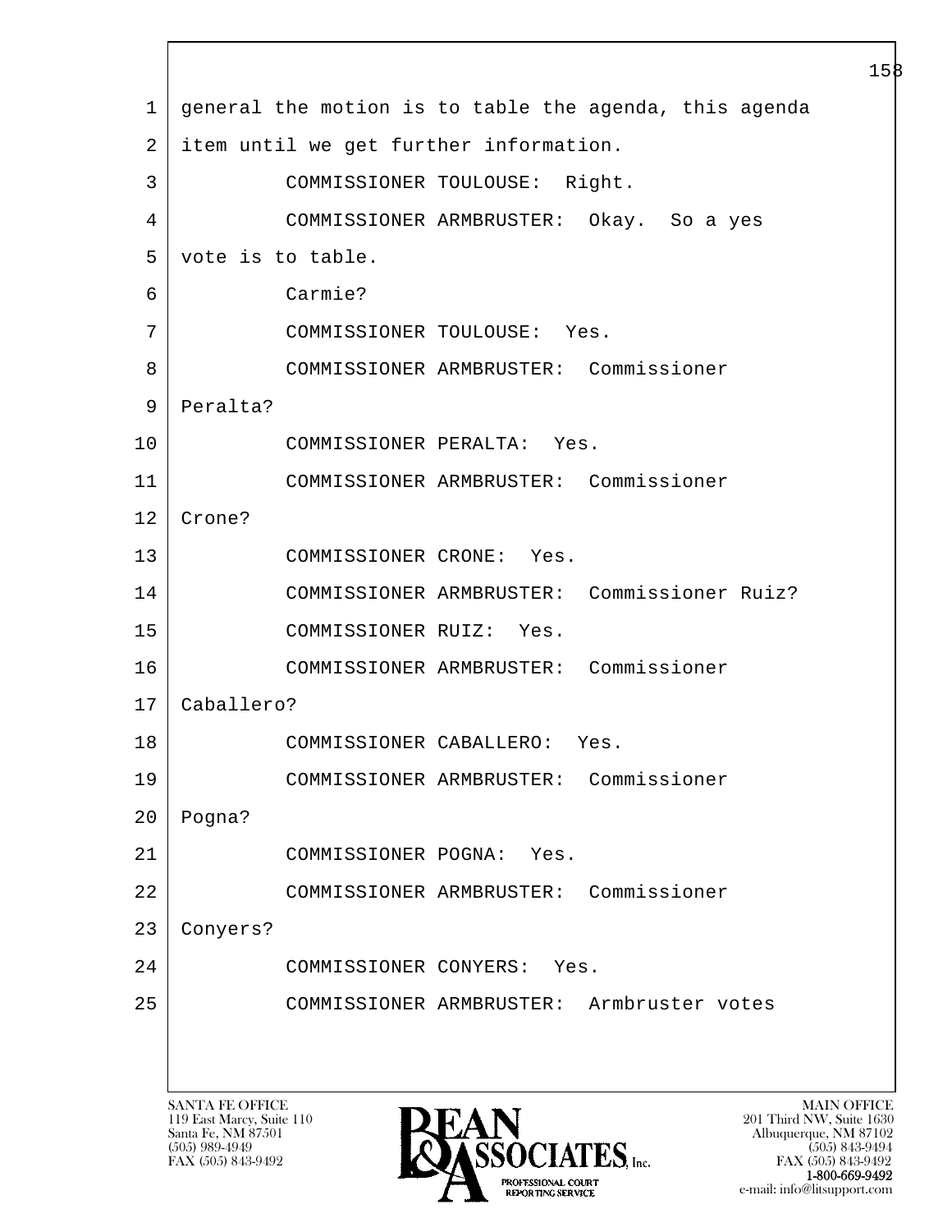1 general the motion is to table the agenda, this agenda
2 item until we get further information.
3 COMMISSIONER TOULOUSE: Right.
4 COMMISSIONER ARMBRUSTER: Okay. So a yes
5 vote is to table.
6 Carmie?
7 COMMISSIONER TOULOUSE: Yes.
8 COMMISSIONER ARMBRUSTER: Commissioner
9 Peralta?
10 COMMISSIONER PERALTA: Yes.
11 COMMISSIONER ARMBRUSTER: Commissioner
12 Crone?
13 COMMISSIONER CRONE: Yes.
14 COMMISSIONER ARMBRUSTER: Commissioner Ruiz?
15 COMMISSIONER RUIZ: Yes.
16 COMMISSIONER ARMBRUSTER: Commissioner
17 Caballero?
18 COMMISSIONER CABALLERO: Yes.
19 COMMISSIONER ARMBRUSTER: Commissioner
20 Pogna?
21 COMMISSIONER POGNA: Yes.
22 COMMISSIONER ARMBRUSTER: Commissioner
23 Conyers?
24 COMMISSIONER CONYERS: Yes.
25 COMMISSIONER ARMBRUSTER: Armbruster votes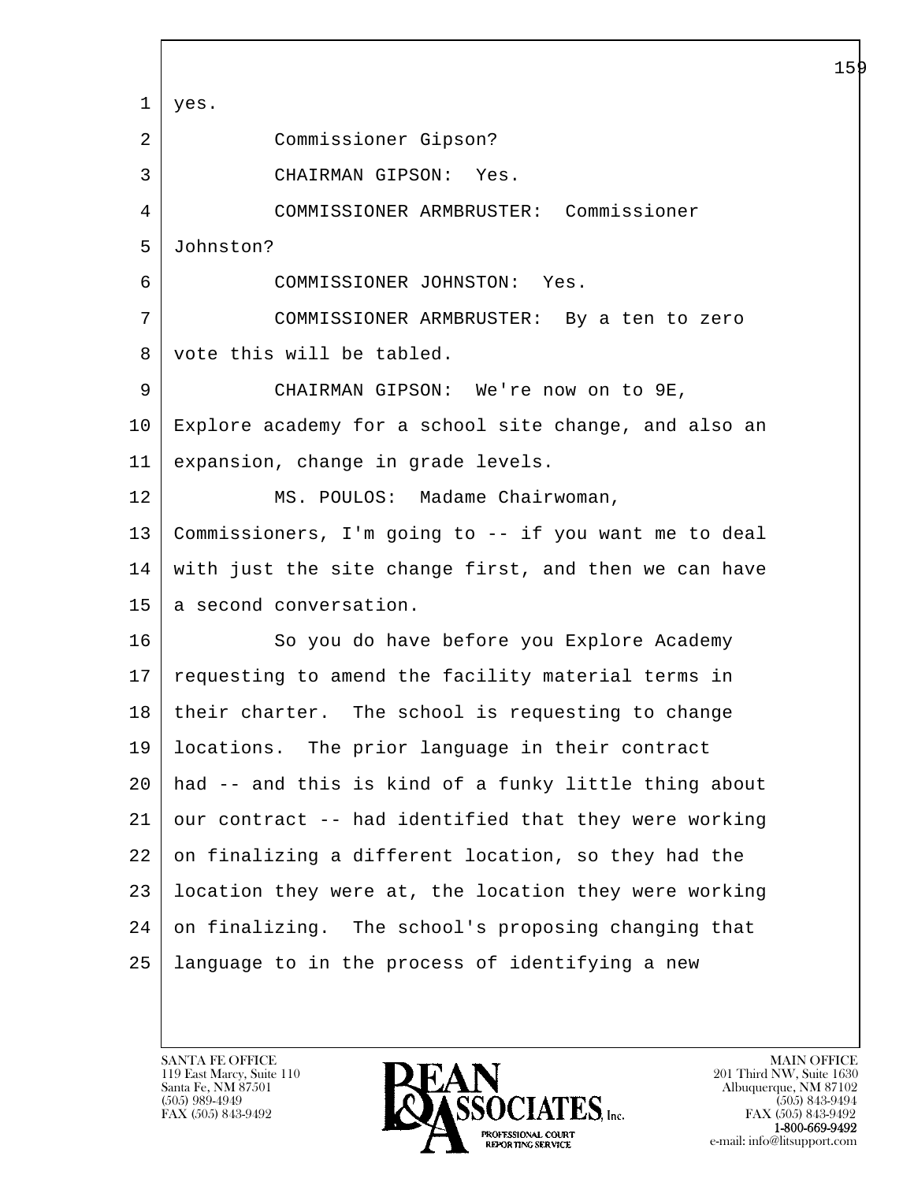yes.

Commissioner Gipson?

CHAIRMAN GIPSON: Yes.

COMMISSIONER ARMBRUSTER: Commissioner Johnston?

COMMISSIONER JOHNSTON: Yes.

COMMISSIONER ARMBRUSTER: By a ten to zero vote this will be tabled.

CHAIRMAN GIPSON: We're now on to 9E, Explore academy for a school site change, and also an expansion, change in grade levels.

MS. POULOS: Madame Chairwoman, Commissioners, I'm going to -- if you want me to deal with just the site change first, and then we can have a second conversation.

So you do have before you Explore Academy requesting to amend the facility material terms in their charter. The school is requesting to change locations. The prior language in their contract had -- and this is kind of a funky little thing about our contract -- had identified that they were working on finalizing a different location, so they had the location they were at, the location they were working on finalizing. The school's proposing changing that language to in the process of identifying a new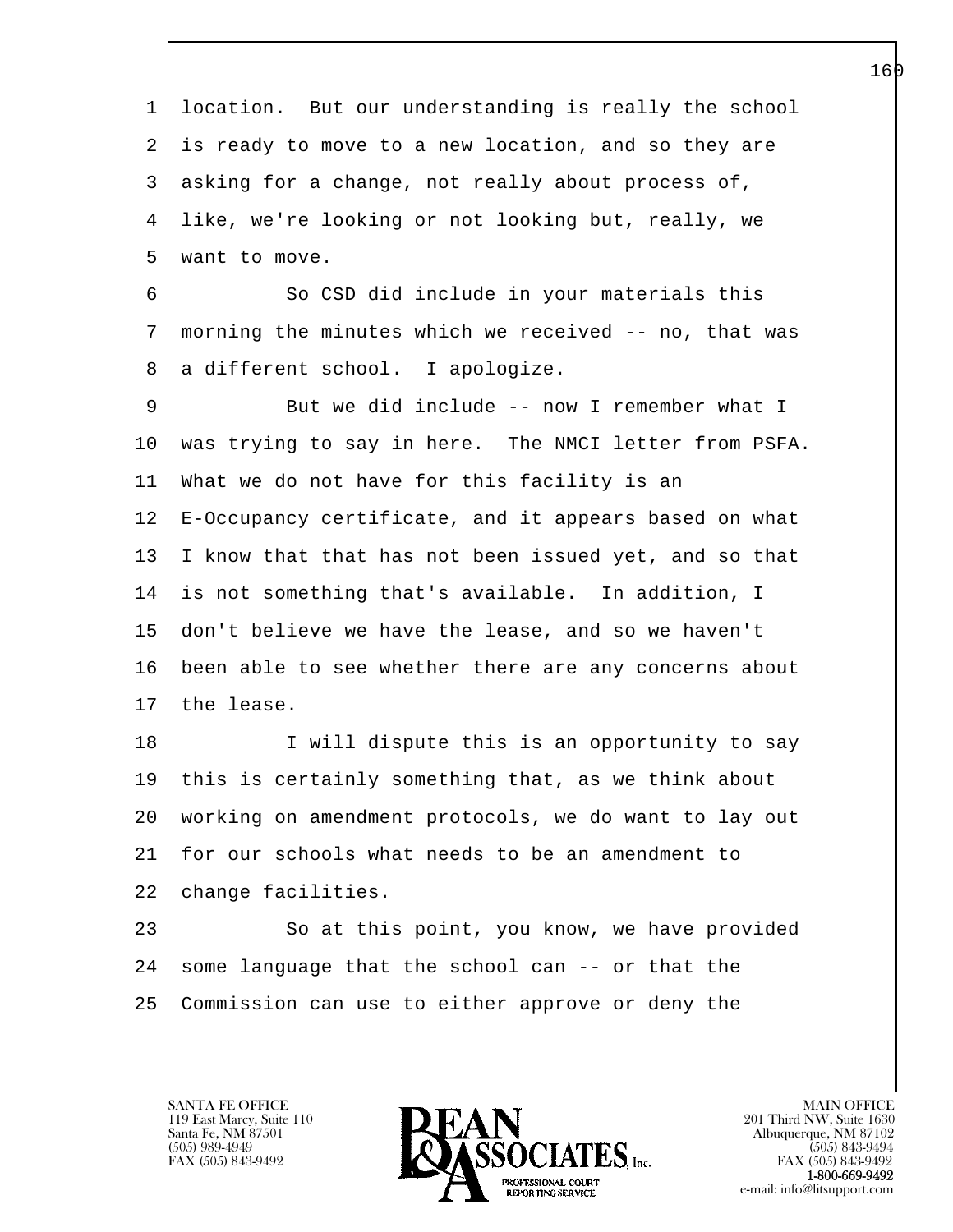location. But our understanding is really the school is ready to move to a new location, and so they are asking for a change, not really about process of, like, we're looking or not looking but, really, we want to move.

So CSD did include in your materials this morning the minutes which we received -- no, that was a different school. I apologize.

But we did include -- now I remember what I was trying to say in here. The NMCI letter from PSFA. What we do not have for this facility is an E-Occupancy certificate, and it appears based on what I know that that has not been issued yet, and so that is not something that's available. In addition, I don't believe we have the lease, and so we haven't been able to see whether there are any concerns about the lease.

I will dispute this is an opportunity to say this is certainly something that, as we think about working on amendment protocols, we do want to lay out for our schools what needs to be an amendment to change facilities.

So at this point, you know, we have provided some language that the school can -- or that the Commission can use to either approve or deny the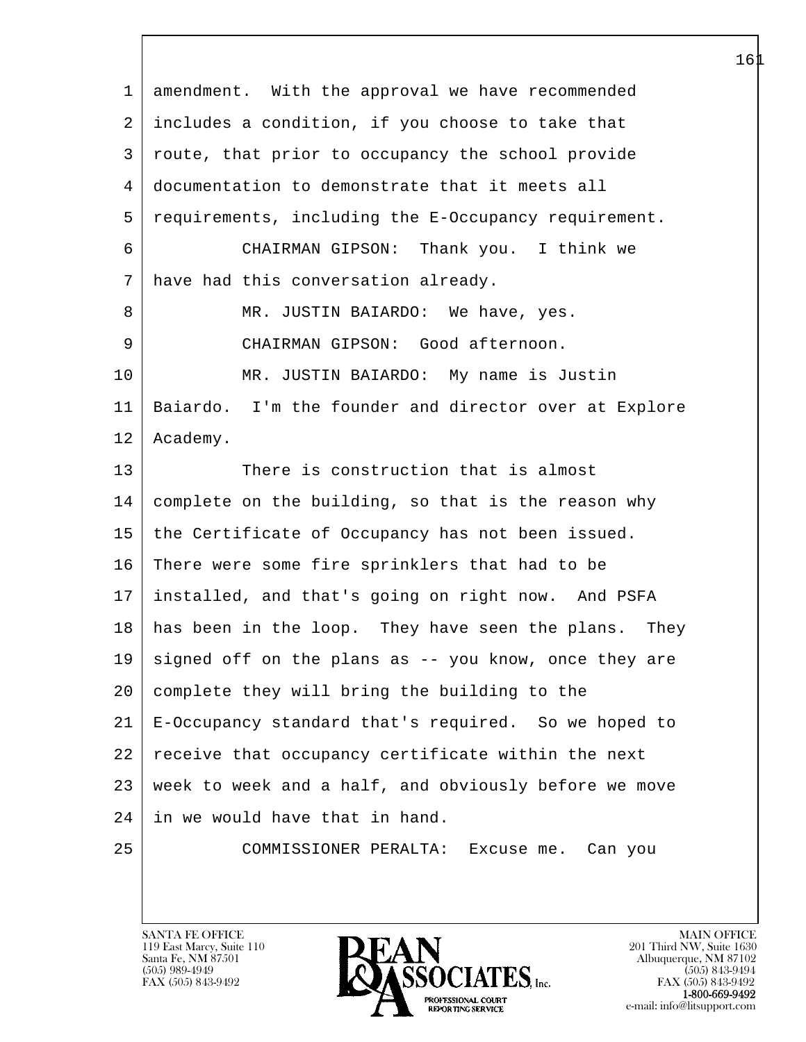amendment. With the approval we have recommended includes a condition, if you choose to take that route, that prior to occupancy the school provide documentation to demonstrate that it meets all requirements, including the E-Occupancy requirement.

CHAIRMAN GIPSON: Thank you. I think we have had this conversation already.

MR. JUSTIN BAIARDO: We have, yes.

CHAIRMAN GIPSON: Good afternoon.

MR. JUSTIN BAIARDO: My name is Justin Baiardo. I'm the founder and director over at Explore Academy.

There is construction that is almost complete on the building, so that is the reason why the Certificate of Occupancy has not been issued. There were some fire sprinklers that had to be installed, and that's going on right now. And PSFA has been in the loop. They have seen the plans. They signed off on the plans as -- you know, once they are complete they will bring the building to the E-Occupancy standard that's required. So we hoped to receive that occupancy certificate within the next week to week and a half, and obviously before we move in we would have that in hand.

COMMISSIONER PERALTA: Excuse me. Can you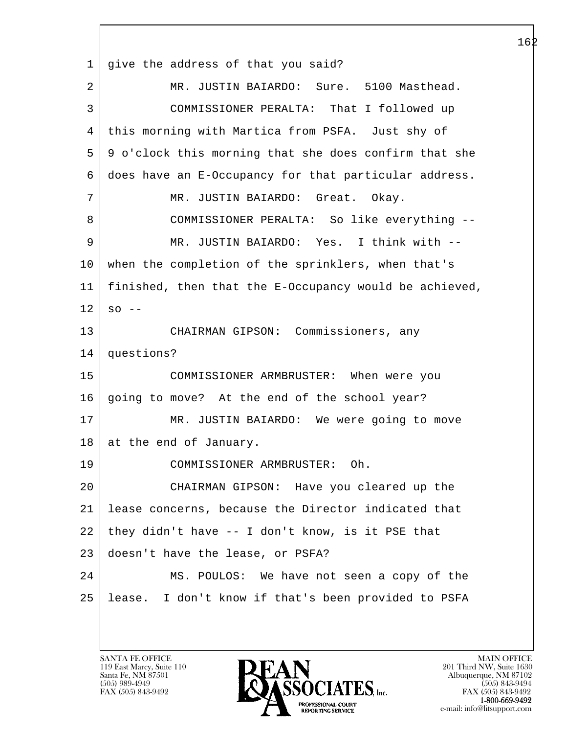1 give the address of that you said?

2 MR. JUSTIN BAIARDO: Sure. 5100 Masthead.

3 COMMISSIONER PERALTA: That I followed up

4 this morning with Martica from PSFA. Just shy of

5 9 o'clock this morning that she does confirm that she

6 does have an E-Occupancy for that particular address.

7 MR. JUSTIN BAIARDO: Great. Okay.

8 COMMISSIONER PERALTA: So like everything --

9 MR. JUSTIN BAIARDO: Yes. I think with --

10 when the completion of the sprinklers, when that's

11 finished, then that the E-Occupancy would be achieved,

12 so --

13 CHAIRMAN GIPSON: Commissioners, any

14 questions?

15 COMMISSIONER ARMBRUSTER: When were you

16 going to move? At the end of the school year?

17 MR. JUSTIN BAIARDO: We were going to move

18 at the end of January.

19 COMMISSIONER ARMBRUSTER: Oh.

20 CHAIRMAN GIPSON: Have you cleared up the

21 lease concerns, because the Director indicated that

22 they didn't have -- I don't know, is it PSE that

23 doesn't have the lease, or PSFA?

24 MS. POULOS: We have not seen a copy of the

25 lease. I don't know if that's been provided to PSFA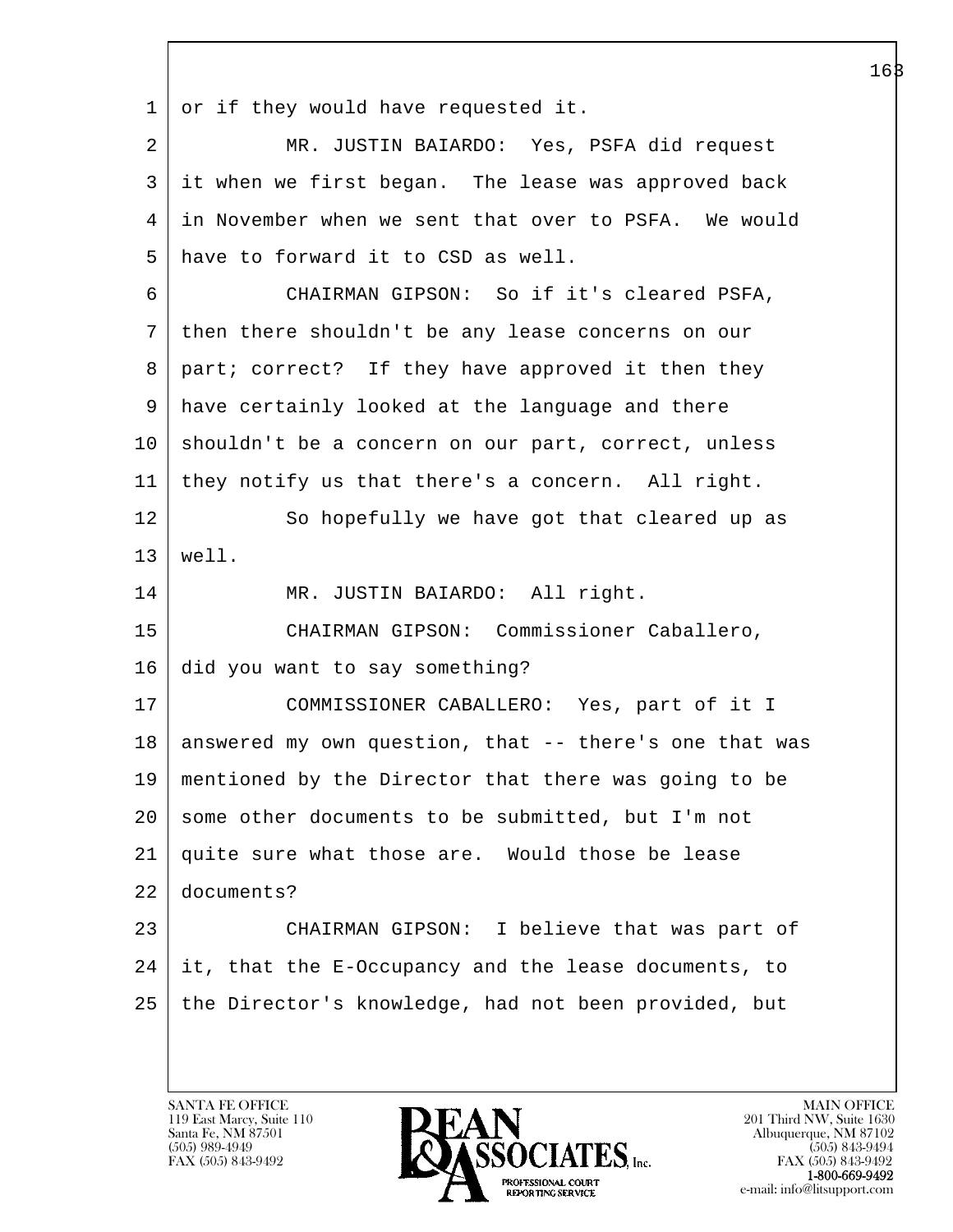or if they would have requested it.

MR. JUSTIN BAIARDO: Yes, PSFA did request it when we first began. The lease was approved back in November when we sent that over to PSFA. We would have to forward it to CSD as well.

CHAIRMAN GIPSON: So if it's cleared PSFA, then there shouldn't be any lease concerns on our part; correct? If they have approved it then they have certainly looked at the language and there shouldn't be a concern on our part, correct, unless they notify us that there's a concern. All right.

So hopefully we have got that cleared up as well.

MR. JUSTIN BAIARDO: All right.

CHAIRMAN GIPSON: Commissioner Caballero, did you want to say something?

COMMISSIONER CABALLERO: Yes, part of it I answered my own question, that -- there's one that was mentioned by the Director that there was going to be some other documents to be submitted, but I'm not quite sure what those are. Would those be lease documents?

CHAIRMAN GIPSON: I believe that was part of it, that the E-Occupancy and the lease documents, to the Director's knowledge, had not been provided, but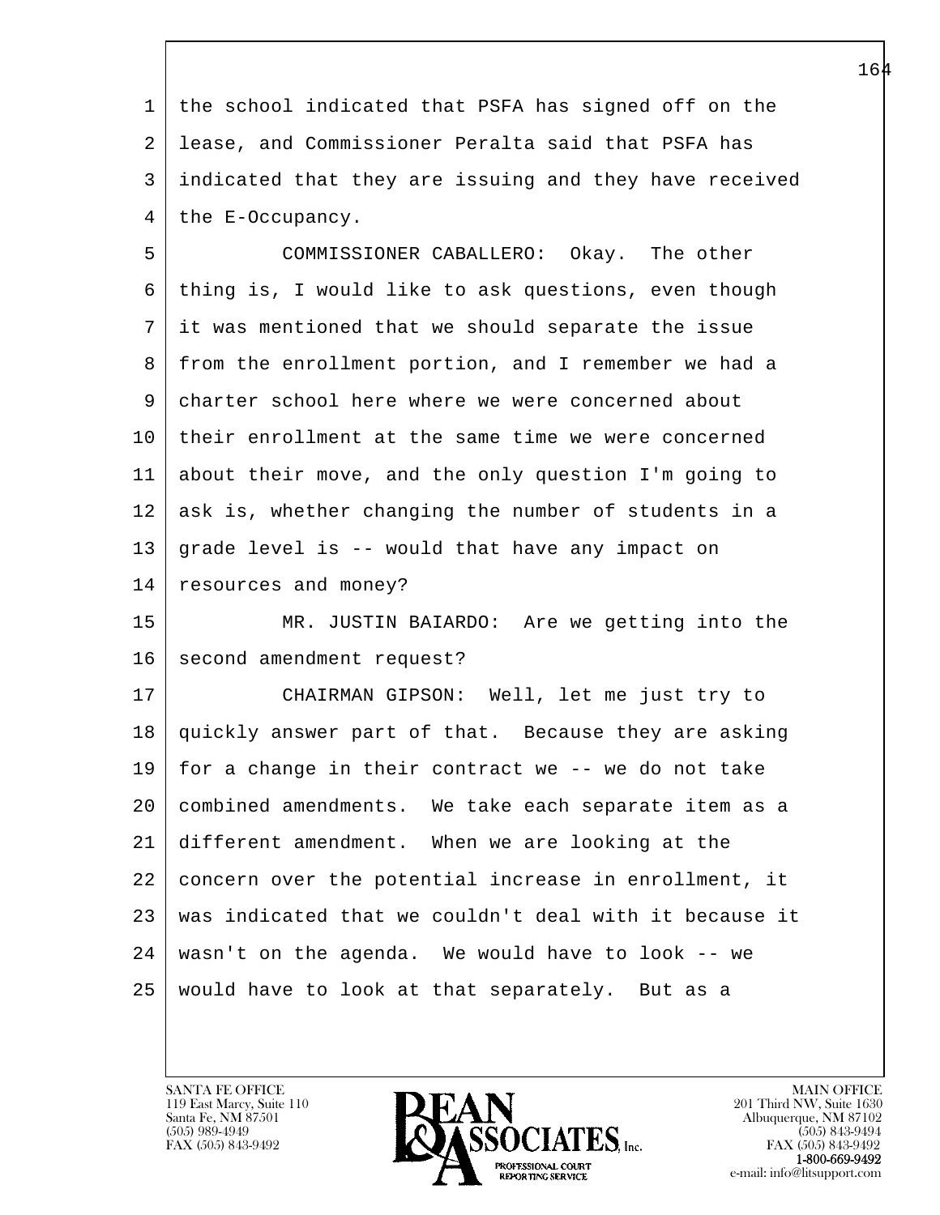the school indicated that PSFA has signed off on the lease, and Commissioner Peralta said that PSFA has indicated that they are issuing and they have received the E-Occupancy.

COMMISSIONER CABALLERO: Okay. The other thing is, I would like to ask questions, even though it was mentioned that we should separate the issue from the enrollment portion, and I remember we had a charter school here where we were concerned about their enrollment at the same time we were concerned about their move, and the only question I'm going to ask is, whether changing the number of students in a grade level is -- would that have any impact on resources and money?

MR. JUSTIN BAIARDO: Are we getting into the second amendment request?

CHAIRMAN GIPSON: Well, let me just try to quickly answer part of that. Because they are asking for a change in their contract we -- we do not take combined amendments. We take each separate item as a different amendment. When we are looking at the concern over the potential increase in enrollment, it was indicated that we couldn't deal with it because it wasn't on the agenda. We would have to look -- we would have to look at that separately. But as a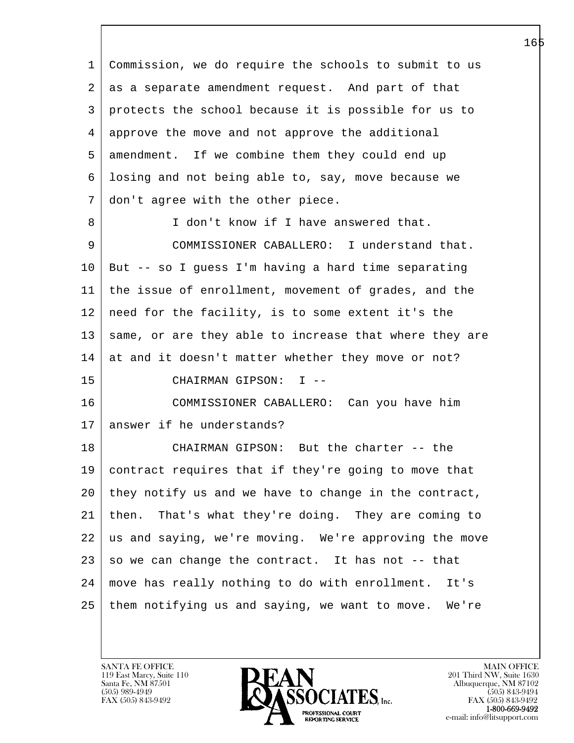1 Commission, we do require the schools to submit to us
2 as a separate amendment request. And part of that
3 protects the school because it is possible for us to
4 approve the move and not approve the additional
5 amendment. If we combine them they could end up
6 losing and not being able to, say, move because we
7 don't agree with the other piece.

8 I don't know if I have answered that.

9 COMMISSIONER CABALLERO: I understand that.
10 But -- so I guess I'm having a hard time separating
11 the issue of enrollment, movement of grades, and the
12 need for the facility, is to some extent it's the
13 same, or are they able to increase that where they are
14 at and it doesn't matter whether they move or not?

15 CHAIRMAN GIPSON: I --

16 COMMISSIONER CABALLERO: Can you have him
17 answer if he understands?

18 CHAIRMAN GIPSON: But the charter -- the
19 contract requires that if they're going to move that
20 they notify us and we have to change in the contract,
21 then. That's what they're doing. They are coming to
22 us and saying, we're moving. We're approving the move
23 so we can change the contract. It has not -- that
24 move has really nothing to do with enrollment. It's
25 them notifying us and saying, we want to move. We're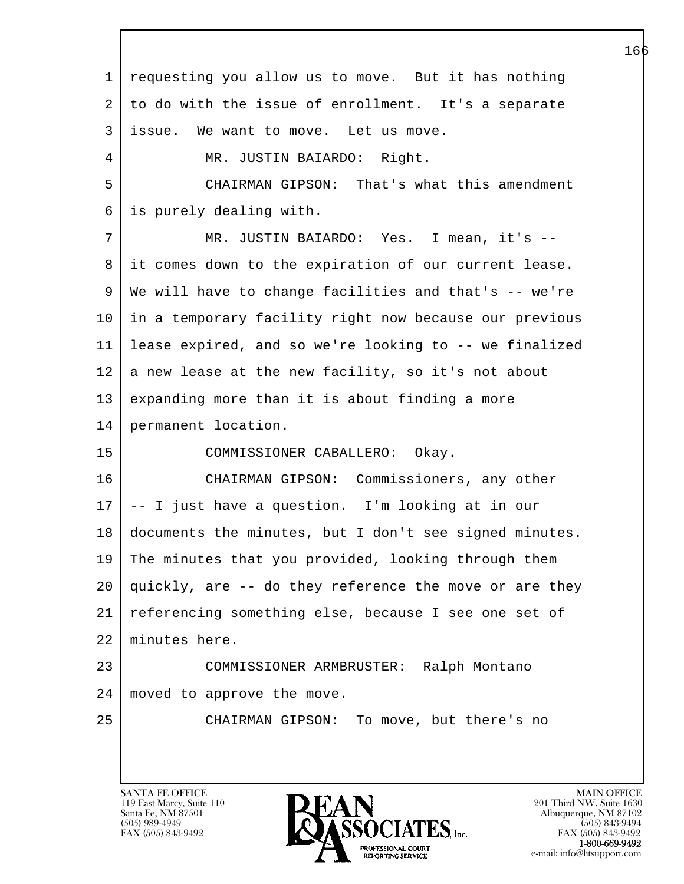requesting you allow us to move. But it has nothing to do with the issue of enrollment. It's a separate issue. We want to move. Let us move.

MR. JUSTIN BAIARDO: Right.

CHAIRMAN GIPSON: That's what this amendment is purely dealing with.

MR. JUSTIN BAIARDO: Yes. I mean, it's -- it comes down to the expiration of our current lease. We will have to change facilities and that's -- we're in a temporary facility right now because our previous lease expired, and so we're looking to -- we finalized a new lease at the new facility, so it's not about expanding more than it is about finding a more permanent location.

COMMISSIONER CABALLERO: Okay.

CHAIRMAN GIPSON: Commissioners, any other -- I just have a question. I'm looking at in our documents the minutes, but I don't see signed minutes. The minutes that you provided, looking through them quickly, are -- do they reference the move or are they referencing something else, because I see one set of minutes here.

COMMISSIONER ARMBRUSTER: Ralph Montano moved to approve the move.

CHAIRMAN GIPSON: To move, but there's no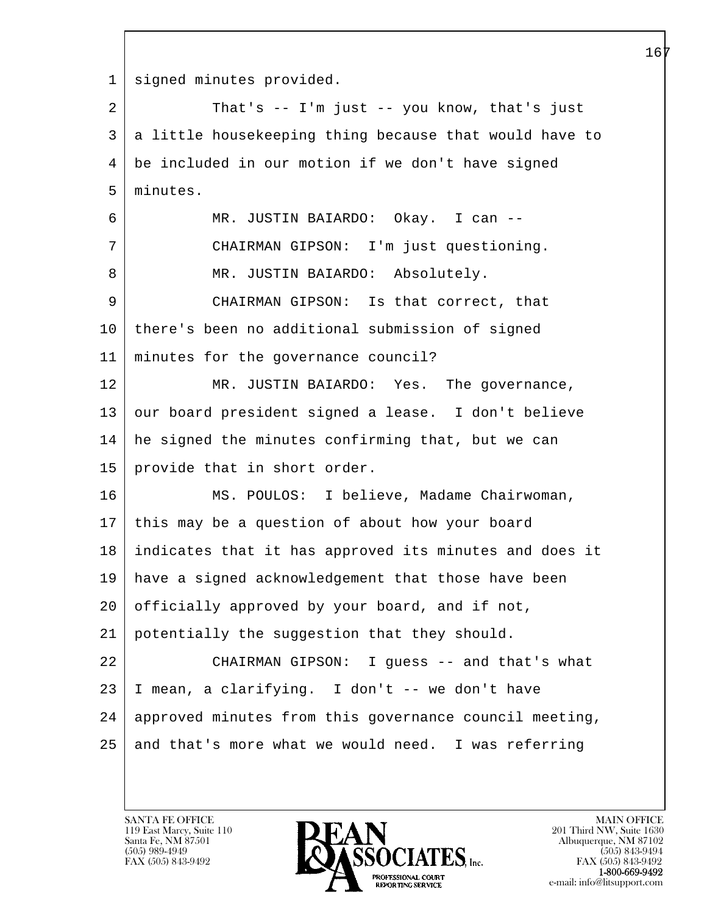1 signed minutes provided.

2 That's -- I'm just -- you know, that's just

3 a little housekeeping thing because that would have to

4 be included in our motion if we don't have signed

5 minutes.

6 MR. JUSTIN BAIARDO: Okay. I can --

7 CHAIRMAN GIPSON: I'm just questioning.

8 MR. JUSTIN BAIARDO: Absolutely.

9 CHAIRMAN GIPSON: Is that correct, that

10 there's been no additional submission of signed

11 minutes for the governance council?

12 MR. JUSTIN BAIARDO: Yes. The governance,

13 our board president signed a lease. I don't believe

14 he signed the minutes confirming that, but we can

15 provide that in short order.

16 MS. POULOS: I believe, Madame Chairwoman,

17 this may be a question of about how your board

18 indicates that it has approved its minutes and does it

19 have a signed acknowledgement that those have been

20 officially approved by your board, and if not,

21 potentially the suggestion that they should.

22 CHAIRMAN GIPSON: I guess -- and that's what

23 I mean, a clarifying. I don't -- we don't have

24 approved minutes from this governance council meeting,

25 and that's more what we would need. I was referring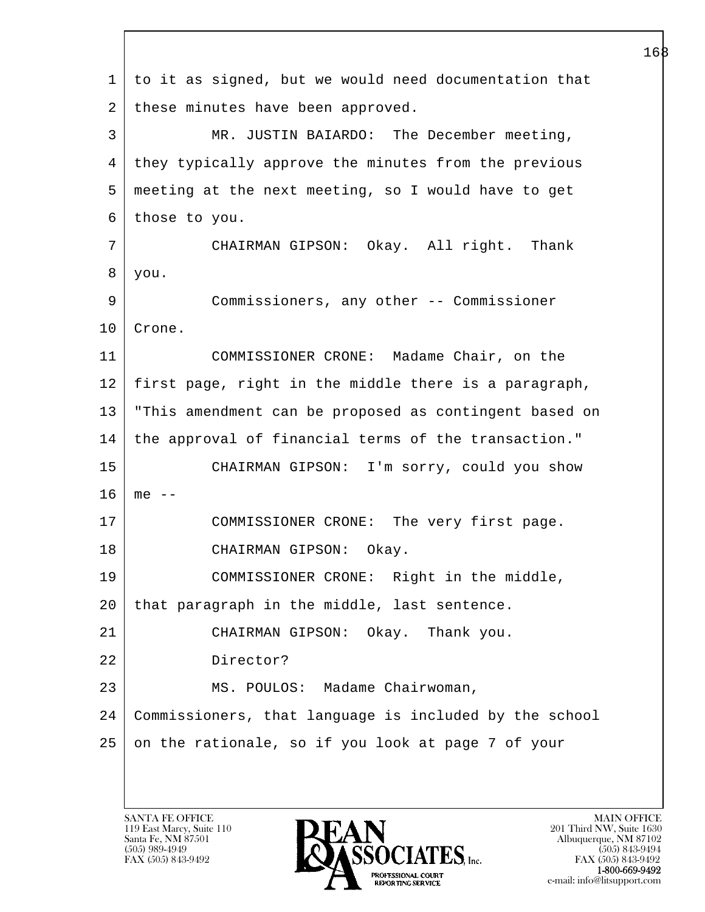to it as signed, but we would need documentation that these minutes have been approved.

MR. JUSTIN BAIARDO: The December meeting, they typically approve the minutes from the previous meeting at the next meeting, so I would have to get those to you.

CHAIRMAN GIPSON: Okay. All right. Thank you.

Commissioners, any other -- Commissioner Crone.

COMMISSIONER CRONE: Madame Chair, on the first page, right in the middle there is a paragraph, "This amendment can be proposed as contingent based on the approval of financial terms of the transaction."

CHAIRMAN GIPSON: I'm sorry, could you show me --

COMMISSIONER CRONE: The very first page.

CHAIRMAN GIPSON: Okay.

COMMISSIONER CRONE: Right in the middle, that paragraph in the middle, last sentence.

CHAIRMAN GIPSON: Okay. Thank you.

Director?

MS. POULOS: Madame Chairwoman, Commissioners, that language is included by the school on the rationale, so if you look at page 7 of your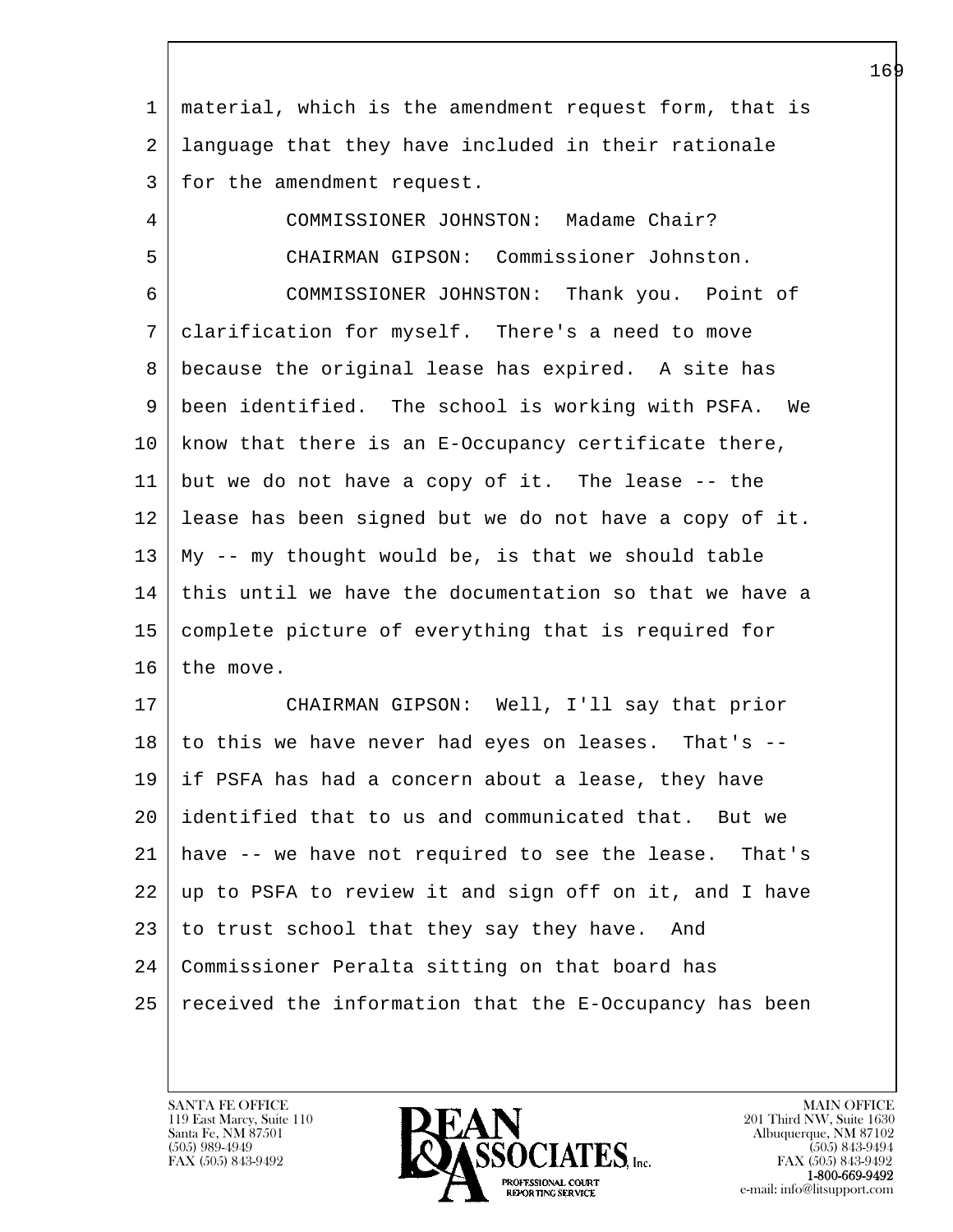material, which is the amendment request form, that is language that they have included in their rationale for the amendment request.

COMMISSIONER JOHNSTON: Madame Chair?

CHAIRMAN GIPSON: Commissioner Johnston.

COMMISSIONER JOHNSTON: Thank you. Point of clarification for myself. There's a need to move because the original lease has expired. A site has been identified. The school is working with PSFA. We know that there is an E-Occupancy certificate there, but we do not have a copy of it. The lease -- the lease has been signed but we do not have a copy of it. My -- my thought would be, is that we should table this until we have the documentation so that we have a complete picture of everything that is required for the move.

CHAIRMAN GIPSON: Well, I'll say that prior to this we have never had eyes on leases. That's -- if PSFA has had a concern about a lease, they have identified that to us and communicated that. But we have -- we have not required to see the lease. That's up to PSFA to review it and sign off on it, and I have to trust school that they say they have. And Commissioner Peralta sitting on that board has received the information that the E-Occupancy has been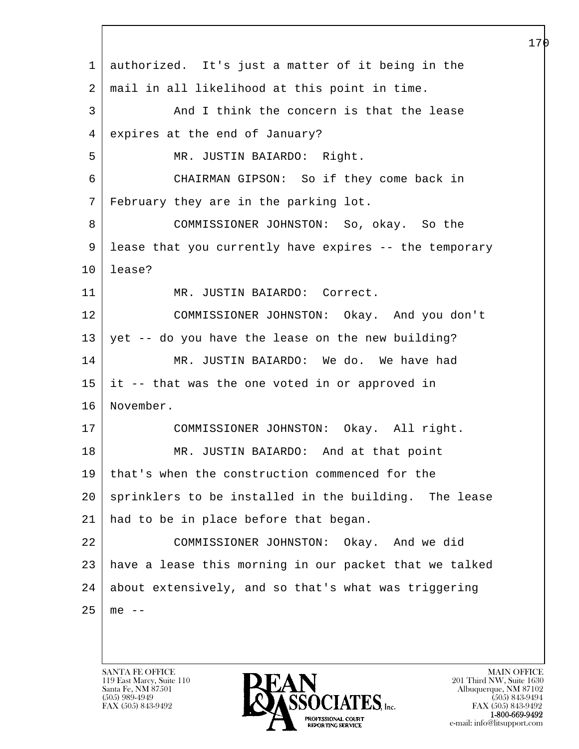authorized. It's just a matter of it being in the mail in all likelihood at this point in time.

And I think the concern is that the lease expires at the end of January?

MR. JUSTIN BAIARDO: Right.

CHAIRMAN GIPSON: So if they come back in February they are in the parking lot.

COMMISSIONER JOHNSTON: So, okay. So the lease that you currently have expires -- the temporary lease?

MR. JUSTIN BAIARDO: Correct.

COMMISSIONER JOHNSTON: Okay. And you don't yet -- do you have the lease on the new building?

MR. JUSTIN BAIARDO: We do. We have had it -- that was the one voted in or approved in November.

COMMISSIONER JOHNSTON: Okay. All right.

MR. JUSTIN BAIARDO: And at that point that's when the construction commenced for the sprinklers to be installed in the building. The lease had to be in place before that began.

COMMISSIONER JOHNSTON: Okay. And we did have a lease this morning in our packet that we talked about extensively, and so that's what was triggering me --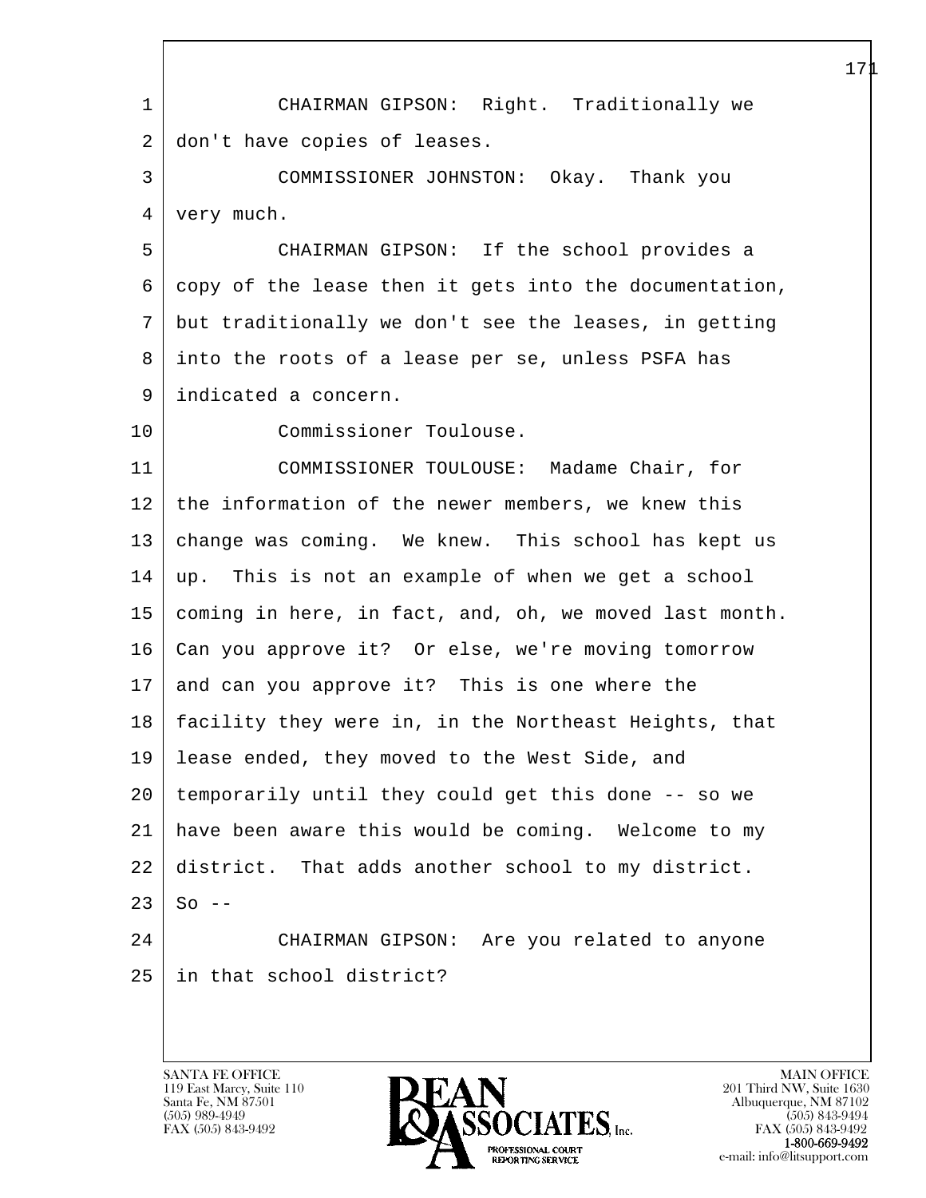CHAIRMAN GIPSON: Right. Traditionally we don't have copies of leases.

COMMISSIONER JOHNSTON: Okay. Thank you very much.

CHAIRMAN GIPSON: If the school provides a copy of the lease then it gets into the documentation, but traditionally we don't see the leases, in getting into the roots of a lease per se, unless PSFA has indicated a concern.

Commissioner Toulouse.

COMMISSIONER TOULOUSE: Madame Chair, for the information of the newer members, we knew this change was coming. We knew. This school has kept us up. This is not an example of when we get a school coming in here, in fact, and, oh, we moved last month. Can you approve it? Or else, we're moving tomorrow and can you approve it? This is one where the facility they were in, in the Northeast Heights, that lease ended, they moved to the West Side, and temporarily until they could get this done -- so we have been aware this would be coming. Welcome to my district. That adds another school to my district. So --

CHAIRMAN GIPSON: Are you related to anyone in that school district?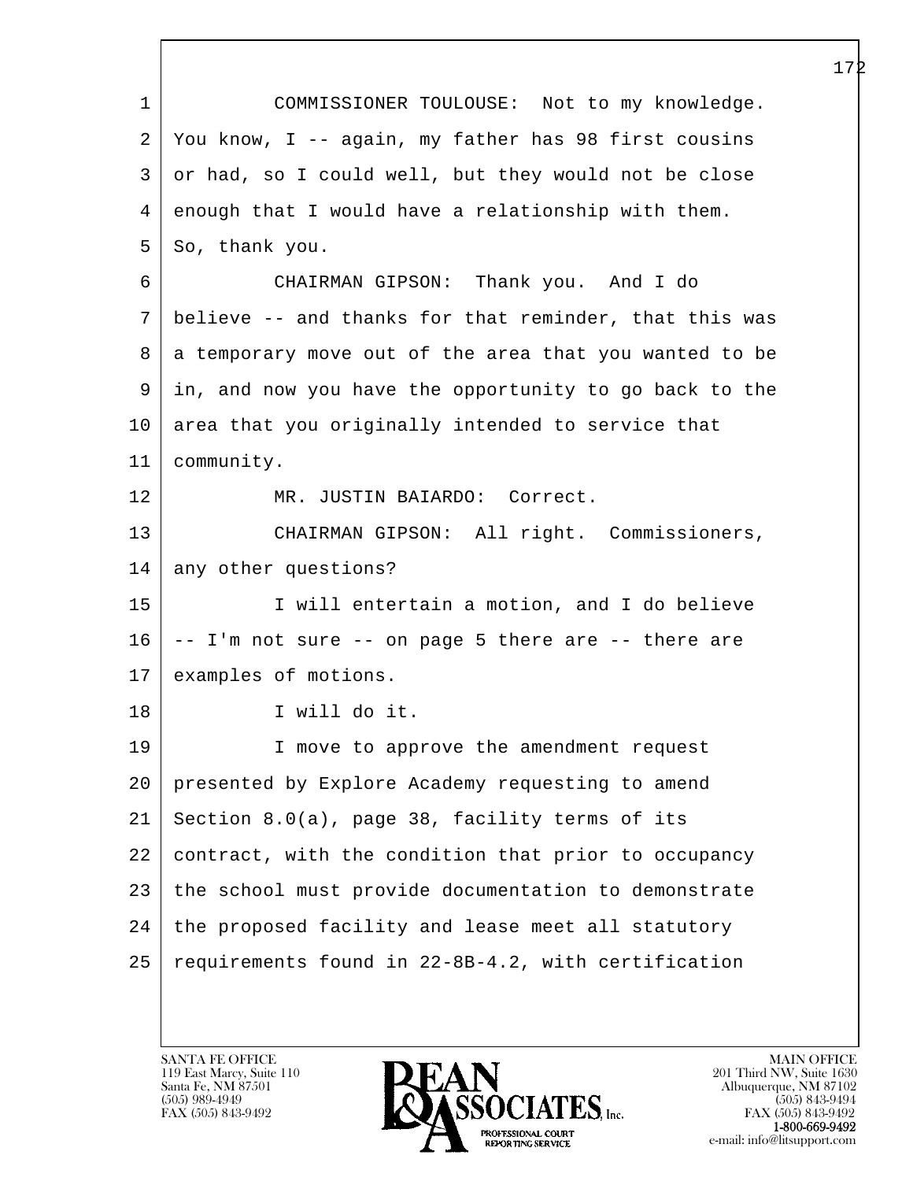COMMISSIONER TOULOUSE: Not to my knowledge. You know, I -- again, my father has 98 first cousins or had, so I could well, but they would not be close enough that I would have a relationship with them. So, thank you.

CHAIRMAN GIPSON: Thank you. And I do believe -- and thanks for that reminder, that this was a temporary move out of the area that you wanted to be in, and now you have the opportunity to go back to the area that you originally intended to service that community.

MR. JUSTIN BAIARDO: Correct.

CHAIRMAN GIPSON: All right. Commissioners, any other questions?

I will entertain a motion, and I do believe -- I'm not sure -- on page 5 there are -- there are examples of motions.

I will do it.

I move to approve the amendment request presented by Explore Academy requesting to amend Section 8.0(a), page 38, facility terms of its contract, with the condition that prior to occupancy the school must provide documentation to demonstrate the proposed facility and lease meet all statutory requirements found in 22-8B-4.2, with certification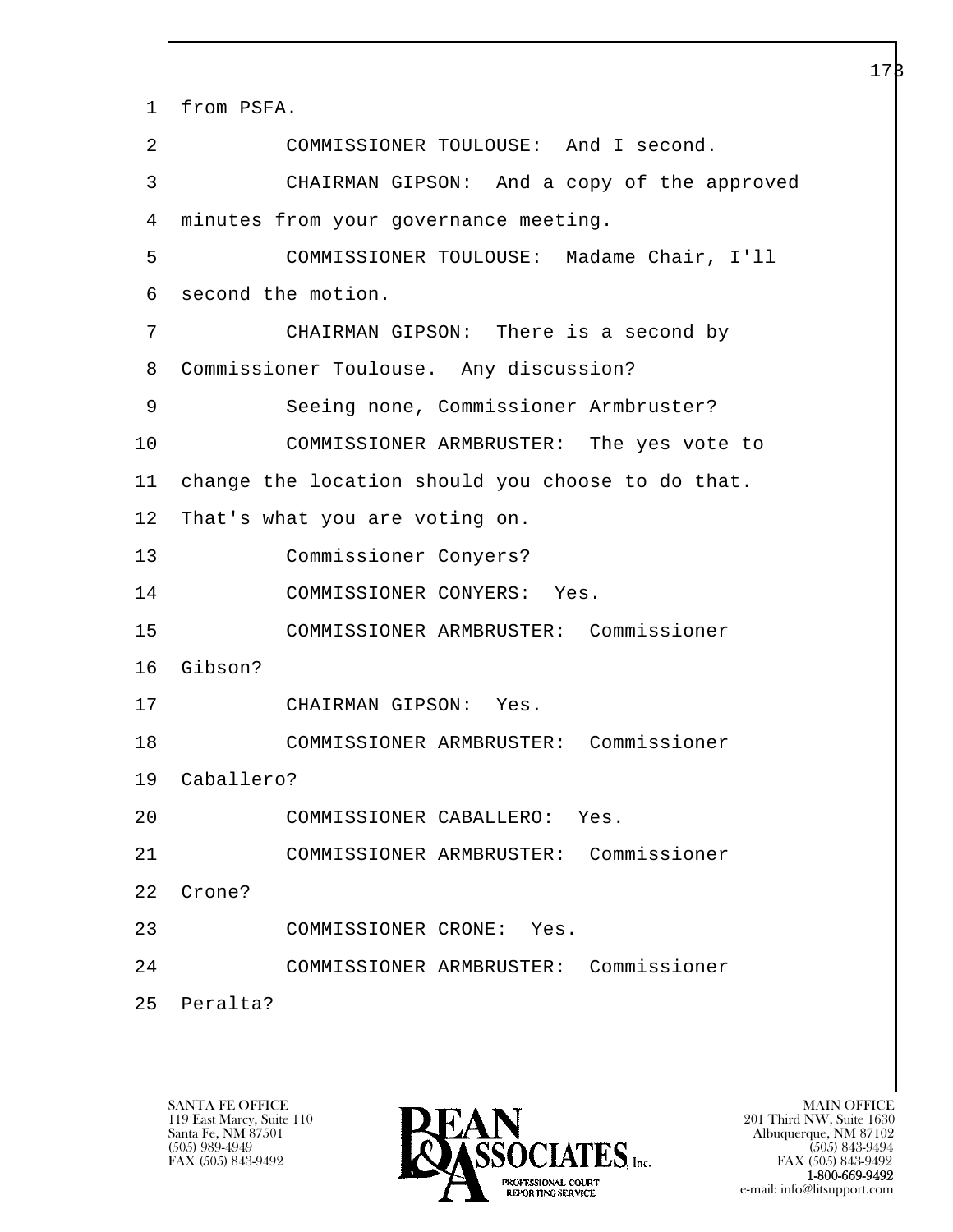1 from PSFA.

2 COMMISSIONER TOULOUSE: And I second.

3 CHAIRMAN GIPSON: And a copy of the approved

4 minutes from your governance meeting.

5 COMMISSIONER TOULOUSE: Madame Chair, I'll

6 second the motion.

7 CHAIRMAN GIPSON: There is a second by

8 Commissioner Toulouse. Any discussion?

9 Seeing none, Commissioner Armbruster?

10 COMMISSIONER ARMBRUSTER: The yes vote to

11 change the location should you choose to do that.

12 That's what you are voting on.

13 Commissioner Conyers?

14 COMMISSIONER CONYERS: Yes.

15 COMMISSIONER ARMBRUSTER: Commissioner

16 Gibson?

17 CHAIRMAN GIPSON: Yes.

18 COMMISSIONER ARMBRUSTER: Commissioner

19 Caballero?

20 COMMISSIONER CABALLERO: Yes.

21 COMMISSIONER ARMBRUSTER: Commissioner

22 Crone?

23 COMMISSIONER CRONE: Yes.

24 COMMISSIONER ARMBRUSTER: Commissioner

25 Peralta?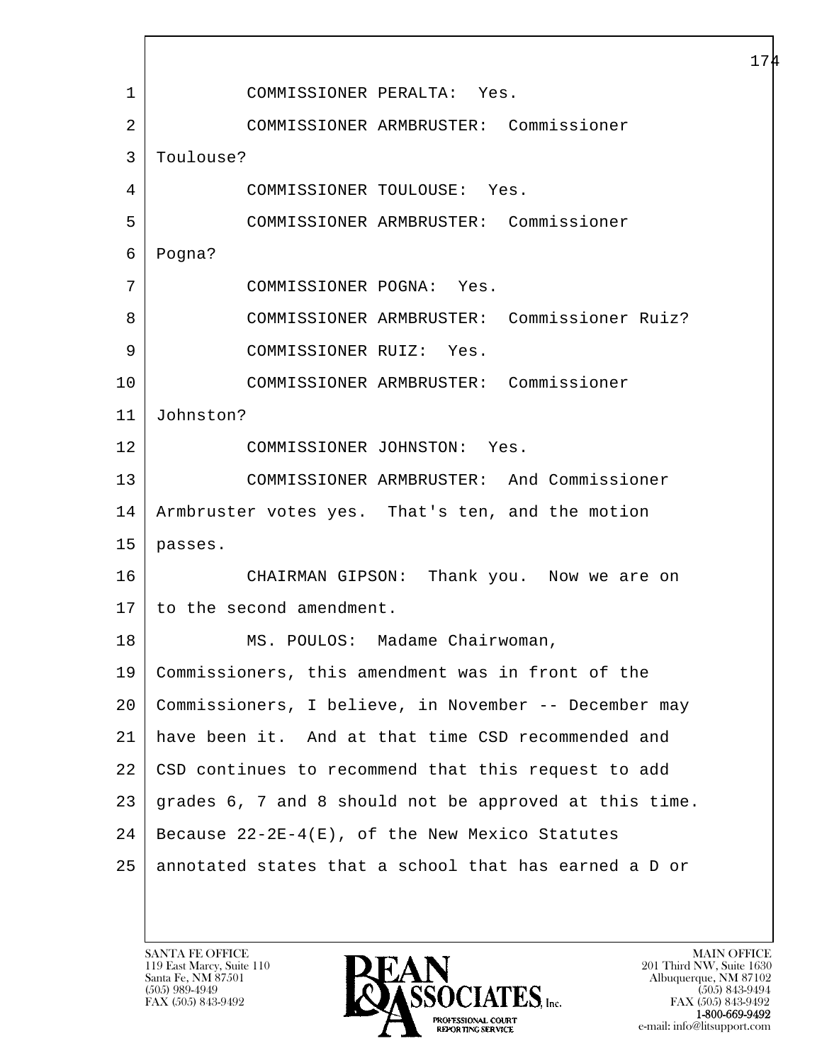COMMISSIONER PERALTA: Yes.

COMMISSIONER ARMBRUSTER: Commissioner Toulouse?

COMMISSIONER TOULOUSE: Yes.

COMMISSIONER ARMBRUSTER: Commissioner Pogna?

COMMISSIONER POGNA: Yes.

COMMISSIONER ARMBRUSTER: Commissioner Ruiz?

COMMISSIONER RUIZ: Yes.

COMMISSIONER ARMBRUSTER: Commissioner Johnston?

COMMISSIONER JOHNSTON: Yes.

COMMISSIONER ARMBRUSTER: And Commissioner Armbruster votes yes. That's ten, and the motion passes.

CHAIRMAN GIPSON: Thank you. Now we are on to the second amendment.

MS. POULOS: Madame Chairwoman, Commissioners, this amendment was in front of the Commissioners, I believe, in November -- December may have been it. And at that time CSD recommended and CSD continues to recommend that this request to add grades 6, 7 and 8 should not be approved at this time. Because 22-2E-4(E), of the New Mexico Statutes annotated states that a school that has earned a D or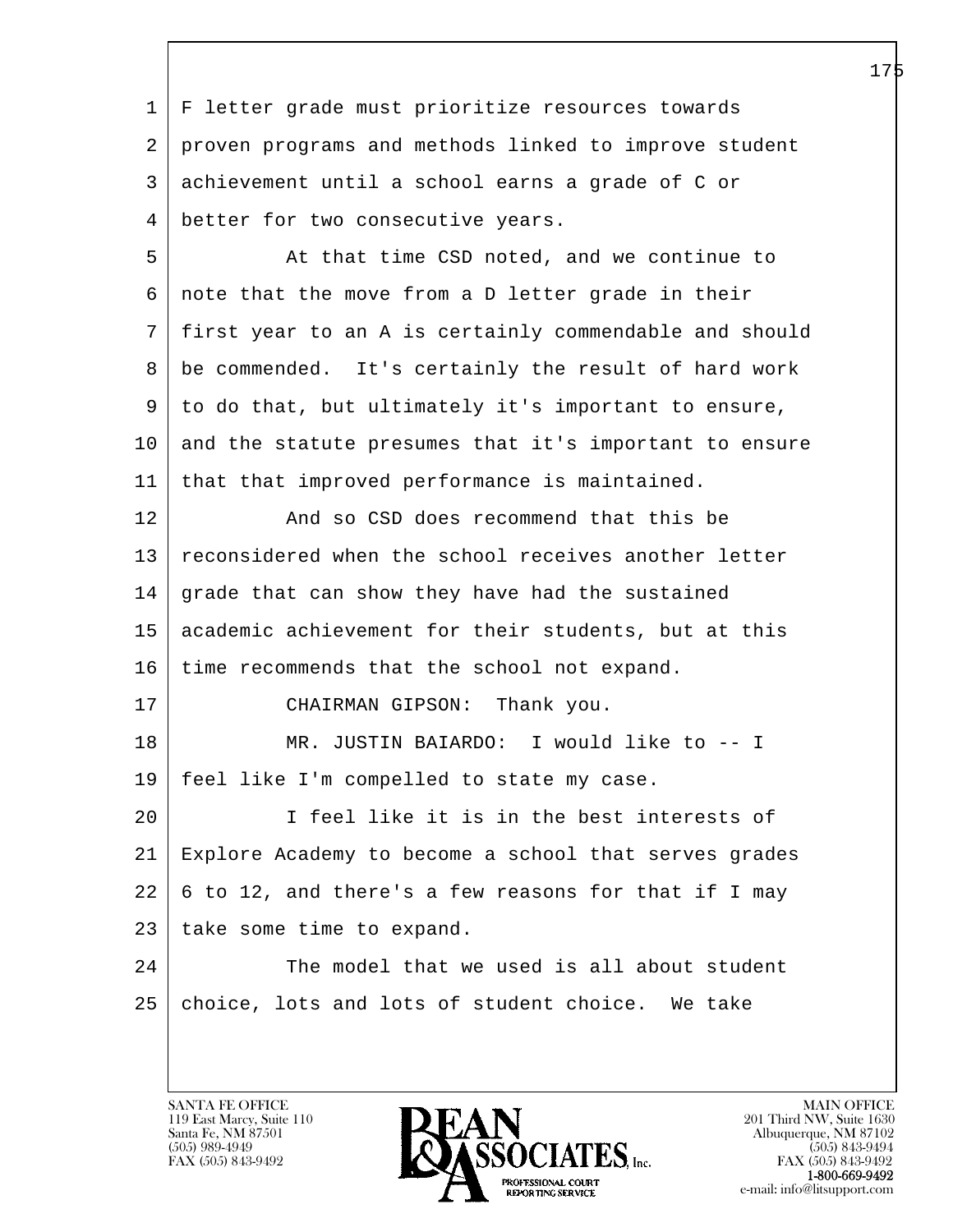F letter grade must prioritize resources towards proven programs and methods linked to improve student achievement until a school earns a grade of C or better for two consecutive years.

At that time CSD noted, and we continue to note that the move from a D letter grade in their first year to an A is certainly commendable and should be commended. It's certainly the result of hard work to do that, but ultimately it's important to ensure, and the statute presumes that it's important to ensure that that improved performance is maintained.

And so CSD does recommend that this be reconsidered when the school receives another letter grade that can show they have had the sustained academic achievement for their students, but at this time recommends that the school not expand.

CHAIRMAN GIPSON: Thank you.

MR. JUSTIN BAIARDO: I would like to -- I feel like I'm compelled to state my case.

I feel like it is in the best interests of Explore Academy to become a school that serves grades 6 to 12, and there's a few reasons for that if I may take some time to expand.

The model that we used is all about student choice, lots and lots of student choice. We take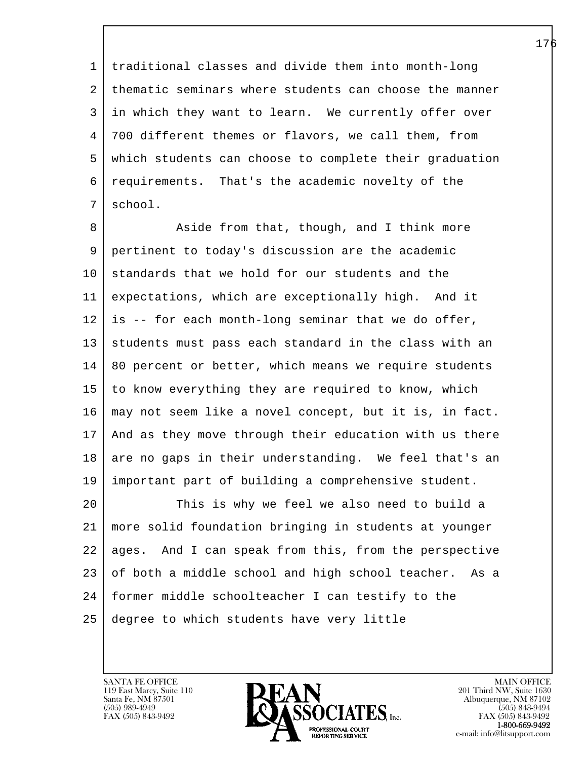traditional classes and divide them into month-long thematic seminars where students can choose the manner in which they want to learn. We currently offer over 700 different themes or flavors, we call them, from which students can choose to complete their graduation requirements. That's the academic novelty of the school.

Aside from that, though, and I think more pertinent to today's discussion are the academic standards that we hold for our students and the expectations, which are exceptionally high. And it is -- for each month-long seminar that we do offer, students must pass each standard in the class with an 80 percent or better, which means we require students to know everything they are required to know, which may not seem like a novel concept, but it is, in fact. And as they move through their education with us there are no gaps in their understanding. We feel that's an important part of building a comprehensive student.

This is why we feel we also need to build a more solid foundation bringing in students at younger ages. And I can speak from this, from the perspective of both a middle school and high school teacher. As a former middle schoolteacher I can testify to the degree to which students have very little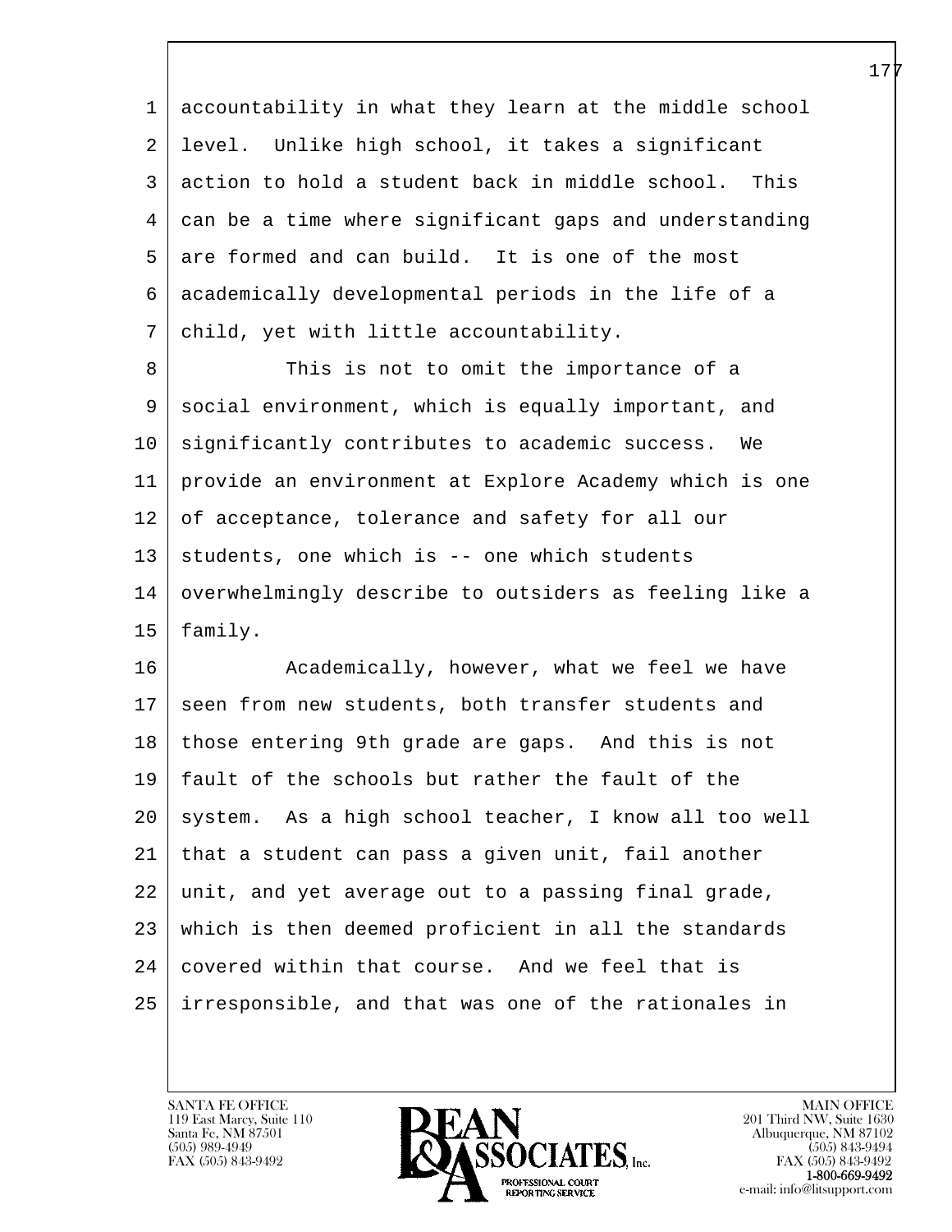accountability in what they learn at the middle school level. Unlike high school, it takes a significant action to hold a student back in middle school. This can be a time where significant gaps and understanding are formed and can build. It is one of the most academically developmental periods in the life of a child, yet with little accountability.

This is not to omit the importance of a social environment, which is equally important, and significantly contributes to academic success. We provide an environment at Explore Academy which is one of acceptance, tolerance and safety for all our students, one which is -- one which students overwhelmingly describe to outsiders as feeling like a family.

Academically, however, what we feel we have seen from new students, both transfer students and those entering 9th grade are gaps. And this is not fault of the schools but rather the fault of the system. As a high school teacher, I know all too well that a student can pass a given unit, fail another unit, and yet average out to a passing final grade, which is then deemed proficient in all the standards covered within that course. And we feel that is irresponsible, and that was one of the rationales in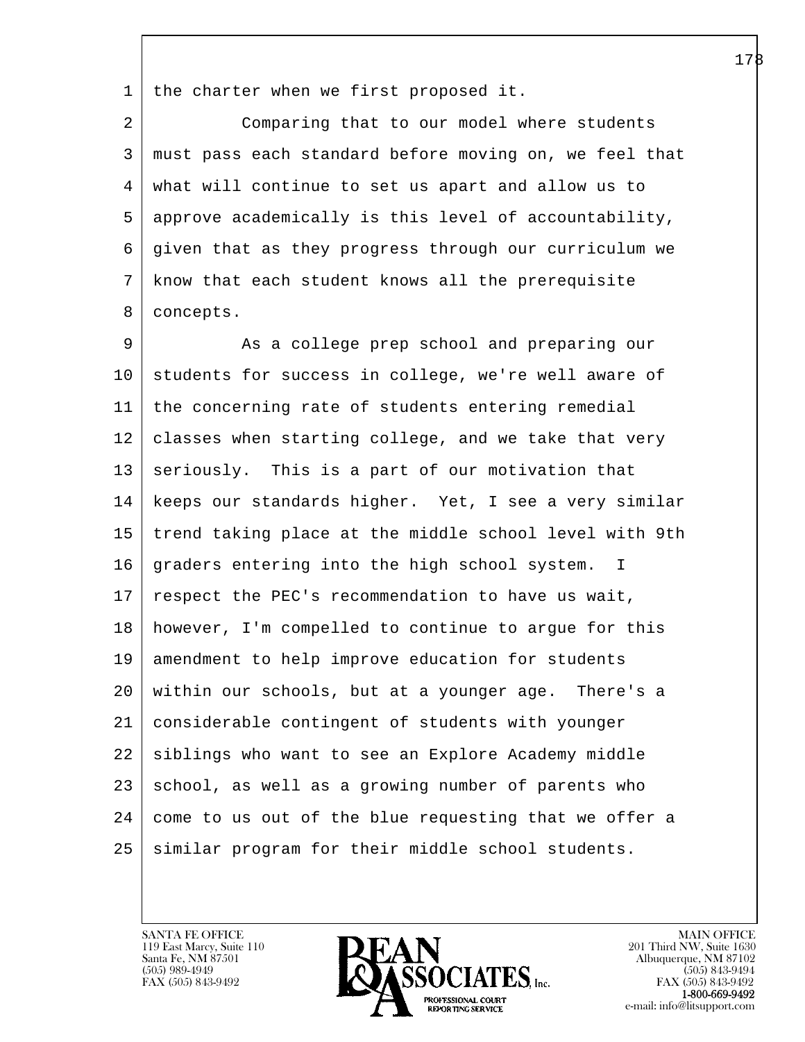the charter when we first proposed it.

Comparing that to our model where students must pass each standard before moving on, we feel that what will continue to set us apart and allow us to approve academically is this level of accountability, given that as they progress through our curriculum we know that each student knows all the prerequisite concepts.

As a college prep school and preparing our students for success in college, we're well aware of the concerning rate of students entering remedial classes when starting college, and we take that very seriously. This is a part of our motivation that keeps our standards higher. Yet, I see a very similar trend taking place at the middle school level with 9th graders entering into the high school system. I respect the PEC's recommendation to have us wait, however, I'm compelled to continue to argue for this amendment to help improve education for students within our schools, but at a younger age. There's a considerable contingent of students with younger siblings who want to see an Explore Academy middle school, as well as a growing number of parents who come to us out of the blue requesting that we offer a similar program for their middle school students.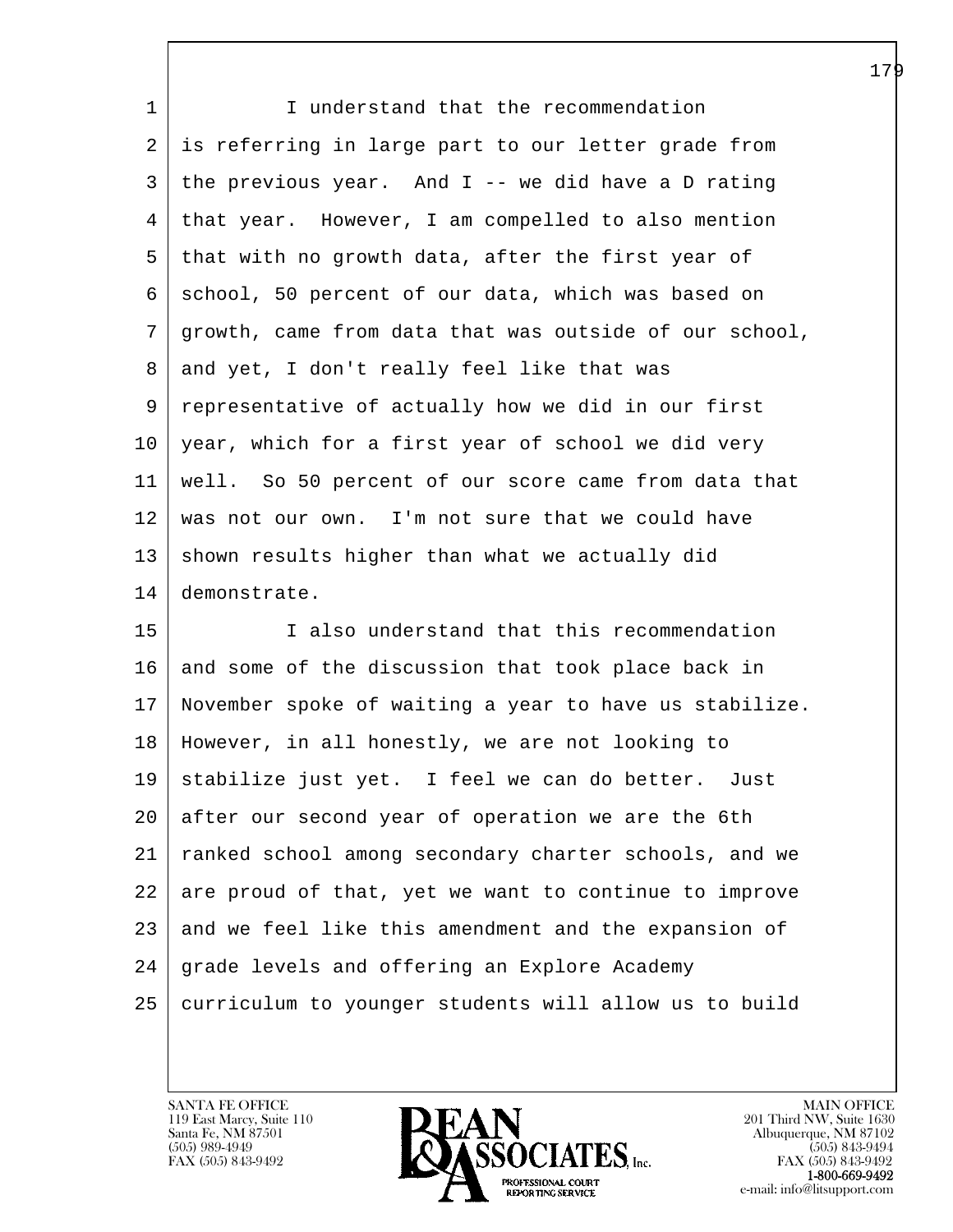I understand that the recommendation is referring in large part to our letter grade from the previous year. And I -- we did have a D rating that year. However, I am compelled to also mention that with no growth data, after the first year of school, 50 percent of our data, which was based on growth, came from data that was outside of our school, and yet, I don't really feel like that was representative of actually how we did in our first year, which for a first year of school we did very well. So 50 percent of our score came from data that was not our own. I'm not sure that we could have shown results higher than what we actually did demonstrate.

I also understand that this recommendation and some of the discussion that took place back in November spoke of waiting a year to have us stabilize. However, in all honestly, we are not looking to stabilize just yet. I feel we can do better. Just after our second year of operation we are the 6th ranked school among secondary charter schools, and we are proud of that, yet we want to continue to improve and we feel like this amendment and the expansion of grade levels and offering an Explore Academy curriculum to younger students will allow us to build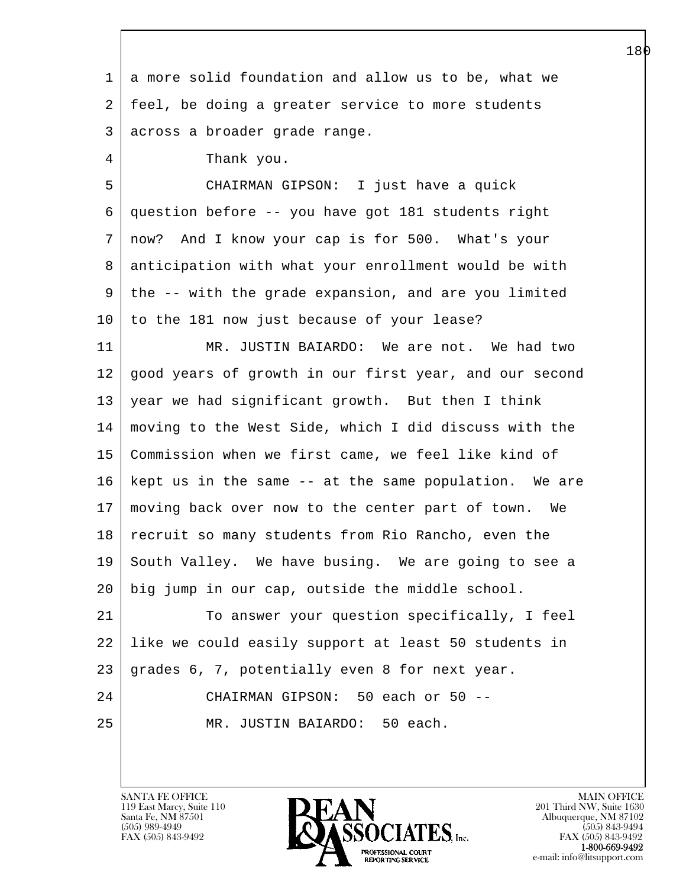a more solid foundation and allow us to be, what we feel, be doing a greater service to more students across a broader grade range.

Thank you.

CHAIRMAN GIPSON: I just have a quick question before -- you have got 181 students right now? And I know your cap is for 500. What's your anticipation with what your enrollment would be with the -- with the grade expansion, and are you limited to the 181 now just because of your lease?

MR. JUSTIN BAIARDO: We are not. We had two good years of growth in our first year, and our second year we had significant growth. But then I think moving to the West Side, which I did discuss with the Commission when we first came, we feel like kind of kept us in the same -- at the same population. We are moving back over now to the center part of town. We recruit so many students from Rio Rancho, even the South Valley. We have busing. We are going to see a big jump in our cap, outside the middle school.

To answer your question specifically, I feel like we could easily support at least 50 students in grades 6, 7, potentially even 8 for next year.

CHAIRMAN GIPSON: 50 each or 50 --

MR. JUSTIN BAIARDO: 50 each.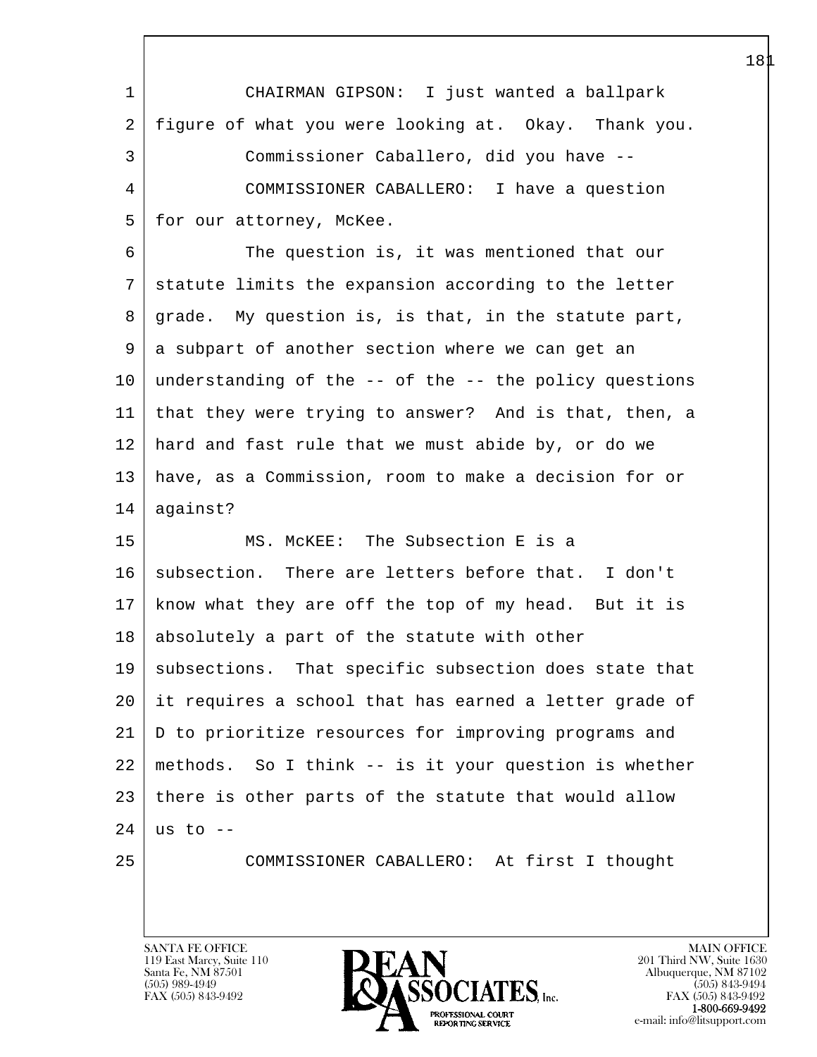CHAIRMAN GIPSON: I just wanted a ballpark figure of what you were looking at. Okay. Thank you.

Commissioner Caballero, did you have --

COMMISSIONER CABALLERO: I have a question for our attorney, McKee.

The question is, it was mentioned that our statute limits the expansion according to the letter grade. My question is, is that, in the statute part, a subpart of another section where we can get an understanding of the -- of the -- the policy questions that they were trying to answer? And is that, then, a hard and fast rule that we must abide by, or do we have, as a Commission, room to make a decision for or against?

MS. McKEE: The Subsection E is a subsection. There are letters before that. I don't know what they are off the top of my head. But it is absolutely a part of the statute with other subsections. That specific subsection does state that it requires a school that has earned a letter grade of D to prioritize resources for improving programs and methods. So I think -- is it your question is whether there is other parts of the statute that would allow us to --

COMMISSIONER CABALLERO: At first I thought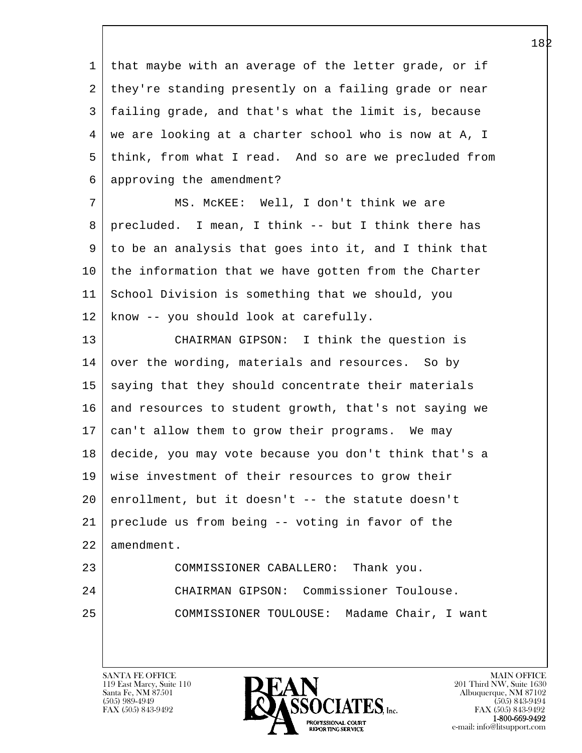that maybe with an average of the letter grade, or if they're standing presently on a failing grade or near failing grade, and that's what the limit is, because we are looking at a charter school who is now at A, I think, from what I read. And so are we precluded from approving the amendment?

MS. McKEE: Well, I don't think we are precluded. I mean, I think -- but I think there has to be an analysis that goes into it, and I think that the information that we have gotten from the Charter School Division is something that we should, you know -- you should look at carefully.

CHAIRMAN GIPSON: I think the question is over the wording, materials and resources. So by saying that they should concentrate their materials and resources to student growth, that's not saying we can't allow them to grow their programs. We may decide, you may vote because you don't think that's a wise investment of their resources to grow their enrollment, but it doesn't -- the statute doesn't preclude us from being -- voting in favor of the amendment.

COMMISSIONER CABALLERO: Thank you.

CHAIRMAN GIPSON: Commissioner Toulouse.

COMMISSIONER TOULOUSE: Madame Chair, I want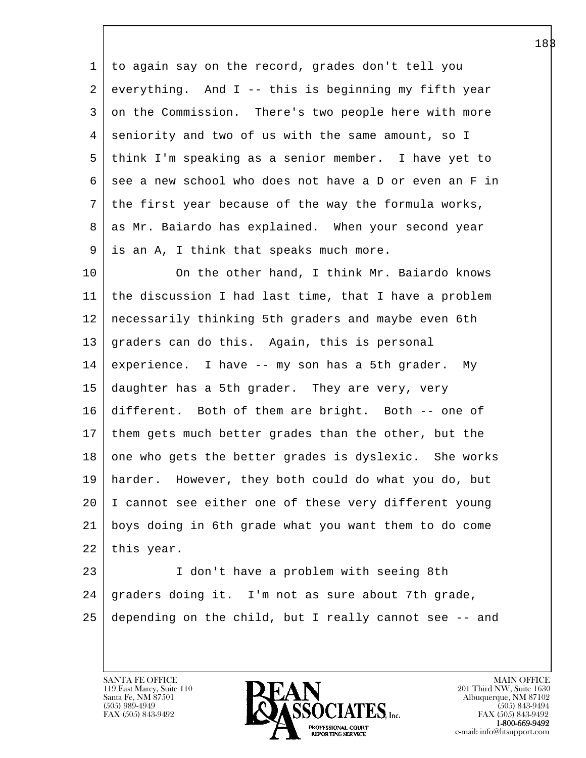to again say on the record, grades don't tell you everything. And I -- this is beginning my fifth year on the Commission. There's two people here with more seniority and two of us with the same amount, so I think I'm speaking as a senior member. I have yet to see a new school who does not have a D or even an F in the first year because of the way the formula works, as Mr. Baiardo has explained. When your second year is an A, I think that speaks much more.

On the other hand, I think Mr. Baiardo knows the discussion I had last time, that I have a problem necessarily thinking 5th graders and maybe even 6th graders can do this. Again, this is personal experience. I have -- my son has a 5th grader. My daughter has a 5th grader. They are very, very different. Both of them are bright. Both -- one of them gets much better grades than the other, but the one who gets the better grades is dyslexic. She works harder. However, they both could do what you do, but I cannot see either one of these very different young boys doing in 6th grade what you want them to do come this year.

I don't have a problem with seeing 8th graders doing it. I'm not as sure about 7th grade, depending on the child, but I really cannot see -- and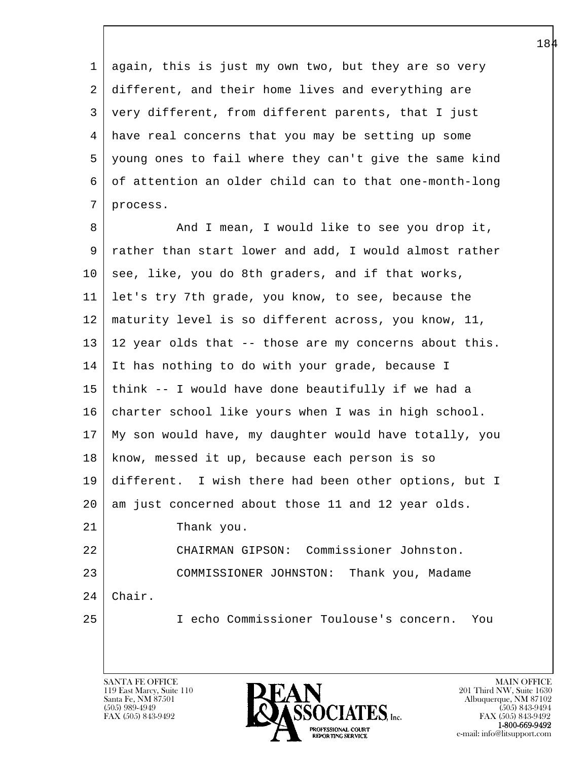again, this is just my own two, but they are so very different, and their home lives and everything are very different, from different parents, that I just have real concerns that you may be setting up some young ones to fail where they can't give the same kind of attention an older child can to that one-month-long process.

And I mean, I would like to see you drop it, rather than start lower and add, I would almost rather see, like, you do 8th graders, and if that works, let's try 7th grade, you know, to see, because the maturity level is so different across, you know, 11, 12 year olds that -- those are my concerns about this. It has nothing to do with your grade, because I think -- I would have done beautifully if we had a charter school like yours when I was in high school. My son would have, my daughter would have totally, you know, messed it up, because each person is so different. I wish there had been other options, but I am just concerned about those 11 and 12 year olds.

Thank you.

CHAIRMAN GIPSON: Commissioner Johnston.

COMMISSIONER JOHNSTON: Thank you, Madame Chair.

I echo Commissioner Toulouse's concern. You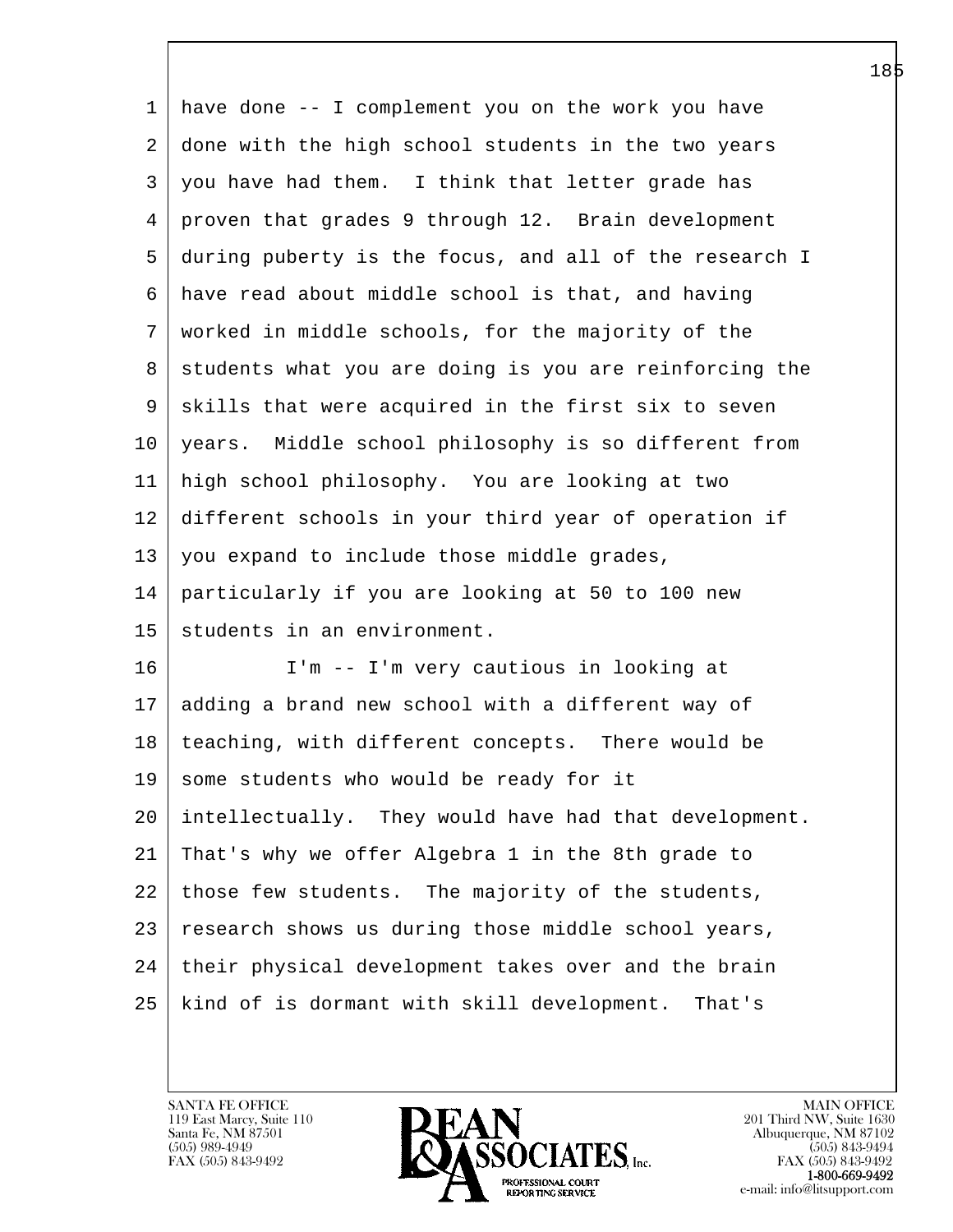have done -- I complement you on the work you have done with the high school students in the two years you have had them. I think that letter grade has proven that grades 9 through 12. Brain development during puberty is the focus, and all of the research I have read about middle school is that, and having worked in middle schools, for the majority of the students what you are doing is you are reinforcing the skills that were acquired in the first six to seven years. Middle school philosophy is so different from high school philosophy. You are looking at two different schools in your third year of operation if you expand to include those middle grades, particularly if you are looking at 50 to 100 new students in an environment.

I'm -- I'm very cautious in looking at adding a brand new school with a different way of teaching, with different concepts. There would be some students who would be ready for it intellectually. They would have had that development. That's why we offer Algebra 1 in the 8th grade to those few students. The majority of the students, research shows us during those middle school years, their physical development takes over and the brain kind of is dormant with skill development. That's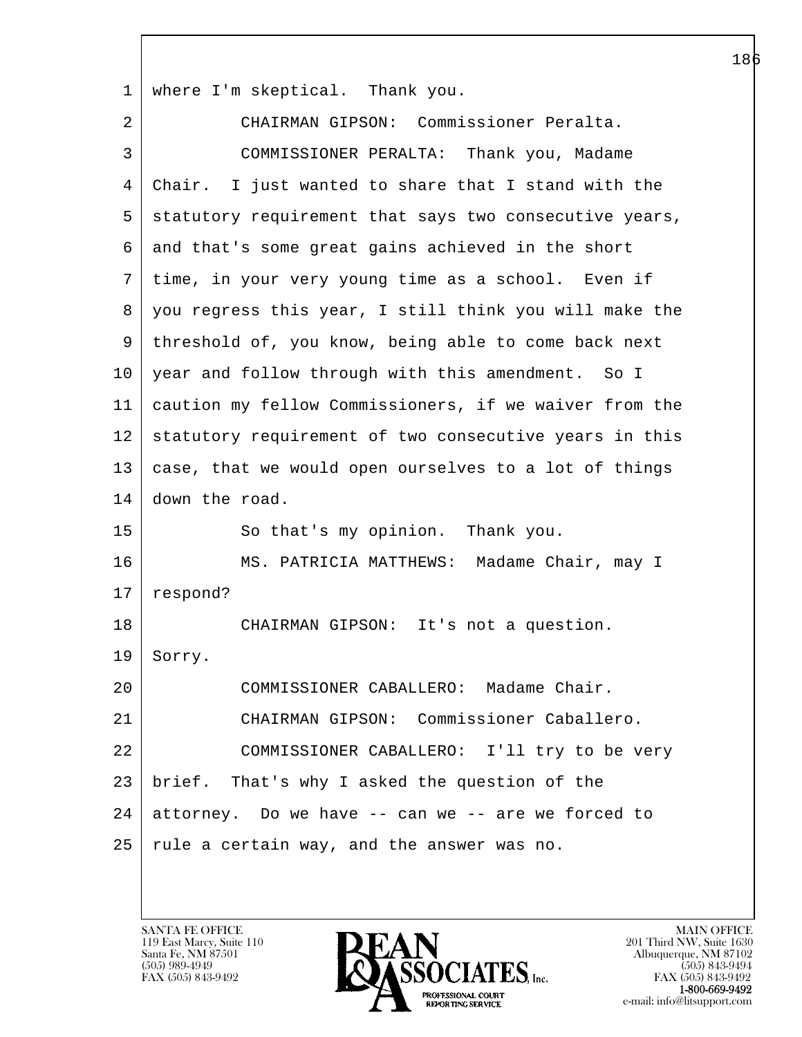where I'm skeptical. Thank you.

CHAIRMAN GIPSON: Commissioner Peralta.

COMMISSIONER PERALTA: Thank you, Madame Chair. I just wanted to share that I stand with the statutory requirement that says two consecutive years, and that's some great gains achieved in the short time, in your very young time as a school. Even if you regress this year, I still think you will make the threshold of, you know, being able to come back next year and follow through with this amendment. So I caution my fellow Commissioners, if we waiver from the statutory requirement of two consecutive years in this case, that we would open ourselves to a lot of things down the road.

So that's my opinion. Thank you.

MS. PATRICIA MATTHEWS: Madame Chair, may I respond?

CHAIRMAN GIPSON: It's not a question. Sorry.

COMMISSIONER CABALLERO: Madame Chair.

CHAIRMAN GIPSON: Commissioner Caballero.

COMMISSIONER CABALLERO: I'll try to be very brief. That's why I asked the question of the attorney. Do we have -- can we -- are we forced to rule a certain way, and the answer was no.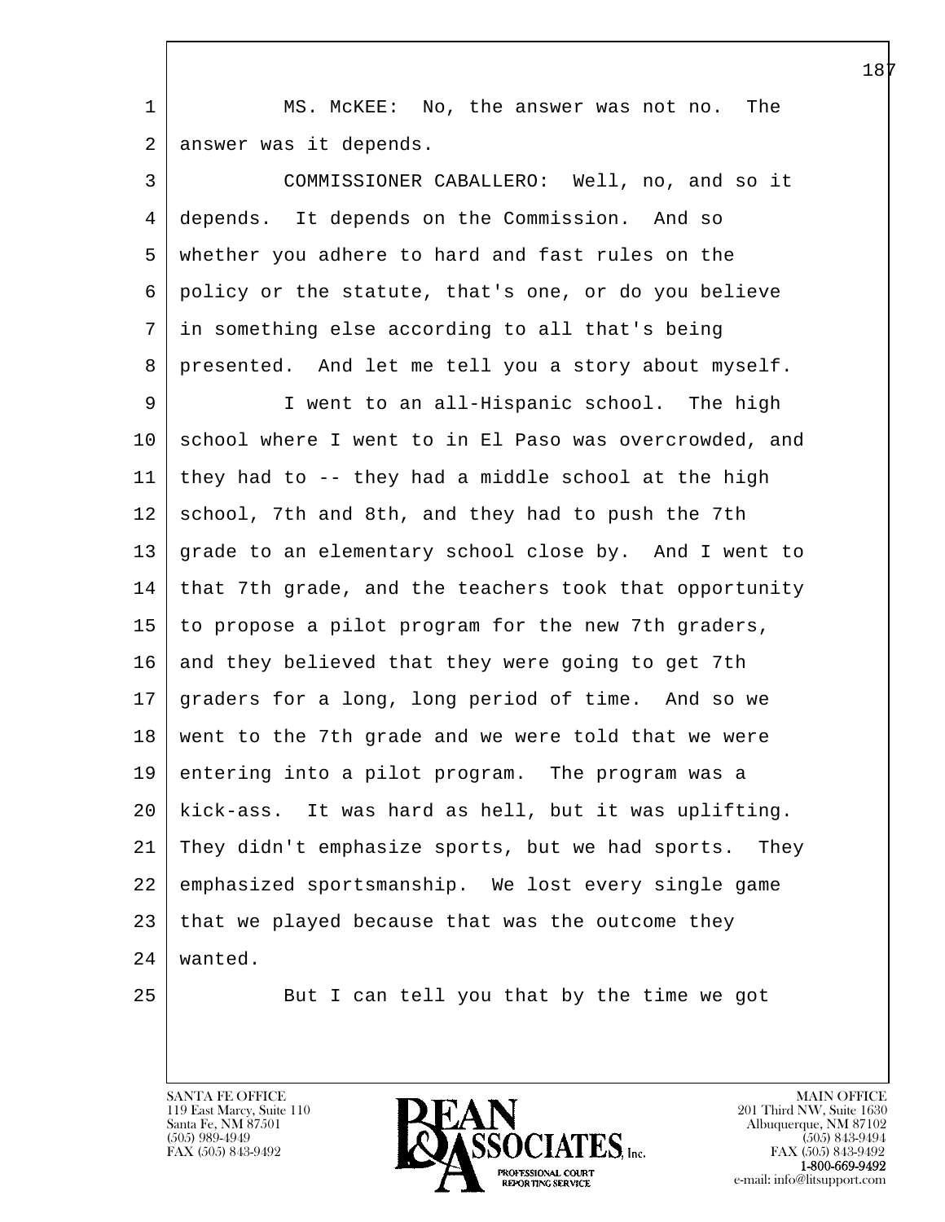MS. McKEE: No, the answer was not no. The answer was it depends.

COMMISSIONER CABALLERO: Well, no, and so it depends. It depends on the Commission. And so whether you adhere to hard and fast rules on the policy or the statute, that's one, or do you believe in something else according to all that's being presented. And let me tell you a story about myself.

I went to an all-Hispanic school. The high school where I went to in El Paso was overcrowded, and they had to -- they had a middle school at the high school, 7th and 8th, and they had to push the 7th grade to an elementary school close by. And I went to that 7th grade, and the teachers took that opportunity to propose a pilot program for the new 7th graders, and they believed that they were going to get 7th graders for a long, long period of time. And so we went to the 7th grade and we were told that we were entering into a pilot program. The program was a kick-ass. It was hard as hell, but it was uplifting. They didn't emphasize sports, but we had sports. They emphasized sportsmanship. We lost every single game that we played because that was the outcome they wanted.

But I can tell you that by the time we got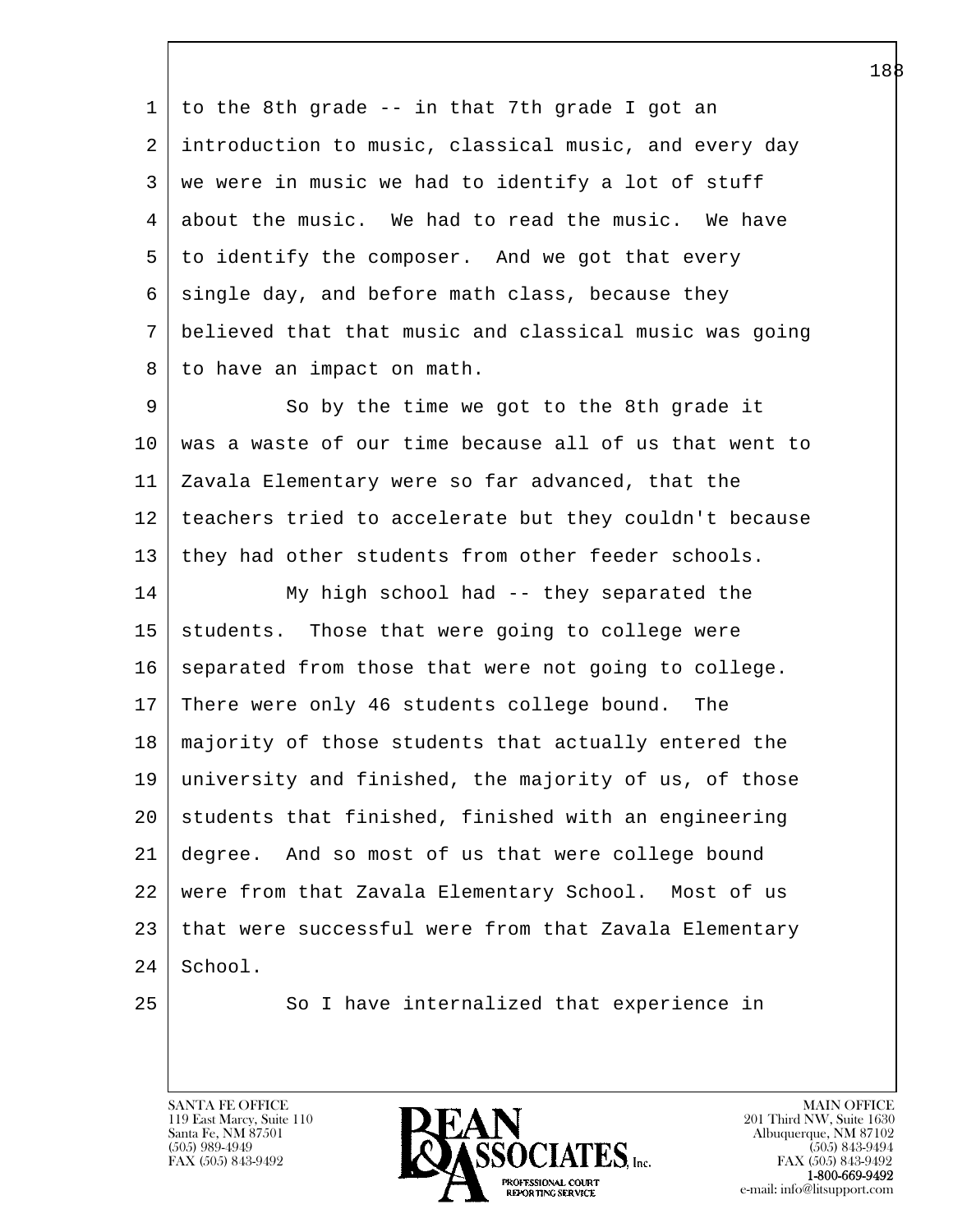to the 8th grade -- in that 7th grade I got an introduction to music, classical music, and every day we were in music we had to identify a lot of stuff about the music. We had to read the music. We have to identify the composer. And we got that every single day, and before math class, because they believed that that music and classical music was going to have an impact on math.

So by the time we got to the 8th grade it was a waste of our time because all of us that went to Zavala Elementary were so far advanced, that the teachers tried to accelerate but they couldn't because they had other students from other feeder schools.

My high school had -- they separated the students. Those that were going to college were separated from those that were not going to college. There were only 46 students college bound. The majority of those students that actually entered the university and finished, the majority of us, of those students that finished, finished with an engineering degree. And so most of us that were college bound were from that Zavala Elementary School. Most of us that were successful were from that Zavala Elementary School.

So I have internalized that experience in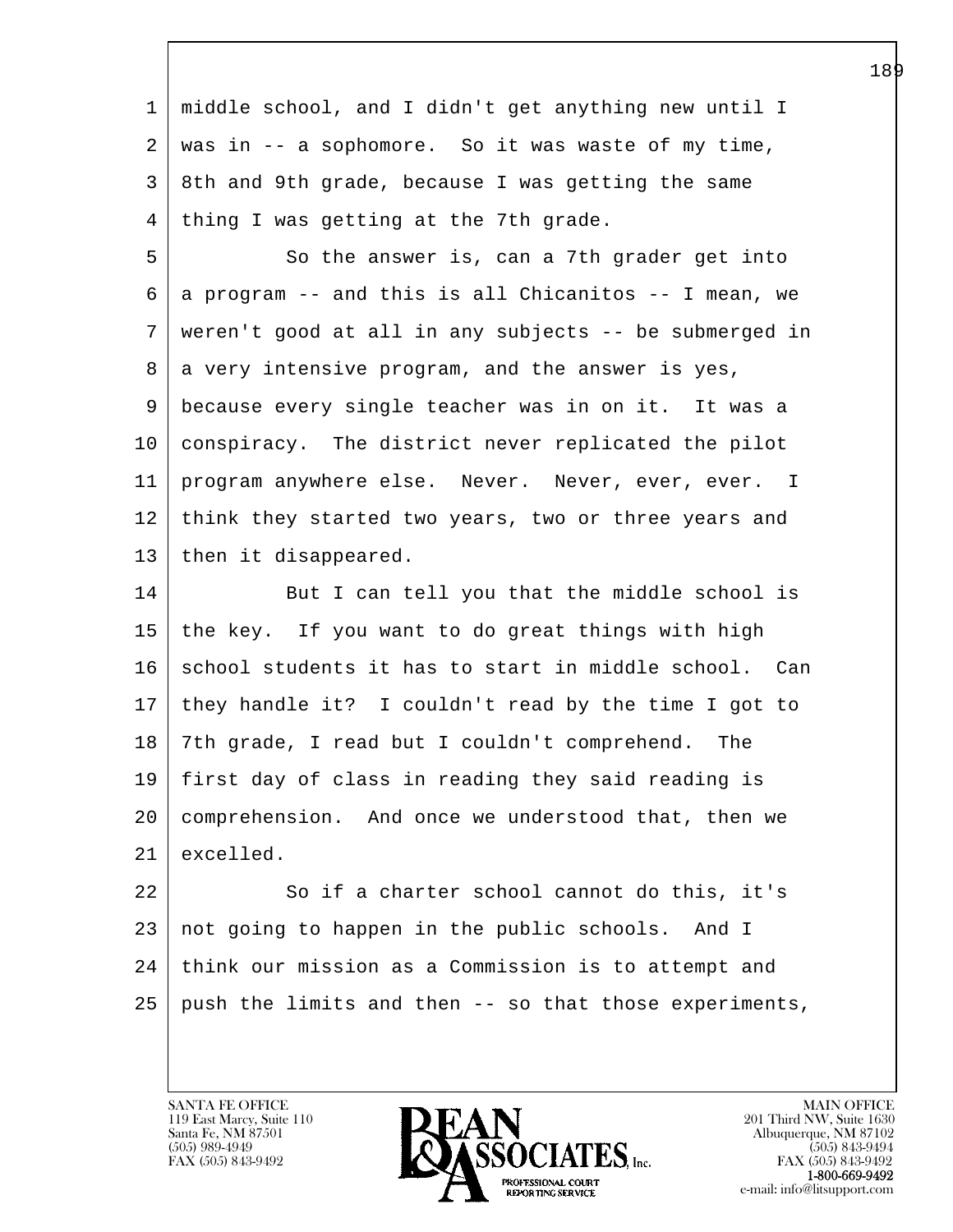middle school, and I didn't get anything new until I was in -- a sophomore. So it was waste of my time, 8th and 9th grade, because I was getting the same thing I was getting at the 7th grade.

So the answer is, can a 7th grader get into a program -- and this is all Chicanitos -- I mean, we weren't good at all in any subjects -- be submerged in a very intensive program, and the answer is yes, because every single teacher was in on it. It was a conspiracy. The district never replicated the pilot program anywhere else. Never. Never, ever, ever. I think they started two years, two or three years and then it disappeared.

But I can tell you that the middle school is the key. If you want to do great things with high school students it has to start in middle school. Can they handle it? I couldn't read by the time I got to 7th grade, I read but I couldn't comprehend. The first day of class in reading they said reading is comprehension. And once we understood that, then we excelled.

So if a charter school cannot do this, it's not going to happen in the public schools. And I think our mission as a Commission is to attempt and push the limits and then -- so that those experiments,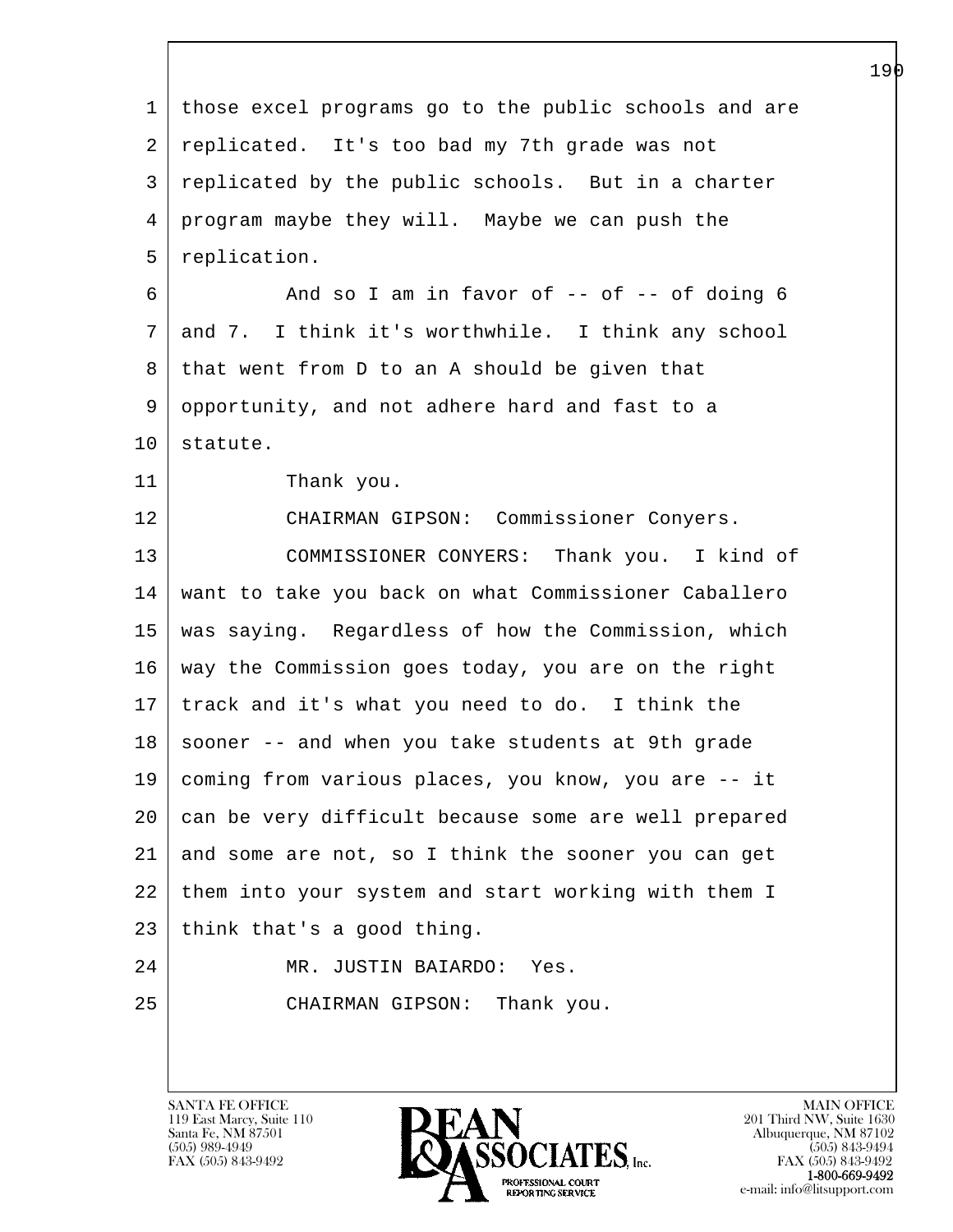those excel programs go to the public schools and are replicated. It's too bad my 7th grade was not replicated by the public schools. But in a charter program maybe they will. Maybe we can push the replication.

And so I am in favor of -- of -- of doing 6 and 7. I think it's worthwhile. I think any school that went from D to an A should be given that opportunity, and not adhere hard and fast to a statute.

Thank you.

CHAIRMAN GIPSON: Commissioner Conyers.

COMMISSIONER CONYERS: Thank you. I kind of want to take you back on what Commissioner Caballero was saying. Regardless of how the Commission, which way the Commission goes today, you are on the right track and it's what you need to do. I think the sooner -- and when you take students at 9th grade coming from various places, you know, you are -- it can be very difficult because some are well prepared and some are not, so I think the sooner you can get them into your system and start working with them I think that's a good thing.

MR. JUSTIN BAIARDO: Yes.

CHAIRMAN GIPSON: Thank you.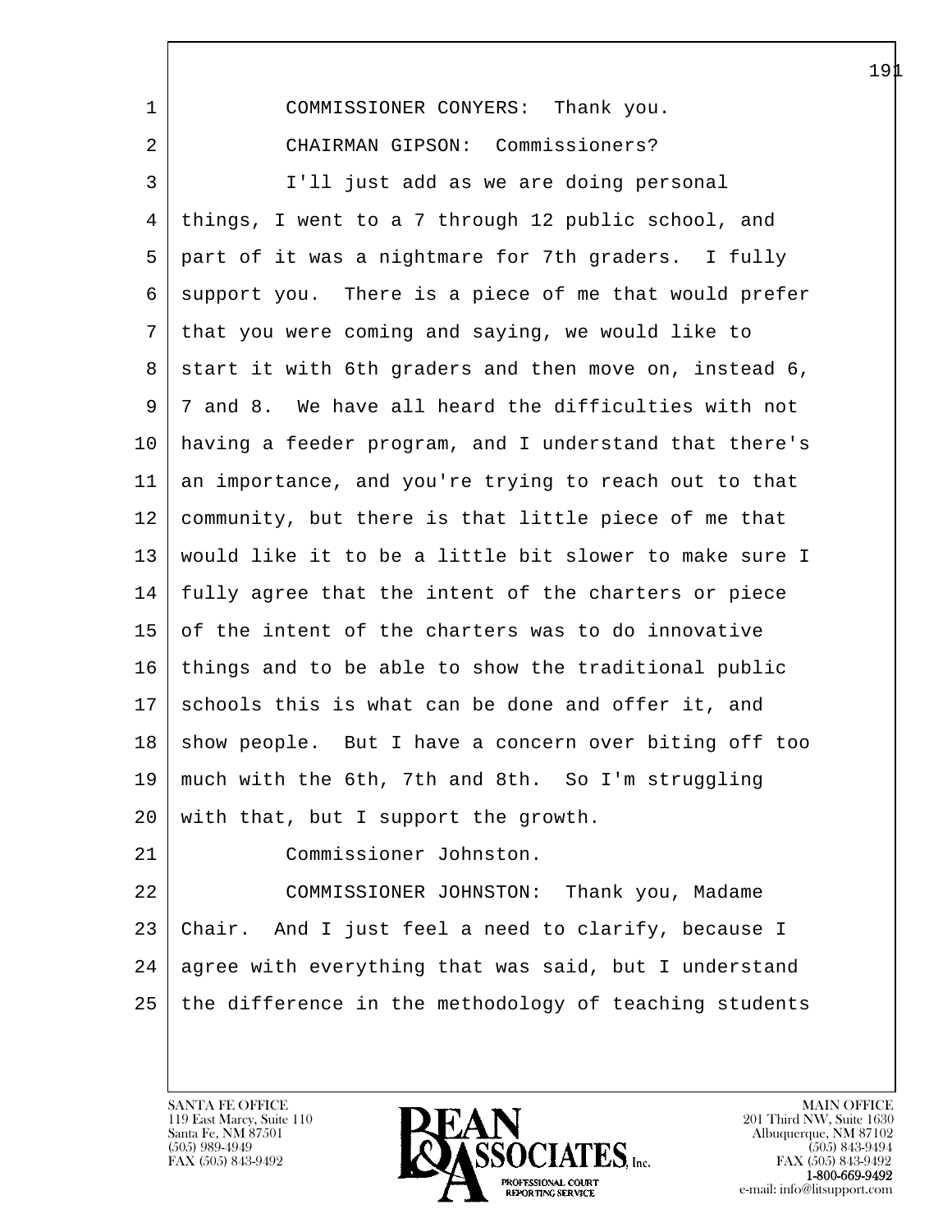1 COMMISSIONER CONYERS: Thank you.

2 CHAIRMAN GIPSON: Commissioners?

3 I'll just add as we are doing personal
4 things, I went to a 7 through 12 public school, and
5 part of it was a nightmare for 7th graders. I fully
6 support you. There is a piece of me that would prefer
7 that you were coming and saying, we would like to
8 start it with 6th graders and then move on, instead 6,
9 7 and 8. We have all heard the difficulties with not
10 having a feeder program, and I understand that there's
11 an importance, and you're trying to reach out to that
12 community, but there is that little piece of me that
13 would like it to be a little bit slower to make sure I
14 fully agree that the intent of the charters or piece
15 of the intent of the charters was to do innovative
16 things and to be able to show the traditional public
17 schools this is what can be done and offer it, and
18 show people. But I have a concern over biting off too
19 much with the 6th, 7th and 8th. So I'm struggling
20 with that, but I support the growth.

21 Commissioner Johnston.

22 COMMISSIONER JOHNSTON: Thank you, Madame
23 Chair. And I just feel a need to clarify, because I
24 agree with everything that was said, but I understand
25 the difference in the methodology of teaching students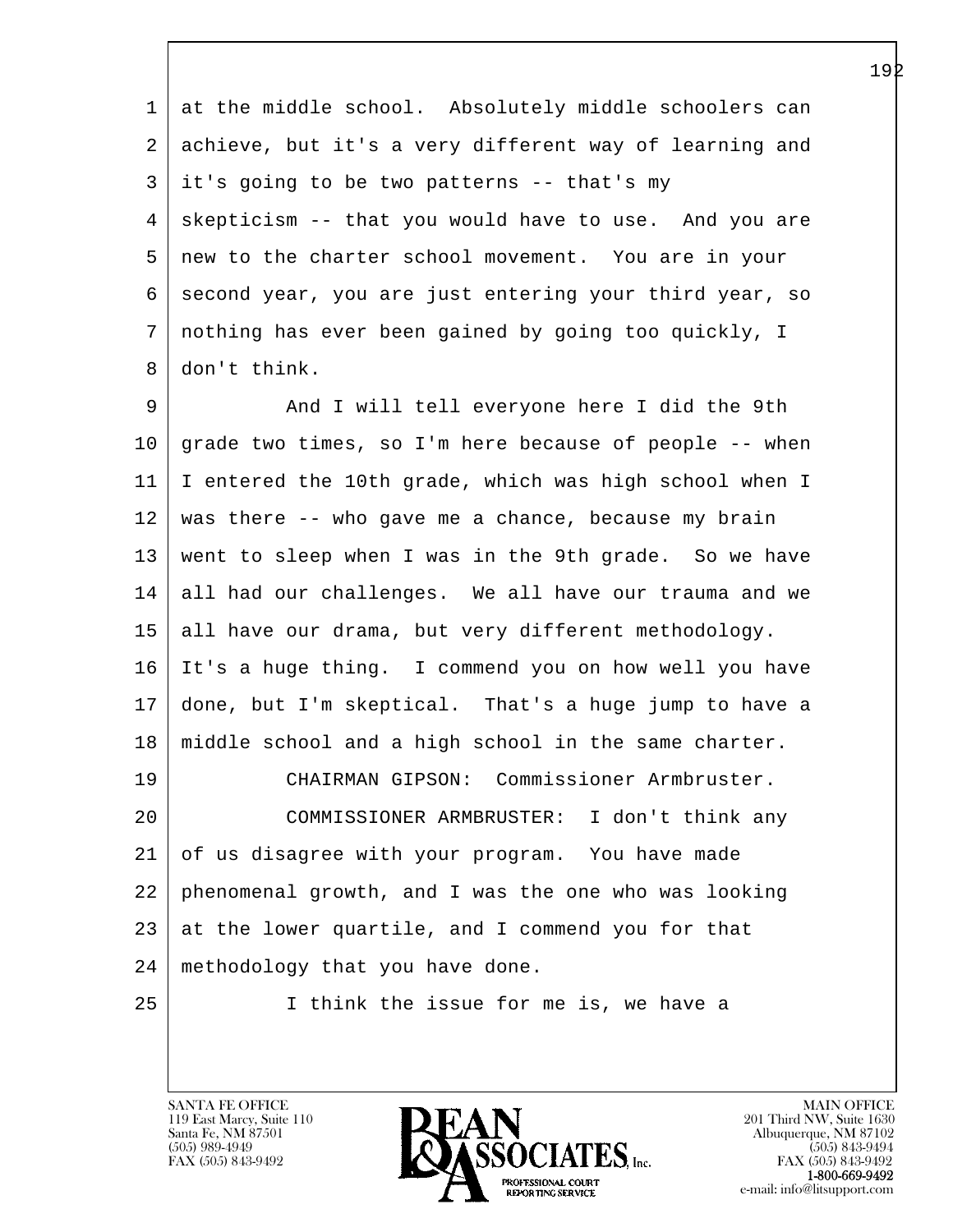at the middle school. Absolutely middle schoolers can achieve, but it's a very different way of learning and it's going to be two patterns -- that's my skepticism -- that you would have to use. And you are new to the charter school movement. You are in your second year, you are just entering your third year, so nothing has ever been gained by going too quickly, I don't think.

And I will tell everyone here I did the 9th grade two times, so I'm here because of people -- when I entered the 10th grade, which was high school when I was there -- who gave me a chance, because my brain went to sleep when I was in the 9th grade. So we have all had our challenges. We all have our trauma and we all have our drama, but very different methodology. It's a huge thing. I commend you on how well you have done, but I'm skeptical. That's a huge jump to have a middle school and a high school in the same charter.

CHAIRMAN GIPSON: Commissioner Armbruster.

COMMISSIONER ARMBRUSTER: I don't think any of us disagree with your program. You have made phenomenal growth, and I was the one who was looking at the lower quartile, and I commend you for that methodology that you have done.

I think the issue for me is, we have a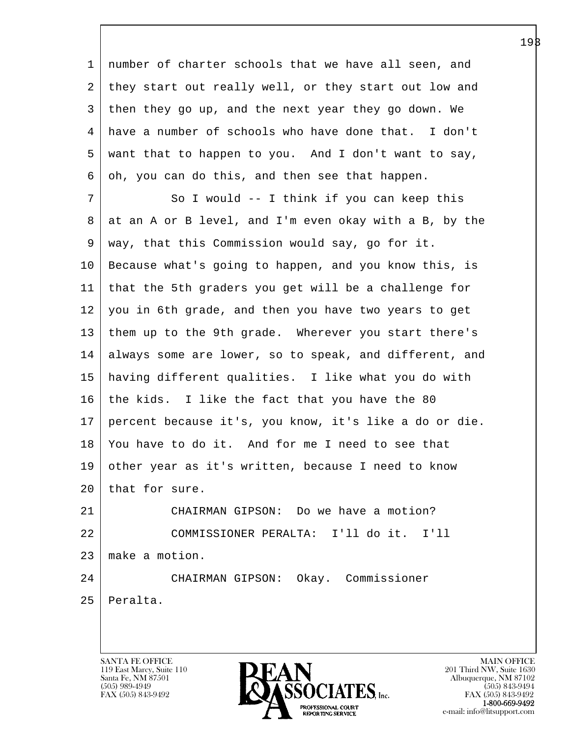number of charter schools that we have all seen, and they start out really well, or they start out low and then they go up, and the next year they go down. We have a number of schools who have done that. I don't want that to happen to you. And I don't want to say, oh, you can do this, and then see that happen.

So I would -- I think if you can keep this at an A or B level, and I'm even okay with a B, by the way, that this Commission would say, go for it. Because what's going to happen, and you know this, is that the 5th graders you get will be a challenge for you in 6th grade, and then you have two years to get them up to the 9th grade. Wherever you start there's always some are lower, so to speak, and different, and having different qualities. I like what you do with the kids. I like the fact that you have the 80 percent because it's, you know, it's like a do or die. You have to do it. And for me I need to see that other year as it's written, because I need to know that for sure.

CHAIRMAN GIPSON: Do we have a motion?

COMMISSIONER PERALTA: I'll do it. I'll make a motion.

CHAIRMAN GIPSON: Okay. Commissioner Peralta.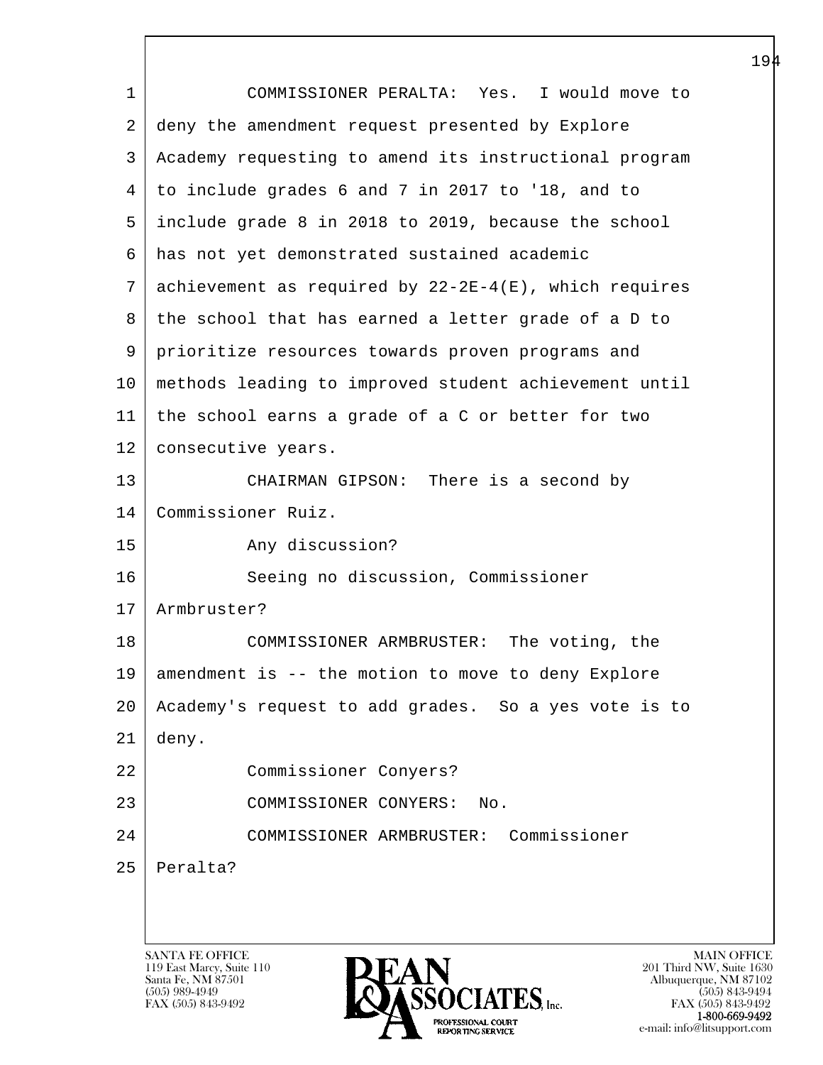COMMISSIONER PERALTA: Yes. I would move to deny the amendment request presented by Explore Academy requesting to amend its instructional program to include grades 6 and 7 in 2017 to '18, and to include grade 8 in 2018 to 2019, because the school has not yet demonstrated sustained academic achievement as required by 22-2E-4(E), which requires the school that has earned a letter grade of a D to prioritize resources towards proven programs and methods leading to improved student achievement until the school earns a grade of a C or better for two consecutive years.

CHAIRMAN GIPSON: There is a second by Commissioner Ruiz.

Any discussion?

Seeing no discussion, Commissioner Armbruster?

COMMISSIONER ARMBRUSTER: The voting, the amendment is -- the motion to move to deny Explore Academy's request to add grades. So a yes vote is to deny.

Commissioner Conyers?

COMMISSIONER CONYERS: No.

COMMISSIONER ARMBRUSTER: Commissioner Peralta?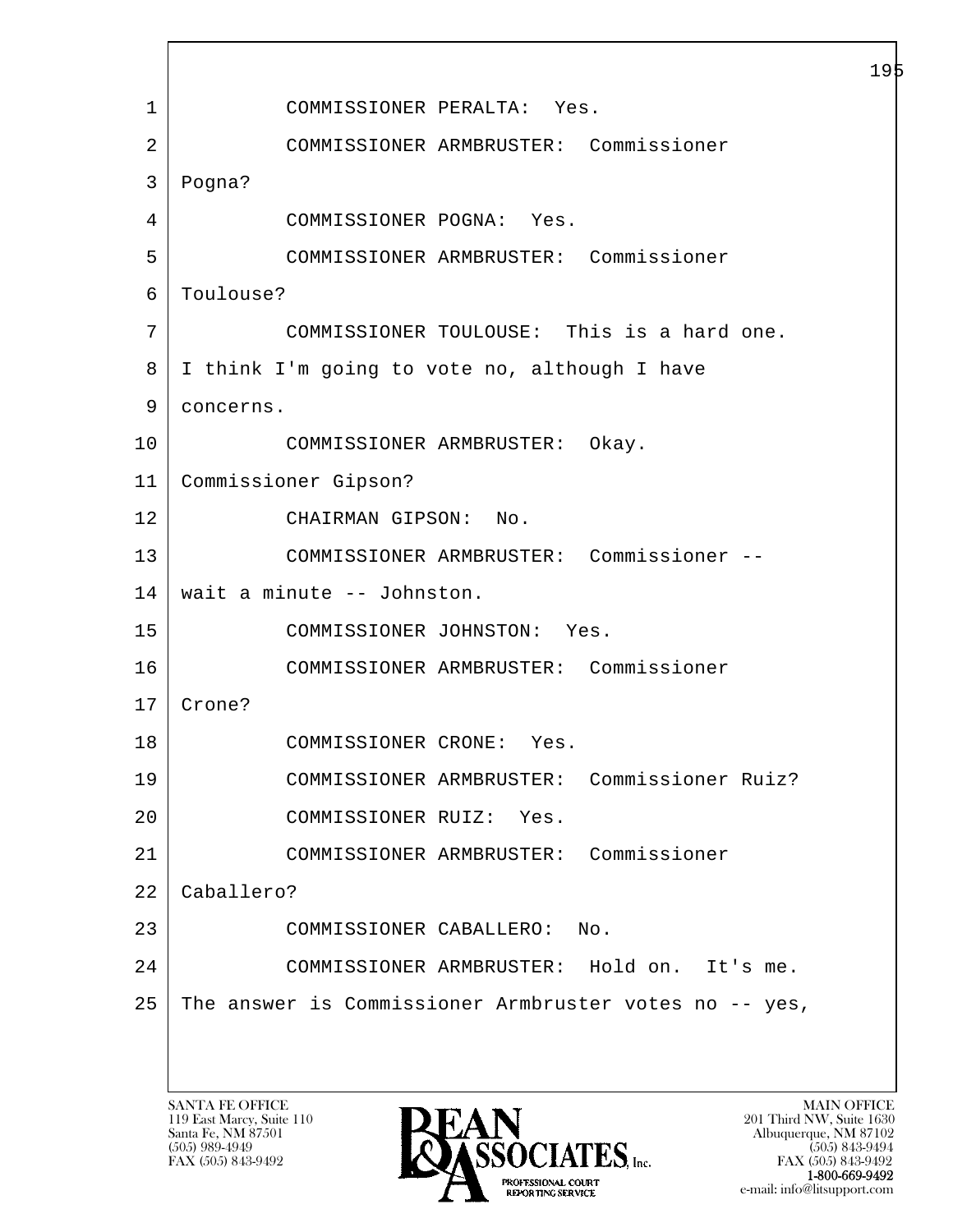1 COMMISSIONER PERALTA: Yes.

2 COMMISSIONER ARMBRUSTER: Commissioner

3 Pogna?

4 COMMISSIONER POGNA: Yes.

5 COMMISSIONER ARMBRUSTER: Commissioner

6 Toulouse?

7 COMMISSIONER TOULOUSE: This is a hard one.

8 I think I'm going to vote no, although I have

9 concerns.

10 COMMISSIONER ARMBRUSTER: Okay.

11 Commissioner Gipson?

12 CHAIRMAN GIPSON: No.

13 COMMISSIONER ARMBRUSTER: Commissioner --

14 wait a minute -- Johnston.

15 COMMISSIONER JOHNSTON: Yes.

16 COMMISSIONER ARMBRUSTER: Commissioner

17 Crone?

18 COMMISSIONER CRONE: Yes.

19 COMMISSIONER ARMBRUSTER: Commissioner Ruiz?

20 COMMISSIONER RUIZ: Yes.

21 COMMISSIONER ARMBRUSTER: Commissioner

22 Caballero?

23 COMMISSIONER CABALLERO: No.

24 COMMISSIONER ARMBRUSTER: Hold on. It's me.

25 The answer is Commissioner Armbruster votes no -- yes,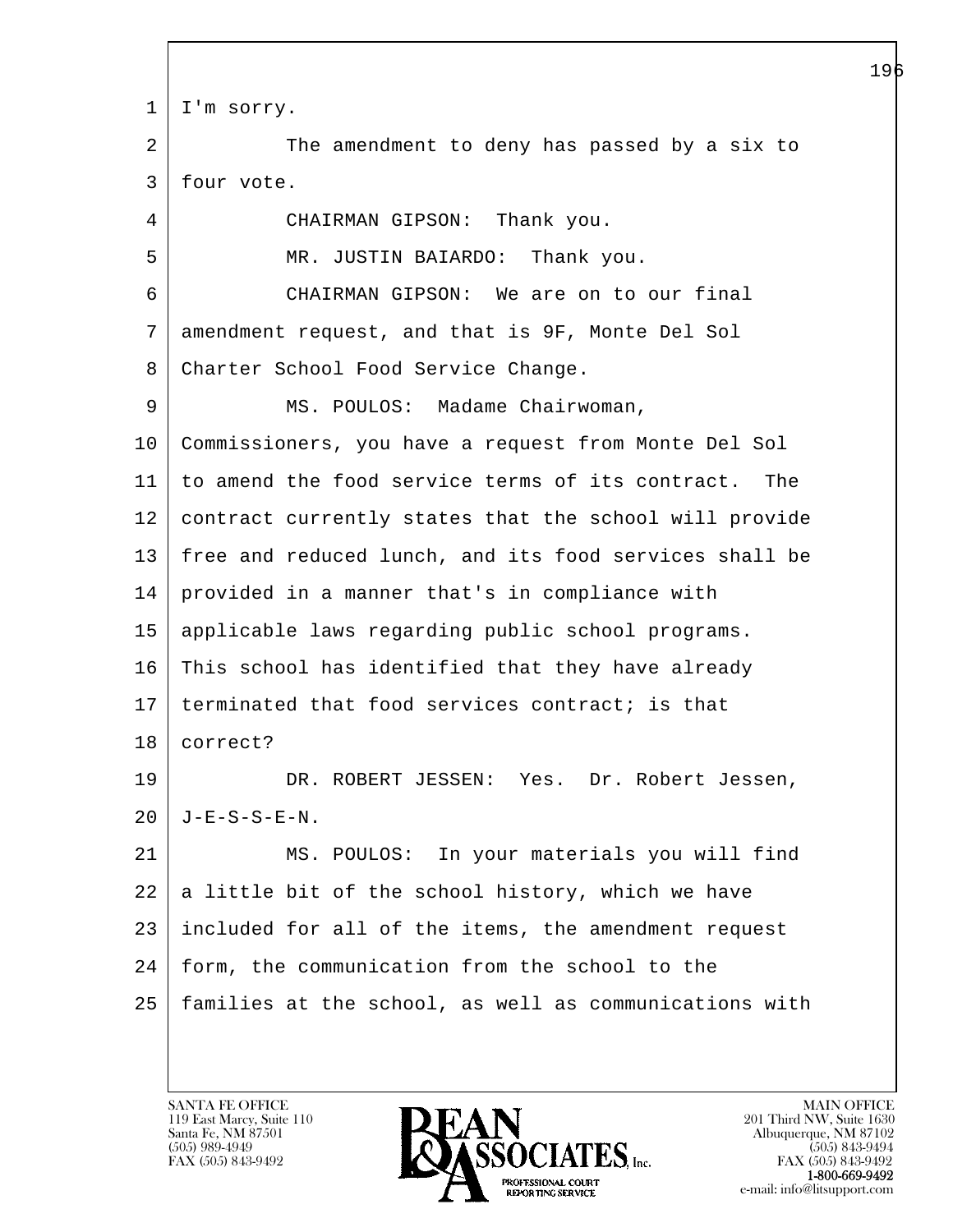1 I'm sorry.

2 The amendment to deny has passed by a six to

3 four vote.

4 CHAIRMAN GIPSON: Thank you.

5 MR. JUSTIN BAIARDO: Thank you.

6 CHAIRMAN GIPSON: We are on to our final

7 amendment request, and that is 9F, Monte Del Sol

8 Charter School Food Service Change.

9 MS. POULOS: Madame Chairwoman,

10 Commissioners, you have a request from Monte Del Sol

11 to amend the food service terms of its contract. The

12 contract currently states that the school will provide

13 free and reduced lunch, and its food services shall be

14 provided in a manner that's in compliance with

15 applicable laws regarding public school programs.

16 This school has identified that they have already

17 terminated that food services contract; is that

18 correct?

19 DR. ROBERT JESSEN: Yes. Dr. Robert Jessen,

20 J-E-S-S-E-N.

21 MS. POULOS: In your materials you will find

22 a little bit of the school history, which we have

23 included for all of the items, the amendment request

24 form, the communication from the school to the

25 families at the school, as well as communications with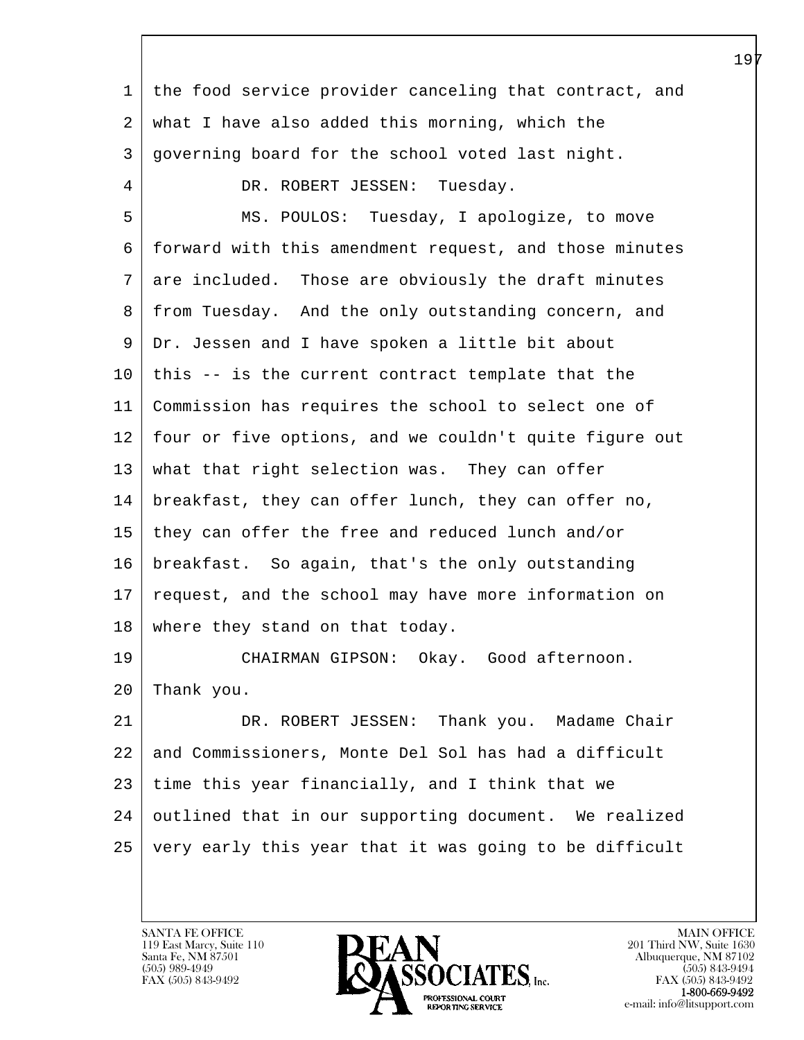the food service provider canceling that contract, and what I have also added this morning, which the governing board for the school voted last night.

DR. ROBERT JESSEN: Tuesday.

MS. POULOS: Tuesday, I apologize, to move forward with this amendment request, and those minutes are included. Those are obviously the draft minutes from Tuesday. And the only outstanding concern, and Dr. Jessen and I have spoken a little bit about this -- is the current contract template that the Commission has requires the school to select one of four or five options, and we couldn't quite figure out what that right selection was. They can offer breakfast, they can offer lunch, they can offer no, they can offer the free and reduced lunch and/or breakfast. So again, that's the only outstanding request, and the school may have more information on where they stand on that today.

CHAIRMAN GIPSON: Okay. Good afternoon. Thank you.

DR. ROBERT JESSEN: Thank you. Madame Chair and Commissioners, Monte Del Sol has had a difficult time this year financially, and I think that we outlined that in our supporting document. We realized very early this year that it was going to be difficult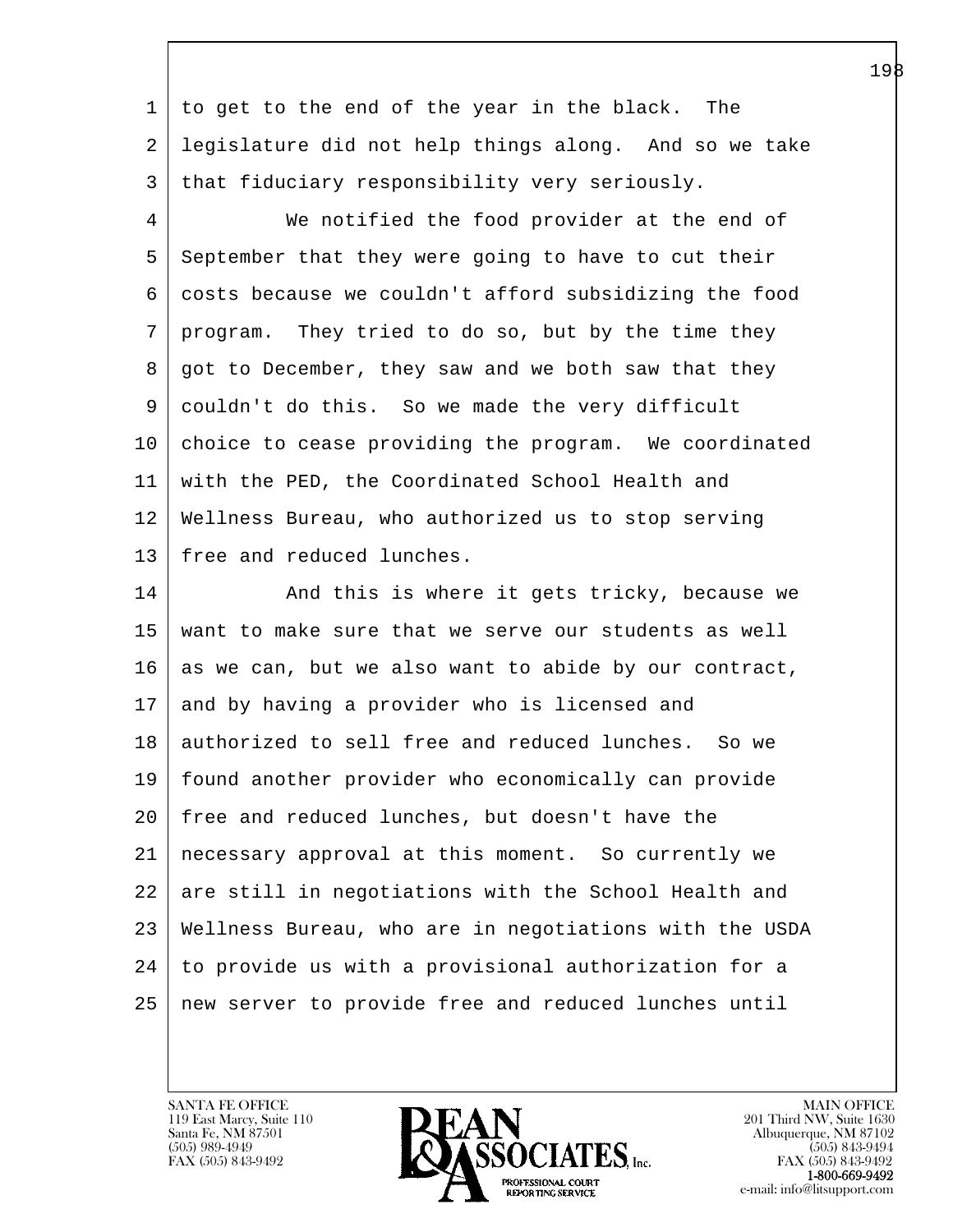to get to the end of the year in the black. The legislature did not help things along. And so we take that fiduciary responsibility very seriously.

We notified the food provider at the end of September that they were going to have to cut their costs because we couldn't afford subsidizing the food program. They tried to do so, but by the time they got to December, they saw and we both saw that they couldn't do this. So we made the very difficult choice to cease providing the program. We coordinated with the PED, the Coordinated School Health and Wellness Bureau, who authorized us to stop serving free and reduced lunches.

And this is where it gets tricky, because we want to make sure that we serve our students as well as we can, but we also want to abide by our contract, and by having a provider who is licensed and authorized to sell free and reduced lunches. So we found another provider who economically can provide free and reduced lunches, but doesn't have the necessary approval at this moment. So currently we are still in negotiations with the School Health and Wellness Bureau, who are in negotiations with the USDA to provide us with a provisional authorization for a new server to provide free and reduced lunches until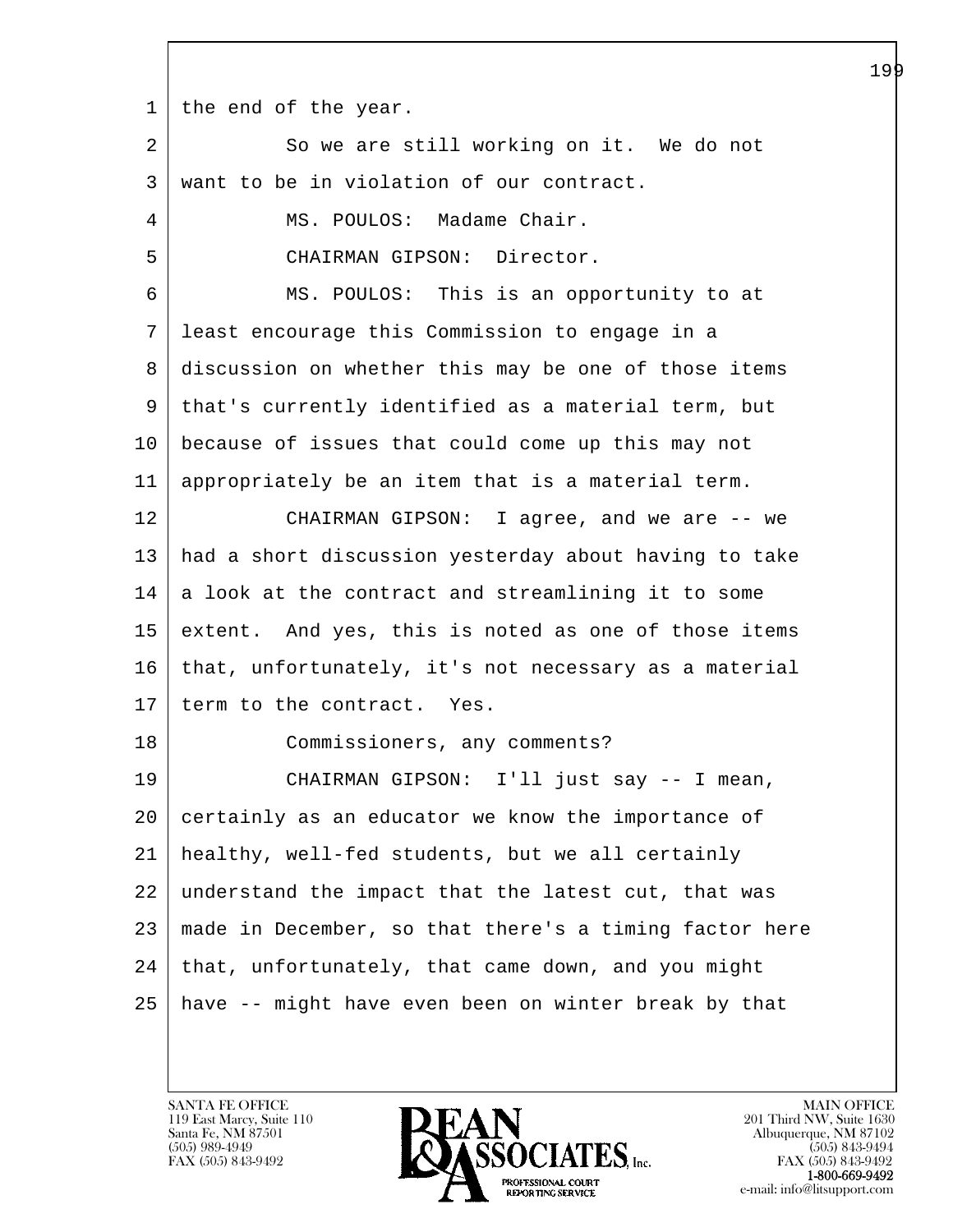1 the end of the year.

2 So we are still working on it. We do not

3 want to be in violation of our contract.

4 MS. POULOS: Madame Chair.

5 CHAIRMAN GIPSON: Director.

6 MS. POULOS: This is an opportunity to at

7 least encourage this Commission to engage in a

8 discussion on whether this may be one of those items

9 that's currently identified as a material term, but

10 because of issues that could come up this may not

11 appropriately be an item that is a material term.

12 CHAIRMAN GIPSON: I agree, and we are -- we

13 had a short discussion yesterday about having to take

14 a look at the contract and streamlining it to some

15 extent. And yes, this is noted as one of those items

16 that, unfortunately, it's not necessary as a material

17 term to the contract. Yes.

18 Commissioners, any comments?

19 CHAIRMAN GIPSON: I'll just say -- I mean,

20 certainly as an educator we know the importance of

21 healthy, well-fed students, but we all certainly

22 understand the impact that the latest cut, that was

23 made in December, so that there's a timing factor here

24 that, unfortunately, that came down, and you might

25 have -- might have even been on winter break by that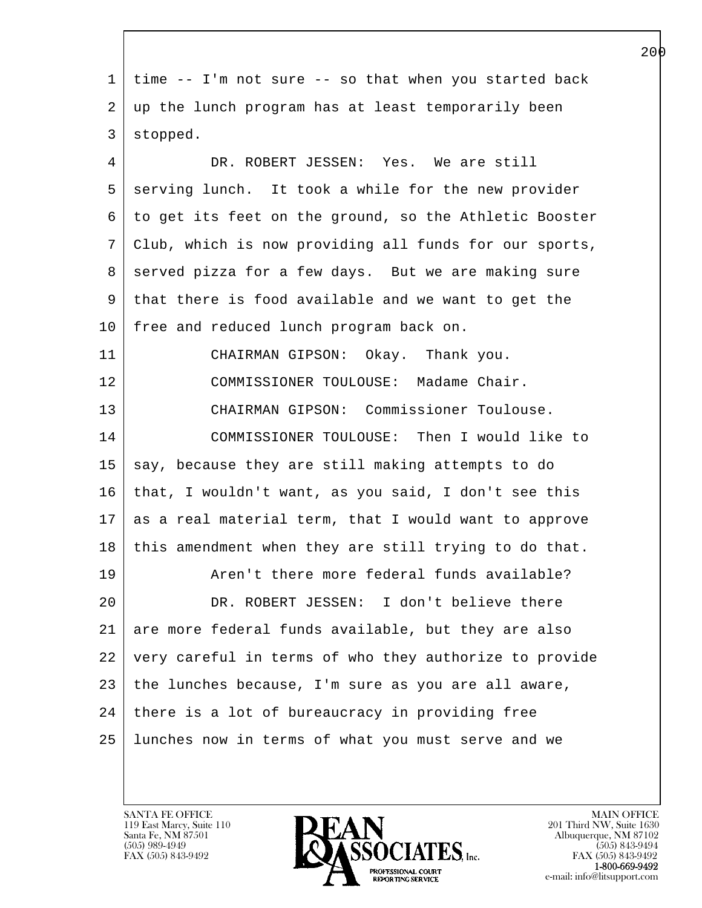time -- I'm not sure -- so that when you started back up the lunch program has at least temporarily been stopped.

DR. ROBERT JESSEN: Yes. We are still serving lunch. It took a while for the new provider to get its feet on the ground, so the Athletic Booster Club, which is now providing all funds for our sports, served pizza for a few days. But we are making sure that there is food available and we want to get the free and reduced lunch program back on.

CHAIRMAN GIPSON: Okay. Thank you.

COMMISSIONER TOULOUSE: Madame Chair.

CHAIRMAN GIPSON: Commissioner Toulouse.

COMMISSIONER TOULOUSE: Then I would like to say, because they are still making attempts to do that, I wouldn't want, as you said, I don't see this as a real material term, that I would want to approve this amendment when they are still trying to do that.

Aren't there more federal funds available?

DR. ROBERT JESSEN: I don't believe there are more federal funds available, but they are also very careful in terms of who they authorize to provide the lunches because, I'm sure as you are all aware, there is a lot of bureaucracy in providing free lunches now in terms of what you must serve and we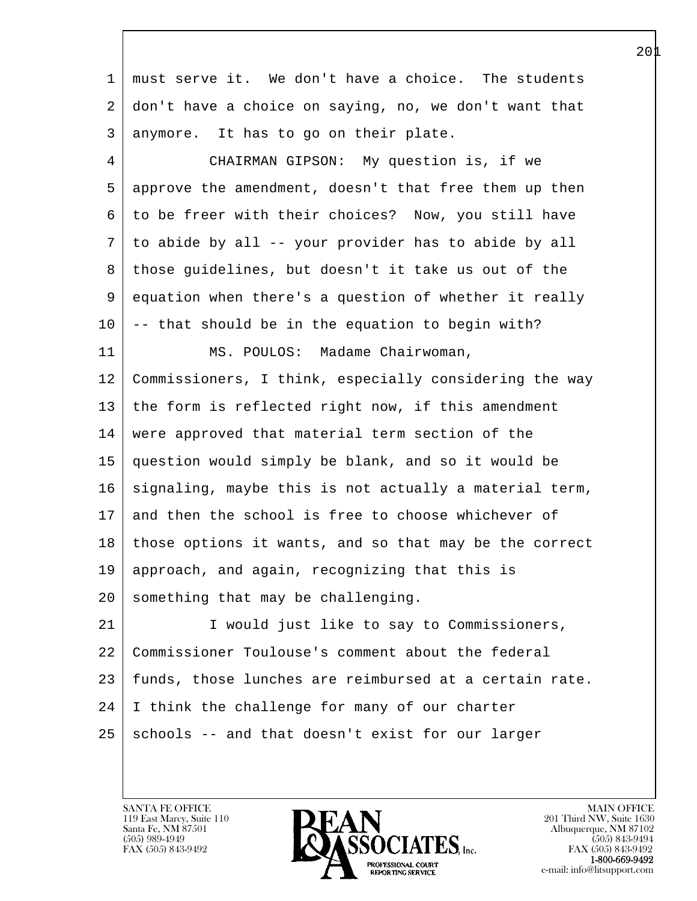must serve it. We don't have a choice. The students don't have a choice on saying, no, we don't want that anymore. It has to go on their plate.

CHAIRMAN GIPSON: My question is, if we approve the amendment, doesn't that free them up then to be freer with their choices? Now, you still have to abide by all -- your provider has to abide by all those guidelines, but doesn't it take us out of the equation when there's a question of whether it really -- that should be in the equation to begin with?

MS. POULOS: Madame Chairwoman, Commissioners, I think, especially considering the way the form is reflected right now, if this amendment were approved that material term section of the question would simply be blank, and so it would be signaling, maybe this is not actually a material term, and then the school is free to choose whichever of those options it wants, and so that may be the correct approach, and again, recognizing that this is something that may be challenging.

I would just like to say to Commissioners, Commissioner Toulouse's comment about the federal funds, those lunches are reimbursed at a certain rate. I think the challenge for many of our charter schools -- and that doesn't exist for our larger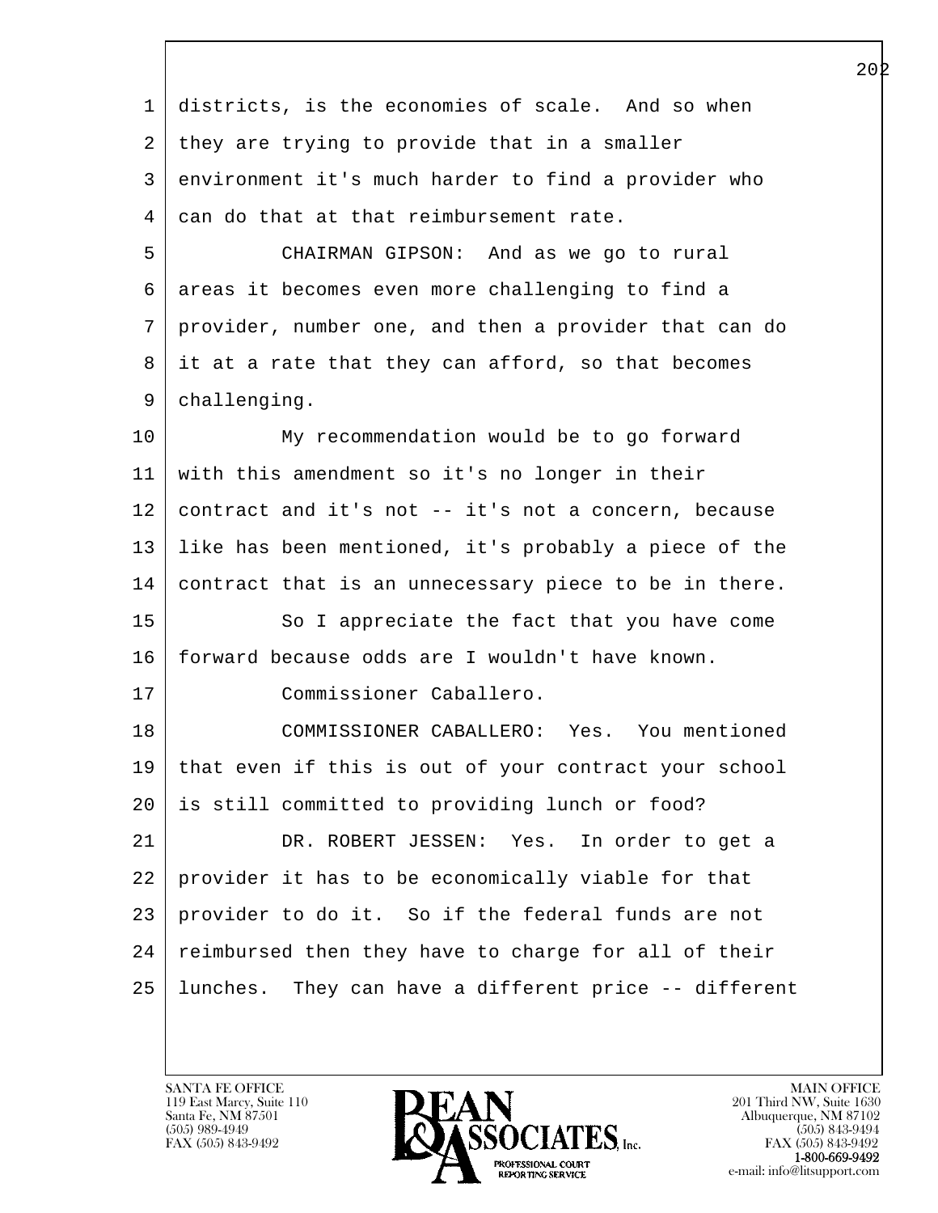districts, is the economies of scale. And so when they are trying to provide that in a smaller environment it's much harder to find a provider who can do that at that reimbursement rate.

CHAIRMAN GIPSON: And as we go to rural areas it becomes even more challenging to find a provider, number one, and then a provider that can do it at a rate that they can afford, so that becomes challenging.

My recommendation would be to go forward with this amendment so it's no longer in their contract and it's not -- it's not a concern, because like has been mentioned, it's probably a piece of the contract that is an unnecessary piece to be in there.

So I appreciate the fact that you have come forward because odds are I wouldn't have known.

Commissioner Caballero.

COMMISSIONER CABALLERO: Yes. You mentioned that even if this is out of your contract your school is still committed to providing lunch or food?

DR. ROBERT JESSEN: Yes. In order to get a provider it has to be economically viable for that provider to do it. So if the federal funds are not reimbursed then they have to charge for all of their lunches. They can have a different price -- different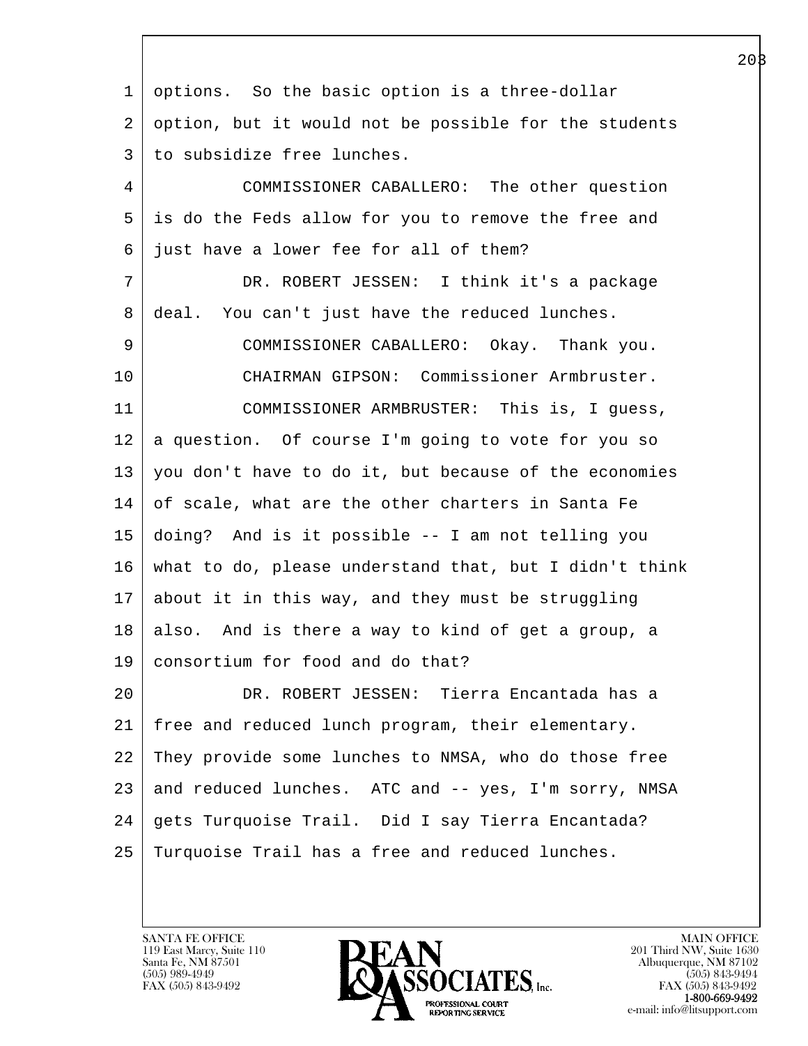options. So the basic option is a three-dollar option, but it would not be possible for the students to subsidize free lunches.

COMMISSIONER CABALLERO: The other question is do the Feds allow for you to remove the free and just have a lower fee for all of them?

DR. ROBERT JESSEN: I think it's a package deal. You can't just have the reduced lunches.

COMMISSIONER CABALLERO: Okay. Thank you.

CHAIRMAN GIPSON: Commissioner Armbruster.

COMMISSIONER ARMBRUSTER: This is, I guess, a question. Of course I'm going to vote for you so you don't have to do it, but because of the economies of scale, what are the other charters in Santa Fe doing? And is it possible -- I am not telling you what to do, please understand that, but I didn't think about it in this way, and they must be struggling also. And is there a way to kind of get a group, a consortium for food and do that?

DR. ROBERT JESSEN: Tierra Encantada has a free and reduced lunch program, their elementary. They provide some lunches to NMSA, who do those free and reduced lunches. ATC and -- yes, I'm sorry, NMSA gets Turquoise Trail. Did I say Tierra Encantada? Turquoise Trail has a free and reduced lunches.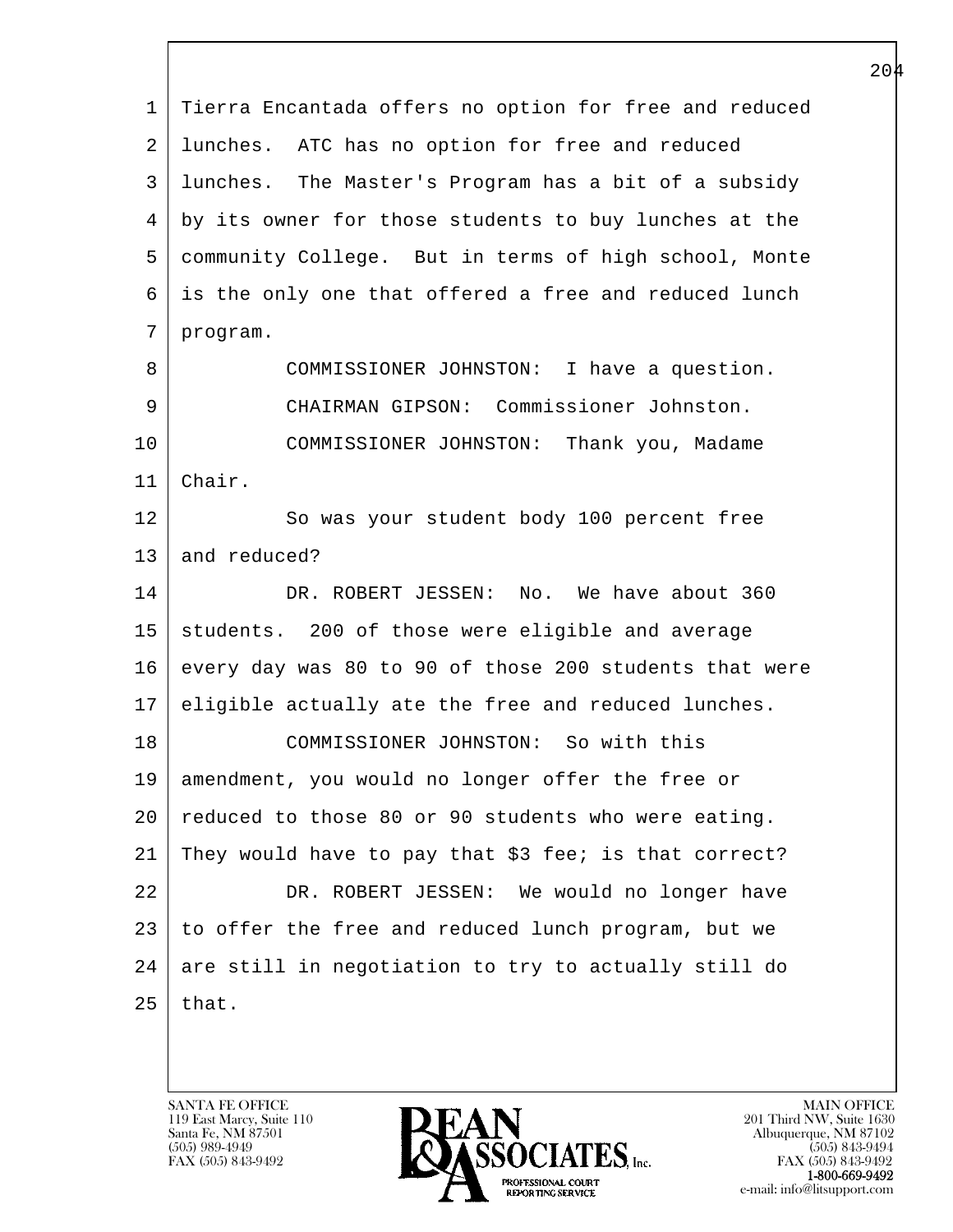Tierra Encantada offers no option for free and reduced lunches. ATC has no option for free and reduced lunches. The Master's Program has a bit of a subsidy by its owner for those students to buy lunches at the community College. But in terms of high school, Monte is the only one that offered a free and reduced lunch program.

COMMISSIONER JOHNSTON: I have a question.

CHAIRMAN GIPSON: Commissioner Johnston.

COMMISSIONER JOHNSTON: Thank you, Madame Chair.

So was your student body 100 percent free and reduced?

DR. ROBERT JESSEN: No. We have about 360 students. 200 of those were eligible and average every day was 80 to 90 of those 200 students that were eligible actually ate the free and reduced lunches.

COMMISSIONER JOHNSTON: So with this amendment, you would no longer offer the free or reduced to those 80 or 90 students who were eating. They would have to pay that $3 fee; is that correct?

DR. ROBERT JESSEN: We would no longer have to offer the free and reduced lunch program, but we are still in negotiation to try to actually still do that.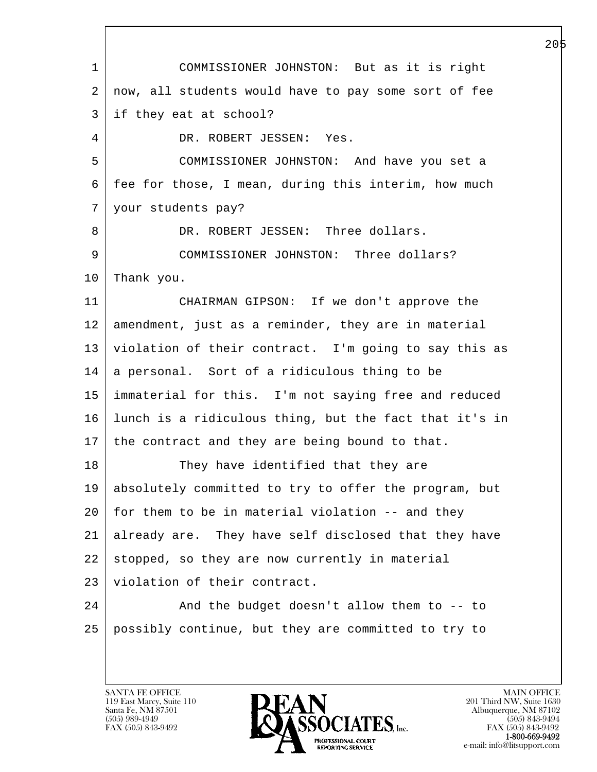COMMISSIONER JOHNSTON: But as it is right now, all students would have to pay some sort of fee if they eat at school?

DR. ROBERT JESSEN: Yes.

COMMISSIONER JOHNSTON: And have you set a fee for those, I mean, during this interim, how much your students pay?

DR. ROBERT JESSEN: Three dollars.

COMMISSIONER JOHNSTON: Three dollars? Thank you.

CHAIRMAN GIPSON: If we don't approve the amendment, just as a reminder, they are in material violation of their contract. I'm going to say this as a personal. Sort of a ridiculous thing to be immaterial for this. I'm not saying free and reduced lunch is a ridiculous thing, but the fact that it's in the contract and they are being bound to that.

They have identified that they are absolutely committed to try to offer the program, but for them to be in material violation -- and they already are. They have self disclosed that they have stopped, so they are now currently in material violation of their contract.

And the budget doesn't allow them to -- to possibly continue, but they are committed to try to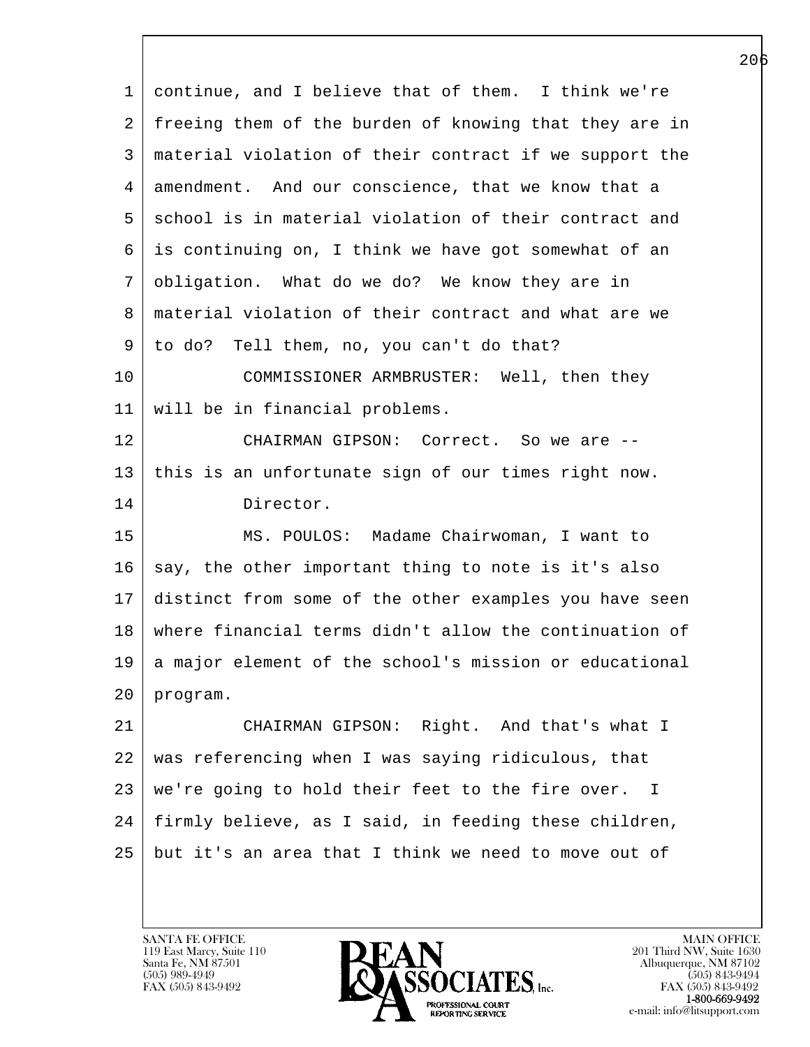continue, and I believe that of them. I think we're freeing them of the burden of knowing that they are in material violation of their contract if we support the amendment. And our conscience, that we know that a school is in material violation of their contract and is continuing on, I think we have got somewhat of an obligation. What do we do? We know they are in material violation of their contract and what are we to do? Tell them, no, you can't do that?

COMMISSIONER ARMBRUSTER: Well, then they will be in financial problems.

CHAIRMAN GIPSON: Correct. So we are -- this is an unfortunate sign of our times right now.

Director.

MS. POULOS: Madame Chairwoman, I want to say, the other important thing to note is it's also distinct from some of the other examples you have seen where financial terms didn't allow the continuation of a major element of the school's mission or educational program.

CHAIRMAN GIPSON: Right. And that's what I was referencing when I was saying ridiculous, that we're going to hold their feet to the fire over. I firmly believe, as I said, in feeding these children, but it's an area that I think we need to move out of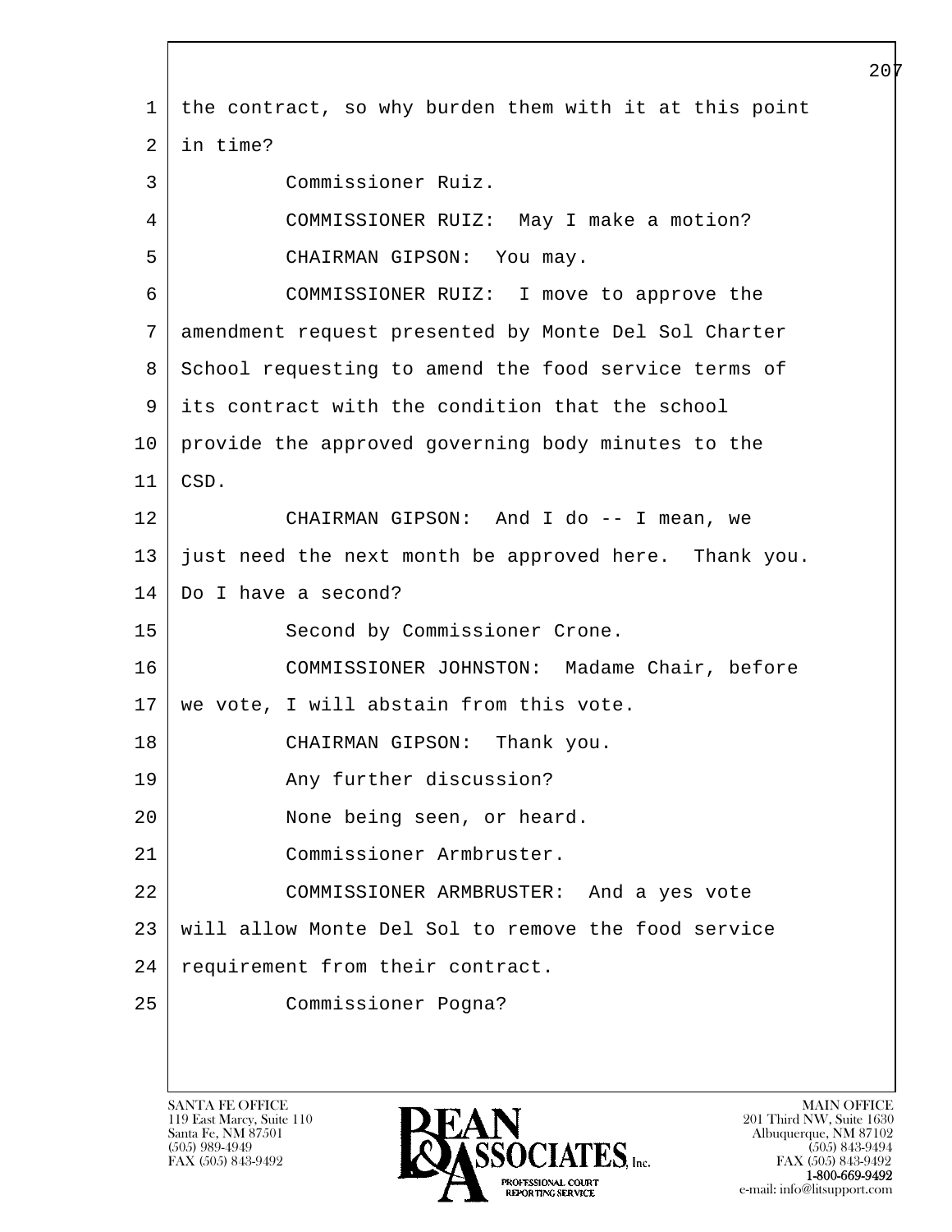1 the contract, so why burden them with it at this point
2 in time?
3 Commissioner Ruiz.
4 COMMISSIONER RUIZ: May I make a motion?
5 CHAIRMAN GIPSON: You may.
6 COMMISSIONER RUIZ: I move to approve the
7 amendment request presented by Monte Del Sol Charter
8 School requesting to amend the food service terms of
9 its contract with the condition that the school
10 provide the approved governing body minutes to the
11 CSD.
12 CHAIRMAN GIPSON: And I do -- I mean, we
13 just need the next month be approved here. Thank you.
14 Do I have a second?
15 Second by Commissioner Crone.
16 COMMISSIONER JOHNSTON: Madame Chair, before
17 we vote, I will abstain from this vote.
18 CHAIRMAN GIPSON: Thank you.
19 Any further discussion?
20 None being seen, or heard.
21 Commissioner Armbruster.
22 COMMISSIONER ARMBRUSTER: And a yes vote
23 will allow Monte Del Sol to remove the food service
24 requirement from their contract.
25 Commissioner Pogna?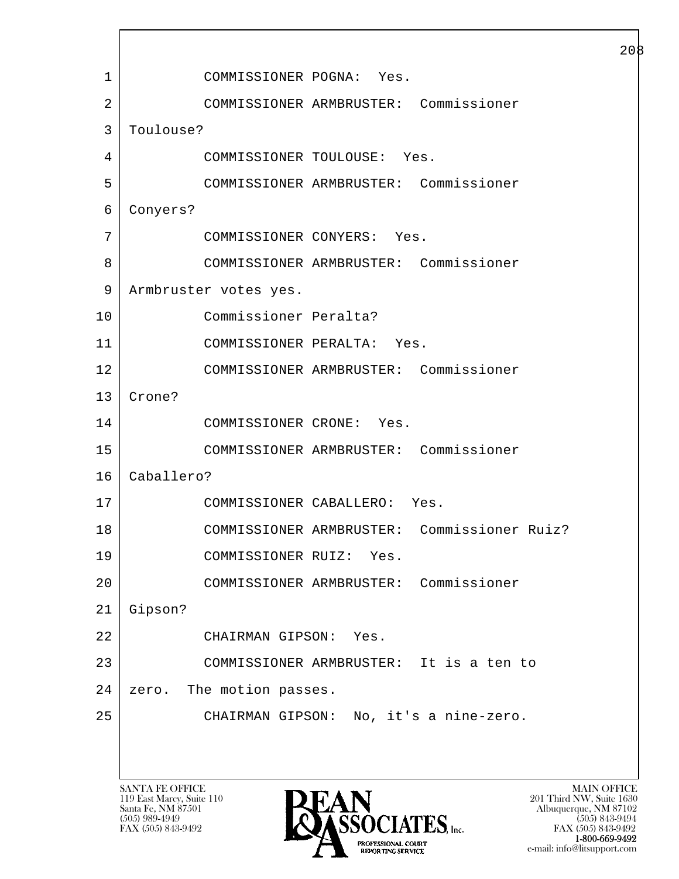1 COMMISSIONER POGNA: Yes.

2 COMMISSIONER ARMBRUSTER: Commissioner

3 Toulouse?

4 COMMISSIONER TOULOUSE: Yes.

5 COMMISSIONER ARMBRUSTER: Commissioner

6 Conyers?

7 COMMISSIONER CONYERS: Yes.

8 COMMISSIONER ARMBRUSTER: Commissioner

9 Armbruster votes yes.

10 Commissioner Peralta?

11 COMMISSIONER PERALTA: Yes.

12 COMMISSIONER ARMBRUSTER: Commissioner

13 Crone?

14 COMMISSIONER CRONE: Yes.

15 COMMISSIONER ARMBRUSTER: Commissioner

16 Caballero?

17 COMMISSIONER CABALLERO: Yes.

18 COMMISSIONER ARMBRUSTER: Commissioner Ruiz?

19 COMMISSIONER RUIZ: Yes.

20 COMMISSIONER ARMBRUSTER: Commissioner

21 Gipson?

22 CHAIRMAN GIPSON: Yes.

23 COMMISSIONER ARMBRUSTER: It is a ten to

24 zero. The motion passes.

25 CHAIRMAN GIPSON: No, it's a nine-zero.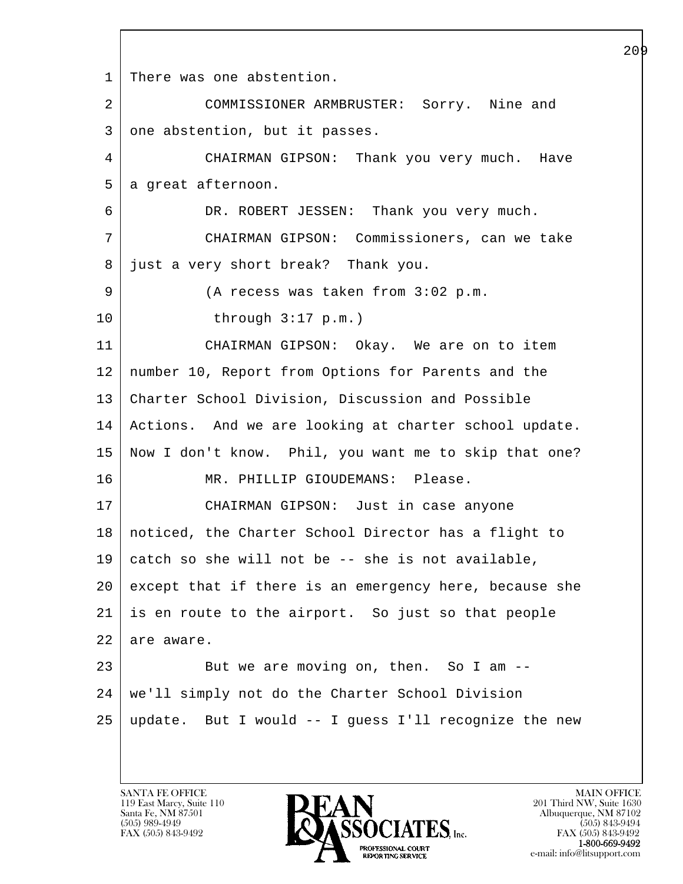1 There was one abstention.

2 COMMISSIONER ARMBRUSTER: Sorry. Nine and

3 one abstention, but it passes.

4 CHAIRMAN GIPSON: Thank you very much. Have

5 a great afternoon.

6 DR. ROBERT JESSEN: Thank you very much.

7 CHAIRMAN GIPSON: Commissioners, can we take

8 just a very short break? Thank you.

9 (A recess was taken from 3:02 p.m.

10 through 3:17 p.m.)

11 CHAIRMAN GIPSON: Okay. We are on to item

12 number 10, Report from Options for Parents and the

13 Charter School Division, Discussion and Possible

14 Actions. And we are looking at charter school update.

15 Now I don't know. Phil, you want me to skip that one?

16 MR. PHILLIP GIOUDEMANS: Please.

17 CHAIRMAN GIPSON: Just in case anyone

18 noticed, the Charter School Director has a flight to

19 catch so she will not be -- she is not available,

20 except that if there is an emergency here, because she

21 is en route to the airport. So just so that people

22 are aware.

23 But we are moving on, then. So I am --

24 we'll simply not do the Charter School Division

25 update. But I would -- I guess I'll recognize the new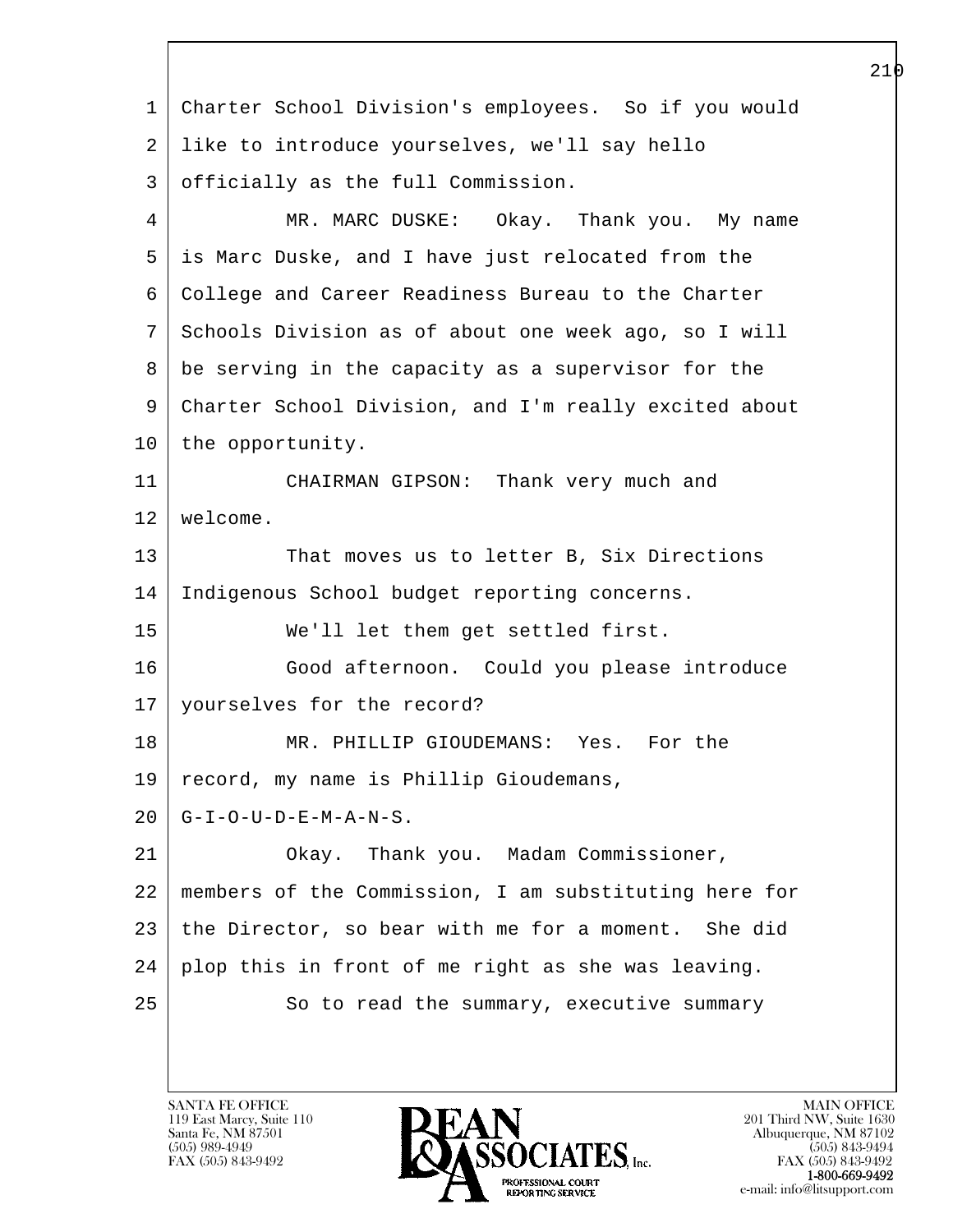Charter School Division's employees. So if you would like to introduce yourselves, we'll say hello officially as the full Commission.

MR. MARC DUSKE: Okay. Thank you. My name is Marc Duske, and I have just relocated from the College and Career Readiness Bureau to the Charter Schools Division as of about one week ago, so I will be serving in the capacity as a supervisor for the Charter School Division, and I'm really excited about the opportunity.

CHAIRMAN GIPSON: Thank very much and welcome.

That moves us to letter B, Six Directions Indigenous School budget reporting concerns.

We'll let them get settled first.

Good afternoon. Could you please introduce yourselves for the record?

MR. PHILLIP GIOUDEMANS: Yes. For the record, my name is Phillip Gioudemans, G-I-O-U-D-E-M-A-N-S.

Okay. Thank you. Madam Commissioner, members of the Commission, I am substituting here for the Director, so bear with me for a moment. She did plop this in front of me right as she was leaving.

So to read the summary, executive summary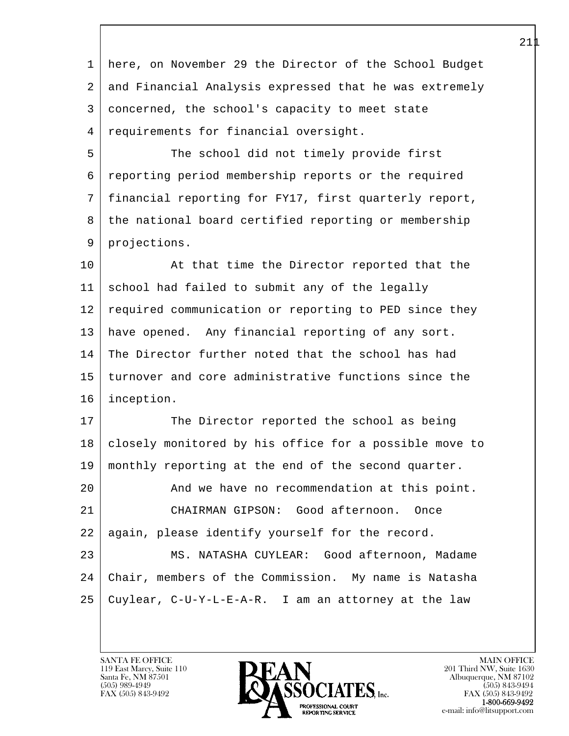here, on November 29 the Director of the School Budget and Financial Analysis expressed that he was extremely concerned, the school's capacity to meet state requirements for financial oversight.

The school did not timely provide first reporting period membership reports or the required financial reporting for FY17, first quarterly report, the national board certified reporting or membership projections.

At that time the Director reported that the school had failed to submit any of the legally required communication or reporting to PED since they have opened. Any financial reporting of any sort. The Director further noted that the school has had turnover and core administrative functions since the inception.

The Director reported the school as being closely monitored by his office for a possible move to monthly reporting at the end of the second quarter.

And we have no recommendation at this point.

CHAIRMAN GIPSON: Good afternoon. Once again, please identify yourself for the record.

MS. NATASHA CUYLEAR: Good afternoon, Madame Chair, members of the Commission. My name is Natasha Cuylear, C-U-Y-L-E-A-R. I am an attorney at the law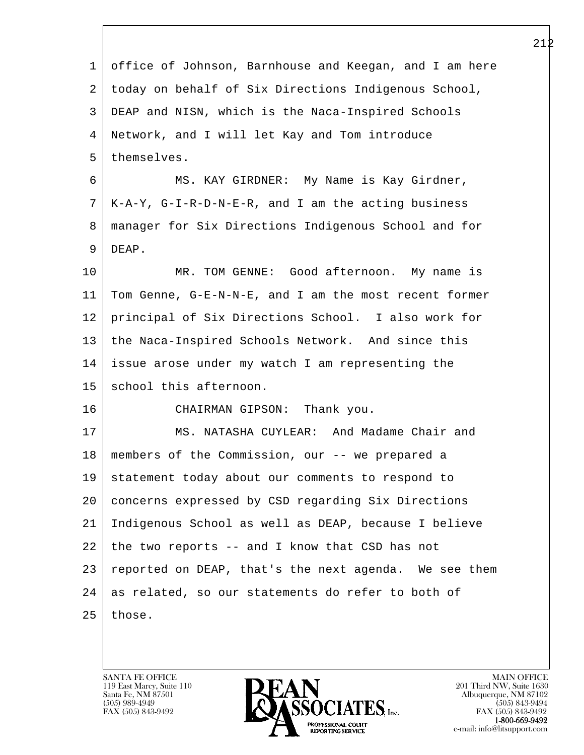office of Johnson, Barnhouse and Keegan, and I am here today on behalf of Six Directions Indigenous School, DEAP and NISN, which is the Naca-Inspired Schools Network, and I will let Kay and Tom introduce themselves.

MS. KAY GIRDNER: My Name is Kay Girdner, K-A-Y, G-I-R-D-N-E-R, and I am the acting business manager for Six Directions Indigenous School and for DEAP.

MR. TOM GENNE: Good afternoon. My name is Tom Genne, G-E-N-N-E, and I am the most recent former principal of Six Directions School. I also work for the Naca-Inspired Schools Network. And since this issue arose under my watch I am representing the school this afternoon.

CHAIRMAN GIPSON: Thank you.

MS. NATASHA CUYLEAR: And Madame Chair and members of the Commission, our -- we prepared a statement today about our comments to respond to concerns expressed by CSD regarding Six Directions Indigenous School as well as DEAP, because I believe the two reports -- and I know that CSD has not reported on DEAP, that's the next agenda. We see them as related, so our statements do refer to both of those.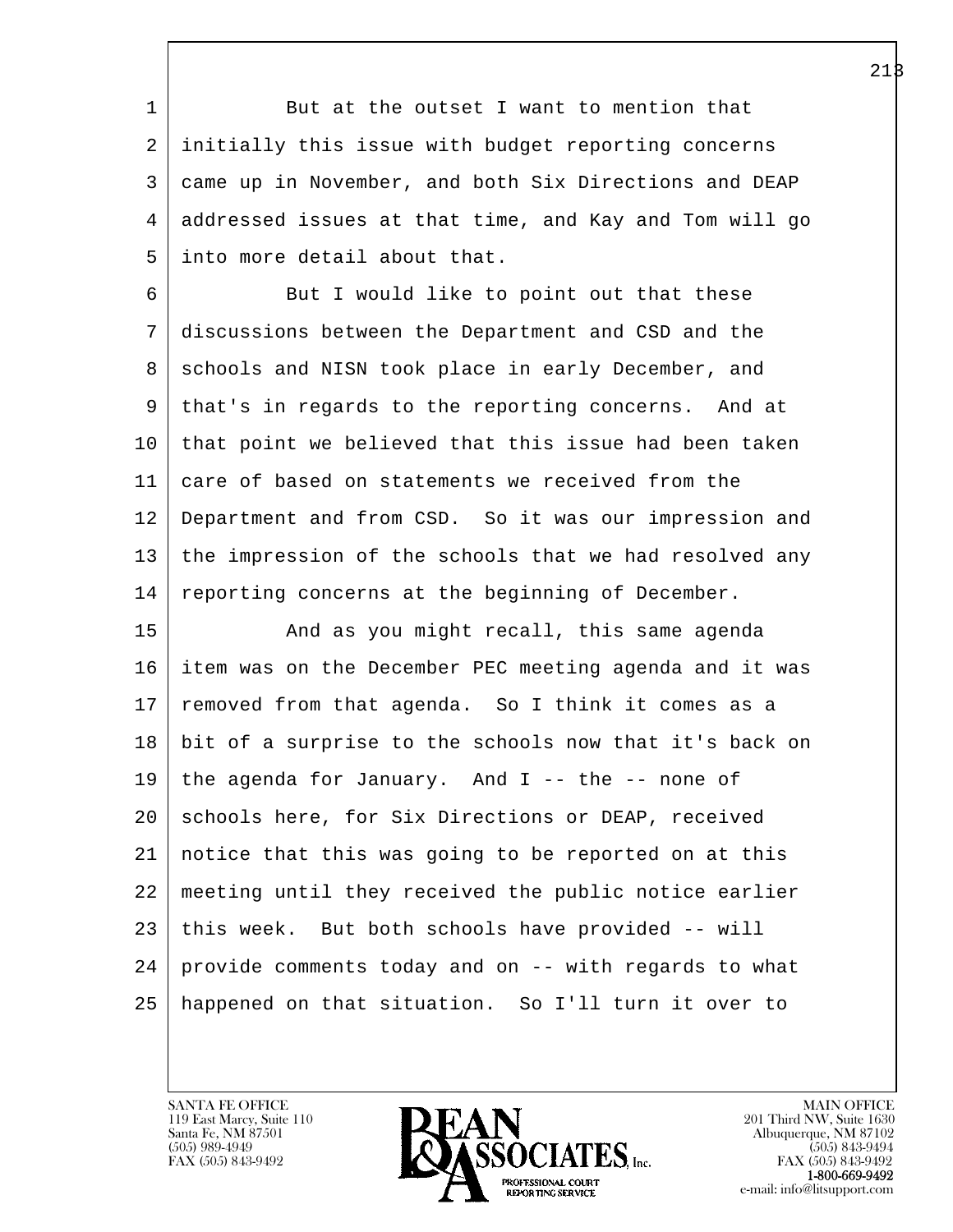1 But at the outset I want to mention that
2 initially this issue with budget reporting concerns
3 came up in November, and both Six Directions and DEAP
4 addressed issues at that time, and Kay and Tom will go
5 into more detail about that.
6 But I would like to point out that these
7 discussions between the Department and CSD and the
8 schools and NISN took place in early December, and
9 that's in regards to the reporting concerns. And at
10 that point we believed that this issue had been taken
11 care of based on statements we received from the
12 Department and from CSD. So it was our impression and
13 the impression of the schools that we had resolved any
14 reporting concerns at the beginning of December.
15 And as you might recall, this same agenda
16 item was on the December PEC meeting agenda and it was
17 removed from that agenda. So I think it comes as a
18 bit of a surprise to the schools now that it's back on
19 the agenda for January. And I -- the -- none of
20 schools here, for Six Directions or DEAP, received
21 notice that this was going to be reported on at this
22 meeting until they received the public notice earlier
23 this week. But both schools have provided -- will
24 provide comments today and on -- with regards to what
25 happened on that situation. So I'll turn it over to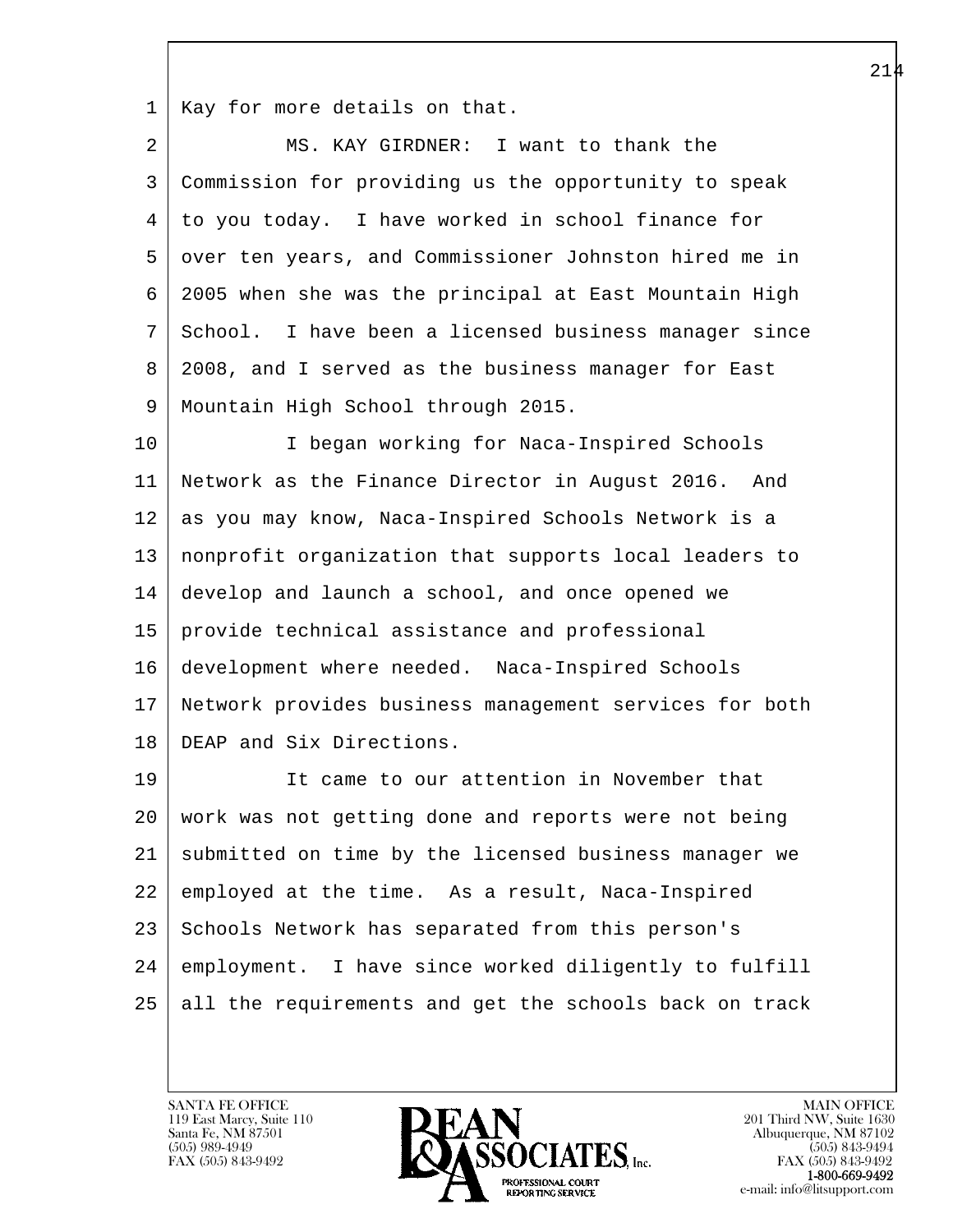Kay for more details on that.

MS. KAY GIRDNER: I want to thank the Commission for providing us the opportunity to speak to you today. I have worked in school finance for over ten years, and Commissioner Johnston hired me in 2005 when she was the principal at East Mountain High School. I have been a licensed business manager since 2008, and I served as the business manager for East Mountain High School through 2015.

I began working for Naca-Inspired Schools Network as the Finance Director in August 2016. And as you may know, Naca-Inspired Schools Network is a nonprofit organization that supports local leaders to develop and launch a school, and once opened we provide technical assistance and professional development where needed. Naca-Inspired Schools Network provides business management services for both DEAP and Six Directions.

It came to our attention in November that work was not getting done and reports were not being submitted on time by the licensed business manager we employed at the time. As a result, Naca-Inspired Schools Network has separated from this person's employment. I have since worked diligently to fulfill all the requirements and get the schools back on track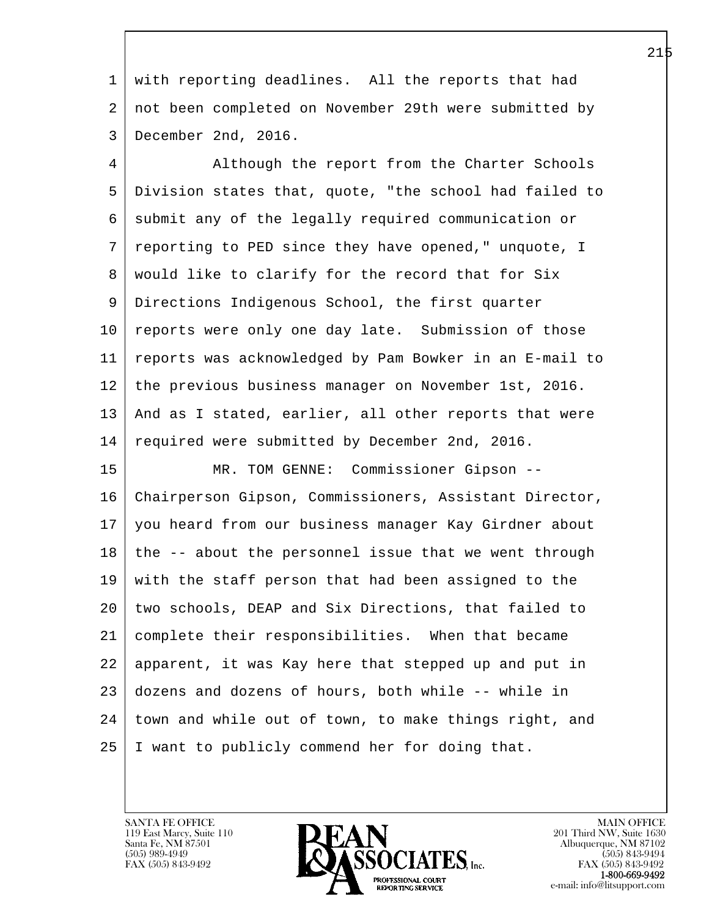with reporting deadlines. All the reports that had not been completed on November 29th were submitted by December 2nd, 2016.

Although the report from the Charter Schools Division states that, quote, "the school had failed to submit any of the legally required communication or reporting to PED since they have opened," unquote, I would like to clarify for the record that for Six Directions Indigenous School, the first quarter reports were only one day late. Submission of those reports was acknowledged by Pam Bowker in an E-mail to the previous business manager on November 1st, 2016. And as I stated, earlier, all other reports that were required were submitted by December 2nd, 2016.

MR. TOM GENNE: Commissioner Gipson -- Chairperson Gipson, Commissioners, Assistant Director, you heard from our business manager Kay Girdner about the -- about the personnel issue that we went through with the staff person that had been assigned to the two schools, DEAP and Six Directions, that failed to complete their responsibilities. When that became apparent, it was Kay here that stepped up and put in dozens and dozens of hours, both while -- while in town and while out of town, to make things right, and I want to publicly commend her for doing that.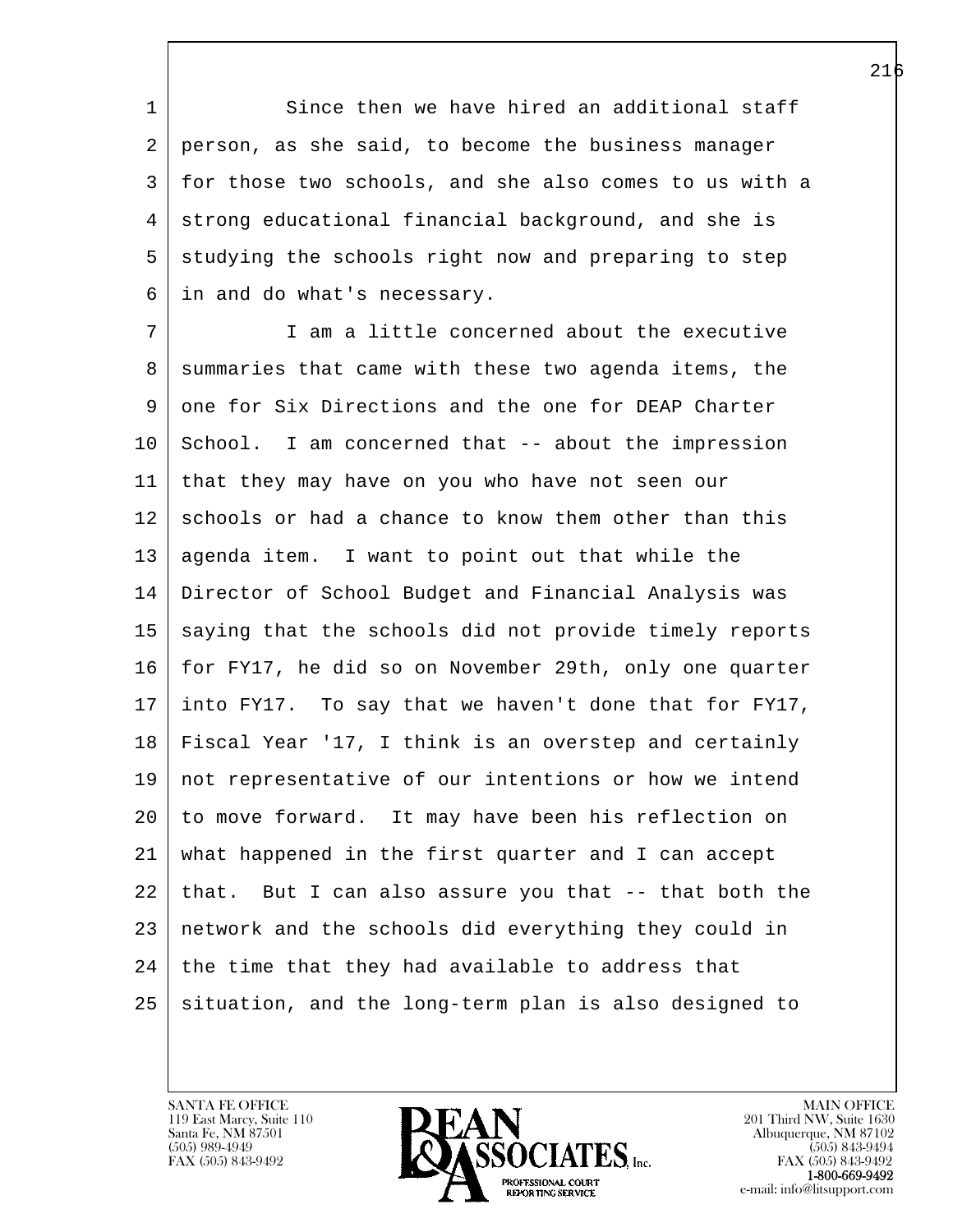Since then we have hired an additional staff person, as she said, to become the business manager for those two schools, and she also comes to us with a strong educational financial background, and she is studying the schools right now and preparing to step in and do what's necessary.

I am a little concerned about the executive summaries that came with these two agenda items, the one for Six Directions and the one for DEAP Charter School. I am concerned that -- about the impression that they may have on you who have not seen our schools or had a chance to know them other than this agenda item. I want to point out that while the Director of School Budget and Financial Analysis was saying that the schools did not provide timely reports for FY17, he did so on November 29th, only one quarter into FY17. To say that we haven't done that for FY17, Fiscal Year '17, I think is an overstep and certainly not representative of our intentions or how we intend to move forward. It may have been his reflection on what happened in the first quarter and I can accept that. But I can also assure you that -- that both the network and the schools did everything they could in the time that they had available to address that situation, and the long-term plan is also designed to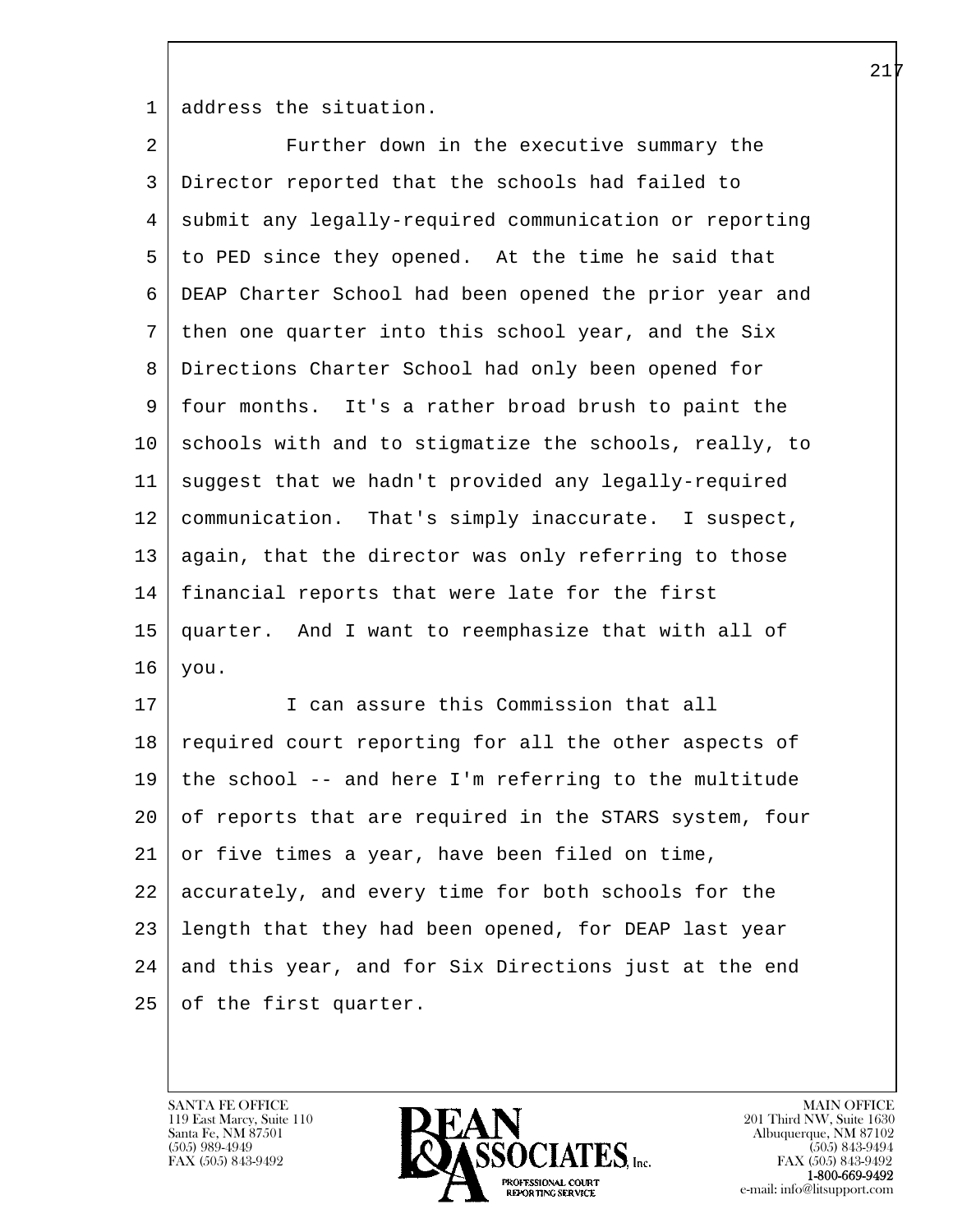address the situation.

Further down in the executive summary the Director reported that the schools had failed to submit any legally-required communication or reporting to PED since they opened. At the time he said that DEAP Charter School had been opened the prior year and then one quarter into this school year, and the Six Directions Charter School had only been opened for four months. It's a rather broad brush to paint the schools with and to stigmatize the schools, really, to suggest that we hadn't provided any legally-required communication. That's simply inaccurate. I suspect, again, that the director was only referring to those financial reports that were late for the first quarter. And I want to reemphasize that with all of you.

I can assure this Commission that all required court reporting for all the other aspects of the school -- and here I'm referring to the multitude of reports that are required in the STARS system, four or five times a year, have been filed on time, accurately, and every time for both schools for the length that they had been opened, for DEAP last year and this year, and for Six Directions just at the end of the first quarter.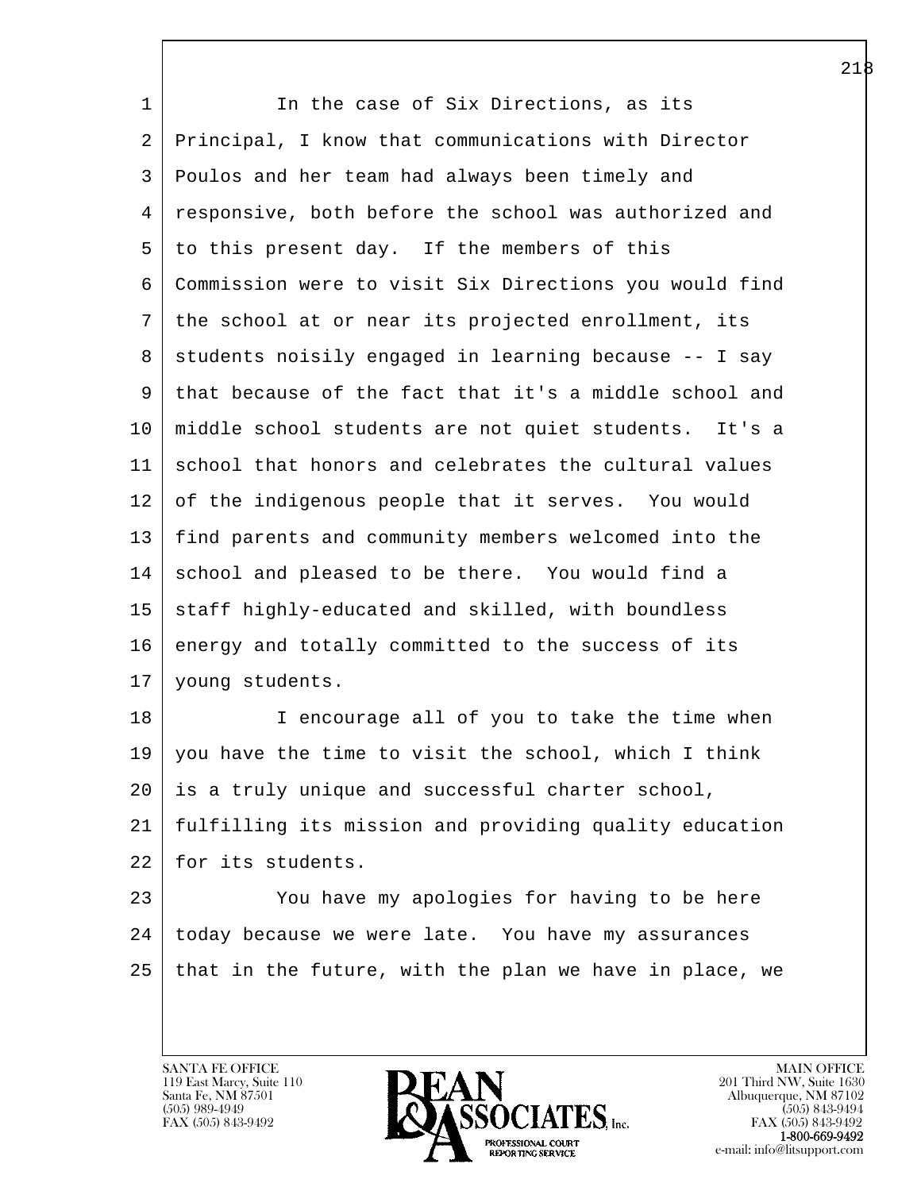In the case of Six Directions, as its Principal, I know that communications with Director Poulos and her team had always been timely and responsive, both before the school was authorized and to this present day. If the members of this Commission were to visit Six Directions you would find the school at or near its projected enrollment, its students noisily engaged in learning because -- I say that because of the fact that it's a middle school and middle school students are not quiet students. It's a school that honors and celebrates the cultural values of the indigenous people that it serves. You would find parents and community members welcomed into the school and pleased to be there. You would find a staff highly-educated and skilled, with boundless energy and totally committed to the success of its young students.

I encourage all of you to take the time when you have the time to visit the school, which I think is a truly unique and successful charter school, fulfilling its mission and providing quality education for its students.

You have my apologies for having to be here today because we were late. You have my assurances that in the future, with the plan we have in place, we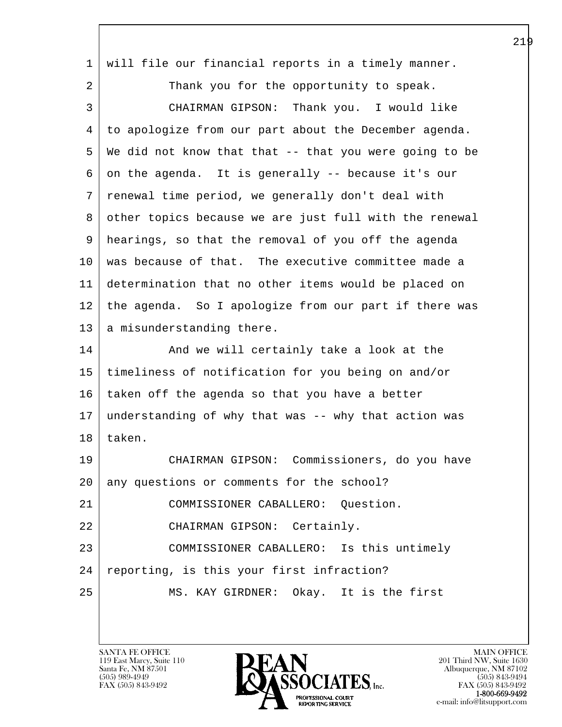will file our financial reports in a timely manner.

Thank you for the opportunity to speak.

CHAIRMAN GIPSON: Thank you. I would like to apologize from our part about the December agenda. We did not know that that -- that you were going to be on the agenda. It is generally -- because it's our renewal time period, we generally don't deal with other topics because we are just full with the renewal hearings, so that the removal of you off the agenda was because of that. The executive committee made a determination that no other items would be placed on the agenda. So I apologize from our part if there was a misunderstanding there.

And we will certainly take a look at the timeliness of notification for you being on and/or taken off the agenda so that you have a better understanding of why that was -- why that action was taken.

CHAIRMAN GIPSON: Commissioners, do you have any questions or comments for the school?

COMMISSIONER CABALLERO: Question.

CHAIRMAN GIPSON: Certainly.

COMMISSIONER CABALLERO: Is this untimely reporting, is this your first infraction?

MS. KAY GIRDNER: Okay. It is the first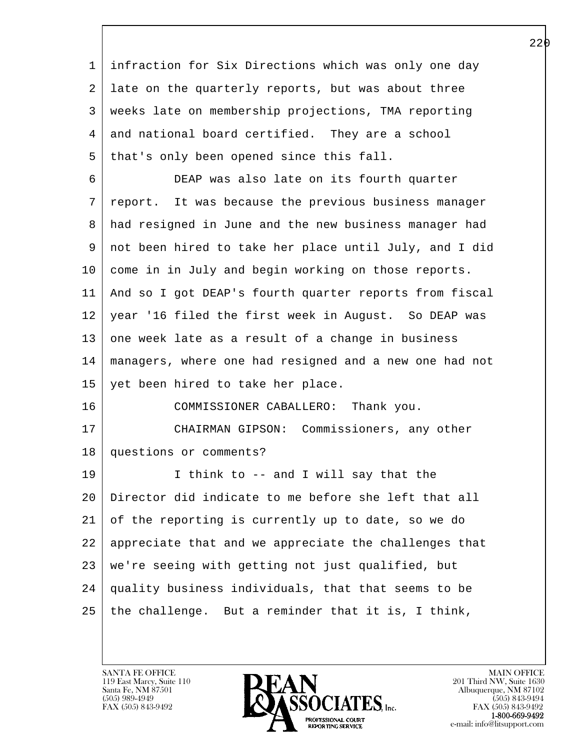infraction for Six Directions which was only one day late on the quarterly reports, but was about three weeks late on membership projections, TMA reporting and national board certified. They are a school that's only been opened since this fall.

DEAP was also late on its fourth quarter report. It was because the previous business manager had resigned in June and the new business manager had not been hired to take her place until July, and I did come in in July and begin working on those reports. And so I got DEAP's fourth quarter reports from fiscal year '16 filed the first week in August. So DEAP was one week late as a result of a change in business managers, where one had resigned and a new one had not yet been hired to take her place.

COMMISSIONER CABALLERO: Thank you.

CHAIRMAN GIPSON: Commissioners, any other questions or comments?

I think to -- and I will say that the Director did indicate to me before she left that all of the reporting is currently up to date, so we do appreciate that and we appreciate the challenges that we're seeing with getting not just qualified, but quality business individuals, that that seems to be the challenge. But a reminder that it is, I think,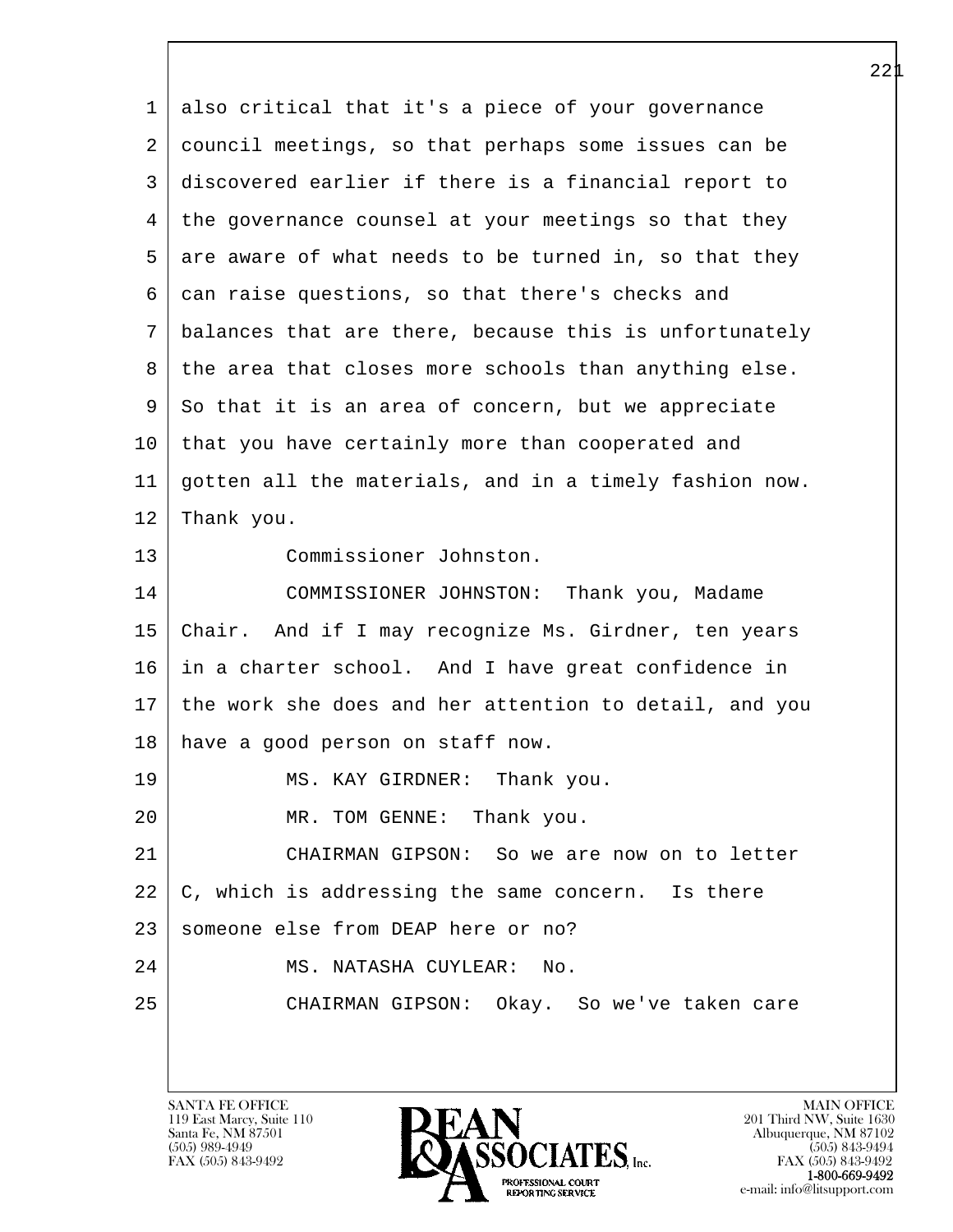also critical that it's a piece of your governance council meetings, so that perhaps some issues can be discovered earlier if there is a financial report to the governance counsel at your meetings so that they are aware of what needs to be turned in, so that they can raise questions, so that there's checks and balances that are there, because this is unfortunately the area that closes more schools than anything else. So that it is an area of concern, but we appreciate that you have certainly more than cooperated and gotten all the materials, and in a timely fashion now. Thank you.

Commissioner Johnston.

COMMISSIONER JOHNSTON: Thank you, Madame Chair. And if I may recognize Ms. Girdner, ten years in a charter school. And I have great confidence in the work she does and her attention to detail, and you have a good person on staff now.

MS. KAY GIRDNER: Thank you.

MR. TOM GENNE: Thank you.

CHAIRMAN GIPSON: So we are now on to letter C, which is addressing the same concern. Is there someone else from DEAP here or no?

MS. NATASHA CUYLEAR: No.

CHAIRMAN GIPSON: Okay. So we've taken care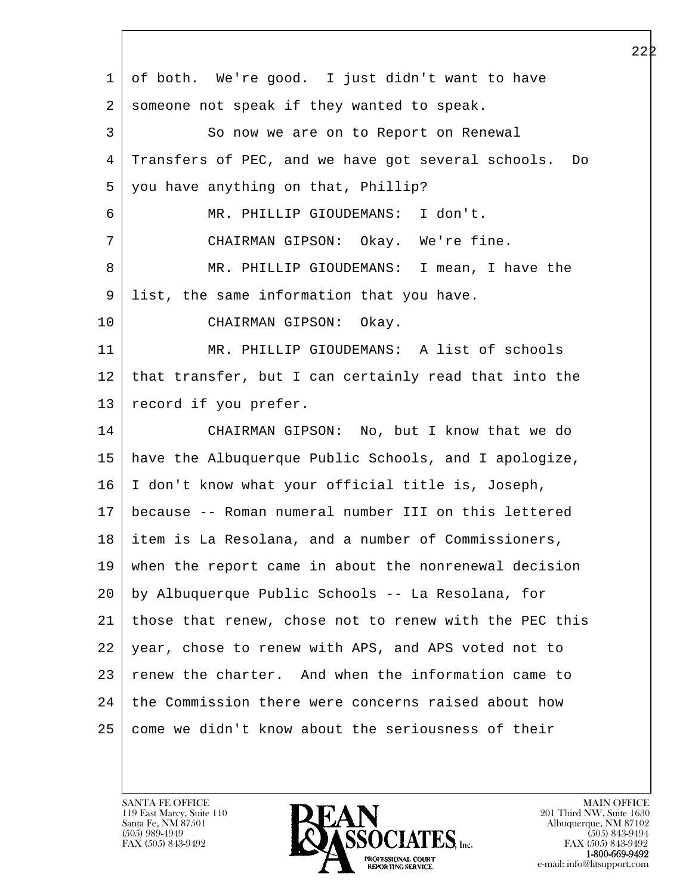of both. We're good. I just didn't want to have someone not speak if they wanted to speak.

So now we are on to Report on Renewal Transfers of PEC, and we have got several schools. Do you have anything on that, Phillip?

MR. PHILLIP GIOUDEMANS: I don't.

CHAIRMAN GIPSON: Okay. We're fine.

MR. PHILLIP GIOUDEMANS: I mean, I have the list, the same information that you have.

CHAIRMAN GIPSON: Okay.

MR. PHILLIP GIOUDEMANS: A list of schools that transfer, but I can certainly read that into the record if you prefer.

CHAIRMAN GIPSON: No, but I know that we do have the Albuquerque Public Schools, and I apologize, I don't know what your official title is, Joseph, because -- Roman numeral number III on this lettered item is La Resolana, and a number of Commissioners, when the report came in about the nonrenewal decision by Albuquerque Public Schools -- La Resolana, for those that renew, chose not to renew with the PEC this year, chose to renew with APS, and APS voted not to renew the charter. And when the information came to the Commission there were concerns raised about how come we didn't know about the seriousness of their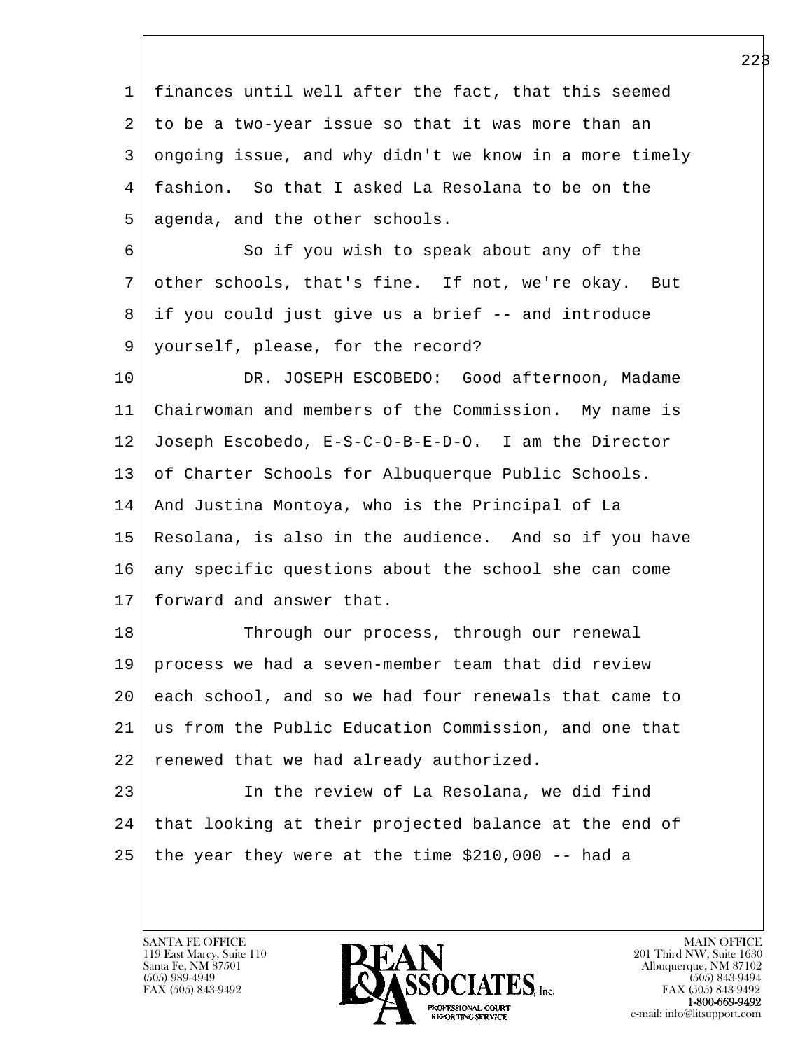finances until well after the fact, that this seemed to be a two-year issue so that it was more than an ongoing issue, and why didn't we know in a more timely fashion. So that I asked La Resolana to be on the agenda, and the other schools.

So if you wish to speak about any of the other schools, that's fine. If not, we're okay. But if you could just give us a brief -- and introduce yourself, please, for the record?

DR. JOSEPH ESCOBEDO: Good afternoon, Madame Chairwoman and members of the Commission. My name is Joseph Escobedo, E-S-C-O-B-E-D-O. I am the Director of Charter Schools for Albuquerque Public Schools. And Justina Montoya, who is the Principal of La Resolana, is also in the audience. And so if you have any specific questions about the school she can come forward and answer that.

Through our process, through our renewal process we had a seven-member team that did review each school, and so we had four renewals that came to us from the Public Education Commission, and one that renewed that we had already authorized.

In the review of La Resolana, we did find that looking at their projected balance at the end of the year they were at the time $210,000 -- had a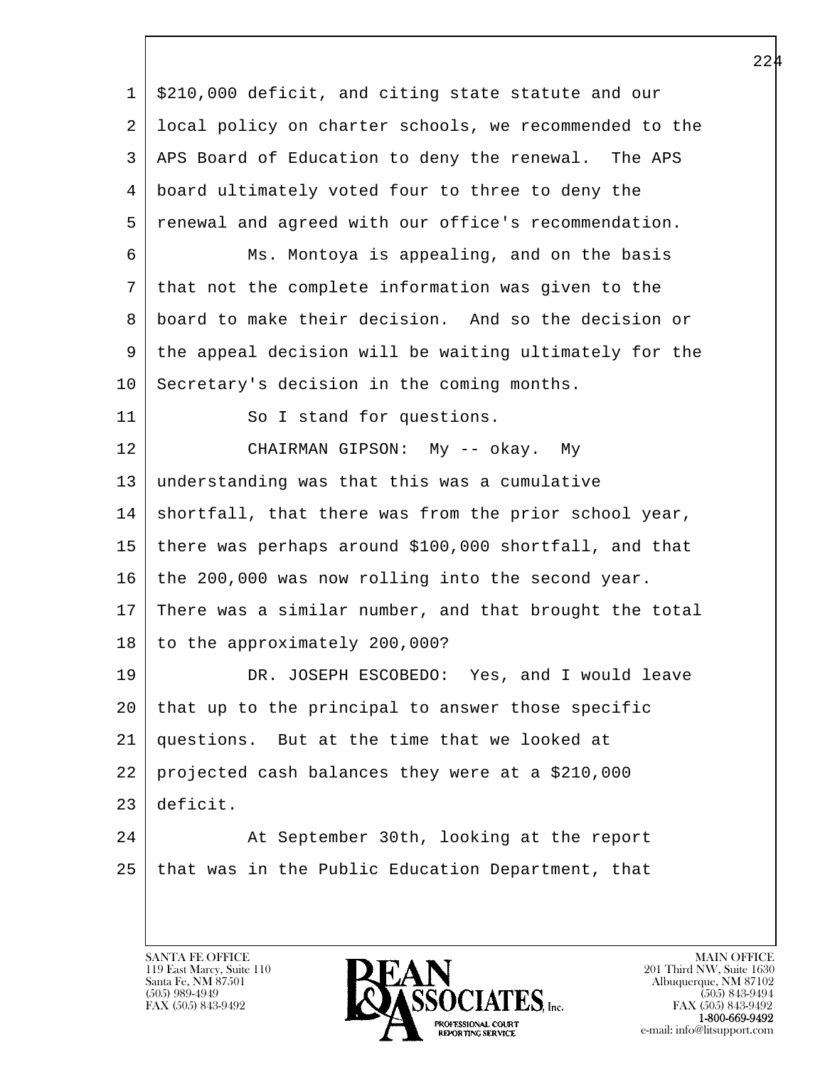$210,000 deficit, and citing state statute and our local policy on charter schools, we recommended to the APS Board of Education to deny the renewal. The APS board ultimately voted four to three to deny the renewal and agreed with our office's recommendation.

Ms. Montoya is appealing, and on the basis that not the complete information was given to the board to make their decision. And so the decision or the appeal decision will be waiting ultimately for the Secretary's decision in the coming months.

So I stand for questions.

CHAIRMAN GIPSON: My -- okay. My understanding was that this was a cumulative shortfall, that there was from the prior school year, there was perhaps around $100,000 shortfall, and that the 200,000 was now rolling into the second year. There was a similar number, and that brought the total to the approximately 200,000?

DR. JOSEPH ESCOBEDO: Yes, and I would leave that up to the principal to answer those specific questions. But at the time that we looked at projected cash balances they were at a $210,000 deficit.

At September 30th, looking at the report that was in the Public Education Department, that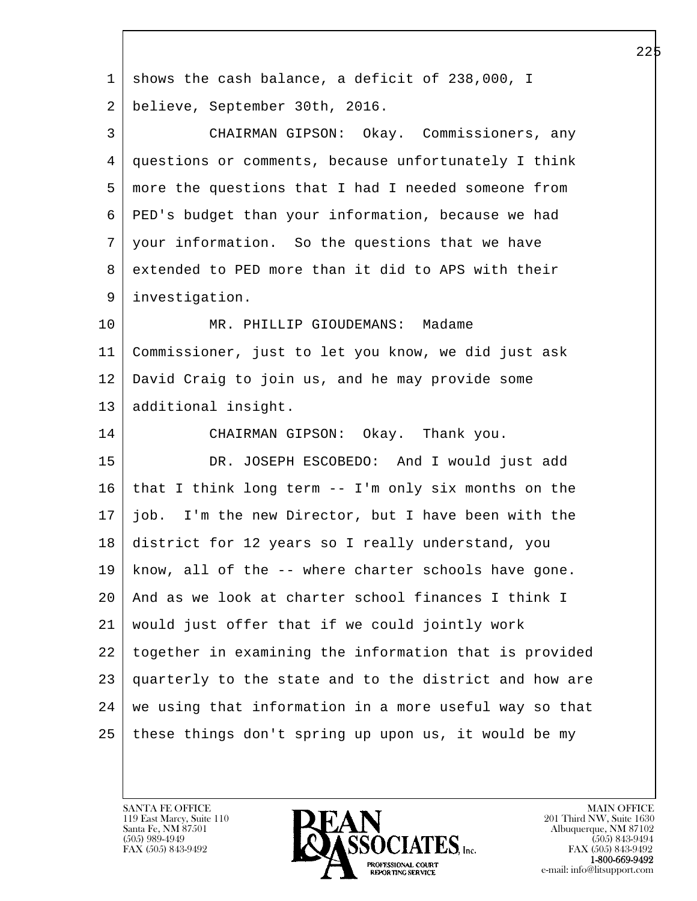1 shows the cash balance, a deficit of 238,000, I
2 believe, September 30th, 2016.
3 CHAIRMAN GIPSON: Okay. Commissioners, any
4 questions or comments, because unfortunately I think
5 more the questions that I had I needed someone from
6 PED's budget than your information, because we had
7 your information. So the questions that we have
8 extended to PED more than it did to APS with their
9 investigation.
10 MR. PHILLIP GIOUDEMANS: Madame
11 Commissioner, just to let you know, we did just ask
12 David Craig to join us, and he may provide some
13 additional insight.
14 CHAIRMAN GIPSON: Okay. Thank you.
15 DR. JOSEPH ESCOBEDO: And I would just add
16 that I think long term -- I'm only six months on the
17 job. I'm the new Director, but I have been with the
18 district for 12 years so I really understand, you
19 know, all of the -- where charter schools have gone.
20 And as we look at charter school finances I think I
21 would just offer that if we could jointly work
22 together in examining the information that is provided
23 quarterly to the state and to the district and how are
24 we using that information in a more useful way so that
25 these things don't spring up upon us, it would be my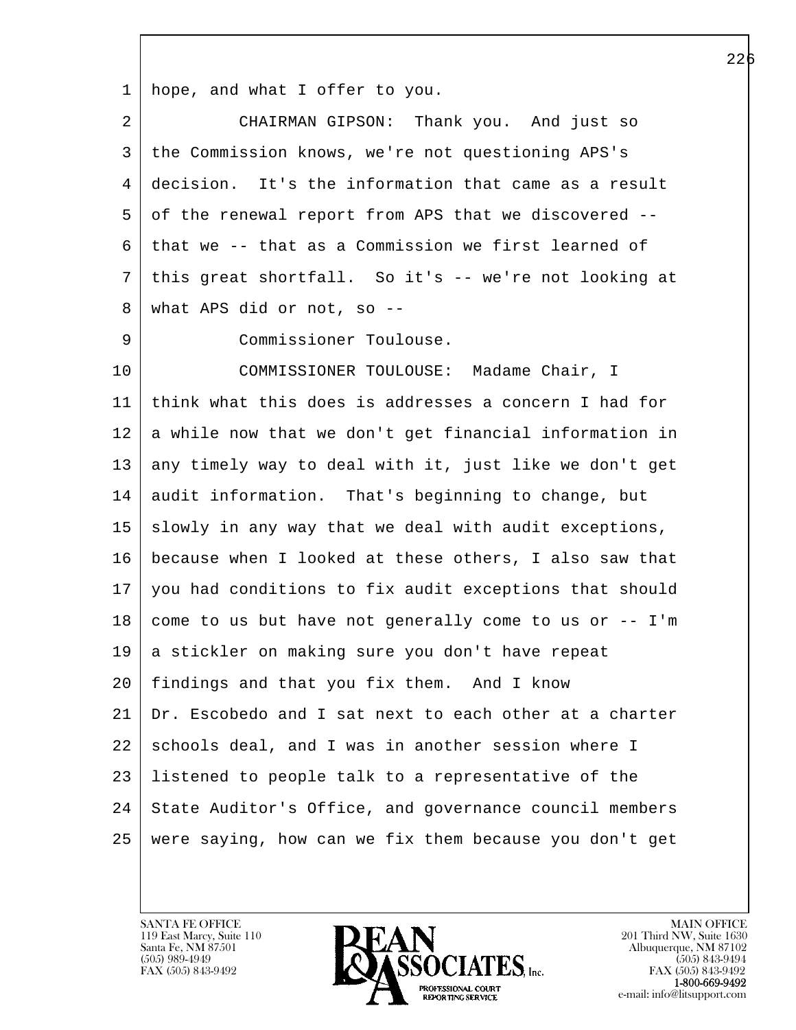hope, and what I offer to you.

CHAIRMAN GIPSON: Thank you. And just so the Commission knows, we're not questioning APS's decision. It's the information that came as a result of the renewal report from APS that we discovered -- that we -- that as a Commission we first learned of this great shortfall. So it's -- we're not looking at what APS did or not, so --

Commissioner Toulouse.

COMMISSIONER TOULOUSE: Madame Chair, I think what this does is addresses a concern I had for a while now that we don't get financial information in any timely way to deal with it, just like we don't get audit information. That's beginning to change, but slowly in any way that we deal with audit exceptions, because when I looked at these others, I also saw that you had conditions to fix audit exceptions that should come to us but have not generally come to us or -- I'm a stickler on making sure you don't have repeat findings and that you fix them. And I know Dr. Escobedo and I sat next to each other at a charter schools deal, and I was in another session where I listened to people talk to a representative of the State Auditor's Office, and governance council members were saying, how can we fix them because you don't get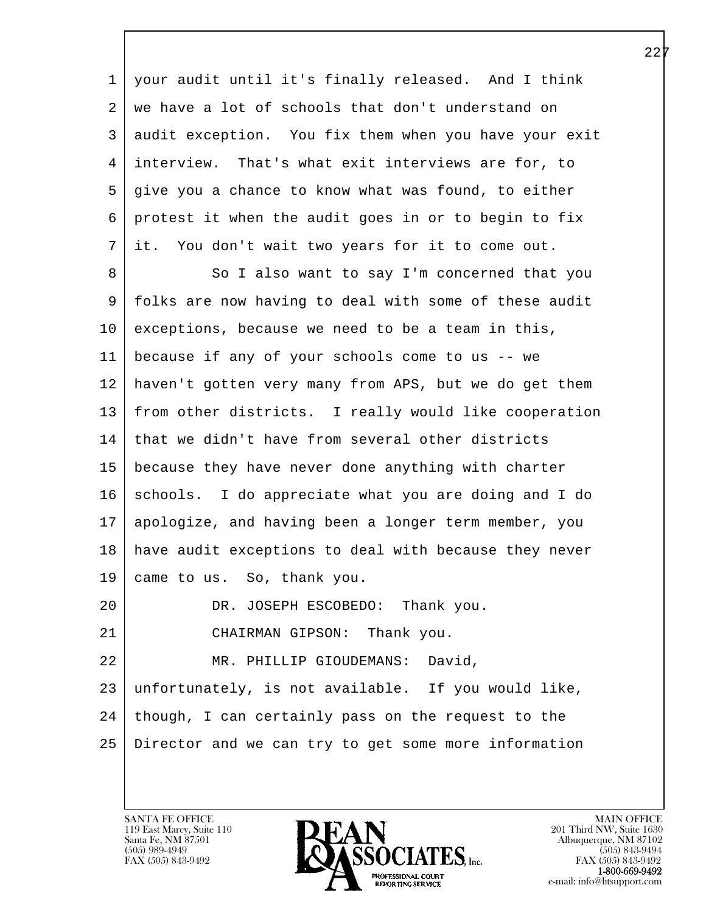your audit until it's finally released. And I think we have a lot of schools that don't understand on audit exception. You fix them when you have your exit interview. That's what exit interviews are for, to give you a chance to know what was found, to either protest it when the audit goes in or to begin to fix it. You don't wait two years for it to come out.

So I also want to say I'm concerned that you folks are now having to deal with some of these audit exceptions, because we need to be a team in this, because if any of your schools come to us -- we haven't gotten very many from APS, but we do get them from other districts. I really would like cooperation that we didn't have from several other districts because they have never done anything with charter schools. I do appreciate what you are doing and I do apologize, and having been a longer term member, you have audit exceptions to deal with because they never came to us. So, thank you.

DR. JOSEPH ESCOBEDO: Thank you.

CHAIRMAN GIPSON: Thank you.

MR. PHILLIP GIOUDEMANS: David, unfortunately, is not available. If you would like, though, I can certainly pass on the request to the Director and we can try to get some more information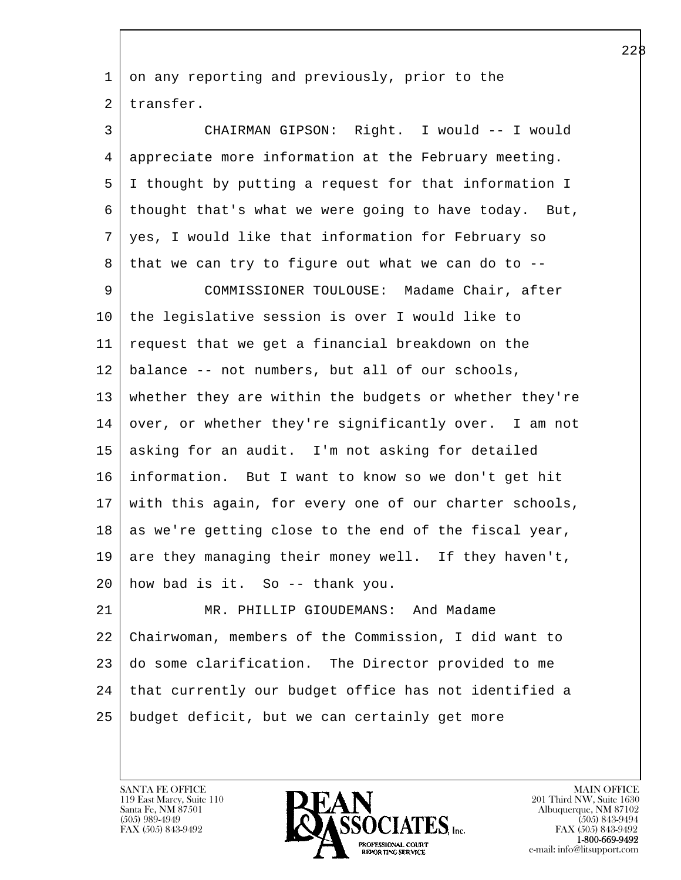on any reporting and previously, prior to the transfer.

CHAIRMAN GIPSON: Right. I would -- I would appreciate more information at the February meeting. I thought by putting a request for that information I thought that's what we were going to have today. But, yes, I would like that information for February so that we can try to figure out what we can do to --

COMMISSIONER TOULOUSE: Madame Chair, after the legislative session is over I would like to request that we get a financial breakdown on the balance -- not numbers, but all of our schools, whether they are within the budgets or whether they're over, or whether they're significantly over. I am not asking for an audit. I'm not asking for detailed information. But I want to know so we don't get hit with this again, for every one of our charter schools, as we're getting close to the end of the fiscal year, are they managing their money well. If they haven't, how bad is it. So -- thank you.

MR. PHILLIP GIOUDEMANS: And Madame Chairwoman, members of the Commission, I did want to do some clarification. The Director provided to me that currently our budget office has not identified a budget deficit, but we can certainly get more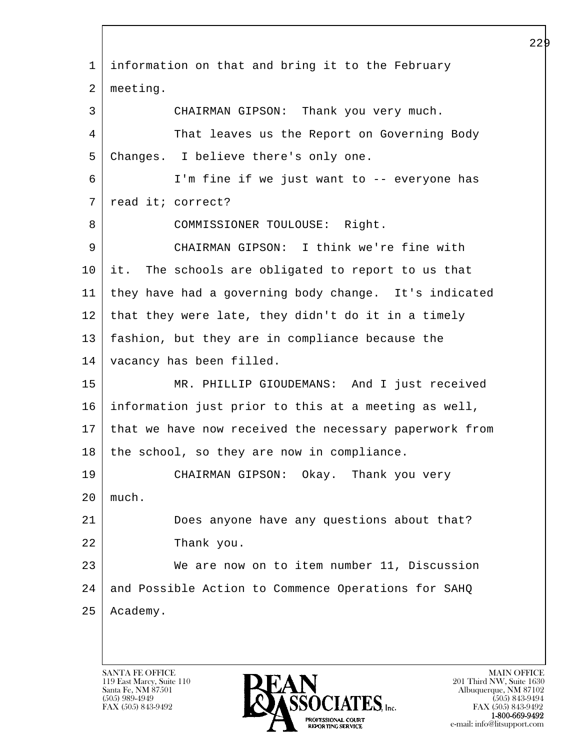information on that and bring it to the February meeting.

CHAIRMAN GIPSON: Thank you very much.

That leaves us the Report on Governing Body Changes. I believe there's only one.

I'm fine if we just want to -- everyone has read it; correct?

COMMISSIONER TOULOUSE: Right.

CHAIRMAN GIPSON: I think we're fine with it. The schools are obligated to report to us that they have had a governing body change. It's indicated that they were late, they didn't do it in a timely fashion, but they are in compliance because the vacancy has been filled.

MR. PHILLIP GIOUDEMANS: And I just received information just prior to this at a meeting as well, that we have now received the necessary paperwork from the school, so they are now in compliance.

CHAIRMAN GIPSON: Okay. Thank you very much.

Does anyone have any questions about that?

Thank you.

We are now on to item number 11, Discussion and Possible Action to Commence Operations for SAHQ Academy.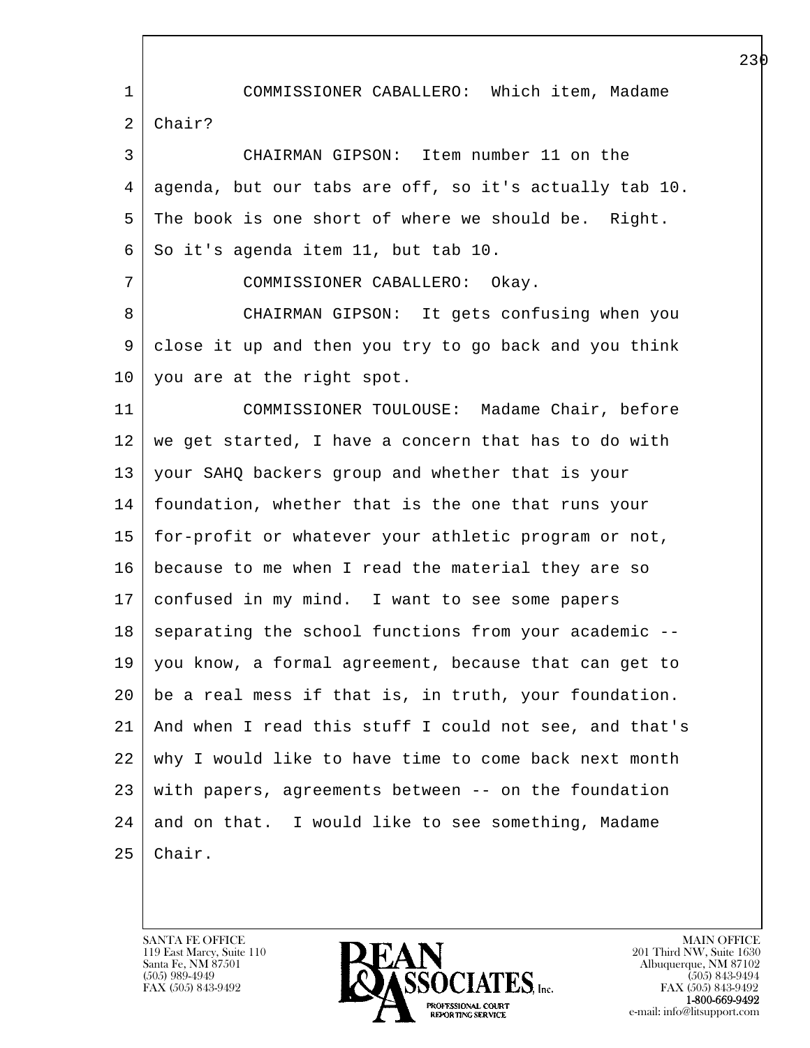COMMISSIONER CABALLERO: Which item, Madame Chair?

CHAIRMAN GIPSON: Item number 11 on the agenda, but our tabs are off, so it's actually tab 10. The book is one short of where we should be. Right. So it's agenda item 11, but tab 10.

COMMISSIONER CABALLERO: Okay.

CHAIRMAN GIPSON: It gets confusing when you close it up and then you try to go back and you think you are at the right spot.

COMMISSIONER TOULOUSE: Madame Chair, before we get started, I have a concern that has to do with your SAHQ backers group and whether that is your foundation, whether that is the one that runs your for-profit or whatever your athletic program or not, because to me when I read the material they are so confused in my mind. I want to see some papers separating the school functions from your academic -- you know, a formal agreement, because that can get to be a real mess if that is, in truth, your foundation. And when I read this stuff I could not see, and that's why I would like to have time to come back next month with papers, agreements between -- on the foundation and on that. I would like to see something, Madame Chair.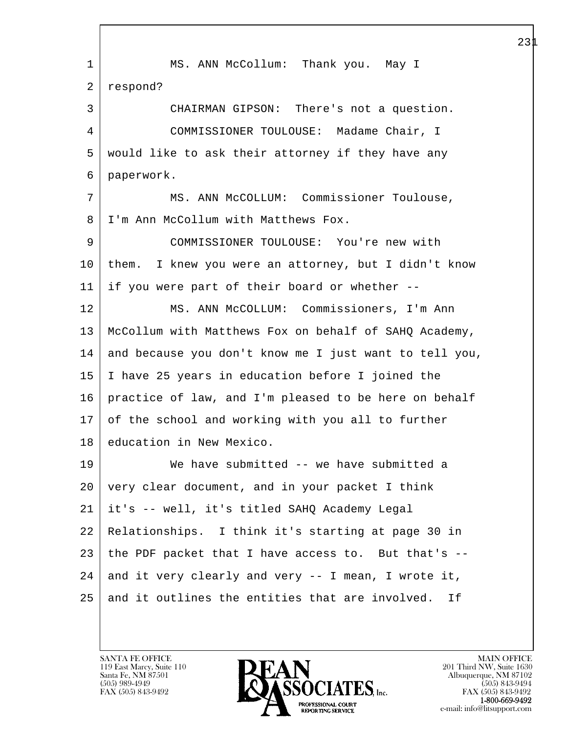MS. ANN McCollum: Thank you. May I respond?

CHAIRMAN GIPSON: There's not a question.

COMMISSIONER TOULOUSE: Madame Chair, I would like to ask their attorney if they have any paperwork.

MS. ANN McCOLLUM: Commissioner Toulouse, I'm Ann McCollum with Matthews Fox.

COMMISSIONER TOULOUSE: You're new with them. I knew you were an attorney, but I didn't know if you were part of their board or whether --

MS. ANN McCOLLUM: Commissioners, I'm Ann McCollum with Matthews Fox on behalf of SAHQ Academy, and because you don't know me I just want to tell you, I have 25 years in education before I joined the practice of law, and I'm pleased to be here on behalf of the school and working with you all to further education in New Mexico.

We have submitted -- we have submitted a very clear document, and in your packet I think it's -- well, it's titled SAHQ Academy Legal Relationships. I think it's starting at page 30 in the PDF packet that I have access to. But that's -- and it very clearly and very -- I mean, I wrote it, and it outlines the entities that are involved. If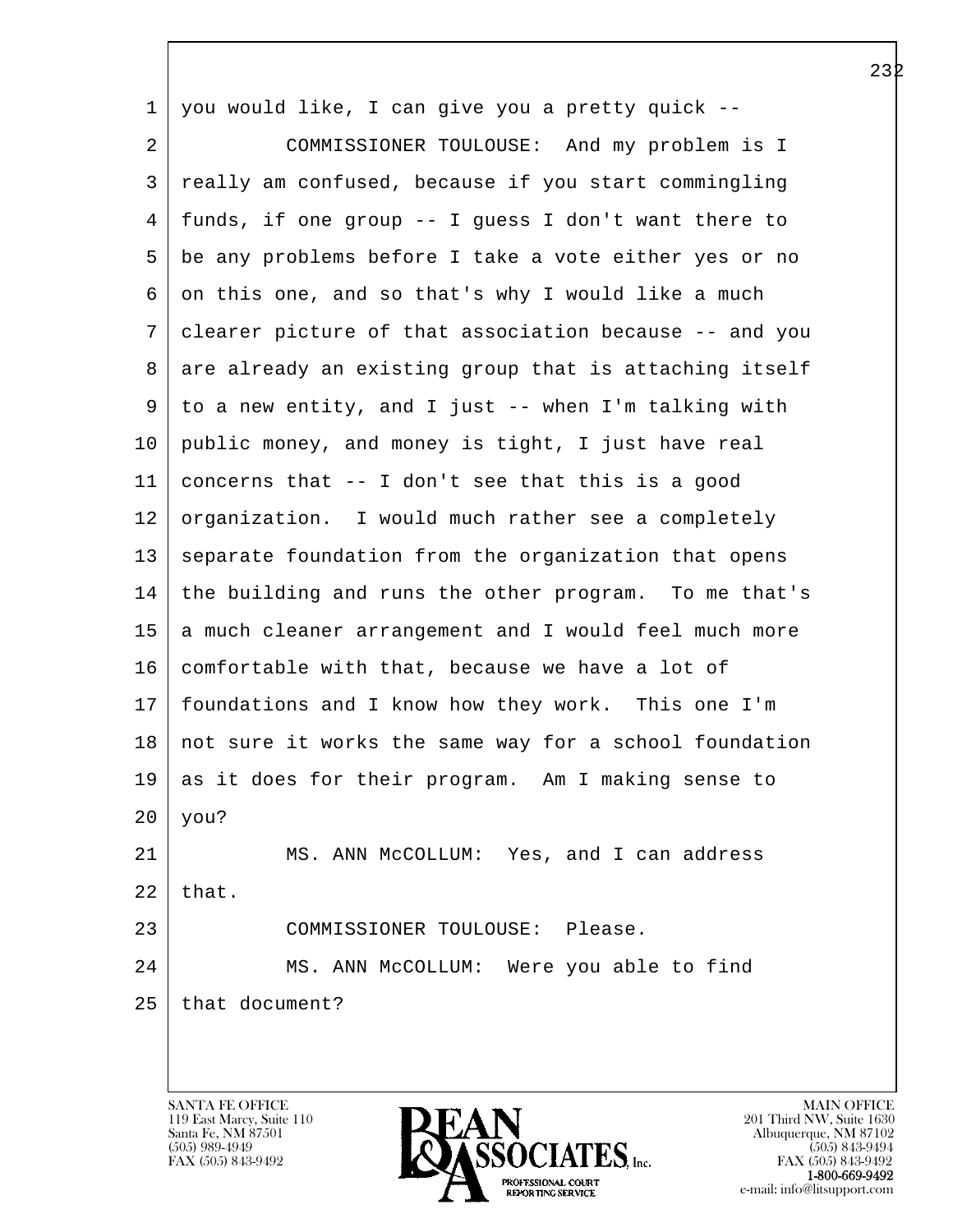1 you would like, I can give you a pretty quick --

2 COMMISSIONER TOULOUSE: And my problem is I

3 really am confused, because if you start commingling

4 funds, if one group -- I guess I don't want there to

5 be any problems before I take a vote either yes or no

6 on this one, and so that's why I would like a much

7 clearer picture of that association because -- and you

8 are already an existing group that is attaching itself

9 to a new entity, and I just -- when I'm talking with

10 public money, and money is tight, I just have real

11 concerns that -- I don't see that this is a good

12 organization. I would much rather see a completely

13 separate foundation from the organization that opens

14 the building and runs the other program. To me that's

15 a much cleaner arrangement and I would feel much more

16 comfortable with that, because we have a lot of

17 foundations and I know how they work. This one I'm

18 not sure it works the same way for a school foundation

19 as it does for their program. Am I making sense to

20 you?

21 MS. ANN McCOLLUM: Yes, and I can address

22 that.

23 COMMISSIONER TOULOUSE: Please.

24 MS. ANN McCOLLUM: Were you able to find

25 that document?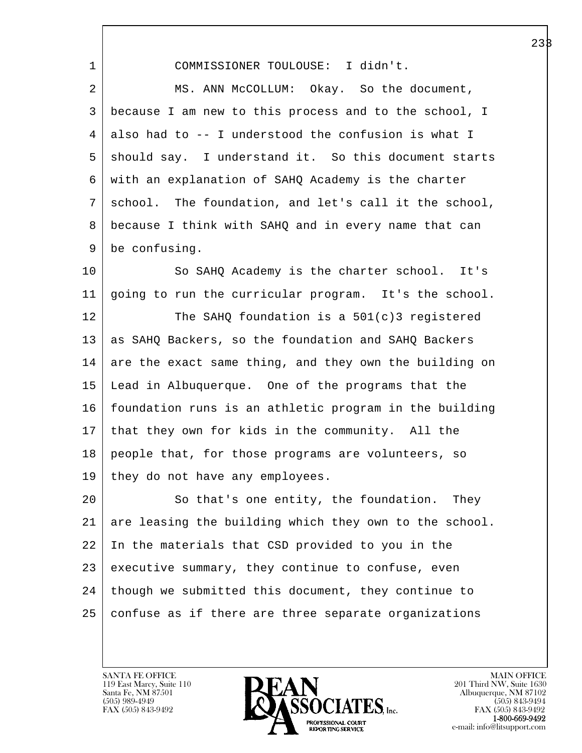COMMISSIONER TOULOUSE: I didn't.

MS. ANN McCOLLUM: Okay. So the document, because I am new to this process and to the school, I also had to -- I understood the confusion is what I should say. I understand it. So this document starts with an explanation of SAHQ Academy is the charter school. The foundation, and let's call it the school, because I think with SAHQ and in every name that can be confusing.

So SAHQ Academy is the charter school. It's going to run the curricular program. It's the school.

The SAHQ foundation is a 501(c)3 registered as SAHQ Backers, so the foundation and SAHQ Backers are the exact same thing, and they own the building on Lead in Albuquerque. One of the programs that the foundation runs is an athletic program in the building that they own for kids in the community. All the people that, for those programs are volunteers, so they do not have any employees.

So that's one entity, the foundation. They are leasing the building which they own to the school. In the materials that CSD provided to you in the executive summary, they continue to confuse, even though we submitted this document, they continue to confuse as if there are three separate organizations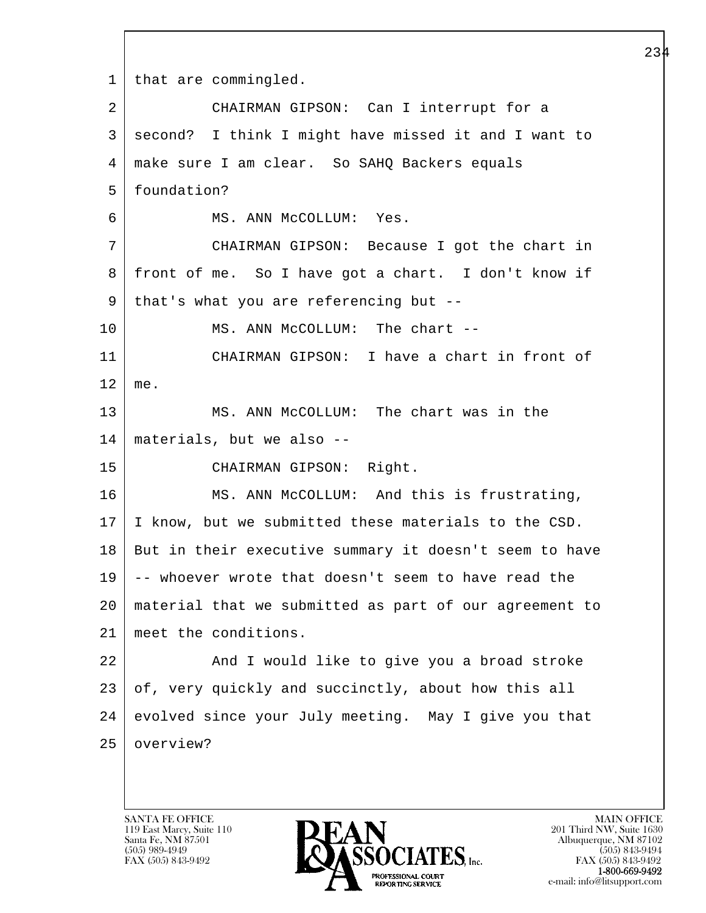1 that are commingled.

2 CHAIRMAN GIPSON: Can I interrupt for a

3 second? I think I might have missed it and I want to

4 make sure I am clear. So SAHQ Backers equals

5 foundation?

6 MS. ANN McCOLLUM: Yes.

7 CHAIRMAN GIPSON: Because I got the chart in

8 front of me. So I have got a chart. I don't know if

9 that's what you are referencing but --

10 MS. ANN McCOLLUM: The chart --

11 CHAIRMAN GIPSON: I have a chart in front of

12 me.

13 MS. ANN McCOLLUM: The chart was in the

14 materials, but we also --

15 CHAIRMAN GIPSON: Right.

16 MS. ANN McCOLLUM: And this is frustrating,

17 I know, but we submitted these materials to the CSD.

18 But in their executive summary it doesn't seem to have

19 -- whoever wrote that doesn't seem to have read the

20 material that we submitted as part of our agreement to

21 meet the conditions.

22 And I would like to give you a broad stroke

23 of, very quickly and succinctly, about how this all

24 evolved since your July meeting. May I give you that

25 overview?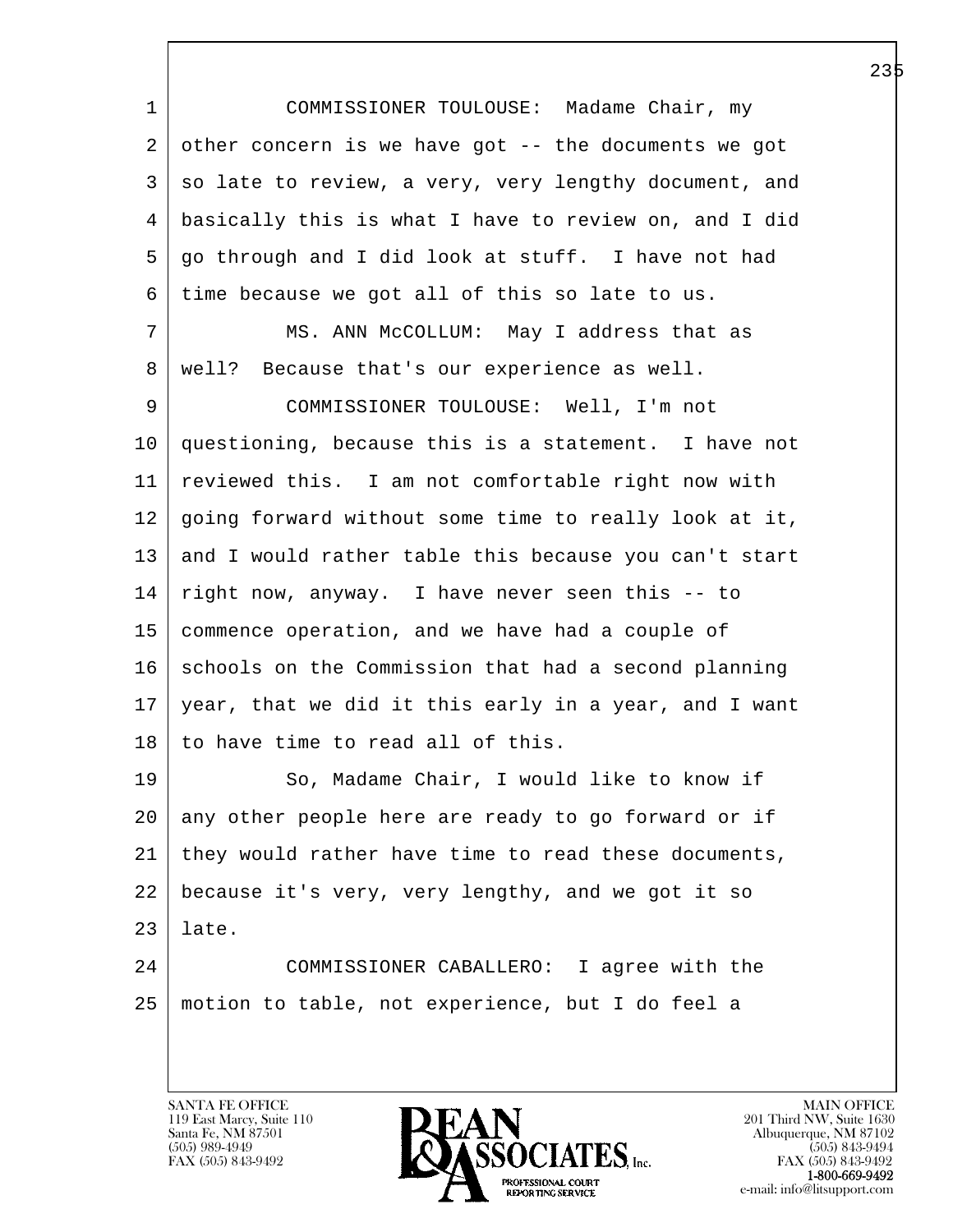COMMISSIONER TOULOUSE: Madame Chair, my other concern is we have got -- the documents we got so late to review, a very, very lengthy document, and basically this is what I have to review on, and I did go through and I did look at stuff. I have not had time because we got all of this so late to us.

MS. ANN McCOLLUM: May I address that as well? Because that's our experience as well.

COMMISSIONER TOULOUSE: Well, I'm not questioning, because this is a statement. I have not reviewed this. I am not comfortable right now with going forward without some time to really look at it, and I would rather table this because you can't start right now, anyway. I have never seen this -- to commence operation, and we have had a couple of schools on the Commission that had a second planning year, that we did it this early in a year, and I want to have time to read all of this.

So, Madame Chair, I would like to know if any other people here are ready to go forward or if they would rather have time to read these documents, because it's very, very lengthy, and we got it so late.

COMMISSIONER CABALLERO: I agree with the motion to table, not experience, but I do feel a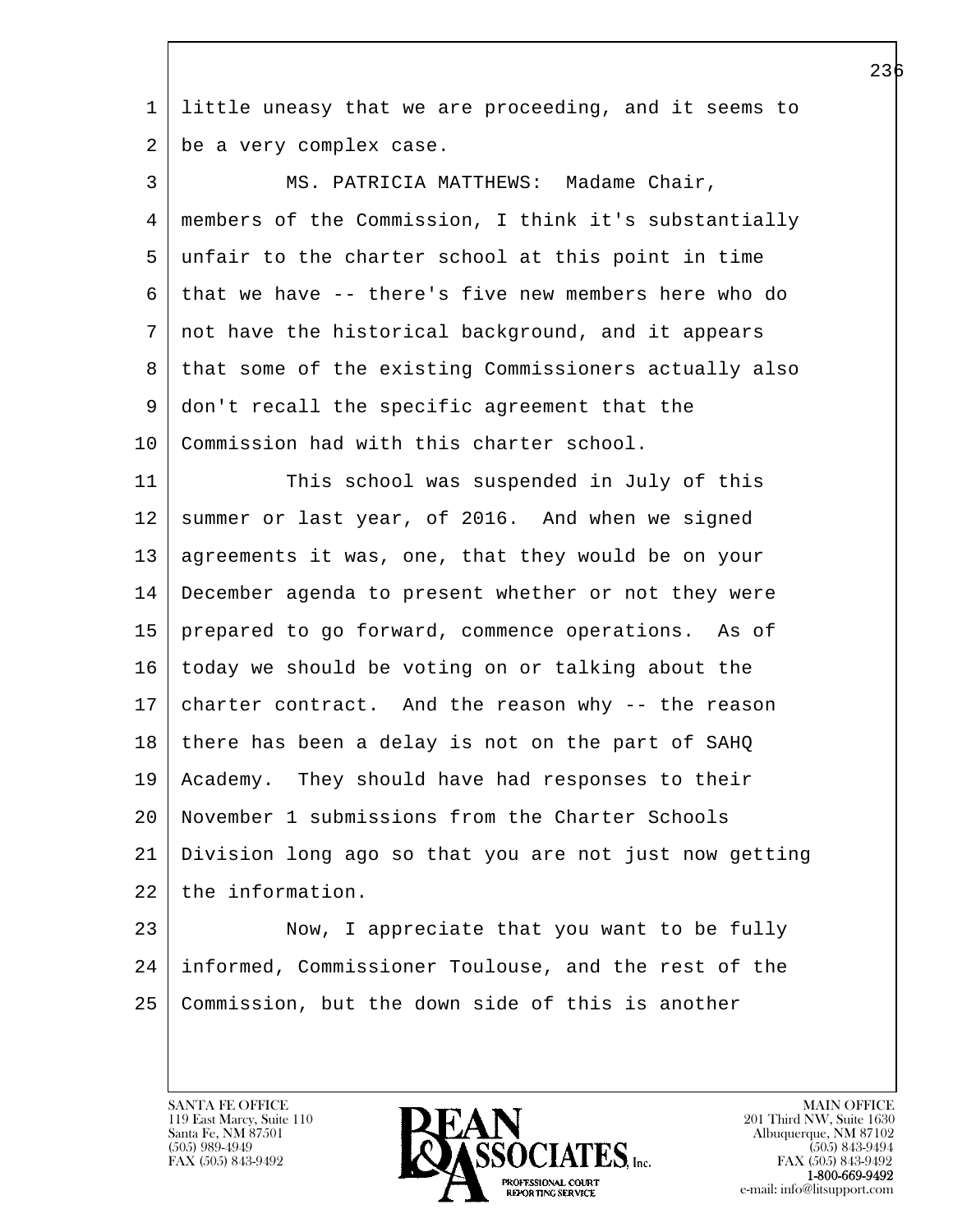little uneasy that we are proceeding, and it seems to be a very complex case.

MS. PATRICIA MATTHEWS: Madame Chair, members of the Commission, I think it's substantially unfair to the charter school at this point in time that we have -- there's five new members here who do not have the historical background, and it appears that some of the existing Commissioners actually also don't recall the specific agreement that the Commission had with this charter school.

This school was suspended in July of this summer or last year, of 2016. And when we signed agreements it was, one, that they would be on your December agenda to present whether or not they were prepared to go forward, commence operations. As of today we should be voting on or talking about the charter contract. And the reason why -- the reason there has been a delay is not on the part of SAHQ Academy. They should have had responses to their November 1 submissions from the Charter Schools Division long ago so that you are not just now getting the information.

Now, I appreciate that you want to be fully informed, Commissioner Toulouse, and the rest of the Commission, but the down side of this is another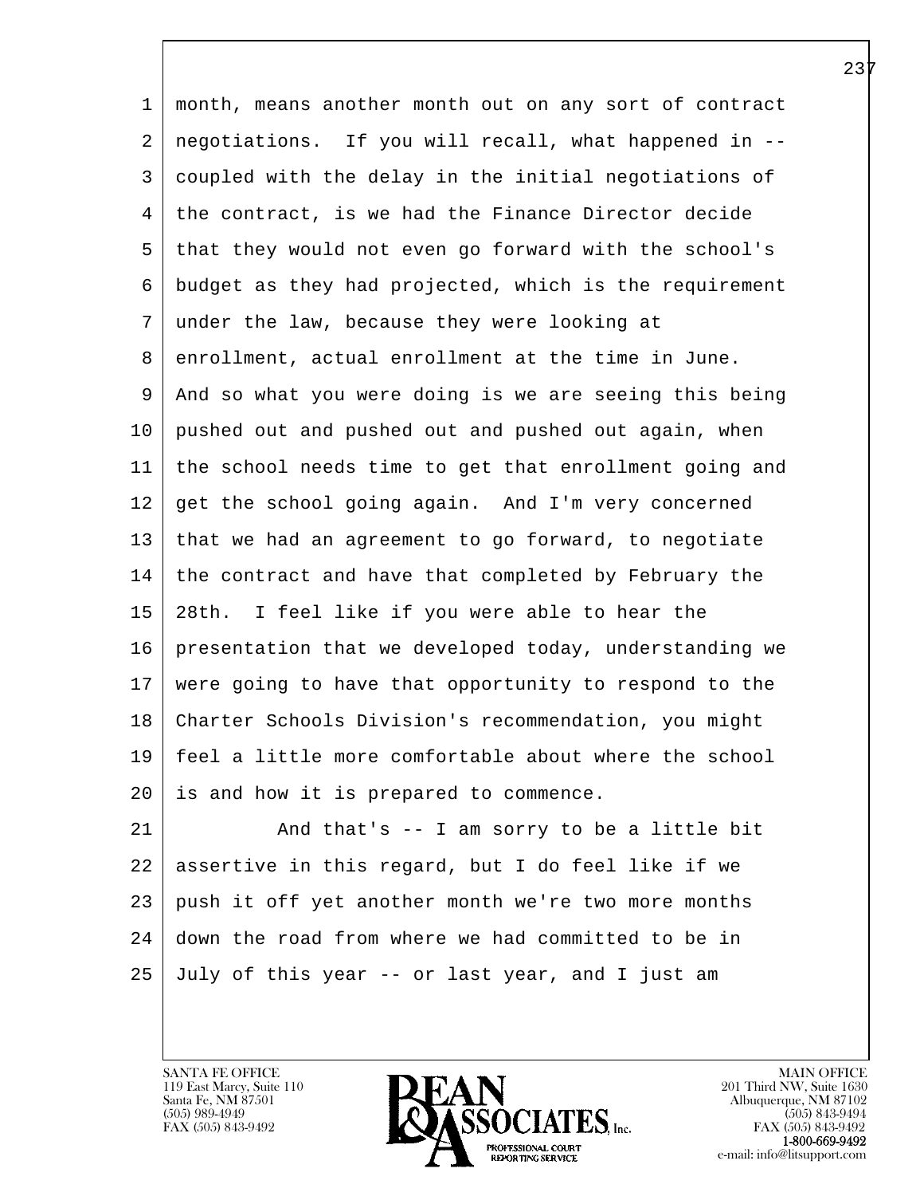month, means another month out on any sort of contract negotiations. If you will recall, what happened in -- coupled with the delay in the initial negotiations of the contract, is we had the Finance Director decide that they would not even go forward with the school's budget as they had projected, which is the requirement under the law, because they were looking at enrollment, actual enrollment at the time in June. And so what you were doing is we are seeing this being pushed out and pushed out and pushed out again, when the school needs time to get that enrollment going and get the school going again. And I'm very concerned that we had an agreement to go forward, to negotiate the contract and have that completed by February the 28th. I feel like if you were able to hear the presentation that we developed today, understanding we were going to have that opportunity to respond to the Charter Schools Division's recommendation, you might feel a little more comfortable about where the school is and how it is prepared to commence.

And that's -- I am sorry to be a little bit assertive in this regard, but I do feel like if we push it off yet another month we're two more months down the road from where we had committed to be in July of this year -- or last year, and I just am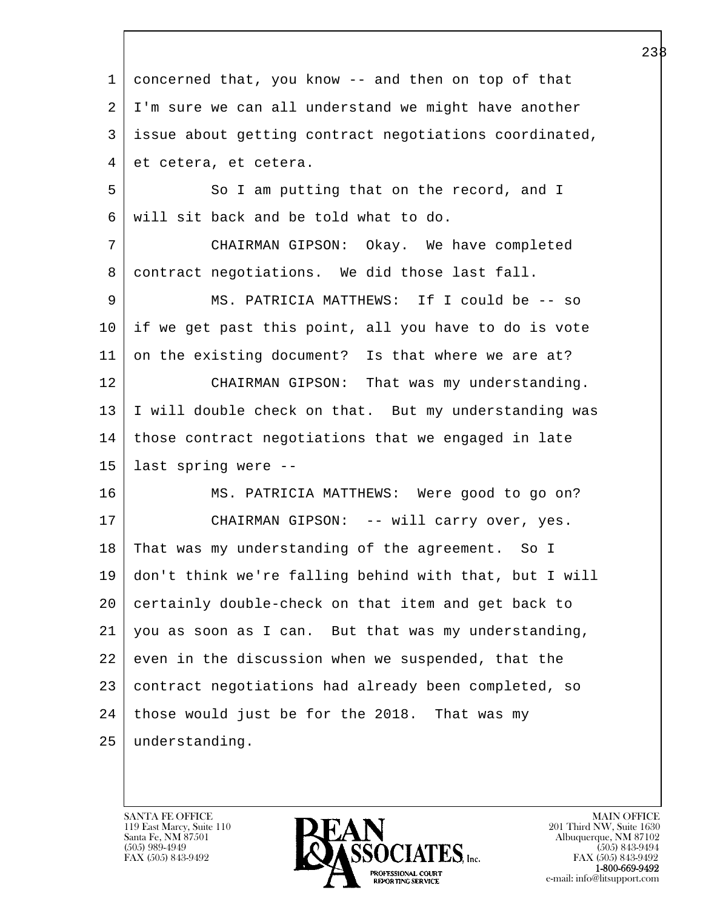concerned that, you know -- and then on top of that I'm sure we can all understand we might have another issue about getting contract negotiations coordinated, et cetera, et cetera.

So I am putting that on the record, and I will sit back and be told what to do.

CHAIRMAN GIPSON: Okay. We have completed contract negotiations. We did those last fall.

MS. PATRICIA MATTHEWS: If I could be -- so if we get past this point, all you have to do is vote on the existing document? Is that where we are at?

CHAIRMAN GIPSON: That was my understanding. I will double check on that. But my understanding was those contract negotiations that we engaged in late last spring were --

MS. PATRICIA MATTHEWS: Were good to go on?

CHAIRMAN GIPSON: -- will carry over, yes. That was my understanding of the agreement. So I don't think we're falling behind with that, but I will certainly double-check on that item and get back to you as soon as I can. But that was my understanding, even in the discussion when we suspended, that the contract negotiations had already been completed, so those would just be for the 2018. That was my understanding.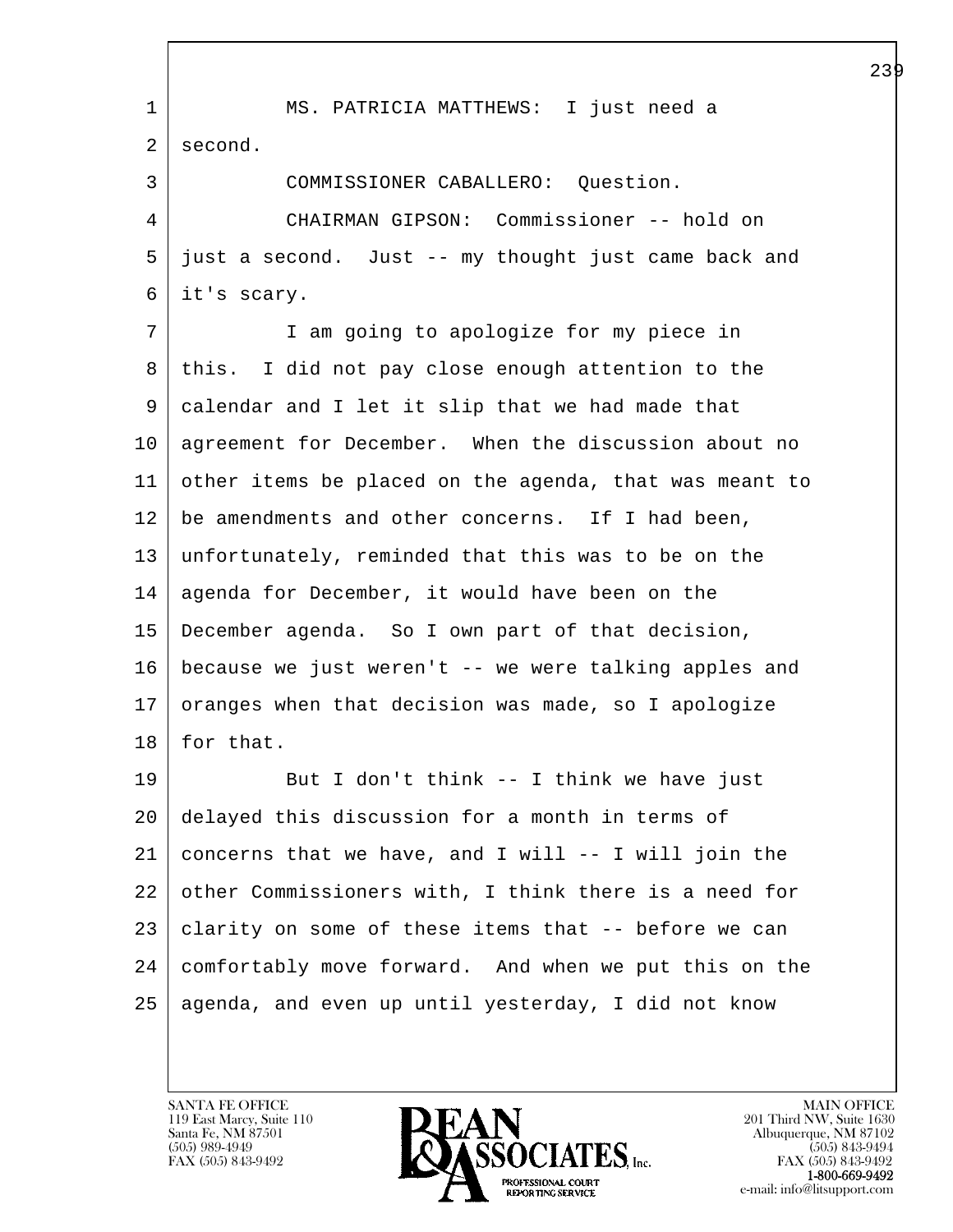MS. PATRICIA MATTHEWS: I just need a second.

COMMISSIONER CABALLERO: Question.

CHAIRMAN GIPSON: Commissioner -- hold on just a second. Just -- my thought just came back and it's scary.

I am going to apologize for my piece in this. I did not pay close enough attention to the calendar and I let it slip that we had made that agreement for December. When the discussion about no other items be placed on the agenda, that was meant to be amendments and other concerns. If I had been, unfortunately, reminded that this was to be on the agenda for December, it would have been on the December agenda. So I own part of that decision, because we just weren't -- we were talking apples and oranges when that decision was made, so I apologize for that.

But I don't think -- I think we have just delayed this discussion for a month in terms of concerns that we have, and I will -- I will join the other Commissioners with, I think there is a need for clarity on some of these items that -- before we can comfortably move forward. And when we put this on the agenda, and even up until yesterday, I did not know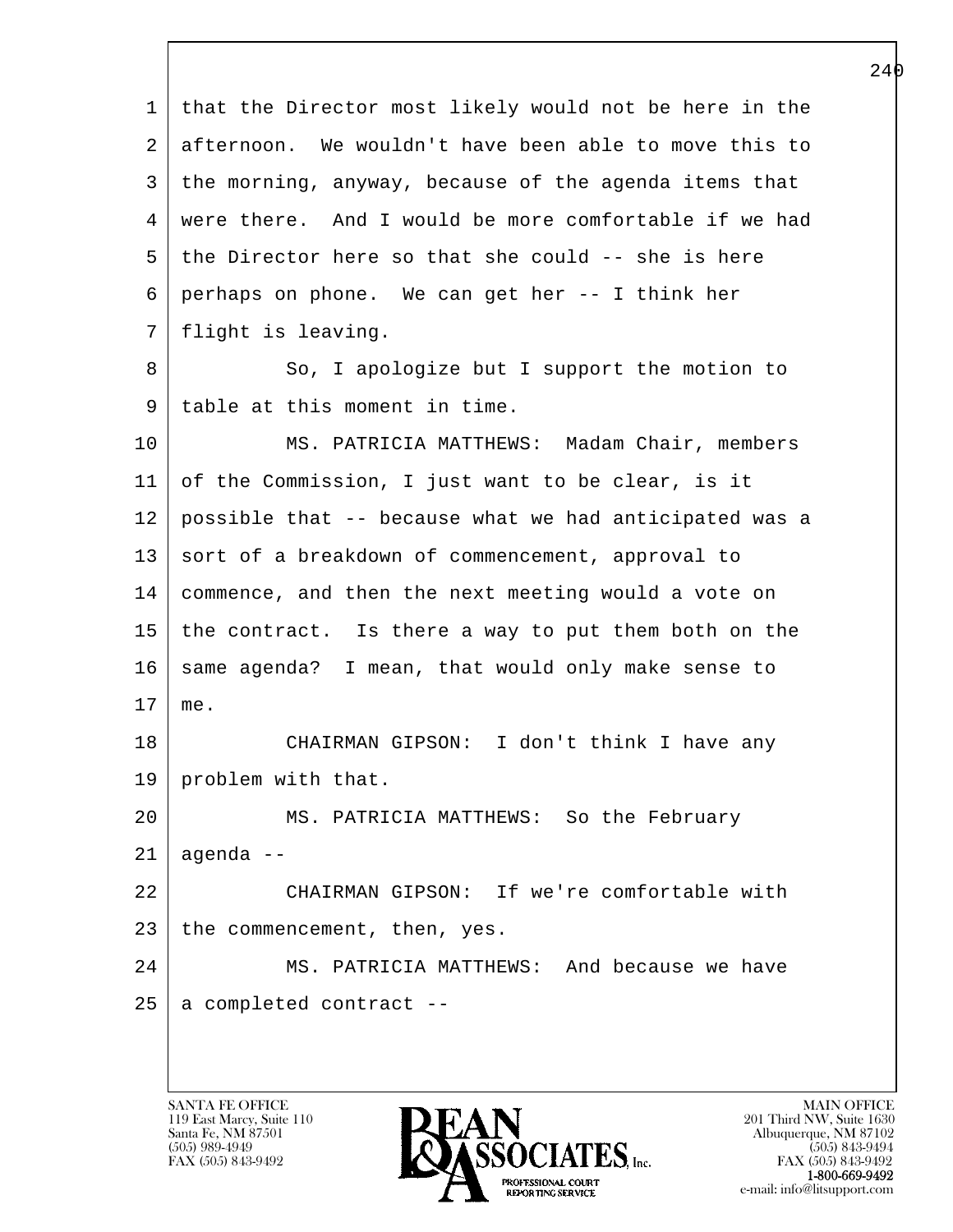that the Director most likely would not be here in the afternoon. We wouldn't have been able to move this to the morning, anyway, because of the agenda items that were there. And I would be more comfortable if we had the Director here so that she could -- she is here perhaps on phone. We can get her -- I think her flight is leaving.

So, I apologize but I support the motion to table at this moment in time.

MS. PATRICIA MATTHEWS: Madam Chair, members of the Commission, I just want to be clear, is it possible that -- because what we had anticipated was a sort of a breakdown of commencement, approval to commence, and then the next meeting would a vote on the contract. Is there a way to put them both on the same agenda? I mean, that would only make sense to me.

CHAIRMAN GIPSON: I don't think I have any problem with that.

MS. PATRICIA MATTHEWS: So the February agenda --

CHAIRMAN GIPSON: If we're comfortable with the commencement, then, yes.

MS. PATRICIA MATTHEWS: And because we have a completed contract --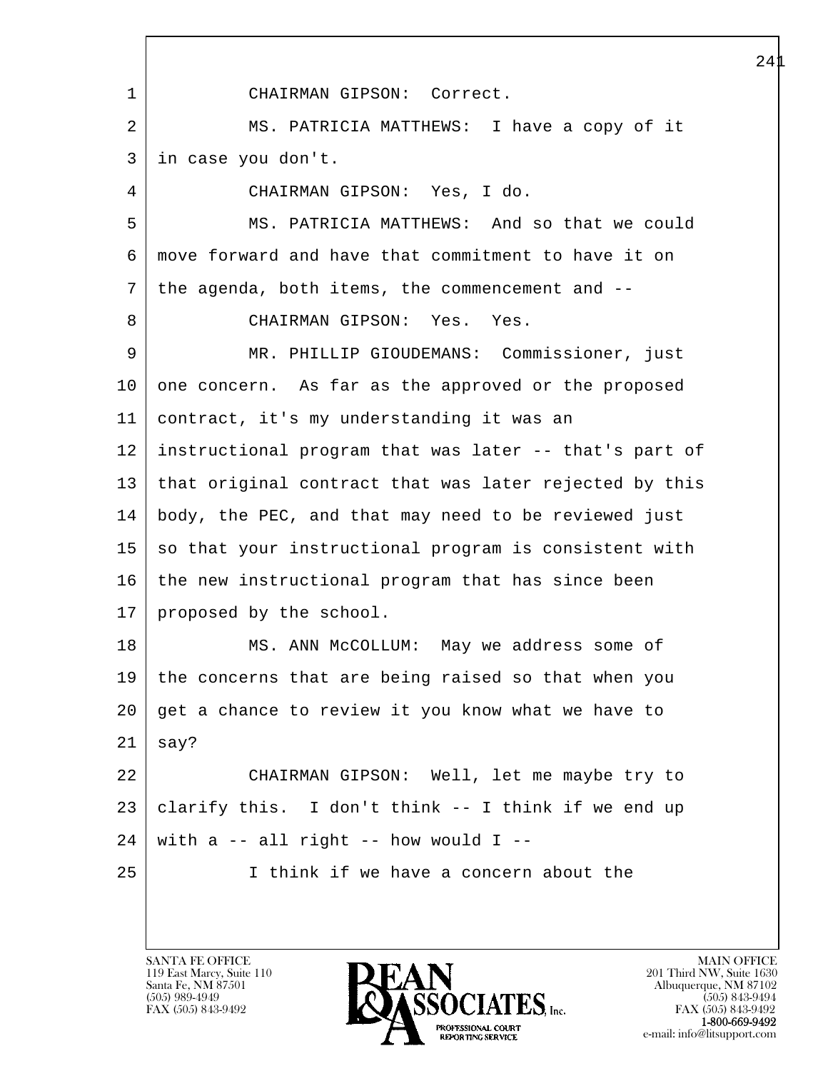CHAIRMAN GIPSON: Correct.

MS. PATRICIA MATTHEWS: I have a copy of it in case you don't.

CHAIRMAN GIPSON: Yes, I do.

MS. PATRICIA MATTHEWS: And so that we could move forward and have that commitment to have it on the agenda, both items, the commencement and --

CHAIRMAN GIPSON: Yes. Yes.

MR. PHILLIP GIOUDEMANS: Commissioner, just one concern. As far as the approved or the proposed contract, it's my understanding it was an instructional program that was later -- that's part of that original contract that was later rejected by this body, the PEC, and that may need to be reviewed just so that your instructional program is consistent with the new instructional program that has since been proposed by the school.

MS. ANN McCOLLUM: May we address some of the concerns that are being raised so that when you get a chance to review it you know what we have to say?

CHAIRMAN GIPSON: Well, let me maybe try to clarify this. I don't think -- I think if we end up with a -- all right -- how would I --

I think if we have a concern about the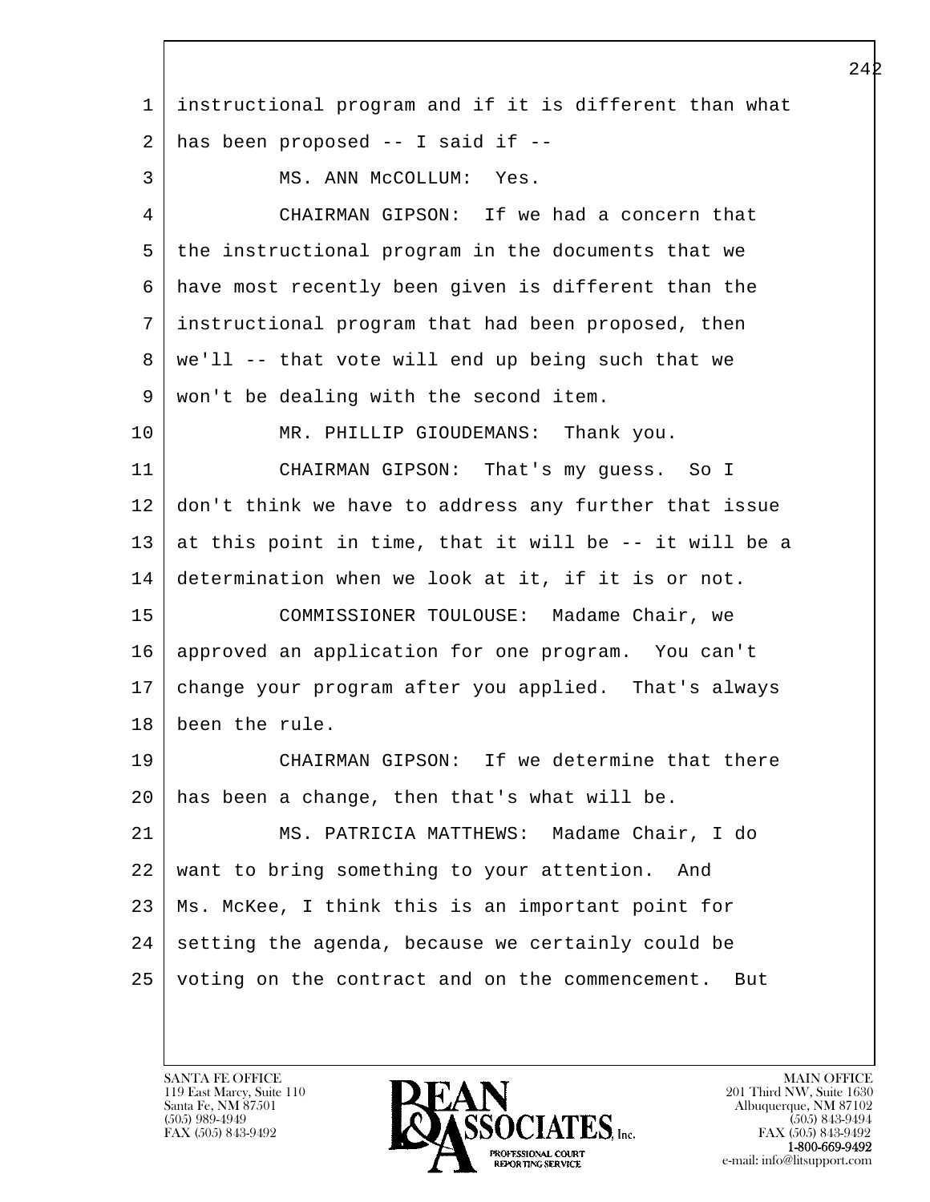1 instructional program and if it is different than what
2 has been proposed -- I said if --

3 MS. ANN McCOLLUM: Yes.

4 CHAIRMAN GIPSON: If we had a concern that
5 the instructional program in the documents that we
6 have most recently been given is different than the
7 instructional program that had been proposed, then
8 we'll -- that vote will end up being such that we
9 won't be dealing with the second item.

10 MR. PHILLIP GIOUDEMANS: Thank you.

11 CHAIRMAN GIPSON: That's my guess. So I
12 don't think we have to address any further that issue
13 at this point in time, that it will be -- it will be a
14 determination when we look at it, if it is or not.

15 COMMISSIONER TOULOUSE: Madame Chair, we
16 approved an application for one program. You can't
17 change your program after you applied. That's always
18 been the rule.

19 CHAIRMAN GIPSON: If we determine that there
20 has been a change, then that's what will be.

21 MS. PATRICIA MATTHEWS: Madame Chair, I do
22 want to bring something to your attention. And
23 Ms. McKee, I think this is an important point for
24 setting the agenda, because we certainly could be
25 voting on the contract and on the commencement. But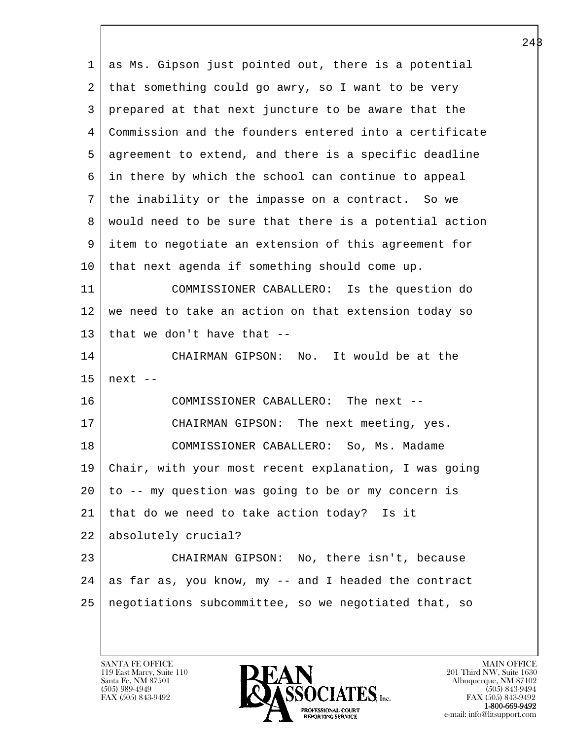1 as Ms. Gipson just pointed out, there is a potential
2 that something could go awry, so I want to be very
3 prepared at that next juncture to be aware that the
4 Commission and the founders entered into a certificate
5 agreement to extend, and there is a specific deadline
6 in there by which the school can continue to appeal
7 the inability or the impasse on a contract. So we
8 would need to be sure that there is a potential action
9 item to negotiate an extension of this agreement for
10 that next agenda if something should come up.
11 COMMISSIONER CABALLERO: Is the question do
12 we need to take an action on that extension today so
13 that we don't have that --
14 CHAIRMAN GIPSON: No. It would be at the
15 next --
16 COMMISSIONER CABALLERO: The next --
17 CHAIRMAN GIPSON: The next meeting, yes.
18 COMMISSIONER CABALLERO: So, Ms. Madame
19 Chair, with your most recent explanation, I was going
20 to -- my question was going to be or my concern is
21 that do we need to take action today? Is it
22 absolutely crucial?
23 CHAIRMAN GIPSON: No, there isn't, because
24 as far as, you know, my -- and I headed the contract
25 negotiations subcommittee, so we negotiated that, so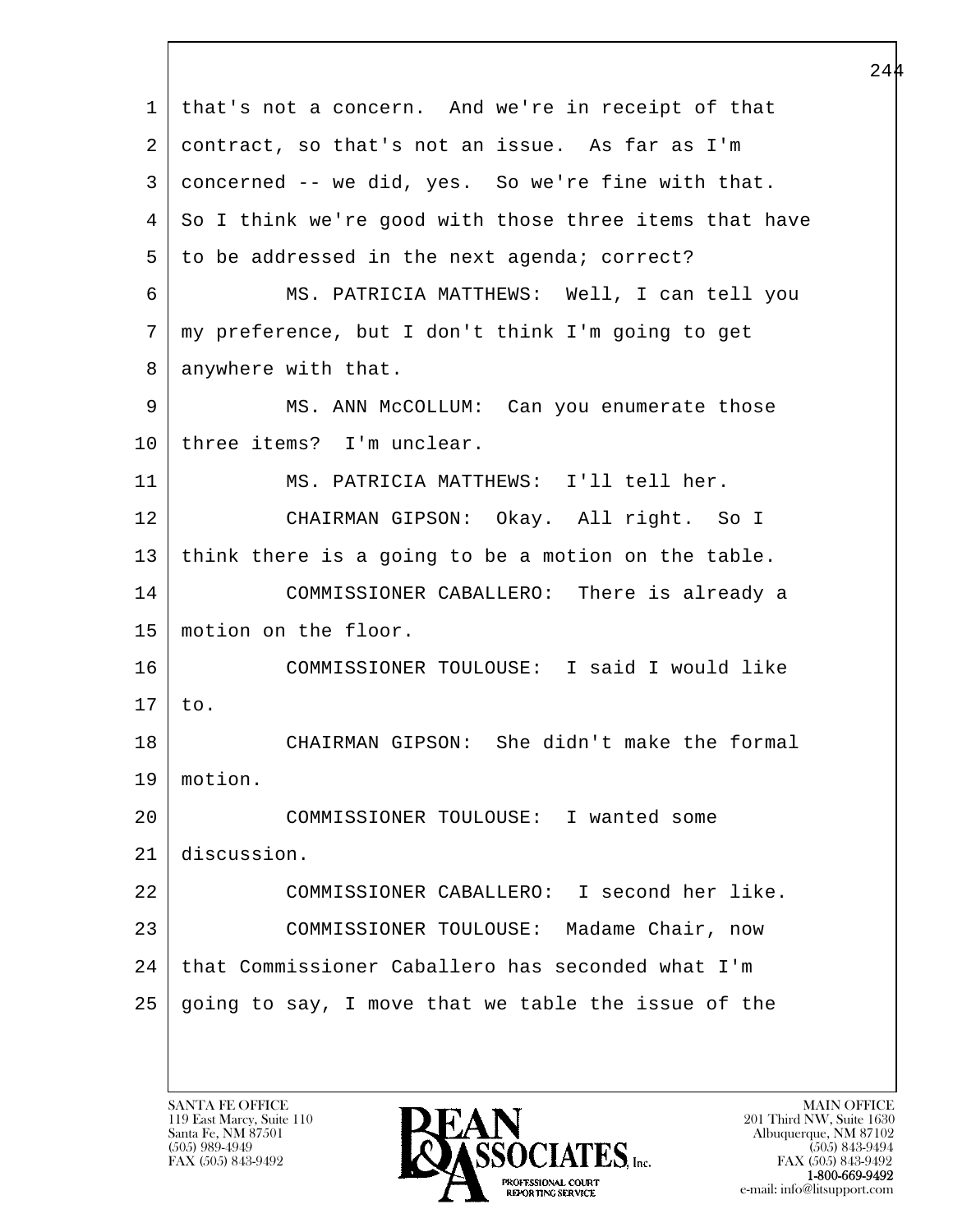that's not a concern. And we're in receipt of that contract, so that's not an issue. As far as I'm concerned -- we did, yes. So we're fine with that. So I think we're good with those three items that have to be addressed in the next agenda; correct?

MS. PATRICIA MATTHEWS: Well, I can tell you my preference, but I don't think I'm going to get anywhere with that.

MS. ANN McCOLLUM: Can you enumerate those three items? I'm unclear.

MS. PATRICIA MATTHEWS: I'll tell her.

CHAIRMAN GIPSON: Okay. All right. So I think there is a going to be a motion on the table.

COMMISSIONER CABALLERO: There is already a motion on the floor.

COMMISSIONER TOULOUSE: I said I would like to.

CHAIRMAN GIPSON: She didn't make the formal motion.

COMMISSIONER TOULOUSE: I wanted some discussion.

COMMISSIONER CABALLERO: I second her like.

COMMISSIONER TOULOUSE: Madame Chair, now that Commissioner Caballero has seconded what I'm going to say, I move that we table the issue of the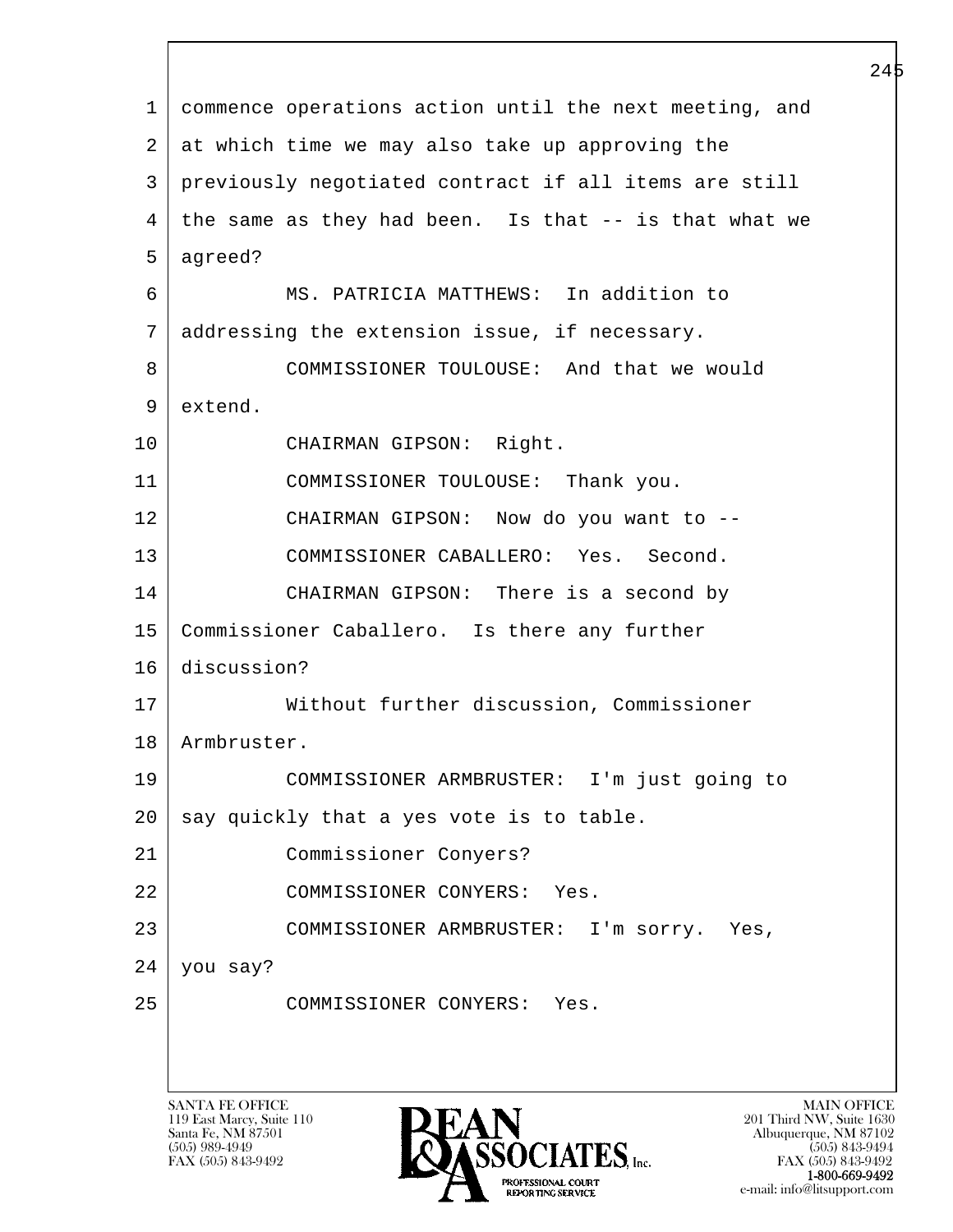1 commence operations action until the next meeting, and
2 at which time we may also take up approving the
3 previously negotiated contract if all items are still
4 the same as they had been. Is that -- is that what we
5 agreed?

6 MS. PATRICIA MATTHEWS: In addition to
7 addressing the extension issue, if necessary.

8 COMMISSIONER TOULOUSE: And that we would
9 extend.

10 CHAIRMAN GIPSON: Right.

11 COMMISSIONER TOULOUSE: Thank you.

12 CHAIRMAN GIPSON: Now do you want to --

13 COMMISSIONER CABALLERO: Yes. Second.

14 CHAIRMAN GIPSON: There is a second by
15 Commissioner Caballero. Is there any further
16 discussion?

17 Without further discussion, Commissioner
18 Armbruster.

19 COMMISSIONER ARMBRUSTER: I'm just going to
20 say quickly that a yes vote is to table.

21 Commissioner Conyers?

22 COMMISSIONER CONYERS: Yes.

23 COMMISSIONER ARMBRUSTER: I'm sorry. Yes,
24 you say?

25 COMMISSIONER CONYERS: Yes.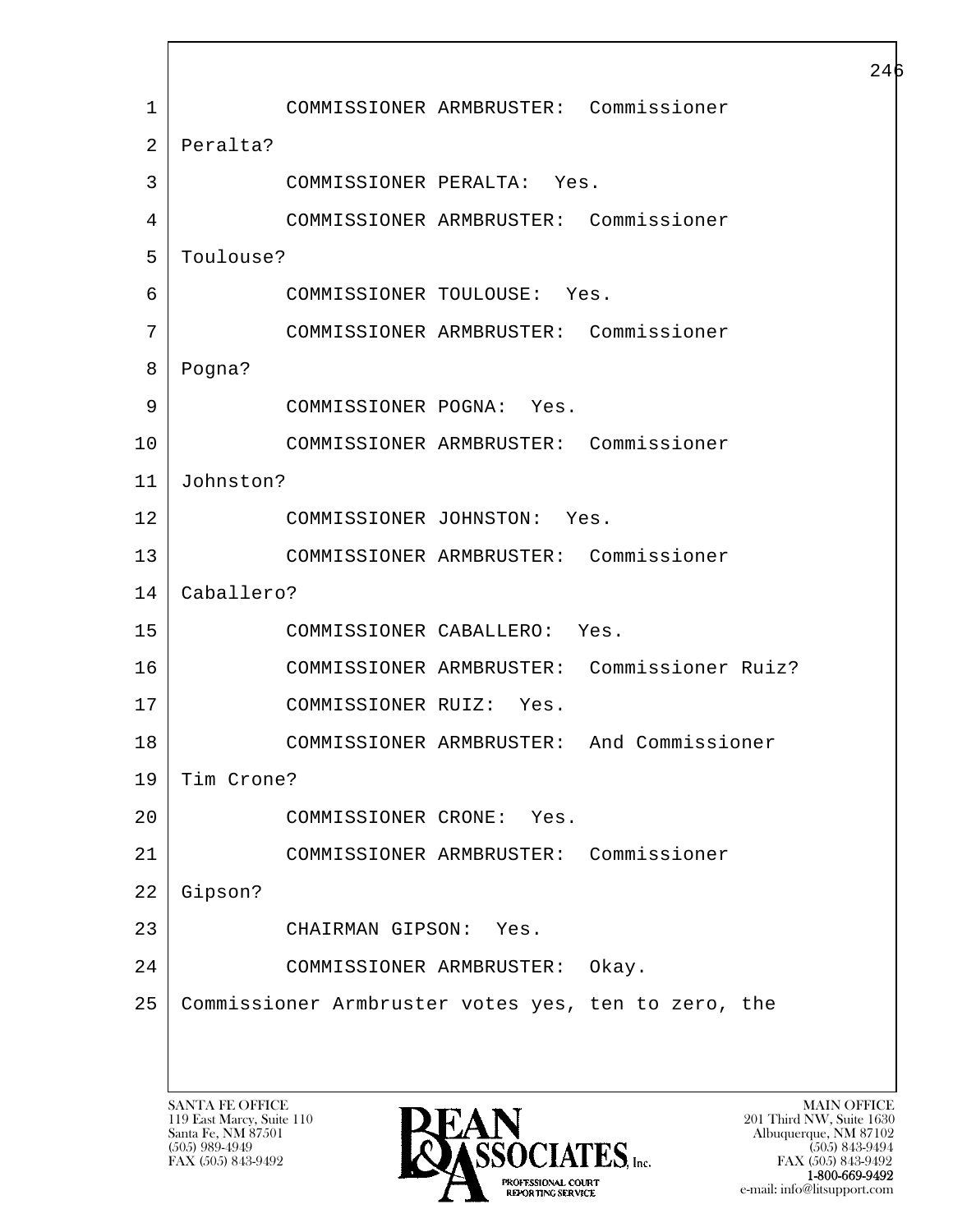1 COMMISSIONER ARMBRUSTER: Commissioner
2 Peralta?
3 COMMISSIONER PERALTA: Yes.
4 COMMISSIONER ARMBRUSTER: Commissioner
5 Toulouse?
6 COMMISSIONER TOULOUSE: Yes.
7 COMMISSIONER ARMBRUSTER: Commissioner
8 Pogna?
9 COMMISSIONER POGNA: Yes.
10 COMMISSIONER ARMBRUSTER: Commissioner
11 Johnston?
12 COMMISSIONER JOHNSTON: Yes.
13 COMMISSIONER ARMBRUSTER: Commissioner
14 Caballero?
15 COMMISSIONER CABALLERO: Yes.
16 COMMISSIONER ARMBRUSTER: Commissioner Ruiz?
17 COMMISSIONER RUIZ: Yes.
18 COMMISSIONER ARMBRUSTER: And Commissioner
19 Tim Crone?
20 COMMISSIONER CRONE: Yes.
21 COMMISSIONER ARMBRUSTER: Commissioner
22 Gipson?
23 CHAIRMAN GIPSON: Yes.
24 COMMISSIONER ARMBRUSTER: Okay.
25 Commissioner Armbruster votes yes, ten to zero, the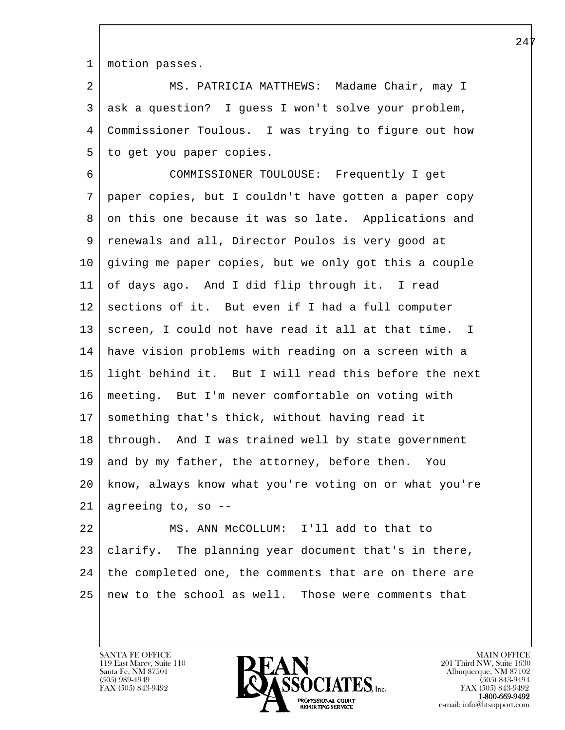motion passes.

MS. PATRICIA MATTHEWS: Madame Chair, may I ask a question? I guess I won't solve your problem, Commissioner Toulous. I was trying to figure out how to get you paper copies.

COMMISSIONER TOULOUSE: Frequently I get paper copies, but I couldn't have gotten a paper copy on this one because it was so late. Applications and renewals and all, Director Poulos is very good at giving me paper copies, but we only got this a couple of days ago. And I did flip through it. I read sections of it. But even if I had a full computer screen, I could not have read it all at that time. I have vision problems with reading on a screen with a light behind it. But I will read this before the next meeting. But I'm never comfortable on voting with something that's thick, without having read it through. And I was trained well by state government and by my father, the attorney, before then. You know, always know what you're voting on or what you're agreeing to, so --

MS. ANN McCOLLUM: I'll add to that to clarify. The planning year document that's in there, the completed one, the comments that are on there are new to the school as well. Those were comments that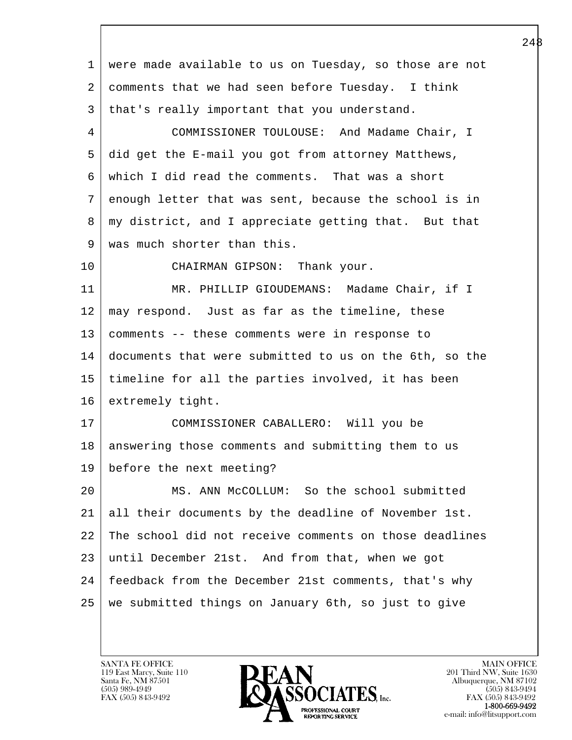1 were made available to us on Tuesday, so those are not
2 comments that we had seen before Tuesday. I think
3 that's really important that you understand.
4 COMMISSIONER TOULOUSE: And Madame Chair, I
5 did get the E-mail you got from attorney Matthews,
6 which I did read the comments. That was a short
7 enough letter that was sent, because the school is in
8 my district, and I appreciate getting that. But that
9 was much shorter than this.
10 CHAIRMAN GIPSON: Thank your.
11 MR. PHILLIP GIOUDEMANS: Madame Chair, if I
12 may respond. Just as far as the timeline, these
13 comments -- these comments were in response to
14 documents that were submitted to us on the 6th, so the
15 timeline for all the parties involved, it has been
16 extremely tight.
17 COMMISSIONER CABALLERO: Will you be
18 answering those comments and submitting them to us
19 before the next meeting?
20 MS. ANN McCOLLUM: So the school submitted
21 all their documents by the deadline of November 1st.
22 The school did not receive comments on those deadlines
23 until December 21st. And from that, when we got
24 feedback from the December 21st comments, that's why
25 we submitted things on January 6th, so just to give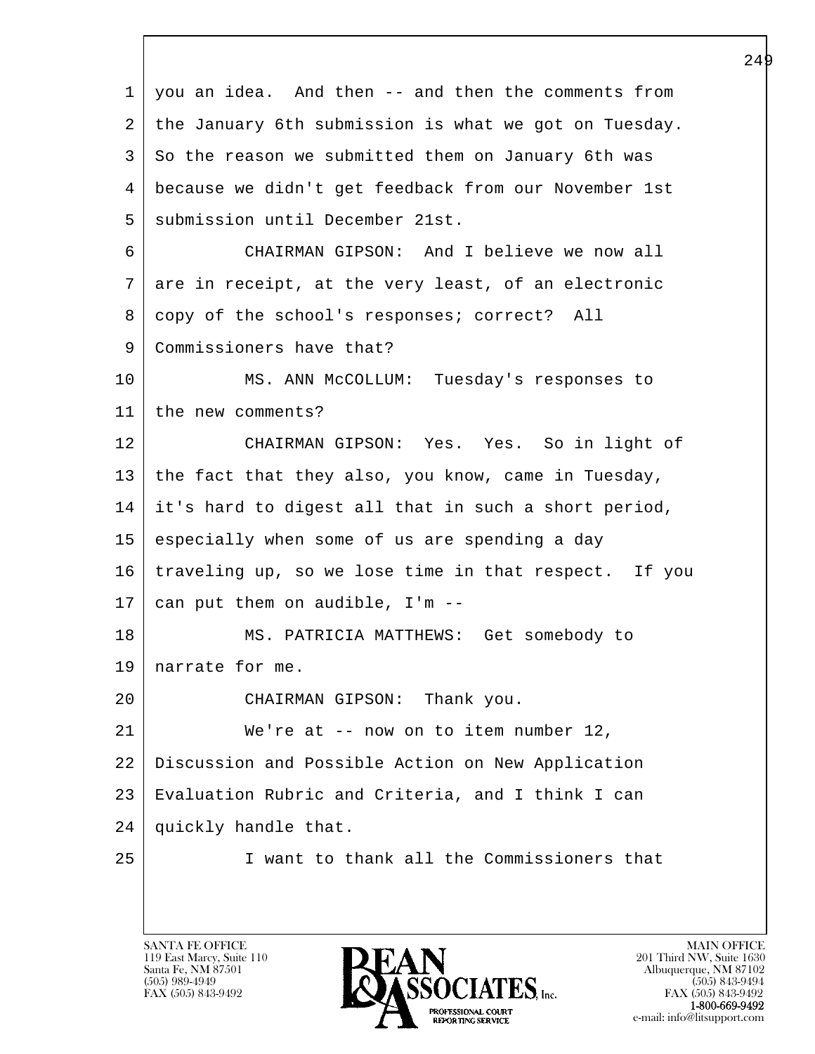you an idea. And then -- and then the comments from the January 6th submission is what we got on Tuesday. So the reason we submitted them on January 6th was because we didn't get feedback from our November 1st submission until December 21st.

CHAIRMAN GIPSON: And I believe we now all are in receipt, at the very least, of an electronic copy of the school's responses; correct? All Commissioners have that?

MS. ANN McCOLLUM: Tuesday's responses to the new comments?

CHAIRMAN GIPSON: Yes. Yes. So in light of the fact that they also, you know, came in Tuesday, it's hard to digest all that in such a short period, especially when some of us are spending a day traveling up, so we lose time in that respect. If you can put them on audible, I'm --

MS. PATRICIA MATTHEWS: Get somebody to narrate for me.

CHAIRMAN GIPSON: Thank you.

We're at -- now on to item number 12, Discussion and Possible Action on New Application Evaluation Rubric and Criteria, and I think I can quickly handle that.

I want to thank all the Commissioners that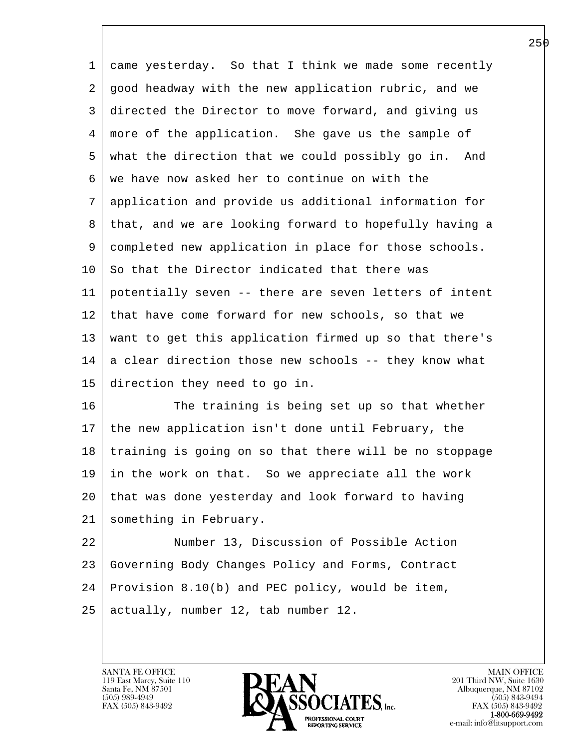came yesterday. So that I think we made some recently good headway with the new application rubric, and we directed the Director to move forward, and giving us more of the application. She gave us the sample of what the direction that we could possibly go in. And we have now asked her to continue on with the application and provide us additional information for that, and we are looking forward to hopefully having a completed new application in place for those schools. So that the Director indicated that there was potentially seven -- there are seven letters of intent that have come forward for new schools, so that we want to get this application firmed up so that there's a clear direction those new schools -- they know what direction they need to go in.

The training is being set up so that whether the new application isn't done until February, the training is going on so that there will be no stoppage in the work on that. So we appreciate all the work that was done yesterday and look forward to having something in February.

Number 13, Discussion of Possible Action Governing Body Changes Policy and Forms, Contract Provision 8.10(b) and PEC policy, would be item, actually, number 12, tab number 12.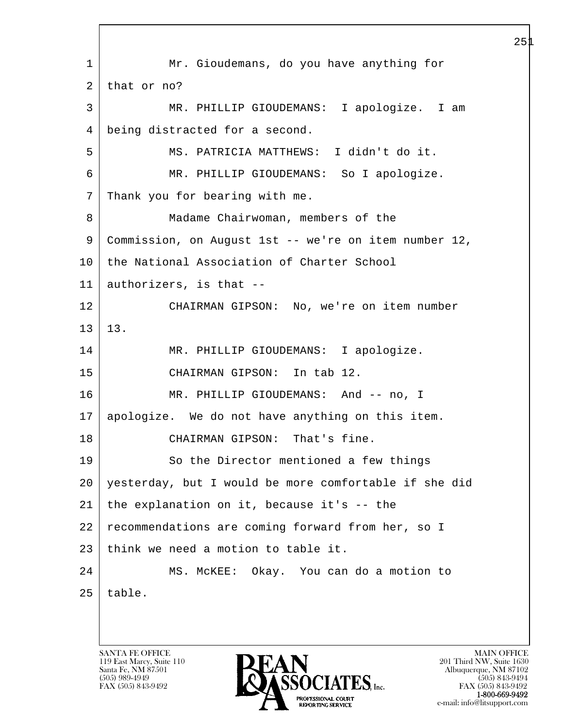1 Mr. Gioudemans, do you have anything for
2 that or no?
3 MR. PHILLIP GIOUDEMANS: I apologize. I am
4 being distracted for a second.
5 MS. PATRICIA MATTHEWS: I didn't do it.
6 MR. PHILLIP GIOUDEMANS: So I apologize.
7 Thank you for bearing with me.
8 Madame Chairwoman, members of the
9 Commission, on August 1st -- we're on item number 12,
10 the National Association of Charter School
11 authorizers, is that --
12 CHAIRMAN GIPSON: No, we're on item number
13 13.
14 MR. PHILLIP GIOUDEMANS: I apologize.
15 CHAIRMAN GIPSON: In tab 12.
16 MR. PHILLIP GIOUDEMANS: And -- no, I
17 apologize. We do not have anything on this item.
18 CHAIRMAN GIPSON: That's fine.
19 So the Director mentioned a few things
20 yesterday, but I would be more comfortable if she did
21 the explanation on it, because it's -- the
22 recommendations are coming forward from her, so I
23 think we need a motion to table it.
24 MS. McKEE: Okay. You can do a motion to
25 table.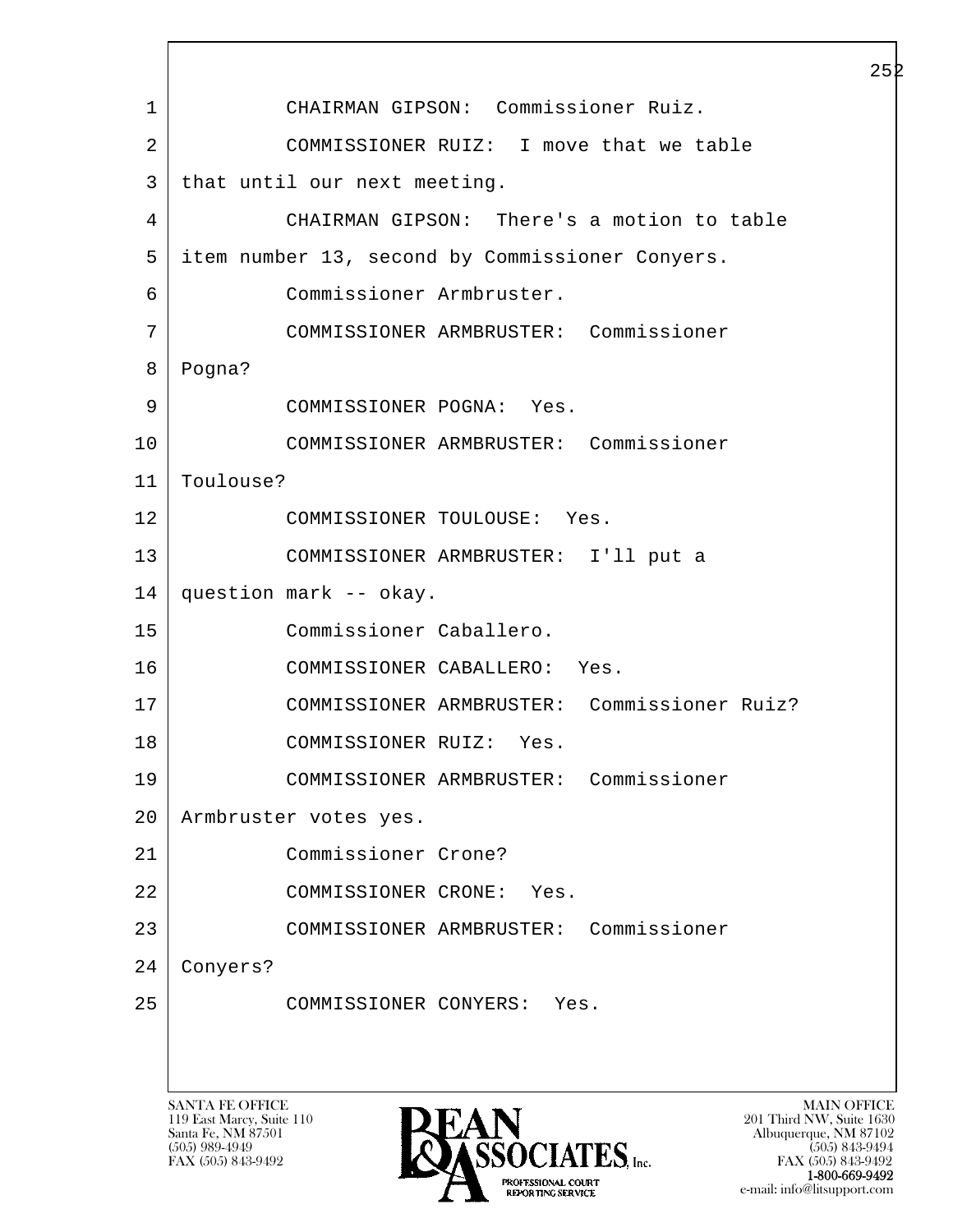CHAIRMAN GIPSON: Commissioner Ruiz.

COMMISSIONER RUIZ: I move that we table that until our next meeting.

CHAIRMAN GIPSON: There's a motion to table item number 13, second by Commissioner Conyers.

Commissioner Armbruster.

COMMISSIONER ARMBRUSTER: Commissioner Pogna?

COMMISSIONER POGNA: Yes.

COMMISSIONER ARMBRUSTER: Commissioner Toulouse?

COMMISSIONER TOULOUSE: Yes.

COMMISSIONER ARMBRUSTER: I'll put a question mark -- okay.

Commissioner Caballero.

COMMISSIONER CABALLERO: Yes.

COMMISSIONER ARMBRUSTER: Commissioner Ruiz?

COMMISSIONER RUIZ: Yes.

COMMISSIONER ARMBRUSTER: Commissioner Armbruster votes yes.

Commissioner Crone?

COMMISSIONER CRONE: Yes.

COMMISSIONER ARMBRUSTER: Commissioner Conyers?

COMMISSIONER CONYERS: Yes.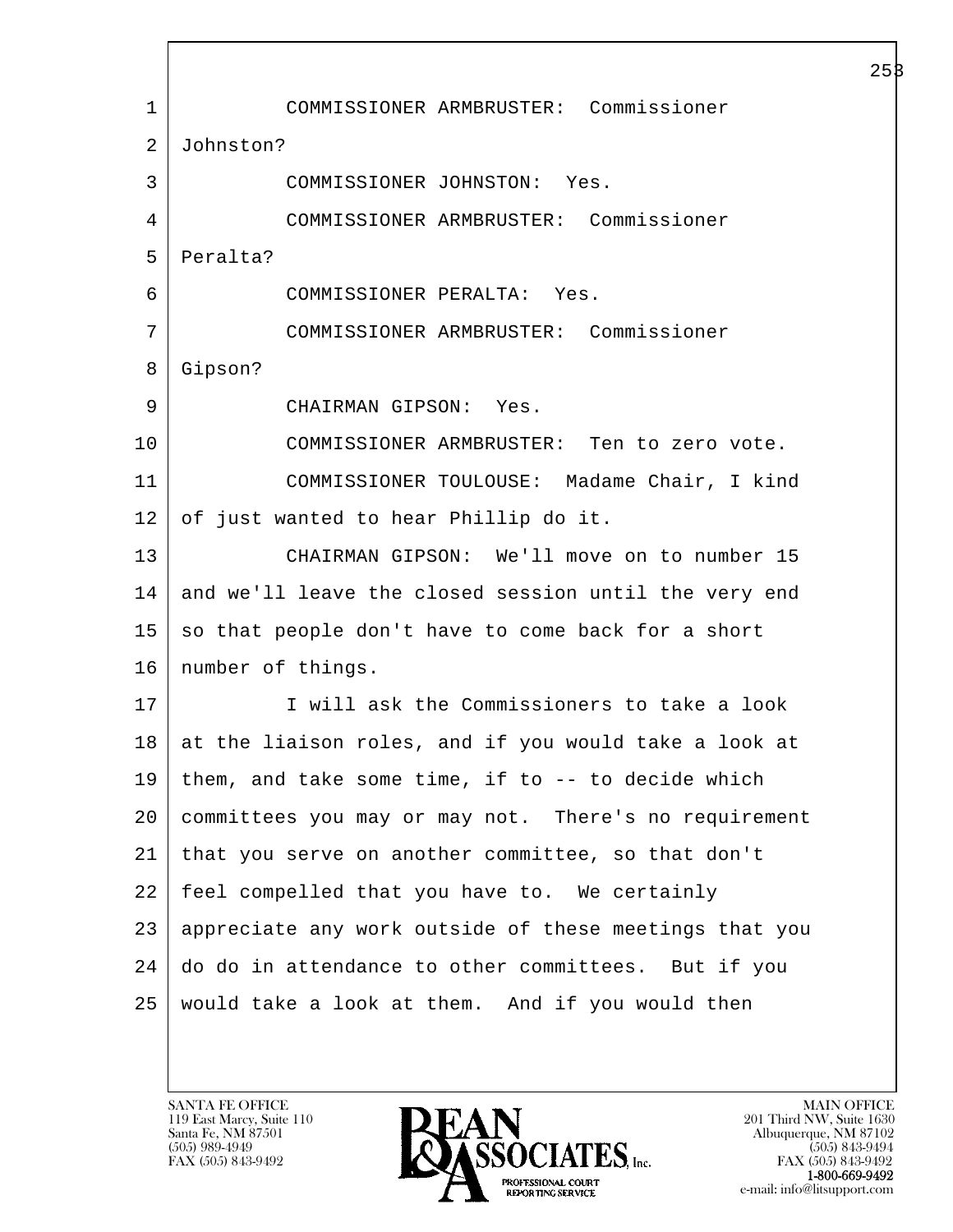COMMISSIONER ARMBRUSTER: Commissioner Johnston?

COMMISSIONER JOHNSTON: Yes.

COMMISSIONER ARMBRUSTER: Commissioner Peralta?

COMMISSIONER PERALTA: Yes.

COMMISSIONER ARMBRUSTER: Commissioner Gipson?

CHAIRMAN GIPSON: Yes.

COMMISSIONER ARMBRUSTER: Ten to zero vote.

COMMISSIONER TOULOUSE: Madame Chair, I kind of just wanted to hear Phillip do it.

CHAIRMAN GIPSON: We'll move on to number 15 and we'll leave the closed session until the very end so that people don't have to come back for a short number of things.

I will ask the Commissioners to take a look at the liaison roles, and if you would take a look at them, and take some time, if to -- to decide which committees you may or may not. There's no requirement that you serve on another committee, so that don't feel compelled that you have to. We certainly appreciate any work outside of these meetings that you do do in attendance to other committees. But if you would take a look at them. And if you would then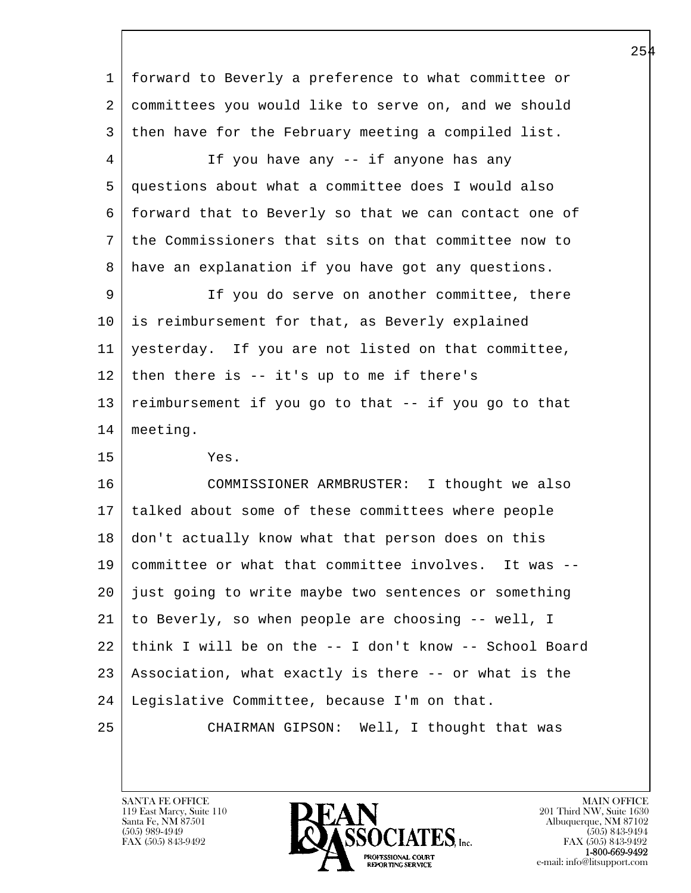forward to Beverly a preference to what committee or committees you would like to serve on, and we should then have for the February meeting a compiled list.

If you have any -- if anyone has any questions about what a committee does I would also forward that to Beverly so that we can contact one of the Commissioners that sits on that committee now to have an explanation if you have got any questions.

If you do serve on another committee, there is reimbursement for that, as Beverly explained yesterday. If you are not listed on that committee, then there is -- it's up to me if there's reimbursement if you go to that -- if you go to that meeting.

Yes.

COMMISSIONER ARMBRUSTER: I thought we also talked about some of these committees where people don't actually know what that person does on this committee or what that committee involves. It was -- just going to write maybe two sentences or something to Beverly, so when people are choosing -- well, I think I will be on the -- I don't know -- School Board Association, what exactly is there -- or what is the Legislative Committee, because I'm on that.

CHAIRMAN GIPSON: Well, I thought that was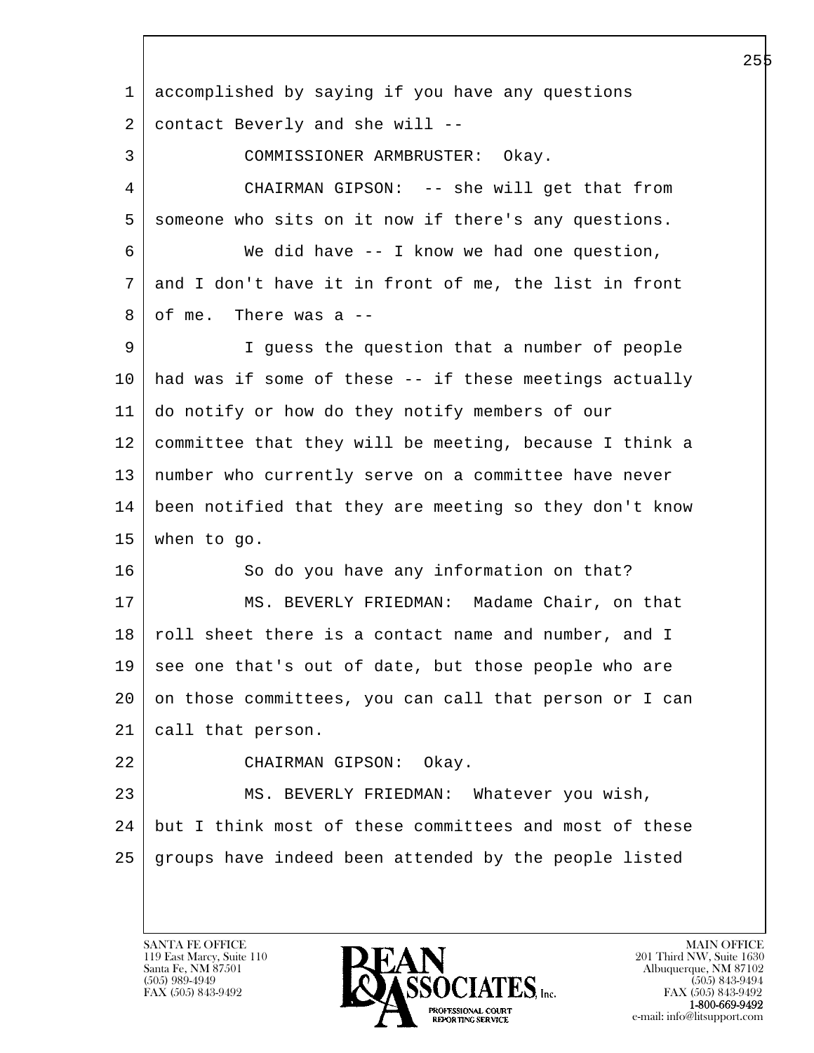accomplished by saying if you have any questions contact Beverly and she will --

COMMISSIONER ARMBRUSTER: Okay.

CHAIRMAN GIPSON: -- she will get that from someone who sits on it now if there's any questions.

We did have -- I know we had one question, and I don't have it in front of me, the list in front of me. There was a --

I guess the question that a number of people had was if some of these -- if these meetings actually do notify or how do they notify members of our committee that they will be meeting, because I think a number who currently serve on a committee have never been notified that they are meeting so they don't know when to go.

So do you have any information on that?

MS. BEVERLY FRIEDMAN: Madame Chair, on that roll sheet there is a contact name and number, and I see one that's out of date, but those people who are on those committees, you can call that person or I can call that person.

CHAIRMAN GIPSON: Okay.

MS. BEVERLY FRIEDMAN: Whatever you wish, but I think most of these committees and most of these groups have indeed been attended by the people listed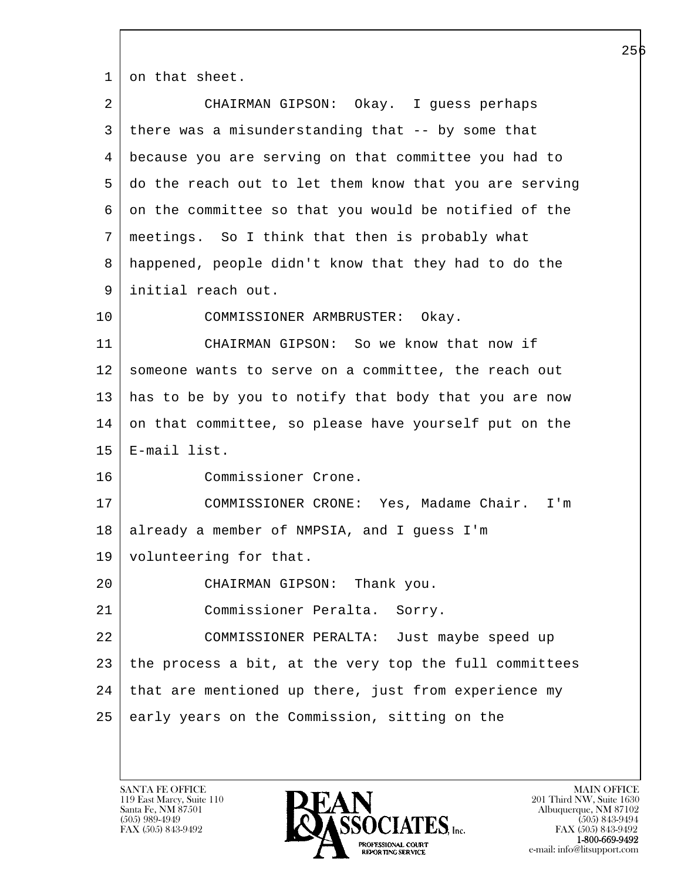on that sheet.

CHAIRMAN GIPSON: Okay. I guess perhaps there was a misunderstanding that -- by some that because you are serving on that committee you had to do the reach out to let them know that you are serving on the committee so that you would be notified of the meetings. So I think that then is probably what happened, people didn't know that they had to do the initial reach out.

COMMISSIONER ARMBRUSTER: Okay.

CHAIRMAN GIPSON: So we know that now if someone wants to serve on a committee, the reach out has to be by you to notify that body that you are now on that committee, so please have yourself put on the E-mail list.

Commissioner Crone.

COMMISSIONER CRONE: Yes, Madame Chair. I'm already a member of NMPSIA, and I guess I'm volunteering for that.

CHAIRMAN GIPSON: Thank you.

Commissioner Peralta. Sorry.

COMMISSIONER PERALTA: Just maybe speed up the process a bit, at the very top the full committees that are mentioned up there, just from experience my early years on the Commission, sitting on the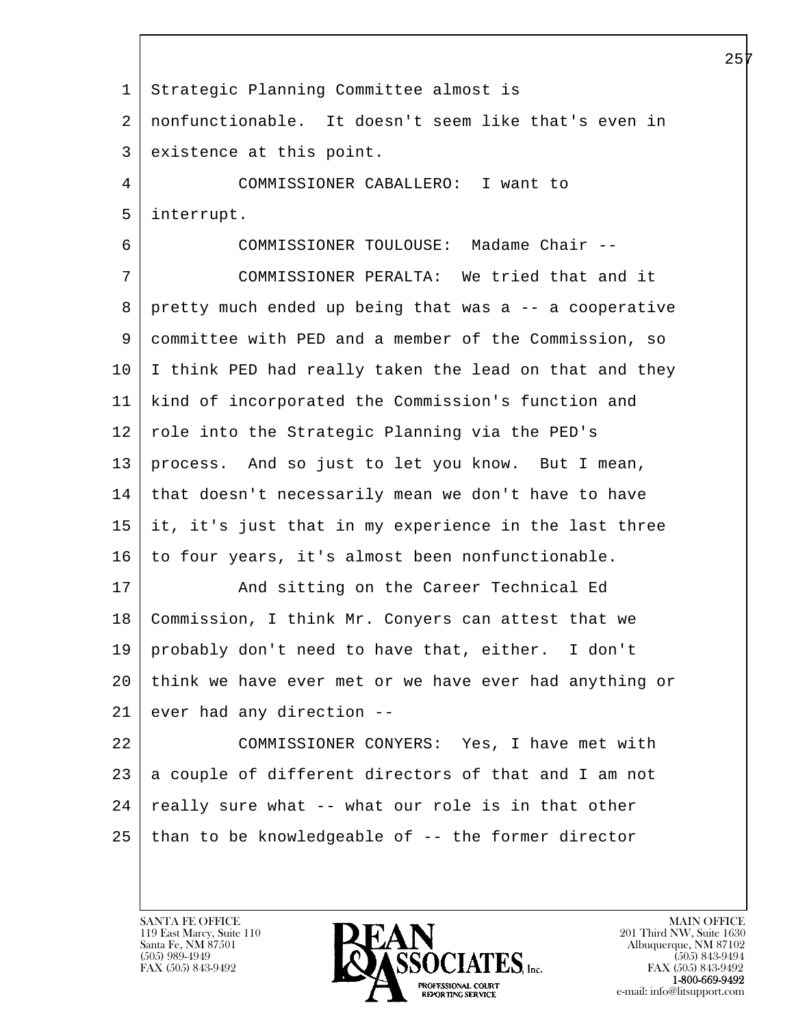Strategic Planning Committee almost is nonfunctionable. It doesn't seem like that's even in existence at this point.

COMMISSIONER CABALLERO: I want to interrupt.

COMMISSIONER TOULOUSE: Madame Chair --

COMMISSIONER PERALTA: We tried that and it pretty much ended up being that was a -- a cooperative committee with PED and a member of the Commission, so I think PED had really taken the lead on that and they kind of incorporated the Commission's function and role into the Strategic Planning via the PED's process. And so just to let you know. But I mean, that doesn't necessarily mean we don't have to have it, it's just that in my experience in the last three to four years, it's almost been nonfunctionable.

And sitting on the Career Technical Ed Commission, I think Mr. Conyers can attest that we probably don't need to have that, either. I don't think we have ever met or we have ever had anything or ever had any direction --

COMMISSIONER CONYERS: Yes, I have met with a couple of different directors of that and I am not really sure what -- what our role is in that other than to be knowledgeable of -- the former director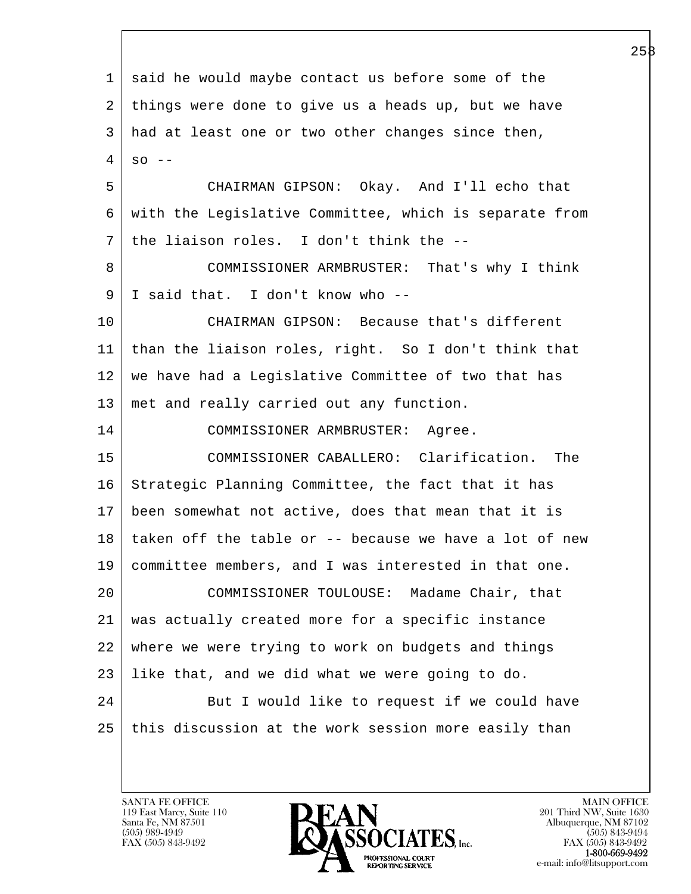said he would maybe contact us before some of the things were done to give us a heads up, but we have had at least one or two other changes since then, so --

CHAIRMAN GIPSON: Okay. And I'll echo that with the Legislative Committee, which is separate from the liaison roles. I don't think the --

COMMISSIONER ARMBRUSTER: That's why I think I said that. I don't know who --

CHAIRMAN GIPSON: Because that's different than the liaison roles, right. So I don't think that we have had a Legislative Committee of two that has met and really carried out any function.

COMMISSIONER ARMBRUSTER: Agree.

COMMISSIONER CABALLERO: Clarification. The Strategic Planning Committee, the fact that it has been somewhat not active, does that mean that it is taken off the table or -- because we have a lot of new committee members, and I was interested in that one.

COMMISSIONER TOULOUSE: Madame Chair, that was actually created more for a specific instance where we were trying to work on budgets and things like that, and we did what we were going to do.

But I would like to request if we could have this discussion at the work session more easily than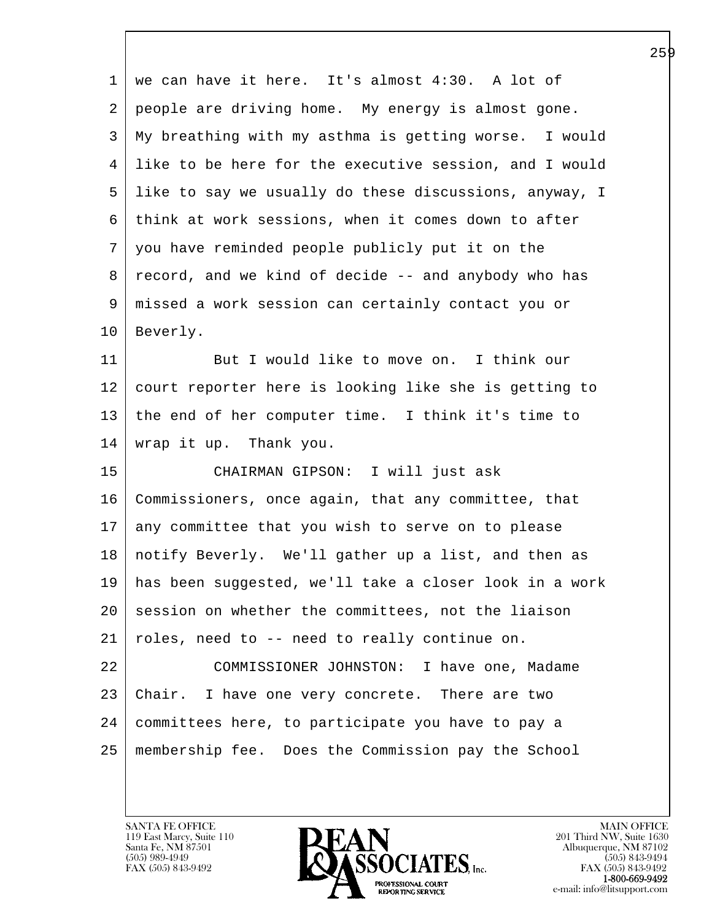we can have it here. It's almost 4:30. A lot of people are driving home. My energy is almost gone. My breathing with my asthma is getting worse. I would like to be here for the executive session, and I would like to say we usually do these discussions, anyway, I think at work sessions, when it comes down to after you have reminded people publicly put it on the record, and we kind of decide -- and anybody who has missed a work session can certainly contact you or Beverly.

But I would like to move on. I think our court reporter here is looking like she is getting to the end of her computer time. I think it's time to wrap it up. Thank you.

CHAIRMAN GIPSON: I will just ask Commissioners, once again, that any committee, that any committee that you wish to serve on to please notify Beverly. We'll gather up a list, and then as has been suggested, we'll take a closer look in a work session on whether the committees, not the liaison roles, need to -- need to really continue on.

COMMISSIONER JOHNSTON: I have one, Madame Chair. I have one very concrete. There are two committees here, to participate you have to pay a membership fee. Does the Commission pay the School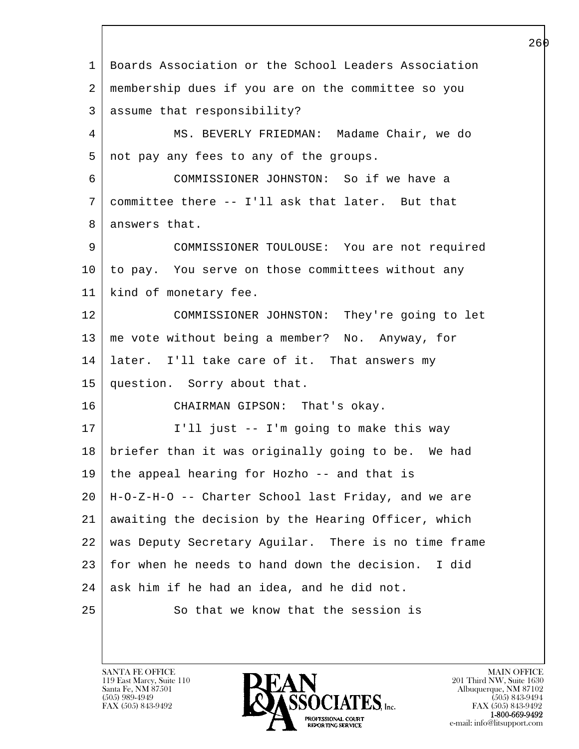Boards Association or the School Leaders Association membership dues if you are on the committee so you assume that responsibility?

MS. BEVERLY FRIEDMAN: Madame Chair, we do not pay any fees to any of the groups.

COMMISSIONER JOHNSTON: So if we have a committee there -- I'll ask that later. But that answers that.

COMMISSIONER TOULOUSE: You are not required to pay. You serve on those committees without any kind of monetary fee.

COMMISSIONER JOHNSTON: They're going to let me vote without being a member? No. Anyway, for later. I'll take care of it. That answers my question. Sorry about that.

CHAIRMAN GIPSON: That's okay.

I'll just -- I'm going to make this way briefer than it was originally going to be. We had the appeal hearing for Hozho -- and that is H-O-Z-H-O -- Charter School last Friday, and we are awaiting the decision by the Hearing Officer, which was Deputy Secretary Aguilar. There is no time frame for when he needs to hand down the decision. I did ask him if he had an idea, and he did not.

So that we know that the session is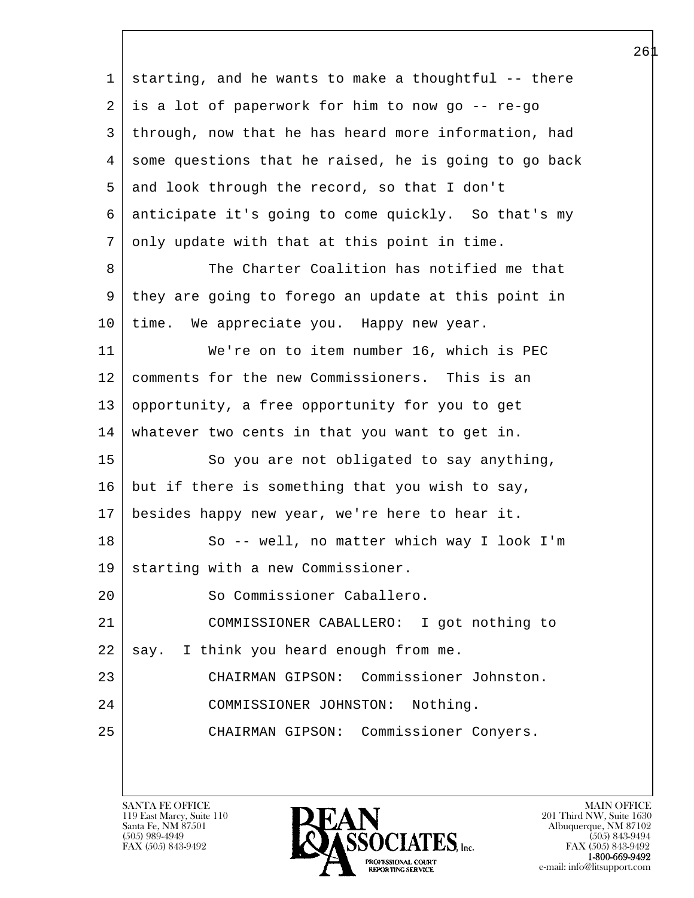starting, and he wants to make a thoughtful -- there is a lot of paperwork for him to now go -- re-go through, now that he has heard more information, had some questions that he raised, he is going to go back and look through the record, so that I don't anticipate it's going to come quickly. So that's my only update with that at this point in time.

The Charter Coalition has notified me that they are going to forego an update at this point in time. We appreciate you. Happy new year.

We're on to item number 16, which is PEC comments for the new Commissioners. This is an opportunity, a free opportunity for you to get whatever two cents in that you want to get in.

So you are not obligated to say anything, but if there is something that you wish to say, besides happy new year, we're here to hear it.

So -- well, no matter which way I look I'm starting with a new Commissioner.

So Commissioner Caballero.

COMMISSIONER CABALLERO: I got nothing to say. I think you heard enough from me.

CHAIRMAN GIPSON: Commissioner Johnston.

COMMISSIONER JOHNSTON: Nothing.

CHAIRMAN GIPSON: Commissioner Conyers.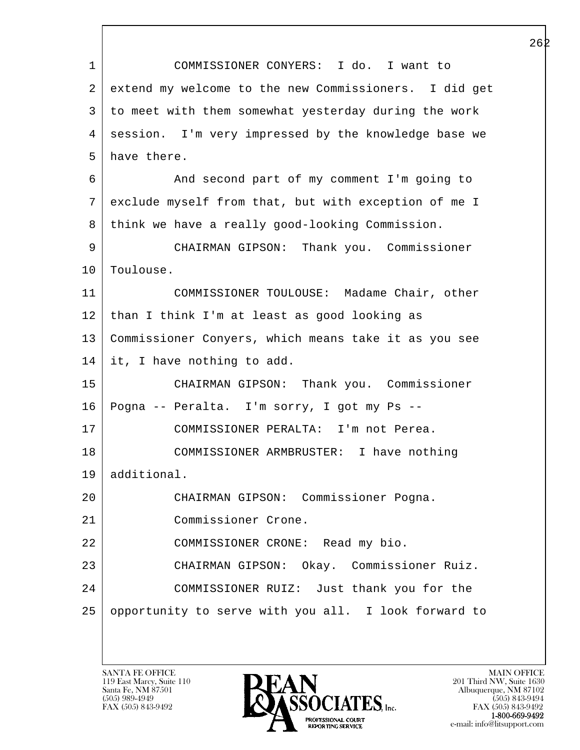1 COMMISSIONER CONYERS: I do. I want to
2 extend my welcome to the new Commissioners. I did get
3 to meet with them somewhat yesterday during the work
4 session. I'm very impressed by the knowledge base we
5 have there.
6 And second part of my comment I'm going to
7 exclude myself from that, but with exception of me I
8 think we have a really good-looking Commission.
9 CHAIRMAN GIPSON: Thank you. Commissioner
10 Toulouse.
11 COMMISSIONER TOULOUSE: Madame Chair, other
12 than I think I'm at least as good looking as
13 Commissioner Conyers, which means take it as you see
14 it, I have nothing to add.
15 CHAIRMAN GIPSON: Thank you. Commissioner
16 Pogna -- Peralta. I'm sorry, I got my Ps --
17 COMMISSIONER PERALTA: I'm not Perea.
18 COMMISSIONER ARMBRUSTER: I have nothing
19 additional.
20 CHAIRMAN GIPSON: Commissioner Pogna.
21 Commissioner Crone.
22 COMMISSIONER CRONE: Read my bio.
23 CHAIRMAN GIPSON: Okay. Commissioner Ruiz.
24 COMMISSIONER RUIZ: Just thank you for the
25 opportunity to serve with you all. I look forward to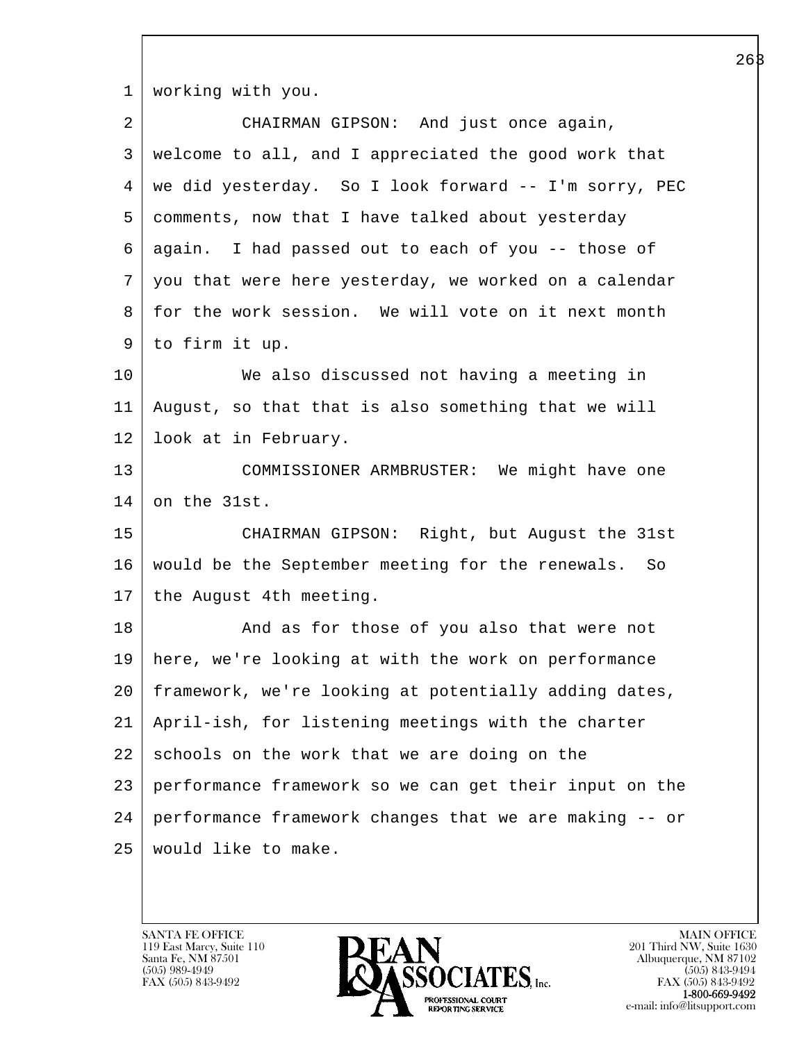working with you.

CHAIRMAN GIPSON: And just once again, welcome to all, and I appreciated the good work that we did yesterday. So I look forward -- I'm sorry, PEC comments, now that I have talked about yesterday again. I had passed out to each of you -- those of you that were here yesterday, we worked on a calendar for the work session. We will vote on it next month to firm it up.

We also discussed not having a meeting in August, so that that is also something that we will look at in February.

COMMISSIONER ARMBRUSTER: We might have one on the 31st.

CHAIRMAN GIPSON: Right, but August the 31st would be the September meeting for the renewals. So the August 4th meeting.

And as for those of you also that were not here, we're looking at with the work on performance framework, we're looking at potentially adding dates, April-ish, for listening meetings with the charter schools on the work that we are doing on the performance framework so we can get their input on the performance framework changes that we are making -- or would like to make.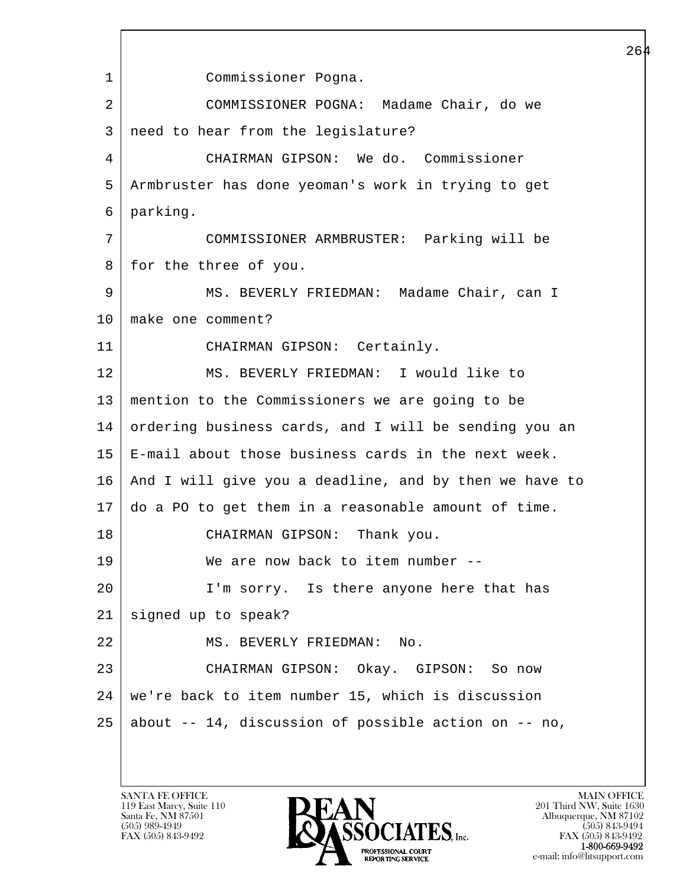1 Commissioner Pogna.
2 COMMISSIONER POGNA: Madame Chair, do we
3 need to hear from the legislature?
4 CHAIRMAN GIPSON: We do. Commissioner
5 Armbruster has done yeoman's work in trying to get
6 parking.
7 COMMISSIONER ARMBRUSTER: Parking will be
8 for the three of you.
9 MS. BEVERLY FRIEDMAN: Madame Chair, can I
10 make one comment?
11 CHAIRMAN GIPSON: Certainly.
12 MS. BEVERLY FRIEDMAN: I would like to
13 mention to the Commissioners we are going to be
14 ordering business cards, and I will be sending you an
15 E-mail about those business cards in the next week.
16 And I will give you a deadline, and by then we have to
17 do a PO to get them in a reasonable amount of time.
18 CHAIRMAN GIPSON: Thank you.
19 We are now back to item number --
20 I'm sorry. Is there anyone here that has
21 signed up to speak?
22 MS. BEVERLY FRIEDMAN: No.
23 CHAIRMAN GIPSON: Okay. GIPSON: So now
24 we're back to item number 15, which is discussion
25 about -- 14, discussion of possible action on -- no,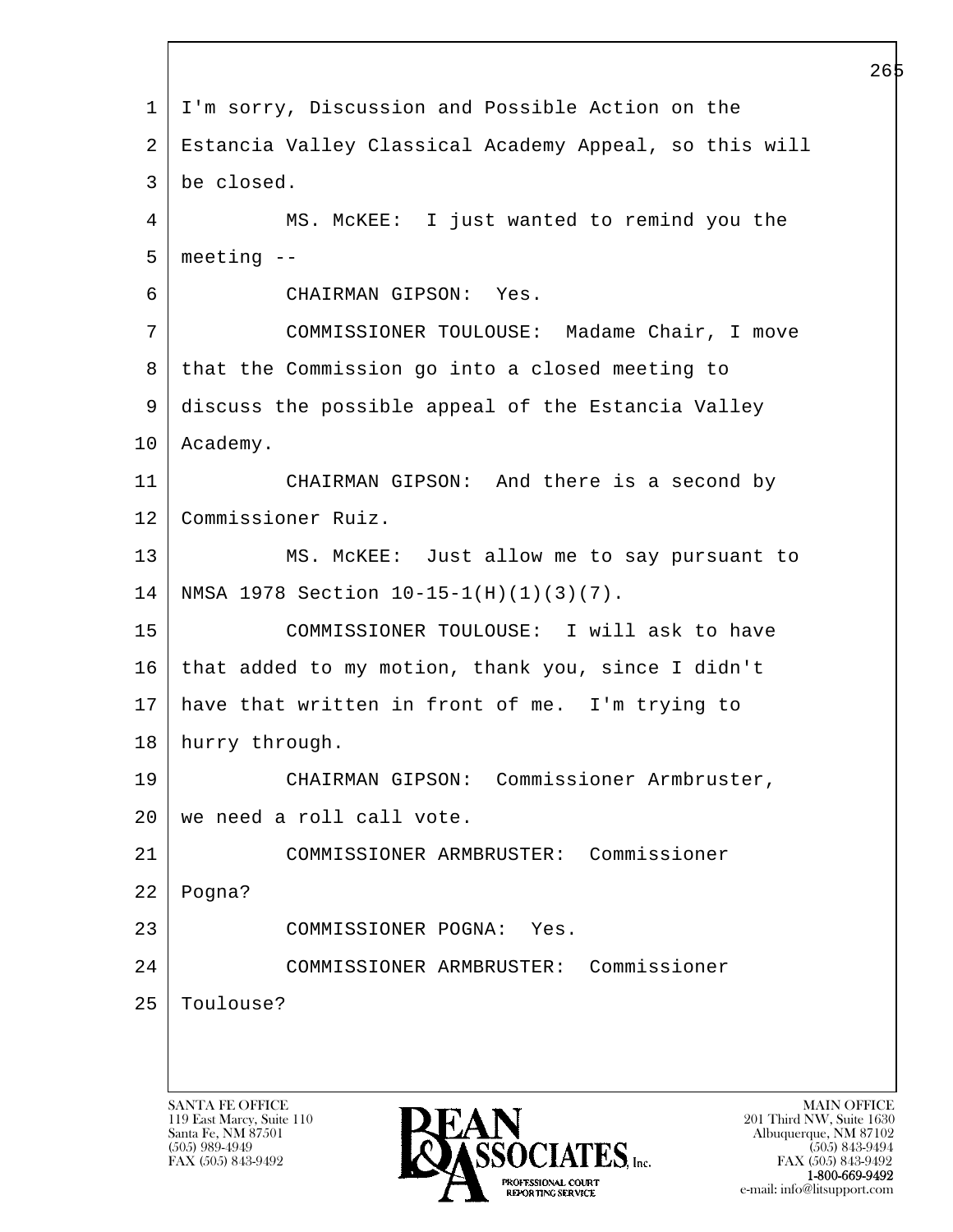1 I'm sorry, Discussion and Possible Action on the
2 Estancia Valley Classical Academy Appeal, so this will
3 be closed.
4 MS. McKEE: I just wanted to remind you the
5 meeting --
6 CHAIRMAN GIPSON: Yes.
7 COMMISSIONER TOULOUSE: Madame Chair, I move
8 that the Commission go into a closed meeting to
9 discuss the possible appeal of the Estancia Valley
10 Academy.
11 CHAIRMAN GIPSON: And there is a second by
12 Commissioner Ruiz.
13 MS. McKEE: Just allow me to say pursuant to
14 NMSA 1978 Section 10-15-1(H)(1)(3)(7).
15 COMMISSIONER TOULOUSE: I will ask to have
16 that added to my motion, thank you, since I didn't
17 have that written in front of me. I'm trying to
18 hurry through.
19 CHAIRMAN GIPSON: Commissioner Armbruster,
20 we need a roll call vote.
21 COMMISSIONER ARMBRUSTER: Commissioner
22 Pogna?
23 COMMISSIONER POGNA: Yes.
24 COMMISSIONER ARMBRUSTER: Commissioner
25 Toulouse?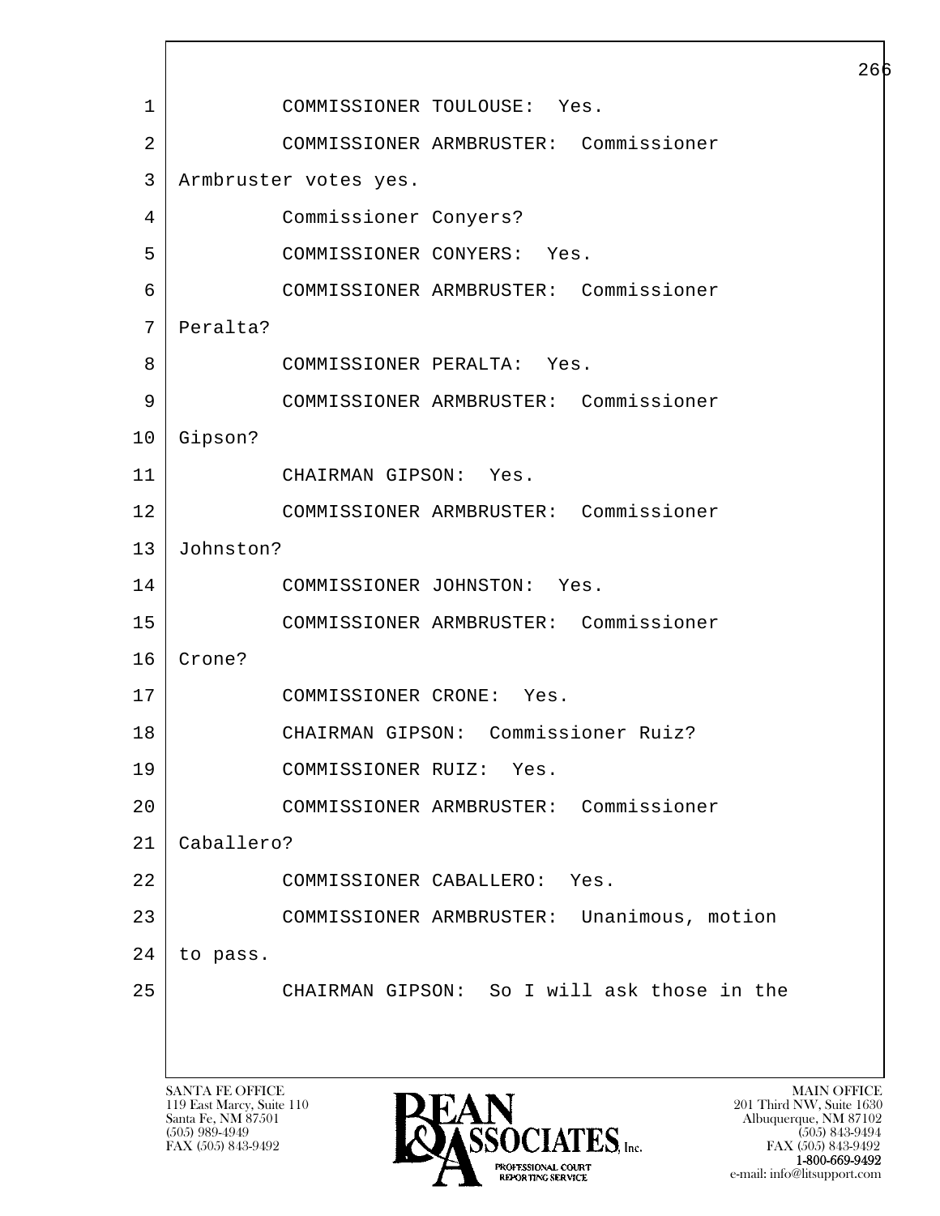1 COMMISSIONER TOULOUSE: Yes.

2 COMMISSIONER ARMBRUSTER: Commissioner

3 Armbruster votes yes.

4 Commissioner Conyers?

5 COMMISSIONER CONYERS: Yes.

6 COMMISSIONER ARMBRUSTER: Commissioner

7 Peralta?

8 COMMISSIONER PERALTA: Yes.

9 COMMISSIONER ARMBRUSTER: Commissioner

10 Gipson?

11 CHAIRMAN GIPSON: Yes.

12 COMMISSIONER ARMBRUSTER: Commissioner

13 Johnston?

14 COMMISSIONER JOHNSTON: Yes.

15 COMMISSIONER ARMBRUSTER: Commissioner

16 Crone?

17 COMMISSIONER CRONE: Yes.

18 CHAIRMAN GIPSON: Commissioner Ruiz?

19 COMMISSIONER RUIZ: Yes.

20 COMMISSIONER ARMBRUSTER: Commissioner

21 Caballero?

22 COMMISSIONER CABALLERO: Yes.

23 COMMISSIONER ARMBRUSTER: Unanimous, motion

24 to pass.

25 CHAIRMAN GIPSON: So I will ask those in the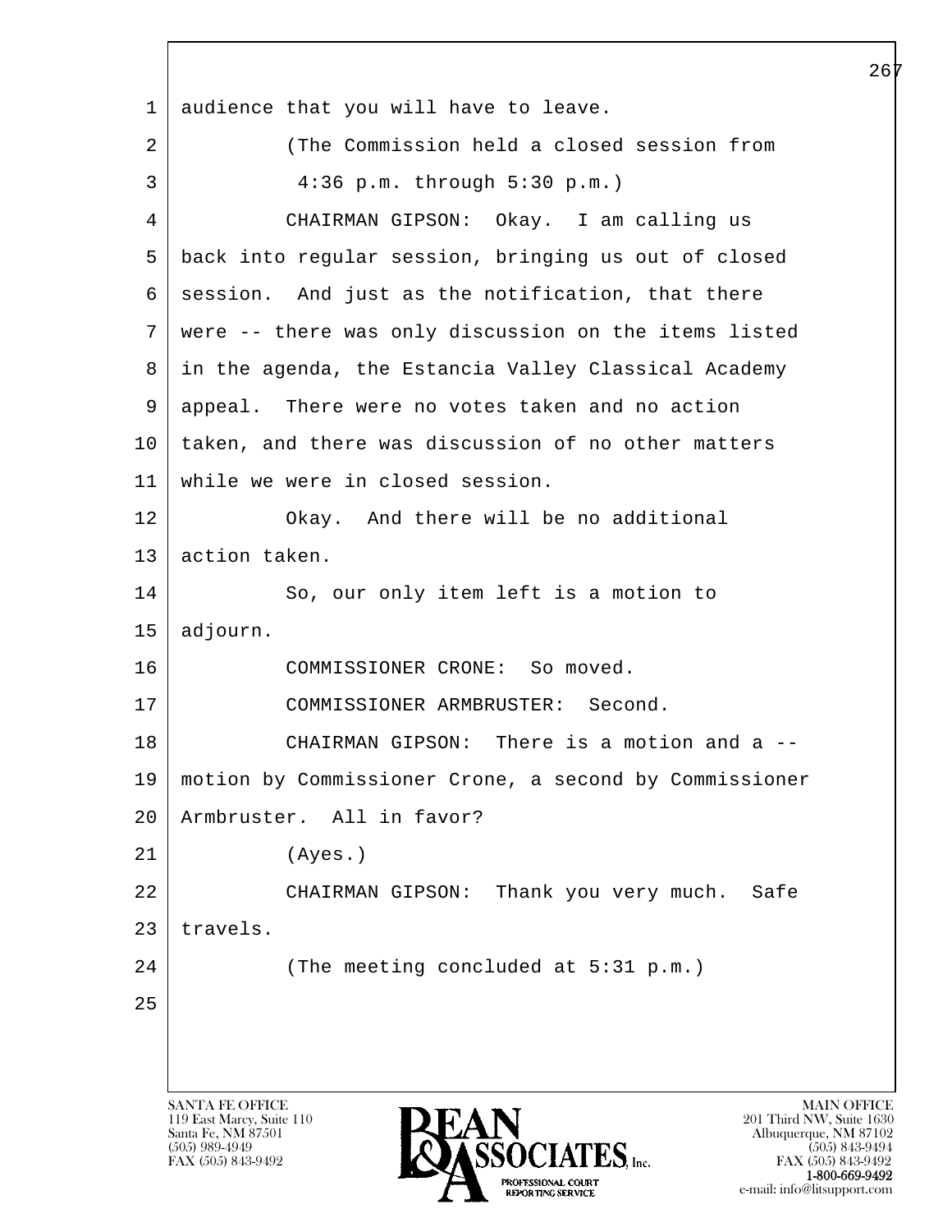audience that you will have to leave.

(The Commission held a closed session from 4:36 p.m. through 5:30 p.m.)

CHAIRMAN GIPSON: Okay. I am calling us back into regular session, bringing us out of closed session. And just as the notification, that there were -- there was only discussion on the items listed in the agenda, the Estancia Valley Classical Academy appeal. There were no votes taken and no action taken, and there was discussion of no other matters while we were in closed session.

Okay. And there will be no additional action taken.

So, our only item left is a motion to adjourn.

COMMISSIONER CRONE: So moved.

COMMISSIONER ARMBRUSTER: Second.

CHAIRMAN GIPSON: There is a motion and a -- motion by Commissioner Crone, a second by Commissioner Armbruster. All in favor?

(Ayes.)

CHAIRMAN GIPSON: Thank you very much. Safe travels.

(The meeting concluded at 5:31 p.m.)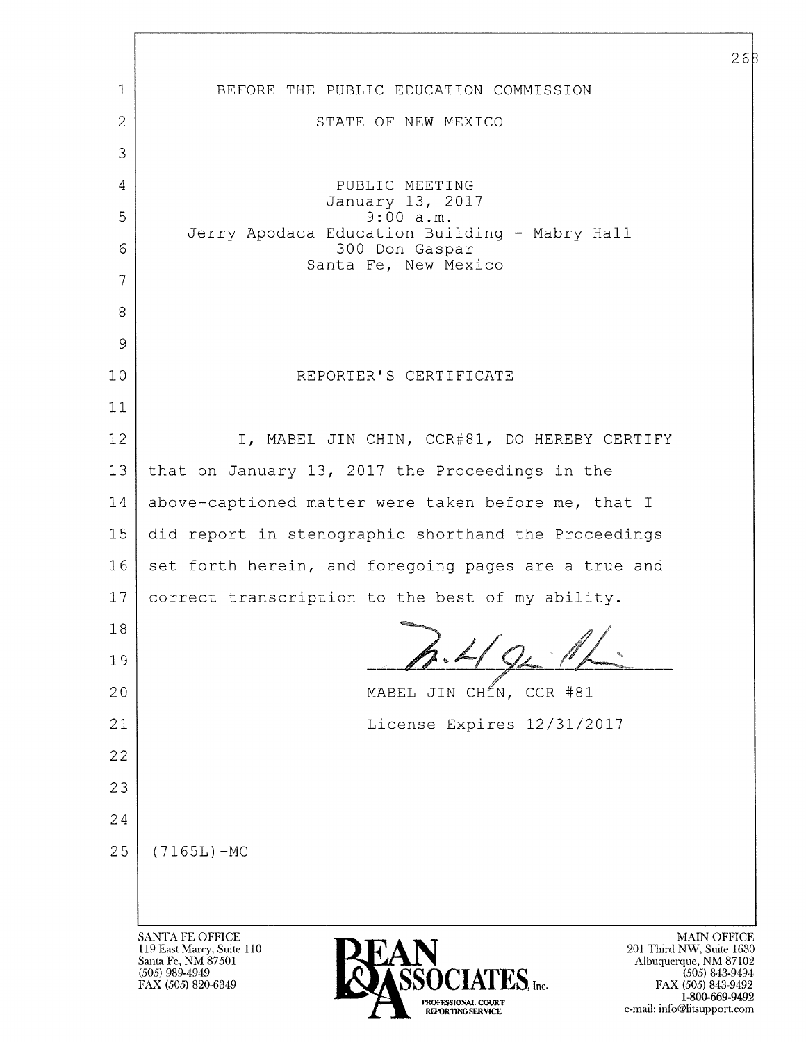BEFORE THE PUBLIC EDUCATION COMMISSION

STATE OF NEW MEXICO

PUBLIC MEETING
January 13, 2017
9:00 a.m.
Jerry Apodaca Education Building - Mabry Hall
300 Don Gaspar
Santa Fe, New Mexico

REPORTER'S CERTIFICATE

I, MABEL JIN CHIN, CCR#81, DO HEREBY CERTIFY that on January 13, 2017 the Proceedings in the above-captioned matter were taken before me, that I did report in stenographic shorthand the Proceedings set forth herein, and foregoing pages are a true and correct transcription to the best of my ability.

MABEL JIN CHIN, CCR #81
License Expires 12/31/2017

(7165L)-MC

SANTA FE OFFICE
119 East Marcy, Suite 110
Santa Fe, NM 87501
(505) 989-4949
FAX (505) 820-6349

BEAN & ASSOCIATES, Inc.
PROFESSIONAL COURT REPORTING SERVICE

MAIN OFFICE
201 Third NW, Suite 1630
Albuquerque, NM 87102
(505) 843-9494
FAX (505) 843-9492
1-800-669-9492
e-mail: info@litsupport.com